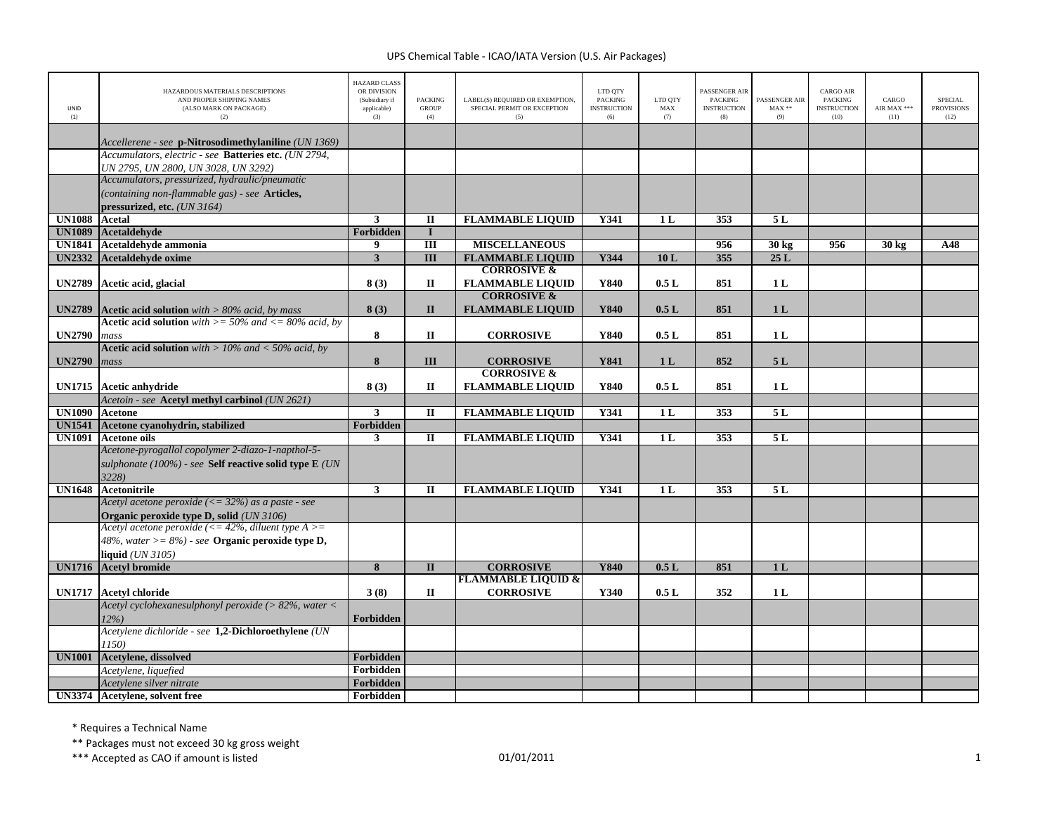# UPS Chemical Table - ICAO/IATA Version (U.S. Air Packages)

| UNID (1) | HAZARDOUS MATERIALS DESCRIPTIONS AND PROPER SHIPPING NAMES (ALSO MARK ON PACKAGE) (2) | HAZARD CLASS OR DIVISION (Subsidiary if applicable) (3) | PACKING GROUP (4) | LABEL(S) REQUIRED OR EXEMPTION, SPECIAL PERMIT OR EXCEPTION (5) | LTD QTY PACKING INSTRUCTION (6) | LTD QTY MAX (7) | PASSENGER AIR PACKING INSTRUCTION (8) | PASSENGER AIR MAX ** (9) | CARGO AIR PACKING INSTRUCTION (10) | CARGO AIR MAX *** (11) | SPECIAL PROVISIONS (12) |
|---|---|---|---|---|---|---|---|---|---|---|---|
| | *Accellerene - see* **p-Nitrosodimethylaniline** *(UN 1369)* | | | | | | | | | | |
| | *Accumulators, electric - see* **Batteries etc.** *(UN 2794, UN 2795, UN 2800, UN 3028, UN 3292)* | | | | | | | | | | |
| | *Accumulators, pressurized, hydraulic/pneumatic (containing non-flammable gas) - see* **Articles, pressurized, etc.** *(UN 3164)* | | | | | | | | | | |
| **UN1088** | **Acetal** | **3** | **II** | **FLAMMABLE LIQUID** | **Y341** | **1 L** | **353** | **5 L** | | | |
| **UN1089** | **Acetaldehyde** | **Forbidden** | **I** | | | | | | | | |
| **UN1841** | **Acetaldehyde ammonia** | **9** | **III** | **MISCELLANEOUS** | | | **956** | **30 kg** | **956** | **30 kg** | **A48** |
| **UN2332** | **Acetaldehyde oxime** | **3** | **III** | **FLAMMABLE LIQUID** | **Y344** | **10 L** | **355** | **25 L** | | | |
| **UN2789** | **Acetic acid, glacial** | **8 (3)** | **II** | **CORROSIVE & FLAMMABLE LIQUID** | **Y840** | **0.5 L** | **851** | **1 L** | | | |
| **UN2789** | **Acetic acid solution** *with > 80% acid, by mass* | **8 (3)** | **II** | **CORROSIVE & FLAMMABLE LIQUID** | **Y840** | **0.5 L** | **851** | **1 L** | | | |
| **UN2790** | **Acetic acid solution** *with >= 50% and <= 80% acid, by mass* | **8** | **II** | **CORROSIVE** | **Y840** | **0.5 L** | **851** | **1 L** | | | |
| **UN2790** | **Acetic acid solution** *with > 10% and < 50% acid, by mass* | **8** | **III** | **CORROSIVE** | **Y841** | **1 L** | **852** | **5 L** | | | |
| **UN1715** | **Acetic anhydride** | **8 (3)** | **II** | **CORROSIVE & FLAMMABLE LIQUID** | **Y840** | **0.5 L** | **851** | **1 L** | | | |
| | *Acetoin - see* **Acetyl methyl carbinol** *(UN 2621)* | | | | | | | | | | |
| **UN1090** | **Acetone** | **3** | **II** | **FLAMMABLE LIQUID** | **Y341** | **1 L** | **353** | **5 L** | | | |
| **UN1541** | **Acetone cyanohydrin, stabilized** | **Forbidden** | | | | | | | | | |
| **UN1091** | **Acetone oils** | **3** | **II** | **FLAMMABLE LIQUID** | **Y341** | **1 L** | **353** | **5 L** | | | |
| | *Acetone-pyrogallol copolymer 2-diazo-1-napthol-5-sulphonate (100%) - see* **Self reactive solid type E** *(UN 3228)* | | | | | | | | | | |
| **UN1648** | **Acetonitrile** | **3** | **II** | **FLAMMABLE LIQUID** | **Y341** | **1 L** | **353** | **5 L** | | | |
| | *Acetyl acetone peroxide (<= 32%) as a paste - see* **Organic peroxide type D, solid** *(UN 3106)* | | | | | | | | | | |
| | *Acetyl acetone peroxide (<= 42%, diluent type A >= 48%, water >= 8%) - see* **Organic peroxide type D, liquid** *(UN 3105)* | | | | | | | | | | |
| **UN1716** | **Acetyl bromide** | **8** | **II** | **CORROSIVE** | **Y840** | **0.5 L** | **851** | **1 L** | | | |
| **UN1717** | **Acetyl chloride** | **3 (8)** | **II** | **FLAMMABLE LIQUID & CORROSIVE** | **Y340** | **0.5 L** | **352** | **1 L** | | | |
| | *Acetyl cyclohexanesulphonyl peroxide (> 82%, water < 12%)* | **Forbidden** | | | | | | | | | |
| | *Acetylene dichloride - see* **1,2-Dichloroethylene** *(UN 1150)* | | | | | | | | | | |
| **UN1001** | **Acetylene, dissolved** | **Forbidden** | | | | | | | | | |
| | *Acetylene, liquefied* | **Forbidden** | | | | | | | | | |
| | *Acetylene silver nitrate* | **Forbidden** | | | | | | | | | |
| **UN3374** | **Acetylene, solvent free** | **Forbidden** | | | | | | | | | |

\* Requires a Technical Name

** Packages must not exceed 30 kg gross weight

*** Accepted as CAO if amount is listed

01/01/2011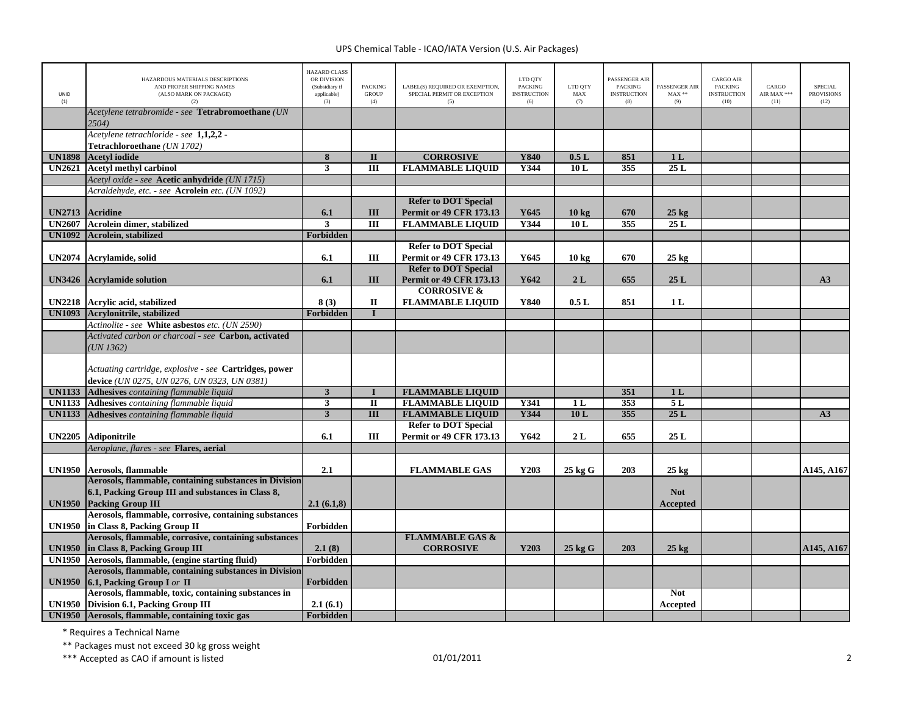UPS Chemical Table - ICAO/IATA Version (U.S. Air Packages)

| UNID (1) | HAZARDOUS MATERIALS DESCRIPTIONS AND PROPER SHIPPING NAMES (ALSO MARK ON PACKAGE) (2) | HAZARD CLASS OR DIVISION (Subsidiary if applicable) (3) | PACKING GROUP (4) | LABEL(S) REQUIRED OR EXEMPTION, SPECIAL PERMIT OR EXCEPTION (5) | LTD QTY PACKING INSTRUCTION (6) | LTD QTY MAX (7) | PASSENGER AIR PACKING INSTRUCTION (8) | PASSENGER AIR MAX ** (9) | CARGO AIR PACKING INSTRUCTION (10) | CARGO AIR MAX *** (11) | SPECIAL PROVISIONS (12) |
|---|---|---|---|---|---|---|---|---|---|---|---|
| | *Acetylene tetrabromide - see* **Tetrabromoethane** *(UN 2504)* | | | | | | | | | | |
| | *Acetylene tetrachloride - see* **1,1,2,2 - Tetrachloroethane** *(UN 1702)* | | | | | | | | | | |
| **UN1898** | **Acetyl iodide** | **8** | **II** | **CORROSIVE** | **Y840** | **0.5 L** | **851** | **1 L** | | | |
| **UN2621** | **Acetyl methyl carbinol** | **3** | **III** | **FLAMMABLE LIQUID** | **Y344** | **10 L** | **355** | **25 L** | | | |
| | *Acetyl oxide - see* **Acetic anhydride** *(UN 1715)* | | | | | | | | | | |
| | *Acraldehyde, etc. - see* **Acrolein** *etc. (UN 1092)* | | | | | | | | | | |
| **UN2713** | **Acridine** | **6.1** | **III** | **Refer to DOT Special Permit or 49 CFR 173.13** | **Y645** | **10 kg** | **670** | **25 kg** | | | |
| **UN2607** | **Acrolein dimer, stabilized** | **3** | **III** | **FLAMMABLE LIQUID** | **Y344** | **10 L** | **355** | **25 L** | | | |
| **UN1092** | **Acrolein, stabilized** | **Forbidden** | | | | | | | | | |
| **UN2074** | **Acrylamide, solid** | **6.1** | **III** | **Refer to DOT Special Permit or 49 CFR 173.13** | **Y645** | **10 kg** | **670** | **25 kg** | | | |
| **UN3426** | **Acrylamide solution** | **6.1** | **III** | **Refer to DOT Special Permit or 49 CFR 173.13** | **Y642** | **2 L** | **655** | **25 L** | | | **A3** |
| **UN2218** | **Acrylic acid, stabilized** | **8 (3)** | **II** | **CORROSIVE & FLAMMABLE LIQUID** | **Y840** | **0.5 L** | **851** | **1 L** | | | |
| **UN1093** | **Acrylonitrile, stabilized** | **Forbidden** | **I** | | | | | | | | |
| | *Actinolite - see* **White asbestos** *etc. (UN 2590)* | | | | | | | | | | |
| | *Activated carbon or charcoal - see* **Carbon, activated** *(UN 1362)* | | | | | | | | | | |
| | *Actuating cartridge, explosive - see* **Cartridges, power device** *(UN 0275, UN 0276, UN 0323, UN 0381)* | | | | | | | | | | |
| **UN1133** | **Adhesives** *containing flammable liquid* | **3** | **I** | **FLAMMABLE LIQUID** | | | **351** | **1 L** | | | |
| **UN1133** | **Adhesives** *containing flammable liquid* | **3** | **II** | **FLAMMABLE LIQUID** | **Y341** | **1 L** | **353** | **5 L** | | | |
| **UN1133** | **Adhesives** *containing flammable liquid* | **3** | **III** | **FLAMMABLE LIQUID** | **Y344** | **10 L** | **355** | **25 L** | | | **A3** |
| **UN2205** | **Adiponitrile** | **6.1** | **III** | **Refer to DOT Special Permit or 49 CFR 173.13** | **Y642** | **2 L** | **655** | **25 L** | | | |
| | *Aeroplane, flares - see* **Flares, aerial** | | | | | | | | | | |
| **UN1950** | **Aerosols, flammable** | **2.1** | | **FLAMMABLE GAS** | **Y203** | **25 kg G** | **203** | **25 kg** | | | **A145, A167** |
| **UN1950** | **Aerosols, flammable, containing substances in Division 6.1, Packing Group III and substances in Class 8, Packing Group III** | **2.1 (6.1,8)** | | | | | | **Not Accepted** | | | |
| **UN1950** | **Aerosols, flammable, corrosive, containing substances in Class 8, Packing Group II** | **Forbidden** | | | | | | | | | |
| **UN1950** | **Aerosols, flammable, corrosive, containing substances in Class 8, Packing Group III** | **2.1 (8)** | | **FLAMMABLE GAS & CORROSIVE** | **Y203** | **25 kg G** | **203** | **25 kg** | | | **A145, A167** |
| **UN1950** | **Aerosols, flammable, (engine starting fluid)** | **Forbidden** | | | | | | | | | |
| **UN1950** | **Aerosols, flammable, containing substances in Division 6.1, Packing Group I** *or* **II** | **Forbidden** | | | | | | | | | |
| **UN1950** | **Aerosols, flammable, toxic, containing substances in Division 6.1, Packing Group III** | **2.1 (6.1)** | | | | | | **Not Accepted** | | | |
| **UN1950** | **Aerosols, flammable, containing toxic gas** | **Forbidden** | | | | | | | | | |

\* Requires a Technical Name

\*\* Packages must not exceed 30 kg gross weight

\*\*\* Accepted as CAO if amount is listed

01/01/2011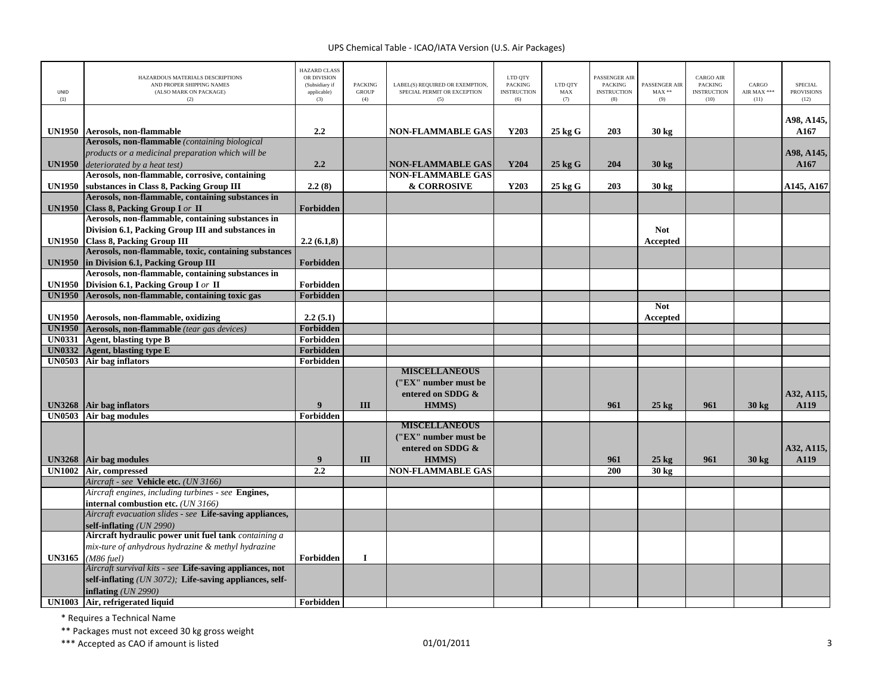UPS Chemical Table - ICAO/IATA Version (U.S. Air Packages)

| UNID (1) | HAZARDOUS MATERIALS DESCRIPTIONS AND PROPER SHIPPING NAMES (ALSO MARK ON PACKAGE) (2) | HAZARD CLASS OR DIVISION (Subsidiary if applicable) (3) | PACKING GROUP (4) | LABEL(S) REQUIRED OR EXEMPTION, SPECIAL PERMIT OR EXCEPTION (5) | LTD QTY PACKING INSTRUCTION (6) | LTD QTY MAX (7) | PASSENGER AIR PACKING INSTRUCTION (8) | PASSENGER AIR MAX ** (9) | CARGO AIR PACKING INSTRUCTION (10) | CARGO AIR MAX *** (11) | SPECIAL PROVISIONS (12) |
|---|---|---|---|---|---|---|---|---|---|---|---|
| **UN1950** | **Aerosols, non-flammable** | **2.2** | | **NON-FLAMMABLE GAS** | **Y203** | **25 kg G** | **203** | **30 kg** | | | **A98, A145, A167** |
| **UN1950** | **Aerosols, non-flammable** *(containing biological products or a medicinal preparation which will be deteriorated by a heat test)* | **2.2** | | **NON-FLAMMABLE GAS** | **Y204** | **25 kg G** | **204** | **30 kg** | | | **A98, A145, A167** |
| **UN1950** | **Aerosols, non-flammable, corrosive, containing substances in Class 8, Packing Group III** | **2.2 (8)** | | **NON-FLAMMABLE GAS & CORROSIVE** | **Y203** | **25 kg G** | **203** | **30 kg** | | | **A145, A167** |
| **UN1950** | **Aerosols, non-flammable, containing substances in Class 8, Packing Group I** *or* **II** | **Forbidden** | | | | | | | | | |
| **UN1950** | **Aerosols, non-flammable, containing substances in Division 6.1, Packing Group III and substances in Class 8, Packing Group III** | **2.2 (6.1,8)** | | | | | | **Not Accepted** | | | |
| **UN1950** | **Aerosols, non-flammable, toxic, containing substances in Division 6.1, Packing Group III** | **Forbidden** | | | | | | | | | |
| **UN1950** | **Aerosols, non-flammable, containing substances in Division 6.1, Packing Group I** *or* **II** | **Forbidden** | | | | | | | | | |
| **UN1950** | **Aerosols, non-flammable, containing toxic gas** | **Forbidden** | | | | | | | | | |
| **UN1950** | **Aerosols, non-flammable, oxidizing** | **2.2 (5.1)** | | | | | | **Not Accepted** | | | |
| **UN1950** | **Aerosols, non-flammable** *(tear gas devices)* | **Forbidden** | | | | | | | | | |
| **UN0331** | **Agent, blasting type B** | **Forbidden** | | | | | | | | | |
| **UN0332** | **Agent, blasting type E** | **Forbidden** | | | | | | | | | |
| **UN0503** | **Air bag inflators** | **Forbidden** | | | | | | | | | |
| **UN3268** | **Air bag inflators** | **9** | **III** | **MISCELLANEOUS ("EX" number must be entered on SDDG & HMMS)** | | | **961** | **25 kg** | **961** | **30 kg** | **A32, A115, A119** |
| **UN0503** | **Air bag modules** | **Forbidden** | | | | | | | | | |
| **UN3268** | **Air bag modules** | **9** | **III** | **MISCELLANEOUS ("EX" number must be entered on SDDG & HMMS)** | | | **961** | **25 kg** | **961** | **30 kg** | **A32, A115, A119** |
| **UN1002** | **Air, compressed** | **2.2** | | **NON-FLAMMABLE GAS** | | | **200** | **30 kg** | | | |
| | *Aircraft - see* **Vehicle etc.** *(UN 3166)* | | | | | | | | | | |
| | *Aircraft engines, including turbines - see* **Engines, internal combustion etc.** *(UN 3166)* | | | | | | | | | | |
| | *Aircraft evacuation slides - see* **Life-saving appliances, self-inflating** *(UN 2990)* | | | | | | | | | | |
| **UN3165** | **Aircraft hydraulic power unit fuel tank** *containing a mix-ture of anhydrous hydrazine & methyl hydrazine (M86 fuel)* | **Forbidden** | **I** | | | | | | | | |
| | *Aircraft survival kits - see* **Life-saving appliances, not self-inflating** *(UN 3072);* **Life-saving appliances, self-inflating** *(UN 2990)* | | | | | | | | | | |
| **UN1003** | **Air, refrigerated liquid** | **Forbidden** | | | | | | | | | |

\* Requires a Technical Name

\*\* Packages must not exceed 30 kg gross weight

\*\*\* Accepted as CAO if amount is listed

01/01/2011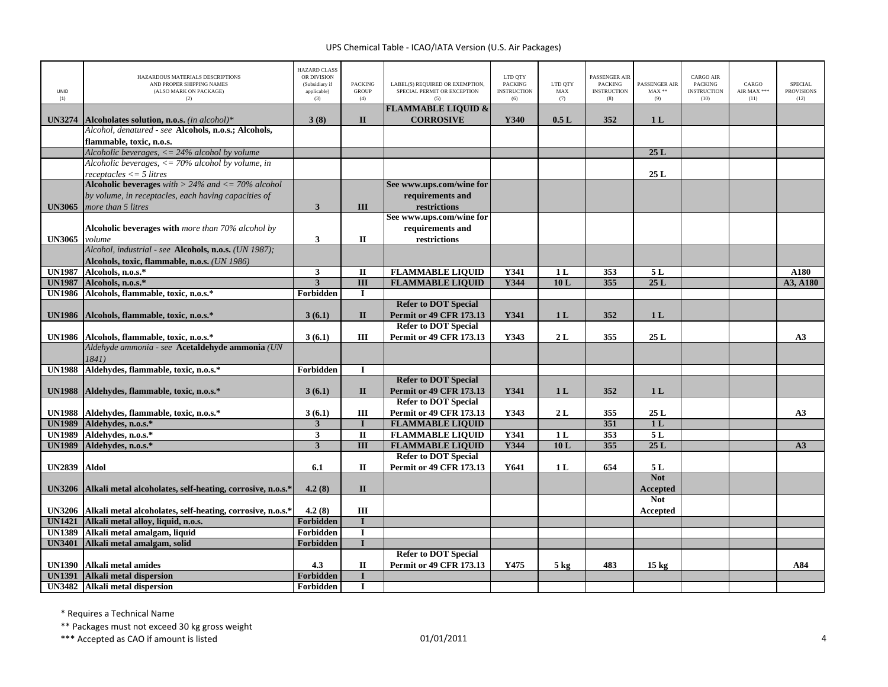UPS Chemical Table - ICAO/IATA Version (U.S. Air Packages)

| UNID (1) | HAZARDOUS MATERIALS DESCRIPTIONS AND PROPER SHIPPING NAMES (ALSO MARK ON PACKAGE) (2) | HAZARD CLASS OR DIVISION (Subsidiary if applicable) (3) | PACKING GROUP (4) | LABEL(S) REQUIRED OR EXEMPTION, SPECIAL PERMIT OR EXCEPTION (5) | LTD QTY PACKING INSTRUCTION (6) | LTD QTY MAX (7) | PASSENGER AIR PACKING INSTRUCTION (8) | PASSENGER AIR MAX ** (9) | CARGO AIR PACKING INSTRUCTION (10) | CARGO AIR MAX *** (11) | SPECIAL PROVISIONS (12) |
|---|---|---|---|---|---|---|---|---|---|---|---|
| **UN3274** | **Alcoholates solution, n.o.s.** *(in alcohol)** | **3 (8)** | **II** | **FLAMMABLE LIQUID & CORROSIVE** | **Y340** | **0.5 L** | **352** | **1 L** | | | |
| | *Alcohol, denatured - see* **Alcohols, n.o.s.; Alcohols, flammable, toxic, n.o.s.** | | | | | | | | | | |
| | *Alcoholic beverages, <= 24% alcohol by volume* | | | | | | | **25 L** | | | |
| | *Alcoholic beverages, <= 70% alcohol by volume, in receptacles <= 5 litres* | | | | | | | **25 L** | | | |
| **UN3065** | **Alcoholic beverages** *with > 24% and <= 70% alcohol by volume, in receptacles, each having capacities of more than 5 litres* | **3** | **III** | **See www.ups.com/wine for requirements and restrictions** | | | | | | | |
| **UN3065** | **Alcoholic beverages with** *more than 70% alcohol by volume* | **3** | **II** | **See www.ups.com/wine for requirements and restrictions** | | | | | | | |
| | *Alcohol, industrial - see* **Alcohols, n.o.s.** *(UN 1987);* **Alcohols, toxic, flammable, n.o.s.** *(UN 1986)* | | | | | | | | | | |
| **UN1987** | **Alcohols, n.o.s.*** | **3** | **II** | **FLAMMABLE LIQUID** | **Y341** | **1 L** | **353** | **5 L** | | | **A180** |
| **UN1987** | **Alcohols, n.o.s.*** | **3** | **III** | **FLAMMABLE LIQUID** | **Y344** | **10 L** | **355** | **25 L** | | | **A3, A180** |
| **UN1986** | **Alcohols, flammable, toxic, n.o.s.*** | **Forbidden** | **I** | | | | | | | | |
| **UN1986** | **Alcohols, flammable, toxic, n.o.s.*** | **3 (6.1)** | **II** | **Refer to DOT Special Permit or 49 CFR 173.13** | **Y341** | **1 L** | **352** | **1 L** | | | |
| **UN1986** | **Alcohols, flammable, toxic, n.o.s.*** | **3 (6.1)** | **III** | **Refer to DOT Special Permit or 49 CFR 173.13** | **Y343** | **2 L** | **355** | **25 L** | | | **A3** |
| | *Aldehyde ammonia - see* **Acetaldehyde ammonia** *(UN 1841)* | | | | | | | | | | |
| **UN1988** | **Aldehydes, flammable, toxic, n.o.s.*** | **Forbidden** | **I** | | | | | | | | |
| **UN1988** | **Aldehydes, flammable, toxic, n.o.s.*** | **3 (6.1)** | **II** | **Refer to DOT Special Permit or 49 CFR 173.13** | **Y341** | **1 L** | **352** | **1 L** | | | |
| **UN1988** | **Aldehydes, flammable, toxic, n.o.s.*** | **3 (6.1)** | **III** | **Refer to DOT Special Permit or 49 CFR 173.13** | **Y343** | **2 L** | **355** | **25 L** | | | **A3** |
| **UN1989** | **Aldehydes, n.o.s.*** | **3** | **I** | **FLAMMABLE LIQUID** | | | **351** | **1 L** | | | |
| **UN1989** | **Aldehydes, n.o.s.*** | **3** | **II** | **FLAMMABLE LIQUID** | **Y341** | **1 L** | **353** | **5 L** | | | |
| **UN1989** | **Aldehydes, n.o.s.*** | **3** | **III** | **FLAMMABLE LIQUID** | **Y344** | **10 L** | **355** | **25 L** | | | **A3** |
| **UN2839** | **Aldol** | **6.1** | **II** | **Refer to DOT Special Permit or 49 CFR 173.13** | **Y641** | **1 L** | **654** | **5 L** | | | |
| **UN3206** | **Alkali metal alcoholates, self-heating, corrosive, n.o.s.*** | **4.2 (8)** | **II** | | | | | **Not Accepted** | | | |
| **UN3206** | **Alkali metal alcoholates, self-heating, corrosive, n.o.s.*** | **4.2 (8)** | **III** | | | | | **Not Accepted** | | | |
| **UN1421** | **Alkali metal alloy, liquid, n.o.s.** | **Forbidden** | **I** | | | | | | | | |
| **UN1389** | **Alkali metal amalgam, liquid** | **Forbidden** | **I** | | | | | | | | |
| **UN3401** | **Alkali metal amalgam, solid** | **Forbidden** | **I** | | | | | | | | |
| **UN1390** | **Alkali metal amides** | **4.3** | **II** | **Refer to DOT Special Permit or 49 CFR 173.13** | **Y475** | **5 kg** | **483** | **15 kg** | | | **A84** |
| **UN1391** | **Alkali metal dispersion** | **Forbidden** | **I** | | | | | | | | |
| **UN3482** | **Alkali metal dispersion** | **Forbidden** | **I** | | | | | | | | |

\* Requires a Technical Name

** Packages must not exceed 30 kg gross weight

*** Accepted as CAO if amount is listed

01/01/2011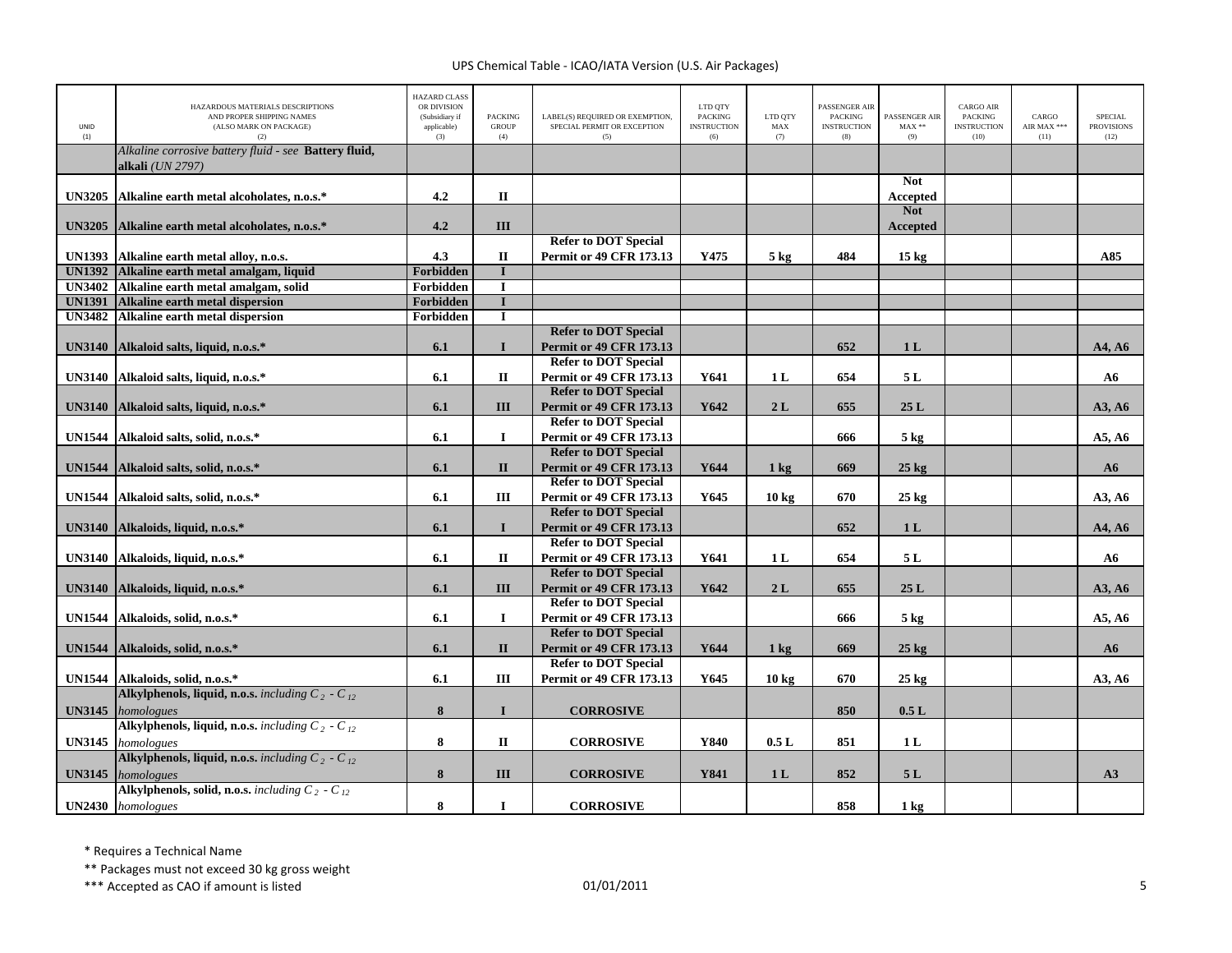| UNID (1) | HAZARDOUS MATERIALS DESCRIPTIONS AND PROPER SHIPPING NAMES (ALSO MARK ON PACKAGE) (2) | HAZARD CLASS OR DIVISION (Subsidiary if applicable) (3) | PACKING GROUP (4) | LABEL(S) REQUIRED OR EXEMPTION, SPECIAL PERMIT OR EXCEPTION (5) | LTD QTY PACKING INSTRUCTION (6) | LTD QTY MAX (7) | PASSENGER AIR PACKING INSTRUCTION (8) | PASSENGER AIR MAX ** (9) | CARGO AIR PACKING INSTRUCTION (10) | CARGO AIR MAX *** (11) | SPECIAL PROVISIONS (12) |
|---|---|---|---|---|---|---|---|---|---|---|---|
| | *Alkaline corrosive battery fluid - see* **Battery fluid, alkali** *(UN 2797)* | | | | | | | | | | |
| **UN3205** | **Alkaline earth metal alcoholates, n.o.s.*** | **4.2** | **II** | | | | | **Not Accepted** | | | |
| **UN3205** | **Alkaline earth metal alcoholates, n.o.s.*** | **4.2** | **III** | | | | | **Not Accepted** | | | |
| **UN1393** | **Alkaline earth metal alloy, n.o.s.** | **4.3** | **II** | **Refer to DOT Special Permit or 49 CFR 173.13** | **Y475** | **5 kg** | **484** | **15 kg** | | | **A85** |
| **UN1392** | **Alkaline earth metal amalgam, liquid** | **Forbidden** | **I** | | | | | | | | |
| **UN3402** | **Alkaline earth metal amalgam, solid** | **Forbidden** | **I** | | | | | | | | |
| **UN1391** | **Alkaline earth metal dispersion** | **Forbidden** | **I** | | | | | | | | |
| **UN3482** | **Alkaline earth metal dispersion** | **Forbidden** | **I** | | | | | | | | |
| **UN3140** | **Alkaloid salts, liquid, n.o.s.*** | **6.1** | **I** | **Refer to DOT Special Permit or 49 CFR 173.13** | | | **652** | **1 L** | | | **A4, A6** |
| **UN3140** | **Alkaloid salts, liquid, n.o.s.*** | **6.1** | **II** | **Refer to DOT Special Permit or 49 CFR 173.13** | **Y641** | **1 L** | **654** | **5 L** | | | **A6** |
| **UN3140** | **Alkaloid salts, liquid, n.o.s.*** | **6.1** | **III** | **Refer to DOT Special Permit or 49 CFR 173.13** | **Y642** | **2 L** | **655** | **25 L** | | | **A3, A6** |
| **UN1544** | **Alkaloid salts, solid, n.o.s.*** | **6.1** | **I** | **Refer to DOT Special Permit or 49 CFR 173.13** | | | **666** | **5 kg** | | | **A5, A6** |
| **UN1544** | **Alkaloid salts, solid, n.o.s.*** | **6.1** | **II** | **Refer to DOT Special Permit or 49 CFR 173.13** | **Y644** | **1 kg** | **669** | **25 kg** | | | **A6** |
| **UN1544** | **Alkaloid salts, solid, n.o.s.*** | **6.1** | **III** | **Refer to DOT Special Permit or 49 CFR 173.13** | **Y645** | **10 kg** | **670** | **25 kg** | | | **A3, A6** |
| **UN3140** | **Alkaloids, liquid, n.o.s.*** | **6.1** | **I** | **Refer to DOT Special Permit or 49 CFR 173.13** | | | **652** | **1 L** | | | **A4, A6** |
| **UN3140** | **Alkaloids, liquid, n.o.s.*** | **6.1** | **II** | **Refer to DOT Special Permit or 49 CFR 173.13** | **Y641** | **1 L** | **654** | **5 L** | | | **A6** |
| **UN3140** | **Alkaloids, liquid, n.o.s.*** | **6.1** | **III** | **Refer to DOT Special Permit or 49 CFR 173.13** | **Y642** | **2 L** | **655** | **25 L** | | | **A3, A6** |
| **UN1544** | **Alkaloids, solid, n.o.s.*** | **6.1** | **I** | **Refer to DOT Special Permit or 49 CFR 173.13** | | | **666** | **5 kg** | | | **A5, A6** |
| **UN1544** | **Alkaloids, solid, n.o.s.*** | **6.1** | **II** | **Refer to DOT Special Permit or 49 CFR 173.13** | **Y644** | **1 kg** | **669** | **25 kg** | | | **A6** |
| **UN1544** | **Alkaloids, solid, n.o.s.*** | **6.1** | **III** | **Refer to DOT Special Permit or 49 CFR 173.13** | **Y645** | **10 kg** | **670** | **25 kg** | | | **A3, A6** |
| **UN3145** | **Alkylphenols, liquid, n.o.s.** *including $C_2$ - $C_{12}$ homologues* | **8** | **I** | **CORROSIVE** | | | **850** | **0.5 L** | | | |
| **UN3145** | **Alkylphenols, liquid, n.o.s.** *including $C_2$ - $C_{12}$ homologues* | **8** | **II** | **CORROSIVE** | **Y840** | **0.5 L** | **851** | **1 L** | | | |
| **UN3145** | **Alkylphenols, liquid, n.o.s.** *including $C_2$ - $C_{12}$ homologues* | **8** | **III** | **CORROSIVE** | **Y841** | **1 L** | **852** | **5 L** | | | **A3** |
| **UN2430** | **Alkylphenols, solid, n.o.s.** *including $C_2$ - $C_{12}$ homologues* | **8** | **I** | **CORROSIVE** | | | **858** | **1 kg** | | | |

\* Requires a Technical Name

\** Packages must not exceed 30 kg gross weight

\*** Accepted as CAO if amount is listed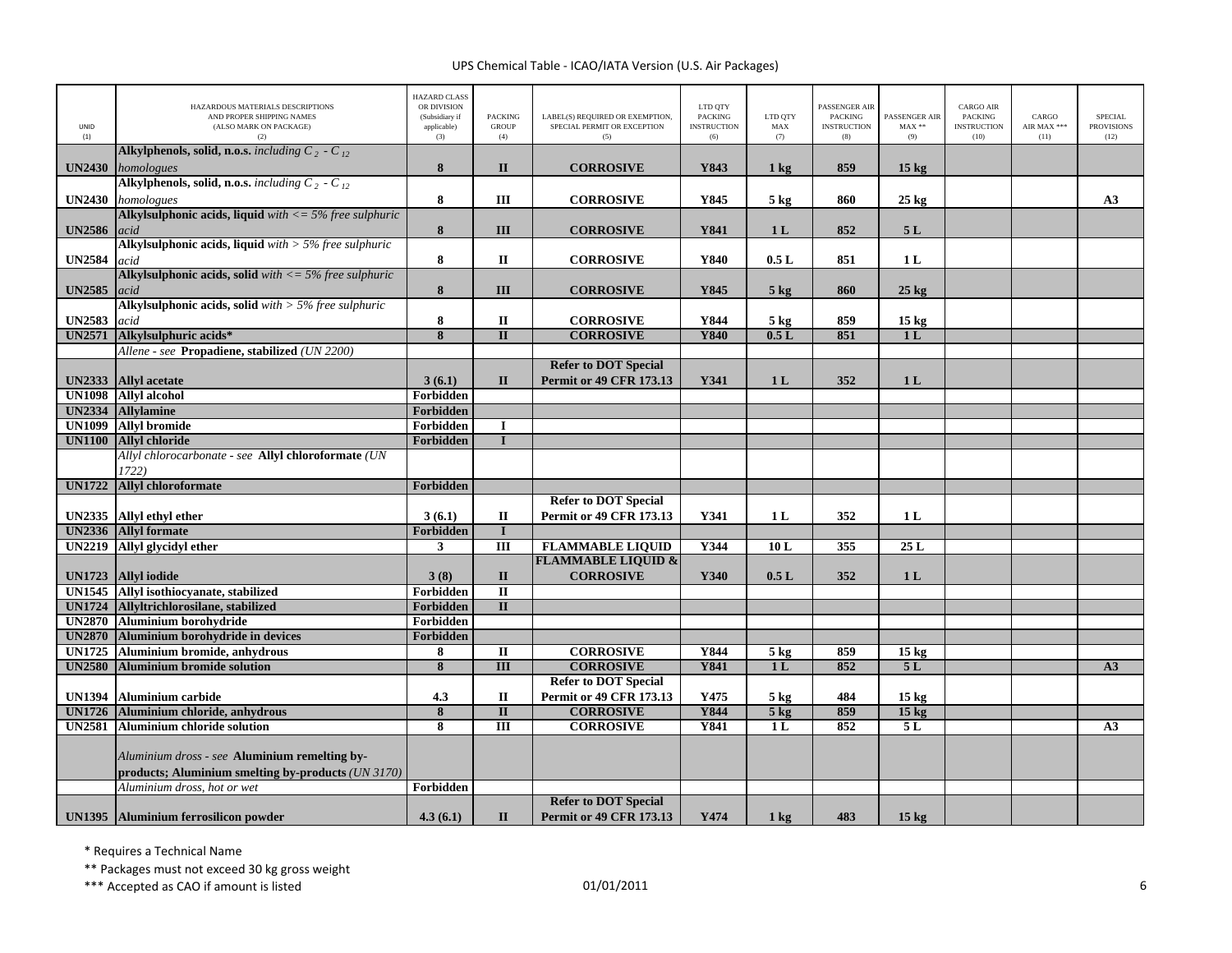| UNID (1) | HAZARDOUS MATERIALS DESCRIPTIONS AND PROPER SHIPPING NAMES (ALSO MARK ON PACKAGE) (2) | HAZARD CLASS OR DIVISION (Subsidiary if applicable) (3) | PACKING GROUP (4) | LABEL(S) REQUIRED OR EXEMPTION, SPECIAL PERMIT OR EXCEPTION (5) | LTD QTY PACKING INSTRUCTION (6) | LTD QTY MAX (7) | PASSENGER AIR PACKING INSTRUCTION (8) | PASSENGER AIR MAX ** (9) | CARGO AIR PACKING INSTRUCTION (10) | CARGO AIR MAX *** (11) | SPECIAL PROVISIONS (12) |
|---|---|---|---|---|---|---|---|---|---|---|---|
| **UN2430** | **Alkylphenols, solid, n.o.s.** *including $C_2$ - $C_{12}$ homologues* | **8** | **II** | **CORROSIVE** | **Y843** | **1 kg** | **859** | **15 kg** | | | |
| **UN2430** | **Alkylphenols, solid, n.o.s.** *including $C_2$ - $C_{12}$ homologues* | **8** | **III** | **CORROSIVE** | **Y845** | **5 kg** | **860** | **25 kg** | | | **A3** |
| **UN2586** | **Alkylsulphonic acids, liquid** *with <= 5% free sulphuric acid* | **8** | **III** | **CORROSIVE** | **Y841** | **1 L** | **852** | **5 L** | | | |
| **UN2584** | **Alkylsulphonic acids, liquid** *with > 5% free sulphuric acid* | **8** | **II** | **CORROSIVE** | **Y840** | **0.5 L** | **851** | **1 L** | | | |
| **UN2585** | **Alkylsulphonic acids, solid** *with <= 5% free sulphuric acid* | **8** | **III** | **CORROSIVE** | **Y845** | **5 kg** | **860** | **25 kg** | | | |
| **UN2583** | **Alkylsulphonic acids, solid** *with > 5% free sulphuric acid* | **8** | **II** | **CORROSIVE** | **Y844** | **5 kg** | **859** | **15 kg** | | | |
| **UN2571** | **Alkylsulphuric acids*** | **8** | **II** | **CORROSIVE** | **Y840** | **0.5 L** | **851** | **1 L** | | | |
| | *Allene - see* **Propadiene, stabilized** *(UN 2200)* | | | | | | | | | | |
| **UN2333** | **Allyl acetate** | **3 (6.1)** | **II** | **Refer to DOT Special Permit or 49 CFR 173.13** | **Y341** | **1 L** | **352** | **1 L** | | | |
| **UN1098** | **Allyl alcohol** | **Forbidden** | | | | | | | | | |
| **UN2334** | **Allylamine** | **Forbidden** | | | | | | | | | |
| **UN1099** | **Allyl bromide** | **Forbidden** | **I** | | | | | | | | |
| **UN1100** | **Allyl chloride** | **Forbidden** | **I** | | | | | | | | |
| | *Allyl chlorocarbonate - see* **Allyl chloroformate** *(UN 1722)* | | | | | | | | | | |
| **UN1722** | **Allyl chloroformate** | **Forbidden** | | | | | | | | | |
| **UN2335** | **Allyl ethyl ether** | **3 (6.1)** | **II** | **Refer to DOT Special Permit or 49 CFR 173.13** | **Y341** | **1 L** | **352** | **1 L** | | | |
| **UN2336** | **Allyl formate** | **Forbidden** | **I** | | | | | | | | |
| **UN2219** | **Allyl glycidyl ether** | **3** | **III** | **FLAMMABLE LIQUID** | **Y344** | **10 L** | **355** | **25 L** | | | |
| **UN1723** | **Allyl iodide** | **3 (8)** | **II** | **FLAMMABLE LIQUID & CORROSIVE** | **Y340** | **0.5 L** | **352** | **1 L** | | | |
| **UN1545** | **Allyl isothiocyanate, stabilized** | **Forbidden** | **II** | | | | | | | | |
| **UN1724** | **Allyltrichlorosilane, stabilized** | **Forbidden** | **II** | | | | | | | | |
| **UN2870** | **Aluminium borohydride** | **Forbidden** | | | | | | | | | |
| **UN2870** | **Aluminium borohydride in devices** | **Forbidden** | | | | | | | | | |
| **UN1725** | **Aluminium bromide, anhydrous** | **8** | **II** | **CORROSIVE** | **Y844** | **5 kg** | **859** | **15 kg** | | | |
| **UN2580** | **Aluminium bromide solution** | **8** | **III** | **CORROSIVE** | **Y841** | **1 L** | **852** | **5 L** | | | **A3** |
| **UN1394** | **Aluminium carbide** | **4.3** | **II** | **Refer to DOT Special Permit or 49 CFR 173.13** | **Y475** | **5 kg** | **484** | **15 kg** | | | |
| **UN1726** | **Aluminium chloride, anhydrous** | **8** | **II** | **CORROSIVE** | **Y844** | **5 kg** | **859** | **15 kg** | | | |
| **UN2581** | **Aluminium chloride solution** | **8** | **III** | **CORROSIVE** | **Y841** | **1 L** | **852** | **5 L** | | | **A3** |
| | *Aluminium dross - see* **Aluminium remelting by-products; Aluminium smelting by-products** *(UN 3170)* | | | | | | | | | | |
| | *Aluminium dross, hot or wet* | **Forbidden** | | | | | | | | | |
| **UN1395** | **Aluminium ferrosilicon powder** | **4.3 (6.1)** | **II** | **Refer to DOT Special Permit or 49 CFR 173.13** | **Y474** | **1 kg** | **483** | **15 kg** | | | |

\* Requires a Technical Name

\*\* Packages must not exceed 30 kg gross weight

\*\*\* Accepted as CAO if amount is listed

01/01/2011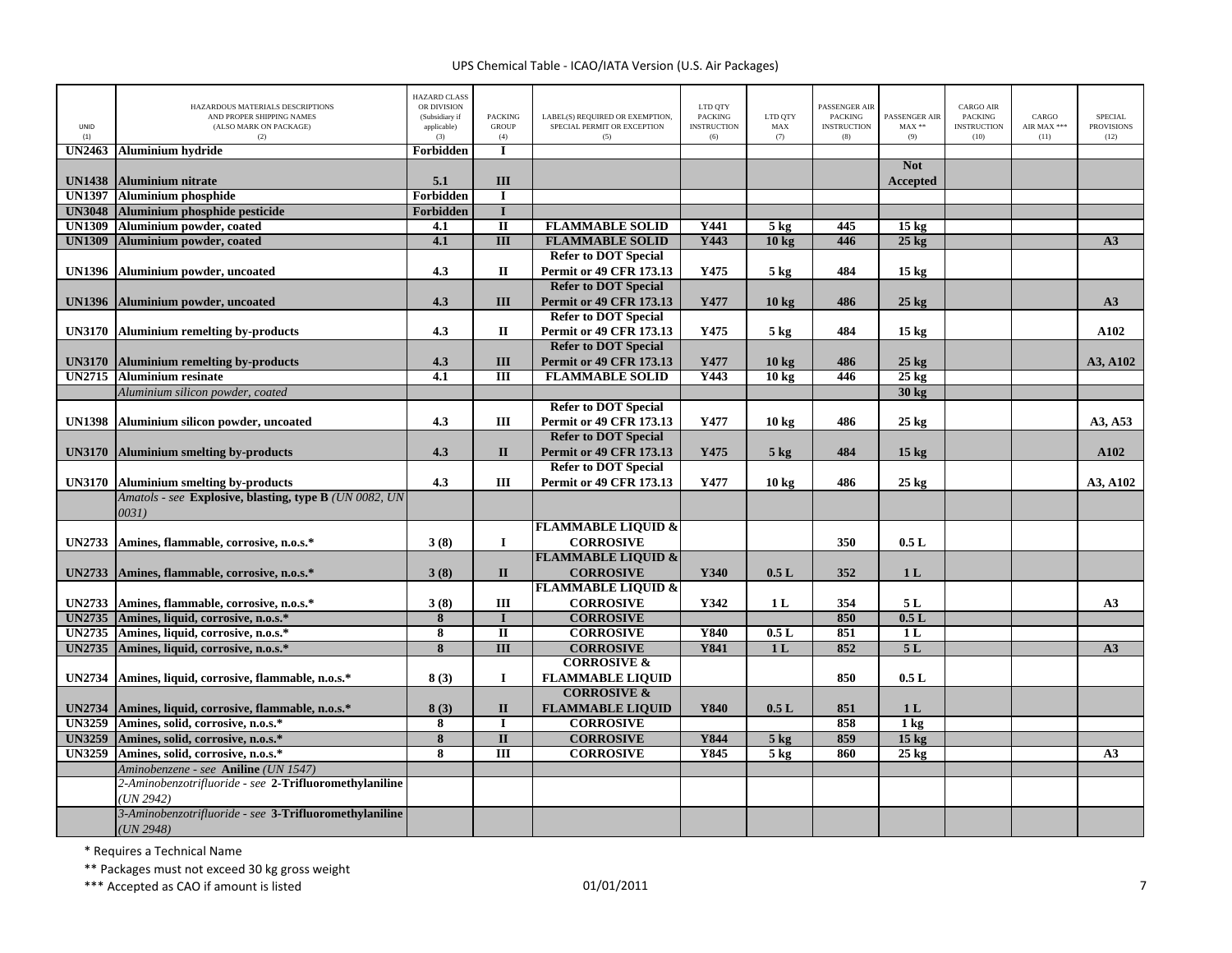| UNID (1) | HAZARDOUS MATERIALS DESCRIPTIONS AND PROPER SHIPPING NAMES (ALSO MARK ON PACKAGE) (2) | HAZARD CLASS OR DIVISION (Subsidiary if applicable) (3) | PACKING GROUP (4) | LABEL(S) REQUIRED OR EXEMPTION, SPECIAL PERMIT OR EXCEPTION (5) | LTD QTY PACKING INSTRUCTION (6) | LTD QTY MAX (7) | PASSENGER AIR PACKING INSTRUCTION (8) | PASSENGER AIR MAX ** (9) | CARGO AIR PACKING INSTRUCTION (10) | CARGO AIR MAX *** (11) | SPECIAL PROVISIONS (12) |
|---|---|---|---|---|---|---|---|---|---|---|---|
| **UN2463** | **Aluminium hydride** | **Forbidden** | **I** | | | | | | | | |
| **UN1438** | **Aluminium nitrate** | **5.1** | **III** | | | | | **Not Accepted** | | | |
| **UN1397** | **Aluminium phosphide** | **Forbidden** | **I** | | | | | | | | |
| **UN3048** | **Aluminium phosphide pesticide** | **Forbidden** | **I** | | | | | | | | |
| **UN1309** | **Aluminium powder, coated** | **4.1** | **II** | **FLAMMABLE SOLID** | **Y441** | **5 kg** | **445** | **15 kg** | | | |
| **UN1309** | **Aluminium powder, coated** | **4.1** | **III** | **FLAMMABLE SOLID** | **Y443** | **10 kg** | **446** | **25 kg** | | | **A3** |
| **UN1396** | **Aluminium powder, uncoated** | **4.3** | **II** | **Refer to DOT Special Permit or 49 CFR 173.13** | **Y475** | **5 kg** | **484** | **15 kg** | | | |
| **UN1396** | **Aluminium powder, uncoated** | **4.3** | **III** | **Refer to DOT Special Permit or 49 CFR 173.13** | **Y477** | **10 kg** | **486** | **25 kg** | | | **A3** |
| **UN3170** | **Aluminium remelting by-products** | **4.3** | **II** | **Refer to DOT Special Permit or 49 CFR 173.13** | **Y475** | **5 kg** | **484** | **15 kg** | | | **A102** |
| **UN3170** | **Aluminium remelting by-products** | **4.3** | **III** | **Refer to DOT Special Permit or 49 CFR 173.13** | **Y477** | **10 kg** | **486** | **25 kg** | | | **A3, A102** |
| **UN2715** | **Aluminium resinate** | **4.1** | **III** | **FLAMMABLE SOLID** | **Y443** | **10 kg** | **446** | **25 kg** | | | |
| | *Aluminium silicon powder, coated* | | | | | | | **30 kg** | | | |
| **UN1398** | **Aluminium silicon powder, uncoated** | **4.3** | **III** | **Refer to DOT Special Permit or 49 CFR 173.13** | **Y477** | **10 kg** | **486** | **25 kg** | | | **A3, A53** |
| **UN3170** | **Aluminium smelting by-products** | **4.3** | **II** | **Refer to DOT Special Permit or 49 CFR 173.13** | **Y475** | **5 kg** | **484** | **15 kg** | | | **A102** |
| **UN3170** | **Aluminium smelting by-products** | **4.3** | **III** | **Refer to DOT Special Permit or 49 CFR 173.13** | **Y477** | **10 kg** | **486** | **25 kg** | | | **A3, A102** |
| | *Amatols - see* **Explosive, blasting, type B** *(UN 0082, UN 0031)* | | | | | | | | | | |
| **UN2733** | **Amines, flammable, corrosive, n.o.s.*** | **3 (8)** | **I** | **FLAMMABLE LIQUID & CORROSIVE** | | | **350** | **0.5 L** | | | |
| **UN2733** | **Amines, flammable, corrosive, n.o.s.*** | **3 (8)** | **II** | **FLAMMABLE LIQUID & CORROSIVE** | **Y340** | **0.5 L** | **352** | **1 L** | | | |
| **UN2733** | **Amines, flammable, corrosive, n.o.s.*** | **3 (8)** | **III** | **FLAMMABLE LIQUID & CORROSIVE** | **Y342** | **1 L** | **354** | **5 L** | | | **A3** |
| **UN2735** | **Amines, liquid, corrosive, n.o.s.*** | **8** | **I** | **CORROSIVE** | | | **850** | **0.5 L** | | | |
| **UN2735** | **Amines, liquid, corrosive, n.o.s.*** | **8** | **II** | **CORROSIVE** | **Y840** | **0.5 L** | **851** | **1 L** | | | |
| **UN2735** | **Amines, liquid, corrosive, n.o.s.*** | **8** | **III** | **CORROSIVE** | **Y841** | **1 L** | **852** | **5 L** | | | **A3** |
| **UN2734** | **Amines, liquid, corrosive, flammable, n.o.s.*** | **8 (3)** | **I** | **CORROSIVE & FLAMMABLE LIQUID** | | | **850** | **0.5 L** | | | |
| **UN2734** | **Amines, liquid, corrosive, flammable, n.o.s.*** | **8 (3)** | **II** | **CORROSIVE & FLAMMABLE LIQUID** | **Y840** | **0.5 L** | **851** | **1 L** | | | |
| **UN3259** | **Amines, solid, corrosive, n.o.s.*** | **8** | **I** | **CORROSIVE** | | | **858** | **1 kg** | | | |
| **UN3259** | **Amines, solid, corrosive, n.o.s.*** | **8** | **II** | **CORROSIVE** | **Y844** | **5 kg** | **859** | **15 kg** | | | |
| **UN3259** | **Amines, solid, corrosive, n.o.s.*** | **8** | **III** | **CORROSIVE** | **Y845** | **5 kg** | **860** | **25 kg** | | | **A3** |
| | *Aminobenzene - see* **Aniline** *(UN 1547)* | | | | | | | | | | |
| | *2-Aminobenzotrifluoride - see* **2-Trifluoromethylaniline** *(UN 2942)* | | | | | | | | | | |
| | *3-Aminobenzotrifluoride - see* **3-Trifluoromethylaniline** *(UN 2948)* | | | | | | | | | | |

\* Requires a Technical Name

\*\* Packages must not exceed 30 kg gross weight

\*\*\* Accepted as CAO if amount is listed

01/01/2011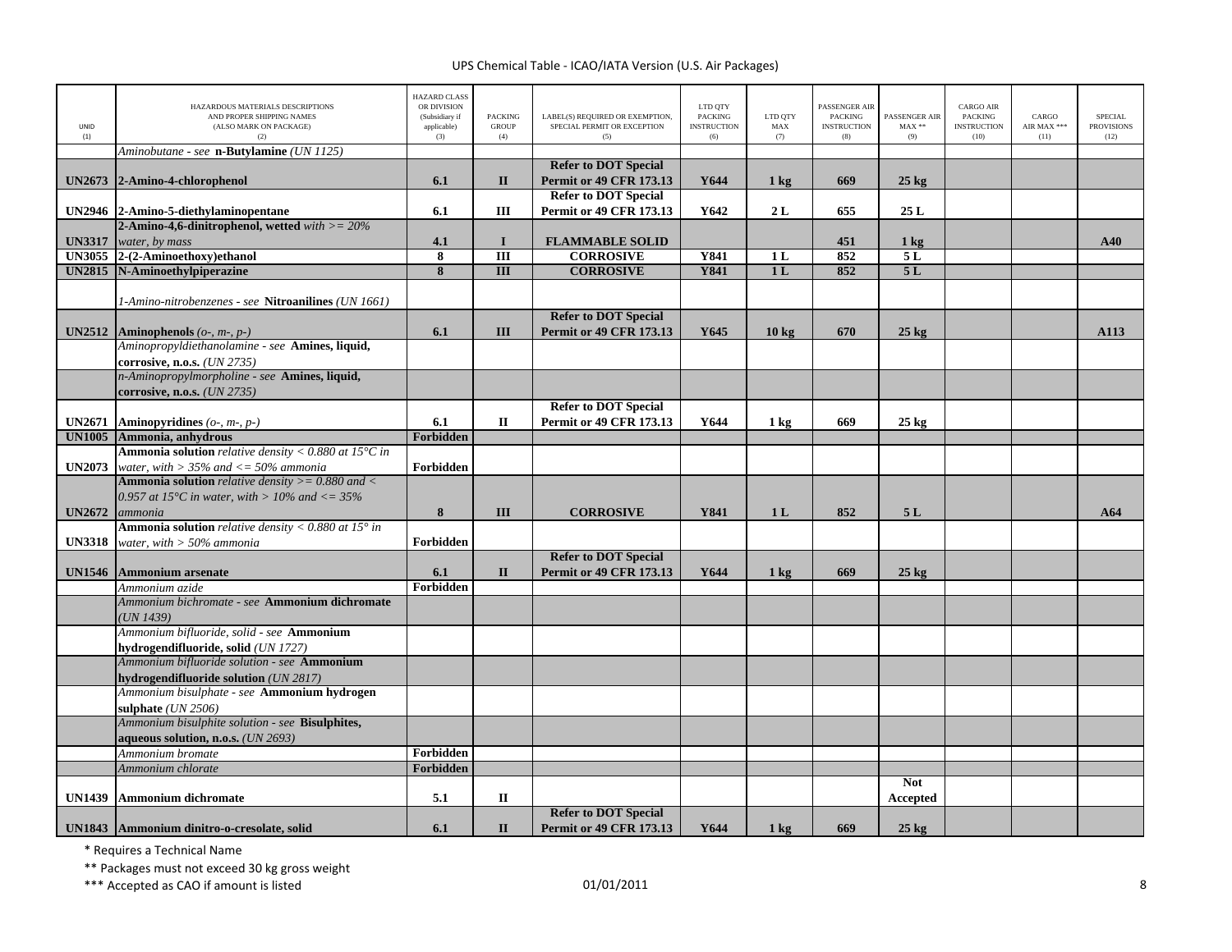| UNID (1) | HAZARDOUS MATERIALS DESCRIPTIONS AND PROPER SHIPPING NAMES (ALSO MARK ON PACKAGE) (2) | HAZARD CLASS OR DIVISION (Subsidiary if applicable) (3) | PACKING GROUP (4) | LABEL(S) REQUIRED OR EXEMPTION, SPECIAL PERMIT OR EXCEPTION (5) | LTD QTY PACKING INSTRUCTION (6) | LTD QTY MAX (7) | PASSENGER AIR PACKING INSTRUCTION (8) | PASSENGER AIR MAX ** (9) | CARGO AIR PACKING INSTRUCTION (10) | CARGO AIR MAX *** (11) | SPECIAL PROVISIONS (12) |
|---|---|---|---|---|---|---|---|---|---|---|---|
| | *Aminobutane - see* **n-Butylamine** *(UN 1125)* | | | | | | | | | | |
| **UN2673** | **2-Amino-4-chlorophenol** | **6.1** | **II** | **Refer to DOT Special Permit or 49 CFR 173.13** | **Y644** | **1 kg** | **669** | **25 kg** | | | |
| **UN2946** | **2-Amino-5-diethylaminopentane** | **6.1** | **III** | **Refer to DOT Special Permit or 49 CFR 173.13** | **Y642** | **2 L** | **655** | **25 L** | | | |
| **UN3317** | **2-Amino-4,6-dinitrophenol, wetted** *with >= 20% water, by mass* | **4.1** | **I** | **FLAMMABLE SOLID** | | | **451** | **1 kg** | | | **A40** |
| **UN3055** | **2-(2-Aminoethoxy)ethanol** | **8** | **III** | **CORROSIVE** | **Y841** | **1 L** | **852** | **5 L** | | | |
| **UN2815** | **N-Aminoethylpiperazine** | **8** | **III** | **CORROSIVE** | **Y841** | **1 L** | **852** | **5 L** | | | |
| | *1-Amino-nitrobenzenes - see* **Nitroanilines** *(UN 1661)* | | | | | | | | | | |
| **UN2512** | **Aminophenols** *(o-, m-, p-)* | **6.1** | **III** | **Refer to DOT Special Permit or 49 CFR 173.13** | **Y645** | **10 kg** | **670** | **25 kg** | | | **A113** |
| | *Aminopropyldiethanolamine - see* **Amines, liquid, corrosive, n.o.s.** *(UN 2735)* | | | | | | | | | | |
| | *n-Aminopropylmorpholine - see* **Amines, liquid, corrosive, n.o.s.** *(UN 2735)* | | | | | | | | | | |
| **UN2671** | **Aminopyridines** *(o-, m-, p-)* | **6.1** | **II** | **Refer to DOT Special Permit or 49 CFR 173.13** | **Y644** | **1 kg** | **669** | **25 kg** | | | |
| **UN1005** | **Ammonia, anhydrous** | **Forbidden** | | | | | | | | | |
| **UN2073** | **Ammonia solution** *relative density < 0.880 at 15°C in water, with > 35% and <= 50% ammonia* | **Forbidden** | | | | | | | | | |
| **UN2672** | **Ammonia solution** *relative density >= 0.880 and < 0.957 at 15°C in water, with > 10% and <= 35% ammonia* | **8** | **III** | **CORROSIVE** | **Y841** | **1 L** | **852** | **5 L** | | | **A64** |
| **UN3318** | **Ammonia solution** *relative density < 0.880 at 15° in water, with > 50% ammonia* | **Forbidden** | | | | | | | | | |
| **UN1546** | **Ammonium arsenate** | **6.1** | **II** | **Refer to DOT Special Permit or 49 CFR 173.13** | **Y644** | **1 kg** | **669** | **25 kg** | | | |
| | *Ammonium azide* | **Forbidden** | | | | | | | | | |
| | *Ammonium bichromate - see* **Ammonium dichromate** *(UN 1439)* | | | | | | | | | | |
| | *Ammonium bifluoride, solid - see* **Ammonium hydrogendifluoride, solid** *(UN 1727)* | | | | | | | | | | |
| | *Ammonium bifluoride solution - see* **Ammonium hydrogendifluoride solution** *(UN 2817)* | | | | | | | | | | |
| | *Ammonium bisulphate - see* **Ammonium hydrogen sulphate** *(UN 2506)* | | | | | | | | | | |
| | *Ammonium bisulphite solution - see* **Bisulphites, aqueous solution, n.o.s.** *(UN 2693)* | | | | | | | | | | |
| | *Ammonium bromate* | **Forbidden** | | | | | | | | | |
| | *Ammonium chlorate* | **Forbidden** | | | | | | | | | |
| **UN1439** | **Ammonium dichromate** | **5.1** | **II** | | | | | **Not Accepted** | | | |
| **UN1843** | **Ammonium dinitro-o-cresolate, solid** | **6.1** | **II** | **Refer to DOT Special Permit or 49 CFR 173.13** | **Y644** | **1 kg** | **669** | **25 kg** | | | |

\* Requires a Technical Name

\** Packages must not exceed 30 kg gross weight

\*** Accepted as CAO if amount is listed

01/01/2011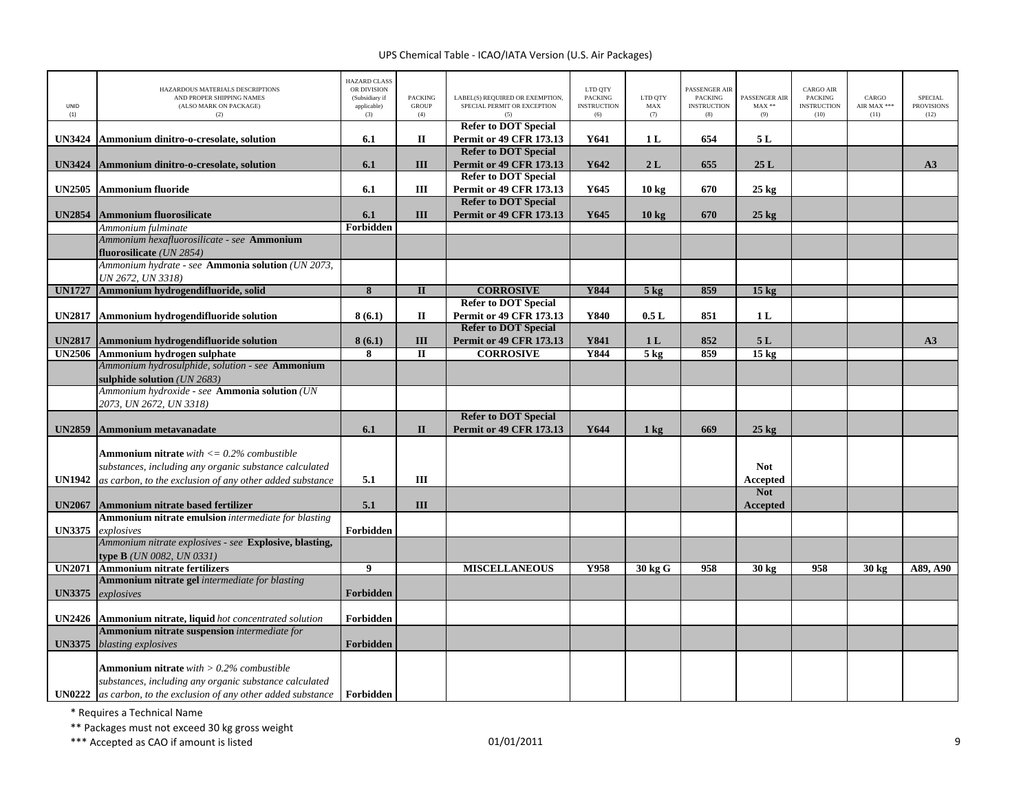UPS Chemical Table - ICAO/IATA Version (U.S. Air Packages)

| UNID (1) | HAZARDOUS MATERIALS DESCRIPTIONS AND PROPER SHIPPING NAMES (ALSO MARK ON PACKAGE) (2) | HAZARD CLASS OR DIVISION (Subsidiary if applicable) (3) | PACKING GROUP (4) | LABEL(S) REQUIRED OR EXEMPTION, SPECIAL PERMIT OR EXCEPTION (5) | LTD QTY PACKING INSTRUCTION (6) | LTD QTY MAX (7) | PASSENGER AIR PACKING INSTRUCTION (8) | PASSENGER AIR MAX ** (9) | CARGO AIR PACKING INSTRUCTION (10) | CARGO AIR MAX *** (11) | SPECIAL PROVISIONS (12) |
|---|---|---|---|---|---|---|---|---|---|---|---|
| **UN3424** | **Ammonium dinitro-o-cresolate, solution** | **6.1** | **II** | **Refer to DOT Special Permit or 49 CFR 173.13** | **Y641** | **1 L** | **654** | **5 L** | | | |
| **UN3424** | **Ammonium dinitro-o-cresolate, solution** | **6.1** | **III** | **Refer to DOT Special Permit or 49 CFR 173.13** | **Y642** | **2 L** | **655** | **25 L** | | | **A3** |
| **UN2505** | **Ammonium fluoride** | **6.1** | **III** | **Refer to DOT Special Permit or 49 CFR 173.13** | **Y645** | **10 kg** | **670** | **25 kg** | | | |
| **UN2854** | **Ammonium fluorosilicate** | **6.1** | **III** | **Refer to DOT Special Permit or 49 CFR 173.13** | **Y645** | **10 kg** | **670** | **25 kg** | | | |
| | *Ammonium fulminate* | **Forbidden** | | | | | | | | | |
| | *Ammonium hexafluorosilicate - see* **Ammonium fluorosilicate** *(UN 2854)* | | | | | | | | | | |
| | *Ammonium hydrate - see* **Ammonia solution** *(UN 2073, UN 2672, UN 3318)* | | | | | | | | | | |
| **UN1727** | **Ammonium hydrogendifluoride, solid** | **8** | **II** | **CORROSIVE** | **Y844** | **5 kg** | **859** | **15 kg** | | | |
| **UN2817** | **Ammonium hydrogendifluoride solution** | **8 (6.1)** | **II** | **Refer to DOT Special Permit or 49 CFR 173.13** | **Y840** | **0.5 L** | **851** | **1 L** | | | |
| **UN2817** | **Ammonium hydrogendifluoride solution** | **8 (6.1)** | **III** | **Refer to DOT Special Permit or 49 CFR 173.13** | **Y841** | **1 L** | **852** | **5 L** | | | **A3** |
| **UN2506** | **Ammonium hydrogen sulphate** | **8** | **II** | **CORROSIVE** | **Y844** | **5 kg** | **859** | **15 kg** | | | |
| | *Ammonium hydrosulphide, solution - see* **Ammonium sulphide solution** *(UN 2683)* | | | | | | | | | | |
| | *Ammonium hydroxide - see* **Ammonia solution** *(UN 2073, UN 2672, UN 3318)* | | | | | | | | | | |
| **UN2859** | **Ammonium metavanadate** | **6.1** | **II** | **Refer to DOT Special Permit or 49 CFR 173.13** | **Y644** | **1 kg** | **669** | **25 kg** | | | |
| **UN1942** | **Ammonium nitrate** *with <= 0.2% combustible substances, including any organic substance calculated as carbon, to the exclusion of any other added substance* | **5.1** | **III** | | | | | **Not Accepted** | | | |
| **UN2067** | **Ammonium nitrate based fertilizer** | **5.1** | **III** | | | | | **Not Accepted** | | | |
| **UN3375** | **Ammonium nitrate emulsion** *intermediate for blasting explosives* | **Forbidden** | | | | | | | | | |
| | *Ammonium nitrate explosives - see* **Explosive, blasting, type B** *(UN 0082, UN 0331)* | | | | | | | | | | |
| **UN2071** | **Ammonium nitrate fertilizers** | **9** | | **MISCELLANEOUS** | **Y958** | **30 kg G** | **958** | **30 kg** | **958** | **30 kg** | **A89, A90** |
| **UN3375** | **Ammonium nitrate gel** *intermediate for blasting explosives* | **Forbidden** | | | | | | | | | |
| **UN2426** | **Ammonium nitrate, liquid** *hot concentrated solution* | **Forbidden** | | | | | | | | | |
| **UN3375** | **Ammonium nitrate suspension** *intermediate for blasting explosives* | **Forbidden** | | | | | | | | | |
| **UN0222** | **Ammonium nitrate** *with > 0.2% combustible substances, including any organic substance calculated as carbon, to the exclusion of any other added substance* | **Forbidden** | | | | | | | | | |

* Requires a Technical Name

** Packages must not exceed 30 kg gross weight

*** Accepted as CAO if amount is listed

01/01/2011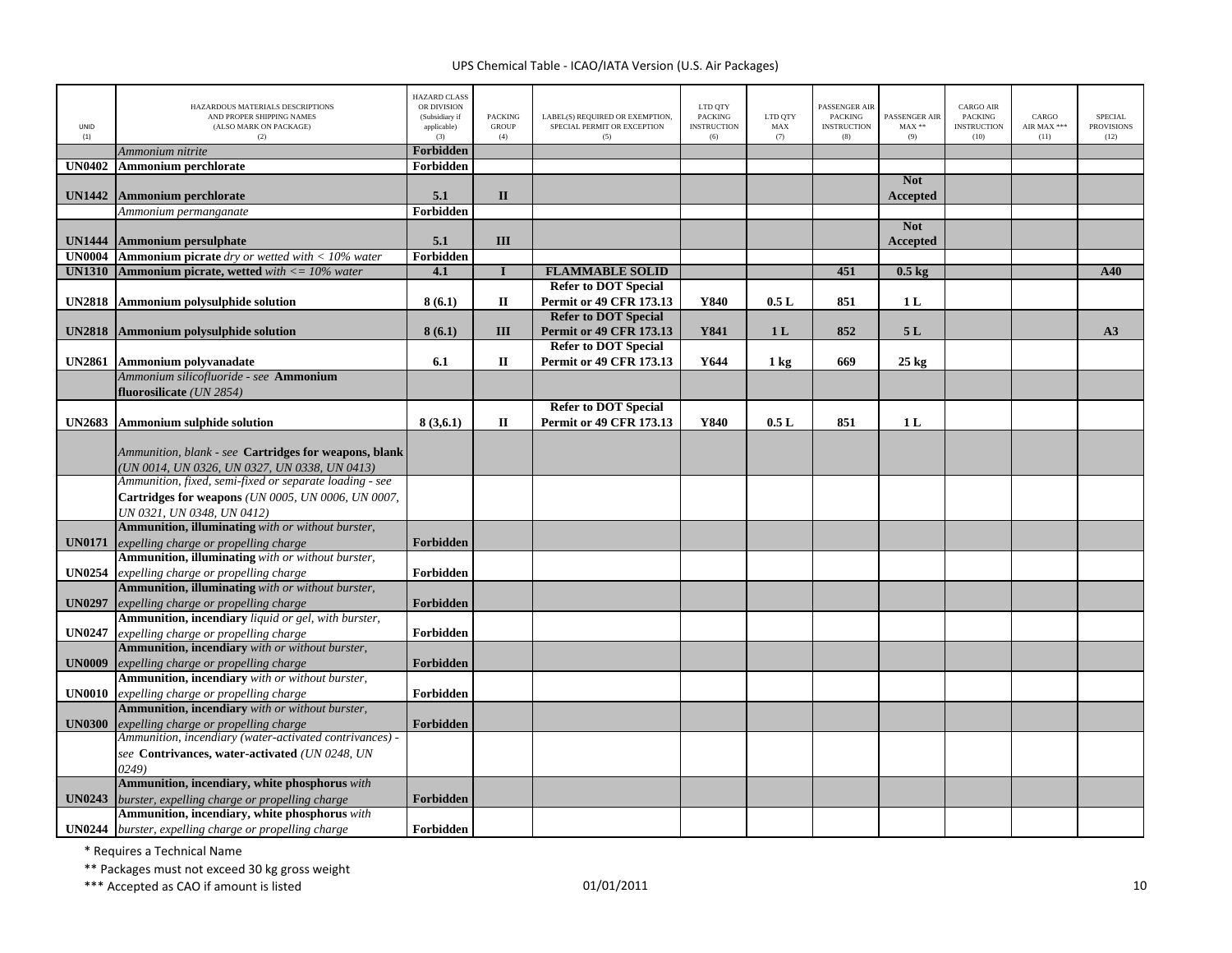| UNID (1) | HAZARDOUS MATERIALS DESCRIPTIONS AND PROPER SHIPPING NAMES (ALSO MARK ON PACKAGE) (2) | HAZARD CLASS OR DIVISION (Subsidiary if applicable) (3) | PACKING GROUP (4) | LABEL(S) REQUIRED OR EXEMPTION, SPECIAL PERMIT OR EXCEPTION (5) | LTD QTY PACKING INSTRUCTION (6) | LTD QTY MAX (7) | PASSENGER AIR PACKING INSTRUCTION (8) | PASSENGER AIR MAX ** (9) | CARGO AIR PACKING INSTRUCTION (10) | CARGO AIR MAX *** (11) | SPECIAL PROVISIONS (12) |
|---|---|---|---|---|---|---|---|---|---|---|---|
| | *Ammonium nitrite* | **Forbidden** | | | | | | | | | |
| **UN0402** | **Ammonium perchlorate** | **Forbidden** | | | | | | | | | |
| **UN1442** | **Ammonium perchlorate** | **5.1** | **II** | | | | | **Not Accepted** | | | |
| | *Ammonium permanganate* | **Forbidden** | | | | | | | | | |
| **UN1444** | **Ammonium persulphate** | **5.1** | **III** | | | | | **Not Accepted** | | | |
| **UN0004** | **Ammonium picrate** *dry or wetted with < 10% water* | **Forbidden** | | | | | | | | | |
| **UN1310** | **Ammonium picrate, wetted** *with <= 10% water* | **4.1** | **I** | **FLAMMABLE SOLID** | | | **451** | **0.5 kg** | | | **A40** |
| **UN2818** | **Ammonium polysulphide solution** | **8 (6.1)** | **II** | **Refer to DOT Special Permit or 49 CFR 173.13** | **Y840** | **0.5 L** | **851** | **1 L** | | | |
| **UN2818** | **Ammonium polysulphide solution** | **8 (6.1)** | **III** | **Refer to DOT Special Permit or 49 CFR 173.13** | **Y841** | **1 L** | **852** | **5 L** | | | **A3** |
| **UN2861** | **Ammonium polyvanadate** | **6.1** | **II** | **Refer to DOT Special Permit or 49 CFR 173.13** | **Y644** | **1 kg** | **669** | **25 kg** | | | |
| | *Ammonium silicofluoride - see* **Ammonium fluorosilicate** *(UN 2854)* | | | | | | | | | | |
| **UN2683** | **Ammonium sulphide solution** | **8 (3,6.1)** | **II** | **Refer to DOT Special Permit or 49 CFR 173.13** | **Y840** | **0.5 L** | **851** | **1 L** | | | |
| | *Ammunition, blank - see* **Cartridges for weapons, blank** *(UN 0014, UN 0326, UN 0327, UN 0338, UN 0413)* | | | | | | | | | | |
| | *Ammunition, fixed, semi-fixed or separate loading - see* **Cartridges for weapons** *(UN 0005, UN 0006, UN 0007, UN 0321, UN 0348, UN 0412)* | | | | | | | | | | |
| **UN0171** | **Ammunition, illuminating** *with or without burster, expelling charge or propelling charge* | **Forbidden** | | | | | | | | | |
| **UN0254** | **Ammunition, illuminating** *with or without burster, expelling charge or propelling charge* | **Forbidden** | | | | | | | | | |
| **UN0297** | **Ammunition, illuminating** *with or without burster, expelling charge or propelling charge* | **Forbidden** | | | | | | | | | |
| **UN0247** | **Ammunition, incendiary** *liquid or gel, with burster, expelling charge or propelling charge* | **Forbidden** | | | | | | | | | |
| **UN0009** | **Ammunition, incendiary** *with or without burster, expelling charge or propelling charge* | **Forbidden** | | | | | | | | | |
| **UN0010** | **Ammunition, incendiary** *with or without burster, expelling charge or propelling charge* | **Forbidden** | | | | | | | | | |
| **UN0300** | **Ammunition, incendiary** *with or without burster, expelling charge or propelling charge* | **Forbidden** | | | | | | | | | |
| | *Ammunition, incendiary (water-activated contrivances) - see* **Contrivances, water-activated** *(UN 0248, UN 0249)* | | | | | | | | | | |
| **UN0243** | **Ammunition, incendiary, white phosphorus** *with burster, expelling charge or propelling charge* | **Forbidden** | | | | | | | | | |
| **UN0244** | **Ammunition, incendiary, white phosphorus** *with burster, expelling charge or propelling charge* | **Forbidden** | | | | | | | | | |

\* Requires a Technical Name

\** Packages must not exceed 30 kg gross weight

\*** Accepted as CAO if amount is listed

01/01/2011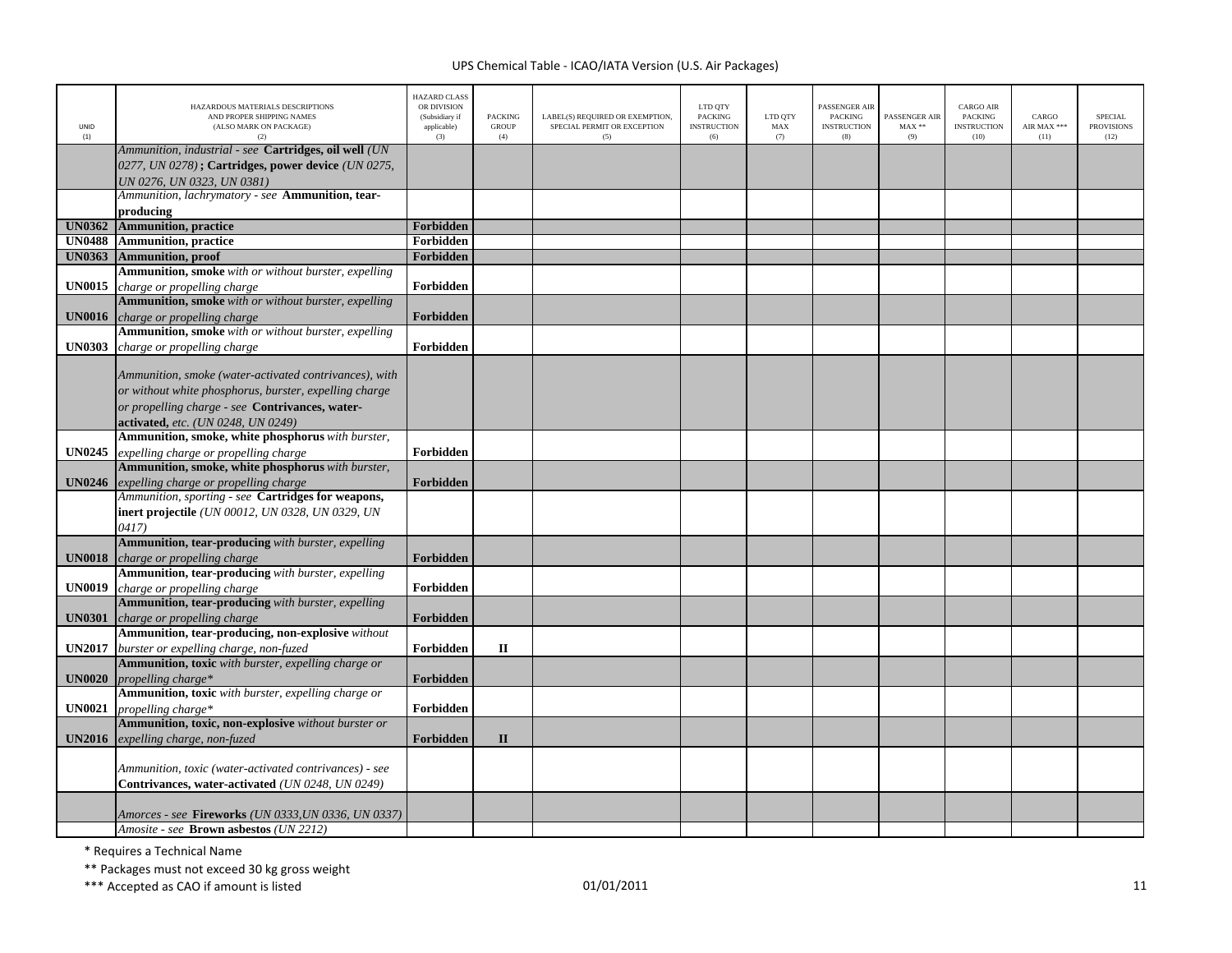| UNID (1) | HAZARDOUS MATERIALS DESCRIPTIONS AND PROPER SHIPPING NAMES (ALSO MARK ON PACKAGE) (2) | HAZARD CLASS OR DIVISION (Subsidiary if applicable) (3) | PACKING GROUP (4) | LABEL(S) REQUIRED OR EXEMPTION, SPECIAL PERMIT OR EXCEPTION (5) | LTD QTY PACKING INSTRUCTION (6) | LTD QTY MAX (7) | PASSENGER AIR PACKING INSTRUCTION (8) | PASSENGER AIR MAX ** (9) | CARGO AIR PACKING INSTRUCTION (10) | CARGO AIR MAX *** (11) | SPECIAL PROVISIONS (12) |
|---|---|---|---|---|---|---|---|---|---|---|---|
| | *Ammunition, industrial - see* **Cartridges, oil well** *(UN 0277, UN 0278)* **; Cartridges, power device** *(UN 0275, UN 0276, UN 0323, UN 0381)* | | | | | | | | | | |
| | *Ammunition, lachrymatory - see* **Ammunition, tear-producing** | | | | | | | | | | |
| **UN0362** | **Ammunition, practice** | **Forbidden** | | | | | | | | | |
| **UN0488** | **Ammunition, practice** | **Forbidden** | | | | | | | | | |
| **UN0363** | **Ammunition, proof** | **Forbidden** | | | | | | | | | |
| **UN0015** | **Ammunition, smoke** *with or without burster, expelling charge or propelling charge* | **Forbidden** | | | | | | | | | |
| **UN0016** | **Ammunition, smoke** *with or without burster, expelling charge or propelling charge* | **Forbidden** | | | | | | | | | |
| **UN0303** | **Ammunition, smoke** *with or without burster, expelling charge or propelling charge* | **Forbidden** | | | | | | | | | |
| | *Ammunition, smoke (water-activated contrivances), with or without white phosphorus, burster, expelling charge or propelling charge - see* **Contrivances, water-activated,** *etc. (UN 0248, UN 0249)* | | | | | | | | | | |
| **UN0245** | **Ammunition, smoke, white phosphorus** *with burster, expelling charge or propelling charge* | **Forbidden** | | | | | | | | | |
| **UN0246** | **Ammunition, smoke, white phosphorus** *with burster, expelling charge or propelling charge* | **Forbidden** | | | | | | | | | |
| | *Ammunition, sporting - see* **Cartridges for weapons, inert projectile** *(UN 00012, UN 0328, UN 0329, UN 0417)* | | | | | | | | | | |
| **UN0018** | **Ammunition, tear-producing** *with burster, expelling charge or propelling charge* | **Forbidden** | | | | | | | | | |
| **UN0019** | **Ammunition, tear-producing** *with burster, expelling charge or propelling charge* | **Forbidden** | | | | | | | | | |
| **UN0301** | **Ammunition, tear-producing** *with burster, expelling charge or propelling charge* | **Forbidden** | | | | | | | | | |
| **UN2017** | **Ammunition, tear-producing, non-explosive** *without burster or expelling charge, non-fuzed* | **Forbidden** | **II** | | | | | | | | |
| **UN0020** | **Ammunition, toxic** *with burster, expelling charge or propelling charge** | **Forbidden** | | | | | | | | | |
| **UN0021** | **Ammunition, toxic** *with burster, expelling charge or propelling charge** | **Forbidden** | | | | | | | | | |
| **UN2016** | **Ammunition, toxic, non-explosive** *without burster or expelling charge, non-fuzed* | **Forbidden** | **II** | | | | | | | | |
| | *Ammunition, toxic (water-activated contrivances) - see* **Contrivances, water-activated** *(UN 0248, UN 0249)* | | | | | | | | | | |
| | *Amorces - see* **Fireworks** *(UN 0333,UN 0336, UN 0337)* | | | | | | | | | | |
| | *Amosite - see* **Brown asbestos** *(UN 2212)* | | | | | | | | | | |

\* Requires a Technical Name

\*\* Packages must not exceed 30 kg gross weight

\*\*\* Accepted as CAO if amount is listed

01/01/2011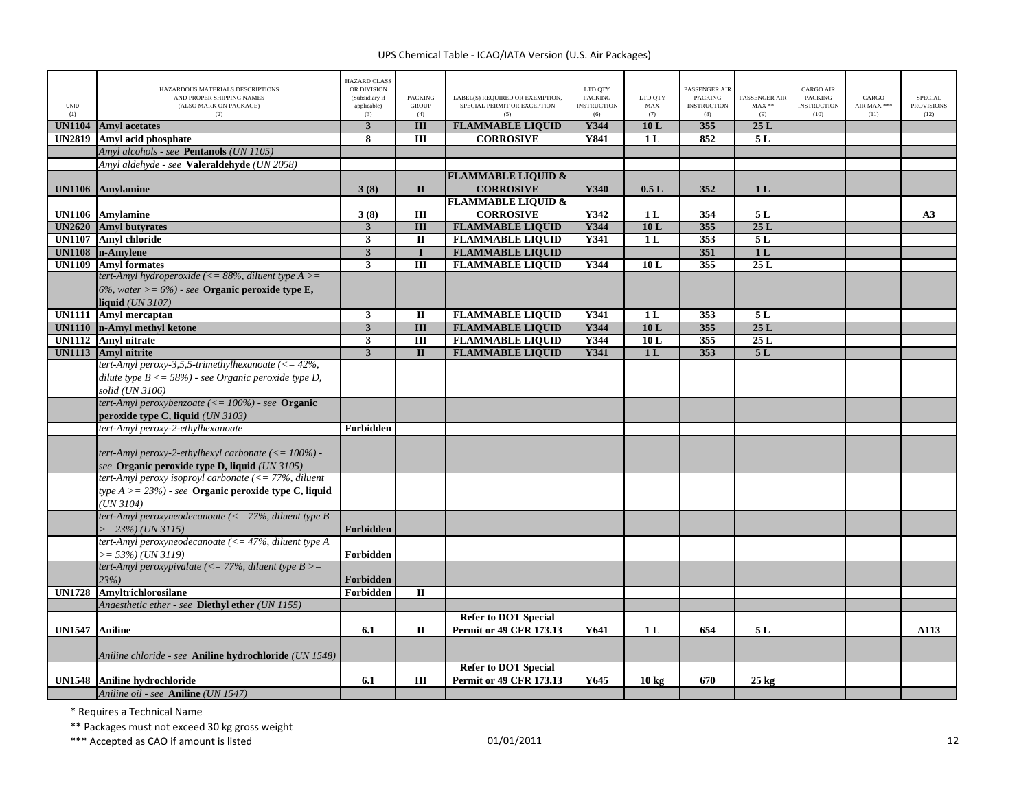UPS Chemical Table - ICAO/IATA Version (U.S. Air Packages)

| UNID (1) | HAZARDOUS MATERIALS DESCRIPTIONS AND PROPER SHIPPING NAMES (ALSO MARK ON PACKAGE) (2) | HAZARD CLASS OR DIVISION (Subsidiary if applicable) (3) | PACKING GROUP (4) | LABEL(S) REQUIRED OR EXEMPTION, SPECIAL PERMIT OR EXCEPTION (5) | LTD QTY PACKING INSTRUCTION (6) | LTD QTY MAX (7) | PASSENGER AIR PACKING INSTRUCTION (8) | PASSENGER AIR MAX ** (9) | CARGO AIR PACKING INSTRUCTION (10) | CARGO AIR MAX *** (11) | SPECIAL PROVISIONS (12) |
|---|---|---|---|---|---|---|---|---|---|---|---|
| **UN1104** | **Amyl acetates** | **3** | **III** | **FLAMMABLE LIQUID** | **Y344** | **10 L** | **355** | **25 L** | | | |
| **UN2819** | **Amyl acid phosphate** | **8** | **III** | **CORROSIVE** | **Y841** | **1 L** | **852** | **5 L** | | | |
| | *Amyl alcohols - see* **Pentanols** *(UN 1105)* | | | | | | | | | | |
| | *Amyl aldehyde - see* **Valeraldehyde** *(UN 2058)* | | | | | | | | | | |
| **UN1106** | **Amylamine** | **3 (8)** | **II** | **FLAMMABLE LIQUID & CORROSIVE** | **Y340** | **0.5 L** | **352** | **1 L** | | | |
| **UN1106** | **Amylamine** | **3 (8)** | **III** | **FLAMMABLE LIQUID & CORROSIVE** | **Y342** | **1 L** | **354** | **5 L** | | | **A3** |
| **UN2620** | **Amyl butyrates** | **3** | **III** | **FLAMMABLE LIQUID** | **Y344** | **10 L** | **355** | **25 L** | | | |
| **UN1107** | **Amyl chloride** | **3** | **II** | **FLAMMABLE LIQUID** | **Y341** | **1 L** | **353** | **5 L** | | | |
| **UN1108** | **n-Amylene** | **3** | **I** | **FLAMMABLE LIQUID** | | | **351** | **1 L** | | | |
| **UN1109** | **Amyl formates** | **3** | **III** | **FLAMMABLE LIQUID** | **Y344** | **10 L** | **355** | **25 L** | | | |
| | *tert-Amyl hydroperoxide (<= 88%, diluent type A >= 6%, water >= 6%) - see* **Organic peroxide type E, liquid** *(UN 3107)* | | | | | | | | | | |
| **UN1111** | **Amyl mercaptan** | **3** | **II** | **FLAMMABLE LIQUID** | **Y341** | **1 L** | **353** | **5 L** | | | |
| **UN1110** | **n-Amyl methyl ketone** | **3** | **III** | **FLAMMABLE LIQUID** | **Y344** | **10 L** | **355** | **25 L** | | | |
| **UN1112** | **Amyl nitrate** | **3** | **III** | **FLAMMABLE LIQUID** | **Y344** | **10 L** | **355** | **25 L** | | | |
| **UN1113** | **Amyl nitrite** | **3** | **II** | **FLAMMABLE LIQUID** | **Y341** | **1 L** | **353** | **5 L** | | | |
| | *tert-Amyl peroxy-3,5,5-trimethylhexanoate (<= 42%, dilute type B <= 58%) - see Organic peroxide type D, solid (UN 3106)* | | | | | | | | | | |
| | *tert-Amyl peroxybenzoate (<= 100%) - see* **Organic peroxide type C, liquid** *(UN 3103)* | | | | | | | | | | |
| | *tert-Amyl peroxy-2-ethylhexanoate* | **Forbidden** | | | | | | | | | |
| | *tert-Amyl peroxy-2-ethylhexyl carbonate (<= 100%) - see* **Organic peroxide type D, liquid** *(UN 3105)* | | | | | | | | | | |
| | *tert-Amyl peroxy isoproyl carbonate (<= 77%, diluent type A >= 23%) - see* **Organic peroxide type C, liquid** *(UN 3104)* | | | | | | | | | | |
| | *tert-Amyl peroxyneodecanoate (<= 77%, diluent type B >= 23%) (UN 3115)* | **Forbidden** | | | | | | | | | |
| | *tert-Amyl peroxyneodecanoate (<= 47%, diluent type A >= 53%) (UN 3119)* | **Forbidden** | | | | | | | | | |
| | *tert-Amyl peroxypivalate (<= 77%, diluent type B >= 23%)* | **Forbidden** | | | | | | | | | |
| **UN1728** | **Amyltrichlorosilane** | **Forbidden** | **II** | | | | | | | | |
| | *Anaesthetic ether - see* **Diethyl ether** *(UN 1155)* | | | | | | | | | | |
| **UN1547** | **Aniline** | **6.1** | **II** | **Refer to DOT Special Permit or 49 CFR 173.13** | **Y641** | **1 L** | **654** | **5 L** | | | **A113** |
| | *Aniline chloride - see* **Aniline hydrochloride** *(UN 1548)* | | | | | | | | | | |
| **UN1548** | **Aniline hydrochloride** | **6.1** | **III** | **Refer to DOT Special Permit or 49 CFR 173.13** | **Y645** | **10 kg** | **670** | **25 kg** | | | |
| | *Aniline oil - see* **Aniline** *(UN 1547)* | | | | | | | | | | |

\* Requires a Technical Name

\*\* Packages must not exceed 30 kg gross weight

\*\*\* Accepted as CAO if amount is listed

01/01/2011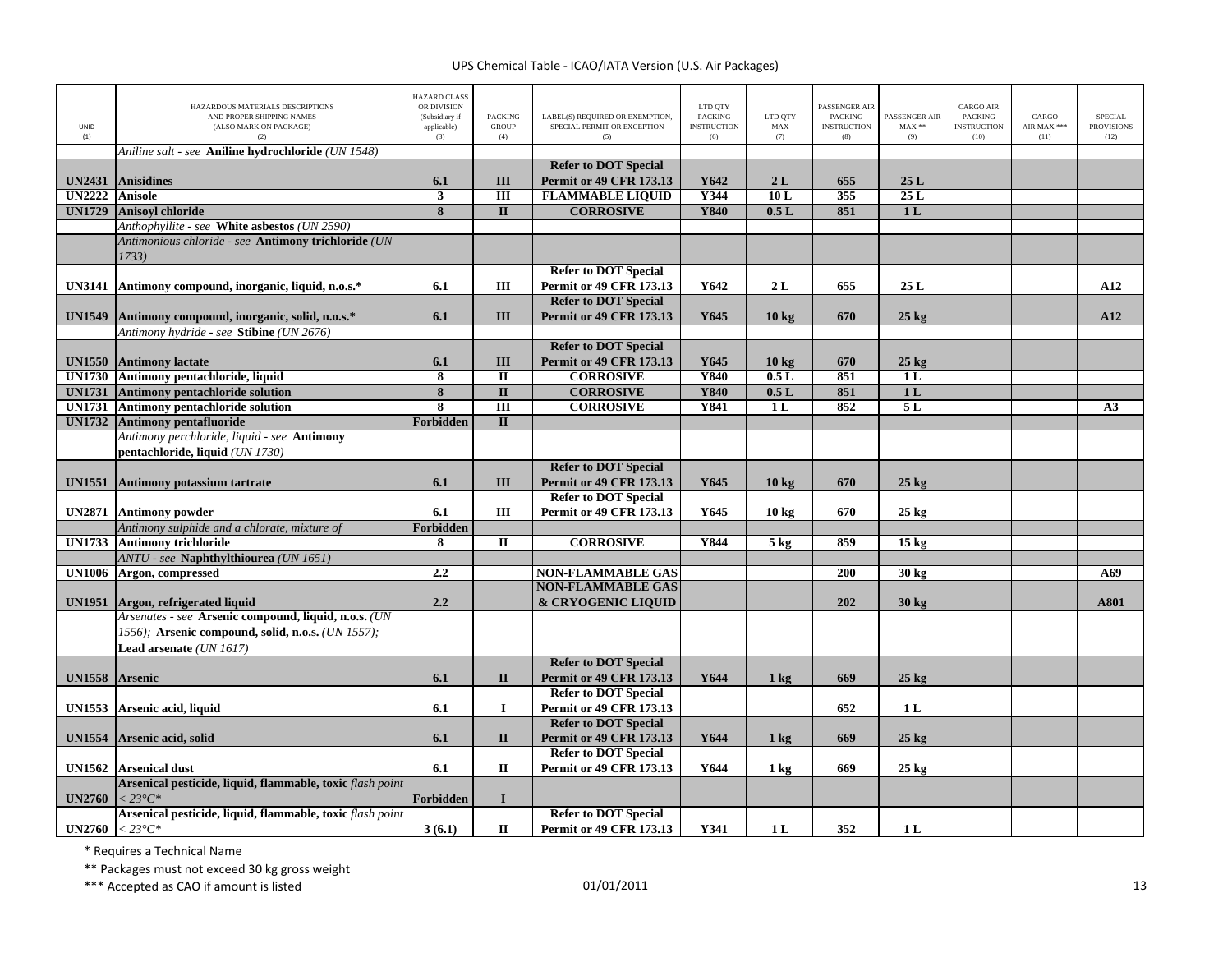| UNID (1) | HAZARDOUS MATERIALS DESCRIPTIONS AND PROPER SHIPPING NAMES (ALSO MARK ON PACKAGE) (2) | HAZARD CLASS OR DIVISION (Subsidiary if applicable) (3) | PACKING GROUP (4) | LABEL(S) REQUIRED OR EXEMPTION, SPECIAL PERMIT OR EXCEPTION (5) | LTD QTY PACKING INSTRUCTION (6) | LTD QTY MAX (7) | PASSENGER AIR PACKING INSTRUCTION (8) | PASSENGER AIR MAX ** (9) | CARGO AIR PACKING INSTRUCTION (10) | CARGO AIR MAX *** (11) | SPECIAL PROVISIONS (12) |
|---|---|---|---|---|---|---|---|---|---|---|---|
| | *Aniline salt - see* **Aniline hydrochloride** *(UN 1548)* | | | | | | | | | | |
| **UN2431** | **Anisidines** | **6.1** | **III** | **Refer to DOT Special Permit or 49 CFR 173.13** | **Y642** | **2 L** | **655** | **25 L** | | | |
| **UN2222** | **Anisole** | **3** | **III** | **FLAMMABLE LIQUID** | **Y344** | **10 L** | **355** | **25 L** | | | |
| **UN1729** | **Anisoyl chloride** | **8** | **II** | **CORROSIVE** | **Y840** | **0.5 L** | **851** | **1 L** | | | |
| | *Anthophyllite - see* **White asbestos** *(UN 2590)* | | | | | | | | | | |
| | *Antimonious chloride - see* **Antimony trichloride** *(UN 1733)* | | | | | | | | | | |
| **UN3141** | **Antimony compound, inorganic, liquid, n.o.s.*** | **6.1** | **III** | **Refer to DOT Special Permit or 49 CFR 173.13** | **Y642** | **2 L** | **655** | **25 L** | | | **A12** |
| **UN1549** | **Antimony compound, inorganic, solid, n.o.s.*** | **6.1** | **III** | **Refer to DOT Special Permit or 49 CFR 173.13** | **Y645** | **10 kg** | **670** | **25 kg** | | | **A12** |
| | *Antimony hydride - see* **Stibine** *(UN 2676)* | | | | | | | | | | |
| **UN1550** | **Antimony lactate** | **6.1** | **III** | **Refer to DOT Special Permit or 49 CFR 173.13** | **Y645** | **10 kg** | **670** | **25 kg** | | | |
| **UN1730** | **Antimony pentachloride, liquid** | **8** | **II** | **CORROSIVE** | **Y840** | **0.5 L** | **851** | **1 L** | | | |
| **UN1731** | **Antimony pentachloride solution** | **8** | **II** | **CORROSIVE** | **Y840** | **0.5 L** | **851** | **1 L** | | | |
| **UN1731** | **Antimony pentachloride solution** | **8** | **III** | **CORROSIVE** | **Y841** | **1 L** | **852** | **5 L** | | | **A3** |
| **UN1732** | **Antimony pentafluoride** | **Forbidden** | **II** | | | | | | | | |
| | *Antimony perchloride, liquid - see* **Antimony pentachloride, liquid** *(UN 1730)* | | | | | | | | | | |
| **UN1551** | **Antimony potassium tartrate** | **6.1** | **III** | **Refer to DOT Special Permit or 49 CFR 173.13** | **Y645** | **10 kg** | **670** | **25 kg** | | | |
| **UN2871** | **Antimony powder** | **6.1** | **III** | **Refer to DOT Special Permit or 49 CFR 173.13** | **Y645** | **10 kg** | **670** | **25 kg** | | | |
| | *Antimony sulphide and a chlorate, mixture of* | **Forbidden** | | | | | | | | | |
| **UN1733** | **Antimony trichloride** | **8** | **II** | **CORROSIVE** | **Y844** | **5 kg** | **859** | **15 kg** | | | |
| | *ANTU - see* **Naphthylthiourea** *(UN 1651)* | | | | | | | | | | |
| **UN1006** | **Argon, compressed** | **2.2** | | **NON-FLAMMABLE GAS** | | | **200** | **30 kg** | | | **A69** |
| **UN1951** | **Argon, refrigerated liquid** | **2.2** | | **NON-FLAMMABLE GAS & CRYOGENIC LIQUID** | | | **202** | **30 kg** | | | **A801** |
| | *Arsenates - see* **Arsenic compound, liquid, n.o.s.** *(UN 1556);* **Arsenic compound, solid, n.o.s.** *(UN 1557);* **Lead arsenate** *(UN 1617)* | | | | | | | | | | |
| **UN1558** | **Arsenic** | **6.1** | **II** | **Refer to DOT Special Permit or 49 CFR 173.13** | **Y644** | **1 kg** | **669** | **25 kg** | | | |
| **UN1553** | **Arsenic acid, liquid** | **6.1** | **I** | **Refer to DOT Special Permit or 49 CFR 173.13** | | | **652** | **1 L** | | | |
| **UN1554** | **Arsenic acid, solid** | **6.1** | **II** | **Refer to DOT Special Permit or 49 CFR 173.13** | **Y644** | **1 kg** | **669** | **25 kg** | | | |
| **UN1562** | **Arsenical dust** | **6.1** | **II** | **Refer to DOT Special Permit or 49 CFR 173.13** | **Y644** | **1 kg** | **669** | **25 kg** | | | |
| **UN2760** | **Arsenical pesticide, liquid, flammable, toxic** *flash point < 23°C** | **Forbidden** | **I** | | | | | | | | |
| **UN2760** | **Arsenical pesticide, liquid, flammable, toxic** *flash point < 23°C** | **3 (6.1)** | **II** | **Refer to DOT Special Permit or 49 CFR 173.13** | **Y341** | **1 L** | **352** | **1 L** | | | |

\* Requires a Technical Name

\** Packages must not exceed 30 kg gross weight

\*** Accepted as CAO if amount is listed

01/01/2011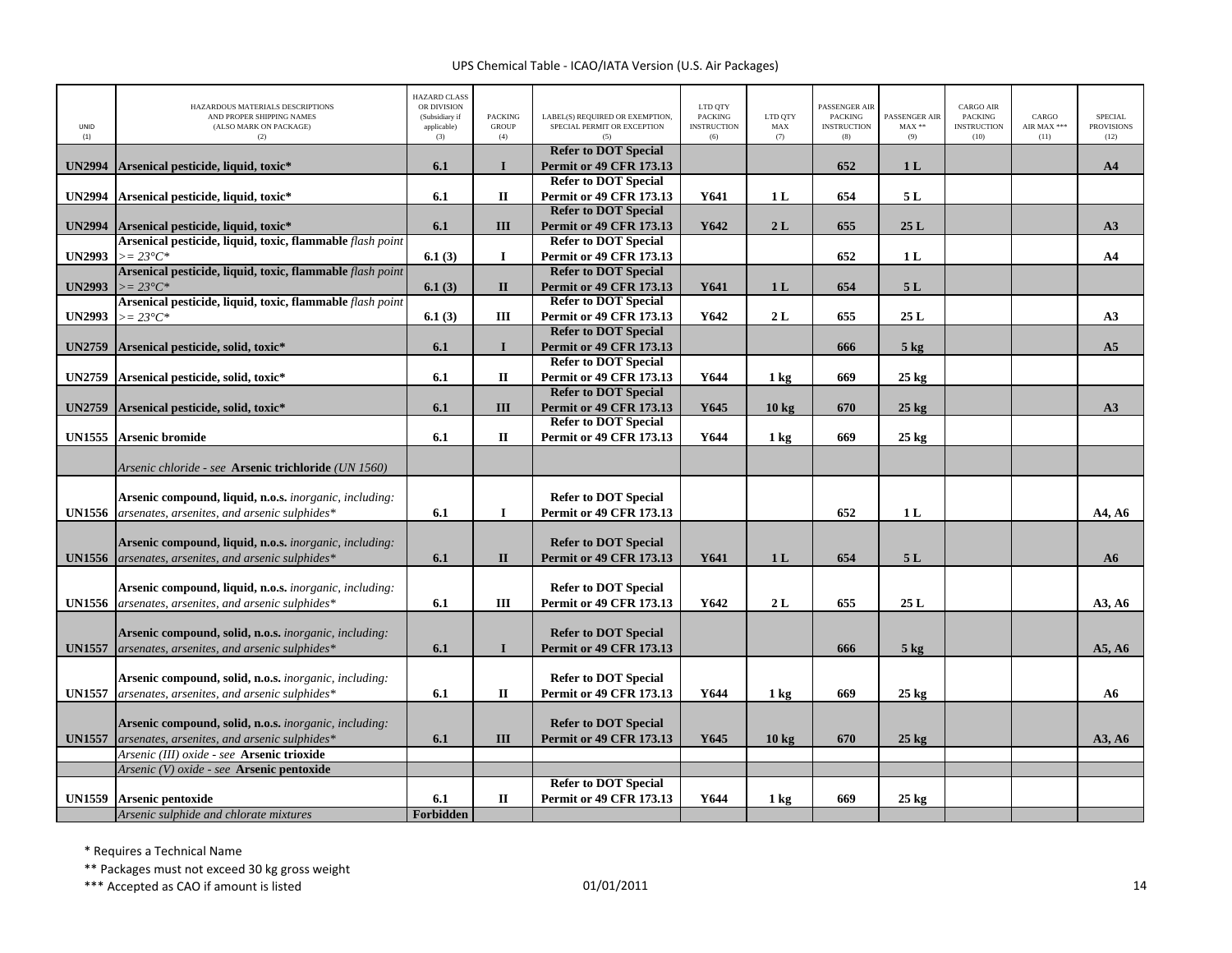# UPS Chemical Table - ICAO/IATA Version (U.S. Air Packages)

| UNID (1) | HAZARDOUS MATERIALS DESCRIPTIONS AND PROPER SHIPPING NAMES (ALSO MARK ON PACKAGE) (2) | HAZARD CLASS OR DIVISION (Subsidiary if applicable) (3) | PACKING GROUP (4) | LABEL(S) REQUIRED OR EXEMPTION, SPECIAL PERMIT OR EXCEPTION (5) | LTD QTY PACKING INSTRUCTION (6) | LTD QTY MAX (7) | PASSENGER AIR PACKING INSTRUCTION (8) | PASSENGER AIR MAX ** (9) | CARGO AIR PACKING INSTRUCTION (10) | CARGO AIR MAX *** (11) | SPECIAL PROVISIONS (12) |
|---|---|---|---|---|---|---|---|---|---|---|---|
| **UN2994** | **Arsenical pesticide, liquid, toxic*** | **6.1** | **I** | **Refer to DOT Special Permit or 49 CFR 173.13** | | | **652** | **1 L** | | | **A4** |
| **UN2994** | **Arsenical pesticide, liquid, toxic*** | **6.1** | **II** | **Refer to DOT Special Permit or 49 CFR 173.13** | **Y641** | **1 L** | **654** | **5 L** | | | |
| **UN2994** | **Arsenical pesticide, liquid, toxic*** | **6.1** | **III** | **Refer to DOT Special Permit or 49 CFR 173.13** | **Y642** | **2 L** | **655** | **25 L** | | | **A3** |
| **UN2993** | **Arsenical pesticide, liquid, toxic, flammable** *flash point >= 23°C** | **6.1 (3)** | **I** | **Refer to DOT Special Permit or 49 CFR 173.13** | | | **652** | **1 L** | | | **A4** |
| **UN2993** | **Arsenical pesticide, liquid, toxic, flammable** *flash point >= 23°C** | **6.1 (3)** | **II** | **Refer to DOT Special Permit or 49 CFR 173.13** | **Y641** | **1 L** | **654** | **5 L** | | | |
| **UN2993** | **Arsenical pesticide, liquid, toxic, flammable** *flash point >= 23°C** | **6.1 (3)** | **III** | **Refer to DOT Special Permit or 49 CFR 173.13** | **Y642** | **2 L** | **655** | **25 L** | | | **A3** |
| **UN2759** | **Arsenical pesticide, solid, toxic*** | **6.1** | **I** | **Refer to DOT Special Permit or 49 CFR 173.13** | | | **666** | **5 kg** | | | **A5** |
| **UN2759** | **Arsenical pesticide, solid, toxic*** | **6.1** | **II** | **Refer to DOT Special Permit or 49 CFR 173.13** | **Y644** | **1 kg** | **669** | **25 kg** | | | |
| **UN2759** | **Arsenical pesticide, solid, toxic*** | **6.1** | **III** | **Refer to DOT Special Permit or 49 CFR 173.13** | **Y645** | **10 kg** | **670** | **25 kg** | | | **A3** |
| **UN1555** | **Arsenic bromide** | **6.1** | **II** | **Refer to DOT Special Permit or 49 CFR 173.13** | **Y644** | **1 kg** | **669** | **25 kg** | | | |
| | *Arsenic chloride - see* **Arsenic trichloride** *(UN 1560)* | | | | | | | | | | |
| **UN1556** | **Arsenic compound, liquid, n.o.s.** *inorganic, including: arsenates, arsenites, and arsenic sulphides** | **6.1** | **I** | **Refer to DOT Special Permit or 49 CFR 173.13** | | | **652** | **1 L** | | | **A4, A6** |
| **UN1556** | **Arsenic compound, liquid, n.o.s.** *inorganic, including: arsenates, arsenites, and arsenic sulphides** | **6.1** | **II** | **Refer to DOT Special Permit or 49 CFR 173.13** | **Y641** | **1 L** | **654** | **5 L** | | | **A6** |
| **UN1556** | **Arsenic compound, liquid, n.o.s.** *inorganic, including: arsenates, arsenites, and arsenic sulphides** | **6.1** | **III** | **Refer to DOT Special Permit or 49 CFR 173.13** | **Y642** | **2 L** | **655** | **25 L** | | | **A3, A6** |
| **UN1557** | **Arsenic compound, solid, n.o.s.** *inorganic, including: arsenates, arsenites, and arsenic sulphides** | **6.1** | **I** | **Refer to DOT Special Permit or 49 CFR 173.13** | | | **666** | **5 kg** | | | **A5, A6** |
| **UN1557** | **Arsenic compound, solid, n.o.s.** *inorganic, including: arsenates, arsenites, and arsenic sulphides** | **6.1** | **II** | **Refer to DOT Special Permit or 49 CFR 173.13** | **Y644** | **1 kg** | **669** | **25 kg** | | | **A6** |
| **UN1557** | **Arsenic compound, solid, n.o.s.** *inorganic, including: arsenates, arsenites, and arsenic sulphides** | **6.1** | **III** | **Refer to DOT Special Permit or 49 CFR 173.13** | **Y645** | **10 kg** | **670** | **25 kg** | | | **A3, A6** |
| | *Arsenic (III) oxide - see* **Arsenic trioxide** | | | | | | | | | | |
| | *Arsenic (V) oxide - see* **Arsenic pentoxide** | | | | | | | | | | |
| **UN1559** | **Arsenic pentoxide** | **6.1** | **II** | **Refer to DOT Special Permit or 49 CFR 173.13** | **Y644** | **1 kg** | **669** | **25 kg** | | | |
| | *Arsenic sulphide and chlorate mixtures* | **Forbidden** | | | | | | | | | |

\* Requires a Technical Name

\*\* Packages must not exceed 30 kg gross weight

\*\*\* Accepted as CAO if amount is listed

01/01/2011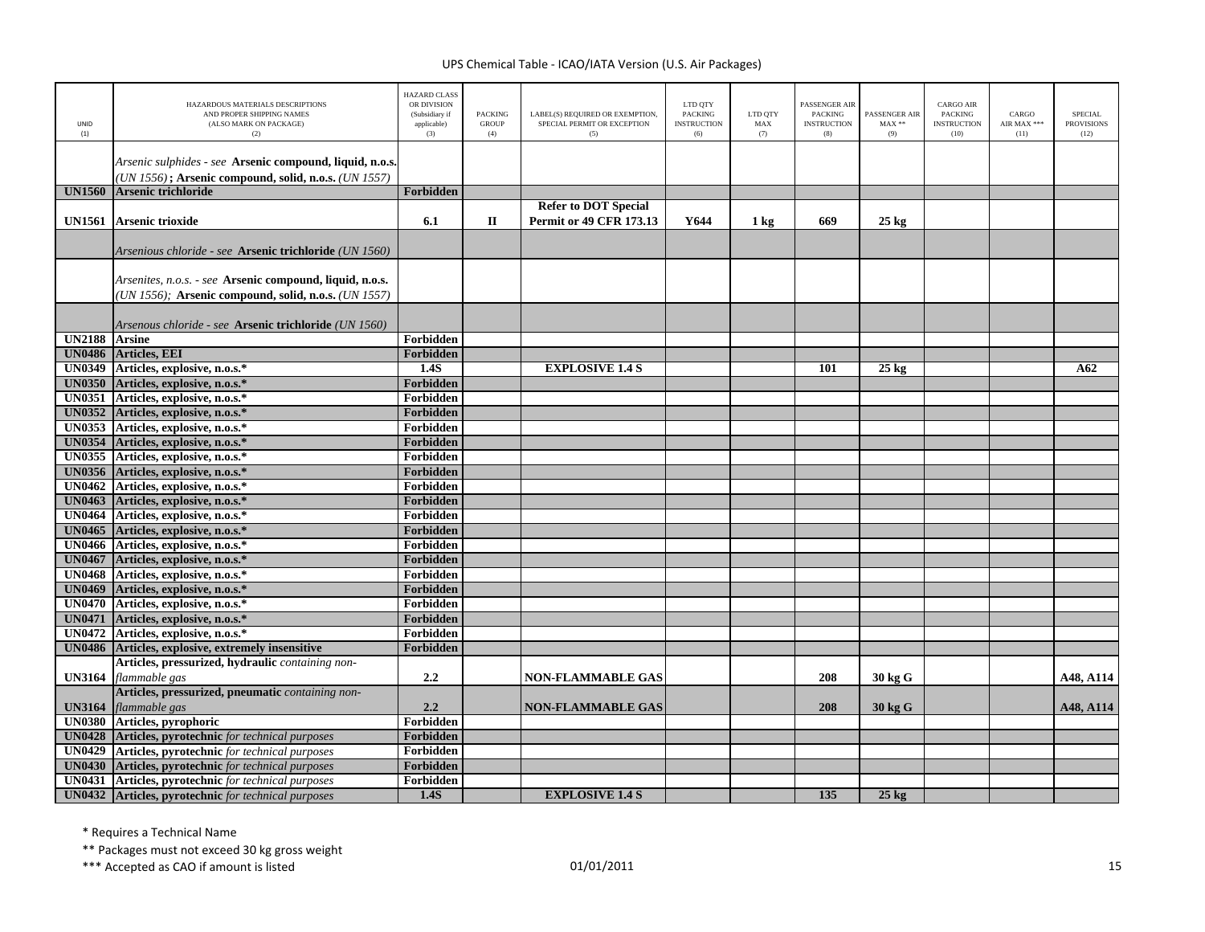| UNID (1) | HAZARDOUS MATERIALS DESCRIPTIONS AND PROPER SHIPPING NAMES (ALSO MARK ON PACKAGE) (2) | HAZARD CLASS OR DIVISION (Subsidiary if applicable) (3) | PACKING GROUP (4) | LABEL(S) REQUIRED OR EXEMPTION, SPECIAL PERMIT OR EXCEPTION (5) | LTD QTY PACKING INSTRUCTION (6) | LTD QTY MAX (7) | PASSENGER AIR PACKING INSTRUCTION (8) | PASSENGER AIR MAX ** (9) | CARGO AIR PACKING INSTRUCTION (10) | CARGO AIR MAX *** (11) | SPECIAL PROVISIONS (12) |
|---|---|---|---|---|---|---|---|---|---|---|---|
| | *Arsenic sulphides - see* **Arsenic compound, liquid, n.o.s.** *(UN 1556)* **; Arsenic compound, solid, n.o.s.** *(UN 1557)* | | | | | | | | | | |
| **UN1560** | **Arsenic trichloride** | **Forbidden** | | | | | | | | | |
| **UN1561** | **Arsenic trioxide** | **6.1** | **II** | **Refer to DOT Special Permit or 49 CFR 173.13** | **Y644** | **1 kg** | **669** | **25 kg** | | | |
| | *Arsenious chloride - see* **Arsenic trichloride** *(UN 1560)* | | | | | | | | | | |
| | *Arsenites, n.o.s. - see* **Arsenic compound, liquid, n.o.s.** *(UN 1556);* **Arsenic compound, solid, n.o.s.** *(UN 1557)* | | | | | | | | | | |
| | *Arsenous chloride - see* **Arsenic trichloride** *(UN 1560)* | | | | | | | | | | |
| **UN2188** | **Arsine** | **Forbidden** | | | | | | | | | |
| **UN0486** | **Articles, EEI** | **Forbidden** | | | | | | | | | |
| **UN0349** | **Articles, explosive, n.o.s.*** | **1.4S** | | **EXPLOSIVE 1.4 S** | | | **101** | **25 kg** | | | **A62** |
| **UN0350** | **Articles, explosive, n.o.s.*** | **Forbidden** | | | | | | | | | |
| **UN0351** | **Articles, explosive, n.o.s.*** | **Forbidden** | | | | | | | | | |
| **UN0352** | **Articles, explosive, n.o.s.*** | **Forbidden** | | | | | | | | | |
| **UN0353** | **Articles, explosive, n.o.s.*** | **Forbidden** | | | | | | | | | |
| **UN0354** | **Articles, explosive, n.o.s.*** | **Forbidden** | | | | | | | | | |
| **UN0355** | **Articles, explosive, n.o.s.*** | **Forbidden** | | | | | | | | | |
| **UN0356** | **Articles, explosive, n.o.s.*** | **Forbidden** | | | | | | | | | |
| **UN0462** | **Articles, explosive, n.o.s.*** | **Forbidden** | | | | | | | | | |
| **UN0463** | **Articles, explosive, n.o.s.*** | **Forbidden** | | | | | | | | | |
| **UN0464** | **Articles, explosive, n.o.s.*** | **Forbidden** | | | | | | | | | |
| **UN0465** | **Articles, explosive, n.o.s.*** | **Forbidden** | | | | | | | | | |
| **UN0466** | **Articles, explosive, n.o.s.*** | **Forbidden** | | | | | | | | | |
| **UN0467** | **Articles, explosive, n.o.s.*** | **Forbidden** | | | | | | | | | |
| **UN0468** | **Articles, explosive, n.o.s.*** | **Forbidden** | | | | | | | | | |
| **UN0469** | **Articles, explosive, n.o.s.*** | **Forbidden** | | | | | | | | | |
| **UN0470** | **Articles, explosive, n.o.s.*** | **Forbidden** | | | | | | | | | |
| **UN0471** | **Articles, explosive, n.o.s.*** | **Forbidden** | | | | | | | | | |
| **UN0472** | **Articles, explosive, n.o.s.*** | **Forbidden** | | | | | | | | | |
| **UN0486** | **Articles, explosive, extremely insensitive** | **Forbidden** | | | | | | | | | |
| **UN3164** | **Articles, pressurized, hydraulic** *containing non-flammable gas* | **2.2** | | **NON-FLAMMABLE GAS** | | | **208** | **30 kg G** | | | **A48, A114** |
| **UN3164** | **Articles, pressurized, pneumatic** *containing non-flammable gas* | **2.2** | | **NON-FLAMMABLE GAS** | | | **208** | **30 kg G** | | | **A48, A114** |
| **UN0380** | **Articles, pyrophoric** | **Forbidden** | | | | | | | | | |
| **UN0428** | **Articles, pyrotechnic** *for technical purposes* | **Forbidden** | | | | | | | | | |
| **UN0429** | **Articles, pyrotechnic** *for technical purposes* | **Forbidden** | | | | | | | | | |
| **UN0430** | **Articles, pyrotechnic** *for technical purposes* | **Forbidden** | | | | | | | | | |
| **UN0431** | **Articles, pyrotechnic** *for technical purposes* | **Forbidden** | | | | | | | | | |
| **UN0432** | **Articles, pyrotechnic** *for technical purposes* | **1.4S** | | **EXPLOSIVE 1.4 S** | | | **135** | **25 kg** | | | |

\* Requires a Technical Name

\*\* Packages must not exceed 30 kg gross weight

\*\*\* Accepted as CAO if amount is listed

01/01/2011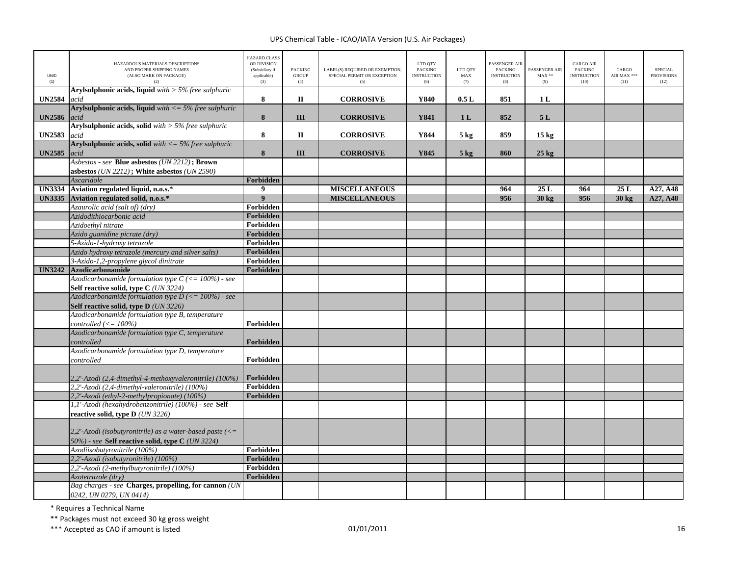| UNID (1) | HAZARDOUS MATERIALS DESCRIPTIONS AND PROPER SHIPPING NAMES (ALSO MARK ON PACKAGE) (2) | HAZARD CLASS OR DIVISION (Subsidiary if applicable) (3) | PACKING GROUP (4) | LABEL(S) REQUIRED OR EXEMPTION, SPECIAL PERMIT OR EXCEPTION (5) | LTD QTY PACKING INSTRUCTION (6) | LTD QTY MAX (7) | PASSENGER AIR PACKING INSTRUCTION (8) | PASSENGER AIR MAX ** (9) | CARGO AIR PACKING INSTRUCTION (10) | CARGO AIR MAX *** (11) | SPECIAL PROVISIONS (12) |
|---|---|---|---|---|---|---|---|---|---|---|---|
| **UN2584** | **Arylsulphonic acids, liquid** *with > 5% free sulphuric acid* | **8** | **II** | **CORROSIVE** | **Y840** | **0.5 L** | **851** | **1 L** | | | |
| **UN2586** | **Arylsulphonic acids, liquid** *with <= 5% free sulphuric acid* | **8** | **III** | **CORROSIVE** | **Y841** | **1 L** | **852** | **5 L** | | | |
| **UN2583** | **Arylsulphonic acids, solid** *with > 5% free sulphuric acid* | **8** | **II** | **CORROSIVE** | **Y844** | **5 kg** | **859** | **15 kg** | | | |
| **UN2585** | **Arylsulphonic acids, solid** *with <= 5% free sulphuric acid* | **8** | **III** | **CORROSIVE** | **Y845** | **5 kg** | **860** | **25 kg** | | | |
| | *Asbestos - see* **Blue asbestos** *(UN 2212)* **; Brown asbestos** *(UN 2212)* **; White asbestos** *(UN 2590)* | | | | | | | | | | |
| | *Ascaridole* | **Forbidden** | | | | | | | | | |
| **UN3334** | **Aviation regulated liquid, n.o.s.*** | **9** | | **MISCELLANEOUS** | | | **964** | **25 L** | **964** | **25 L** | **A27, A48** |
| **UN3335** | **Aviation regulated solid, n.o.s.*** | **9** | | **MISCELLANEOUS** | | | **956** | **30 kg** | **956** | **30 kg** | **A27, A48** |
| | *Azaurolic acid (salt of) (dry)* | **Forbidden** | | | | | | | | | |
| | *Azidodithiocarbonic acid* | **Forbidden** | | | | | | | | | |
| | *Azidoethyl nitrate* | **Forbidden** | | | | | | | | | |
| | *Azido guanidine picrate (dry)* | **Forbidden** | | | | | | | | | |
| | *5-Azido-1-hydroxy tetrazole* | **Forbidden** | | | | | | | | | |
| | *Azido hydroxy tetrazole (mercury and silver salts)* | **Forbidden** | | | | | | | | | |
| | *3-Azido-1,2-propylene glycol dinitrate* | **Forbidden** | | | | | | | | | |
| **UN3242** | **Azodicarbonamide** | **Forbidden** | | | | | | | | | |
| | *Azodicarbonamide formulation type C (<= 100%) - see* **Self reactive solid, type C** *(UN 3224)* | | | | | | | | | | |
| | *Azodicarbonamide formulation type D (<= 100%) - see* **Self reactive solid, type D** *(UN 3226)* | | | | | | | | | | |
| | *Azodicarbonamide formulation type B, temperature controlled (<= 100%)* | **Forbidden** | | | | | | | | | |
| | *Azodicarbonamide formulation type C, temperature controlled* | **Forbidden** | | | | | | | | | |
| | *Azodicarbonamide formulation type D, temperature controlled* | **Forbidden** | | | | | | | | | |
| | *2,2'-Azodi (2,4-dimethyl-4-methoxyvaleronitrile) (100%)* | **Forbidden** | | | | | | | | | |
| | *2,2'-Azodi (2,4-dimethyl-valeronitrile) (100%)* | **Forbidden** | | | | | | | | | |
| | *2,2'-Azodi (ethyl-2-methylpropionate) (100%)* | **Forbidden** | | | | | | | | | |
| | *1,1'-Azodi (hexahydrobenzonitrile) (100%) - see* **Self reactive solid, type D** *(UN 3226)* | | | | | | | | | | |
| | *2,2'-Azodi (isobutyronitrile) as a water-based paste (<= 50%) - see* **Self reactive solid, type C** *(UN 3224)* | | | | | | | | | | |
| | *Azodiisobutyronitrile (100%)* | **Forbidden** | | | | | | | | | |
| | *2,2'-Azodi (isobutyronitrile) (100%)* | **Forbidden** | | | | | | | | | |
| | *2,2'-Azodi (2-methylbutyronitrile) (100%)* | **Forbidden** | | | | | | | | | |
| | *Azotetrazole (dry)* | **Forbidden** | | | | | | | | | |
| | *Bag charges - see* **Charges, propelling, for cannon** *(UN 0242, UN 0279, UN 0414)* | | | | | | | | | | |

\* Requires a Technical Name

\*\* Packages must not exceed 30 kg gross weight

\*\*\* Accepted as CAO if amount is listed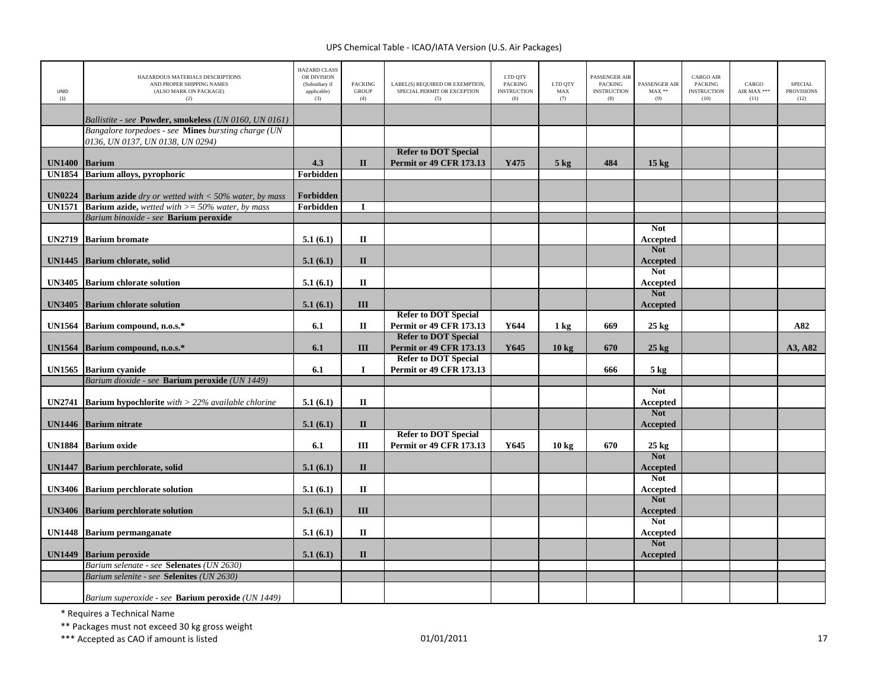| UNID (1) | HAZARDOUS MATERIALS DESCRIPTIONS AND PROPER SHIPPING NAMES (ALSO MARK ON PACKAGE) (2) | HAZARD CLASS OR DIVISION (Subsidiary if applicable) (3) | PACKING GROUP (4) | LABEL(S) REQUIRED OR EXEMPTION, SPECIAL PERMIT OR EXCEPTION (5) | LTD QTY PACKING INSTRUCTION (6) | LTD QTY MAX (7) | PASSENGER AIR PACKING INSTRUCTION (8) | PASSENGER AIR MAX ** (9) | CARGO AIR PACKING INSTRUCTION (10) | CARGO AIR MAX *** (11) | SPECIAL PROVISIONS (12) |
|---|---|---|---|---|---|---|---|---|---|---|---|
| | *Ballistite - see* **Powder, smokeless** *(UN 0160, UN 0161)* | | | | | | | | | | |
| | *Bangalore torpedoes - see* **Mines** *bursting charge (UN 0136, UN 0137, UN 0138, UN 0294)* | | | | | | | | | | |
| **UN1400** | **Barium** | **4.3** | **II** | **Refer to DOT Special Permit or 49 CFR 173.13** | **Y475** | **5 kg** | **484** | **15 kg** | | | |
| **UN1854** | **Barium alloys, pyrophoric** | **Forbidden** | | | | | | | | | |
| **UN0224** | **Barium azide** *dry or wetted with < 50% water, by mass* | **Forbidden** | | | | | | | | | |
| **UN1571** | **Barium azide,** *wetted with >= 50% water, by mass* | **Forbidden** | **I** | | | | | | | | |
| | *Barium binoxide - see* **Barium peroxide** | | | | | | | | | | |
| **UN2719** | **Barium bromate** | **5.1 (6.1)** | **II** | | | | | **Not Accepted** | | | |
| **UN1445** | **Barium chlorate, solid** | **5.1 (6.1)** | **II** | | | | | **Not Accepted** | | | |
| **UN3405** | **Barium chlorate solution** | **5.1 (6.1)** | **II** | | | | | **Not Accepted** | | | |
| **UN3405** | **Barium chlorate solution** | **5.1 (6.1)** | **III** | | | | | **Not Accepted** | | | |
| **UN1564** | **Barium compound, n.o.s.*** | **6.1** | **II** | **Refer to DOT Special Permit or 49 CFR 173.13** | **Y644** | **1 kg** | **669** | **25 kg** | | | **A82** |
| **UN1564** | **Barium compound, n.o.s.*** | **6.1** | **III** | **Refer to DOT Special Permit or 49 CFR 173.13** | **Y645** | **10 kg** | **670** | **25 kg** | | | **A3, A82** |
| **UN1565** | **Barium cyanide** | **6.1** | **I** | **Refer to DOT Special Permit or 49 CFR 173.13** | | | **666** | **5 kg** | | | |
| | *Barium dioxide - see* **Barium peroxide** *(UN 1449)* | | | | | | | | | | |
| **UN2741** | **Barium hypochlorite** *with > 22% available chlorine* | **5.1 (6.1)** | **II** | | | | | **Not Accepted** | | | |
| **UN1446** | **Barium nitrate** | **5.1 (6.1)** | **II** | | | | | **Not Accepted** | | | |
| **UN1884** | **Barium oxide** | **6.1** | **III** | **Refer to DOT Special Permit or 49 CFR 173.13** | **Y645** | **10 kg** | **670** | **25 kg** | | | |
| **UN1447** | **Barium perchlorate, solid** | **5.1 (6.1)** | **II** | | | | | **Not Accepted** | | | |
| **UN3406** | **Barium perchlorate solution** | **5.1 (6.1)** | **II** | | | | | **Not Accepted** | | | |
| **UN3406** | **Barium perchlorate solution** | **5.1 (6.1)** | **III** | | | | | **Not Accepted** | | | |
| **UN1448** | **Barium permanganate** | **5.1 (6.1)** | **II** | | | | | **Not Accepted** | | | |
| **UN1449** | **Barium peroxide** | **5.1 (6.1)** | **II** | | | | | **Not Accepted** | | | |
| | *Barium selenate - see* **Selenates** *(UN 2630)* | | | | | | | | | | |
| | *Barium selenite - see* **Selenites** *(UN 2630)* | | | | | | | | | | |
| | *Barium superoxide - see* **Barium peroxide** *(UN 1449)* | | | | | | | | | | |

\* Requires a Technical Name

\** Packages must not exceed 30 kg gross weight

\*** Accepted as CAO if amount is listed

01/01/2011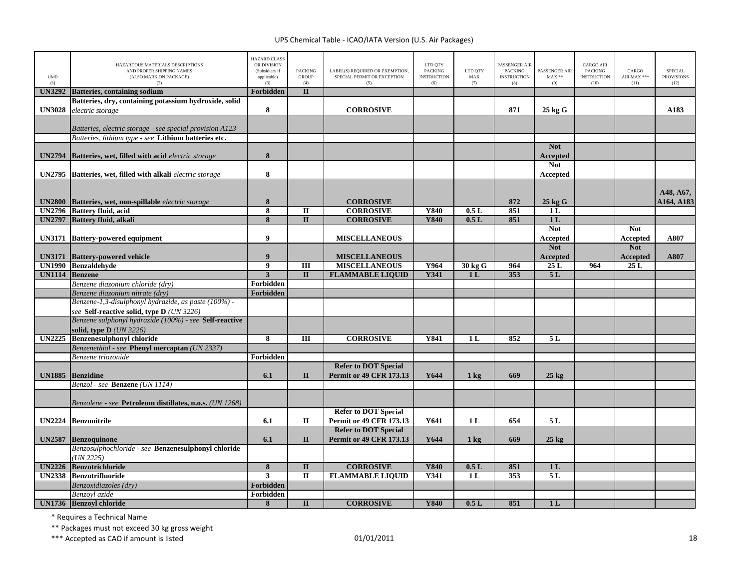| UNID (1) | HAZARDOUS MATERIALS DESCRIPTIONS AND PROPER SHIPPING NAMES (ALSO MARK ON PACKAGE) (2) | HAZARD CLASS OR DIVISION (Subsidiary if applicable) (3) | PACKING GROUP (4) | LABEL(S) REQUIRED OR EXEMPTION, SPECIAL PERMIT OR EXCEPTION (5) | LTD QTY PACKING INSTRUCTION (6) | LTD QTY MAX (7) | PASSENGER AIR PACKING INSTRUCTION (8) | PASSENGER AIR MAX ** (9) | CARGO AIR PACKING INSTRUCTION (10) | CARGO AIR MAX *** (11) | SPECIAL PROVISIONS (12) |
|---|---|---|---|---|---|---|---|---|---|---|---|
| **UN3292** | **Batteries, containing sodium** | **Forbidden** | **II** | | | | | | | | |
| **UN3028** | **Batteries, dry, containing potassium hydroxide, solid** *electric storage* | **8** | | **CORROSIVE** | | | **871** | **25 kg G** | | | **A183** |
| | *Batteries, electric storage - see special provision A123* | | | | | | | | | | |
| | *Batteries, lithium type - see* **Lithium batteries etc.** | | | | | | | | | | |
| **UN2794** | **Batteries, wet, filled with acid** *electric storage* | **8** | | | | | | **Not Accepted** | | | |
| **UN2795** | **Batteries, wet, filled with alkali** *electric storage* | **8** | | | | | | **Not Accepted** | | | |
| **UN2800** | **Batteries, wet, non-spillable** *electric storage* | **8** | | **CORROSIVE** | | | **872** | **25 kg G** | | | **A48, A67, A164, A183** |
| **UN2796** | **Battery fluid, acid** | **8** | **II** | **CORROSIVE** | **Y840** | **0.5 L** | **851** | **1 L** | | | |
| **UN2797** | **Battery fluid, alkali** | **8** | **II** | **CORROSIVE** | **Y840** | **0.5 L** | **851** | **1 L** | | | |
| **UN3171** | **Battery-powered equipment** | **9** | | **MISCELLANEOUS** | | | | **Not Accepted** | | **Not Accepted** | **A807** |
| **UN3171** | **Battery-powered vehicle** | **9** | | **MISCELLANEOUS** | | | | **Not Accepted** | | **Not Accepted** | **A807** |
| **UN1990** | **Benzaldehyde** | **9** | **III** | **MISCELLANEOUS** | **Y964** | **30 kg G** | **964** | **25 L** | **964** | **25 L** | |
| **UN1114** | **Benzene** | **3** | **II** | **FLAMMABLE LIQUID** | **Y341** | **1 L** | **353** | **5 L** | | | |
| | *Benzene diazonium chloride (dry)* | **Forbidden** | | | | | | | | | |
| | *Benzene diazonium nitrate (dry)* | **Forbidden** | | | | | | | | | |
| | *Benzene-1,3-disulphonyl hydrazide, as paste (100%) - see* **Self-reactive solid, type D** *(UN 3226)* | | | | | | | | | | |
| | *Benzene sulphonyl hydrazide (100%) - see* **Self-reactive solid, type D** *(UN 3226)* | | | | | | | | | | |
| **UN2225** | **Benzenesulphonyl chloride** | **8** | **III** | **CORROSIVE** | **Y841** | **1 L** | **852** | **5 L** | | | |
| | *Benzenethiol - see* **Phenyl mercaptan** *(UN 2337)* | | | | | | | | | | |
| | *Benzene triozonide* | **Forbidden** | | | | | | | | | |
| **UN1885** | **Benzidine** | **6.1** | **II** | **Refer to DOT Special Permit or 49 CFR 173.13** | **Y644** | **1 kg** | **669** | **25 kg** | | | |
| | *Benzol - see* **Benzene** *(UN 1114)* | | | | | | | | | | |
| | *Benzolene - see* **Petroleum distillates, n.o.s.** *(UN 1268)* | | | | | | | | | | |
| **UN2224** | **Benzonitrile** | **6.1** | **II** | **Refer to DOT Special Permit or 49 CFR 173.13** | **Y641** | **1 L** | **654** | **5 L** | | | |
| **UN2587** | **Benzoquinone** | **6.1** | **II** | **Refer to DOT Special Permit or 49 CFR 173.13** | **Y644** | **1 kg** | **669** | **25 kg** | | | |
| | *Benzosulphochloride - see* **Benzenesulphonyl chloride** *(UN 2225)* | | | | | | | | | | |
| **UN2226** | **Benzotrichloride** | **8** | **II** | **CORROSIVE** | **Y840** | **0.5 L** | **851** | **1 L** | | | |
| **UN2338** | **Benzotrifluoride** | **3** | **II** | **FLAMMABLE LIQUID** | **Y341** | **1 L** | **353** | **5 L** | | | |
| | *Benzoxidiazoles (dry)* | **Forbidden** | | | | | | | | | |
| | *Benzoyl azide* | **Forbidden** | | | | | | | | | |
| **UN1736** | **Benzoyl chloride** | **8** | **II** | **CORROSIVE** | **Y840** | **0.5 L** | **851** | **1 L** | | | |

* Requires a Technical Name

** Packages must not exceed 30 kg gross weight

*** Accepted as CAO if amount is listed

01/01/2011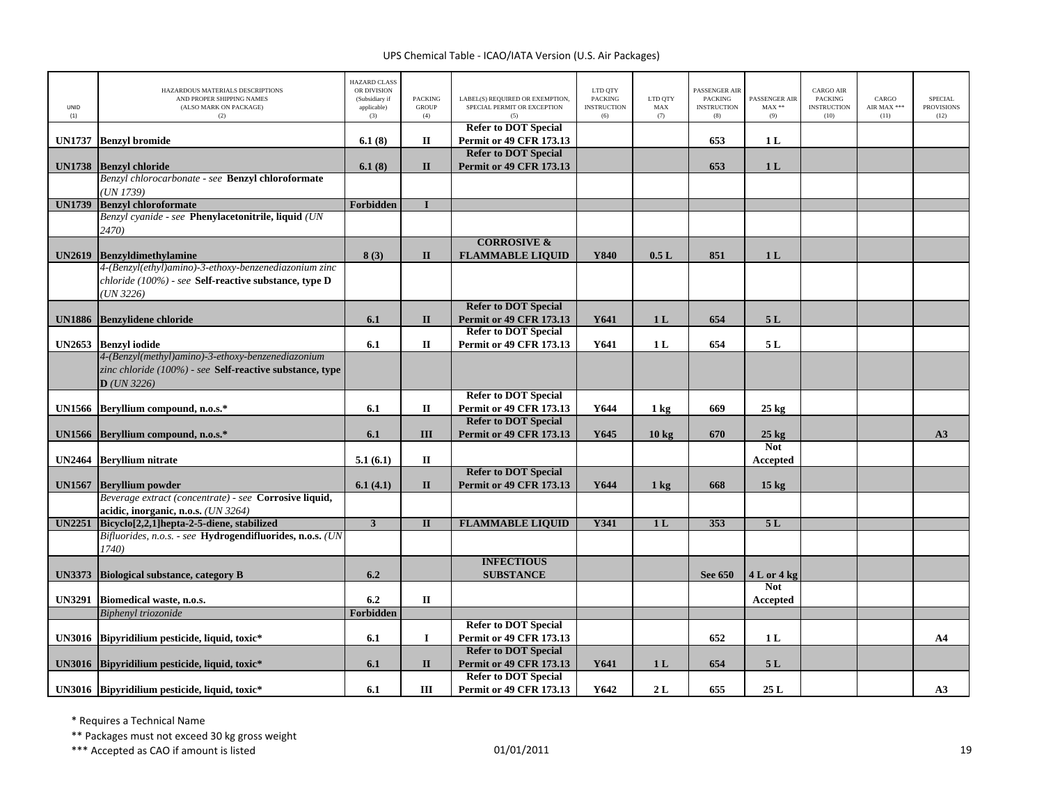| UNID (1) | HAZARDOUS MATERIALS DESCRIPTIONS AND PROPER SHIPPING NAMES (ALSO MARK ON PACKAGE) (2) | HAZARD CLASS OR DIVISION (Subsidiary if applicable) (3) | PACKING GROUP (4) | LABEL(S) REQUIRED OR EXEMPTION, SPECIAL PERMIT OR EXCEPTION (5) | LTD QTY PACKING INSTRUCTION (6) | LTD QTY MAX (7) | PASSENGER AIR PACKING INSTRUCTION (8) | PASSENGER AIR MAX ** (9) | CARGO AIR PACKING INSTRUCTION (10) | CARGO AIR MAX *** (11) | SPECIAL PROVISIONS (12) |
|---|---|---|---|---|---|---|---|---|---|---|---|
| **UN1737** | **Benzyl bromide** | **6.1 (8)** | **II** | **Refer to DOT Special Permit or 49 CFR 173.13** | | | **653** | **1 L** | | | |
| **UN1738** | **Benzyl chloride** | **6.1 (8)** | **II** | **Refer to DOT Special Permit or 49 CFR 173.13** | | | **653** | **1 L** | | | |
| | *Benzyl chlorocarbonate - see* **Benzyl chloroformate** *(UN 1739)* | | | | | | | | | | |
| **UN1739** | **Benzyl chloroformate** | **Forbidden** | **I** | | | | | | | | |
| | *Benzyl cyanide - see* **Phenylacetonitrile, liquid** *(UN 2470)* | | | | | | | | | | |
| **UN2619** | **Benzyldimethylamine** | **8 (3)** | **II** | **CORROSIVE & FLAMMABLE LIQUID** | **Y840** | **0.5 L** | **851** | **1 L** | | | |
| | *4-(Benzyl(ethyl)amino)-3-ethoxy-benzenediazonium zinc chloride (100%) - see* **Self-reactive substance, type D** *(UN 3226)* | | | | | | | | | | |
| **UN1886** | **Benzylidene chloride** | **6.1** | **II** | **Refer to DOT Special Permit or 49 CFR 173.13** | **Y641** | **1 L** | **654** | **5 L** | | | |
| **UN2653** | **Benzyl iodide** | **6.1** | **II** | **Refer to DOT Special Permit or 49 CFR 173.13** | **Y641** | **1 L** | **654** | **5 L** | | | |
| | *4-(Benzyl(methyl)amino)-3-ethoxy-benzenediazonium zinc chloride (100%) - see* **Self-reactive substance, type D** *(UN 3226)* | | | | | | | | | | |
| **UN1566** | **Beryllium compound, n.o.s.*** | **6.1** | **II** | **Refer to DOT Special Permit or 49 CFR 173.13** | **Y644** | **1 kg** | **669** | **25 kg** | | | |
| **UN1566** | **Beryllium compound, n.o.s.*** | **6.1** | **III** | **Refer to DOT Special Permit or 49 CFR 173.13** | **Y645** | **10 kg** | **670** | **25 kg** | | | **A3** |
| **UN2464** | **Beryllium nitrate** | **5.1 (6.1)** | **II** | | | | | **Not Accepted** | | | |
| **UN1567** | **Beryllium powder** | **6.1 (4.1)** | **II** | **Refer to DOT Special Permit or 49 CFR 173.13** | **Y644** | **1 kg** | **668** | **15 kg** | | | |
| | *Beverage extract (concentrate) - see* **Corrosive liquid, acidic, inorganic, n.o.s.** *(UN 3264)* | | | | | | | | | | |
| **UN2251** | **Bicyclo[2,2,1]hepta-2-5-diene, stabilized** | **3** | **II** | **FLAMMABLE LIQUID** | **Y341** | **1 L** | **353** | **5 L** | | | |
| | *Bifluorides, n.o.s. - see* **Hydrogendifluorides, n.o.s.** *(UN 1740)* | | | | | | | | | | |
| **UN3373** | **Biological substance, category B** | **6.2** | | **INFECTIOUS SUBSTANCE** | | | **See 650** | **4 L or 4 kg** | | | |
| **UN3291** | **Biomedical waste, n.o.s.** | **6.2** | **II** | | | | | **Not Accepted** | | | |
| | *Biphenyl triozonide* | **Forbidden** | | | | | | | | | |
| **UN3016** | **Bipyridilium pesticide, liquid, toxic*** | **6.1** | **I** | **Refer to DOT Special Permit or 49 CFR 173.13** | | | **652** | **1 L** | | | **A4** |
| **UN3016** | **Bipyridilium pesticide, liquid, toxic*** | **6.1** | **II** | **Refer to DOT Special Permit or 49 CFR 173.13** | **Y641** | **1 L** | **654** | **5 L** | | | |
| **UN3016** | **Bipyridilium pesticide, liquid, toxic*** | **6.1** | **III** | **Refer to DOT Special Permit or 49 CFR 173.13** | **Y642** | **2 L** | **655** | **25 L** | | | **A3** |

\* Requires a Technical Name

\** Packages must not exceed 30 kg gross weight

\*** Accepted as CAO if amount is listed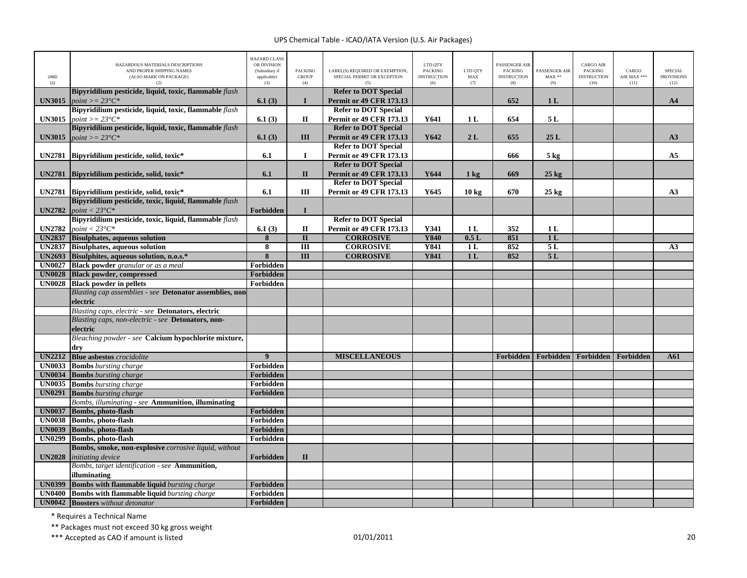| UNID (1) | HAZARDOUS MATERIALS DESCRIPTIONS AND PROPER SHIPPING NAMES (ALSO MARK ON PACKAGE) (2) | HAZARD CLASS OR DIVISION (Subsidiary if applicable) (3) | PACKING GROUP (4) | LABEL(S) REQUIRED OR EXEMPTION, SPECIAL PERMIT OR EXCEPTION (5) | LTD QTY PACKING INSTRUCTION (6) | LTD QTY MAX (7) | PASSENGER AIR PACKING INSTRUCTION (8) | PASSENGER AIR MAX ** (9) | CARGO AIR PACKING INSTRUCTION (10) | CARGO AIR MAX *** (11) | SPECIAL PROVISIONS (12) |
|---|---|---|---|---|---|---|---|---|---|---|---|
| **UN3015** | **Bipyridilium pesticide, liquid, toxic, flammable** *flash point >= 23°C** | **6.1 (3)** | **I** | **Refer to DOT Special Permit or 49 CFR 173.13** | | | **652** | **1 L** | | | **A4** |
| **UN3015** | **Bipyridilium pesticide, liquid, toxic, flammable** *flash point >= 23°C** | **6.1 (3)** | **II** | **Refer to DOT Special Permit or 49 CFR 173.13** | **Y641** | **1 L** | **654** | **5 L** | | | |
| **UN3015** | **Bipyridilium pesticide, liquid, toxic, flammable** *flash point >= 23°C** | **6.1 (3)** | **III** | **Refer to DOT Special Permit or 49 CFR 173.13** | **Y642** | **2 L** | **655** | **25 L** | | | **A3** |
| **UN2781** | **Bipyridilium pesticide, solid, toxic*** | **6.1** | **I** | **Refer to DOT Special Permit or 49 CFR 173.13** | | | **666** | **5 kg** | | | **A5** |
| **UN2781** | **Bipyridilium pesticide, solid, toxic*** | **6.1** | **II** | **Refer to DOT Special Permit or 49 CFR 173.13** | **Y644** | **1 kg** | **669** | **25 kg** | | | |
| **UN2781** | **Bipyridilium pesticide, solid, toxic*** | **6.1** | **III** | **Refer to DOT Special Permit or 49 CFR 173.13** | **Y645** | **10 kg** | **670** | **25 kg** | | | **A3** |
| **UN2782** | **Bipyridilium pesticide, toxic, liquid, flammable** *flash point < 23°C** | **Forbidden** | **I** | | | | | | | | |
| **UN2782** | **Bipyridilium pesticide, toxic, liquid, flammable** *flash point < 23°C** | **6.1 (3)** | **II** | **Refer to DOT Special Permit or 49 CFR 173.13** | **Y341** | **1 L** | **352** | **1 L** | | | |
| **UN2837** | **Bisulphates, aqueous solution** | **8** | **II** | **CORROSIVE** | **Y840** | **0.5 L** | **851** | **1 L** | | | |
| **UN2837** | **Bisulphates, aqueous solution** | **8** | **III** | **CORROSIVE** | **Y841** | **1 L** | **852** | **5 L** | | | **A3** |
| **UN2693** | **Bisulphites, aqueous solution, n.o.s.*** | **8** | **III** | **CORROSIVE** | **Y841** | **1 L** | **852** | **5 L** | | | |
| **UN0027** | **Black powder** *granular or as a meal* | **Forbidden** | | | | | | | | | |
| **UN0028** | **Black powder, compressed** | **Forbidden** | | | | | | | | | |
| **UN0028** | **Black powder in pellets** | **Forbidden** | | | | | | | | | |
| | *Blasting cap assemblies - see* **Detonator assemblies, non electric** | | | | | | | | | | |
| | *Blasting caps, electric - see* **Detonators, electric** | | | | | | | | | | |
| | *Blasting caps, non-electric - see* **Detonators, non-electric** | | | | | | | | | | |
| | *Bleaching powder - see* **Calcium hypochlorite mixture, dry** | | | | | | | | | | |
| **UN2212** | **Blue asbestos** *crocidolite* | **9** | | **MISCELLANEOUS** | | | **Forbidden** | **Forbidden** | **Forbidden** | **Forbidden** | **A61** |
| **UN0033** | **Bombs** *bursting charge* | **Forbidden** | | | | | | | | | |
| **UN0034** | **Bombs** *bursting charge* | **Forbidden** | | | | | | | | | |
| **UN0035** | **Bombs** *bursting charge* | **Forbidden** | | | | | | | | | |
| **UN0291** | **Bombs** *bursting charge* | **Forbidden** | | | | | | | | | |
| | *Bombs, illuminating - see* **Ammunition, illuminating** | | | | | | | | | | |
| **UN0037** | **Bombs, photo-flash** | **Forbidden** | | | | | | | | | |
| **UN0038** | **Bombs, photo-flash** | **Forbidden** | | | | | | | | | |
| **UN0039** | **Bombs, photo-flash** | **Forbidden** | | | | | | | | | |
| **UN0299** | **Bombs, photo-flash** | **Forbidden** | | | | | | | | | |
| **UN2028** | **Bombs, smoke, non-explosive** *corrosive liquid, without initiating device* | **Forbidden** | **II** | | | | | | | | |
| | *Bombs, target identification - see* **Ammunition, illuminating** | | | | | | | | | | |
| **UN0399** | **Bombs with flammable liquid** *bursting charge* | **Forbidden** | | | | | | | | | |
| **UN0400** | **Bombs with flammable liquid** *bursting charge* | **Forbidden** | | | | | | | | | |
| **UN0042** | **Boosters** *without detonator* | **Forbidden** | | | | | | | | | |

\* Requires a Technical Name

\** Packages must not exceed 30 kg gross weight

\*** Accepted as CAO if amount is listed

01/01/2011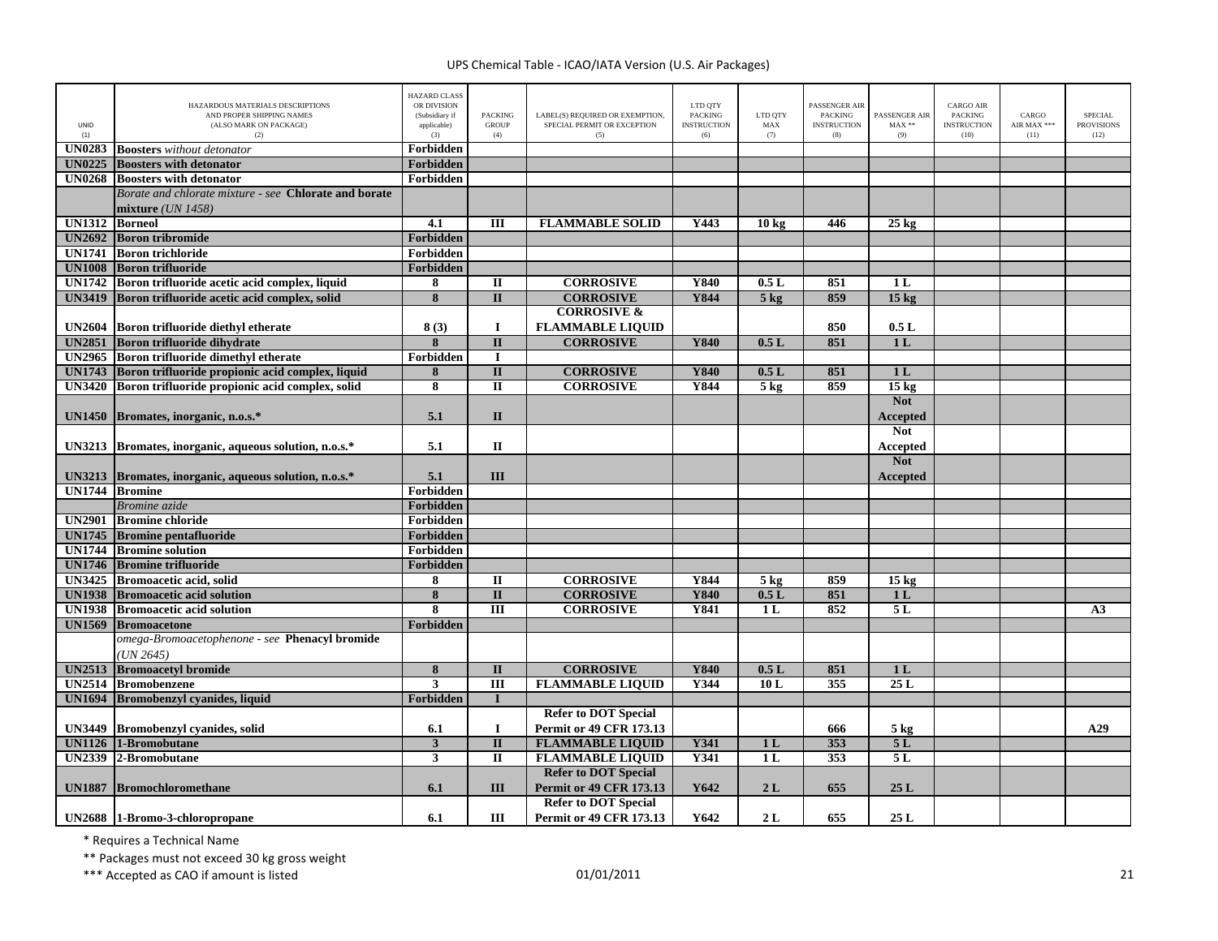| UNID (1) | HAZARDOUS MATERIALS DESCRIPTIONS AND PROPER SHIPPING NAMES (ALSO MARK ON PACKAGE) (2) | HAZARD CLASS OR DIVISION (Subsidiary if applicable) (3) | PACKING GROUP (4) | LABEL(S) REQUIRED OR EXEMPTION, SPECIAL PERMIT OR EXCEPTION (5) | LTD QTY PACKING INSTRUCTION (6) | LTD QTY MAX (7) | PASSENGER AIR PACKING INSTRUCTION (8) | PASSENGER AIR MAX ** (9) | CARGO AIR PACKING INSTRUCTION (10) | CARGO AIR MAX *** (11) | SPECIAL PROVISIONS (12) |
|---|---|---|---|---|---|---|---|---|---|---|---|
| **UN0283** | **Boosters** *without detonator* | **Forbidden** | | | | | | | | | |
| **UN0225** | **Boosters with detonator** | **Forbidden** | | | | | | | | | |
| **UN0268** | **Boosters with detonator** | **Forbidden** | | | | | | | | | |
| | *Borate and chlorate mixture - see* **Chlorate and borate mixture** *(UN 1458)* | | | | | | | | | | |
| **UN1312** | **Borneol** | **4.1** | **III** | **FLAMMABLE SOLID** | **Y443** | **10 kg** | **446** | **25 kg** | | | |
| **UN2692** | **Boron tribromide** | **Forbidden** | | | | | | | | | |
| **UN1741** | **Boron trichloride** | **Forbidden** | | | | | | | | | |
| **UN1008** | **Boron trifluoride** | **Forbidden** | | | | | | | | | |
| **UN1742** | **Boron trifluoride acetic acid complex, liquid** | **8** | **II** | **CORROSIVE** | **Y840** | **0.5 L** | **851** | **1 L** | | | |
| **UN3419** | **Boron trifluoride acetic acid complex, solid** | **8** | **II** | **CORROSIVE** | **Y844** | **5 kg** | **859** | **15 kg** | | | |
| **UN2604** | **Boron trifluoride diethyl etherate** | **8 (3)** | **I** | **CORROSIVE & FLAMMABLE LIQUID** | | | **850** | **0.5 L** | | | |
| **UN2851** | **Boron trifluoride dihydrate** | **8** | **II** | **CORROSIVE** | **Y840** | **0.5 L** | **851** | **1 L** | | | |
| **UN2965** | **Boron trifluoride dimethyl etherate** | **Forbidden** | **I** | | | | | | | | |
| **UN1743** | **Boron trifluoride propionic acid complex, liquid** | **8** | **II** | **CORROSIVE** | **Y840** | **0.5 L** | **851** | **1 L** | | | |
| **UN3420** | **Boron trifluoride propionic acid complex, solid** | **8** | **II** | **CORROSIVE** | **Y844** | **5 kg** | **859** | **15 kg** | | | |
| **UN1450** | **Bromates, inorganic, n.o.s.*** | **5.1** | **II** | | | | | **Not Accepted** | | | |
| **UN3213** | **Bromates, inorganic, aqueous solution, n.o.s.*** | **5.1** | **II** | | | | | **Not Accepted** | | | |
| **UN3213** | **Bromates, inorganic, aqueous solution, n.o.s.*** | **5.1** | **III** | | | | | **Not Accepted** | | | |
| **UN1744** | **Bromine** | **Forbidden** | | | | | | | | | |
| | *Bromine azide* | **Forbidden** | | | | | | | | | |
| **UN2901** | **Bromine chloride** | **Forbidden** | | | | | | | | | |
| **UN1745** | **Bromine pentafluoride** | **Forbidden** | | | | | | | | | |
| **UN1744** | **Bromine solution** | **Forbidden** | | | | | | | | | |
| **UN1746** | **Bromine trifluoride** | **Forbidden** | | | | | | | | | |
| **UN3425** | **Bromoacetic acid, solid** | **8** | **II** | **CORROSIVE** | **Y844** | **5 kg** | **859** | **15 kg** | | | |
| **UN1938** | **Bromoacetic acid solution** | **8** | **II** | **CORROSIVE** | **Y840** | **0.5 L** | **851** | **1 L** | | | |
| **UN1938** | **Bromoacetic acid solution** | **8** | **III** | **CORROSIVE** | **Y841** | **1 L** | **852** | **5 L** | | | **A3** |
| **UN1569** | **Bromoacetone** | **Forbidden** | | | | | | | | | |
| | *omega-Bromoacetophenone - see* **Phenacyl bromide** *(UN 2645)* | | | | | | | | | | |
| **UN2513** | **Bromoacetyl bromide** | **8** | **II** | **CORROSIVE** | **Y840** | **0.5 L** | **851** | **1 L** | | | |
| **UN2514** | **Bromobenzene** | **3** | **III** | **FLAMMABLE LIQUID** | **Y344** | **10 L** | **355** | **25 L** | | | |
| **UN1694** | **Bromobenzyl cyanides, liquid** | **Forbidden** | **I** | | | | | | | | |
| **UN3449** | **Bromobenzyl cyanides, solid** | **6.1** | **I** | **Refer to DOT Special Permit or 49 CFR 173.13** | | | **666** | **5 kg** | | | **A29** |
| **UN1126** | **1-Bromobutane** | **3** | **II** | **FLAMMABLE LIQUID** | **Y341** | **1 L** | **353** | **5 L** | | | |
| **UN2339** | **2-Bromobutane** | **3** | **II** | **FLAMMABLE LIQUID** | **Y341** | **1 L** | **353** | **5 L** | | | |
| **UN1887** | **Bromochloromethane** | **6.1** | **III** | **Refer to DOT Special Permit or 49 CFR 173.13** | **Y642** | **2 L** | **655** | **25 L** | | | |
| **UN2688** | **1-Bromo-3-chloropropane** | **6.1** | **III** | **Refer to DOT Special Permit or 49 CFR 173.13** | **Y642** | **2 L** | **655** | **25 L** | | | |

\* Requires a Technical Name

\*\* Packages must not exceed 30 kg gross weight

\*\*\* Accepted as CAO if amount is listed

01/01/2011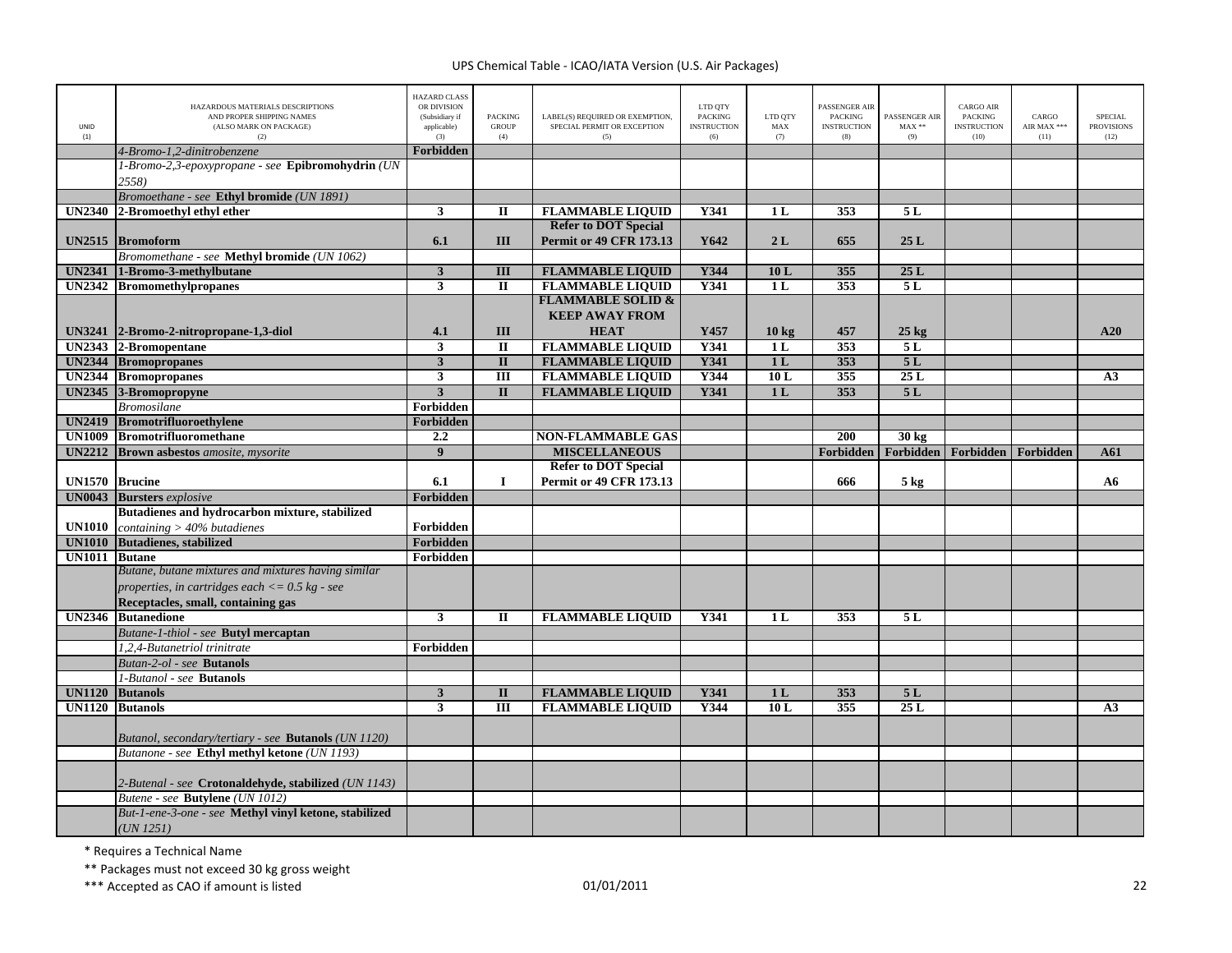UPS Chemical Table - ICAO/IATA Version (U.S. Air Packages)

| UNID (1) | HAZARDOUS MATERIALS DESCRIPTIONS AND PROPER SHIPPING NAMES (ALSO MARK ON PACKAGE) (2) | HAZARD CLASS OR DIVISION (Subsidiary if applicable) (3) | PACKING GROUP (4) | LABEL(S) REQUIRED OR EXEMPTION, SPECIAL PERMIT OR EXCEPTION (5) | LTD QTY PACKING INSTRUCTION (6) | LTD QTY MAX (7) | PASSENGER AIR PACKING INSTRUCTION (8) | PASSENGER AIR MAX ** (9) | CARGO AIR PACKING INSTRUCTION (10) | CARGO AIR MAX *** (11) | SPECIAL PROVISIONS (12) |
|---|---|---|---|---|---|---|---|---|---|---|---|
| | *4-Bromo-1,2-dinitrobenzene* | **Forbidden** | | | | | | | | | |
| | *1-Bromo-2,3-epoxypropane - see* **Epibromohydrin** *(UN 2558)* | | | | | | | | | | |
| | *Bromoethane - see* **Ethyl bromide** *(UN 1891)* | | | | | | | | | | |
| **UN2340** | **2-Bromoethyl ethyl ether** | **3** | **II** | **FLAMMABLE LIQUID** | **Y341** | **1 L** | **353** | **5 L** | | | |
| **UN2515** | **Bromoform** | **6.1** | **III** | **Refer to DOT Special Permit or 49 CFR 173.13** | **Y642** | **2 L** | **655** | **25 L** | | | |
| | *Bromomethane - see* **Methyl bromide** *(UN 1062)* | | | | | | | | | | |
| **UN2341** | **1-Bromo-3-methylbutane** | **3** | **III** | **FLAMMABLE LIQUID** | **Y344** | **10 L** | **355** | **25 L** | | | |
| **UN2342** | **Bromomethylpropanes** | **3** | **II** | **FLAMMABLE LIQUID** | **Y341** | **1 L** | **353** | **5 L** | | | |
| **UN3241** | **2-Bromo-2-nitropropane-1,3-diol** | **4.1** | **III** | **FLAMMABLE SOLID & KEEP AWAY FROM HEAT** | **Y457** | **10 kg** | **457** | **25 kg** | | | **A20** |
| **UN2343** | **2-Bromopentane** | **3** | **II** | **FLAMMABLE LIQUID** | **Y341** | **1 L** | **353** | **5 L** | | | |
| **UN2344** | **Bromopropanes** | **3** | **II** | **FLAMMABLE LIQUID** | **Y341** | **1 L** | **353** | **5 L** | | | |
| **UN2344** | **Bromopropanes** | **3** | **III** | **FLAMMABLE LIQUID** | **Y344** | **10 L** | **355** | **25 L** | | | **A3** |
| **UN2345** | **3-Bromopropyne** | **3** | **II** | **FLAMMABLE LIQUID** | **Y341** | **1 L** | **353** | **5 L** | | | |
| | *Bromosilane* | **Forbidden** | | | | | | | | | |
| **UN2419** | **Bromotrifluoroethylene** | **Forbidden** | | | | | | | | | |
| **UN1009** | **Bromotrifluoromethane** | **2.2** | | **NON-FLAMMABLE GAS** | | | **200** | **30 kg** | | | |
| **UN2212** | **Brown asbestos** *amosite, mysorite* | **9** | | **MISCELLANEOUS** | | | **Forbidden** | **Forbidden** | **Forbidden** | **Forbidden** | **A61** |
| **UN1570** | **Brucine** | **6.1** | **I** | **Refer to DOT Special Permit or 49 CFR 173.13** | | | **666** | **5 kg** | | | **A6** |
| **UN0043** | **Bursters** *explosive* | **Forbidden** | | | | | | | | | |
| **UN1010** | **Butadienes and hydrocarbon mixture, stabilized** *containing > 40% butadienes* | **Forbidden** | | | | | | | | | |
| **UN1010** | **Butadienes, stabilized** | **Forbidden** | | | | | | | | | |
| **UN1011** | **Butane** | **Forbidden** | | | | | | | | | |
| | *Butane, butane mixtures and mixtures having similar properties, in cartridges each <= 0.5 kg - see* **Receptacles, small, containing gas** | | | | | | | | | | |
| **UN2346** | **Butanedione** | **3** | **II** | **FLAMMABLE LIQUID** | **Y341** | **1 L** | **353** | **5 L** | | | |
| | *Butane-1-thiol - see* **Butyl mercaptan** | | | | | | | | | | |
| | *1,2,4-Butanetriol trinitrate* | **Forbidden** | | | | | | | | | |
| | *Butan-2-ol - see* **Butanols** | | | | | | | | | | |
| | *1-Butanol - see* **Butanols** | | | | | | | | | | |
| **UN1120** | **Butanols** | **3** | **II** | **FLAMMABLE LIQUID** | **Y341** | **1 L** | **353** | **5 L** | | | |
| **UN1120** | **Butanols** | **3** | **III** | **FLAMMABLE LIQUID** | **Y344** | **10 L** | **355** | **25 L** | | | **A3** |
| | *Butanol, secondary/tertiary - see* **Butanols** *(UN 1120)* | | | | | | | | | | |
| | *Butanone - see* **Ethyl methyl ketone** *(UN 1193)* | | | | | | | | | | |
| | *2-Butenal - see* **Crotonaldehyde, stabilized** *(UN 1143)* | | | | | | | | | | |
| | *Butene - see* **Butylene** *(UN 1012)* | | | | | | | | | | |
| | *But-1-ene-3-one - see* **Methyl vinyl ketone, stabilized** *(UN 1251)* | | | | | | | | | | |

\* Requires a Technical Name

\*\* Packages must not exceed 30 kg gross weight

\*\*\* Accepted as CAO if amount is listed

01/01/2011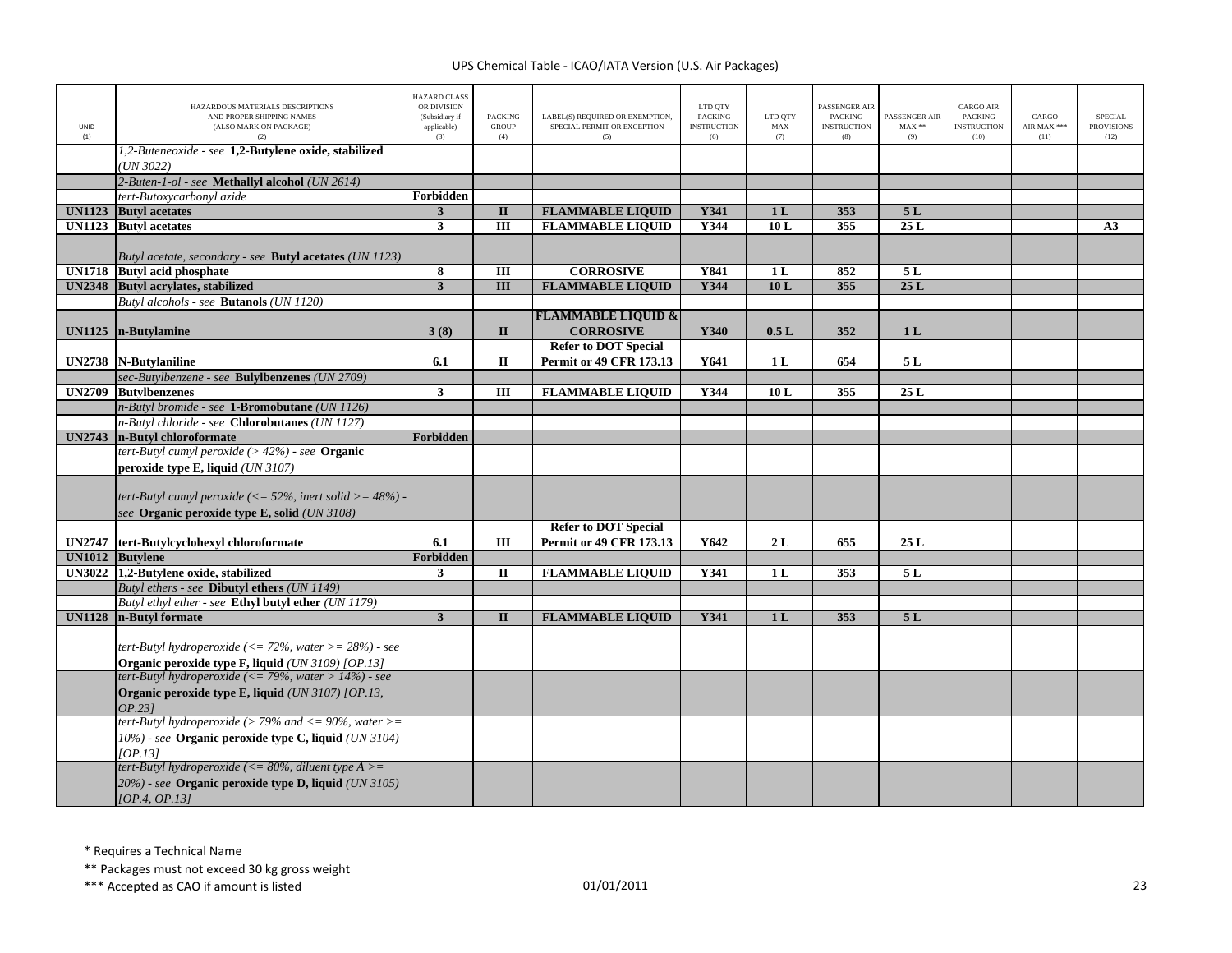| UNID (1) | HAZARDOUS MATERIALS DESCRIPTIONS AND PROPER SHIPPING NAMES (ALSO MARK ON PACKAGE) (2) | HAZARD CLASS OR DIVISION (Subsidiary if applicable) (3) | PACKING GROUP (4) | LABEL(S) REQUIRED OR EXEMPTION, SPECIAL PERMIT OR EXCEPTION (5) | LTD QTY PACKING INSTRUCTION (6) | LTD QTY MAX (7) | PASSENGER AIR PACKING INSTRUCTION (8) | PASSENGER AIR MAX ** (9) | CARGO AIR PACKING INSTRUCTION (10) | CARGO AIR MAX *** (11) | SPECIAL PROVISIONS (12) |
|---|---|---|---|---|---|---|---|---|---|---|---|
| | *1,2-Buteneoxide - see* **1,2-Butylene oxide, stabilized** *(UN 3022)* | | | | | | | | | | |
| | *2-Buten-1-ol - see* **Methallyl alcohol** *(UN 2614)* | | | | | | | | | | |
| | *tert-Butoxycarbonyl azide* | **Forbidden** | | | | | | | | | |
| **UN1123** | **Butyl acetates** | **3** | **II** | **FLAMMABLE LIQUID** | **Y341** | **1 L** | **353** | **5 L** | | | |
| **UN1123** | **Butyl acetates** | **3** | **III** | **FLAMMABLE LIQUID** | **Y344** | **10 L** | **355** | **25 L** | | | **A3** |
| | *Butyl acetate, secondary - see* **Butyl acetates** *(UN 1123)* | | | | | | | | | | |
| **UN1718** | **Butyl acid phosphate** | **8** | **III** | **CORROSIVE** | **Y841** | **1 L** | **852** | **5 L** | | | |
| **UN2348** | **Butyl acrylates, stabilized** | **3** | **III** | **FLAMMABLE LIQUID** | **Y344** | **10 L** | **355** | **25 L** | | | |
| | *Butyl alcohols - see* **Butanols** *(UN 1120)* | | | | | | | | | | |
| **UN1125** | **n-Butylamine** | **3 (8)** | **II** | **FLAMMABLE LIQUID & CORROSIVE** | **Y340** | **0.5 L** | **352** | **1 L** | | | |
| **UN2738** | **N-Butylaniline** | **6.1** | **II** | **Refer to DOT Special Permit or 49 CFR 173.13** | **Y641** | **1 L** | **654** | **5 L** | | | |
| | *sec-Butylbenzene - see* **Bulylbenzenes** *(UN 2709)* | | | | | | | | | | |
| **UN2709** | **Butylbenzenes** | **3** | **III** | **FLAMMABLE LIQUID** | **Y344** | **10 L** | **355** | **25 L** | | | |
| | *n-Butyl bromide - see* **1-Bromobutane** *(UN 1126)* | | | | | | | | | | |
| | *n-Butyl chloride - see* **Chlorobutanes** *(UN 1127)* | | | | | | | | | | |
| **UN2743** | **n-Butyl chloroformate** | **Forbidden** | | | | | | | | | |
| | *tert-Butyl cumyl peroxide (> 42%) - see* **Organic peroxide type E, liquid** *(UN 3107)* | | | | | | | | | | |
| | *tert-Butyl cumyl peroxide (<= 52%, inert solid >= 48%) - see* **Organic peroxide type E, solid** *(UN 3108)* | | | | | | | | | | |
| **UN2747** | **tert-Butylcyclohexyl chloroformate** | **6.1** | **III** | **Refer to DOT Special Permit or 49 CFR 173.13** | **Y642** | **2 L** | **655** | **25 L** | | | |
| **UN1012** | **Butylene** | **Forbidden** | | | | | | | | | |
| **UN3022** | **1,2-Butylene oxide, stabilized** | **3** | **II** | **FLAMMABLE LIQUID** | **Y341** | **1 L** | **353** | **5 L** | | | |
| | *Butyl ethers - see* **Dibutyl ethers** *(UN 1149)* | | | | | | | | | | |
| | *Butyl ethyl ether - see* **Ethyl butyl ether** *(UN 1179)* | | | | | | | | | | |
| **UN1128** | **n-Butyl formate** | **3** | **II** | **FLAMMABLE LIQUID** | **Y341** | **1 L** | **353** | **5 L** | | | |
| | *tert-Butyl hydroperoxide (<= 72%, water >= 28%) - see* **Organic peroxide type F, liquid** *(UN 3109) [OP.13]* | | | | | | | | | | |
| | *tert-Butyl hydroperoxide (<= 79%, water > 14%) - see* **Organic peroxide type E, liquid** *(UN 3107) [OP.13, OP.23]* | | | | | | | | | | |
| | *tert-Butyl hydroperoxide (> 79% and <= 90%, water >= 10%) - see* **Organic peroxide type C, liquid** *(UN 3104) [OP.13]* | | | | | | | | | | |
| | *tert-Butyl hydroperoxide (<= 80%, diluent type A >= 20%) - see* **Organic peroxide type D, liquid** *(UN 3105) [OP.4, OP.13]* | | | | | | | | | | |

* Requires a Technical Name

** Packages must not exceed 30 kg gross weight

*** Accepted as CAO if amount is listed

01/01/2011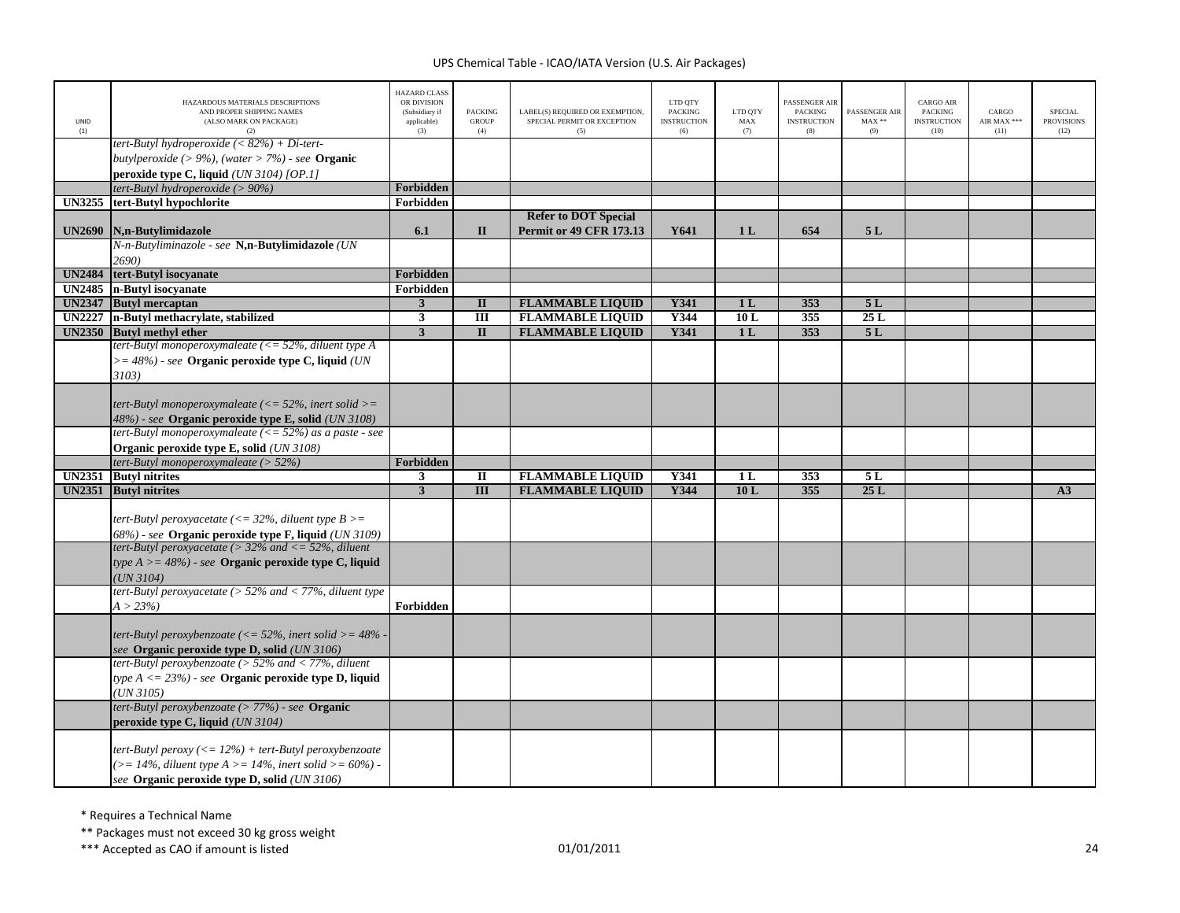| UNID (1) | HAZARDOUS MATERIALS DESCRIPTIONS AND PROPER SHIPPING NAMES (ALSO MARK ON PACKAGE) (2) | HAZARD CLASS OR DIVISION (Subsidiary if applicable) (3) | PACKING GROUP (4) | LABEL(S) REQUIRED OR EXEMPTION, SPECIAL PERMIT OR EXCEPTION (5) | LTD QTY PACKING INSTRUCTION (6) | LTD QTY MAX (7) | PASSENGER AIR PACKING INSTRUCTION (8) | PASSENGER AIR MAX ** (9) | CARGO AIR PACKING INSTRUCTION (10) | CARGO AIR MAX *** (11) | SPECIAL PROVISIONS (12) |
|---|---|---|---|---|---|---|---|---|---|---|---|
| | *tert-Butyl hydroperoxide (< 82%) + Di-tert-butylperoxide (> 9%), (water > 7%) - see* **Organic peroxide type C, liquid** *(UN 3104) [OP.1]* | | | | | | | | | | |
| | *tert-Butyl hydroperoxide (> 90%)* | **Forbidden** | | | | | | | | | |
| **UN3255** | **tert-Butyl hypochlorite** | **Forbidden** | | | | | | | | | |
| **UN2690** | **N,n-Butylimidazole** | **6.1** | **II** | **Refer to DOT Special Permit or 49 CFR 173.13** | **Y641** | **1 L** | **654** | **5 L** | | | |
| | *N-n-Butyliminazole - see* **N,n-Butylimidazole** *(UN 2690)* | | | | | | | | | | |
| **UN2484** | **tert-Butyl isocyanate** | **Forbidden** | | | | | | | | | |
| **UN2485** | **n-Butyl isocyanate** | **Forbidden** | | | | | | | | | |
| **UN2347** | **Butyl mercaptan** | **3** | **II** | **FLAMMABLE LIQUID** | **Y341** | **1 L** | **353** | **5 L** | | | |
| **UN2227** | **n-Butyl methacrylate, stabilized** | **3** | **III** | **FLAMMABLE LIQUID** | **Y344** | **10 L** | **355** | **25 L** | | | |
| **UN2350** | **Butyl methyl ether** | **3** | **II** | **FLAMMABLE LIQUID** | **Y341** | **1 L** | **353** | **5 L** | | | |
| | *tert-Butyl monoperoxymaleate (<= 52%, diluent type A >= 48%) - see* **Organic peroxide type C, liquid** *(UN 3103)* | | | | | | | | | | |
| | *tert-Butyl monoperoxymaleate (<= 52%, inert solid >= 48%) - see* **Organic peroxide type E, solid** *(UN 3108)* | | | | | | | | | | |
| | *tert-Butyl monoperoxymaleate (<= 52%) as a paste - see* **Organic peroxide type E, solid** *(UN 3108)* | | | | | | | | | | |
| | *tert-Butyl monoperoxymaleate (> 52%)* | **Forbidden** | | | | | | | | | |
| **UN2351** | **Butyl nitrites** | **3** | **II** | **FLAMMABLE LIQUID** | **Y341** | **1 L** | **353** | **5 L** | | | |
| **UN2351** | **Butyl nitrites** | **3** | **III** | **FLAMMABLE LIQUID** | **Y344** | **10 L** | **355** | **25 L** | | | **A3** |
| | *tert-Butyl peroxyacetate (<= 32%, diluent type B >= 68%) - see* **Organic peroxide type F, liquid** *(UN 3109)* | | | | | | | | | | |
| | *tert-Butyl peroxyacetate (> 32% and <= 52%, diluent type A >= 48%) - see* **Organic peroxide type C, liquid** *(UN 3104)* | | | | | | | | | | |
| | *tert-Butyl peroxyacetate (> 52% and < 77%, diluent type A > 23%)* | **Forbidden** | | | | | | | | | |
| | *tert-Butyl peroxybenzoate (<= 52%, inert solid >= 48% - see* **Organic peroxide type D, solid** *(UN 3106)* | | | | | | | | | | |
| | *tert-Butyl peroxybenzoate (> 52% and < 77%, diluent type A <= 23%) - see* **Organic peroxide type D, liquid** *(UN 3105)* | | | | | | | | | | |
| | *tert-Butyl peroxybenzoate (> 77%) - see* **Organic peroxide type C, liquid** *(UN 3104)* | | | | | | | | | | |
| | *tert-Butyl peroxy (<= 12%) + tert-Butyl peroxybenzoate (>= 14%, diluent type A >= 14%, inert solid >= 60%) - see* **Organic peroxide type D, solid** *(UN 3106)* | | | | | | | | | | |

\* Requires a Technical Name

\*\* Packages must not exceed 30 kg gross weight

\*\*\* Accepted as CAO if amount is listed

01/01/2011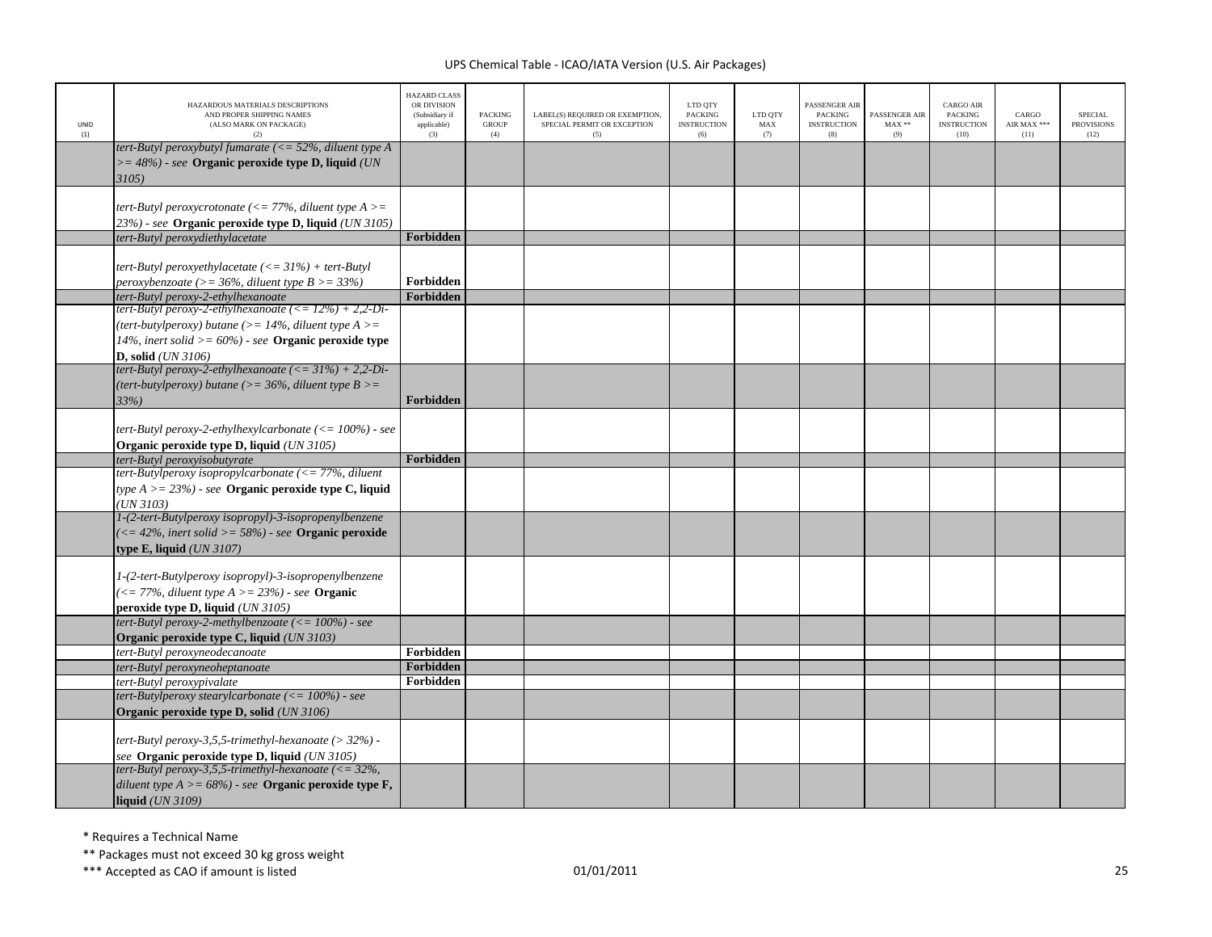| UNID (1) | HAZARDOUS MATERIALS DESCRIPTIONS AND PROPER SHIPPING NAMES (ALSO MARK ON PACKAGE) (2) | HAZARD CLASS OR DIVISION (Subsidiary if applicable) (3) | PACKING GROUP (4) | LABEL(S) REQUIRED OR EXEMPTION, SPECIAL PERMIT OR EXCEPTION (5) | LTD QTY PACKING INSTRUCTION (6) | LTD QTY MAX (7) | PASSENGER AIR PACKING INSTRUCTION (8) | PASSENGER AIR MAX ** (9) | CARGO AIR PACKING INSTRUCTION (10) | CARGO AIR MAX *** (11) | SPECIAL PROVISIONS (12) |
|---|---|---|---|---|---|---|---|---|---|---|---|
| | *tert-Butyl peroxybutyl fumarate (<= 52%, diluent type A >= 48%) - see* **Organic peroxide type D, liquid** *(UN 3105)* | | | | | | | | | | |
| | *tert-Butyl peroxycrotonate (<= 77%, diluent type A >= 23%) - see* **Organic peroxide type D, liquid** *(UN 3105)* | | | | | | | | | | |
| | *tert-Butyl peroxydiethylacetate* | **Forbidden** | | | | | | | | | |
| | *tert-Butyl peroxyethylacetate (<= 31%) + tert-Butyl peroxybenzoate (>= 36%, diluent type B >= 33%)* | **Forbidden** | | | | | | | | | |
| | *tert-Butyl peroxy-2-ethylhexanoate* | **Forbidden** | | | | | | | | | |
| | *tert-Butyl peroxy-2-ethylhexanoate (<= 12%) + 2,2-Di-(tert-butylperoxy) butane (>= 14%, diluent type A >= 14%, inert solid >= 60%) - see* **Organic peroxide type D, solid** *(UN 3106)* | | | | | | | | | | |
| | *tert-Butyl peroxy-2-ethylhexanoate (<= 31%) + 2,2-Di-(tert-butylperoxy) butane (>= 36%, diluent type B >= 33%)* | **Forbidden** | | | | | | | | | |
| | *tert-Butyl peroxy-2-ethylhexylcarbonate (<= 100%) - see* **Organic peroxide type D, liquid** *(UN 3105)* | | | | | | | | | | |
| | *tert-Butyl peroxyisobutyrate* | **Forbidden** | | | | | | | | | |
| | *tert-Butylperoxy isopropylcarbonate (<= 77%, diluent type A >= 23%) - see* **Organic peroxide type C, liquid** *(UN 3103)* | | | | | | | | | | |
| | *1-(2-tert-Butylperoxy isopropyl)-3-isopropenylbenzene (<= 42%, inert solid >= 58%) - see* **Organic peroxide type E, liquid** *(UN 3107)* | | | | | | | | | | |
| | *1-(2-tert-Butylperoxy isopropyl)-3-isopropenylbenzene (<= 77%, diluent type A >= 23%) - see* **Organic peroxide type D, liquid** *(UN 3105)* | | | | | | | | | | |
| | *tert-Butyl peroxy-2-methylbenzoate (<= 100%) - see* **Organic peroxide type C, liquid** *(UN 3103)* | | | | | | | | | | |
| | *tert-Butyl peroxyneodecanoate* | **Forbidden** | | | | | | | | | |
| | *tert-Butyl peroxyneoheptanoate* | **Forbidden** | | | | | | | | | |
| | *tert-Butyl peroxypivalate* | **Forbidden** | | | | | | | | | |
| | *tert-Butylperoxy stearylcarbonate (<= 100%) - see* **Organic peroxide type D, solid** *(UN 3106)* | | | | | | | | | | |
| | *tert-Butyl peroxy-3,5,5-trimethyl-hexanoate (> 32%) - see* **Organic peroxide type D, liquid** *(UN 3105)* | | | | | | | | | | |
| | *tert-Butyl peroxy-3,5,5-trimethyl-hexanoate (<= 32%, diluent type A >= 68%) - see* **Organic peroxide type F, liquid** *(UN 3109)* | | | | | | | | | | |

* Requires a Technical Name

** Packages must not exceed 30 kg gross weight

*** Accepted as CAO if amount is listed

01/01/2011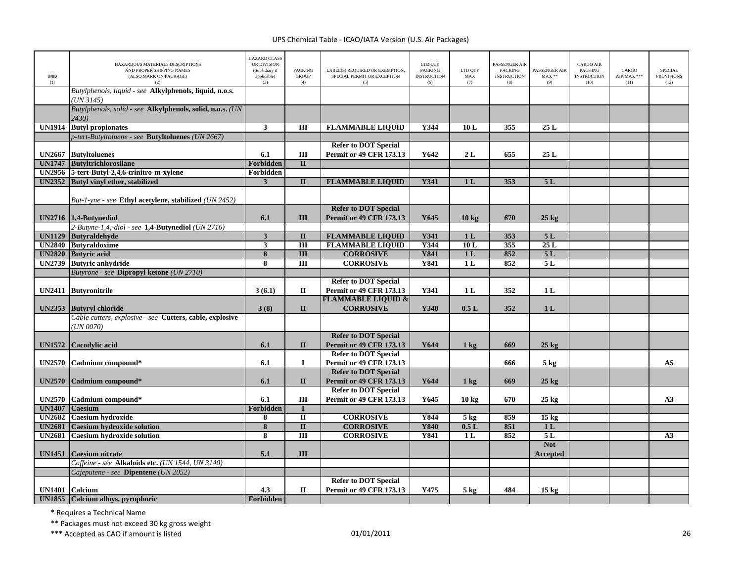UPS Chemical Table - ICAO/IATA Version (U.S. Air Packages)

| UNID (1) | HAZARDOUS MATERIALS DESCRIPTIONS AND PROPER SHIPPING NAMES (ALSO MARK ON PACKAGE) (2) | HAZARD CLASS OR DIVISION (Subsidiary if applicable) (3) | PACKING GROUP (4) | LABEL(S) REQUIRED OR EXEMPTION, SPECIAL PERMIT OR EXCEPTION (5) | LTD QTY PACKING INSTRUCTION (6) | LTD QTY MAX (7) | PASSENGER AIR PACKING INSTRUCTION (8) | PASSENGER AIR MAX ** (9) | CARGO AIR PACKING INSTRUCTION (10) | CARGO AIR MAX *** (11) | SPECIAL PROVISIONS (12) |
|---|---|---|---|---|---|---|---|---|---|---|---|
| | *Butylphenols, liquid - see* **Alkylphenols, liquid, n.o.s.** *(UN 3145)* | | | | | | | | | | |
| | *Butylphenols, solid - see* **Alkylphenols, solid, n.o.s.** *(UN 2430)* | | | | | | | | | | |
| **UN1914** | **Butyl propionates** | **3** | **III** | **FLAMMABLE LIQUID** | **Y344** | **10 L** | **355** | **25 L** | | | |
| | *p-tert-Butyltoluene - see* **Butyltoluenes** *(UN 2667)* | | | | | | | | | | |
| **UN2667** | **Butyltoluenes** | **6.1** | **III** | **Refer to DOT Special Permit or 49 CFR 173.13** | **Y642** | **2 L** | **655** | **25 L** | | | |
| **UN1747** | **Butyltrichlorosilane** | **Forbidden** | **II** | | | | | | | | |
| **UN2956** | **5-tert-Butyl-2,4,6-trinitro-m-xylene** | **Forbidden** | | | | | | | | | |
| **UN2352** | **Butyl vinyl ether, stabilized** | **3** | **II** | **FLAMMABLE LIQUID** | **Y341** | **1 L** | **353** | **5 L** | | | |
| | *But-1-yne - see* **Ethyl acetylene, stabilized** *(UN 2452)* | | | | | | | | | | |
| **UN2716** | **1,4-Butynediol** | **6.1** | **III** | **Refer to DOT Special Permit or 49 CFR 173.13** | **Y645** | **10 kg** | **670** | **25 kg** | | | |
| | *2-Butyne-1,4,-diol - see* **1,4-Butynediol** *(UN 2716)* | | | | | | | | | | |
| **UN1129** | **Butyraldehyde** | **3** | **II** | **FLAMMABLE LIQUID** | **Y341** | **1 L** | **353** | **5 L** | | | |
| **UN2840** | **Butyraldoxime** | **3** | **III** | **FLAMMABLE LIQUID** | **Y344** | **10 L** | **355** | **25 L** | | | |
| **UN2820** | **Butyric acid** | **8** | **III** | **CORROSIVE** | **Y841** | **1 L** | **852** | **5 L** | | | |
| **UN2739** | **Butyric anhydride** | **8** | **III** | **CORROSIVE** | **Y841** | **1 L** | **852** | **5 L** | | | |
| | *Butyrone - see* **Dipropyl ketone** *(UN 2710)* | | | | | | | | | | |
| **UN2411** | **Butyronitrile** | **3 (6.1)** | **II** | **Refer to DOT Special Permit or 49 CFR 173.13** | **Y341** | **1 L** | **352** | **1 L** | | | |
| **UN2353** | **Butyryl chloride** | **3 (8)** | **II** | **FLAMMABLE LIQUID & CORROSIVE** | **Y340** | **0.5 L** | **352** | **1 L** | | | |
| | *Cable cutters, explosive - see* **Cutters, cable, explosive** *(UN 0070)* | | | | | | | | | | |
| **UN1572** | **Cacodylic acid** | **6.1** | **II** | **Refer to DOT Special Permit or 49 CFR 173.13** | **Y644** | **1 kg** | **669** | **25 kg** | | | |
| **UN2570** | **Cadmium compound*** | **6.1** | **I** | **Refer to DOT Special Permit or 49 CFR 173.13** | | | **666** | **5 kg** | | | **A5** |
| **UN2570** | **Cadmium compound*** | **6.1** | **II** | **Refer to DOT Special Permit or 49 CFR 173.13** | **Y644** | **1 kg** | **669** | **25 kg** | | | |
| **UN2570** | **Cadmium compound*** | **6.1** | **III** | **Refer to DOT Special Permit or 49 CFR 173.13** | **Y645** | **10 kg** | **670** | **25 kg** | | | **A3** |
| **UN1407** | **Caesium** | **Forbidden** | **I** | | | | | | | | |
| **UN2682** | **Caesium hydroxide** | **8** | **II** | **CORROSIVE** | **Y844** | **5 kg** | **859** | **15 kg** | | | |
| **UN2681** | **Caesium hydroxide solution** | **8** | **II** | **CORROSIVE** | **Y840** | **0.5 L** | **851** | **1 L** | | | |
| **UN2681** | **Caesium hydroxide solution** | **8** | **III** | **CORROSIVE** | **Y841** | **1 L** | **852** | **5 L** | | | **A3** |
| **UN1451** | **Caesium nitrate** | **5.1** | **III** | | | | | **Not Accepted** | | | |
| | *Caffeine - see* **Alkaloids etc.** *(UN 1544, UN 3140)* | | | | | | | | | | |
| | *Cajeputene - see* **Dipentene** *(UN 2052)* | | | | | | | | | | |
| **UN1401** | **Calcium** | **4.3** | **II** | **Refer to DOT Special Permit or 49 CFR 173.13** | **Y475** | **5 kg** | **484** | **15 kg** | | | |
| **UN1855** | **Calcium alloys, pyrophoric** | **Forbidden** | | | | | | | | | |

\* Requires a Technical Name

\*\* Packages must not exceed 30 kg gross weight

\*\*\* Accepted as CAO if amount is listed

01/01/2011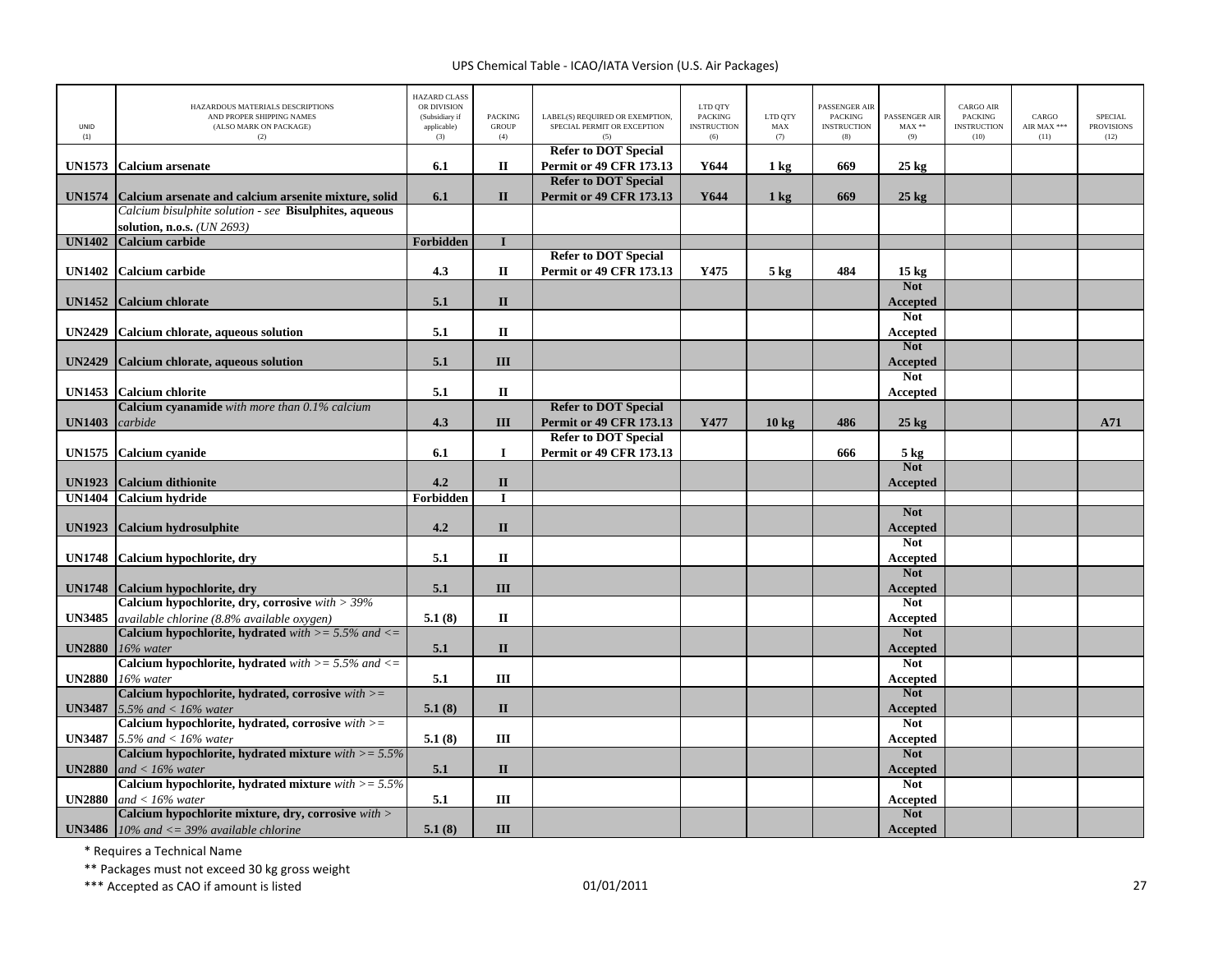| UNID (1) | HAZARDOUS MATERIALS DESCRIPTIONS AND PROPER SHIPPING NAMES (ALSO MARK ON PACKAGE) (2) | HAZARD CLASS OR DIVISION (Subsidiary if applicable) (3) | PACKING GROUP (4) | LABEL(S) REQUIRED OR EXEMPTION, SPECIAL PERMIT OR EXCEPTION (5) | LTD QTY PACKING INSTRUCTION (6) | LTD QTY MAX (7) | PASSENGER AIR PACKING INSTRUCTION (8) | PASSENGER AIR MAX ** (9) | CARGO AIR PACKING INSTRUCTION (10) | CARGO AIR MAX *** (11) | SPECIAL PROVISIONS (12) |
|---|---|---|---|---|---|---|---|---|---|---|---|
| **UN1573** | **Calcium arsenate** | **6.1** | **II** | **Refer to DOT Special Permit or 49 CFR 173.13** | **Y644** | **1 kg** | **669** | **25 kg** | | | |
| **UN1574** | **Calcium arsenate and calcium arsenite mixture, solid** | **6.1** | **II** | **Refer to DOT Special Permit or 49 CFR 173.13** | **Y644** | **1 kg** | **669** | **25 kg** | | | |
| | *Calcium bisulphite solution - see* **Bisulphites, aqueous solution, n.o.s.** *(UN 2693)* | | | | | | | | | | |
| **UN1402** | **Calcium carbide** | **Forbidden** | **I** | | | | | | | | |
| **UN1402** | **Calcium carbide** | **4.3** | **II** | **Refer to DOT Special Permit or 49 CFR 173.13** | **Y475** | **5 kg** | **484** | **15 kg** | | | |
| **UN1452** | **Calcium chlorate** | **5.1** | **II** | | | | | **Not Accepted** | | | |
| **UN2429** | **Calcium chlorate, aqueous solution** | **5.1** | **II** | | | | | **Not Accepted** | | | |
| **UN2429** | **Calcium chlorate, aqueous solution** | **5.1** | **III** | | | | | **Not Accepted** | | | |
| **UN1453** | **Calcium chlorite** | **5.1** | **II** | | | | | **Not Accepted** | | | |
| **UN1403** | **Calcium cyanamide** *with more than 0.1% calcium carbide* | **4.3** | **III** | **Refer to DOT Special Permit or 49 CFR 173.13** | **Y477** | **10 kg** | **486** | **25 kg** | | | **A71** |
| **UN1575** | **Calcium cyanide** | **6.1** | **I** | **Refer to DOT Special Permit or 49 CFR 173.13** | | | **666** | **5 kg** | | | |
| **UN1923** | **Calcium dithionite** | **4.2** | **II** | | | | | **Not Accepted** | | | |
| **UN1404** | **Calcium hydride** | **Forbidden** | **I** | | | | | | | | |
| **UN1923** | **Calcium hydrosulphite** | **4.2** | **II** | | | | | **Not Accepted** | | | |
| **UN1748** | **Calcium hypochlorite, dry** | **5.1** | **II** | | | | | **Not Accepted** | | | |
| **UN1748** | **Calcium hypochlorite, dry** | **5.1** | **III** | | | | | **Not Accepted** | | | |
| **UN3485** | **Calcium hypochlorite, dry, corrosive** *with > 39% available chlorine (8.8% available oxygen)* | **5.1 (8)** | **II** | | | | | **Not Accepted** | | | |
| **UN2880** | **Calcium hypochlorite, hydrated** *with >= 5.5% and <= 16% water* | **5.1** | **II** | | | | | **Not Accepted** | | | |
| **UN2880** | **Calcium hypochlorite, hydrated** *with >= 5.5% and <= 16% water* | **5.1** | **III** | | | | | **Not Accepted** | | | |
| **UN3487** | **Calcium hypochlorite, hydrated, corrosive** *with >= 5.5% and < 16% water* | **5.1 (8)** | **II** | | | | | **Not Accepted** | | | |
| **UN3487** | **Calcium hypochlorite, hydrated, corrosive** *with >= 5.5% and < 16% water* | **5.1 (8)** | **III** | | | | | **Not Accepted** | | | |
| **UN2880** | **Calcium hypochlorite, hydrated mixture** *with >= 5.5% and < 16% water* | **5.1** | **II** | | | | | **Not Accepted** | | | |
| **UN2880** | **Calcium hypochlorite, hydrated mixture** *with >= 5.5% and < 16% water* | **5.1** | **III** | | | | | **Not Accepted** | | | |
| **UN3486** | **Calcium hypochlorite mixture, dry, corrosive** *with > 10% and <= 39% available chlorine* | **5.1 (8)** | **III** | | | | | **Not Accepted** | | | |

* Requires a Technical Name

** Packages must not exceed 30 kg gross weight

*** Accepted as CAO if amount is listed

01/01/2011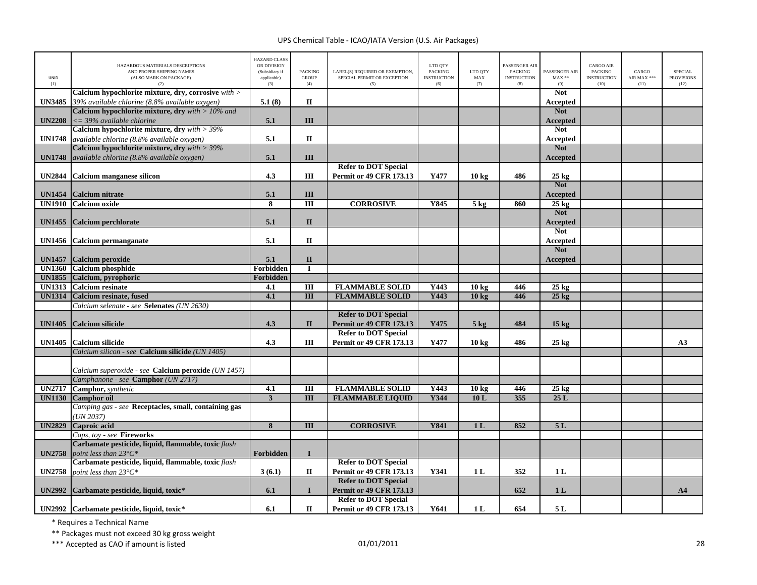| UNID (1) | HAZARDOUS MATERIALS DESCRIPTIONS AND PROPER SHIPPING NAMES (ALSO MARK ON PACKAGE) (2) | HAZARD CLASS OR DIVISION (Subsidiary if applicable) (3) | PACKING GROUP (4) | LABEL(S) REQUIRED OR EXEMPTION, SPECIAL PERMIT OR EXCEPTION (5) | LTD QTY PACKING INSTRUCTION (6) | LTD QTY MAX (7) | PASSENGER AIR PACKING INSTRUCTION (8) | PASSENGER AIR MAX ** (9) | CARGO AIR PACKING INSTRUCTION (10) | CARGO AIR MAX *** (11) | SPECIAL PROVISIONS (12) |
|---|---|---|---|---|---|---|---|---|---|---|---|
| **UN3485** | **Calcium hypochlorite mixture, dry, corrosive** *with > 39% available chlorine (8.8% available oxygen)* | **5.1 (8)** | **II** | | | | | **Not Accepted** | | | |
| **UN2208** | **Calcium hypochlorite mixture, dry** *with > 10% and <= 39% available chlorine* | **5.1** | **III** | | | | | **Not Accepted** | | | |
| **UN1748** | **Calcium hypochlorite mixture, dry** *with > 39% available chlorine (8.8% available oxygen)* | **5.1** | **II** | | | | | **Not Accepted** | | | |
| **UN1748** | **Calcium hypochlorite mixture, dry** *with > 39% available chlorine (8.8% available oxygen)* | **5.1** | **III** | | | | | **Not Accepted** | | | |
| **UN2844** | **Calcium manganese silicon** | **4.3** | **III** | **Refer to DOT Special Permit or 49 CFR 173.13** | **Y477** | **10 kg** | **486** | **25 kg** | | | |
| **UN1454** | **Calcium nitrate** | **5.1** | **III** | | | | | **Not Accepted** | | | |
| **UN1910** | **Calcium oxide** | **8** | **III** | **CORROSIVE** | **Y845** | **5 kg** | **860** | **25 kg** | | | |
| **UN1455** | **Calcium perchlorate** | **5.1** | **II** | | | | | **Not Accepted** | | | |
| **UN1456** | **Calcium permanganate** | **5.1** | **II** | | | | | **Not Accepted** | | | |
| **UN1457** | **Calcium peroxide** | **5.1** | **II** | | | | | **Not Accepted** | | | |
| **UN1360** | **Calcium phosphide** | **Forbidden** | **I** | | | | | | | | |
| **UN1855** | **Calcium, pyrophoric** | **Forbidden** | | | | | | | | | |
| **UN1313** | **Calcium resinate** | **4.1** | **III** | **FLAMMABLE SOLID** | **Y443** | **10 kg** | **446** | **25 kg** | | | |
| **UN1314** | **Calcium resinate, fused** | **4.1** | **III** | **FLAMMABLE SOLID** | **Y443** | **10 kg** | **446** | **25 kg** | | | |
| | *Calcium selenate - see* **Selenates** *(UN 2630)* | | | | | | | | | | |
| **UN1405** | **Calcium silicide** | **4.3** | **II** | **Refer to DOT Special Permit or 49 CFR 173.13** | **Y475** | **5 kg** | **484** | **15 kg** | | | |
| **UN1405** | **Calcium silicide** | **4.3** | **III** | **Refer to DOT Special Permit or 49 CFR 173.13** | **Y477** | **10 kg** | **486** | **25 kg** | | | **A3** |
| | *Calcium silicon - see* **Calcium silicide** *(UN 1405)* | | | | | | | | | | |
| | *Calcium superoxide - see* **Calcium peroxide** *(UN 1457)* | | | | | | | | | | |
| | *Camphanone - see* **Camphor** *(UN 2717)* | | | | | | | | | | |
| **UN2717** | **Camphor,** *synthetic* | **4.1** | **III** | **FLAMMABLE SOLID** | **Y443** | **10 kg** | **446** | **25 kg** | | | |
| **UN1130** | **Camphor oil** | **3** | **III** | **FLAMMABLE LIQUID** | **Y344** | **10 L** | **355** | **25 L** | | | |
| | *Camping gas - see* **Receptacles, small, containing gas** *(UN 2037)* | | | | | | | | | | |
| **UN2829** | **Caproic acid** | **8** | **III** | **CORROSIVE** | **Y841** | **1 L** | **852** | **5 L** | | | |
| | *Caps, toy - see* **Fireworks** | | | | | | | | | | |
| **UN2758** | **Carbamate pesticide, liquid, flammable, toxic** *flash point less than 23°C** | **Forbidden** | **I** | | | | | | | | |
| **UN2758** | **Carbamate pesticide, liquid, flammable, toxic** *flash point less than 23°C** | **3 (6.1)** | **II** | **Refer to DOT Special Permit or 49 CFR 173.13** | **Y341** | **1 L** | **352** | **1 L** | | | |
| **UN2992** | **Carbamate pesticide, liquid, toxic*** | **6.1** | **I** | **Refer to DOT Special Permit or 49 CFR 173.13** | | | **652** | **1 L** | | | **A4** |
| **UN2992** | **Carbamate pesticide, liquid, toxic*** | **6.1** | **II** | **Refer to DOT Special Permit or 49 CFR 173.13** | **Y641** | **1 L** | **654** | **5 L** | | | |

\* Requires a Technical Name

\** Packages must not exceed 30 kg gross weight

\*** Accepted as CAO if amount is listed

01/01/2011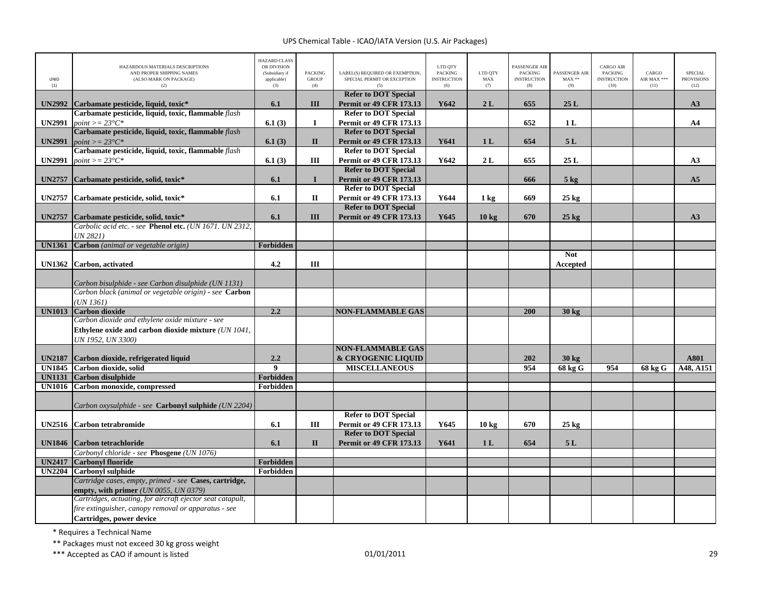UPS Chemical Table - ICAO/IATA Version (U.S. Air Packages)

| UNID (1) | HAZARDOUS MATERIALS DESCRIPTIONS AND PROPER SHIPPING NAMES (ALSO MARK ON PACKAGE) (2) | HAZARD CLASS OR DIVISION (Subsidiary if applicable) (3) | PACKING GROUP (4) | LABEL(S) REQUIRED OR EXEMPTION, SPECIAL PERMIT OR EXCEPTION (5) | LTD QTY PACKING INSTRUCTION (6) | LTD QTY MAX (7) | PASSENGER AIR PACKING INSTRUCTION (8) | PASSENGER AIR MAX ** (9) | CARGO AIR PACKING INSTRUCTION (10) | CARGO AIR MAX *** (11) | SPECIAL PROVISIONS (12) |
|---|---|---|---|---|---|---|---|---|---|---|---|
| **UN2992** | **Carbamate pesticide, liquid, toxic*** | **6.1** | **III** | **Refer to DOT Special Permit or 49 CFR 173.13** | **Y642** | **2 L** | **655** | **25 L** | | | **A3** |
| **UN2991** | **Carbamate pesticide, liquid, toxic, flammable** *flash point >= 23°C** | **6.1 (3)** | **I** | **Refer to DOT Special Permit or 49 CFR 173.13** | | | **652** | **1 L** | | | **A4** |
| **UN2991** | **Carbamate pesticide, liquid, toxic, flammable** *flash point >= 23°C** | **6.1 (3)** | **II** | **Refer to DOT Special Permit or 49 CFR 173.13** | **Y641** | **1 L** | **654** | **5 L** | | | |
| **UN2991** | **Carbamate pesticide, liquid, toxic, flammable** *flash point >= 23°C** | **6.1 (3)** | **III** | **Refer to DOT Special Permit or 49 CFR 173.13** | **Y642** | **2 L** | **655** | **25 L** | | | **A3** |
| **UN2757** | **Carbamate pesticide, solid, toxic*** | **6.1** | **I** | **Refer to DOT Special Permit or 49 CFR 173.13** | | | **666** | **5 kg** | | | **A5** |
| **UN2757** | **Carbamate pesticide, solid, toxic*** | **6.1** | **II** | **Refer to DOT Special Permit or 49 CFR 173.13** | **Y644** | **1 kg** | **669** | **25 kg** | | | |
| **UN2757** | **Carbamate pesticide, solid, toxic*** | **6.1** | **III** | **Refer to DOT Special Permit or 49 CFR 173.13** | **Y645** | **10 kg** | **670** | **25 kg** | | | **A3** |
| | *Carbolic acid etc. - see* **Phenol etc.** *(UN 1671. UN 2312, UN 2821)* | | | | | | | | | | |
| **UN1361** | **Carbon** *(animal or vegetable origin)* | **Forbidden** | | | | | | | | | |
| **UN1362** | **Carbon, activated** | **4.2** | **III** | | | | | **Not Accepted** | | | |
| | *Carbon bisulphide - see Carbon disulphide (UN 1131)* | | | | | | | | | | |
| | *Carbon black (animal or vegetable origin) - see* **Carbon** *(UN 1361)* | | | | | | | | | | |
| **UN1013** | **Carbon dioxide** | **2.2** | | **NON-FLAMMABLE GAS** | | | **200** | **30 kg** | | | |
| | *Carbon dioxide and ethylene oxide mixture - see* **Ethylene oxide and carbon dioxide mixture** *(UN 1041, UN 1952, UN 3300)* | | | | | | | | | | |
| **UN2187** | **Carbon dioxide, refrigerated liquid** | **2.2** | | **NON-FLAMMABLE GAS & CRYOGENIC LIQUID** | | | **202** | **30 kg** | | | **A801** |
| **UN1845** | **Carbon dioxide, solid** | **9** | | **MISCELLANEOUS** | | | **954** | **68 kg G** | **954** | **68 kg G** | **A48, A151** |
| **UN1131** | **Carbon disulphide** | **Forbidden** | | | | | | | | | |
| **UN1016** | **Carbon monoxide, compressed** | **Forbidden** | | | | | | | | | |
| | *Carbon oxysulphide - see* **Carbonyl sulphide** *(UN 2204)* | | | | | | | | | | |
| **UN2516** | **Carbon tetrabromide** | **6.1** | **III** | **Refer to DOT Special Permit or 49 CFR 173.13** | **Y645** | **10 kg** | **670** | **25 kg** | | | |
| **UN1846** | **Carbon tetrachloride** | **6.1** | **II** | **Refer to DOT Special Permit or 49 CFR 173.13** | **Y641** | **1 L** | **654** | **5 L** | | | |
| | *Carbonyl chloride - see* **Phosgene** *(UN 1076)* | | | | | | | | | | |
| **UN2417** | **Carbonyl fluoride** | **Forbidden** | | | | | | | | | |
| **UN2204** | **Carbonyl sulphide** | **Forbidden** | | | | | | | | | |
| | *Cartridge cases, empty, primed - see* **Cases, cartridge, empty, with primer** *(UN 0055, UN 0379)* | | | | | | | | | | |
| | *Cartridges, actuating, for aircraft ejector seat catapult, fire extinguisher, canopy removal or apparatus - see* **Cartridges, power device** | | | | | | | | | | |

\* Requires a Technical Name

\*\* Packages must not exceed 30 kg gross weight

\*\*\* Accepted as CAO if amount is listed

01/01/2011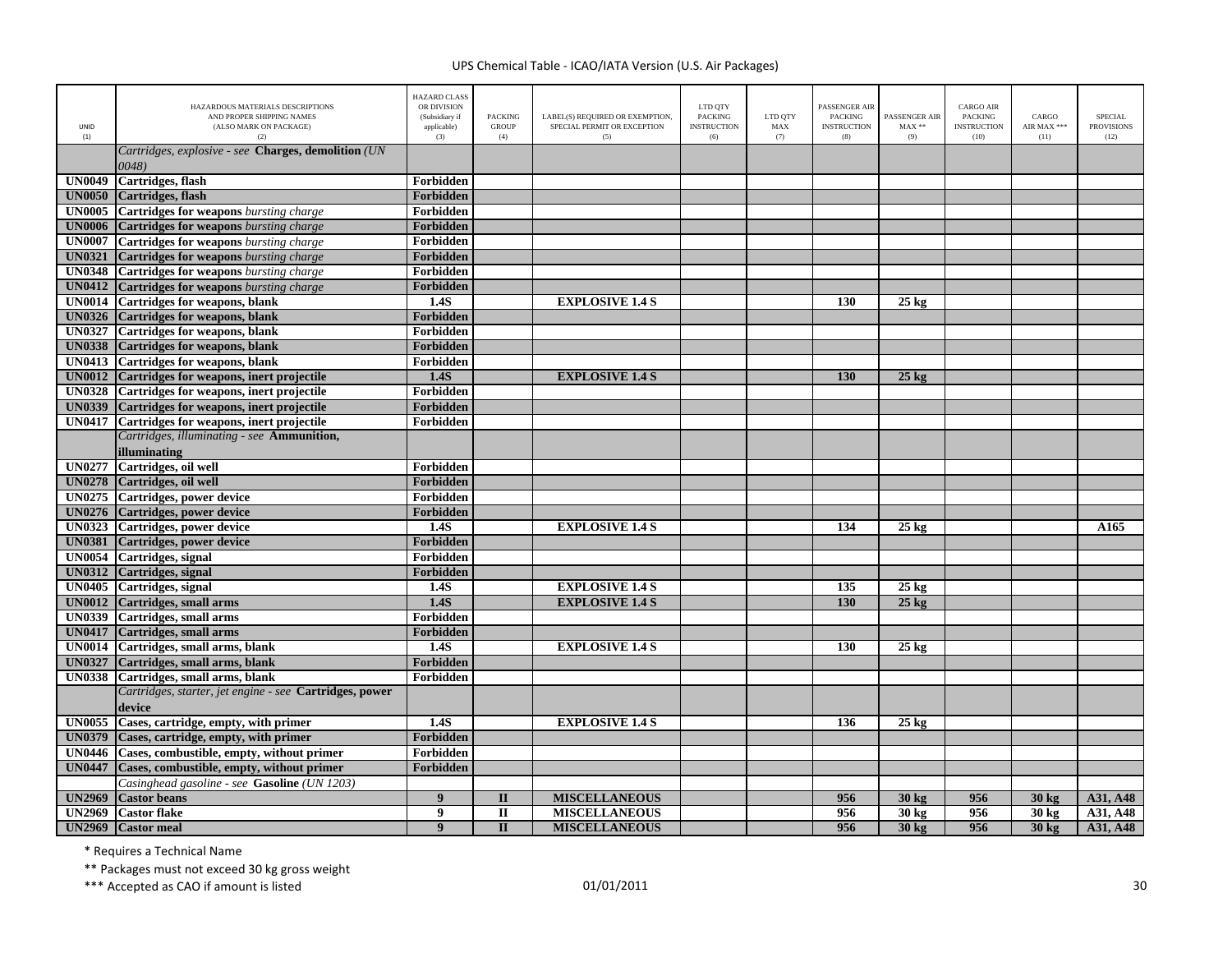UPS Chemical Table - ICAO/IATA Version (U.S. Air Packages)

| UNID (1) | HAZARDOUS MATERIALS DESCRIPTIONS AND PROPER SHIPPING NAMES (ALSO MARK ON PACKAGE) (2) | HAZARD CLASS OR DIVISION (Subsidiary if applicable) (3) | PACKING GROUP (4) | LABEL(S) REQUIRED OR EXEMPTION, SPECIAL PERMIT OR EXCEPTION (5) | LTD QTY PACKING INSTRUCTION (6) | LTD QTY MAX (7) | PASSENGER AIR PACKING INSTRUCTION (8) | PASSENGER AIR MAX ** (9) | CARGO AIR PACKING INSTRUCTION (10) | CARGO AIR MAX *** (11) | SPECIAL PROVISIONS (12) |
|---|---|---|---|---|---|---|---|---|---|---|---|
| | *Cartridges, explosive - see* **Charges, demolition** *(UN 0048)* | | | | | | | | | | |
| UN0049 | **Cartridges, flash** | Forbidden | | | | | | | | | |
| UN0050 | **Cartridges, flash** | Forbidden | | | | | | | | | |
| UN0005 | **Cartridges for weapons** *bursting charge* | Forbidden | | | | | | | | | |
| UN0006 | **Cartridges for weapons** *bursting charge* | Forbidden | | | | | | | | | |
| UN0007 | **Cartridges for weapons** *bursting charge* | Forbidden | | | | | | | | | |
| UN0321 | **Cartridges for weapons** *bursting charge* | Forbidden | | | | | | | | | |
| UN0348 | **Cartridges for weapons** *bursting charge* | Forbidden | | | | | | | | | |
| UN0412 | **Cartridges for weapons** *bursting charge* | Forbidden | | | | | | | | | |
| UN0014 | **Cartridges for weapons, blank** | 1.4S | | EXPLOSIVE 1.4 S | | | 130 | 25 kg | | | |
| UN0326 | **Cartridges for weapons, blank** | Forbidden | | | | | | | | | |
| UN0327 | **Cartridges for weapons, blank** | Forbidden | | | | | | | | | |
| UN0338 | **Cartridges for weapons, blank** | Forbidden | | | | | | | | | |
| UN0413 | **Cartridges for weapons, blank** | Forbidden | | | | | | | | | |
| UN0012 | **Cartridges for weapons, inert projectile** | 1.4S | | EXPLOSIVE 1.4 S | | | 130 | 25 kg | | | |
| UN0328 | **Cartridges for weapons, inert projectile** | Forbidden | | | | | | | | | |
| UN0339 | **Cartridges for weapons, inert projectile** | Forbidden | | | | | | | | | |
| UN0417 | **Cartridges for weapons, inert projectile** | Forbidden | | | | | | | | | |
| | *Cartridges, illuminating - see* **Ammunition, illuminating** | | | | | | | | | | |
| UN0277 | **Cartridges, oil well** | Forbidden | | | | | | | | | |
| UN0278 | **Cartridges, oil well** | Forbidden | | | | | | | | | |
| UN0275 | **Cartridges, power device** | Forbidden | | | | | | | | | |
| UN0276 | **Cartridges, power device** | Forbidden | | | | | | | | | |
| UN0323 | **Cartridges, power device** | 1.4S | | EXPLOSIVE 1.4 S | | | 134 | 25 kg | | | A165 |
| UN0381 | **Cartridges, power device** | Forbidden | | | | | | | | | |
| UN0054 | **Cartridges, signal** | Forbidden | | | | | | | | | |
| UN0312 | **Cartridges, signal** | Forbidden | | | | | | | | | |
| UN0405 | **Cartridges, signal** | 1.4S | | EXPLOSIVE 1.4 S | | | 135 | 25 kg | | | |
| UN0012 | **Cartridges, small arms** | 1.4S | | EXPLOSIVE 1.4 S | | | 130 | 25 kg | | | |
| UN0339 | **Cartridges, small arms** | Forbidden | | | | | | | | | |
| UN0417 | **Cartridges, small arms** | Forbidden | | | | | | | | | |
| UN0014 | **Cartridges, small arms, blank** | 1.4S | | EXPLOSIVE 1.4 S | | | 130 | 25 kg | | | |
| UN0327 | **Cartridges, small arms, blank** | Forbidden | | | | | | | | | |
| UN0338 | **Cartridges, small arms, blank** | Forbidden | | | | | | | | | |
| | *Cartridges, starter, jet engine - see* **Cartridges, power device** | | | | | | | | | | |
| UN0055 | **Cases, cartridge, empty, with primer** | 1.4S | | EXPLOSIVE 1.4 S | | | 136 | 25 kg | | | |
| UN0379 | **Cases, cartridge, empty, with primer** | Forbidden | | | | | | | | | |
| UN0446 | **Cases, combustible, empty, without primer** | Forbidden | | | | | | | | | |
| UN0447 | **Cases, combustible, empty, without primer** | Forbidden | | | | | | | | | |
| | *Casinghead gasoline - see* **Gasoline** *(UN 1203)* | | | | | | | | | | |
| UN2969 | **Castor beans** | 9 | II | MISCELLANEOUS | | | 956 | 30 kg | 956 | 30 kg | A31, A48 |
| UN2969 | **Castor flake** | 9 | II | MISCELLANEOUS | | | 956 | 30 kg | 956 | 30 kg | A31, A48 |
| UN2969 | **Castor meal** | 9 | II | MISCELLANEOUS | | | 956 | 30 kg | 956 | 30 kg | A31, A48 |

\* Requires a Technical Name

** Packages must not exceed 30 kg gross weight

*** Accepted as CAO if amount is listed

01/01/2011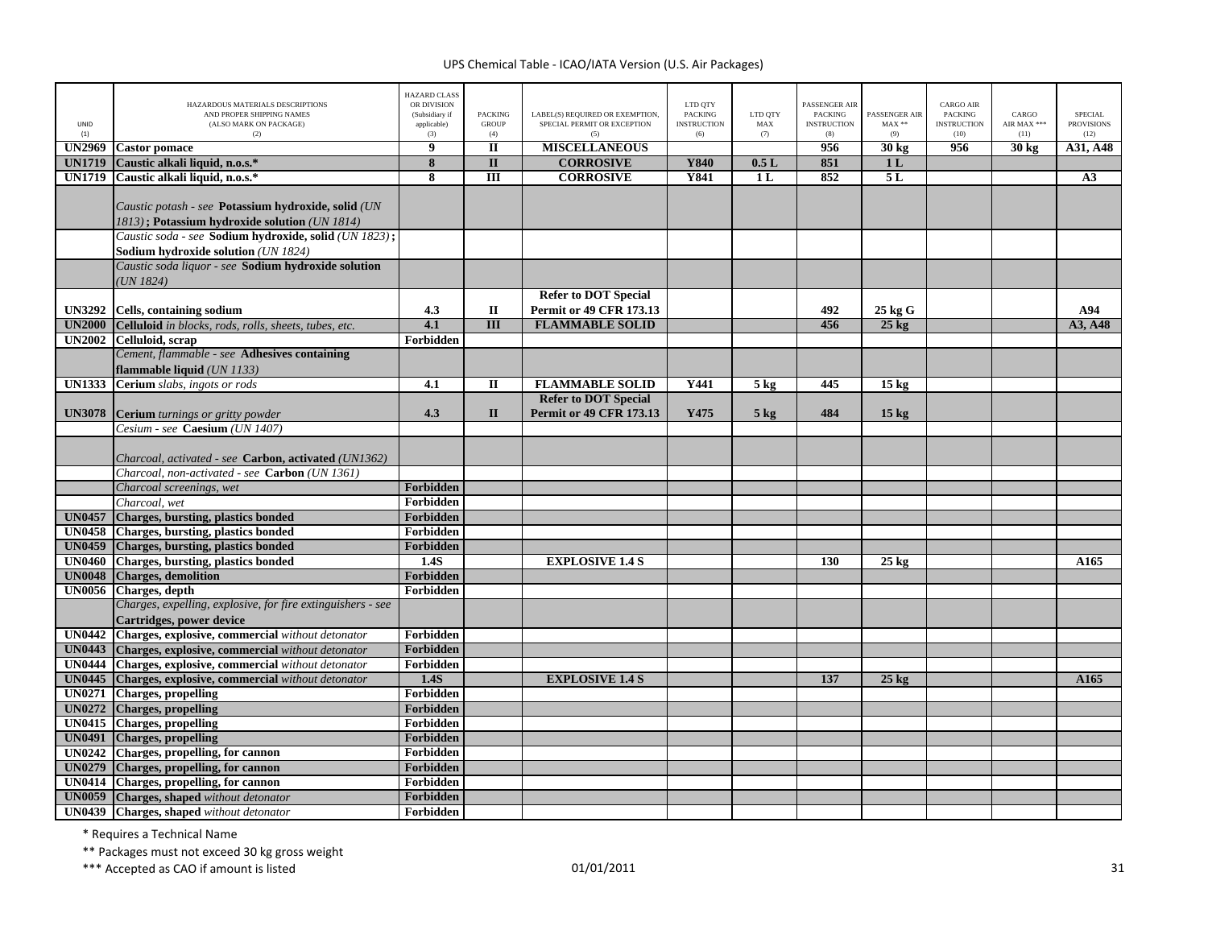| UNID (1) | HAZARDOUS MATERIALS DESCRIPTIONS AND PROPER SHIPPING NAMES (ALSO MARK ON PACKAGE) (2) | HAZARD CLASS OR DIVISION (Subsidiary if applicable) (3) | PACKING GROUP (4) | LABEL(S) REQUIRED OR EXEMPTION, SPECIAL PERMIT OR EXCEPTION (5) | LTD QTY PACKING INSTRUCTION (6) | LTD QTY MAX (7) | PASSENGER AIR PACKING INSTRUCTION (8) | PASSENGER AIR MAX ** (9) | CARGO AIR PACKING INSTRUCTION (10) | CARGO AIR MAX *** (11) | SPECIAL PROVISIONS (12) |
|---|---|---|---|---|---|---|---|---|---|---|---|
| **UN2969** | **Castor pomace** | **9** | **II** | **MISCELLANEOUS** | | | **956** | **30 kg** | **956** | **30 kg** | **A31, A48** |
| **UN1719** | **Caustic alkali liquid, n.o.s.*** | **8** | **II** | **CORROSIVE** | **Y840** | **0.5 L** | **851** | **1 L** | | | |
| **UN1719** | **Caustic alkali liquid, n.o.s.*** | **8** | **III** | **CORROSIVE** | **Y841** | **1 L** | **852** | **5 L** | | | **A3** |
| | *Caustic potash - see* **Potassium hydroxide, solid** *(UN 1813)* **; Potassium hydroxide solution** *(UN 1814)* | | | | | | | | | | |
| | *Caustic soda - see* **Sodium hydroxide, solid** *(UN 1823)* **; Sodium hydroxide solution** *(UN 1824)* | | | | | | | | | | |
| | *Caustic soda liquor - see* **Sodium hydroxide solution** *(UN 1824)* | | | | | | | | | | |
| **UN3292** | **Cells, containing sodium** | **4.3** | **II** | **Refer to DOT Special Permit or 49 CFR 173.13** | | | **492** | **25 kg G** | | | **A94** |
| **UN2000** | **Celluloid** *in blocks, rods, rolls, sheets, tubes, etc.* | **4.1** | **III** | **FLAMMABLE SOLID** | | | **456** | **25 kg** | | | **A3, A48** |
| **UN2002** | **Celluloid, scrap** | **Forbidden** | | | | | | | | | |
| | *Cement, flammable - see* **Adhesives containing flammable liquid** *(UN 1133)* | | | | | | | | | | |
| **UN1333** | **Cerium** *slabs, ingots or rods* | **4.1** | **II** | **FLAMMABLE SOLID** | **Y441** | **5 kg** | **445** | **15 kg** | | | |
| **UN3078** | **Cerium** *turnings or gritty powder* | **4.3** | **II** | **Refer to DOT Special Permit or 49 CFR 173.13** | **Y475** | **5 kg** | **484** | **15 kg** | | | |
| | *Cesium - see* **Caesium** *(UN 1407)* | | | | | | | | | | |
| | *Charcoal, activated - see* **Carbon, activated** *(UN1362)* | | | | | | | | | | |
| | *Charcoal, non-activated - see* **Carbon** *(UN 1361)* | | | | | | | | | | |
| | *Charcoal screenings, wet* | **Forbidden** | | | | | | | | | |
| | *Charcoal, wet* | **Forbidden** | | | | | | | | | |
| **UN0457** | **Charges, bursting, plastics bonded** | **Forbidden** | | | | | | | | | |
| **UN0458** | **Charges, bursting, plastics bonded** | **Forbidden** | | | | | | | | | |
| **UN0459** | **Charges, bursting, plastics bonded** | **Forbidden** | | | | | | | | | |
| **UN0460** | **Charges, bursting, plastics bonded** | **1.4S** | | **EXPLOSIVE 1.4 S** | | | **130** | **25 kg** | | | **A165** |
| **UN0048** | **Charges, demolition** | **Forbidden** | | | | | | | | | |
| **UN0056** | **Charges, depth** | **Forbidden** | | | | | | | | | |
| | *Charges, expelling, explosive, for fire extinguishers - see* **Cartridges, power device** | | | | | | | | | | |
| **UN0442** | **Charges, explosive, commercial** *without detonator* | **Forbidden** | | | | | | | | | |
| **UN0443** | **Charges, explosive, commercial** *without detonator* | **Forbidden** | | | | | | | | | |
| **UN0444** | **Charges, explosive, commercial** *without detonator* | **Forbidden** | | | | | | | | | |
| **UN0445** | **Charges, explosive, commercial** *without detonator* | **1.4S** | | **EXPLOSIVE 1.4 S** | | | **137** | **25 kg** | | | **A165** |
| **UN0271** | **Charges, propelling** | **Forbidden** | | | | | | | | | |
| **UN0272** | **Charges, propelling** | **Forbidden** | | | | | | | | | |
| **UN0415** | **Charges, propelling** | **Forbidden** | | | | | | | | | |
| **UN0491** | **Charges, propelling** | **Forbidden** | | | | | | | | | |
| **UN0242** | **Charges, propelling, for cannon** | **Forbidden** | | | | | | | | | |
| **UN0279** | **Charges, propelling, for cannon** | **Forbidden** | | | | | | | | | |
| **UN0414** | **Charges, propelling, for cannon** | **Forbidden** | | | | | | | | | |
| **UN0059** | **Charges, shaped** *without detonator* | **Forbidden** | | | | | | | | | |
| **UN0439** | **Charges, shaped** *without detonator* | **Forbidden** | | | | | | | | | |

\* Requires a Technical Name

** Packages must not exceed 30 kg gross weight

*** Accepted as CAO if amount is listed

01/01/2011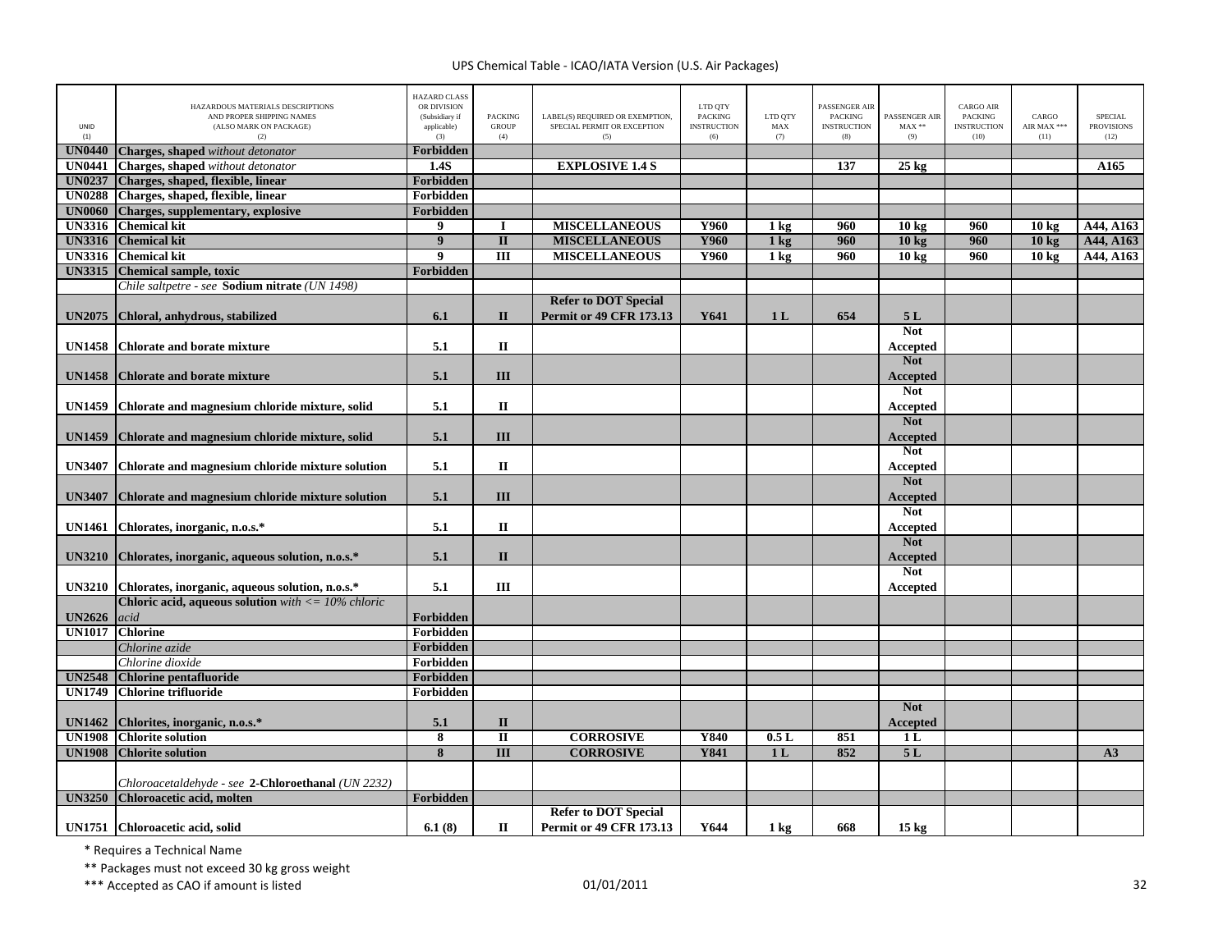# UPS Chemical Table - ICAO/IATA Version (U.S. Air Packages)

| UNID (1) | HAZARDOUS MATERIALS DESCRIPTIONS AND PROPER SHIPPING NAMES (ALSO MARK ON PACKAGE) (2) | HAZARD CLASS OR DIVISION (Subsidiary if applicable) (3) | PACKING GROUP (4) | LABEL(S) REQUIRED OR EXEMPTION, SPECIAL PERMIT OR EXCEPTION (5) | LTD QTY PACKING INSTRUCTION (6) | LTD QTY MAX (7) | PASSENGER AIR PACKING INSTRUCTION (8) | PASSENGER AIR MAX ** (9) | CARGO AIR PACKING INSTRUCTION (10) | CARGO AIR MAX *** (11) | SPECIAL PROVISIONS (12) |
|---|---|---|---|---|---|---|---|---|---|---|---|
| **UN0440** | **Charges, shaped** *without detonator* | **Forbidden** | | | | | | | | | |
| **UN0441** | **Charges, shaped** *without detonator* | **1.4S** | | **EXPLOSIVE 1.4 S** | | | **137** | **25 kg** | | | **A165** |
| **UN0237** | **Charges, shaped, flexible, linear** | **Forbidden** | | | | | | | | | |
| **UN0288** | **Charges, shaped, flexible, linear** | **Forbidden** | | | | | | | | | |
| **UN0060** | **Charges, supplementary, explosive** | **Forbidden** | | | | | | | | | |
| **UN3316** | **Chemical kit** | **9** | **I** | **MISCELLANEOUS** | **Y960** | **1 kg** | **960** | **10 kg** | **960** | **10 kg** | **A44, A163** |
| **UN3316** | **Chemical kit** | **9** | **II** | **MISCELLANEOUS** | **Y960** | **1 kg** | **960** | **10 kg** | **960** | **10 kg** | **A44, A163** |
| **UN3316** | **Chemical kit** | **9** | **III** | **MISCELLANEOUS** | **Y960** | **1 kg** | **960** | **10 kg** | **960** | **10 kg** | **A44, A163** |
| **UN3315** | **Chemical sample, toxic** | **Forbidden** | | | | | | | | | |
| | *Chile saltpetre - see* **Sodium nitrate** *(UN 1498)* | | | | | | | | | | |
| **UN2075** | **Chloral, anhydrous, stabilized** | **6.1** | **II** | **Refer to DOT Special Permit or 49 CFR 173.13** | **Y641** | **1 L** | **654** | **5 L** | | | |
| **UN1458** | **Chlorate and borate mixture** | **5.1** | **II** | | | | | **Not Accepted** | | | |
| **UN1458** | **Chlorate and borate mixture** | **5.1** | **III** | | | | | **Not Accepted** | | | |
| **UN1459** | **Chlorate and magnesium chloride mixture, solid** | **5.1** | **II** | | | | | **Not Accepted** | | | |
| **UN1459** | **Chlorate and magnesium chloride mixture, solid** | **5.1** | **III** | | | | | **Not Accepted** | | | |
| **UN3407** | **Chlorate and magnesium chloride mixture solution** | **5.1** | **II** | | | | | **Not Accepted** | | | |
| **UN3407** | **Chlorate and magnesium chloride mixture solution** | **5.1** | **III** | | | | | **Not Accepted** | | | |
| **UN1461** | **Chlorates, inorganic, n.o.s.*** | **5.1** | **II** | | | | | **Not Accepted** | | | |
| **UN3210** | **Chlorates, inorganic, aqueous solution, n.o.s.*** | **5.1** | **II** | | | | | **Not Accepted** | | | |
| **UN3210** | **Chlorates, inorganic, aqueous solution, n.o.s.*** | **5.1** | **III** | | | | | **Not Accepted** | | | |
| **UN2626** | **Chloric acid, aqueous solution** *with <= 10% chloric acid* | **Forbidden** | | | | | | | | | |
| **UN1017** | **Chlorine** | **Forbidden** | | | | | | | | | |
| | *Chlorine azide* | **Forbidden** | | | | | | | | | |
| | *Chlorine dioxide* | **Forbidden** | | | | | | | | | |
| **UN2548** | **Chlorine pentafluoride** | **Forbidden** | | | | | | | | | |
| **UN1749** | **Chlorine trifluoride** | **Forbidden** | | | | | | | | | |
| **UN1462** | **Chlorites, inorganic, n.o.s.*** | **5.1** | **II** | | | | | **Not Accepted** | | | |
| **UN1908** | **Chlorite solution** | **8** | **II** | **CORROSIVE** | **Y840** | **0.5 L** | **851** | **1 L** | | | |
| **UN1908** | **Chlorite solution** | **8** | **III** | **CORROSIVE** | **Y841** | **1 L** | **852** | **5 L** | | | **A3** |
| | *Chloroacetaldehyde - see* **2-Chloroethanal** *(UN 2232)* | | | | | | | | | | |
| **UN3250** | **Chloroacetic acid, molten** | **Forbidden** | | | | | | | | | |
| **UN1751** | **Chloroacetic acid, solid** | **6.1 (8)** | **II** | **Refer to DOT Special Permit or 49 CFR 173.13** | **Y644** | **1 kg** | **668** | **15 kg** | | | |

\* Requires a Technical Name

\*\* Packages must not exceed 30 kg gross weight

\*\*\* Accepted as CAO if amount is listed

01/01/2011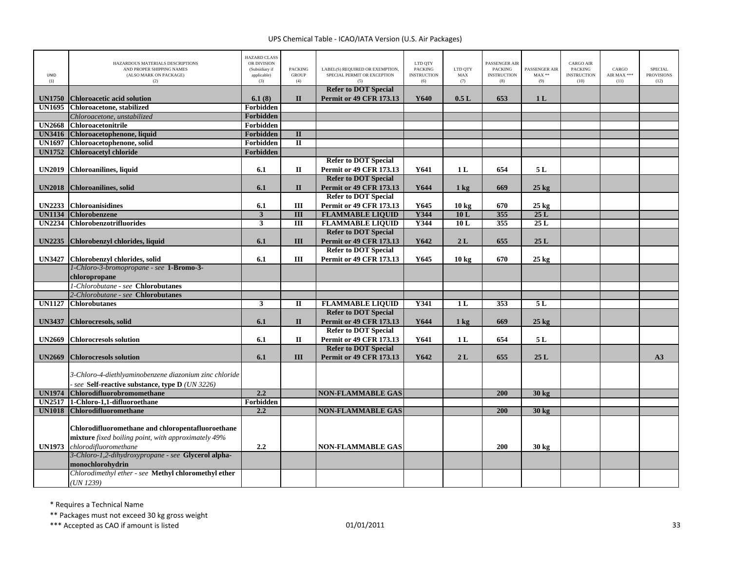| UNID (1) | HAZARDOUS MATERIALS DESCRIPTIONS AND PROPER SHIPPING NAMES (ALSO MARK ON PACKAGE) (2) | HAZARD CLASS OR DIVISION (Subsidiary if applicable) (3) | PACKING GROUP (4) | LABEL(S) REQUIRED OR EXEMPTION, SPECIAL PERMIT OR EXCEPTION (5) | LTD QTY PACKING INSTRUCTION (6) | LTD QTY MAX (7) | PASSENGER AIR PACKING INSTRUCTION (8) | PASSENGER AIR MAX ** (9) | CARGO AIR PACKING INSTRUCTION (10) | CARGO AIR MAX *** (11) | SPECIAL PROVISIONS (12) |
|---|---|---|---|---|---|---|---|---|---|---|---|
| **UN1750** | **Chloroacetic acid solution** | **6.1 (8)** | **II** | **Refer to DOT Special Permit or 49 CFR 173.13** | **Y640** | **0.5 L** | **653** | **1 L** | | | |
| **UN1695** | **Chloroacetone, stabilized** | **Forbidden** | | | | | | | | | |
| | *Chloroacetone, unstabilized* | **Forbidden** | | | | | | | | | |
| **UN2668** | **Chloroacetonitrile** | **Forbidden** | | | | | | | | | |
| **UN3416** | **Chloroacetophenone, liquid** | **Forbidden** | **II** | | | | | | | | |
| **UN1697** | **Chloroacetophenone, solid** | **Forbidden** | **II** | | | | | | | | |
| **UN1752** | **Chloroacetyl chloride** | **Forbidden** | | | | | | | | | |
| **UN2019** | **Chloroanilines, liquid** | **6.1** | **II** | **Refer to DOT Special Permit or 49 CFR 173.13** | **Y641** | **1 L** | **654** | **5 L** | | | |
| **UN2018** | **Chloroanilines, solid** | **6.1** | **II** | **Refer to DOT Special Permit or 49 CFR 173.13** | **Y644** | **1 kg** | **669** | **25 kg** | | | |
| **UN2233** | **Chloroanisidines** | **6.1** | **III** | **Refer to DOT Special Permit or 49 CFR 173.13** | **Y645** | **10 kg** | **670** | **25 kg** | | | |
| **UN1134** | **Chlorobenzene** | **3** | **III** | **FLAMMABLE LIQUID** | **Y344** | **10 L** | **355** | **25 L** | | | |
| **UN2234** | **Chlorobenzotrifluorides** | **3** | **III** | **FLAMMABLE LIQUID** | **Y344** | **10 L** | **355** | **25 L** | | | |
| **UN2235** | **Chlorobenzyl chlorides, liquid** | **6.1** | **III** | **Refer to DOT Special Permit or 49 CFR 173.13** | **Y642** | **2 L** | **655** | **25 L** | | | |
| **UN3427** | **Chlorobenzyl chlorides, solid** | **6.1** | **III** | **Refer to DOT Special Permit or 49 CFR 173.13** | **Y645** | **10 kg** | **670** | **25 kg** | | | |
| | *1-Chloro-3-bromopropane - see* **1-Bromo-3-chloropropane** | | | | | | | | | | |
| | *1-Chlorobutane - see* **Chlorobutanes** | | | | | | | | | | |
| | *2-Chlorobutane - see* **Chlorobutanes** | | | | | | | | | | |
| **UN1127** | **Chlorobutanes** | **3** | **II** | **FLAMMABLE LIQUID** | **Y341** | **1 L** | **353** | **5 L** | | | |
| **UN3437** | **Chlorocresols, solid** | **6.1** | **II** | **Refer to DOT Special Permit or 49 CFR 173.13** | **Y644** | **1 kg** | **669** | **25 kg** | | | |
| **UN2669** | **Chlorocresols solution** | **6.1** | **II** | **Refer to DOT Special Permit or 49 CFR 173.13** | **Y641** | **1 L** | **654** | **5 L** | | | |
| **UN2669** | **Chlorocresols solution** | **6.1** | **III** | **Refer to DOT Special Permit or 49 CFR 173.13** | **Y642** | **2 L** | **655** | **25 L** | | | **A3** |
| | *3-Chloro-4-diethylaminobenzene diazonium zinc chloride - see* **Self-reactive substance, type D** *(UN 3226)* | | | | | | | | | | |
| **UN1974** | **Chlorodifluorobromomethane** | **2.2** | | **NON-FLAMMABLE GAS** | | | **200** | **30 kg** | | | |
| **UN2517** | **1-Chloro-1,1-difluoroethane** | **Forbidden** | | | | | | | | | |
| **UN1018** | **Chlorodifluoromethane** | **2.2** | | **NON-FLAMMABLE GAS** | | | **200** | **30 kg** | | | |
| **UN1973** | **Chlorodifluoromethane and chloropentafluoroethane mixture** *fixed boiling point, with approximately 49% chlorodifluoromethane* | **2.2** | | **NON-FLAMMABLE GAS** | | | **200** | **30 kg** | | | |
| | *3-Chloro-1,2-dihydroxypropane - see* **Glycerol alpha-monochlorohydrin** | | | | | | | | | | |
| | *Chlorodimethyl ether - see* **Methyl chloromethyl ether** *(UN 1239)* | | | | | | | | | | |

\* Requires a Technical Name

\*\* Packages must not exceed 30 kg gross weight

\*\*\* Accepted as CAO if amount is listed

01/01/2011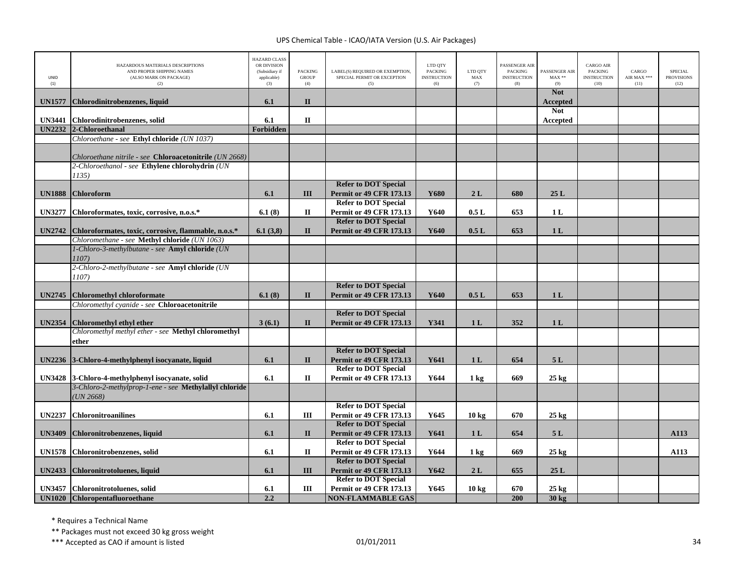| UNID (1) | HAZARDOUS MATERIALS DESCRIPTIONS AND PROPER SHIPPING NAMES (ALSO MARK ON PACKAGE) (2) | HAZARD CLASS OR DIVISION (Subsidiary if applicable) (3) | PACKING GROUP (4) | LABEL(S) REQUIRED OR EXEMPTION, SPECIAL PERMIT OR EXCEPTION (5) | LTD QTY PACKING INSTRUCTION (6) | LTD QTY MAX (7) | PASSENGER AIR PACKING INSTRUCTION (8) | PASSENGER AIR MAX ** (9) | CARGO AIR PACKING INSTRUCTION (10) | CARGO AIR MAX *** (11) | SPECIAL PROVISIONS (12) |
|---|---|---|---|---|---|---|---|---|---|---|---|
| **UN1577** | **Chlorodinitrobenzenes, liquid** | **6.1** | **II** | | | | | **Not Accepted** | | | |
| **UN3441** | **Chlorodinitrobenzenes, solid** | **6.1** | **II** | | | | | **Not Accepted** | | | |
| **UN2232** | **2-Chloroethanal** | **Forbidden** | | | | | | | | | |
| | *Chloroethane - see* **Ethyl chloride** *(UN 1037)* | | | | | | | | | | |
| | *Chloroethane nitrile - see* **Chloroacetonitrile** *(UN 2668)* | | | | | | | | | | |
| | *2-Chloroethanol - see* **Ethylene chlorohydrin** *(UN 1135)* | | | | | | | | | | |
| **UN1888** | **Chloroform** | **6.1** | **III** | **Refer to DOT Special Permit or 49 CFR 173.13** | **Y680** | **2 L** | **680** | **25 L** | | | |
| **UN3277** | **Chloroformates, toxic, corrosive, n.o.s.*** | **6.1 (8)** | **II** | **Refer to DOT Special Permit or 49 CFR 173.13** | **Y640** | **0.5 L** | **653** | **1 L** | | | |
| **UN2742** | **Chloroformates, toxic, corrosive, flammable, n.o.s.*** | **6.1 (3,8)** | **II** | **Refer to DOT Special Permit or 49 CFR 173.13** | **Y640** | **0.5 L** | **653** | **1 L** | | | |
| | *Chloromethane - see* **Methyl chloride** *(UN 1063)* | | | | | | | | | | |
| | *1-Chloro-3-methylbutane - see* **Amyl chloride** *(UN 1107)* | | | | | | | | | | |
| | *2-Chloro-2-methylbutane - see* **Amyl chloride** *(UN 1107)* | | | | | | | | | | |
| **UN2745** | **Chloromethyl chloroformate** | **6.1 (8)** | **II** | **Refer to DOT Special Permit or 49 CFR 173.13** | **Y640** | **0.5 L** | **653** | **1 L** | | | |
| | *Chloromethyl cyanide - see* **Chloroacetonitrile** | | | | | | | | | | |
| **UN2354** | **Chloromethyl ethyl ether** | **3 (6.1)** | **II** | **Refer to DOT Special Permit or 49 CFR 173.13** | **Y341** | **1 L** | **352** | **1 L** | | | |
| | *Chloromethyl methyl ether - see* **Methyl chloromethyl ether** | | | | | | | | | | |
| **UN2236** | **3-Chloro-4-methylphenyl isocyanate, liquid** | **6.1** | **II** | **Refer to DOT Special Permit or 49 CFR 173.13** | **Y641** | **1 L** | **654** | **5 L** | | | |
| **UN3428** | **3-Chloro-4-methylphenyl isocyanate, solid** | **6.1** | **II** | **Refer to DOT Special Permit or 49 CFR 173.13** | **Y644** | **1 kg** | **669** | **25 kg** | | | |
| | *3-Chloro-2-methylprop-1-ene - see* **Methylallyl chloride** *(UN 2668)* | | | | | | | | | | |
| **UN2237** | **Chloronitroanilines** | **6.1** | **III** | **Refer to DOT Special Permit or 49 CFR 173.13** | **Y645** | **10 kg** | **670** | **25 kg** | | | |
| **UN3409** | **Chloronitrobenzenes, liquid** | **6.1** | **II** | **Refer to DOT Special Permit or 49 CFR 173.13** | **Y641** | **1 L** | **654** | **5 L** | | | **A113** |
| **UN1578** | **Chloronitrobenzenes, solid** | **6.1** | **II** | **Refer to DOT Special Permit or 49 CFR 173.13** | **Y644** | **1 kg** | **669** | **25 kg** | | | **A113** |
| **UN2433** | **Chloronitrotoluenes, liquid** | **6.1** | **III** | **Refer to DOT Special Permit or 49 CFR 173.13** | **Y642** | **2 L** | **655** | **25 L** | | | |
| **UN3457** | **Chloronitrotoluenes, solid** | **6.1** | **III** | **Refer to DOT Special Permit or 49 CFR 173.13** | **Y645** | **10 kg** | **670** | **25 kg** | | | |
| **UN1020** | **Chloropentafluoroethane** | **2.2** | | **NON-FLAMMABLE GAS** | | | **200** | **30 kg** | | | |

\* Requires a Technical Name

\** Packages must not exceed 30 kg gross weight

\*** Accepted as CAO if amount is listed

01/01/2011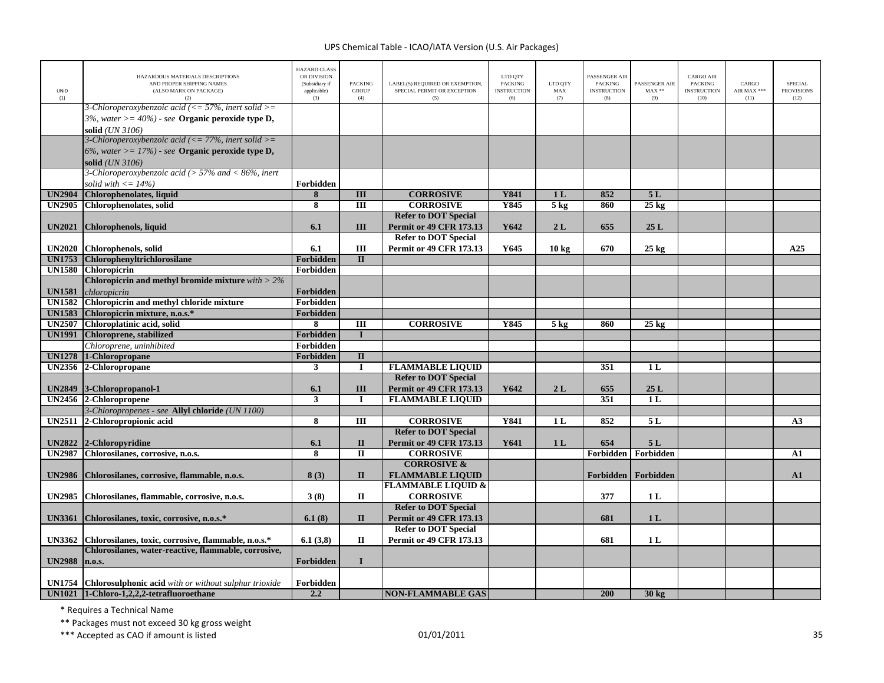UPS Chemical Table - ICAO/IATA Version (U.S. Air Packages)

| UNID (1) | HAZARDOUS MATERIALS DESCRIPTIONS AND PROPER SHIPPING NAMES (ALSO MARK ON PACKAGE) (2) | HAZARD CLASS OR DIVISION (Subsidiary if applicable) (3) | PACKING GROUP (4) | LABEL(S) REQUIRED OR EXEMPTION, SPECIAL PERMIT OR EXCEPTION (5) | LTD QTY PACKING INSTRUCTION (6) | LTD QTY MAX (7) | PASSENGER AIR PACKING INSTRUCTION (8) | PASSENGER AIR MAX ** (9) | CARGO AIR PACKING INSTRUCTION (10) | CARGO AIR MAX *** (11) | SPECIAL PROVISIONS (12) |
|---|---|---|---|---|---|---|---|---|---|---|---|
| | *3-Chloroperoxybenzoic acid (<= 57%, inert solid >= 3%, water >= 40%) - see* **Organic peroxide type D, solid** *(UN 3106)* | | | | | | | | | | |
| | *3-Chloroperoxybenzoic acid (<= 77%, inert solid >= 6%, water >= 17%) - see* **Organic peroxide type D, solid** *(UN 3106)* | | | | | | | | | | |
| | *3-Chloroperoxybenzoic acid (> 57% and < 86%, inert solid with <= 14%)* | **Forbidden** | | | | | | | | | |
| **UN2904** | **Chlorophenolates, liquid** | **8** | **III** | **CORROSIVE** | **Y841** | **1 L** | **852** | **5 L** | | | |
| **UN2905** | **Chlorophenolates, solid** | **8** | **III** | **CORROSIVE** | **Y845** | **5 kg** | **860** | **25 kg** | | | |
| **UN2021** | **Chlorophenols, liquid** | **6.1** | **III** | **Refer to DOT Special Permit or 49 CFR 173.13** | **Y642** | **2 L** | **655** | **25 L** | | | |
| **UN2020** | **Chlorophenols, solid** | **6.1** | **III** | **Refer to DOT Special Permit or 49 CFR 173.13** | **Y645** | **10 kg** | **670** | **25 kg** | | | **A25** |
| **UN1753** | **Chlorophenyltrichlorosilane** | **Forbidden** | **II** | | | | | | | | |
| **UN1580** | **Chloropicrin** | **Forbidden** | | | | | | | | | |
| **UN1581** | **Chloropicrin and methyl bromide mixture** *with > 2% chloropicrin* | **Forbidden** | | | | | | | | | |
| **UN1582** | **Chloropicrin and methyl chloride mixture** | **Forbidden** | | | | | | | | | |
| **UN1583** | **Chloropicrin mixture, n.o.s.*** | **Forbidden** | | | | | | | | | |
| **UN2507** | **Chloroplatinic acid, solid** | **8** | **III** | **CORROSIVE** | **Y845** | **5 kg** | **860** | **25 kg** | | | |
| **UN1991** | **Chloroprene, stabilized** | **Forbidden** | **I** | | | | | | | | |
| | *Chloroprene, uninhibited* | **Forbidden** | | | | | | | | | |
| **UN1278** | **1-Chloropropane** | **Forbidden** | **II** | | | | | | | | |
| **UN2356** | **2-Chloropropane** | **3** | **I** | **FLAMMABLE LIQUID** | | | **351** | **1 L** | | | |
| **UN2849** | **3-Chloropropanol-1** | **6.1** | **III** | **Refer to DOT Special Permit or 49 CFR 173.13** | **Y642** | **2 L** | **655** | **25 L** | | | |
| **UN2456** | **2-Chloropropene** | **3** | **I** | **FLAMMABLE LIQUID** | | | **351** | **1 L** | | | |
| | *3-Chloropropenes - see* **Allyl chloride** *(UN 1100)* | | | | | | | | | | |
| **UN2511** | **2-Chloropropionic acid** | **8** | **III** | **CORROSIVE** | **Y841** | **1 L** | **852** | **5 L** | | | **A3** |
| **UN2822** | **2-Chloropyridine** | **6.1** | **II** | **Refer to DOT Special Permit or 49 CFR 173.13** | **Y641** | **1 L** | **654** | **5 L** | | | |
| **UN2987** | **Chlorosilanes, corrosive, n.o.s.** | **8** | **II** | **CORROSIVE** | | | **Forbidden** | **Forbidden** | | | **A1** |
| **UN2986** | **Chlorosilanes, corrosive, flammable, n.o.s.** | **8 (3)** | **II** | **CORROSIVE & FLAMMABLE LIQUID** | | | **Forbidden** | **Forbidden** | | | **A1** |
| **UN2985** | **Chlorosilanes, flammable, corrosive, n.o.s.** | **3 (8)** | **II** | **FLAMMABLE LIQUID & CORROSIVE** | | | **377** | **1 L** | | | |
| **UN3361** | **Chlorosilanes, toxic, corrosive, n.o.s.*** | **6.1 (8)** | **II** | **Refer to DOT Special Permit or 49 CFR 173.13** | | | **681** | **1 L** | | | |
| **UN3362** | **Chlorosilanes, toxic, corrosive, flammable, n.o.s.*** | **6.1 (3,8)** | **II** | **Refer to DOT Special Permit or 49 CFR 173.13** | | | **681** | **1 L** | | | |
| **UN2988** | **Chlorosilanes, water-reactive, flammable, corrosive, n.o.s.** | **Forbidden** | **I** | | | | | | | | |
| **UN1754** | **Chlorosulphonic acid** *with or without sulphur trioxide* | **Forbidden** | | | | | | | | | |
| **UN1021** | **1-Chloro-1,2,2,2-tetrafluoroethane** | **2.2** | | **NON-FLAMMABLE GAS** | | | **200** | **30 kg** | | | |

\* Requires a Technical Name

\*\* Packages must not exceed 30 kg gross weight

\*\*\* Accepted as CAO if amount is listed

01/01/2011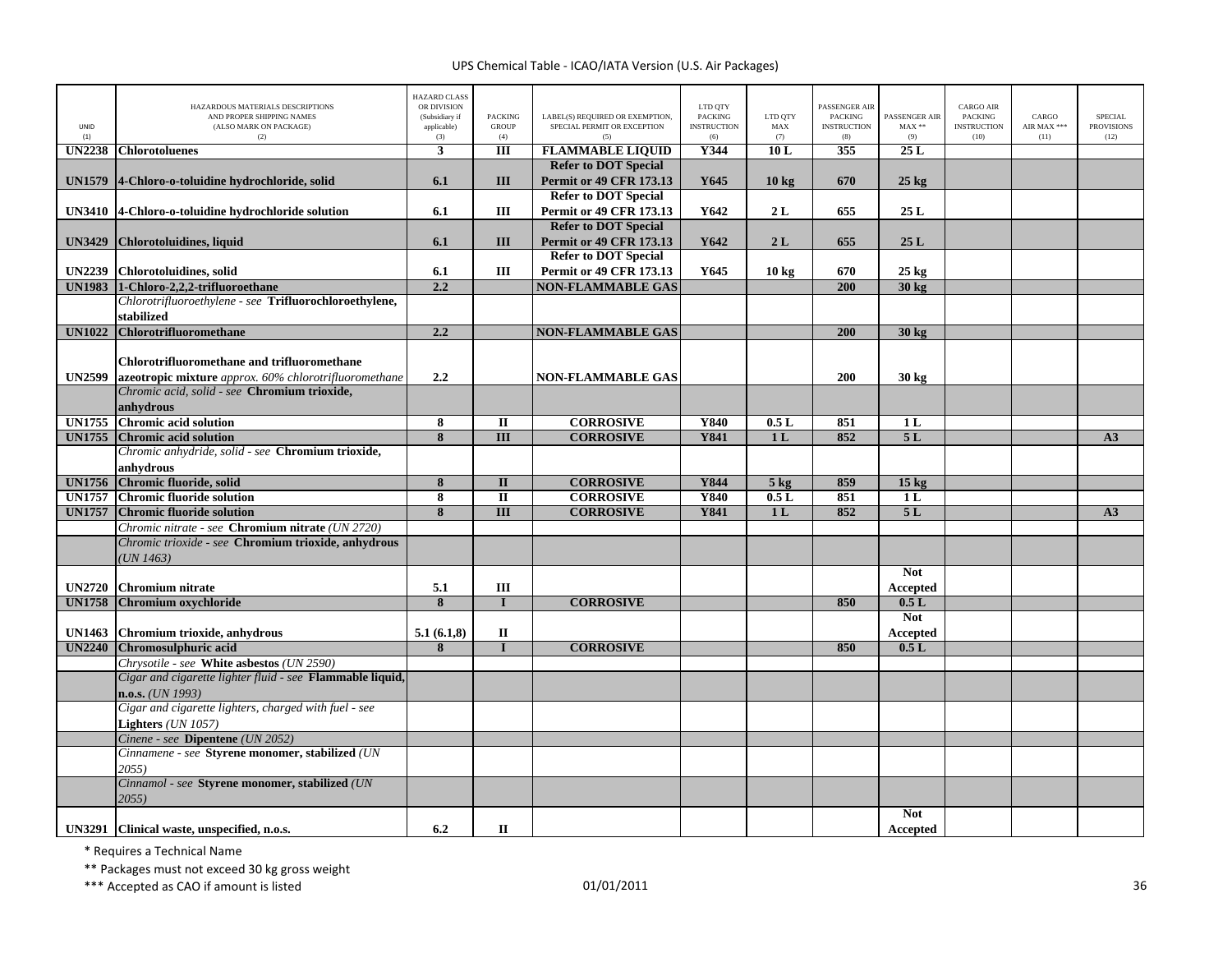| UNID (1) | HAZARDOUS MATERIALS DESCRIPTIONS AND PROPER SHIPPING NAMES (ALSO MARK ON PACKAGE) (2) | HAZARD CLASS OR DIVISION (Subsidiary if applicable) (3) | PACKING GROUP (4) | LABEL(S) REQUIRED OR EXEMPTION, SPECIAL PERMIT OR EXCEPTION (5) | LTD QTY PACKING INSTRUCTION (6) | LTD QTY MAX (7) | PASSENGER AIR PACKING INSTRUCTION (8) | PASSENGER AIR MAX ** (9) | CARGO AIR PACKING INSTRUCTION (10) | CARGO AIR MAX *** (11) | SPECIAL PROVISIONS (12) |
|---|---|---|---|---|---|---|---|---|---|---|---|
| **UN2238** | **Chlorotoluenes** | **3** | **III** | **FLAMMABLE LIQUID** | **Y344** | **10 L** | **355** | **25 L** | | | |
| **UN1579** | **4-Chloro-o-toluidine hydrochloride, solid** | **6.1** | **III** | **Refer to DOT Special Permit or 49 CFR 173.13** | **Y645** | **10 kg** | **670** | **25 kg** | | | |
| **UN3410** | **4-Chloro-o-toluidine hydrochloride solution** | **6.1** | **III** | **Refer to DOT Special Permit or 49 CFR 173.13** | **Y642** | **2 L** | **655** | **25 L** | | | |
| **UN3429** | **Chlorotoluidines, liquid** | **6.1** | **III** | **Refer to DOT Special Permit or 49 CFR 173.13** | **Y642** | **2 L** | **655** | **25 L** | | | |
| **UN2239** | **Chlorotoluidines, solid** | **6.1** | **III** | **Refer to DOT Special Permit or 49 CFR 173.13** | **Y645** | **10 kg** | **670** | **25 kg** | | | |
| **UN1983** | **1-Chloro-2,2,2-trifluoroethane** | **2.2** | | **NON-FLAMMABLE GAS** | | | **200** | **30 kg** | | | |
| | *Chlorotrifluoroethylene - see* **Trifluorochloroethylene, stabilized** | | | | | | | | | | |
| **UN1022** | **Chlorotrifluoromethane** | **2.2** | | **NON-FLAMMABLE GAS** | | | **200** | **30 kg** | | | |
| **UN2599** | **Chlorotrifluoromethane and trifluoromethane azeotropic mixture** *approx. 60% chlorotrifluoromethane* | **2.2** | | **NON-FLAMMABLE GAS** | | | **200** | **30 kg** | | | |
| | *Chromic acid, solid - see* **Chromium trioxide, anhydrous** | | | | | | | | | | |
| **UN1755** | **Chromic acid solution** | **8** | **II** | **CORROSIVE** | **Y840** | **0.5 L** | **851** | **1 L** | | | |
| **UN1755** | **Chromic acid solution** | **8** | **III** | **CORROSIVE** | **Y841** | **1 L** | **852** | **5 L** | | | **A3** |
| | *Chromic anhydride, solid - see* **Chromium trioxide, anhydrous** | | | | | | | | | | |
| **UN1756** | **Chromic fluoride, solid** | **8** | **II** | **CORROSIVE** | **Y844** | **5 kg** | **859** | **15 kg** | | | |
| **UN1757** | **Chromic fluoride solution** | **8** | **II** | **CORROSIVE** | **Y840** | **0.5 L** | **851** | **1 L** | | | |
| **UN1757** | **Chromic fluoride solution** | **8** | **III** | **CORROSIVE** | **Y841** | **1 L** | **852** | **5 L** | | | **A3** |
| | *Chromic nitrate - see* **Chromium nitrate** *(UN 2720)* | | | | | | | | | | |
| | *Chromic trioxide - see* **Chromium trioxide, anhydrous** *(UN 1463)* | | | | | | | | | | |
| **UN2720** | **Chromium nitrate** | **5.1** | **III** | | | | | **Not Accepted** | | | |
| **UN1758** | **Chromium oxychloride** | **8** | **I** | **CORROSIVE** | | | **850** | **0.5 L** | | | |
| **UN1463** | **Chromium trioxide, anhydrous** | **5.1 (6.1,8)** | **II** | | | | | **Not Accepted** | | | |
| **UN2240** | **Chromosulphuric acid** | **8** | **I** | **CORROSIVE** | | | **850** | **0.5 L** | | | |
| | *Chrysotile - see* **White asbestos** *(UN 2590)* | | | | | | | | | | |
| | *Cigar and cigarette lighter fluid - see* **Flammable liquid, n.o.s.** *(UN 1993)* | | | | | | | | | | |
| | *Cigar and cigarette lighters, charged with fuel - see* **Lighters** *(UN 1057)* | | | | | | | | | | |
| | *Cinene - see* **Dipentene** *(UN 2052)* | | | | | | | | | | |
| | *Cinnamene - see* **Styrene monomer, stabilized** *(UN 2055)* | | | | | | | | | | |
| | *Cinnamol - see* **Styrene monomer, stabilized** *(UN 2055)* | | | | | | | | | | |
| **UN3291** | **Clinical waste, unspecified, n.o.s.** | **6.2** | **II** | | | | | **Not Accepted** | | | |

\* Requires a Technical Name

\*\* Packages must not exceed 30 kg gross weight

\*\*\* Accepted as CAO if amount is listed

01/01/2011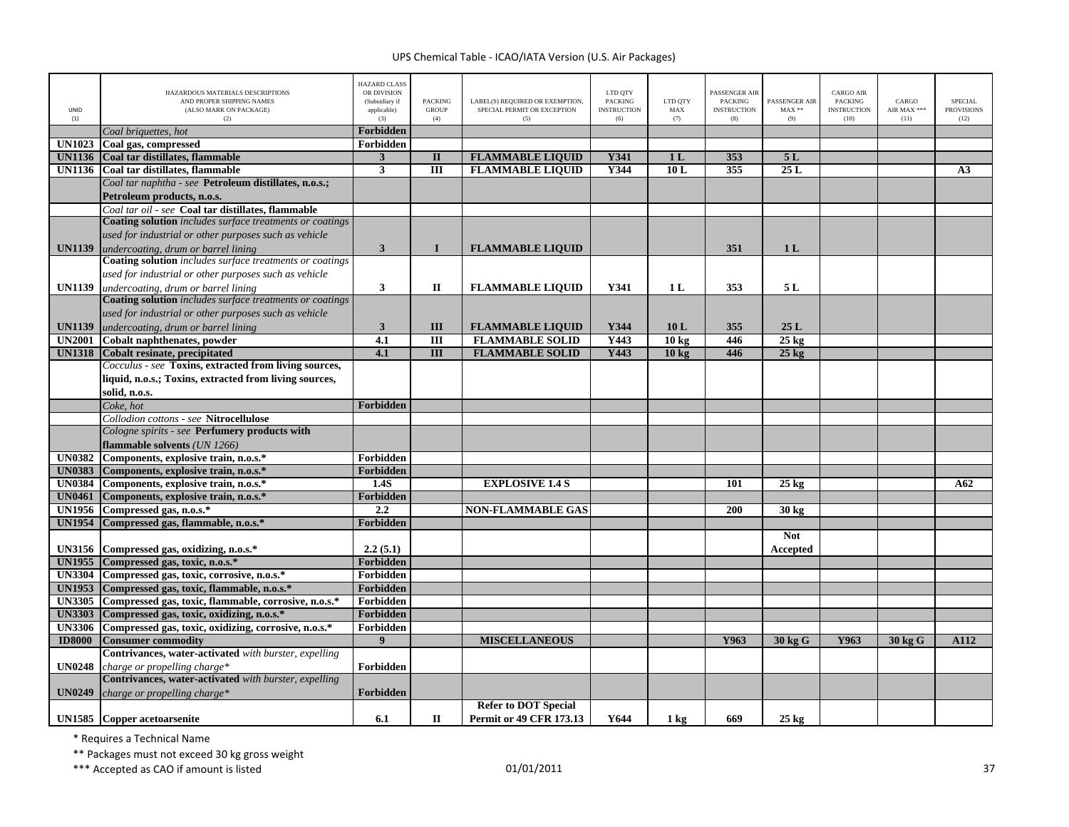| UNID (1) | HAZARDOUS MATERIALS DESCRIPTIONS AND PROPER SHIPPING NAMES (ALSO MARK ON PACKAGE) (2) | HAZARD CLASS OR DIVISION (Subsidiary if applicable) (3) | PACKING GROUP (4) | LABEL(S) REQUIRED OR EXEMPTION, SPECIAL PERMIT OR EXCEPTION (5) | LTD QTY PACKING INSTRUCTION (6) | LTD QTY MAX (7) | PASSENGER AIR PACKING INSTRUCTION (8) | PASSENGER AIR MAX ** (9) | CARGO AIR PACKING INSTRUCTION (10) | CARGO AIR MAX *** (11) | SPECIAL PROVISIONS (12) |
|---|---|---|---|---|---|---|---|---|---|---|---|
| | *Coal briquettes, hot* | **Forbidden** | | | | | | | | | |
| **UN1023** | **Coal gas, compressed** | **Forbidden** | | | | | | | | | |
| **UN1136** | **Coal tar distillates, flammable** | **3** | **II** | **FLAMMABLE LIQUID** | **Y341** | **1 L** | **353** | **5 L** | | | |
| **UN1136** | **Coal tar distillates, flammable** | **3** | **III** | **FLAMMABLE LIQUID** | **Y344** | **10 L** | **355** | **25 L** | | | **A3** |
| | *Coal tar naphtha - see* **Petroleum distillates, n.o.s.; Petroleum products, n.o.s.** | | | | | | | | | | |
| | *Coal tar oil - see* **Coal tar distillates, flammable** | | | | | | | | | | |
| **UN1139** | **Coating solution** *includes surface treatments or coatings used for industrial or other purposes such as vehicle undercoating, drum or barrel lining* | **3** | **I** | **FLAMMABLE LIQUID** | | | **351** | **1 L** | | | |
| **UN1139** | **Coating solution** *includes surface treatments or coatings used for industrial or other purposes such as vehicle undercoating, drum or barrel lining* | **3** | **II** | **FLAMMABLE LIQUID** | **Y341** | **1 L** | **353** | **5 L** | | | |
| **UN1139** | **Coating solution** *includes surface treatments or coatings used for industrial or other purposes such as vehicle undercoating, drum or barrel lining* | **3** | **III** | **FLAMMABLE LIQUID** | **Y344** | **10 L** | **355** | **25 L** | | | |
| **UN2001** | **Cobalt naphthenates, powder** | **4.1** | **III** | **FLAMMABLE SOLID** | **Y443** | **10 kg** | **446** | **25 kg** | | | |
| **UN1318** | **Cobalt resinate, precipitated** | **4.1** | **III** | **FLAMMABLE SOLID** | **Y443** | **10 kg** | **446** | **25 kg** | | | |
| | *Cocculus - see* **Toxins, extracted from living sources, liquid, n.o.s.; Toxins, extracted from living sources, solid, n.o.s.** | | | | | | | | | | |
| | *Coke, hot* | **Forbidden** | | | | | | | | | |
| | *Collodion cottons - see* **Nitrocellulose** | | | | | | | | | | |
| | *Cologne spirits - see* **Perfumery products with flammable solvents** *(UN 1266)* | | | | | | | | | | |
| **UN0382** | **Components, explosive train, n.o.s.*** | **Forbidden** | | | | | | | | | |
| **UN0383** | **Components, explosive train, n.o.s.*** | **Forbidden** | | | | | | | | | |
| **UN0384** | **Components, explosive train, n.o.s.*** | **1.4S** | | **EXPLOSIVE 1.4 S** | | | **101** | **25 kg** | | | **A62** |
| **UN0461** | **Components, explosive train, n.o.s.*** | **Forbidden** | | | | | | | | | |
| **UN1956** | **Compressed gas, n.o.s.*** | **2.2** | | **NON-FLAMMABLE GAS** | | | **200** | **30 kg** | | | |
| **UN1954** | **Compressed gas, flammable, n.o.s.*** | **Forbidden** | | | | | | | | | |
| **UN3156** | **Compressed gas, oxidizing, n.o.s.*** | **2.2 (5.1)** | | | | | | **Not Accepted** | | | |
| **UN1955** | **Compressed gas, toxic, n.o.s.*** | **Forbidden** | | | | | | | | | |
| **UN3304** | **Compressed gas, toxic, corrosive, n.o.s.*** | **Forbidden** | | | | | | | | | |
| **UN1953** | **Compressed gas, toxic, flammable, n.o.s.*** | **Forbidden** | | | | | | | | | |
| **UN3305** | **Compressed gas, toxic, flammable, corrosive, n.o.s.*** | **Forbidden** | | | | | | | | | |
| **UN3303** | **Compressed gas, toxic, oxidizing, n.o.s.*** | **Forbidden** | | | | | | | | | |
| **UN3306** | **Compressed gas, toxic, oxidizing, corrosive, n.o.s.*** | **Forbidden** | | | | | | | | | |
| **ID8000** | **Consumer commodity** | **9** | | **MISCELLANEOUS** | | | **Y963** | **30 kg G** | **Y963** | **30 kg G** | **A112** |
| **UN0248** | **Contrivances, water-activated** *with burster, expelling charge or propelling charge** | **Forbidden** | | | | | | | | | |
| **UN0249** | **Contrivances, water-activated** *with burster, expelling charge or propelling charge** | **Forbidden** | | | | | | | | | |
| **UN1585** | **Copper acetoarsenite** | **6.1** | **II** | **Refer to DOT Special Permit or 49 CFR 173.13** | **Y644** | **1 kg** | **669** | **25 kg** | | | |

\* Requires a Technical Name

\** Packages must not exceed 30 kg gross weight

\*** Accepted as CAO if amount is listed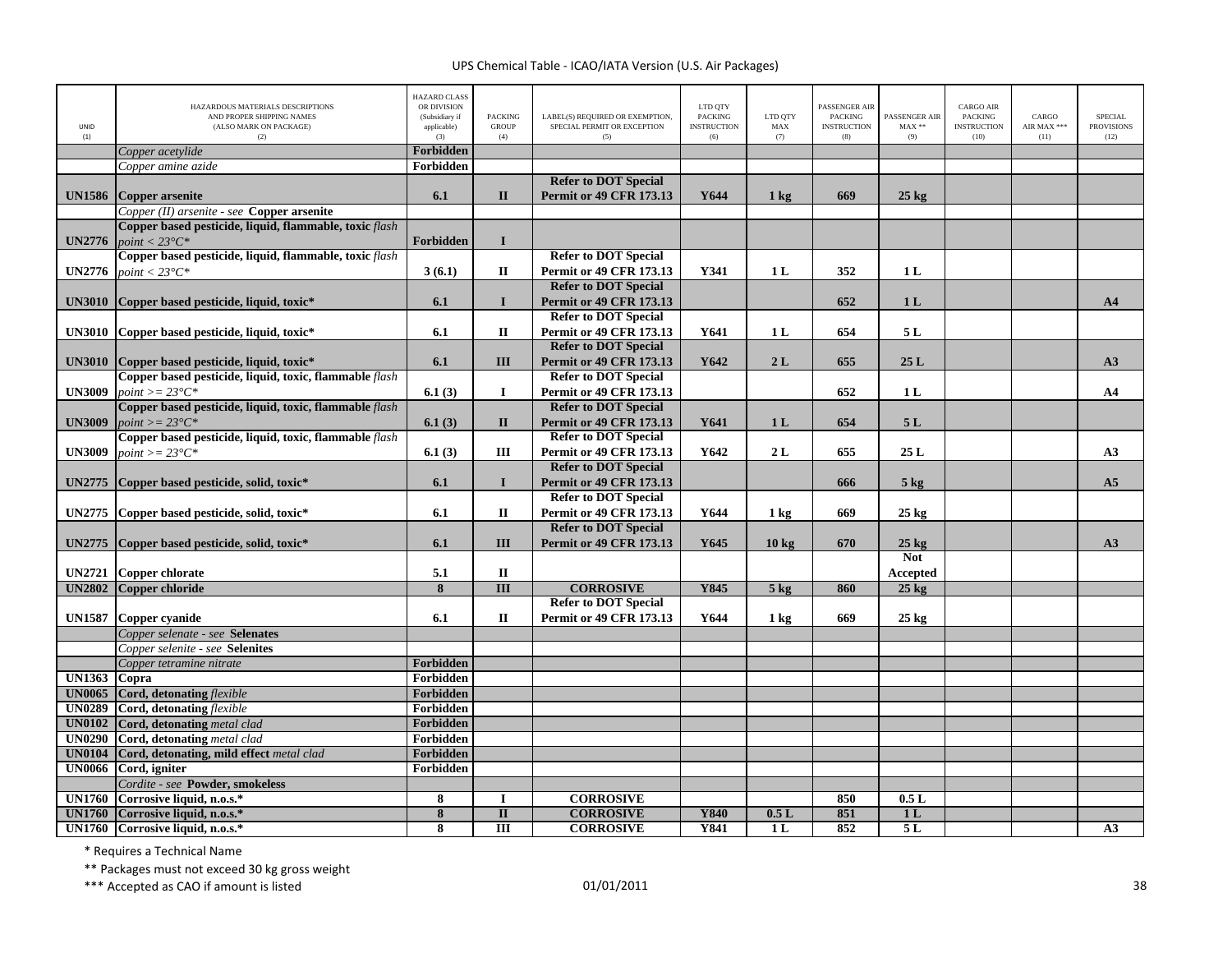| UNID (1) | HAZARDOUS MATERIALS DESCRIPTIONS AND PROPER SHIPPING NAMES (ALSO MARK ON PACKAGE) (2) | HAZARD CLASS OR DIVISION (Subsidiary if applicable) (3) | PACKING GROUP (4) | LABEL(S) REQUIRED OR EXEMPTION, SPECIAL PERMIT OR EXCEPTION (5) | LTD QTY PACKING INSTRUCTION (6) | LTD QTY MAX (7) | PASSENGER AIR PACKING INSTRUCTION (8) | PASSENGER AIR MAX ** (9) | CARGO AIR PACKING INSTRUCTION (10) | CARGO AIR MAX *** (11) | SPECIAL PROVISIONS (12) |
|---|---|---|---|---|---|---|---|---|---|---|---|
| | *Copper acetylide* | **Forbidden** | | | | | | | | | |
| | *Copper amine azide* | **Forbidden** | | | | | | | | | |
| **UN1586** | **Copper arsenite** | **6.1** | **II** | **Refer to DOT Special Permit or 49 CFR 173.13** | **Y644** | **1 kg** | **669** | **25 kg** | | | |
| | *Copper (II) arsenite - see* **Copper arsenite** | | | | | | | | | | |
| **UN2776** | **Copper based pesticide, liquid, flammable, toxic** *flash point < 23°C** | **Forbidden** | **I** | | | | | | | | |
| **UN2776** | **Copper based pesticide, liquid, flammable, toxic** *flash point < 23°C** | **3 (6.1)** | **II** | **Refer to DOT Special Permit or 49 CFR 173.13** | **Y341** | **1 L** | **352** | **1 L** | | | |
| **UN3010** | **Copper based pesticide, liquid, toxic*** | **6.1** | **I** | **Refer to DOT Special Permit or 49 CFR 173.13** | | | **652** | **1 L** | | | **A4** |
| **UN3010** | **Copper based pesticide, liquid, toxic*** | **6.1** | **II** | **Refer to DOT Special Permit or 49 CFR 173.13** | **Y641** | **1 L** | **654** | **5 L** | | | |
| **UN3010** | **Copper based pesticide, liquid, toxic*** | **6.1** | **III** | **Refer to DOT Special Permit or 49 CFR 173.13** | **Y642** | **2 L** | **655** | **25 L** | | | **A3** |
| **UN3009** | **Copper based pesticide, liquid, toxic, flammable** *flash point >= 23°C** | **6.1 (3)** | **I** | **Refer to DOT Special Permit or 49 CFR 173.13** | | | **652** | **1 L** | | | **A4** |
| **UN3009** | **Copper based pesticide, liquid, toxic, flammable** *flash point >= 23°C** | **6.1 (3)** | **II** | **Refer to DOT Special Permit or 49 CFR 173.13** | **Y641** | **1 L** | **654** | **5 L** | | | |
| **UN3009** | **Copper based pesticide, liquid, toxic, flammable** *flash point >= 23°C** | **6.1 (3)** | **III** | **Refer to DOT Special Permit or 49 CFR 173.13** | **Y642** | **2 L** | **655** | **25 L** | | | **A3** |
| **UN2775** | **Copper based pesticide, solid, toxic*** | **6.1** | **I** | **Refer to DOT Special Permit or 49 CFR 173.13** | | | **666** | **5 kg** | | | **A5** |
| **UN2775** | **Copper based pesticide, solid, toxic*** | **6.1** | **II** | **Refer to DOT Special Permit or 49 CFR 173.13** | **Y644** | **1 kg** | **669** | **25 kg** | | | |
| **UN2775** | **Copper based pesticide, solid, toxic*** | **6.1** | **III** | **Refer to DOT Special Permit or 49 CFR 173.13** | **Y645** | **10 kg** | **670** | **25 kg** | | | **A3** |
| **UN2721** | **Copper chlorate** | **5.1** | **II** | | | | | **Not Accepted** | | | |
| **UN2802** | **Copper chloride** | **8** | **III** | **CORROSIVE** | **Y845** | **5 kg** | **860** | **25 kg** | | | |
| **UN1587** | **Copper cyanide** | **6.1** | **II** | **Refer to DOT Special Permit or 49 CFR 173.13** | **Y644** | **1 kg** | **669** | **25 kg** | | | |
| | *Copper selenate - see* **Selenates** | | | | | | | | | | |
| | *Copper selenite - see* **Selenites** | | | | | | | | | | |
| | *Copper tetramine nitrate* | **Forbidden** | | | | | | | | | |
| **UN1363** | **Copra** | **Forbidden** | | | | | | | | | |
| **UN0065** | **Cord, detonating** *flexible* | **Forbidden** | | | | | | | | | |
| **UN0289** | **Cord, detonating** *flexible* | **Forbidden** | | | | | | | | | |
| **UN0102** | **Cord, detonating** *metal clad* | **Forbidden** | | | | | | | | | |
| **UN0290** | **Cord, detonating** *metal clad* | **Forbidden** | | | | | | | | | |
| **UN0104** | **Cord, detonating, mild effect** *metal clad* | **Forbidden** | | | | | | | | | |
| **UN0066** | **Cord, igniter** | **Forbidden** | | | | | | | | | |
| | *Cordite - see* **Powder, smokeless** | | | | | | | | | | |
| **UN1760** | **Corrosive liquid, n.o.s.*** | **8** | **I** | **CORROSIVE** | | | **850** | **0.5 L** | | | |
| **UN1760** | **Corrosive liquid, n.o.s.*** | **8** | **II** | **CORROSIVE** | **Y840** | **0.5 L** | **851** | **1 L** | | | |
| **UN1760** | **Corrosive liquid, n.o.s.*** | **8** | **III** | **CORROSIVE** | **Y841** | **1 L** | **852** | **5 L** | | | **A3** |

\* Requires a Technical Name

\*\* Packages must not exceed 30 kg gross weight

\*\*\* Accepted as CAO if amount is listed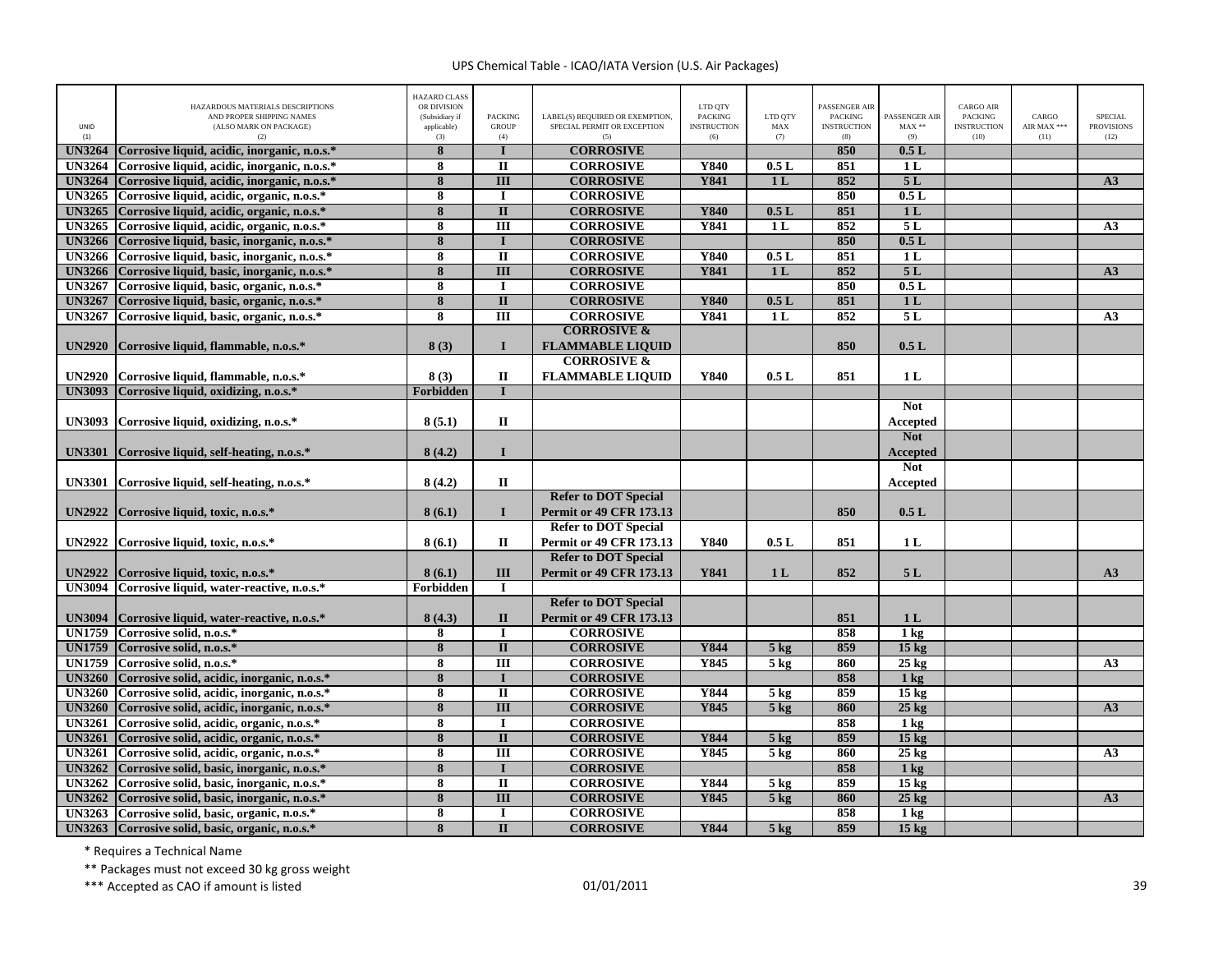UPS Chemical Table - ICAO/IATA Version (U.S. Air Packages)

| UNID (1) | HAZARDOUS MATERIALS DESCRIPTIONS AND PROPER SHIPPING NAMES (ALSO MARK ON PACKAGE) (2) | HAZARD CLASS OR DIVISION (Subsidiary if applicable) (3) | PACKING GROUP (4) | LABEL(S) REQUIRED OR EXEMPTION, SPECIAL PERMIT OR EXCEPTION (5) | LTD QTY PACKING INSTRUCTION (6) | LTD QTY MAX (7) | PASSENGER AIR PACKING INSTRUCTION (8) | PASSENGER AIR MAX ** (9) | CARGO AIR PACKING INSTRUCTION (10) | CARGO AIR MAX *** (11) | SPECIAL PROVISIONS (12) |
|---|---|---|---|---|---|---|---|---|---|---|---|
| UN3264 | Corrosive liquid, acidic, inorganic, n.o.s.* | 8 | I | CORROSIVE | | | 850 | 0.5 L | | | |
| UN3264 | Corrosive liquid, acidic, inorganic, n.o.s.* | 8 | II | CORROSIVE | Y840 | 0.5 L | 851 | 1 L | | | |
| UN3264 | Corrosive liquid, acidic, inorganic, n.o.s.* | 8 | III | CORROSIVE | Y841 | 1 L | 852 | 5 L | | | A3 |
| UN3265 | Corrosive liquid, acidic, organic, n.o.s.* | 8 | I | CORROSIVE | | | 850 | 0.5 L | | | |
| UN3265 | Corrosive liquid, acidic, organic, n.o.s.* | 8 | II | CORROSIVE | Y840 | 0.5 L | 851 | 1 L | | | |
| UN3265 | Corrosive liquid, acidic, organic, n.o.s.* | 8 | III | CORROSIVE | Y841 | 1 L | 852 | 5 L | | | A3 |
| UN3266 | Corrosive liquid, basic, inorganic, n.o.s.* | 8 | I | CORROSIVE | | | 850 | 0.5 L | | | |
| UN3266 | Corrosive liquid, basic, inorganic, n.o.s.* | 8 | II | CORROSIVE | Y840 | 0.5 L | 851 | 1 L | | | |
| UN3266 | Corrosive liquid, basic, inorganic, n.o.s.* | 8 | III | CORROSIVE | Y841 | 1 L | 852 | 5 L | | | A3 |
| UN3267 | Corrosive liquid, basic, organic, n.o.s.* | 8 | I | CORROSIVE | | | 850 | 0.5 L | | | |
| UN3267 | Corrosive liquid, basic, organic, n.o.s.* | 8 | II | CORROSIVE | Y840 | 0.5 L | 851 | 1 L | | | |
| UN3267 | Corrosive liquid, basic, organic, n.o.s.* | 8 | III | CORROSIVE | Y841 | 1 L | 852 | 5 L | | | A3 |
| UN2920 | Corrosive liquid, flammable, n.o.s.* | 8 (3) | I | CORROSIVE & FLAMMABLE LIQUID | | | 850 | 0.5 L | | | |
| UN2920 | Corrosive liquid, flammable, n.o.s.* | 8 (3) | II | CORROSIVE & FLAMMABLE LIQUID | Y840 | 0.5 L | 851 | 1 L | | | |
| UN3093 | Corrosive liquid, oxidizing, n.o.s.* | Forbidden | I | | | | | | | | |
| UN3093 | Corrosive liquid, oxidizing, n.o.s.* | 8 (5.1) | II | | | | | Not Accepted | | | |
| UN3301 | Corrosive liquid, self-heating, n.o.s.* | 8 (4.2) | I | | | | | Not Accepted | | | |
| UN3301 | Corrosive liquid, self-heating, n.o.s.* | 8 (4.2) | II | | | | | Not Accepted | | | |
| UN2922 | Corrosive liquid, toxic, n.o.s.* | 8 (6.1) | I | Refer to DOT Special Permit or 49 CFR 173.13 | | | 850 | 0.5 L | | | |
| UN2922 | Corrosive liquid, toxic, n.o.s.* | 8 (6.1) | II | Refer to DOT Special Permit or 49 CFR 173.13 | Y840 | 0.5 L | 851 | 1 L | | | |
| UN2922 | Corrosive liquid, toxic, n.o.s.* | 8 (6.1) | III | Refer to DOT Special Permit or 49 CFR 173.13 | Y841 | 1 L | 852 | 5 L | | | A3 |
| UN3094 | Corrosive liquid, water-reactive, n.o.s.* | Forbidden | I | | | | | | | | |
| UN3094 | Corrosive liquid, water-reactive, n.o.s.* | 8 (4.3) | II | Refer to DOT Special Permit or 49 CFR 173.13 | | | 851 | 1 L | | | |
| UN1759 | Corrosive solid, n.o.s.* | 8 | I | CORROSIVE | | | 858 | 1 kg | | | |
| UN1759 | Corrosive solid, n.o.s.* | 8 | II | CORROSIVE | Y844 | 5 kg | 859 | 15 kg | | | |
| UN1759 | Corrosive solid, n.o.s.* | 8 | III | CORROSIVE | Y845 | 5 kg | 860 | 25 kg | | | A3 |
| UN3260 | Corrosive solid, acidic, inorganic, n.o.s.* | 8 | I | CORROSIVE | | | 858 | 1 kg | | | |
| UN3260 | Corrosive solid, acidic, inorganic, n.o.s.* | 8 | II | CORROSIVE | Y844 | 5 kg | 859 | 15 kg | | | |
| UN3260 | Corrosive solid, acidic, inorganic, n.o.s.* | 8 | III | CORROSIVE | Y845 | 5 kg | 860 | 25 kg | | | A3 |
| UN3261 | Corrosive solid, acidic, organic, n.o.s.* | 8 | I | CORROSIVE | | | 858 | 1 kg | | | |
| UN3261 | Corrosive solid, acidic, organic, n.o.s.* | 8 | II | CORROSIVE | Y844 | 5 kg | 859 | 15 kg | | | |
| UN3261 | Corrosive solid, acidic, organic, n.o.s.* | 8 | III | CORROSIVE | Y845 | 5 kg | 860 | 25 kg | | | A3 |
| UN3262 | Corrosive solid, basic, inorganic, n.o.s.* | 8 | I | CORROSIVE | | | 858 | 1 kg | | | |
| UN3262 | Corrosive solid, basic, inorganic, n.o.s.* | 8 | II | CORROSIVE | Y844 | 5 kg | 859 | 15 kg | | | |
| UN3262 | Corrosive solid, basic, inorganic, n.o.s.* | 8 | III | CORROSIVE | Y845 | 5 kg | 860 | 25 kg | | | A3 |
| UN3263 | Corrosive solid, basic, organic, n.o.s.* | 8 | I | CORROSIVE | | | 858 | 1 kg | | | |
| UN3263 | Corrosive solid, basic, organic, n.o.s.* | 8 | II | CORROSIVE | Y844 | 5 kg | 859 | 15 kg | | | |

\* Requires a Technical Name

\*\* Packages must not exceed 30 kg gross weight

\*\*\* Accepted as CAO if amount is listed

01/01/2011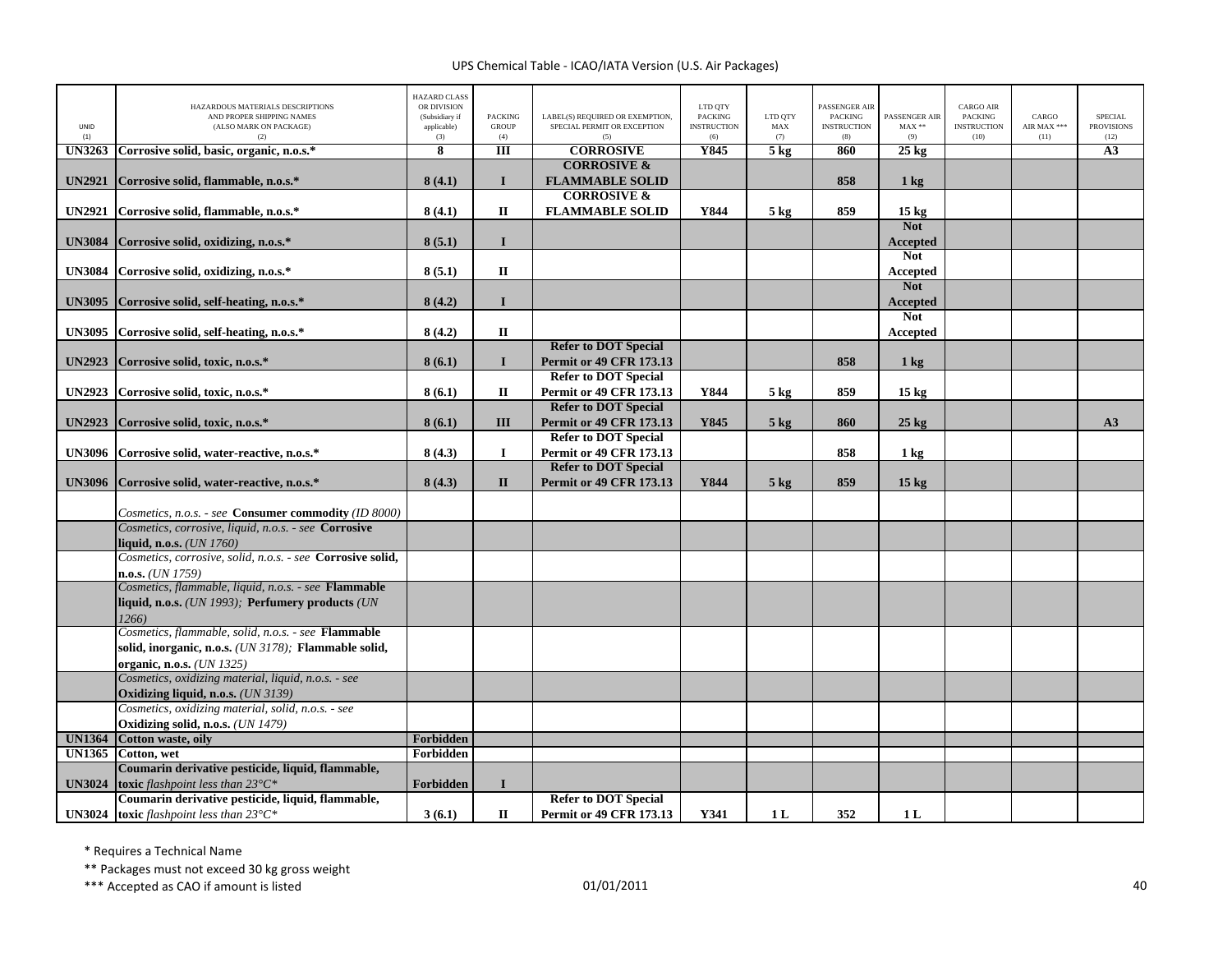UPS Chemical Table - ICAO/IATA Version (U.S. Air Packages)

| UNID (1) | HAZARDOUS MATERIALS DESCRIPTIONS AND PROPER SHIPPING NAMES (ALSO MARK ON PACKAGE) (2) | HAZARD CLASS OR DIVISION (Subsidiary if applicable) (3) | PACKING GROUP (4) | LABEL(S) REQUIRED OR EXEMPTION, SPECIAL PERMIT OR EXCEPTION (5) | LTD QTY PACKING INSTRUCTION (6) | LTD QTY MAX (7) | PASSENGER AIR PACKING INSTRUCTION (8) | PASSENGER AIR MAX ** (9) | CARGO AIR PACKING INSTRUCTION (10) | CARGO AIR MAX *** (11) | SPECIAL PROVISIONS (12) |
|---|---|---|---|---|---|---|---|---|---|---|---|
| **UN3263** | **Corrosive solid, basic, organic, n.o.s.*** | **8** | **III** | **CORROSIVE** | **Y845** | **5 kg** | **860** | **25 kg** | | | **A3** |
| **UN2921** | **Corrosive solid, flammable, n.o.s.*** | **8 (4.1)** | **I** | **CORROSIVE & FLAMMABLE SOLID** | | | **858** | **1 kg** | | | |
| **UN2921** | **Corrosive solid, flammable, n.o.s.*** | **8 (4.1)** | **II** | **CORROSIVE & FLAMMABLE SOLID** | **Y844** | **5 kg** | **859** | **15 kg** | | | |
| **UN3084** | **Corrosive solid, oxidizing, n.o.s.*** | **8 (5.1)** | **I** | | | | | **Not Accepted** | | | |
| **UN3084** | **Corrosive solid, oxidizing, n.o.s.*** | **8 (5.1)** | **II** | | | | | **Not Accepted** | | | |
| **UN3095** | **Corrosive solid, self-heating, n.o.s.*** | **8 (4.2)** | **I** | | | | | **Not Accepted** | | | |
| **UN3095** | **Corrosive solid, self-heating, n.o.s.*** | **8 (4.2)** | **II** | | | | | **Not Accepted** | | | |
| **UN2923** | **Corrosive solid, toxic, n.o.s.*** | **8 (6.1)** | **I** | **Refer to DOT Special Permit or 49 CFR 173.13** | | | **858** | **1 kg** | | | |
| **UN2923** | **Corrosive solid, toxic, n.o.s.*** | **8 (6.1)** | **II** | **Refer to DOT Special Permit or 49 CFR 173.13** | **Y844** | **5 kg** | **859** | **15 kg** | | | |
| **UN2923** | **Corrosive solid, toxic, n.o.s.*** | **8 (6.1)** | **III** | **Refer to DOT Special Permit or 49 CFR 173.13** | **Y845** | **5 kg** | **860** | **25 kg** | | | **A3** |
| **UN3096** | **Corrosive solid, water-reactive, n.o.s.*** | **8 (4.3)** | **I** | **Refer to DOT Special Permit or 49 CFR 173.13** | | | **858** | **1 kg** | | | |
| **UN3096** | **Corrosive solid, water-reactive, n.o.s.*** | **8 (4.3)** | **II** | **Refer to DOT Special Permit or 49 CFR 173.13** | **Y844** | **5 kg** | **859** | **15 kg** | | | |
| | *Cosmetics, n.o.s. - see* **Consumer commodity** *(ID 8000)* | | | | | | | | | | |
| | *Cosmetics, corrosive, liquid, n.o.s. - see* **Corrosive liquid, n.o.s.** *(UN 1760)* | | | | | | | | | | |
| | *Cosmetics, corrosive, solid, n.o.s. - see* **Corrosive solid, n.o.s.** *(UN 1759)* | | | | | | | | | | |
| | *Cosmetics, flammable, liquid, n.o.s. - see* **Flammable liquid, n.o.s.** *(UN 1993);* **Perfumery products** *(UN 1266)* | | | | | | | | | | |
| | *Cosmetics, flammable, solid, n.o.s. - see* **Flammable solid, inorganic, n.o.s.** *(UN 3178);* **Flammable solid, organic, n.o.s.** *(UN 1325)* | | | | | | | | | | |
| | *Cosmetics, oxidizing material, liquid, n.o.s. - see* **Oxidizing liquid, n.o.s.** *(UN 3139)* | | | | | | | | | | |
| | *Cosmetics, oxidizing material, solid, n.o.s. - see* **Oxidizing solid, n.o.s.** *(UN 1479)* | | | | | | | | | | |
| **UN1364** | **Cotton waste, oily** | **Forbidden** | | | | | | | | | |
| **UN1365** | **Cotton, wet** | **Forbidden** | | | | | | | | | |
| **UN3024** | **Coumarin derivative pesticide, liquid, flammable, toxic** *flashpoint less than 23°C** | **Forbidden** | **I** | | | | | | | | |
| **UN3024** | **Coumarin derivative pesticide, liquid, flammable, toxic** *flashpoint less than 23°C** | **3 (6.1)** | **II** | **Refer to DOT Special Permit or 49 CFR 173.13** | **Y341** | **1 L** | **352** | **1 L** | | | |

\* Requires a Technical Name

\*\* Packages must not exceed 30 kg gross weight

\*\*\* Accepted as CAO if amount is listed

01/01/2011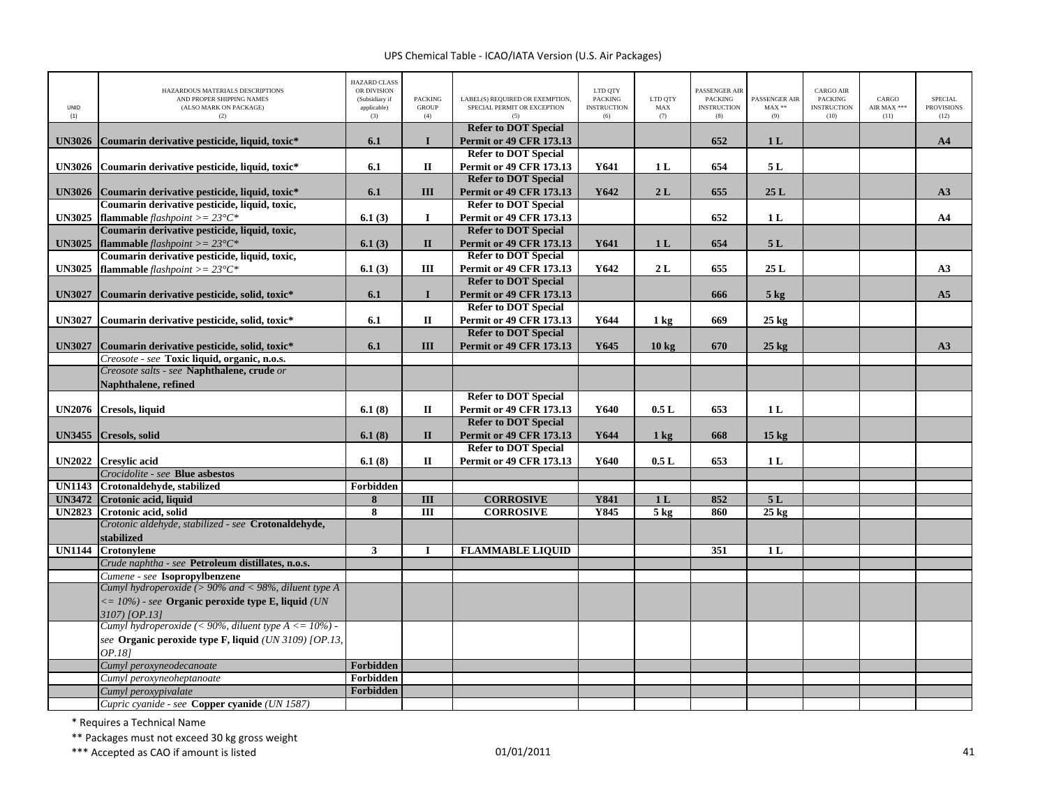| UNID (1) | HAZARDOUS MATERIALS DESCRIPTIONS AND PROPER SHIPPING NAMES (ALSO MARK ON PACKAGE) (2) | HAZARD CLASS OR DIVISION (Subsidiary if applicable) (3) | PACKING GROUP (4) | LABEL(S) REQUIRED OR EXEMPTION, SPECIAL PERMIT OR EXCEPTION (5) | LTD QTY PACKING INSTRUCTION (6) | LTD QTY MAX (7) | PASSENGER AIR PACKING INSTRUCTION (8) | PASSENGER AIR MAX ** (9) | CARGO AIR PACKING INSTRUCTION (10) | CARGO AIR MAX *** (11) | SPECIAL PROVISIONS (12) |
|---|---|---|---|---|---|---|---|---|---|---|---|
| **UN3026** | **Coumarin derivative pesticide, liquid, toxic*** | **6.1** | **I** | **Refer to DOT Special Permit or 49 CFR 173.13** | | | **652** | **1 L** | | | **A4** |
| **UN3026** | **Coumarin derivative pesticide, liquid, toxic*** | **6.1** | **II** | **Refer to DOT Special Permit or 49 CFR 173.13** | **Y641** | **1 L** | **654** | **5 L** | | | |
| **UN3026** | **Coumarin derivative pesticide, liquid, toxic*** | **6.1** | **III** | **Refer to DOT Special Permit or 49 CFR 173.13** | **Y642** | **2 L** | **655** | **25 L** | | | **A3** |
| **UN3025** | **Coumarin derivative pesticide, liquid, toxic, flammable** *flashpoint >= 23°C** | **6.1 (3)** | **I** | **Refer to DOT Special Permit or 49 CFR 173.13** | | | **652** | **1 L** | | | **A4** |
| **UN3025** | **Coumarin derivative pesticide, liquid, toxic, flammable** *flashpoint >= 23°C** | **6.1 (3)** | **II** | **Refer to DOT Special Permit or 49 CFR 173.13** | **Y641** | **1 L** | **654** | **5 L** | | | |
| **UN3025** | **Coumarin derivative pesticide, liquid, toxic, flammable** *flashpoint >= 23°C** | **6.1 (3)** | **III** | **Refer to DOT Special Permit or 49 CFR 173.13** | **Y642** | **2 L** | **655** | **25 L** | | | **A3** |
| **UN3027** | **Coumarin derivative pesticide, solid, toxic*** | **6.1** | **I** | **Refer to DOT Special Permit or 49 CFR 173.13** | | | **666** | **5 kg** | | | **A5** |
| **UN3027** | **Coumarin derivative pesticide, solid, toxic*** | **6.1** | **II** | **Refer to DOT Special Permit or 49 CFR 173.13** | **Y644** | **1 kg** | **669** | **25 kg** | | | |
| **UN3027** | **Coumarin derivative pesticide, solid, toxic*** | **6.1** | **III** | **Refer to DOT Special Permit or 49 CFR 173.13** | **Y645** | **10 kg** | **670** | **25 kg** | | | **A3** |
| | *Creosote - see* **Toxic liquid, organic, n.o.s.** | | | | | | | | | | |
| | *Creosote salts - see* **Naphthalene, crude** *or* **Naphthalene, refined** | | | | | | | | | | |
| **UN2076** | **Cresols, liquid** | **6.1 (8)** | **II** | **Refer to DOT Special Permit or 49 CFR 173.13** | **Y640** | **0.5 L** | **653** | **1 L** | | | |
| **UN3455** | **Cresols, solid** | **6.1 (8)** | **II** | **Refer to DOT Special Permit or 49 CFR 173.13** | **Y644** | **1 kg** | **668** | **15 kg** | | | |
| **UN2022** | **Cresylic acid** | **6.1 (8)** | **II** | **Refer to DOT Special Permit or 49 CFR 173.13** | **Y640** | **0.5 L** | **653** | **1 L** | | | |
| | *Crocidolite - see* **Blue asbestos** | | | | | | | | | | |
| **UN1143** | **Crotonaldehyde, stabilized** | **Forbidden** | | | | | | | | | |
| **UN3472** | **Crotonic acid, liquid** | **8** | **III** | **CORROSIVE** | **Y841** | **1 L** | **852** | **5 L** | | | |
| **UN2823** | **Crotonic acid, solid** | **8** | **III** | **CORROSIVE** | **Y845** | **5 kg** | **860** | **25 kg** | | | |
| | *Crotonic aldehyde, stabilized - see* **Crotonaldehyde, stabilized** | | | | | | | | | | |
| **UN1144** | **Crotonylene** | **3** | **I** | **FLAMMABLE LIQUID** | | | **351** | **1 L** | | | |
| | *Crude naphtha - see* **Petroleum distillates, n.o.s.** | | | | | | | | | | |
| | *Cumene - see* **Isopropylbenzene** | | | | | | | | | | |
| | *Cumyl hydroperoxide (> 90% and < 98%, diluent type A <= 10%) - see* **Organic peroxide type E, liquid** *(UN 3107) [OP.13]* | | | | | | | | | | |
| | *Cumyl hydroperoxide (< 90%, diluent type A <= 10%) - see* **Organic peroxide type F, liquid** *(UN 3109) [OP.13, OP.18]* | | | | | | | | | | |
| | *Cumyl peroxyneodecanoate* | **Forbidden** | | | | | | | | | |
| | *Cumyl peroxyneoheptanoate* | **Forbidden** | | | | | | | | | |
| | *Cumyl peroxypivalate* | **Forbidden** | | | | | | | | | |
| | *Cupric cyanide - see* **Copper cyanide** *(UN 1587)* | | | | | | | | | | |

* Requires a Technical Name

** Packages must not exceed 30 kg gross weight

*** Accepted as CAO if amount is listed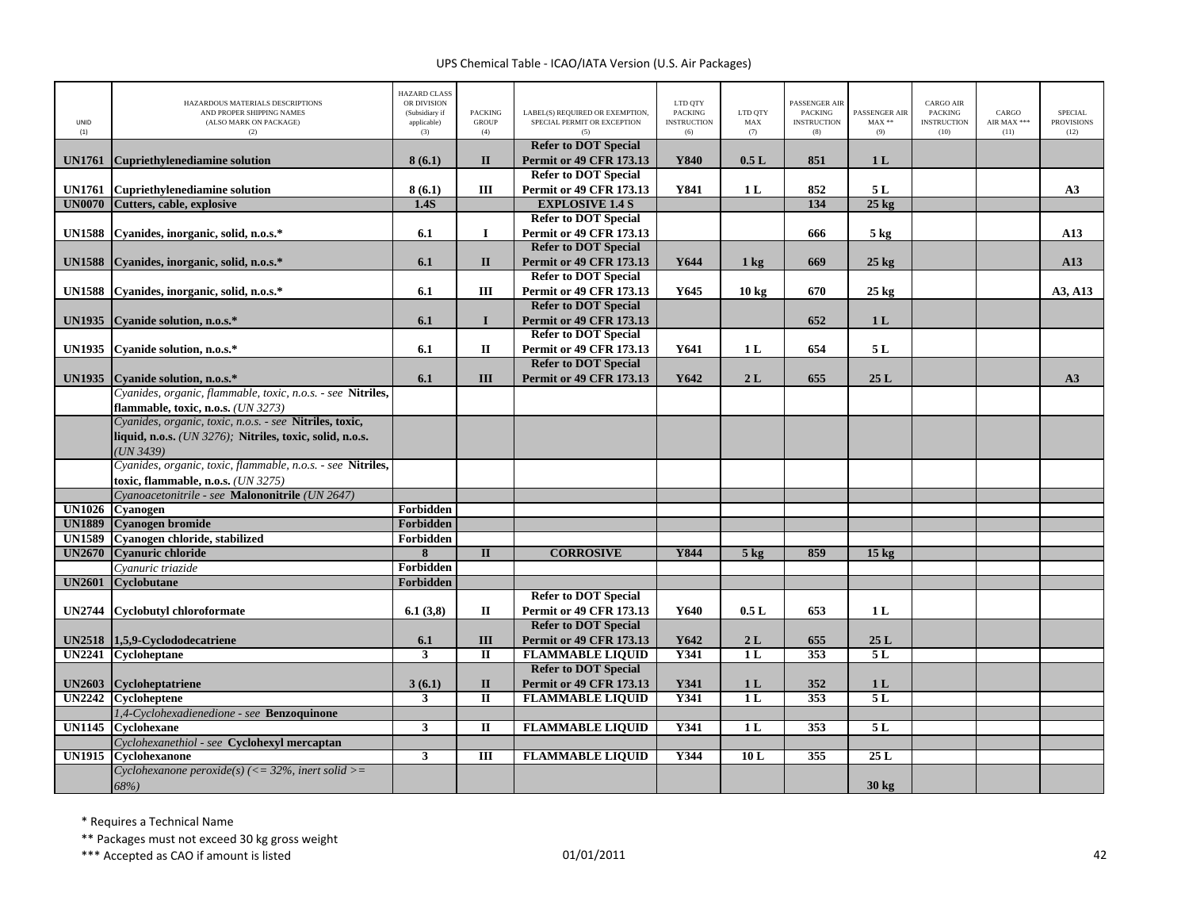| UNID (1) | HAZARDOUS MATERIALS DESCRIPTIONS AND PROPER SHIPPING NAMES (ALSO MARK ON PACKAGE) (2) | HAZARD CLASS OR DIVISION (Subsidiary if applicable) (3) | PACKING GROUP (4) | LABEL(S) REQUIRED OR EXEMPTION, SPECIAL PERMIT OR EXCEPTION (5) | LTD QTY PACKING INSTRUCTION (6) | LTD QTY MAX (7) | PASSENGER AIR PACKING INSTRUCTION (8) | PASSENGER AIR MAX ** (9) | CARGO AIR PACKING INSTRUCTION (10) | CARGO AIR MAX *** (11) | SPECIAL PROVISIONS (12) |
|---|---|---|---|---|---|---|---|---|---|---|---|
| **UN1761** | **Cupriethylenediamine solution** | **8 (6.1)** | **II** | **Refer to DOT Special Permit or 49 CFR 173.13** | **Y840** | **0.5 L** | **851** | **1 L** | | | |
| **UN1761** | **Cupriethylenediamine solution** | **8 (6.1)** | **III** | **Refer to DOT Special Permit or 49 CFR 173.13** | **Y841** | **1 L** | **852** | **5 L** | | | **A3** |
| **UN0070** | **Cutters, cable, explosive** | **1.4S** | | **EXPLOSIVE 1.4 S** | | | **134** | **25 kg** | | | |
| **UN1588** | **Cyanides, inorganic, solid, n.o.s.*** | **6.1** | **I** | **Refer to DOT Special Permit or 49 CFR 173.13** | | | **666** | **5 kg** | | | **A13** |
| **UN1588** | **Cyanides, inorganic, solid, n.o.s.*** | **6.1** | **II** | **Refer to DOT Special Permit or 49 CFR 173.13** | **Y644** | **1 kg** | **669** | **25 kg** | | | **A13** |
| **UN1588** | **Cyanides, inorganic, solid, n.o.s.*** | **6.1** | **III** | **Refer to DOT Special Permit or 49 CFR 173.13** | **Y645** | **10 kg** | **670** | **25 kg** | | | **A3, A13** |
| **UN1935** | **Cyanide solution, n.o.s.*** | **6.1** | **I** | **Refer to DOT Special Permit or 49 CFR 173.13** | | | **652** | **1 L** | | | |
| **UN1935** | **Cyanide solution, n.o.s.*** | **6.1** | **II** | **Refer to DOT Special Permit or 49 CFR 173.13** | **Y641** | **1 L** | **654** | **5 L** | | | |
| **UN1935** | **Cyanide solution, n.o.s.*** | **6.1** | **III** | **Refer to DOT Special Permit or 49 CFR 173.13** | **Y642** | **2 L** | **655** | **25 L** | | | **A3** |
| | *Cyanides, organic, flammable, toxic, n.o.s. - see* **Nitriles, flammable, toxic, n.o.s.** *(UN 3273)* | | | | | | | | | | |
| | *Cyanides, organic, toxic, n.o.s. - see* **Nitriles, toxic, liquid, n.o.s.** *(UN 3276);* **Nitriles, toxic, solid, n.o.s.** *(UN 3439)* | | | | | | | | | | |
| | *Cyanides, organic, toxic, flammable, n.o.s. - see* **Nitriles, toxic, flammable, n.o.s.** *(UN 3275)* | | | | | | | | | | |
| | *Cyanoacetonitrile - see* **Malononitrile** *(UN 2647)* | | | | | | | | | | |
| **UN1026** | **Cyanogen** | **Forbidden** | | | | | | | | | |
| **UN1889** | **Cyanogen bromide** | **Forbidden** | | | | | | | | | |
| **UN1589** | **Cyanogen chloride, stabilized** | **Forbidden** | | | | | | | | | |
| **UN2670** | **Cyanuric chloride** | **8** | **II** | **CORROSIVE** | **Y844** | **5 kg** | **859** | **15 kg** | | | |
| | *Cyanuric triazide* | **Forbidden** | | | | | | | | | |
| **UN2601** | **Cyclobutane** | **Forbidden** | | | | | | | | | |
| **UN2744** | **Cyclobutyl chloroformate** | **6.1 (3,8)** | **II** | **Refer to DOT Special Permit or 49 CFR 173.13** | **Y640** | **0.5 L** | **653** | **1 L** | | | |
| **UN2518** | **1,5,9-Cyclododecatriene** | **6.1** | **III** | **Refer to DOT Special Permit or 49 CFR 173.13** | **Y642** | **2 L** | **655** | **25 L** | | | |
| **UN2241** | **Cycloheptane** | **3** | **II** | **FLAMMABLE LIQUID** | **Y341** | **1 L** | **353** | **5 L** | | | |
| **UN2603** | **Cycloheptatriene** | **3 (6.1)** | **II** | **Refer to DOT Special Permit or 49 CFR 173.13** | **Y341** | **1 L** | **352** | **1 L** | | | |
| **UN2242** | **Cycloheptene** | **3** | **II** | **FLAMMABLE LIQUID** | **Y341** | **1 L** | **353** | **5 L** | | | |
| | *1,4-Cyclohexadienedione - see* **Benzoquinone** | | | | | | | | | | |
| **UN1145** | **Cyclohexane** | **3** | **II** | **FLAMMABLE LIQUID** | **Y341** | **1 L** | **353** | **5 L** | | | |
| | *Cyclohexanethiol - see* **Cyclohexyl mercaptan** | | | | | | | | | | |
| **UN1915** | **Cyclohexanone** | **3** | **III** | **FLAMMABLE LIQUID** | **Y344** | **10 L** | **355** | **25 L** | | | |
| | *Cyclohexanone peroxide(s) (<= 32%, inert solid >= 68%)* | | | | | | | **30 kg** | | | |

\* Requires a Technical Name

\*\* Packages must not exceed 30 kg gross weight

\*\*\* Accepted as CAO if amount is listed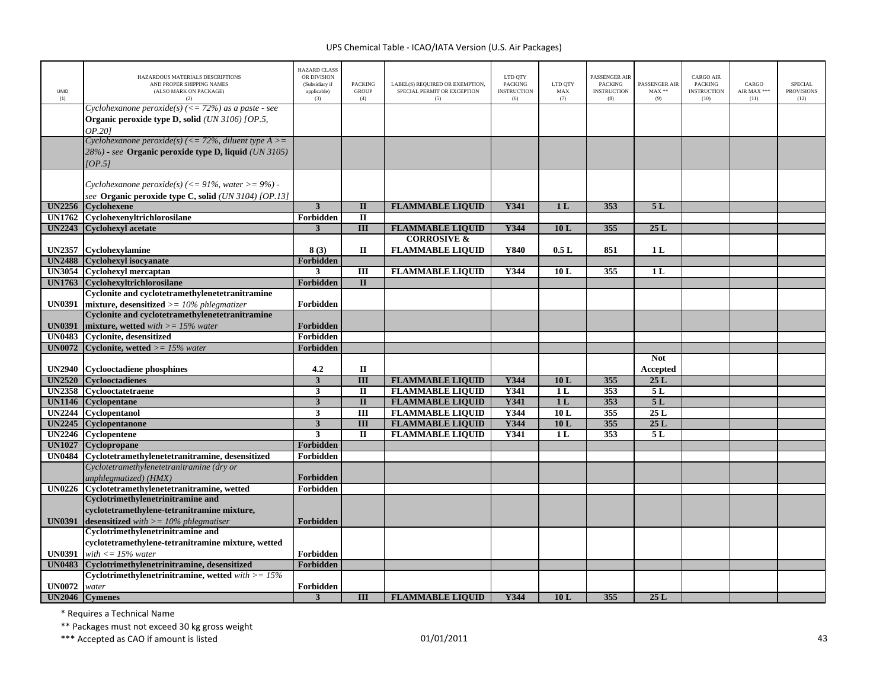UPS Chemical Table - ICAO/IATA Version (U.S. Air Packages)

| UNID (1) | HAZARDOUS MATERIALS DESCRIPTIONS AND PROPER SHIPPING NAMES (ALSO MARK ON PACKAGE) (2) | HAZARD CLASS OR DIVISION (Subsidiary if applicable) (3) | PACKING GROUP (4) | LABEL(S) REQUIRED OR EXEMPTION, SPECIAL PERMIT OR EXCEPTION (5) | LTD QTY PACKING INSTRUCTION (6) | LTD QTY MAX (7) | PASSENGER AIR PACKING INSTRUCTION (8) | PASSENGER AIR MAX ** (9) | CARGO AIR PACKING INSTRUCTION (10) | CARGO AIR MAX *** (11) | SPECIAL PROVISIONS (12) |
|---|---|---|---|---|---|---|---|---|---|---|---|
| | *Cyclohexanone peroxide(s) (<= 72%) as a paste - see* **Organic peroxide type D, solid** *(UN 3106) [OP.5, OP.20]* | | | | | | | | | | |
| | *Cyclohexanone peroxide(s) (<= 72%, diluent type A >= 28%) - see* **Organic peroxide type D, liquid** *(UN 3105) [OP.5]* | | | | | | | | | | |
| | *Cyclohexanone peroxide(s) (<= 91%, water >= 9%) - see* **Organic peroxide type C, solid** *(UN 3104) [OP.13]* | | | | | | | | | | |
| UN2256 | Cyclohexene | 3 | II | FLAMMABLE LIQUID | Y341 | 1 L | 353 | 5 L | | | |
| UN1762 | Cyclohexenyltrichlorosilane | Forbidden | II | | | | | | | | |
| UN2243 | Cyclohexyl acetate | 3 | III | FLAMMABLE LIQUID | Y344 | 10 L | 355 | 25 L | | | |
| UN2357 | Cyclohexylamine | 8 (3) | II | CORROSIVE & FLAMMABLE LIQUID | Y840 | 0.5 L | 851 | 1 L | | | |
| UN2488 | Cyclohexyl isocyanate | Forbidden | | | | | | | | | |
| UN3054 | Cyclohexyl mercaptan | 3 | III | FLAMMABLE LIQUID | Y344 | 10 L | 355 | 1 L | | | |
| UN1763 | Cyclohexyltrichlorosilane | Forbidden | II | | | | | | | | |
| UN0391 | **Cyclonite and cyclotetramethylenetetranitramine mixture, desensitized** *>= 10% phlegmatizer* | Forbidden | | | | | | | | | |
| UN0391 | **Cyclonite and cyclotetramethylenetetranitramine mixture, wetted** *with >= 15% water* | Forbidden | | | | | | | | | |
| UN0483 | Cyclonite, desensitized | Forbidden | | | | | | | | | |
| UN0072 | **Cyclonite, wetted** *>= 15% water* | Forbidden | | | | | | | | | |
| UN2940 | Cyclooctadiene phosphines | 4.2 | II | | | | | Not Accepted | | | |
| UN2520 | Cyclooctadienes | 3 | III | FLAMMABLE LIQUID | Y344 | 10 L | 355 | 25 L | | | |
| UN2358 | Cyclooctatetraene | 3 | II | FLAMMABLE LIQUID | Y341 | 1 L | 353 | 5 L | | | |
| UN1146 | Cyclopentane | 3 | II | FLAMMABLE LIQUID | Y341 | 1 L | 353 | 5 L | | | |
| UN2244 | Cyclopentanol | 3 | III | FLAMMABLE LIQUID | Y344 | 10 L | 355 | 25 L | | | |
| UN2245 | Cyclopentanone | 3 | III | FLAMMABLE LIQUID | Y344 | 10 L | 355 | 25 L | | | |
| UN2246 | Cyclopentene | 3 | II | FLAMMABLE LIQUID | Y341 | 1 L | 353 | 5 L | | | |
| UN1027 | Cyclopropane | Forbidden | | | | | | | | | |
| UN0484 | Cyclotetramethylenetetranitramine, desensitized | Forbidden | | | | | | | | | |
| | *Cyclotetramethylenetetranitramine (dry or unphlegmatized) (HMX)* | Forbidden | | | | | | | | | |
| UN0226 | Cyclotetramethylenetetranitramine, wetted | Forbidden | | | | | | | | | |
| UN0391 | **Cyclotrimethylenetrinitramine and cyclotetramethylene-tetranitramine mixture, desensitized** *with >= 10% phlegmatiser* | Forbidden | | | | | | | | | |
| UN0391 | **Cyclotrimethylenetrinitramine and cyclotetramethylene-tetranitramine mixture, wetted** *with <= 15% water* | Forbidden | | | | | | | | | |
| UN0483 | Cyclotrimethylenetrinitramine, desensitized | Forbidden | | | | | | | | | |
| UN0072 | **Cyclotrimethylenetrinitramine, wetted** *with >= 15% water* | Forbidden | | | | | | | | | |
| UN2046 | Cymenes | 3 | III | FLAMMABLE LIQUID | Y344 | 10 L | 355 | 25 L | | | |

\* Requires a Technical Name

** Packages must not exceed 30 kg gross weight

*** Accepted as CAO if amount is listed

01/01/2011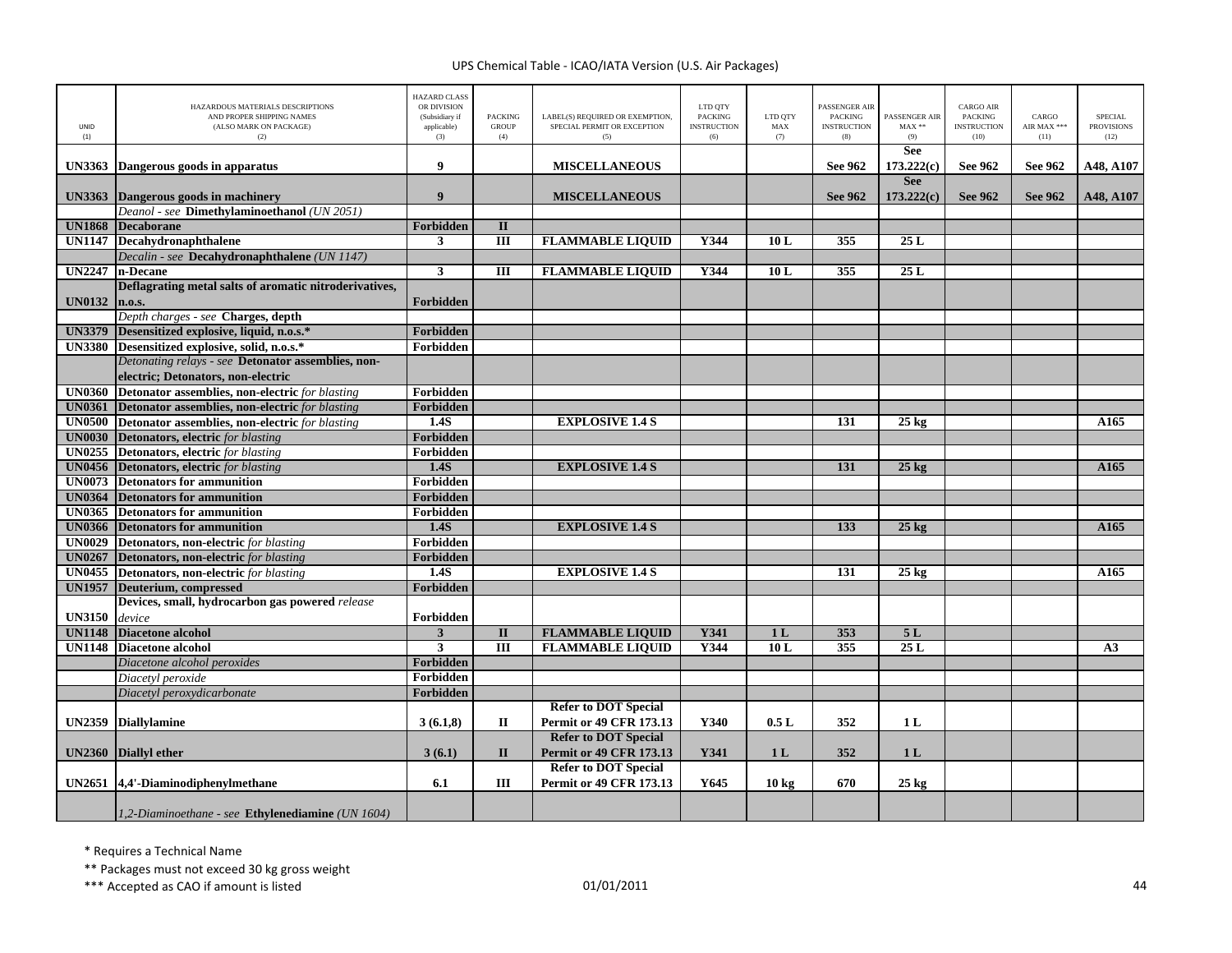UPS Chemical Table - ICAO/IATA Version (U.S. Air Packages)

| UNID (1) | HAZARDOUS MATERIALS DESCRIPTIONS AND PROPER SHIPPING NAMES (ALSO MARK ON PACKAGE) (2) | HAZARD CLASS OR DIVISION (Subsidiary if applicable) (3) | PACKING GROUP (4) | LABEL(S) REQUIRED OR EXEMPTION, SPECIAL PERMIT OR EXCEPTION (5) | LTD QTY PACKING INSTRUCTION (6) | LTD QTY MAX (7) | PASSENGER AIR PACKING INSTRUCTION (8) | PASSENGER AIR MAX ** (9) | CARGO AIR PACKING INSTRUCTION (10) | CARGO AIR MAX *** (11) | SPECIAL PROVISIONS (12) |
|---|---|---|---|---|---|---|---|---|---|---|---|
| UN3363 | **Dangerous goods in apparatus** | 9 | | MISCELLANEOUS | | | See 962 | See 173.222(c) | See 962 | See 962 | A48, A107 |
| UN3363 | **Dangerous goods in machinery** | 9 | | MISCELLANEOUS | | | See 962 | See 173.222(c) | See 962 | See 962 | A48, A107 |
| | *Deanol - see* **Dimethylaminoethanol** *(UN 2051)* | | | | | | | | | | |
| UN1868 | **Decaborane** | Forbidden | II | | | | | | | | |
| UN1147 | **Decahydronaphthalene** | 3 | III | FLAMMABLE LIQUID | Y344 | 10 L | 355 | 25 L | | | |
| | *Decalin - see* **Decahydronaphthalene** *(UN 1147)* | | | | | | | | | | |
| UN2247 | **n-Decane** | 3 | III | FLAMMABLE LIQUID | Y344 | 10 L | 355 | 25 L | | | |
| UN0132 | **Deflagrating metal salts of aromatic nitroderivatives, n.o.s.** | Forbidden | | | | | | | | | |
| | *Depth charges - see* **Charges, depth** | | | | | | | | | | |
| UN3379 | **Desensitized explosive, liquid, n.o.s.*** | Forbidden | | | | | | | | | |
| UN3380 | **Desensitized explosive, solid, n.o.s.*** | Forbidden | | | | | | | | | |
| | *Detonating relays - see* **Detonator assemblies, non-electric; Detonators, non-electric** | | | | | | | | | | |
| UN0360 | **Detonator assemblies, non-electric** *for blasting* | Forbidden | | | | | | | | | |
| UN0361 | **Detonator assemblies, non-electric** *for blasting* | Forbidden | | | | | | | | | |
| UN0500 | **Detonator assemblies, non-electric** *for blasting* | 1.4S | | EXPLOSIVE 1.4 S | | | 131 | 25 kg | | | A165 |
| UN0030 | **Detonators, electric** *for blasting* | Forbidden | | | | | | | | | |
| UN0255 | **Detonators, electric** *for blasting* | Forbidden | | | | | | | | | |
| UN0456 | **Detonators, electric** *for blasting* | 1.4S | | EXPLOSIVE 1.4 S | | | 131 | 25 kg | | | A165 |
| UN0073 | **Detonators for ammunition** | Forbidden | | | | | | | | | |
| UN0364 | **Detonators for ammunition** | Forbidden | | | | | | | | | |
| UN0365 | **Detonators for ammunition** | Forbidden | | | | | | | | | |
| UN0366 | **Detonators for ammunition** | 1.4S | | EXPLOSIVE 1.4 S | | | 133 | 25 kg | | | A165 |
| UN0029 | **Detonators, non-electric** *for blasting* | Forbidden | | | | | | | | | |
| UN0267 | **Detonators, non-electric** *for blasting* | Forbidden | | | | | | | | | |
| UN0455 | **Detonators, non-electric** *for blasting* | 1.4S | | EXPLOSIVE 1.4 S | | | 131 | 25 kg | | | A165 |
| UN1957 | **Deuterium, compressed** | Forbidden | | | | | | | | | |
| UN3150 | **Devices, small, hydrocarbon gas powered** *release device* | Forbidden | | | | | | | | | |
| UN1148 | **Diacetone alcohol** | 3 | II | FLAMMABLE LIQUID | Y341 | 1 L | 353 | 5 L | | | |
| UN1148 | **Diacetone alcohol** | 3 | III | FLAMMABLE LIQUID | Y344 | 10 L | 355 | 25 L | | | A3 |
| | *Diacetone alcohol peroxides* | Forbidden | | | | | | | | | |
| | *Diacetyl peroxide* | Forbidden | | | | | | | | | |
| | *Diacetyl peroxydicarbonate* | Forbidden | | | | | | | | | |
| UN2359 | **Diallylamine** | 3 (6.1,8) | II | Refer to DOT Special Permit or 49 CFR 173.13 | Y340 | 0.5 L | 352 | 1 L | | | |
| UN2360 | **Diallyl ether** | 3 (6.1) | II | Refer to DOT Special Permit or 49 CFR 173.13 | Y341 | 1 L | 352 | 1 L | | | |
| UN2651 | **4,4'-Diaminodiphenylmethane** | 6.1 | III | Refer to DOT Special Permit or 49 CFR 173.13 | Y645 | 10 kg | 670 | 25 kg | | | |
| | *1,2-Diaminoethane - see* **Ethylenediamine** *(UN 1604)* | | | | | | | | | | |

\* Requires a Technical Name

\*\* Packages must not exceed 30 kg gross weight

\*\*\* Accepted as CAO if amount is listed

01/01/2011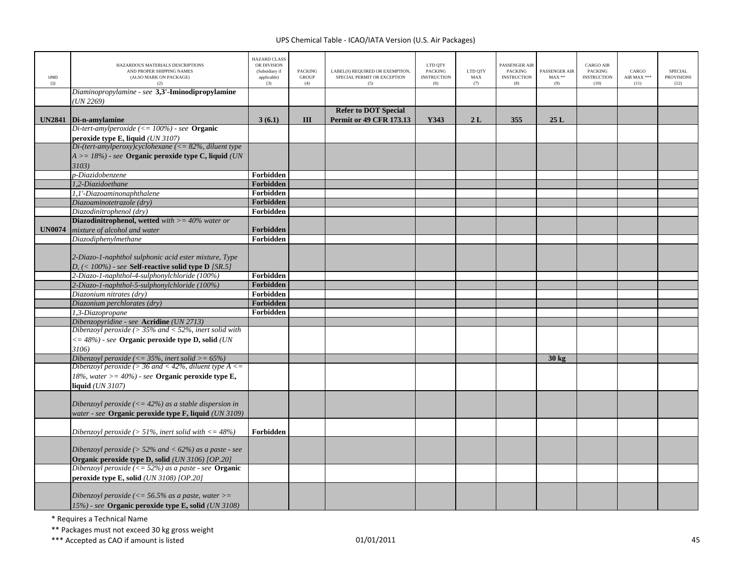| UNID (1) | HAZARDOUS MATERIALS DESCRIPTIONS AND PROPER SHIPPING NAMES (ALSO MARK ON PACKAGE) (2) | HAZARD CLASS OR DIVISION (Subsidiary if applicable) (3) | PACKING GROUP (4) | LABEL(S) REQUIRED OR EXEMPTION, SPECIAL PERMIT OR EXCEPTION (5) | LTD QTY PACKING INSTRUCTION (6) | LTD QTY MAX (7) | PASSENGER AIR PACKING INSTRUCTION (8) | PASSENGER AIR MAX ** (9) | CARGO AIR PACKING INSTRUCTION (10) | CARGO AIR MAX *** (11) | SPECIAL PROVISIONS (12) |
|---|---|---|---|---|---|---|---|---|---|---|---|
| | *Diaminopropylamine - see* **3,3'-Iminodipropylamine** *(UN 2269)* | | | | | | | | | | |
| **UN2841** | **Di-n-amylamine** | **3 (6.1)** | **III** | **Refer to DOT Special Permit or 49 CFR 173.13** | **Y343** | **2 L** | **355** | **25 L** | | | |
| | *Di-tert-amylperoxide (<= 100%) - see* **Organic peroxide type E, liquid** *(UN 3107)* | | | | | | | | | | |
| | *Di-(tert-amylperoxy)cyclohexane (<= 82%, diluent type A >= 18%) - see* **Organic peroxide type C, liquid** *(UN 3103)* | | | | | | | | | | |
| | *p-Diazidobenzene* | **Forbidden** | | | | | | | | | |
| | *1,2-Diazidoethane* | **Forbidden** | | | | | | | | | |
| | *1,1'-Diazoaminonaphthalene* | **Forbidden** | | | | | | | | | |
| | *Diazoaminotetrazole (dry)* | **Forbidden** | | | | | | | | | |
| | *Diazodinitrophenol (dry)* | **Forbidden** | | | | | | | | | |
| **UN0074** | **Diazodinitrophenol, wetted** *with >= 40% water or mixture of alcohol and water* | **Forbidden** | | | | | | | | | |
| | *Diazodiphenylmethane* | **Forbidden** | | | | | | | | | |
| | *2-Diazo-1-naphthol sulphonic acid ester mixture, Type D, (< 100%) - see* **Self-reactive solid type D** *[SR.5]* | | | | | | | | | | |
| | *2-Diazo-1-naphthol-4-sulphonylchloride (100%)* | **Forbidden** | | | | | | | | | |
| | *2-Diazo-1-naphthol-5-sulphonylchloride (100%)* | **Forbidden** | | | | | | | | | |
| | *Diazonium nitrates (dry)* | **Forbidden** | | | | | | | | | |
| | *Diazonium perchlorates (dry)* | **Forbidden** | | | | | | | | | |
| | *1,3-Diazopropane* | **Forbidden** | | | | | | | | | |
| | *Dibenzopyridine - see* **Acridine** *(UN 2713)* | | | | | | | | | | |
| | *Dibenzoyl peroxide (> 35% and < 52%, inert solid with <= 48%) - see* **Organic peroxide type D, solid** *(UN 3106)* | | | | | | | | | | |
| | *Dibenzoyl peroxide (<= 35%, inert solid >= 65%)* | | | | | | | **30 kg** | | | |
| | *Dibenzoyl peroxide (> 36 and < 42%, diluent type A <= 18%, water >= 40%) - see* **Organic peroxide type E, liquid** *(UN 3107)* | | | | | | | | | | |
| | *Dibenzoyl peroxide (<= 42%) as a stable dispersion in water - see* **Organic peroxide type F, liquid** *(UN 3109)* | | | | | | | | | | |
| | *Dibenzoyl peroxide (> 51%, inert solid with <= 48%)* | **Forbidden** | | | | | | | | | |
| | *Dibenzoyl peroxide (> 52% and < 62%) as a paste - see* **Organic peroxide type D, solid** *(UN 3106) [OP.20]* | | | | | | | | | | |
| | *Dibenzoyl peroxide (<= 52%) as a paste - see* **Organic peroxide type E, solid** *(UN 3108) [OP.20]* | | | | | | | | | | |
| | *Dibenzoyl peroxide (<= 56.5% as a paste, water >= 15%) - see* **Organic peroxide type E, solid** *(UN 3108)* | | | | | | | | | | |

\* Requires a Technical Name

\*\* Packages must not exceed 30 kg gross weight

\*\*\* Accepted as CAO if amount is listed

01/01/2011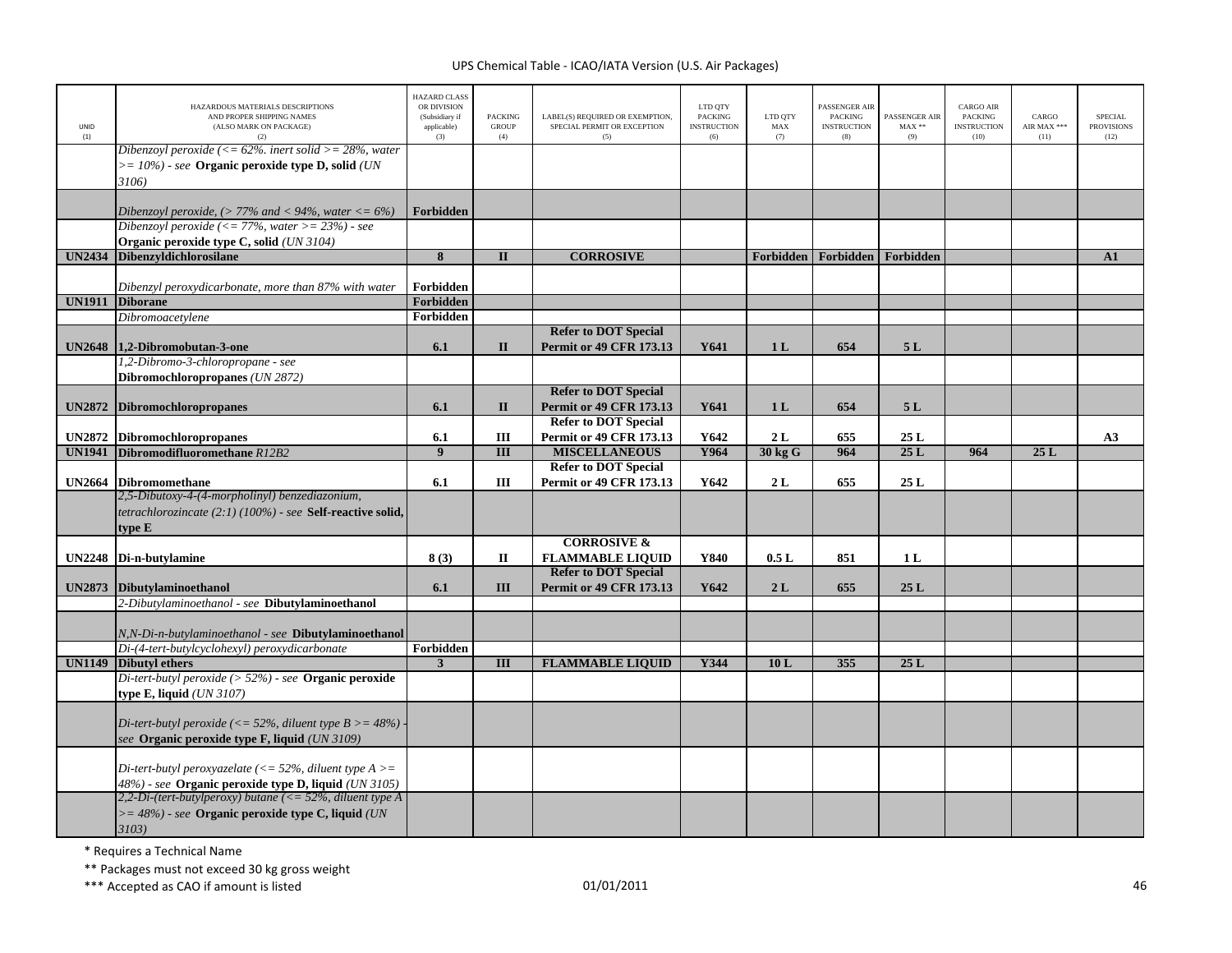UPS Chemical Table - ICAO/IATA Version (U.S. Air Packages)

| UNID (1) | HAZARDOUS MATERIALS DESCRIPTIONS AND PROPER SHIPPING NAMES (ALSO MARK ON PACKAGE) (2) | HAZARD CLASS OR DIVISION (Subsidiary if applicable) (3) | PACKING GROUP (4) | LABEL(S) REQUIRED OR EXEMPTION, SPECIAL PERMIT OR EXCEPTION (5) | LTD QTY PACKING INSTRUCTION (6) | LTD QTY MAX (7) | PASSENGER AIR PACKING INSTRUCTION (8) | PASSENGER AIR MAX ** (9) | CARGO AIR PACKING INSTRUCTION (10) | CARGO AIR MAX *** (11) | SPECIAL PROVISIONS (12) |
|---|---|---|---|---|---|---|---|---|---|---|---|
| | *Dibenzoyl peroxide (<= 62%. inert solid >= 28%, water >= 10%) - see* **Organic peroxide type D, solid** *(UN 3106)* | | | | | | | | | | |
| | *Dibenzoyl peroxide, (> 77% and < 94%, water <= 6%)* | **Forbidden** | | | | | | | | | |
| | *Dibenzoyl peroxide (<= 77%, water >= 23%) - see* **Organic peroxide type C, solid** *(UN 3104)* | | | | | | | | | | |
| **UN2434** | **Dibenzyldichlorosilane** | **8** | **II** | **CORROSIVE** | | **Forbidden** | **Forbidden** | **Forbidden** | | | **A1** |
| | *Dibenzyl peroxydicarbonate, more than 87% with water* | **Forbidden** | | | | | | | | | |
| **UN1911** | **Diborane** | **Forbidden** | | | | | | | | | |
| | *Dibromoacetylene* | **Forbidden** | | | | | | | | | |
| **UN2648** | **1,2-Dibromobutan-3-one** | **6.1** | **II** | **Refer to DOT Special Permit or 49 CFR 173.13** | **Y641** | **1 L** | **654** | **5 L** | | | |
| | *1,2-Dibromo-3-chloropropane - see* **Dibromochloropropanes** *(UN 2872)* | | | | | | | | | | |
| **UN2872** | **Dibromochloropropanes** | **6.1** | **II** | **Refer to DOT Special Permit or 49 CFR 173.13** | **Y641** | **1 L** | **654** | **5 L** | | | |
| **UN2872** | **Dibromochloropropanes** | **6.1** | **III** | **Refer to DOT Special Permit or 49 CFR 173.13** | **Y642** | **2 L** | **655** | **25 L** | | | **A3** |
| **UN1941** | **Dibromodifluoromethane** *R12B2* | **9** | **III** | **MISCELLANEOUS** | **Y964** | **30 kg G** | **964** | **25 L** | **964** | **25 L** | |
| **UN2664** | **Dibromomethane** | **6.1** | **III** | **Refer to DOT Special Permit or 49 CFR 173.13** | **Y642** | **2 L** | **655** | **25 L** | | | |
| | *2,5-Dibutoxy-4-(4-morpholinyl) benzediazonium, tetrachlorozincate (2:1) (100%) - see* **Self-reactive solid, type E** | | | | | | | | | | |
| **UN2248** | **Di-n-butylamine** | **8 (3)** | **II** | **CORROSIVE & FLAMMABLE LIQUID** | **Y840** | **0.5 L** | **851** | **1 L** | | | |
| **UN2873** | **Dibutylaminoethanol** | **6.1** | **III** | **Refer to DOT Special Permit or 49 CFR 173.13** | **Y642** | **2 L** | **655** | **25 L** | | | |
| | *2-Dibutylaminoethanol - see* **Dibutylaminoethanol** | | | | | | | | | | |
| | *N,N-Di-n-butylaminoethanol - see* **Dibutylaminoethanol** | | | | | | | | | | |
| | *Di-(4-tert-butylcyclohexyl) peroxydicarbonate* | **Forbidden** | | | | | | | | | |
| **UN1149** | **Dibutyl ethers** | **3** | **III** | **FLAMMABLE LIQUID** | **Y344** | **10 L** | **355** | **25 L** | | | |
| | *Di-tert-butyl peroxide (> 52%) - see* **Organic peroxide type E, liquid** *(UN 3107)* | | | | | | | | | | |
| | *Di-tert-butyl peroxide (<= 52%, diluent type B >= 48%) - see* **Organic peroxide type F, liquid** *(UN 3109)* | | | | | | | | | | |
| | *Di-tert-butyl peroxyazelate (<= 52%, diluent type A >= 48%) - see* **Organic peroxide type D, liquid** *(UN 3105)* | | | | | | | | | | |
| | *2,2-Di-(tert-butylperoxy) butane (<= 52%, diluent type A >= 48%) - see* **Organic peroxide type C, liquid** *(UN 3103)* | | | | | | | | | | |

\* Requires a Technical Name

\*\* Packages must not exceed 30 kg gross weight

\*\*\* Accepted as CAO if amount is listed

01/01/2011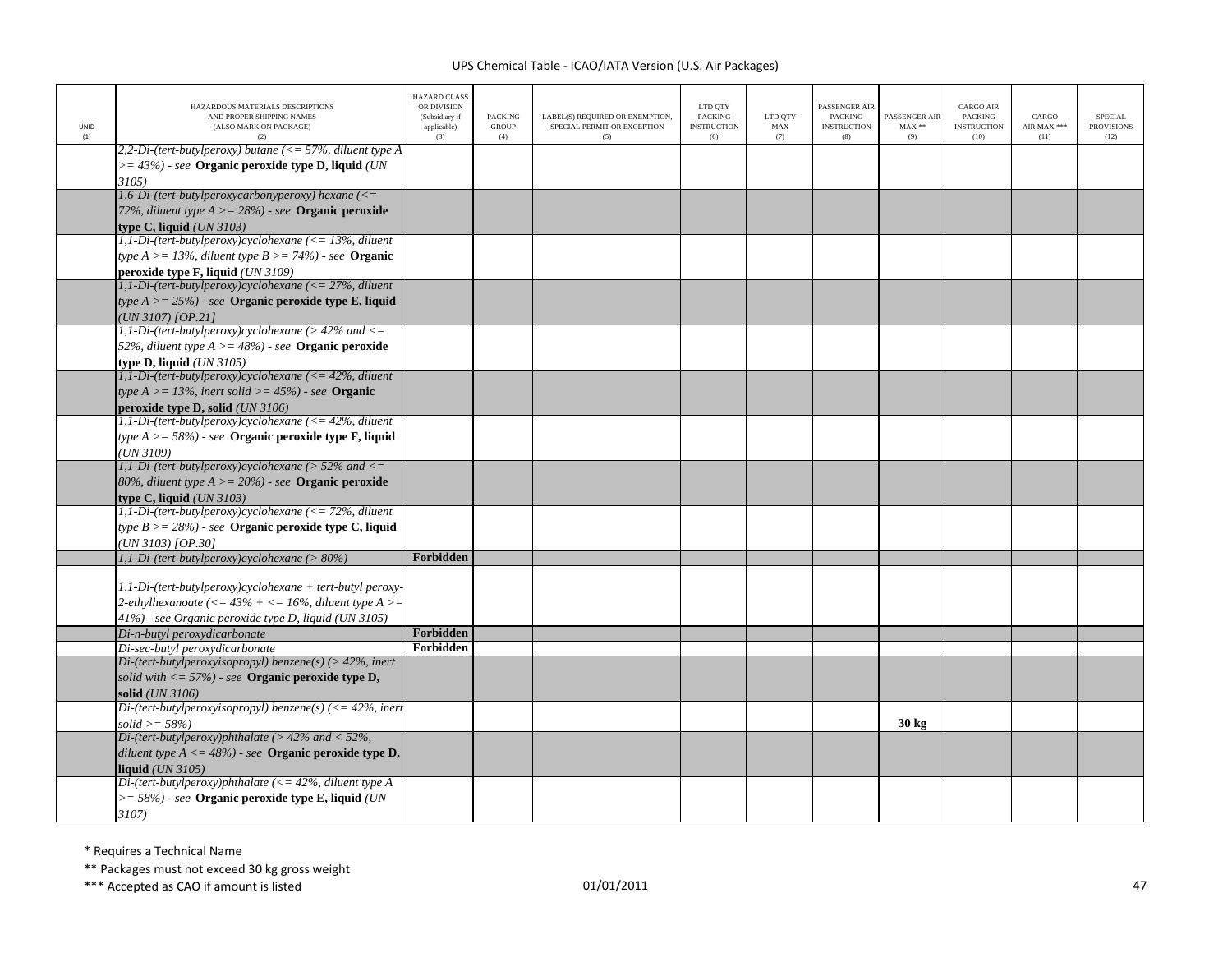| UNID (1) | HAZARDOUS MATERIALS DESCRIPTIONS AND PROPER SHIPPING NAMES (ALSO MARK ON PACKAGE) (2) | HAZARD CLASS OR DIVISION (Subsidiary if applicable) (3) | PACKING GROUP (4) | LABEL(S) REQUIRED OR EXEMPTION, SPECIAL PERMIT OR EXCEPTION (5) | LTD QTY PACKING INSTRUCTION (6) | LTD QTY MAX (7) | PASSENGER AIR PACKING INSTRUCTION (8) | PASSENGER AIR MAX ** (9) | CARGO AIR PACKING INSTRUCTION (10) | CARGO AIR MAX *** (11) | SPECIAL PROVISIONS (12) |
|---|---|---|---|---|---|---|---|---|---|---|---|
| | *2,2-Di-(tert-butylperoxy) butane (<= 57%, diluent type A >= 43%) - see* **Organic peroxide type D, liquid** *(UN 3105)* | | | | | | | | | | |
| | *1,6-Di-(tert-butylperoxycarbonyperoxy) hexane (<= 72%, diluent type A >= 28%) - see* **Organic peroxide type C, liquid** *(UN 3103)* | | | | | | | | | | |
| | *1,1-Di-(tert-butylperoxy)cyclohexane (<= 13%, diluent type A >= 13%, diluent type B >= 74%) - see* **Organic peroxide type F, liquid** *(UN 3109)* | | | | | | | | | | |
| | *1,1-Di-(tert-butylperoxy)cyclohexane (<= 27%, diluent type A >= 25%) - see* **Organic peroxide type E, liquid** *(UN 3107) [OP.21]* | | | | | | | | | | |
| | *1,1-Di-(tert-butylperoxy)cyclohexane (> 42% and <= 52%, diluent type A >= 48%) - see* **Organic peroxide type D, liquid** *(UN 3105)* | | | | | | | | | | |
| | *1,1-Di-(tert-butylperoxy)cyclohexane (<= 42%, diluent type A >= 13%, inert solid >= 45%) - see* **Organic peroxide type D, solid** *(UN 3106)* | | | | | | | | | | |
| | *1,1-Di-(tert-butylperoxy)cyclohexane (<= 42%, diluent type A >= 58%) - see* **Organic peroxide type F, liquid** *(UN 3109)* | | | | | | | | | | |
| | *1,1-Di-(tert-butylperoxy)cyclohexane (> 52% and <= 80%, diluent type A >= 20%) - see* **Organic peroxide type C, liquid** *(UN 3103)* | | | | | | | | | | |
| | *1,1-Di-(tert-butylperoxy)cyclohexane (<= 72%, diluent type B >= 28%) - see* **Organic peroxide type C, liquid** *(UN 3103) [OP.30]* | | | | | | | | | | |
| | *1,1-Di-(tert-butylperoxy)cyclohexane (> 80%)* | **Forbidden** | | | | | | | | | |
| | *1,1-Di-(tert-butylperoxy)cyclohexane + tert-butyl peroxy-2-ethylhexanoate (<= 43% + <= 16%, diluent type A >= 41%) - see Organic peroxide type D, liquid (UN 3105)* | | | | | | | | | | |
| | *Di-n-butyl peroxydicarbonate* | **Forbidden** | | | | | | | | | |
| | *Di-sec-butyl peroxydicarbonate* | **Forbidden** | | | | | | | | | |
| | *Di-(tert-butylperoxyisopropyl) benzene(s) (> 42%, inert solid with <= 57%) - see* **Organic peroxide type D, solid** *(UN 3106)* | | | | | | | | | | |
| | *Di-(tert-butylperoxyisopropyl) benzene(s) (<= 42%, inert solid >= 58%)* | | | | | | | **30 kg** | | | |
| | *Di-(tert-butylperoxy)phthalate (> 42% and < 52%, diluent type A <= 48%) - see* **Organic peroxide type D, liquid** *(UN 3105)* | | | | | | | | | | |
| | *Di-(tert-butylperoxy)phthalate (<= 42%, diluent type A >= 58%) - see* **Organic peroxide type E, liquid** *(UN 3107)* | | | | | | | | | | |

\* Requires a Technical Name

\*\* Packages must not exceed 30 kg gross weight

\*\*\* Accepted as CAO if amount is listed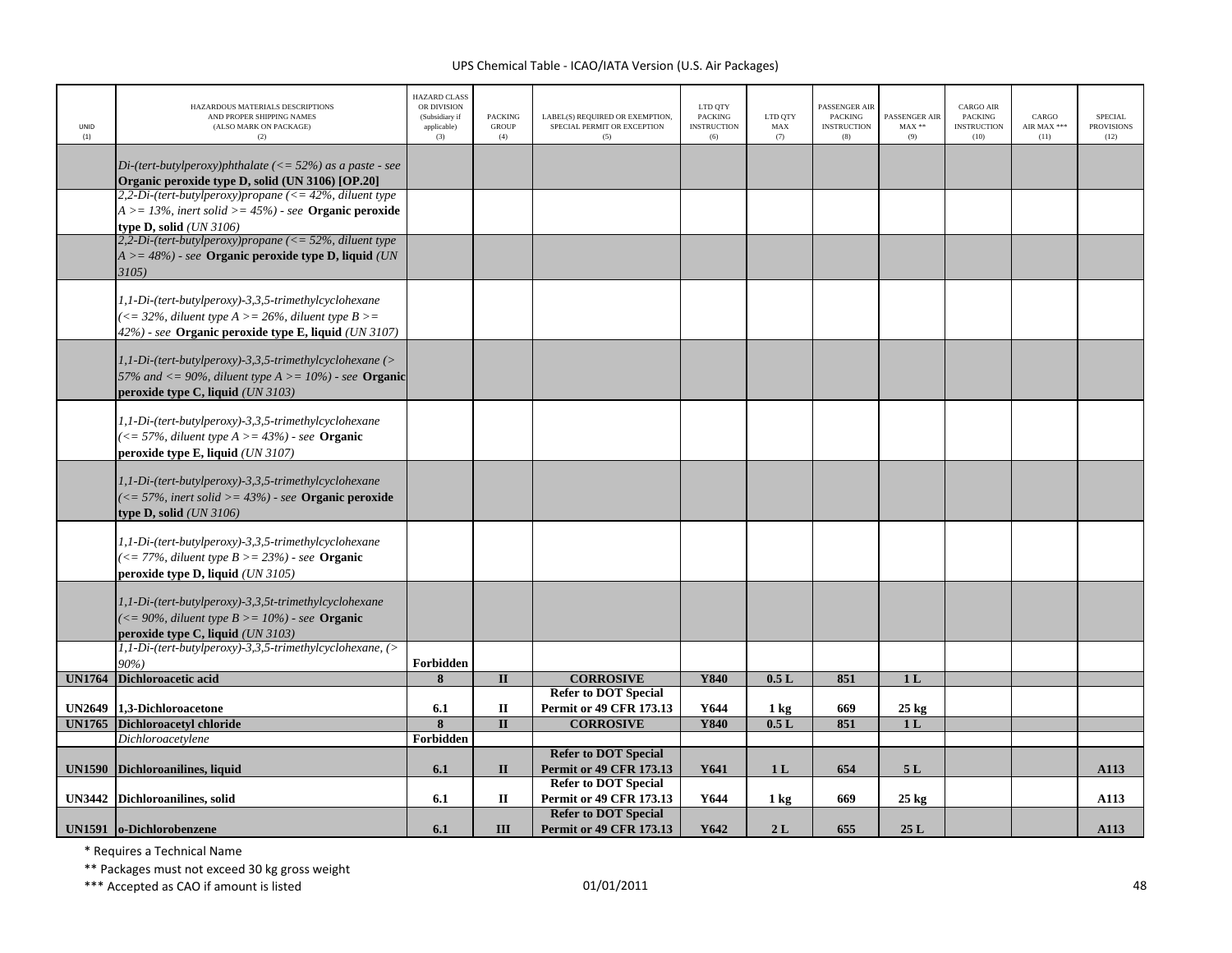UPS Chemical Table - ICAO/IATA Version (U.S. Air Packages)

| UNID (1) | HAZARDOUS MATERIALS DESCRIPTIONS AND PROPER SHIPPING NAMES (ALSO MARK ON PACKAGE) (2) | HAZARD CLASS OR DIVISION (Subsidiary if applicable) (3) | PACKING GROUP (4) | LABEL(S) REQUIRED OR EXEMPTION, SPECIAL PERMIT OR EXCEPTION (5) | LTD QTY PACKING INSTRUCTION (6) | LTD QTY MAX (7) | PASSENGER AIR PACKING INSTRUCTION (8) | PASSENGER AIR MAX ** (9) | CARGO AIR PACKING INSTRUCTION (10) | CARGO AIR MAX *** (11) | SPECIAL PROVISIONS (12) |
|---|---|---|---|---|---|---|---|---|---|---|---|
| | *Di-(tert-butylperoxy)phthalate (<= 52%) as a paste - see* **Organic peroxide type D, solid (UN 3106) [OP.20]** | | | | | | | | | | |
| | *2,2-Di-(tert-butylperoxy)propane (<= 42%, diluent type A >= 13%, inert solid >= 45%) - see* **Organic peroxide type D, solid** *(UN 3106)* | | | | | | | | | | |
| | *2,2-Di-(tert-butylperoxy)propane (<= 52%, diluent type A >= 48%) - see* **Organic peroxide type D, liquid** *(UN 3105)* | | | | | | | | | | |
| | *1,1-Di-(tert-butylperoxy)-3,3,5-trimethylcyclohexane (<= 32%, diluent type A >= 26%, diluent type B >= 42%) - see* **Organic peroxide type E, liquid** *(UN 3107)* | | | | | | | | | | |
| | *1,1-Di-(tert-butylperoxy)-3,3,5-trimethylcyclohexane (> 57% and <= 90%, diluent type A >= 10%) - see* **Organic peroxide type C, liquid** *(UN 3103)* | | | | | | | | | | |
| | *1,1-Di-(tert-butylperoxy)-3,3,5-trimethylcyclohexane (<= 57%, diluent type A >= 43%) - see* **Organic peroxide type E, liquid** *(UN 3107)* | | | | | | | | | | |
| | *1,1-Di-(tert-butylperoxy)-3,3,5-trimethylcyclohexane (<= 57%, inert solid >= 43%) - see* **Organic peroxide type D, solid** *(UN 3106)* | | | | | | | | | | |
| | *1,1-Di-(tert-butylperoxy)-3,3,5-trimethylcyclohexane (<= 77%, diluent type B >= 23%) - see* **Organic peroxide type D, liquid** *(UN 3105)* | | | | | | | | | | |
| | *1,1-Di-(tert-butylperoxy)-3,3,5t-trimethylcyclohexane (<= 90%, diluent type B >= 10%) - see* **Organic peroxide type C, liquid** *(UN 3103)* | | | | | | | | | | |
| | *1,1-Di-(tert-butylperoxy)-3,3,5-trimethylcyclohexane, (> 90%)* | **Forbidden** | | | | | | | | | |
| **UN1764** | **Dichloroacetic acid** | **8** | **II** | **CORROSIVE** | **Y840** | **0.5 L** | **851** | **1 L** | | | |
| **UN2649** | **1,3-Dichloroacetone** | **6.1** | **II** | **Refer to DOT Special Permit or 49 CFR 173.13** | **Y644** | **1 kg** | **669** | **25 kg** | | | |
| **UN1765** | **Dichloroacetyl chloride** | **8** | **II** | **CORROSIVE** | **Y840** | **0.5 L** | **851** | **1 L** | | | |
| | *Dichloroacetylene* | **Forbidden** | | | | | | | | | |
| **UN1590** | **Dichloroanilines, liquid** | **6.1** | **II** | **Refer to DOT Special Permit or 49 CFR 173.13** | **Y641** | **1 L** | **654** | **5 L** | | | **A113** |
| **UN3442** | **Dichloroanilines, solid** | **6.1** | **II** | **Refer to DOT Special Permit or 49 CFR 173.13** | **Y644** | **1 kg** | **669** | **25 kg** | | | **A113** |
| **UN1591** | **o-Dichlorobenzene** | **6.1** | **III** | **Refer to DOT Special Permit or 49 CFR 173.13** | **Y642** | **2 L** | **655** | **25 L** | | | **A113** |

\* Requires a Technical Name

\** Packages must not exceed 30 kg gross weight

\*** Accepted as CAO if amount is listed

01/01/2011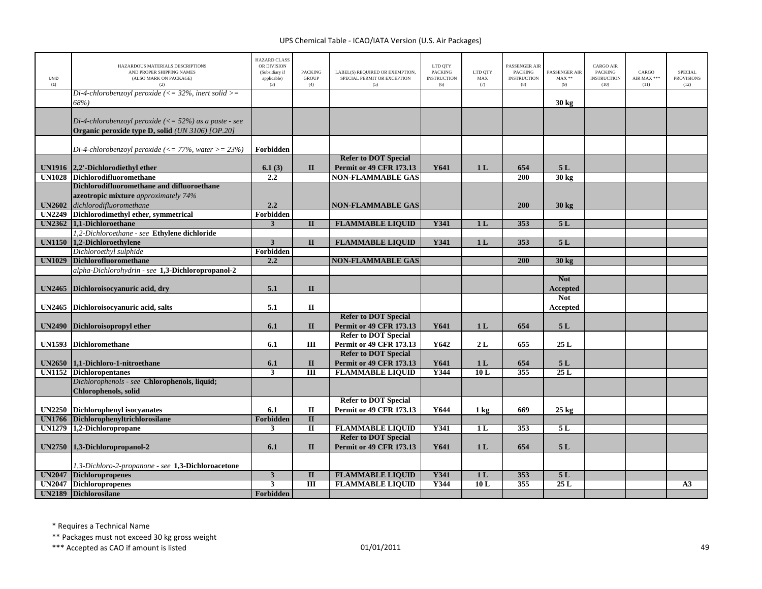UPS Chemical Table - ICAO/IATA Version (U.S. Air Packages)

| UNID (1) | HAZARDOUS MATERIALS DESCRIPTIONS AND PROPER SHIPPING NAMES (ALSO MARK ON PACKAGE) (2) | HAZARD CLASS OR DIVISION (Subsidiary if applicable) (3) | PACKING GROUP (4) | LABEL(S) REQUIRED OR EXEMPTION, SPECIAL PERMIT OR EXCEPTION (5) | LTD QTY PACKING INSTRUCTION (6) | LTD QTY MAX (7) | PASSENGER AIR PACKING INSTRUCTION (8) | PASSENGER AIR MAX ** (9) | CARGO AIR PACKING INSTRUCTION (10) | CARGO AIR MAX *** (11) | SPECIAL PROVISIONS (12) |
|---|---|---|---|---|---|---|---|---|---|---|---|
| | *Di-4-chlorobenzoyl peroxide (<= 32%, inert solid >= 68%)* | | | | | | | **30 kg** | | | |
| | *Di-4-chlorobenzoyl peroxide (<= 52%) as a paste - see* **Organic peroxide type D, solid** *(UN 3106) [OP.20]* | | | | | | | | | | |
| | *Di-4-chlorobenzoyl peroxide (<= 77%, water >= 23%)* | **Forbidden** | | | | | | | | | |
| **UN1916** | **2,2'-Dichlorodiethyl ether** | **6.1 (3)** | **II** | **Refer to DOT Special Permit or 49 CFR 173.13** | **Y641** | **1 L** | **654** | **5 L** | | | |
| **UN1028** | **Dichlorodifluoromethane** | **2.2** | | **NON-FLAMMABLE GAS** | | | **200** | **30 kg** | | | |
| **UN2602** | **Dichlorodifluoromethane and difluoroethane azeotropic mixture** *approximately 74% dichlorodifluoromethane* | **2.2** | | **NON-FLAMMABLE GAS** | | | **200** | **30 kg** | | | |
| **UN2249** | **Dichlorodimethyl ether, symmetrical** | **Forbidden** | | | | | | | | | |
| **UN2362** | **1,1-Dichloroethane** | **3** | **II** | **FLAMMABLE LIQUID** | **Y341** | **1 L** | **353** | **5 L** | | | |
| | *1,2-Dichloroethane - see* **Ethylene dichloride** | | | | | | | | | | |
| **UN1150** | **1,2-Dichloroethylene** | **3** | **II** | **FLAMMABLE LIQUID** | **Y341** | **1 L** | **353** | **5 L** | | | |
| | *Dichloroethyl sulphide* | **Forbidden** | | | | | | | | | |
| **UN1029** | **Dichlorofluoromethane** | **2.2** | | **NON-FLAMMABLE GAS** | | | **200** | **30 kg** | | | |
| | *alpha-Dichlorohydrin - see* **1,3-Dichloropropanol-2** | | | | | | | | | | |
| **UN2465** | **Dichloroisocyanuric acid, dry** | **5.1** | **II** | | | | | **Not Accepted** | | | |
| **UN2465** | **Dichloroisocyanuric acid, salts** | **5.1** | **II** | | | | | **Not Accepted** | | | |
| **UN2490** | **Dichloroisopropyl ether** | **6.1** | **II** | **Refer to DOT Special Permit or 49 CFR 173.13** | **Y641** | **1 L** | **654** | **5 L** | | | |
| **UN1593** | **Dichloromethane** | **6.1** | **III** | **Refer to DOT Special Permit or 49 CFR 173.13** | **Y642** | **2 L** | **655** | **25 L** | | | |
| **UN2650** | **1,1-Dichloro-1-nitroethane** | **6.1** | **II** | **Refer to DOT Special Permit or 49 CFR 173.13** | **Y641** | **1 L** | **654** | **5 L** | | | |
| **UN1152** | **Dichloropentanes** | **3** | **III** | **FLAMMABLE LIQUID** | **Y344** | **10 L** | **355** | **25 L** | | | |
| | *Dichlorophenols - see* **Chlorophenols, liquid; Chlorophenols, solid** | | | | | | | | | | |
| **UN2250** | **Dichlorophenyl isocyanates** | **6.1** | **II** | **Refer to DOT Special Permit or 49 CFR 173.13** | **Y644** | **1 kg** | **669** | **25 kg** | | | |
| **UN1766** | **Dichlorophenyltrichlorosilane** | **Forbidden** | **II** | | | | | | | | |
| **UN1279** | **1,2-Dichloropropane** | **3** | **II** | **FLAMMABLE LIQUID** | **Y341** | **1 L** | **353** | **5 L** | | | |
| **UN2750** | **1,3-Dichloropropanol-2** | **6.1** | **II** | **Refer to DOT Special Permit or 49 CFR 173.13** | **Y641** | **1 L** | **654** | **5 L** | | | |
| | *1,3-Dichloro-2-propanone - see* **1,3-Dichloroacetone** | | | | | | | | | | |
| **UN2047** | **Dichloropropenes** | **3** | **II** | **FLAMMABLE LIQUID** | **Y341** | **1 L** | **353** | **5 L** | | | |
| **UN2047** | **Dichloropropenes** | **3** | **III** | **FLAMMABLE LIQUID** | **Y344** | **10 L** | **355** | **25 L** | | | **A3** |
| **UN2189** | **Dichlorosilane** | **Forbidden** | | | | | | | | | |

\* Requires a Technical Name

\*\* Packages must not exceed 30 kg gross weight

\*\*\* Accepted as CAO if amount is listed

01/01/2011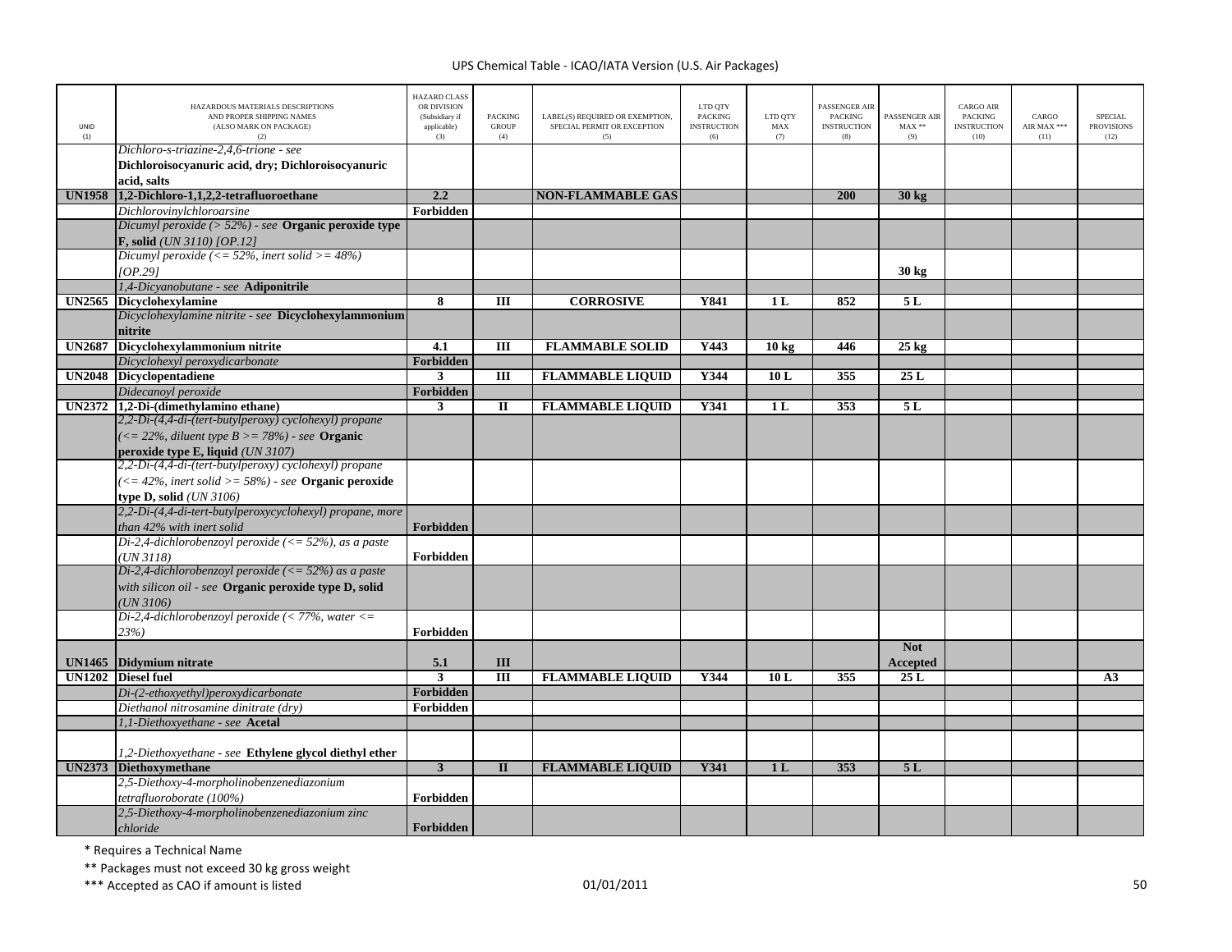| UNID (1) | HAZARDOUS MATERIALS DESCRIPTIONS AND PROPER SHIPPING NAMES (ALSO MARK ON PACKAGE) (2) | HAZARD CLASS OR DIVISION (Subsidiary if applicable) (3) | PACKING GROUP (4) | LABEL(S) REQUIRED OR EXEMPTION, SPECIAL PERMIT OR EXCEPTION (5) | LTD QTY PACKING INSTRUCTION (6) | LTD QTY MAX (7) | PASSENGER AIR PACKING INSTRUCTION (8) | PASSENGER AIR MAX ** (9) | CARGO AIR PACKING INSTRUCTION (10) | CARGO AIR MAX *** (11) | SPECIAL PROVISIONS (12) |
|---|---|---|---|---|---|---|---|---|---|---|---|
| | *Dichloro-s-triazine-2,4,6-trione - see* **Dichloroisocyanuric acid, dry; Dichloroisocyanuric acid, salts** | | | | | | | | | | |
| **UN1958** | **1,2-Dichloro-1,1,2,2-tetrafluoroethane** | **2.2** | | **NON-FLAMMABLE GAS** | | | **200** | **30 kg** | | | |
| | *Dichlorovinylchloroarsine* | **Forbidden** | | | | | | | | | |
| | *Dicumyl peroxide (> 52%) - see* **Organic peroxide type F, solid** *(UN 3110) [OP.12]* | | | | | | | | | | |
| | *Dicumyl peroxide (<= 52%, inert solid >= 48%) [OP.29]* | | | | | | | **30 kg** | | | |
| | *1,4-Dicyanobutane - see* **Adiponitrile** | | | | | | | | | | |
| **UN2565** | **Dicyclohexylamine** | **8** | **III** | **CORROSIVE** | **Y841** | **1 L** | **852** | **5 L** | | | |
| | *Dicyclohexylamine nitrite - see* **Dicyclohexylammonium nitrite** | | | | | | | | | | |
| **UN2687** | **Dicyclohexylammonium nitrite** | **4.1** | **III** | **FLAMMABLE SOLID** | **Y443** | **10 kg** | **446** | **25 kg** | | | |
| | *Dicyclohexyl peroxydicarbonate* | **Forbidden** | | | | | | | | | |
| **UN2048** | **Dicyclopentadiene** | **3** | **III** | **FLAMMABLE LIQUID** | **Y344** | **10 L** | **355** | **25 L** | | | |
| | *Didecanoyl peroxide* | **Forbidden** | | | | | | | | | |
| **UN2372** | **1,2-Di-(dimethylamino ethane)** | **3** | **II** | **FLAMMABLE LIQUID** | **Y341** | **1 L** | **353** | **5 L** | | | |
| | *2,2-Di-(4,4-di-(tert-butylperoxy) cyclohexyl) propane (<= 22%, diluent type B >= 78%) - see* **Organic peroxide type E, liquid** *(UN 3107)* | | | | | | | | | | |
| | *2,2-Di-(4,4-di-(tert-butylperoxy) cyclohexyl) propane (<= 42%, inert solid >= 58%) - see* **Organic peroxide type D, solid** *(UN 3106)* | | | | | | | | | | |
| | *2,2-Di-(4,4-di-tert-butylperoxycyclohexyl) propane, more than 42% with inert solid* | **Forbidden** | | | | | | | | | |
| | *Di-2,4-dichlorobenzoyl peroxide (<= 52%), as a paste (UN 3118)* | **Forbidden** | | | | | | | | | |
| | *Di-2,4-dichlorobenzoyl peroxide (<= 52%) as a paste with silicon oil - see* **Organic peroxide type D, solid** *(UN 3106)* | | | | | | | | | | |
| | *Di-2,4-dichlorobenzoyl peroxide (< 77%, water <= 23%)* | **Forbidden** | | | | | | | | | |
| **UN1465** | **Didymium nitrate** | **5.1** | **III** | | | | | **Not Accepted** | | | |
| **UN1202** | **Diesel fuel** | **3** | **III** | **FLAMMABLE LIQUID** | **Y344** | **10 L** | **355** | **25 L** | | | **A3** |
| | *Di-(2-ethoxyethyl)peroxydicarbonate* | **Forbidden** | | | | | | | | | |
| | *Diethanol nitrosamine dinitrate (dry)* | **Forbidden** | | | | | | | | | |
| | *1,1-Diethoxyethane - see* **Acetal** | | | | | | | | | | |
| | *1,2-Diethoxyethane - see* **Ethylene glycol diethyl ether** | | | | | | | | | | |
| **UN2373** | **Diethoxymethane** | **3** | **II** | **FLAMMABLE LIQUID** | **Y341** | **1 L** | **353** | **5 L** | | | |
| | *2,5-Diethoxy-4-morpholinobenzenediazonium tetrafluoroborate (100%)* | **Forbidden** | | | | | | | | | |
| | *2,5-Diethoxy-4-morpholinobenzenediazonium zinc chloride* | **Forbidden** | | | | | | | | | |

\* Requires a Technical Name

\*\* Packages must not exceed 30 kg gross weight

\*\*\* Accepted as CAO if amount is listed

01/01/2011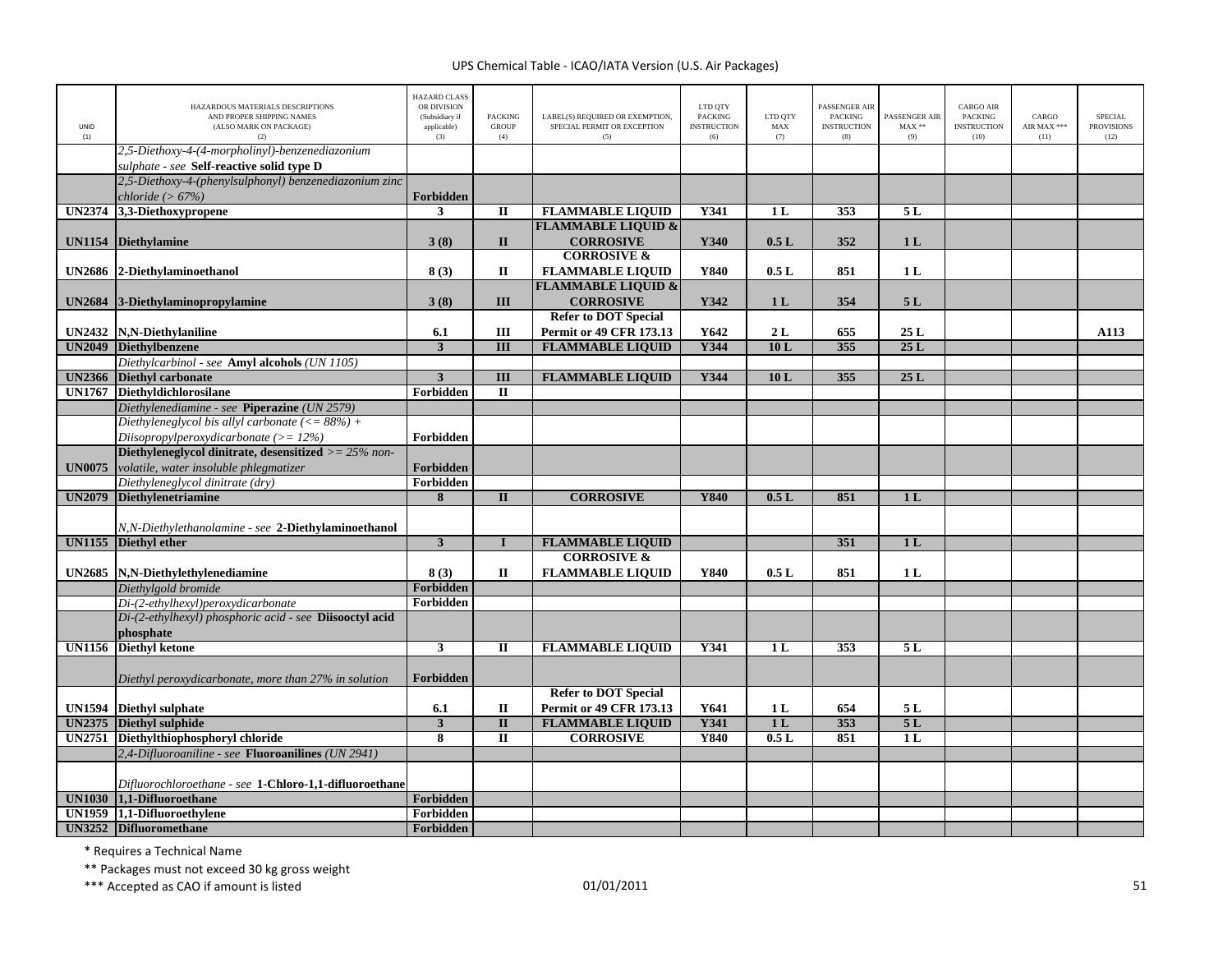UPS Chemical Table - ICAO/IATA Version (U.S. Air Packages)

| UNID (1) | HAZARDOUS MATERIALS DESCRIPTIONS AND PROPER SHIPPING NAMES (ALSO MARK ON PACKAGE) (2) | HAZARD CLASS OR DIVISION (Subsidiary if applicable) (3) | PACKING GROUP (4) | LABEL(S) REQUIRED OR EXEMPTION, SPECIAL PERMIT OR EXCEPTION (5) | LTD QTY PACKING INSTRUCTION (6) | LTD QTY MAX (7) | PASSENGER AIR PACKING INSTRUCTION (8) | PASSENGER AIR MAX ** (9) | CARGO AIR PACKING INSTRUCTION (10) | CARGO AIR MAX *** (11) | SPECIAL PROVISIONS (12) |
|---|---|---|---|---|---|---|---|---|---|---|---|
| | *2,5-Diethoxy-4-(4-morpholinyl)-benzenediazonium sulphate - see* **Self-reactive solid type D** | | | | | | | | | | |
| | *2,5-Diethoxy-4-(phenylsulphonyl) benzenediazonium zinc chloride (> 67%)* | **Forbidden** | | | | | | | | | |
| **UN2374** | **3,3-Diethoxypropene** | **3** | **II** | **FLAMMABLE LIQUID** | **Y341** | **1 L** | **353** | **5 L** | | | |
| **UN1154** | **Diethylamine** | **3 (8)** | **II** | **FLAMMABLE LIQUID & CORROSIVE** | **Y340** | **0.5 L** | **352** | **1 L** | | | |
| **UN2686** | **2-Diethylaminoethanol** | **8 (3)** | **II** | **CORROSIVE & FLAMMABLE LIQUID** | **Y840** | **0.5 L** | **851** | **1 L** | | | |
| **UN2684** | **3-Diethylaminopropylamine** | **3 (8)** | **III** | **FLAMMABLE LIQUID & CORROSIVE** | **Y342** | **1 L** | **354** | **5 L** | | | |
| **UN2432** | **N,N-Diethylaniline** | **6.1** | **III** | **Refer to DOT Special Permit or 49 CFR 173.13** | **Y642** | **2 L** | **655** | **25 L** | | | **A113** |
| **UN2049** | **Diethylbenzene** | **3** | **III** | **FLAMMABLE LIQUID** | **Y344** | **10 L** | **355** | **25 L** | | | |
| | *Diethylcarbinol - see* **Amyl alcohols** *(UN 1105)* | | | | | | | | | | |
| **UN2366** | **Diethyl carbonate** | **3** | **III** | **FLAMMABLE LIQUID** | **Y344** | **10 L** | **355** | **25 L** | | | |
| **UN1767** | **Diethyldichlorosilane** | **Forbidden** | **II** | | | | | | | | |
| | *Diethylenediamine - see* **Piperazine** *(UN 2579)* | | | | | | | | | | |
| | *Diethyleneglycol bis allyl carbonate (<= 88%) + Diisopropylperoxydicarbonate (>= 12%)* | **Forbidden** | | | | | | | | | |
| **UN0075** | **Diethyleneglycol dinitrate, desensitized** *>= 25% non-volatile, water insoluble phlegmatizer* | **Forbidden** | | | | | | | | | |
| | *Diethyleneglycol dinitrate (dry)* | **Forbidden** | | | | | | | | | |
| **UN2079** | **Diethylenetriamine** | **8** | **II** | **CORROSIVE** | **Y840** | **0.5 L** | **851** | **1 L** | | | |
| | *N,N-Diethylethanolamine - see* **2-Diethylaminoethanol** | | | | | | | | | | |
| **UN1155** | **Diethyl ether** | **3** | **I** | **FLAMMABLE LIQUID** | | | **351** | **1 L** | | | |
| **UN2685** | **N,N-Diethylethylenediamine** | **8 (3)** | **II** | **CORROSIVE & FLAMMABLE LIQUID** | **Y840** | **0.5 L** | **851** | **1 L** | | | |
| | *Diethylgold bromide* | **Forbidden** | | | | | | | | | |
| | *Di-(2-ethylhexyl)peroxydicarbonate* | **Forbidden** | | | | | | | | | |
| | *Di-(2-ethylhexyl) phosphoric acid - see* **Diisooctyl acid phosphate** | | | | | | | | | | |
| **UN1156** | **Diethyl ketone** | **3** | **II** | **FLAMMABLE LIQUID** | **Y341** | **1 L** | **353** | **5 L** | | | |
| | *Diethyl peroxydicarbonate, more than 27% in solution* | **Forbidden** | | | | | | | | | |
| **UN1594** | **Diethyl sulphate** | **6.1** | **II** | **Refer to DOT Special Permit or 49 CFR 173.13** | **Y641** | **1 L** | **654** | **5 L** | | | |
| **UN2375** | **Diethyl sulphide** | **3** | **II** | **FLAMMABLE LIQUID** | **Y341** | **1 L** | **353** | **5 L** | | | |
| **UN2751** | **Diethylthiophosphoryl chloride** | **8** | **II** | **CORROSIVE** | **Y840** | **0.5 L** | **851** | **1 L** | | | |
| | *2,4-Difluoroaniline - see* **Fluoroanilines** *(UN 2941)* | | | | | | | | | | |
| | *Difluorochloroethane - see* **1-Chloro-1,1-difluoroethane** | | | | | | | | | | |
| **UN1030** | **1,1-Difluoroethane** | **Forbidden** | | | | | | | | | |
| **UN1959** | **1,1-Difluoroethylene** | **Forbidden** | | | | | | | | | |
| **UN3252** | **Difluoromethane** | **Forbidden** | | | | | | | | | |

\* Requires a Technical Name

\*\* Packages must not exceed 30 kg gross weight

\*\*\* Accepted as CAO if amount is listed

01/01/2011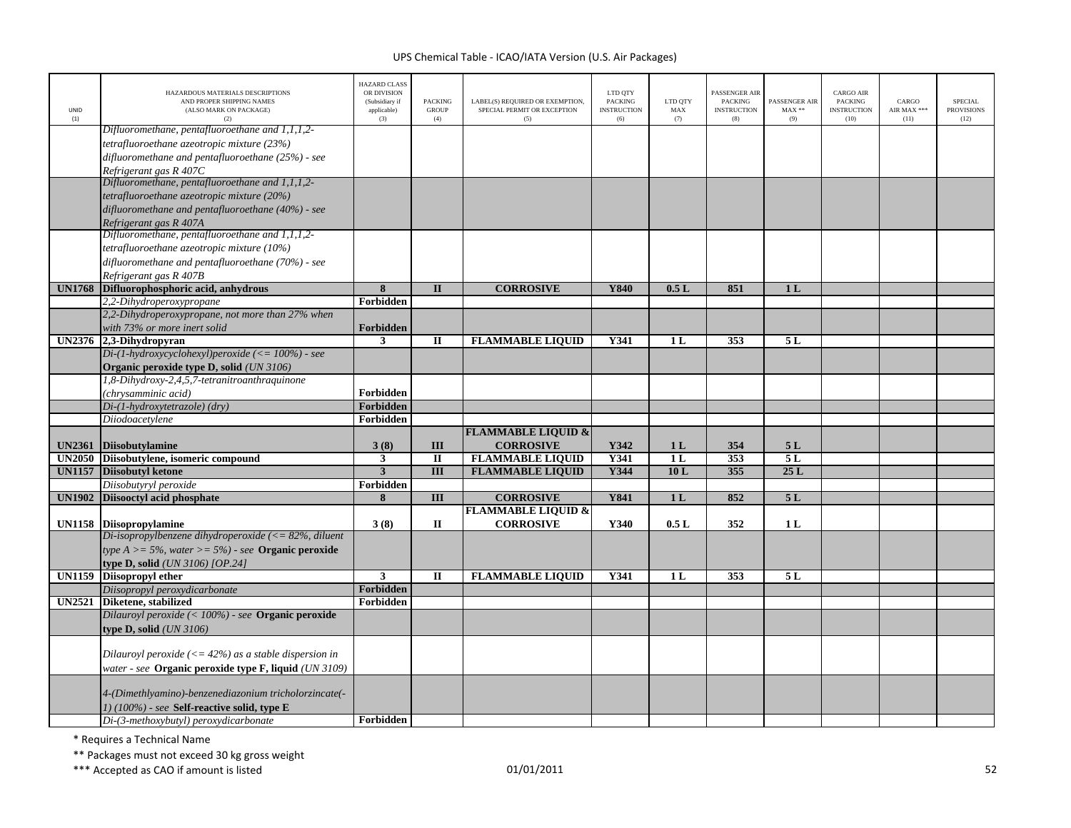| UNID (1) | HAZARDOUS MATERIALS DESCRIPTIONS AND PROPER SHIPPING NAMES (ALSO MARK ON PACKAGE) (2) | HAZARD CLASS OR DIVISION (Subsidiary if applicable) (3) | PACKING GROUP (4) | LABEL(S) REQUIRED OR EXEMPTION, SPECIAL PERMIT OR EXCEPTION (5) | LTD QTY PACKING INSTRUCTION (6) | LTD QTY MAX (7) | PASSENGER AIR PACKING INSTRUCTION (8) | PASSENGER AIR MAX ** (9) | CARGO AIR PACKING INSTRUCTION (10) | CARGO AIR MAX *** (11) | SPECIAL PROVISIONS (12) |
|---|---|---|---|---|---|---|---|---|---|---|---|
| | *Difluoromethane, pentafluoroethane and 1,1,1,2-tetrafluoroethane azeotropic mixture (23%) difluoromethane and pentafluoroethane (25%) - see Refrigerant gas R 407C* | | | | | | | | | | |
| | *Difluoromethane, pentafluoroethane and 1,1,1,2-tetrafluoroethane azeotropic mixture (20%) difluoromethane and pentafluoroethane (40%) - see Refrigerant gas R 407A* | | | | | | | | | | |
| | *Difluoromethane, pentafluoroethane and 1,1,1,2-tetrafluoroethane azeotropic mixture (10%) difluoromethane and pentafluoroethane (70%) - see Refrigerant gas R 407B* | | | | | | | | | | |
| **UN1768** | **Difluorophosphoric acid, anhydrous** | **8** | **II** | **CORROSIVE** | **Y840** | **0.5 L** | **851** | **1 L** | | | |
| | *2,2-Dihydroperoxypropane* | **Forbidden** | | | | | | | | | |
| | *2,2-Dihydroperoxypropane, not more than 27% when with 73% or more inert solid* | **Forbidden** | | | | | | | | | |
| **UN2376** | **2,3-Dihydropyran** | **3** | **II** | **FLAMMABLE LIQUID** | **Y341** | **1 L** | **353** | **5 L** | | | |
| | *Di-(1-hydroxycyclohexyl)peroxide (<= 100%) - see* **Organic peroxide type D, solid** *(UN 3106)* | | | | | | | | | | |
| | *1,8-Dihydroxy-2,4,5,7-tetranitroanthraquinone (chrysamminic acid)* | **Forbidden** | | | | | | | | | |
| | *Di-(1-hydroxytetrazole) (dry)* | **Forbidden** | | | | | | | | | |
| | *Diiodoacetylene* | **Forbidden** | | | | | | | | | |
| **UN2361** | **Diisobutylamine** | **3 (8)** | **III** | **FLAMMABLE LIQUID & CORROSIVE** | **Y342** | **1 L** | **354** | **5 L** | | | |
| **UN2050** | **Diisobutylene, isomeric compound** | **3** | **II** | **FLAMMABLE LIQUID** | **Y341** | **1 L** | **353** | **5 L** | | | |
| **UN1157** | **Diisobutyl ketone** | **3** | **III** | **FLAMMABLE LIQUID** | **Y344** | **10 L** | **355** | **25 L** | | | |
| | *Diisobutyryl peroxide* | **Forbidden** | | | | | | | | | |
| **UN1902** | **Diisooctyl acid phosphate** | **8** | **III** | **CORROSIVE** | **Y841** | **1 L** | **852** | **5 L** | | | |
| **UN1158** | **Diisopropylamine** | **3 (8)** | **II** | **FLAMMABLE LIQUID & CORROSIVE** | **Y340** | **0.5 L** | **352** | **1 L** | | | |
| | *Di-isopropylbenzene dihydroperoxide (<= 82%, diluent type A >= 5%, water >= 5%) - see* **Organic peroxide type D, solid** *(UN 3106) [OP.24]* | | | | | | | | | | |
| **UN1159** | **Diisopropyl ether** | **3** | **II** | **FLAMMABLE LIQUID** | **Y341** | **1 L** | **353** | **5 L** | | | |
| | *Diisopropyl peroxydicarbonate* | **Forbidden** | | | | | | | | | |
| **UN2521** | **Diketene, stabilized** | **Forbidden** | | | | | | | | | |
| | *Dilauroyl peroxide (< 100%) - see* **Organic peroxide type D, solid** *(UN 3106)* | | | | | | | | | | |
| | *Dilauroyl peroxide (<= 42%) as a stable dispersion in water - see* **Organic peroxide type F, liquid** *(UN 3109)* | | | | | | | | | | |
| | *4-(Dimethlyamino)-benzenediazonium tricholorzincate(-1) (100%) - see* **Self-reactive solid, type E** | | | | | | | | | | |
| | *Di-(3-methoxybutyl) peroxydicarbonate* | **Forbidden** | | | | | | | | | |

\* Requires a Technical Name

\*\* Packages must not exceed 30 kg gross weight

\*\*\* Accepted as CAO if amount is listed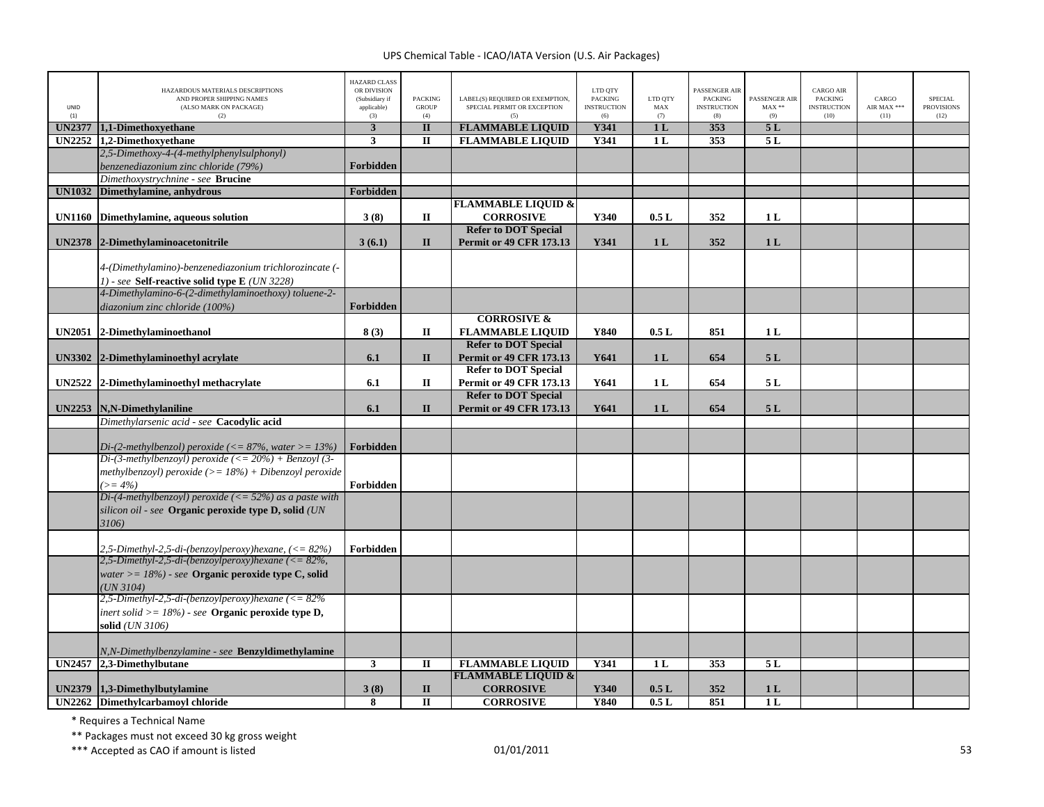UPS Chemical Table - ICAO/IATA Version (U.S. Air Packages)

| UNID (1) | HAZARDOUS MATERIALS DESCRIPTIONS AND PROPER SHIPPING NAMES (ALSO MARK ON PACKAGE) (2) | HAZARD CLASS OR DIVISION (Subsidiary if applicable) (3) | PACKING GROUP (4) | LABEL(S) REQUIRED OR EXEMPTION, SPECIAL PERMIT OR EXCEPTION (5) | LTD QTY PACKING INSTRUCTION (6) | LTD QTY MAX (7) | PASSENGER AIR PACKING INSTRUCTION (8) | PASSENGER AIR MAX ** (9) | CARGO AIR PACKING INSTRUCTION (10) | CARGO AIR MAX *** (11) | SPECIAL PROVISIONS (12) |
|---|---|---|---|---|---|---|---|---|---|---|---|
| **UN2377** | **1,1-Dimethoxyethane** | **3** | **II** | **FLAMMABLE LIQUID** | **Y341** | **1 L** | **353** | **5 L** | | | |
| **UN2252** | **1,2-Dimethoxyethane** | **3** | **II** | **FLAMMABLE LIQUID** | **Y341** | **1 L** | **353** | **5 L** | | | |
| | *2,5-Dimethoxy-4-(4-methylphenylsulphonyl) benzenediazonium zinc chloride (79%)* | **Forbidden** | | | | | | | | | |
| | *Dimethoxystrychnine - see* **Brucine** | | | | | | | | | | |
| **UN1032** | **Dimethylamine, anhydrous** | **Forbidden** | | | | | | | | | |
| **UN1160** | **Dimethylamine, aqueous solution** | **3 (8)** | **II** | **FLAMMABLE LIQUID & CORROSIVE** | **Y340** | **0.5 L** | **352** | **1 L** | | | |
| **UN2378** | **2-Dimethylaminoacetonitrile** | **3 (6.1)** | **II** | **Refer to DOT Special Permit or 49 CFR 173.13** | **Y341** | **1 L** | **352** | **1 L** | | | |
| | *4-(Dimethylamino)-benzenediazonium trichlorozincate (-1) - see* **Self-reactive solid type E** *(UN 3228)* | | | | | | | | | | |
| | *4-Dimethylamino-6-(2-dimethylaminoethoxy) toluene-2-diazonium zinc chloride (100%)* | **Forbidden** | | | | | | | | | |
| **UN2051** | **2-Dimethylaminoethanol** | **8 (3)** | **II** | **CORROSIVE & FLAMMABLE LIQUID** | **Y840** | **0.5 L** | **851** | **1 L** | | | |
| **UN3302** | **2-Dimethylaminoethyl acrylate** | **6.1** | **II** | **Refer to DOT Special Permit or 49 CFR 173.13** | **Y641** | **1 L** | **654** | **5 L** | | | |
| **UN2522** | **2-Dimethylaminoethyl methacrylate** | **6.1** | **II** | **Refer to DOT Special Permit or 49 CFR 173.13** | **Y641** | **1 L** | **654** | **5 L** | | | |
| **UN2253** | **N,N-Dimethylaniline** | **6.1** | **II** | **Refer to DOT Special Permit or 49 CFR 173.13** | **Y641** | **1 L** | **654** | **5 L** | | | |
| | *Dimethylarsenic acid - see* **Cacodylic acid** | | | | | | | | | | |
| | *Di-(2-methylbenzol) peroxide (<= 87%, water >= 13%)* | **Forbidden** | | | | | | | | | |
| | *Di-(3-methylbenzoyl) peroxide (<= 20%) + Benzoyl (3-methylbenzoyl) peroxide (>= 18%) + Dibenzoyl peroxide (>= 4%)* | **Forbidden** | | | | | | | | | |
| | *Di-(4-methylbenzoyl) peroxide (<= 52%) as a paste with silicon oil - see* **Organic peroxide type D, solid** *(UN 3106)* | | | | | | | | | | |
| | *2,5-Dimethyl-2,5-di-(benzoylperoxy)hexane, (<= 82%)* | **Forbidden** | | | | | | | | | |
| | *2,5-Dimethyl-2,5-di-(benzoylperoxy)hexane (<= 82%, water >= 18%) - see* **Organic peroxide type C, solid** *(UN 3104)* | | | | | | | | | | |
| | *2,5-Dimethyl-2,5-di-(benzoylperoxy)hexane (<= 82% inert solid >= 18%) - see* **Organic peroxide type D, solid** *(UN 3106)* | | | | | | | | | | |
| | *N,N-Dimethylbenzylamine - see* **Benzyldimethylamine** | | | | | | | | | | |
| **UN2457** | **2,3-Dimethylbutane** | **3** | **II** | **FLAMMABLE LIQUID** | **Y341** | **1 L** | **353** | **5 L** | | | |
| **UN2379** | **1,3-Dimethylbutylamine** | **3 (8)** | **II** | **FLAMMABLE LIQUID & CORROSIVE** | **Y340** | **0.5 L** | **352** | **1 L** | | | |
| **UN2262** | **Dimethylcarbamoyl chloride** | **8** | **II** | **CORROSIVE** | **Y840** | **0.5 L** | **851** | **1 L** | | | |

\* Requires a Technical Name

\*\* Packages must not exceed 30 kg gross weight

\*\*\* Accepted as CAO if amount is listed

01/01/2011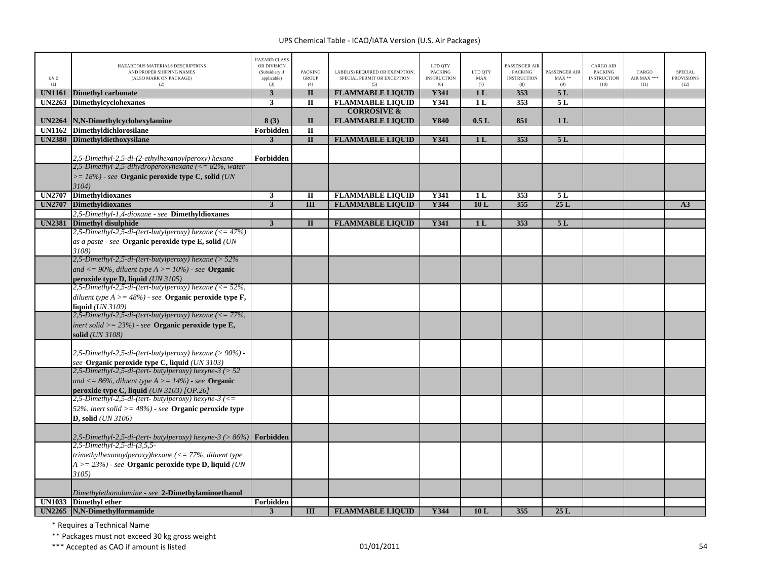UPS Chemical Table - ICAO/IATA Version (U.S. Air Packages)

| UNID (1) | HAZARDOUS MATERIALS DESCRIPTIONS AND PROPER SHIPPING NAMES (ALSO MARK ON PACKAGE) (2) | HAZARD CLASS OR DIVISION (Subsidiary if applicable) (3) | PACKING GROUP (4) | LABEL(S) REQUIRED OR EXEMPTION, SPECIAL PERMIT OR EXCEPTION (5) | LTD QTY PACKING INSTRUCTION (6) | LTD QTY MAX (7) | PASSENGER AIR PACKING INSTRUCTION (8) | PASSENGER AIR MAX ** (9) | CARGO AIR PACKING INSTRUCTION (10) | CARGO AIR MAX *** (11) | SPECIAL PROVISIONS (12) |
|---|---|---|---|---|---|---|---|---|---|---|---|
| **UN1161** | **Dimethyl carbonate** | **3** | **II** | **FLAMMABLE LIQUID** | **Y341** | **1 L** | **353** | **5 L** | | | |
| **UN2263** | **Dimethylcyclohexanes** | **3** | **II** | **FLAMMABLE LIQUID** | **Y341** | **1 L** | **353** | **5 L** | | | |
| **UN2264** | **N,N-Dimethylcyclohexylamine** | **8 (3)** | **II** | **CORROSIVE & FLAMMABLE LIQUID** | **Y840** | **0.5 L** | **851** | **1 L** | | | |
| **UN1162** | **Dimethyldichlorosilane** | **Forbidden** | **II** | | | | | | | | |
| **UN2380** | **Dimethyldiethoxysilane** | **3** | **II** | **FLAMMABLE LIQUID** | **Y341** | **1 L** | **353** | **5 L** | | | |
| | *2,5-Dimethyl-2,5-di-(2-ethylhexanoylperoxy) hexane* | **Forbidden** | | | | | | | | | |
| | *2,5-Dimethyl-2,5-dihydroperoxyhexane (<= 82%, water >= 18%) - see* **Organic peroxide type C, solid** *(UN 3104)* | | | | | | | | | | |
| **UN2707** | **Dimethyldioxanes** | **3** | **II** | **FLAMMABLE LIQUID** | **Y341** | **1 L** | **353** | **5 L** | | | |
| **UN2707** | **Dimethyldioxanes** | **3** | **III** | **FLAMMABLE LIQUID** | **Y344** | **10 L** | **355** | **25 L** | | | **A3** |
| | *2,5-Dimethyl-1,4-dioxane - see* **Dimethyldioxanes** | | | | | | | | | | |
| **UN2381** | **Dimethyl disulphide** | **3** | **II** | **FLAMMABLE LIQUID** | **Y341** | **1 L** | **353** | **5 L** | | | |
| | *2,5-Dimethyl-2,5-di-(tert-butylperoxy) hexane (<= 47%) as a paste - see* **Organic peroxide type E, solid** *(UN 3108)* | | | | | | | | | | |
| | *2,5-Dimethyl-2,5-di-(tert-butylperoxy) hexane (> 52% and <= 90%, diluent type A >= 10%) - see* **Organic peroxide type D, liquid** *(UN 3105)* | | | | | | | | | | |
| | *2,5-Dimethyl-2,5-di-(tert-butylperoxy) hexane (<= 52%, diluent type A >= 48%) - see* **Organic peroxide type F, liquid** *(UN 3109)* | | | | | | | | | | |
| | *2,5-Dimethyl-2,5-di-(tert-butylperoxy) hexane (<= 77%, inert solid >= 23%) - see* **Organic peroxide type E, solid** *(UN 3108)* | | | | | | | | | | |
| | *2,5-Dimethyl-2,5-di-(tert-butylperoxy) hexane (> 90%) - see* **Organic peroxide type C, liquid** *(UN 3103)* | | | | | | | | | | |
| | *2,5-Dimethyl-2,5-di-(tert- butylperoxy) hexyne-3 (> 52 and <= 86%, diluent type A >= 14%) - see* **Organic peroxide type C, liquid** *(UN 3103) [OP.26]* | | | | | | | | | | |
| | *2,5-Dimethyl-2,5-di-(tert- butylperoxy) hexyne-3 (<= 52%. inert solid >= 48%) - see* **Organic peroxide type D, solid** *(UN 3106)* | | | | | | | | | | |
| | *2,5-Dimethyl-2,5-di-(tert- butylperoxy) hexyne-3 (> 86%)* | **Forbidden** | | | | | | | | | |
| | *2,5-Dimethyl-2,5-di-(3,5,5-trimethylhexanoylperoxy)hexane (<= 77%, diluent type A >= 23%) - see* **Organic peroxide type D, liquid** *(UN 3105)* | | | | | | | | | | |
| | *Dimethylethanolamine - see* **2-Dimethylaminoethanol** | | | | | | | | | | |
| **UN1033** | **Dimethyl ether** | **Forbidden** | | | | | | | | | |
| **UN2265** | **N,N-Dimethylformamide** | **3** | **III** | **FLAMMABLE LIQUID** | **Y344** | **10 L** | **355** | **25 L** | | | |

\* Requires a Technical Name

\*\* Packages must not exceed 30 kg gross weight

\*\*\* Accepted as CAO if amount is listed

01/01/2011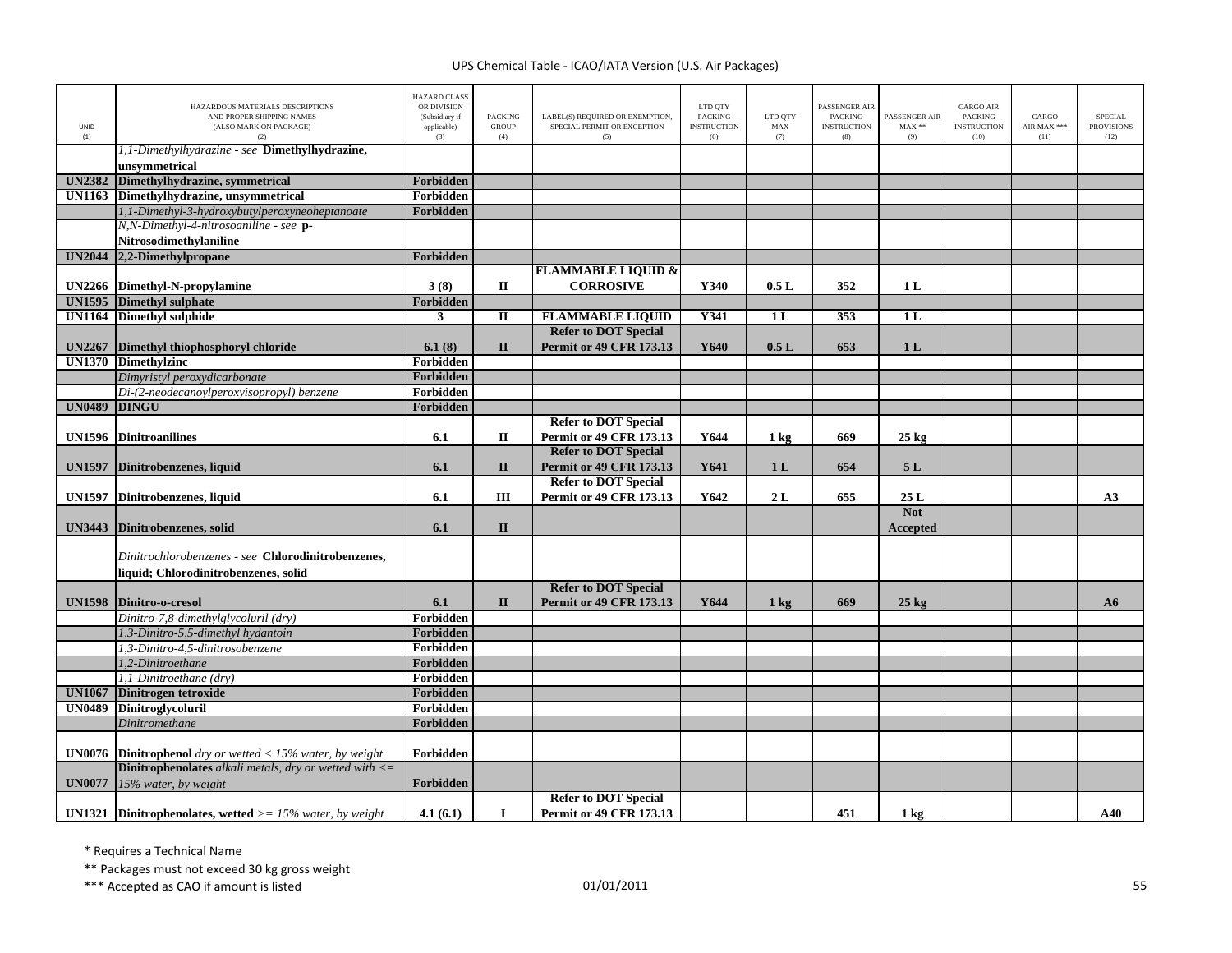UPS Chemical Table - ICAO/IATA Version (U.S. Air Packages)

| UNID (1) | HAZARDOUS MATERIALS DESCRIPTIONS AND PROPER SHIPPING NAMES (ALSO MARK ON PACKAGE) (2) | HAZARD CLASS OR DIVISION (Subsidiary if applicable) (3) | PACKING GROUP (4) | LABEL(S) REQUIRED OR EXEMPTION, SPECIAL PERMIT OR EXCEPTION (5) | LTD QTY PACKING INSTRUCTION (6) | LTD QTY MAX (7) | PASSENGER AIR PACKING INSTRUCTION (8) | PASSENGER AIR MAX ** (9) | CARGO AIR PACKING INSTRUCTION (10) | CARGO AIR MAX *** (11) | SPECIAL PROVISIONS (12) |
|---|---|---|---|---|---|---|---|---|---|---|---|
| | *1,1-Dimethylhydrazine - see* **Dimethylhydrazine, unsymmetrical** | | | | | | | | | | |
| **UN2382** | **Dimethylhydrazine, symmetrical** | **Forbidden** | | | | | | | | | |
| **UN1163** | **Dimethylhydrazine, unsymmetrical** | **Forbidden** | | | | | | | | | |
| | *1,1-Dimethyl-3-hydroxybutylperoxyneoheptanoate* | **Forbidden** | | | | | | | | | |
| | *N,N-Dimethyl-4-nitrosoaniline - see* **p-Nitrosodimethylaniline** | | | | | | | | | | |
| **UN2044** | **2,2-Dimethylpropane** | **Forbidden** | | | | | | | | | |
| **UN2266** | **Dimethyl-N-propylamine** | **3 (8)** | **II** | **FLAMMABLE LIQUID & CORROSIVE** | **Y340** | **0.5 L** | **352** | **1 L** | | | |
| **UN1595** | **Dimethyl sulphate** | **Forbidden** | | | | | | | | | |
| **UN1164** | **Dimethyl sulphide** | **3** | **II** | **FLAMMABLE LIQUID** | **Y341** | **1 L** | **353** | **1 L** | | | |
| **UN2267** | **Dimethyl thiophosphoryl chloride** | **6.1 (8)** | **II** | **Refer to DOT Special Permit or 49 CFR 173.13** | **Y640** | **0.5 L** | **653** | **1 L** | | | |
| **UN1370** | **Dimethylzinc** | **Forbidden** | | | | | | | | | |
| | *Dimyristyl peroxydicarbonate* | **Forbidden** | | | | | | | | | |
| | *Di-(2-neodecanoylperoxyisopropyl) benzene* | **Forbidden** | | | | | | | | | |
| **UN0489** | **DINGU** | **Forbidden** | | | | | | | | | |
| **UN1596** | **Dinitroanilines** | **6.1** | **II** | **Refer to DOT Special Permit or 49 CFR 173.13** | **Y644** | **1 kg** | **669** | **25 kg** | | | |
| **UN1597** | **Dinitrobenzenes, liquid** | **6.1** | **II** | **Refer to DOT Special Permit or 49 CFR 173.13** | **Y641** | **1 L** | **654** | **5 L** | | | |
| **UN1597** | **Dinitrobenzenes, liquid** | **6.1** | **III** | **Refer to DOT Special Permit or 49 CFR 173.13** | **Y642** | **2 L** | **655** | **25 L** | | | **A3** |
| **UN3443** | **Dinitrobenzenes, solid** | **6.1** | **II** | | | | | **Not Accepted** | | | |
| | *Dinitrochlorobenzenes - see* **Chlorodinitrobenzenes, liquid; Chlorodinitrobenzenes, solid** | | | | | | | | | | |
| **UN1598** | **Dinitro-o-cresol** | **6.1** | **II** | **Refer to DOT Special Permit or 49 CFR 173.13** | **Y644** | **1 kg** | **669** | **25 kg** | | | **A6** |
| | *Dinitro-7,8-dimethylglycoluril (dry)* | **Forbidden** | | | | | | | | | |
| | *1,3-Dinitro-5,5-dimethyl hydantoin* | **Forbidden** | | | | | | | | | |
| | *1,3-Dinitro-4,5-dinitrosobenzene* | **Forbidden** | | | | | | | | | |
| | *1,2-Dinitroethane* | **Forbidden** | | | | | | | | | |
| | *1,1-Dinitroethane (dry)* | **Forbidden** | | | | | | | | | |
| **UN1067** | **Dinitrogen tetroxide** | **Forbidden** | | | | | | | | | |
| **UN0489** | **Dinitroglycoluril** | **Forbidden** | | | | | | | | | |
| | *Dinitromethane* | **Forbidden** | | | | | | | | | |
| **UN0076** | **Dinitrophenol** *dry or wetted < 15% water, by weight* | **Forbidden** | | | | | | | | | |
| **UN0077** | **Dinitrophenolates** *alkali metals, dry or wetted with <= 15% water, by weight* | **Forbidden** | | | | | | | | | |
| **UN1321** | **Dinitrophenolates, wetted** *>= 15% water, by weight* | **4.1 (6.1)** | **I** | **Refer to DOT Special Permit or 49 CFR 173.13** | | | **451** | **1 kg** | | | **A40** |

\* Requires a Technical Name

\** Packages must not exceed 30 kg gross weight

\*** Accepted as CAO if amount is listed

01/01/2011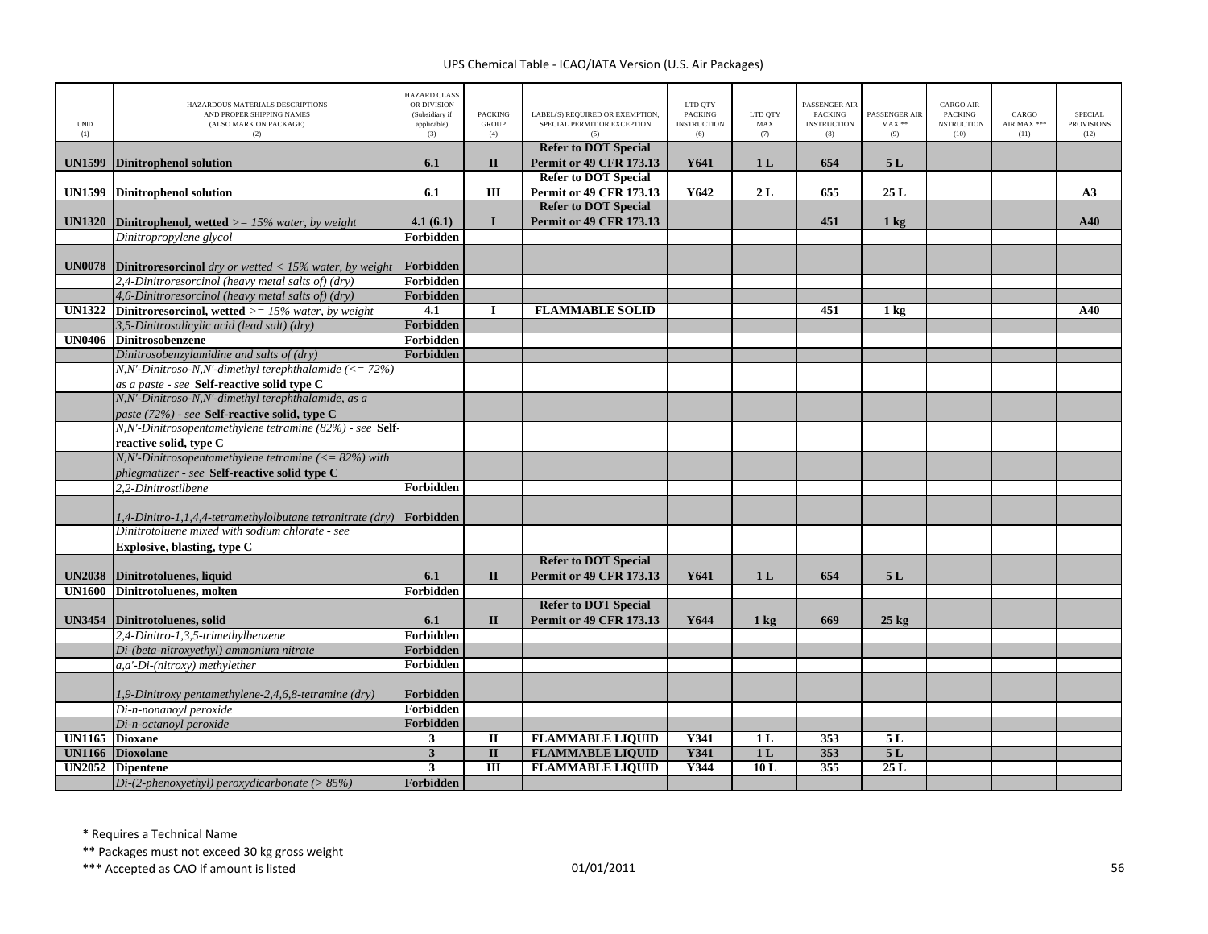UPS Chemical Table - ICAO/IATA Version (U.S. Air Packages)

| UNID (1) | HAZARDOUS MATERIALS DESCRIPTIONS AND PROPER SHIPPING NAMES (ALSO MARK ON PACKAGE) (2) | HAZARD CLASS OR DIVISION (Subsidiary if applicable) (3) | PACKING GROUP (4) | LABEL(S) REQUIRED OR EXEMPTION, SPECIAL PERMIT OR EXCEPTION (5) | LTD QTY PACKING INSTRUCTION (6) | LTD QTY MAX (7) | PASSENGER AIR PACKING INSTRUCTION (8) | PASSENGER AIR MAX ** (9) | CARGO AIR PACKING INSTRUCTION (10) | CARGO AIR MAX *** (11) | SPECIAL PROVISIONS (12) |
|---|---|---|---|---|---|---|---|---|---|---|---|
| **UN1599** | **Dinitrophenol solution** | **6.1** | **II** | **Refer to DOT Special Permit or 49 CFR 173.13** | **Y641** | **1 L** | **654** | **5 L** | | | |
| **UN1599** | **Dinitrophenol solution** | **6.1** | **III** | **Refer to DOT Special Permit or 49 CFR 173.13** | **Y642** | **2 L** | **655** | **25 L** | | | **A3** |
| **UN1320** | **Dinitrophenol, wetted** *>= 15% water, by weight* | **4.1 (6.1)** | **I** | **Refer to DOT Special Permit or 49 CFR 173.13** | | | **451** | **1 kg** | | | **A40** |
| | *Dinitropropylene glycol* | **Forbidden** | | | | | | | | | |
| **UN0078** | **Dinitroresorcinol** *dry or wetted < 15% water, by weight* | **Forbidden** | | | | | | | | | |
| | *2,4-Dinitroresorcinol (heavy metal salts of) (dry)* | **Forbidden** | | | | | | | | | |
| | *4,6-Dinitroresorcinol (heavy metal salts of) (dry)* | **Forbidden** | | | | | | | | | |
| **UN1322** | **Dinitroresorcinol, wetted** *>= 15% water, by weight* | **4.1** | **I** | **FLAMMABLE SOLID** | | | **451** | **1 kg** | | | **A40** |
| | *3,5-Dinitrosalicylic acid (lead salt) (dry)* | **Forbidden** | | | | | | | | | |
| **UN0406** | **Dinitrosobenzene** | **Forbidden** | | | | | | | | | |
| | *Dinitrosobenzylamidine and salts of (dry)* | **Forbidden** | | | | | | | | | |
| | *N,N'-Dinitroso-N,N'-dimethyl terephthalamide (<= 72%) as a paste - see* **Self-reactive solid type C** | | | | | | | | | | |
| | *N,N'-Dinitroso-N,N'-dimethyl terephthalamide, as a paste (72%) - see* **Self-reactive solid, type C** | | | | | | | | | | |
| | *N,N'-Dinitrosopentamethylene tetramine (82%) - see* **Self-reactive solid, type C** | | | | | | | | | | |
| | *N,N'-Dinitrosopentamethylene tetramine (<= 82%) with phlegmatizer - see* **Self-reactive solid type C** | | | | | | | | | | |
| | *2,2-Dinitrostilbene* | **Forbidden** | | | | | | | | | |
| | *1,4-Dinitro-1,1,4,4-tetramethylolbutane tetranitrate (dry)* | **Forbidden** | | | | | | | | | |
| | *Dinitrotoluene mixed with sodium chlorate - see* **Explosive, blasting, type C** | | | | | | | | | | |
| **UN2038** | **Dinitrotoluenes, liquid** | **6.1** | **II** | **Refer to DOT Special Permit or 49 CFR 173.13** | **Y641** | **1 L** | **654** | **5 L** | | | |
| **UN1600** | **Dinitrotoluenes, molten** | **Forbidden** | | | | | | | | | |
| **UN3454** | **Dinitrotoluenes, solid** | **6.1** | **II** | **Refer to DOT Special Permit or 49 CFR 173.13** | **Y644** | **1 kg** | **669** | **25 kg** | | | |
| | *2,4-Dinitro-1,3,5-trimethylbenzene* | **Forbidden** | | | | | | | | | |
| | *Di-(beta-nitroxyethyl) ammonium nitrate* | **Forbidden** | | | | | | | | | |
| | *a,a'-Di-(nitroxy) methylether* | **Forbidden** | | | | | | | | | |
| | *1,9-Dinitroxy pentamethylene-2,4,6,8-tetramine (dry)* | **Forbidden** | | | | | | | | | |
| | *Di-n-nonanoyl peroxide* | **Forbidden** | | | | | | | | | |
| | *Di-n-octanoyl peroxide* | **Forbidden** | | | | | | | | | |
| **UN1165** | **Dioxane** | **3** | **II** | **FLAMMABLE LIQUID** | **Y341** | **1 L** | **353** | **5 L** | | | |
| **UN1166** | **Dioxolane** | **3** | **II** | **FLAMMABLE LIQUID** | **Y341** | **1 L** | **353** | **5 L** | | | |
| **UN2052** | **Dipentene** | **3** | **III** | **FLAMMABLE LIQUID** | **Y344** | **10 L** | **355** | **25 L** | | | |
| | *Di-(2-phenoxyethyl) peroxydicarbonate (> 85%)* | **Forbidden** | | | | | | | | | |

\* Requires a Technical Name

\** Packages must not exceed 30 kg gross weight

\*** Accepted as CAO if amount is listed

01/01/2011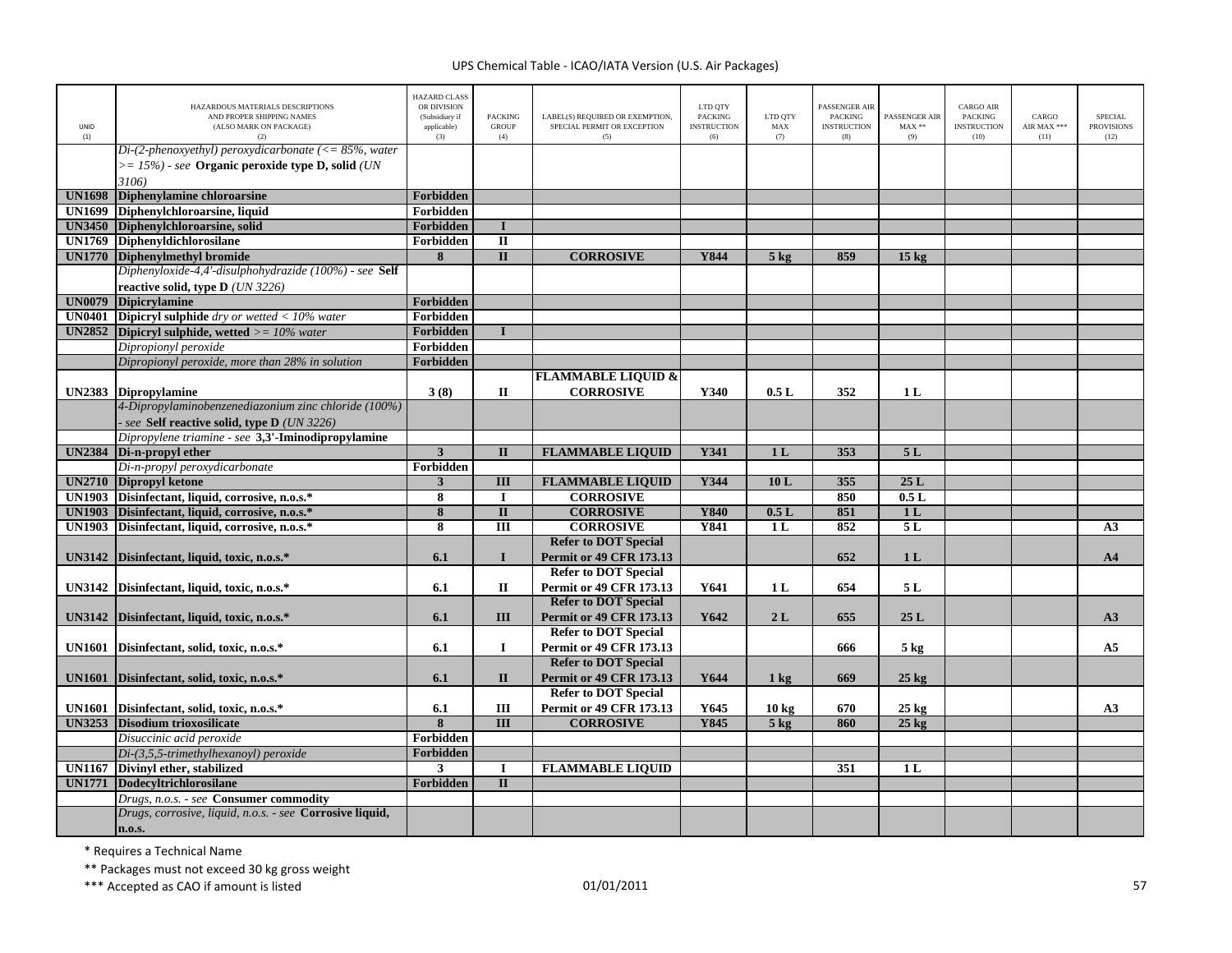UPS Chemical Table - ICAO/IATA Version (U.S. Air Packages)

| UNID (1) | HAZARDOUS MATERIALS DESCRIPTIONS AND PROPER SHIPPING NAMES (ALSO MARK ON PACKAGE) (2) | HAZARD CLASS OR DIVISION (Subsidiary if applicable) (3) | PACKING GROUP (4) | LABEL(S) REQUIRED OR EXEMPTION, SPECIAL PERMIT OR EXCEPTION (5) | LTD QTY PACKING INSTRUCTION (6) | LTD QTY MAX (7) | PASSENGER AIR PACKING INSTRUCTION (8) | PASSENGER AIR MAX ** (9) | CARGO AIR PACKING INSTRUCTION (10) | CARGO AIR MAX *** (11) | SPECIAL PROVISIONS (12) |
|---|---|---|---|---|---|---|---|---|---|---|---|
| | *Di-(2-phenoxyethyl) peroxydicarbonate (<= 85%, water >= 15%) - see* **Organic peroxide type D, solid** *(UN 3106)* | | | | | | | | | | |
| **UN1698** | **Diphenylamine chloroarsine** | **Forbidden** | | | | | | | | | |
| **UN1699** | **Diphenylchloroarsine, liquid** | **Forbidden** | | | | | | | | | |
| **UN3450** | **Diphenylchloroarsine, solid** | **Forbidden** | **I** | | | | | | | | |
| **UN1769** | **Diphenyldichlorosilane** | **Forbidden** | **II** | | | | | | | | |
| **UN1770** | **Diphenylmethyl bromide** | **8** | **II** | **CORROSIVE** | **Y844** | **5 kg** | **859** | **15 kg** | | | |
| | *Diphenyloxide-4,4'-disulphohydrazide (100%) - see* **Self reactive solid, type D** *(UN 3226)* | | | | | | | | | | |
| **UN0079** | **Dipicrylamine** | **Forbidden** | | | | | | | | | |
| **UN0401** | **Dipicryl sulphide** *dry or wetted < 10% water* | **Forbidden** | | | | | | | | | |
| **UN2852** | **Dipicryl sulphide, wetted** *>= 10% water* | **Forbidden** | **I** | | | | | | | | |
| | *Dipropionyl peroxide* | **Forbidden** | | | | | | | | | |
| | *Dipropionyl peroxide, more than 28% in solution* | **Forbidden** | | | | | | | | | |
| **UN2383** | **Dipropylamine** | **3 (8)** | **II** | **FLAMMABLE LIQUID & CORROSIVE** | **Y340** | **0.5 L** | **352** | **1 L** | | | |
| | *4-Dipropylaminobenzenediazonium zinc chloride (100%) - see* **Self reactive solid, type D** *(UN 3226)* | | | | | | | | | | |
| | *Dipropylene triamine - see* **3,3'-Iminodipropylamine** | | | | | | | | | | |
| **UN2384** | **Di-n-propyl ether** | **3** | **II** | **FLAMMABLE LIQUID** | **Y341** | **1 L** | **353** | **5 L** | | | |
| | *Di-n-propyl peroxydicarbonate* | **Forbidden** | | | | | | | | | |
| **UN2710** | **Dipropyl ketone** | **3** | **III** | **FLAMMABLE LIQUID** | **Y344** | **10 L** | **355** | **25 L** | | | |
| **UN1903** | **Disinfectant, liquid, corrosive, n.o.s.*** | **8** | **I** | **CORROSIVE** | | | **850** | **0.5 L** | | | |
| **UN1903** | **Disinfectant, liquid, corrosive, n.o.s.*** | **8** | **II** | **CORROSIVE** | **Y840** | **0.5 L** | **851** | **1 L** | | | |
| **UN1903** | **Disinfectant, liquid, corrosive, n.o.s.*** | **8** | **III** | **CORROSIVE** | **Y841** | **1 L** | **852** | **5 L** | | | **A3** |
| **UN3142** | **Disinfectant, liquid, toxic, n.o.s.*** | **6.1** | **I** | **Refer to DOT Special Permit or 49 CFR 173.13** | | | **652** | **1 L** | | | **A4** |
| **UN3142** | **Disinfectant, liquid, toxic, n.o.s.*** | **6.1** | **II** | **Refer to DOT Special Permit or 49 CFR 173.13** | **Y641** | **1 L** | **654** | **5 L** | | | |
| **UN3142** | **Disinfectant, liquid, toxic, n.o.s.*** | **6.1** | **III** | **Refer to DOT Special Permit or 49 CFR 173.13** | **Y642** | **2 L** | **655** | **25 L** | | | **A3** |
| **UN1601** | **Disinfectant, solid, toxic, n.o.s.*** | **6.1** | **I** | **Refer to DOT Special Permit or 49 CFR 173.13** | | | **666** | **5 kg** | | | **A5** |
| **UN1601** | **Disinfectant, solid, toxic, n.o.s.*** | **6.1** | **II** | **Refer to DOT Special Permit or 49 CFR 173.13** | **Y644** | **1 kg** | **669** | **25 kg** | | | |
| **UN1601** | **Disinfectant, solid, toxic, n.o.s.*** | **6.1** | **III** | **Refer to DOT Special Permit or 49 CFR 173.13** | **Y645** | **10 kg** | **670** | **25 kg** | | | **A3** |
| **UN3253** | **Disodium trioxosilicate** | **8** | **III** | **CORROSIVE** | **Y845** | **5 kg** | **860** | **25 kg** | | | |
| | *Disuccinic acid peroxide* | **Forbidden** | | | | | | | | | |
| | *Di-(3,5,5-trimethylhexanoyl) peroxide* | **Forbidden** | | | | | | | | | |
| **UN1167** | **Divinyl ether, stabilized** | **3** | **I** | **FLAMMABLE LIQUID** | | | **351** | **1 L** | | | |
| **UN1771** | **Dodecyltrichlorosilane** | **Forbidden** | **II** | | | | | | | | |
| | *Drugs, n.o.s. - see* **Consumer commodity** | | | | | | | | | | |
| | *Drugs, corrosive, liquid, n.o.s. - see* **Corrosive liquid, n.o.s.** | | | | | | | | | | |

\* Requires a Technical Name

\** Packages must not exceed 30 kg gross weight

\*** Accepted as CAO if amount is listed

01/01/2011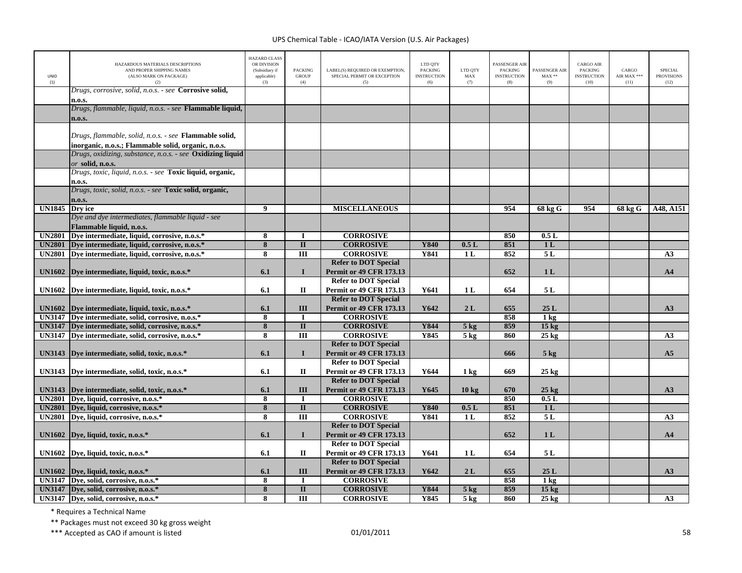| UNID (1) | HAZARDOUS MATERIALS DESCRIPTIONS AND PROPER SHIPPING NAMES (ALSO MARK ON PACKAGE) (2) | HAZARD CLASS OR DIVISION (Subsidiary if applicable) (3) | PACKING GROUP (4) | LABEL(S) REQUIRED OR EXEMPTION, SPECIAL PERMIT OR EXCEPTION (5) | LTD QTY PACKING INSTRUCTION (6) | LTD QTY MAX (7) | PASSENGER AIR PACKING INSTRUCTION (8) | PASSENGER AIR MAX ** (9) | CARGO AIR PACKING INSTRUCTION (10) | CARGO AIR MAX *** (11) | SPECIAL PROVISIONS (12) |
|---|---|---|---|---|---|---|---|---|---|---|---|
| | *Drugs, corrosive, solid, n.o.s. - see* **Corrosive solid, n.o.s.** | | | | | | | | | | |
| | *Drugs, flammable, liquid, n.o.s. - see* **Flammable liquid, n.o.s.** | | | | | | | | | | |
| | *Drugs, flammable, solid, n.o.s. - see* **Flammable solid, inorganic, n.o.s.; Flammable solid, organic, n.o.s.** | | | | | | | | | | |
| | *Drugs, oxidizing, substance, n.o.s. - see* **Oxidizing liquid** *or* **solid, n.o.s.** | | | | | | | | | | |
| | *Drugs, toxic, liquid, n.o.s. - see* **Toxic liquid, organic, n.o.s.** | | | | | | | | | | |
| | *Drugs, toxic, solid, n.o.s. - see* **Toxic solid, organic, n.o.s.** | | | | | | | | | | |
| **UN1845** | **Dry ice** | **9** | | **MISCELLANEOUS** | | | **954** | **68 kg G** | **954** | **68 kg G** | **A48, A151** |
| | *Dye and dye intermediates, flammable liquid - see* **Flammable liquid, n.o.s.** | | | | | | | | | | |
| **UN2801** | **Dye intermediate, liquid, corrosive, n.o.s.*** | **8** | **I** | **CORROSIVE** | | | **850** | **0.5 L** | | | |
| **UN2801** | **Dye intermediate, liquid, corrosive, n.o.s.*** | **8** | **II** | **CORROSIVE** | **Y840** | **0.5 L** | **851** | **1 L** | | | |
| **UN2801** | **Dye intermediate, liquid, corrosive, n.o.s.*** | **8** | **III** | **CORROSIVE** | **Y841** | **1 L** | **852** | **5 L** | | | **A3** |
| **UN1602** | **Dye intermediate, liquid, toxic, n.o.s.*** | **6.1** | **I** | **Refer to DOT Special Permit or 49 CFR 173.13** | | | **652** | **1 L** | | | **A4** |
| **UN1602** | **Dye intermediate, liquid, toxic, n.o.s.*** | **6.1** | **II** | **Refer to DOT Special Permit or 49 CFR 173.13** | **Y641** | **1 L** | **654** | **5 L** | | | |
| **UN1602** | **Dye intermediate, liquid, toxic, n.o.s.*** | **6.1** | **III** | **Refer to DOT Special Permit or 49 CFR 173.13** | **Y642** | **2 L** | **655** | **25 L** | | | **A3** |
| **UN3147** | **Dye intermediate, solid, corrosive, n.o.s.*** | **8** | **I** | **CORROSIVE** | | | **858** | **1 kg** | | | |
| **UN3147** | **Dye intermediate, solid, corrosive, n.o.s.*** | **8** | **II** | **CORROSIVE** | **Y844** | **5 kg** | **859** | **15 kg** | | | |
| **UN3147** | **Dye intermediate, solid, corrosive, n.o.s.*** | **8** | **III** | **CORROSIVE** | **Y845** | **5 kg** | **860** | **25 kg** | | | **A3** |
| **UN3143** | **Dye intermediate, solid, toxic, n.o.s.*** | **6.1** | **I** | **Refer to DOT Special Permit or 49 CFR 173.13** | | | **666** | **5 kg** | | | **A5** |
| **UN3143** | **Dye intermediate, solid, toxic, n.o.s.*** | **6.1** | **II** | **Refer to DOT Special Permit or 49 CFR 173.13** | **Y644** | **1 kg** | **669** | **25 kg** | | | |
| **UN3143** | **Dye intermediate, solid, toxic, n.o.s.*** | **6.1** | **III** | **Refer to DOT Special Permit or 49 CFR 173.13** | **Y645** | **10 kg** | **670** | **25 kg** | | | **A3** |
| **UN2801** | **Dye, liquid, corrosive, n.o.s.*** | **8** | **I** | **CORROSIVE** | | | **850** | **0.5 L** | | | |
| **UN2801** | **Dye, liquid, corrosive, n.o.s.*** | **8** | **II** | **CORROSIVE** | **Y840** | **0.5 L** | **851** | **1 L** | | | |
| **UN2801** | **Dye, liquid, corrosive, n.o.s.*** | **8** | **III** | **CORROSIVE** | **Y841** | **1 L** | **852** | **5 L** | | | **A3** |
| **UN1602** | **Dye, liquid, toxic, n.o.s.*** | **6.1** | **I** | **Refer to DOT Special Permit or 49 CFR 173.13** | | | **652** | **1 L** | | | **A4** |
| **UN1602** | **Dye, liquid, toxic, n.o.s.*** | **6.1** | **II** | **Refer to DOT Special Permit or 49 CFR 173.13** | **Y641** | **1 L** | **654** | **5 L** | | | |
| **UN1602** | **Dye, liquid, toxic, n.o.s.*** | **6.1** | **III** | **Refer to DOT Special Permit or 49 CFR 173.13** | **Y642** | **2 L** | **655** | **25 L** | | | **A3** |
| **UN3147** | **Dye, solid, corrosive, n.o.s.*** | **8** | **I** | **CORROSIVE** | | | **858** | **1 kg** | | | |
| **UN3147** | **Dye, solid, corrosive, n.o.s.*** | **8** | **II** | **CORROSIVE** | **Y844** | **5 kg** | **859** | **15 kg** | | | |
| **UN3147** | **Dye, solid, corrosive, n.o.s.*** | **8** | **III** | **CORROSIVE** | **Y845** | **5 kg** | **860** | **25 kg** | | | **A3** |

* Requires a Technical Name

** Packages must not exceed 30 kg gross weight

*** Accepted as CAO if amount is listed

01/01/2011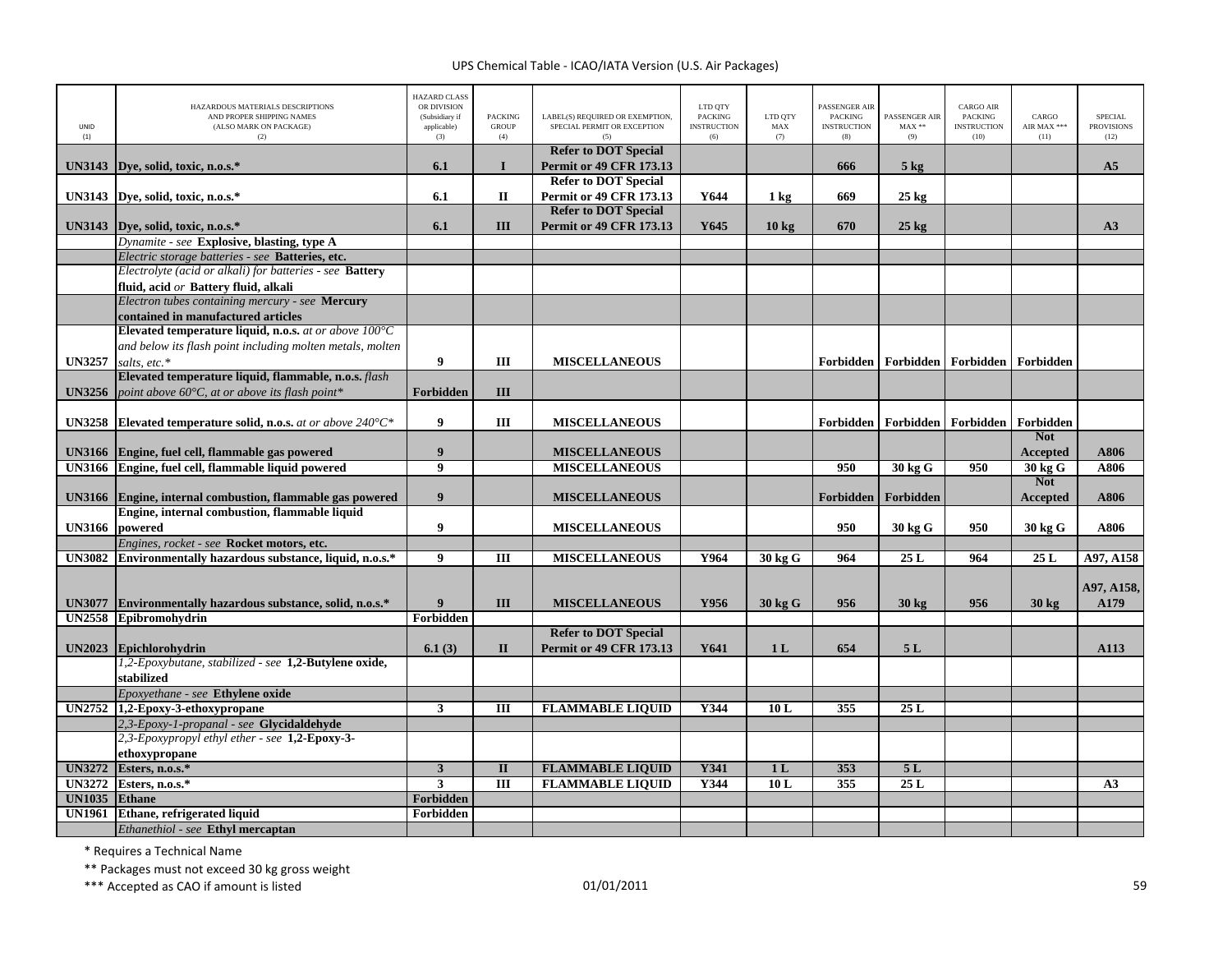| UNID (1) | HAZARDOUS MATERIALS DESCRIPTIONS AND PROPER SHIPPING NAMES (ALSO MARK ON PACKAGE) (2) | HAZARD CLASS OR DIVISION (Subsidiary if applicable) (3) | PACKING GROUP (4) | LABEL(S) REQUIRED OR EXEMPTION, SPECIAL PERMIT OR EXCEPTION (5) | LTD QTY PACKING INSTRUCTION (6) | LTD QTY MAX (7) | PASSENGER AIR PACKING INSTRUCTION (8) | PASSENGER AIR MAX ** (9) | CARGO AIR PACKING INSTRUCTION (10) | CARGO AIR MAX *** (11) | SPECIAL PROVISIONS (12) |
|---|---|---|---|---|---|---|---|---|---|---|---|
| **UN3143** | **Dye, solid, toxic, n.o.s.*** | **6.1** | **I** | **Refer to DOT Special Permit or 49 CFR 173.13** | | | **666** | **5 kg** | | | **A5** |
| **UN3143** | **Dye, solid, toxic, n.o.s.*** | **6.1** | **II** | **Refer to DOT Special Permit or 49 CFR 173.13** | **Y644** | **1 kg** | **669** | **25 kg** | | | |
| **UN3143** | **Dye, solid, toxic, n.o.s.*** | **6.1** | **III** | **Refer to DOT Special Permit or 49 CFR 173.13** | **Y645** | **10 kg** | **670** | **25 kg** | | | **A3** |
| | *Dynamite - see* **Explosive, blasting, type A** | | | | | | | | | | |
| | *Electric storage batteries - see* **Batteries, etc.** | | | | | | | | | | |
| | *Electrolyte (acid or alkali) for batteries - see* **Battery fluid, acid** *or* **Battery fluid, alkali** | | | | | | | | | | |
| | *Electron tubes containing mercury - see* **Mercury contained in manufactured articles** | | | | | | | | | | |
| **UN3257** | **Elevated temperature liquid, n.o.s.** *at or above 100°C and below its flash point including molten metals, molten salts, etc.** | **9** | **III** | **MISCELLANEOUS** | | | **Forbidden** | **Forbidden** | **Forbidden** | **Forbidden** | |
| **UN3256** | **Elevated temperature liquid, flammable, n.o.s.** *flash point above 60°C, at or above its flash point** | **Forbidden** | **III** | | | | | | | | |
| **UN3258** | **Elevated temperature solid, n.o.s.** *at or above 240°C** | **9** | **III** | **MISCELLANEOUS** | | | **Forbidden** | **Forbidden** | **Forbidden** | **Forbidden** | |
| **UN3166** | **Engine, fuel cell, flammable gas powered** | **9** | | **MISCELLANEOUS** | | | | | | **Not Accepted** | **A806** |
| **UN3166** | **Engine, fuel cell, flammable liquid powered** | **9** | | **MISCELLANEOUS** | | | **950** | **30 kg G** | **950** | **30 kg G** | **A806** |
| **UN3166** | **Engine, internal combustion, flammable gas powered** | **9** | | **MISCELLANEOUS** | | | **Forbidden** | **Forbidden** | | **Not Accepted** | **A806** |
| **UN3166** | **Engine, internal combustion, flammable liquid powered** | **9** | | **MISCELLANEOUS** | | | **950** | **30 kg G** | **950** | **30 kg G** | **A806** |
| | *Engines, rocket - see* **Rocket motors, etc.** | | | | | | | | | | |
| **UN3082** | **Environmentally hazardous substance, liquid, n.o.s.*** | **9** | **III** | **MISCELLANEOUS** | **Y964** | **30 kg G** | **964** | **25 L** | **964** | **25 L** | **A97, A158** |
| **UN3077** | **Environmentally hazardous substance, solid, n.o.s.*** | **9** | **III** | **MISCELLANEOUS** | **Y956** | **30 kg G** | **956** | **30 kg** | **956** | **30 kg** | **A97, A158, A179** |
| **UN2558** | **Epibromohydrin** | **Forbidden** | | | | | | | | | |
| **UN2023** | **Epichlorohydrin** | **6.1 (3)** | **II** | **Refer to DOT Special Permit or 49 CFR 173.13** | **Y641** | **1 L** | **654** | **5 L** | | | **A113** |
| | *1,2-Epoxybutane, stabilized - see* **1,2-Butylene oxide, stabilized** | | | | | | | | | | |
| | *Epoxyethane - see* **Ethylene oxide** | | | | | | | | | | |
| **UN2752** | **1,2-Epoxy-3-ethoxypropane** | **3** | **III** | **FLAMMABLE LIQUID** | **Y344** | **10 L** | **355** | **25 L** | | | |
| | *2,3-Epoxy-1-propanal - see* **Glycidaldehyde** | | | | | | | | | | |
| | *2,3-Epoxypropyl ethyl ether - see* **1,2-Epoxy-3-ethoxypropane** | | | | | | | | | | |
| **UN3272** | **Esters, n.o.s.*** | **3** | **II** | **FLAMMABLE LIQUID** | **Y341** | **1 L** | **353** | **5 L** | | | |
| **UN3272** | **Esters, n.o.s.*** | **3** | **III** | **FLAMMABLE LIQUID** | **Y344** | **10 L** | **355** | **25 L** | | | **A3** |
| **UN1035** | **Ethane** | **Forbidden** | | | | | | | | | |
| **UN1961** | **Ethane, refrigerated liquid** | **Forbidden** | | | | | | | | | |
| | *Ethanethiol - see* **Ethyl mercaptan** | | | | | | | | | | |

\* Requires a Technical Name

\** Packages must not exceed 30 kg gross weight

\*** Accepted as CAO if amount is listed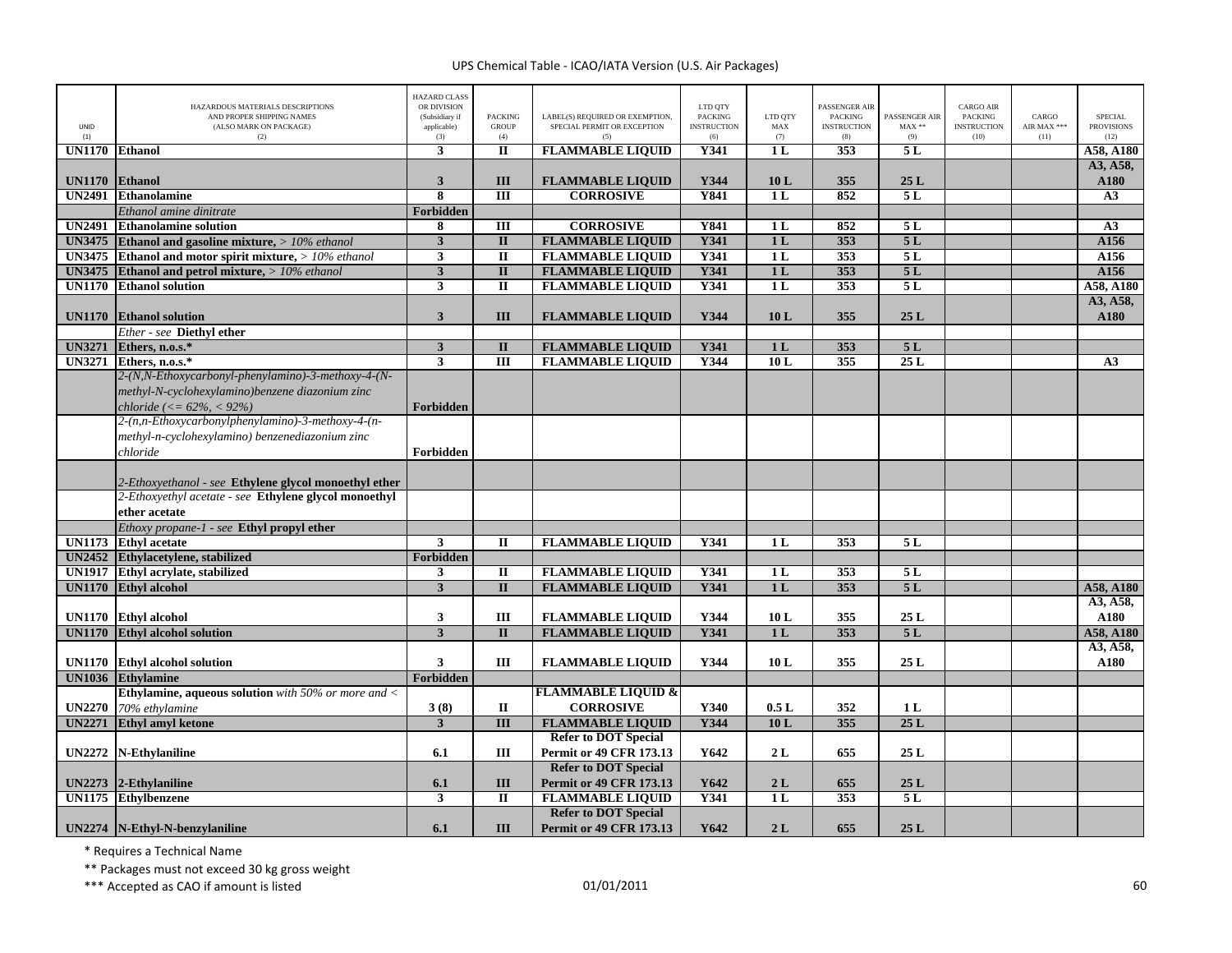| UNID (1) | HAZARDOUS MATERIALS DESCRIPTIONS AND PROPER SHIPPING NAMES (ALSO MARK ON PACKAGE) (2) | HAZARD CLASS OR DIVISION (Subsidiary if applicable) (3) | PACKING GROUP (4) | LABEL(S) REQUIRED OR EXEMPTION, SPECIAL PERMIT OR EXCEPTION (5) | LTD QTY PACKING INSTRUCTION (6) | LTD QTY MAX (7) | PASSENGER AIR PACKING INSTRUCTION (8) | PASSENGER AIR MAX ** (9) | CARGO AIR PACKING INSTRUCTION (10) | CARGO AIR MAX *** (11) | SPECIAL PROVISIONS (12) |
|---|---|---|---|---|---|---|---|---|---|---|---|
| **UN1170** | **Ethanol** | **3** | **II** | **FLAMMABLE LIQUID** | **Y341** | **1 L** | **353** | **5 L** | | | **A58, A180** |
| **UN1170** | **Ethanol** | **3** | **III** | **FLAMMABLE LIQUID** | **Y344** | **10 L** | **355** | **25 L** | | | **A3, A58, A180** |
| **UN2491** | **Ethanolamine** | **8** | **III** | **CORROSIVE** | **Y841** | **1 L** | **852** | **5 L** | | | **A3** |
| | *Ethanol amine dinitrate* | **Forbidden** | | | | | | | | | |
| **UN2491** | **Ethanolamine solution** | **8** | **III** | **CORROSIVE** | **Y841** | **1 L** | **852** | **5 L** | | | **A3** |
| **UN3475** | **Ethanol and gasoline mixture,** *> 10% ethanol* | **3** | **II** | **FLAMMABLE LIQUID** | **Y341** | **1 L** | **353** | **5 L** | | | **A156** |
| **UN3475** | **Ethanol and motor spirit mixture,** *> 10% ethanol* | **3** | **II** | **FLAMMABLE LIQUID** | **Y341** | **1 L** | **353** | **5 L** | | | **A156** |
| **UN3475** | **Ethanol and petrol mixture,** *> 10% ethanol* | **3** | **II** | **FLAMMABLE LIQUID** | **Y341** | **1 L** | **353** | **5 L** | | | **A156** |
| **UN1170** | **Ethanol solution** | **3** | **II** | **FLAMMABLE LIQUID** | **Y341** | **1 L** | **353** | **5 L** | | | **A58, A180** |
| **UN1170** | **Ethanol solution** | **3** | **III** | **FLAMMABLE LIQUID** | **Y344** | **10 L** | **355** | **25 L** | | | **A3, A58, A180** |
| | *Ether - see* **Diethyl ether** | | | | | | | | | | |
| **UN3271** | **Ethers, n.o.s.*** | **3** | **II** | **FLAMMABLE LIQUID** | **Y341** | **1 L** | **353** | **5 L** | | | |
| **UN3271** | **Ethers, n.o.s.*** | **3** | **III** | **FLAMMABLE LIQUID** | **Y344** | **10 L** | **355** | **25 L** | | | **A3** |
| | *2-(N,N-Ethoxycarbonyl-phenylamino)-3-methoxy-4-(N-methyl-N-cyclohexylamino)benzene diazonium zinc chloride (<= 62%, < 92%)* | **Forbidden** | | | | | | | | | |
| | *2-(n,n-Ethoxycarbonylphenylamino)-3-methoxy-4-(n-methyl-n-cyclohexylamino) benzenediazonium zinc chloride* | **Forbidden** | | | | | | | | | |
| | *2-Ethoxyethanol - see* **Ethylene glycol monoethyl ether** | | | | | | | | | | |
| | *2-Ethoxyethyl acetate - see* **Ethylene glycol monoethyl ether acetate** | | | | | | | | | | |
| | *Ethoxy propane-1 - see* **Ethyl propyl ether** | | | | | | | | | | |
| **UN1173** | **Ethyl acetate** | **3** | **II** | **FLAMMABLE LIQUID** | **Y341** | **1 L** | **353** | **5 L** | | | |
| **UN2452** | **Ethylacetylene, stabilized** | **Forbidden** | | | | | | | | | |
| **UN1917** | **Ethyl acrylate, stabilized** | **3** | **II** | **FLAMMABLE LIQUID** | **Y341** | **1 L** | **353** | **5 L** | | | |
| **UN1170** | **Ethyl alcohol** | **3** | **II** | **FLAMMABLE LIQUID** | **Y341** | **1 L** | **353** | **5 L** | | | **A58, A180** |
| **UN1170** | **Ethyl alcohol** | **3** | **III** | **FLAMMABLE LIQUID** | **Y344** | **10 L** | **355** | **25 L** | | | **A3, A58, A180** |
| **UN1170** | **Ethyl alcohol solution** | **3** | **II** | **FLAMMABLE LIQUID** | **Y341** | **1 L** | **353** | **5 L** | | | **A58, A180** |
| **UN1170** | **Ethyl alcohol solution** | **3** | **III** | **FLAMMABLE LIQUID** | **Y344** | **10 L** | **355** | **25 L** | | | **A3, A58, A180** |
| **UN1036** | **Ethylamine** | **Forbidden** | | | | | | | | | |
| **UN2270** | **Ethylamine, aqueous solution** *with 50% or more and < 70% ethylamine* | **3 (8)** | **II** | **FLAMMABLE LIQUID & CORROSIVE** | **Y340** | **0.5 L** | **352** | **1 L** | | | |
| **UN2271** | **Ethyl amyl ketone** | **3** | **III** | **FLAMMABLE LIQUID** | **Y344** | **10 L** | **355** | **25 L** | | | |
| **UN2272** | **N-Ethylaniline** | **6.1** | **III** | **Refer to DOT Special Permit or 49 CFR 173.13** | **Y642** | **2 L** | **655** | **25 L** | | | |
| **UN2273** | **2-Ethylaniline** | **6.1** | **III** | **Refer to DOT Special Permit or 49 CFR 173.13** | **Y642** | **2 L** | **655** | **25 L** | | | |
| **UN1175** | **Ethylbenzene** | **3** | **II** | **FLAMMABLE LIQUID** | **Y341** | **1 L** | **353** | **5 L** | | | |
| **UN2274** | **N-Ethyl-N-benzylaniline** | **6.1** | **III** | **Refer to DOT Special Permit or 49 CFR 173.13** | **Y642** | **2 L** | **655** | **25 L** | | | |

\* Requires a Technical Name

\*\* Packages must not exceed 30 kg gross weight

\*\*\* Accepted as CAO if amount is listed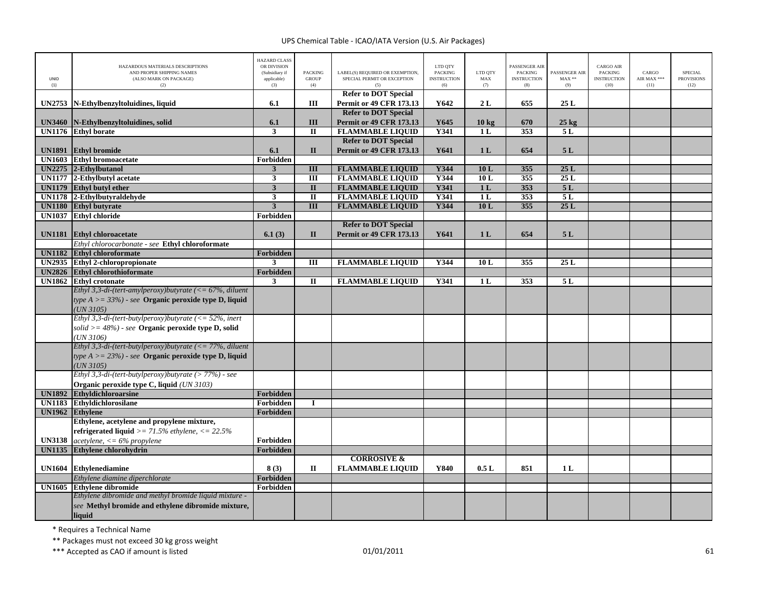| UNID (1) | HAZARDOUS MATERIALS DESCRIPTIONS AND PROPER SHIPPING NAMES (ALSO MARK ON PACKAGE) (2) | HAZARD CLASS OR DIVISION (Subsidiary if applicable) (3) | PACKING GROUP (4) | LABEL(S) REQUIRED OR EXEMPTION, SPECIAL PERMIT OR EXCEPTION (5) | LTD QTY PACKING INSTRUCTION (6) | LTD QTY MAX (7) | PASSENGER AIR PACKING INSTRUCTION (8) | PASSENGER AIR MAX ** (9) | CARGO AIR PACKING INSTRUCTION (10) | CARGO AIR MAX *** (11) | SPECIAL PROVISIONS (12) |
|---|---|---|---|---|---|---|---|---|---|---|---|
| **UN2753** | **N-Ethylbenzyltoluidines, liquid** | **6.1** | **III** | **Refer to DOT Special Permit or 49 CFR 173.13** | **Y642** | **2 L** | **655** | **25 L** | | | |
| **UN3460** | **N-Ethylbenzyltoluidines, solid** | **6.1** | **III** | **Refer to DOT Special Permit or 49 CFR 173.13** | **Y645** | **10 kg** | **670** | **25 kg** | | | |
| **UN1176** | **Ethyl borate** | **3** | **II** | **FLAMMABLE LIQUID** | **Y341** | **1 L** | **353** | **5 L** | | | |
| **UN1891** | **Ethyl bromide** | **6.1** | **II** | **Refer to DOT Special Permit or 49 CFR 173.13** | **Y641** | **1 L** | **654** | **5 L** | | | |
| **UN1603** | **Ethyl bromoacetate** | **Forbidden** | | | | | | | | | |
| **UN2275** | **2-Ethylbutanol** | **3** | **III** | **FLAMMABLE LIQUID** | **Y344** | **10 L** | **355** | **25 L** | | | |
| **UN1177** | **2-Ethylbutyl acetate** | **3** | **III** | **FLAMMABLE LIQUID** | **Y344** | **10 L** | **355** | **25 L** | | | |
| **UN1179** | **Ethyl butyl ether** | **3** | **II** | **FLAMMABLE LIQUID** | **Y341** | **1 L** | **353** | **5 L** | | | |
| **UN1178** | **2-Ethylbutyraldehyde** | **3** | **II** | **FLAMMABLE LIQUID** | **Y341** | **1 L** | **353** | **5 L** | | | |
| **UN1180** | **Ethyl butyrate** | **3** | **III** | **FLAMMABLE LIQUID** | **Y344** | **10 L** | **355** | **25 L** | | | |
| **UN1037** | **Ethyl chloride** | **Forbidden** | | | | | | | | | |
| **UN1181** | **Ethyl chloroacetate** | **6.1 (3)** | **II** | **Refer to DOT Special Permit or 49 CFR 173.13** | **Y641** | **1 L** | **654** | **5 L** | | | |
| | *Ethyl chlorocarbonate - see* **Ethyl chloroformate** | | | | | | | | | | |
| **UN1182** | **Ethyl chloroformate** | **Forbidden** | | | | | | | | | |
| **UN2935** | **Ethyl 2-chloropropionate** | **3** | **III** | **FLAMMABLE LIQUID** | **Y344** | **10 L** | **355** | **25 L** | | | |
| **UN2826** | **Ethyl chlorothioformate** | **Forbidden** | | | | | | | | | |
| **UN1862** | **Ethyl crotonate** | **3** | **II** | **FLAMMABLE LIQUID** | **Y341** | **1 L** | **353** | **5 L** | | | |
| | *Ethyl 3,3-di-(tert-amylperoxy)butyrate (<= 67%, diluent type A >= 33%) - see* **Organic peroxide type D, liquid** *(UN 3105)* | | | | | | | | | | |
| | *Ethyl 3,3-di-(tert-butylperoxy)butyrate (<= 52%, inert solid >= 48%) - see* **Organic peroxide type D, solid** *(UN 3106)* | | | | | | | | | | |
| | *Ethyl 3,3-di-(tert-butylperoxy)butyrate (<= 77%, diluent type A >= 23%) - see* **Organic peroxide type D, liquid** *(UN 3105)* | | | | | | | | | | |
| | *Ethyl 3,3-di-(tert-butylperoxy)butyrate (> 77%) - see* **Organic peroxide type C, liquid** *(UN 3103)* | | | | | | | | | | |
| **UN1892** | **Ethyldichloroarsine** | **Forbidden** | | | | | | | | | |
| **UN1183** | **Ethyldichlorosilane** | **Forbidden** | **I** | | | | | | | | |
| **UN1962** | **Ethylene** | **Forbidden** | | | | | | | | | |
| **UN3138** | **Ethylene, acetylene and propylene mixture, refrigerated liquid** *>= 71.5% ethylene, <= 22.5% acetylene, <= 6% propylene* | **Forbidden** | | | | | | | | | |
| **UN1135** | **Ethylene chlorohydrin** | **Forbidden** | | | | | | | | | |
| **UN1604** | **Ethylenediamine** | **8 (3)** | **II** | **CORROSIVE & FLAMMABLE LIQUID** | **Y840** | **0.5 L** | **851** | **1 L** | | | |
| | *Ethylene diamine diperchlorate* | **Forbidden** | | | | | | | | | |
| **UN1605** | **Ethylene dibromide** | **Forbidden** | | | | | | | | | |
| | *Ethylene dibromide and methyl bromide liquid mixture - see* **Methyl bromide and ethylene dibromide mixture, liquid** | | | | | | | | | | |

\* Requires a Technical Name

\*\* Packages must not exceed 30 kg gross weight

\*\*\* Accepted as CAO if amount is listed

01/01/2011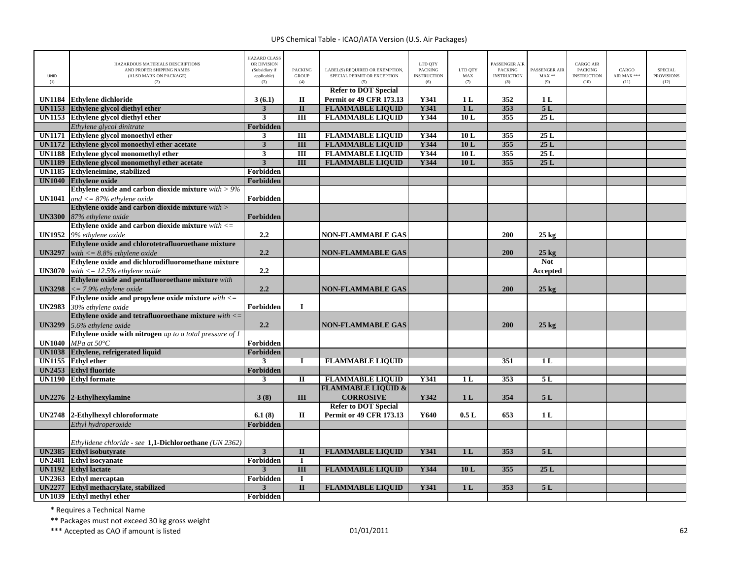# UPS Chemical Table - ICAO/IATA Version (U.S. Air Packages)

| UNID (1) | HAZARDOUS MATERIALS DESCRIPTIONS AND PROPER SHIPPING NAMES (ALSO MARK ON PACKAGE) (2) | HAZARD CLASS OR DIVISION (Subsidiary if applicable) (3) | PACKING GROUP (4) | LABEL(S) REQUIRED OR EXEMPTION, SPECIAL PERMIT OR EXCEPTION (5) | LTD QTY PACKING INSTRUCTION (6) | LTD QTY MAX (7) | PASSENGER AIR PACKING INSTRUCTION (8) | PASSENGER AIR MAX ** (9) | CARGO AIR PACKING INSTRUCTION (10) | CARGO AIR MAX *** (11) | SPECIAL PROVISIONS (12) |
|---|---|---|---|---|---|---|---|---|---|---|---|
| **UN1184** | **Ethylene dichloride** | **3 (6.1)** | **II** | **Refer to DOT Special Permit or 49 CFR 173.13** | **Y341** | **1 L** | **352** | **1 L** | | | |
| **UN1153** | **Ethylene glycol diethyl ether** | **3** | **II** | **FLAMMABLE LIQUID** | **Y341** | **1 L** | **353** | **5 L** | | | |
| **UN1153** | **Ethylene glycol diethyl ether** | **3** | **III** | **FLAMMABLE LIQUID** | **Y344** | **10 L** | **355** | **25 L** | | | |
| | *Ethylene glycol dinitrate* | **Forbidden** | | | | | | | | | |
| **UN1171** | **Ethylene glycol monoethyl ether** | **3** | **III** | **FLAMMABLE LIQUID** | **Y344** | **10 L** | **355** | **25 L** | | | |
| **UN1172** | **Ethylene glycol monoethyl ether acetate** | **3** | **III** | **FLAMMABLE LIQUID** | **Y344** | **10 L** | **355** | **25 L** | | | |
| **UN1188** | **Ethylene glycol monomethyl ether** | **3** | **III** | **FLAMMABLE LIQUID** | **Y344** | **10 L** | **355** | **25 L** | | | |
| **UN1189** | **Ethylene glycol monomethyl ether acetate** | **3** | **III** | **FLAMMABLE LIQUID** | **Y344** | **10 L** | **355** | **25 L** | | | |
| **UN1185** | **Ethyleneimine, stabilized** | **Forbidden** | | | | | | | | | |
| **UN1040** | **Ethylene oxide** | **Forbidden** | | | | | | | | | |
| **UN1041** | **Ethylene oxide and carbon dioxide mixture** *with > 9% and <= 87% ethylene oxide* | **Forbidden** | | | | | | | | | |
| **UN3300** | **Ethylene oxide and carbon dioxide mixture** *with > 87% ethylene oxide* | **Forbidden** | | | | | | | | | |
| **UN1952** | **Ethylene oxide and carbon dioxide mixture** *with <= 9% ethylene oxide* | **2.2** | | **NON-FLAMMABLE GAS** | | | **200** | **25 kg** | | | |
| **UN3297** | **Ethylene oxide and chlorotetrafluoroethane mixture** *with <= 8.8% ethylene oxide* | **2.2** | | **NON-FLAMMABLE GAS** | | | **200** | **25 kg** | | | |
| **UN3070** | **Ethylene oxide and dichlorodifluoromethane mixture** *with <= 12.5% ethylene oxide* | **2.2** | | | | | | **Not Accepted** | | | |
| **UN3298** | **Ethylene oxide and pentafluoroethane mixture** *with <= 7.9% ethylene oxide* | **2.2** | | **NON-FLAMMABLE GAS** | | | **200** | **25 kg** | | | |
| **UN2983** | **Ethylene oxide and propylene oxide mixture** *with <= 30% ethylene oxide* | **Forbidden** | **I** | | | | | | | | |
| **UN3299** | **Ethylene oxide and tetrafluoroethane mixture** *with <= 5.6% ethylene oxide* | **2.2** | | **NON-FLAMMABLE GAS** | | | **200** | **25 kg** | | | |
| **UN1040** | **Ethylene oxide with nitrogen** *up to a total pressure of 1 MPa at 50°C* | **Forbidden** | | | | | | | | | |
| **UN1038** | **Ethylene, refrigerated liquid** | **Forbidden** | | | | | | | | | |
| **UN1155** | **Ethyl ether** | **3** | **I** | **FLAMMABLE LIQUID** | | | **351** | **1 L** | | | |
| **UN2453** | **Ethyl fluoride** | **Forbidden** | | | | | | | | | |
| **UN1190** | **Ethyl formate** | **3** | **II** | **FLAMMABLE LIQUID** | **Y341** | **1 L** | **353** | **5 L** | | | |
| **UN2276** | **2-Ethylhexylamine** | **3 (8)** | **III** | **FLAMMABLE LIQUID & CORROSIVE** | **Y342** | **1 L** | **354** | **5 L** | | | |
| **UN2748** | **2-Ethylhexyl chloroformate** | **6.1 (8)** | **II** | **Refer to DOT Special Permit or 49 CFR 173.13** | **Y640** | **0.5 L** | **653** | **1 L** | | | |
| | *Ethyl hydroperoxide* | **Forbidden** | | | | | | | | | |
| | *Ethylidene chloride - see* **1,1-Dichloroethane** *(UN 2362)* | | | | | | | | | | |
| **UN2385** | **Ethyl isobutyrate** | **3** | **II** | **FLAMMABLE LIQUID** | **Y341** | **1 L** | **353** | **5 L** | | | |
| **UN2481** | **Ethyl isocyanate** | **Forbidden** | **I** | | | | | | | | |
| **UN1192** | **Ethyl lactate** | **3** | **III** | **FLAMMABLE LIQUID** | **Y344** | **10 L** | **355** | **25 L** | | | |
| **UN2363** | **Ethyl mercaptan** | **Forbidden** | **I** | | | | | | | | |
| **UN2277** | **Ethyl methacrylate, stabilized** | **3** | **II** | **FLAMMABLE LIQUID** | **Y341** | **1 L** | **353** | **5 L** | | | |
| **UN1039** | **Ethyl methyl ether** | **Forbidden** | | | | | | | | | |

\* Requires a Technical Name

\*\* Packages must not exceed 30 kg gross weight

\*\*\* Accepted as CAO if amount is listed

01/01/2011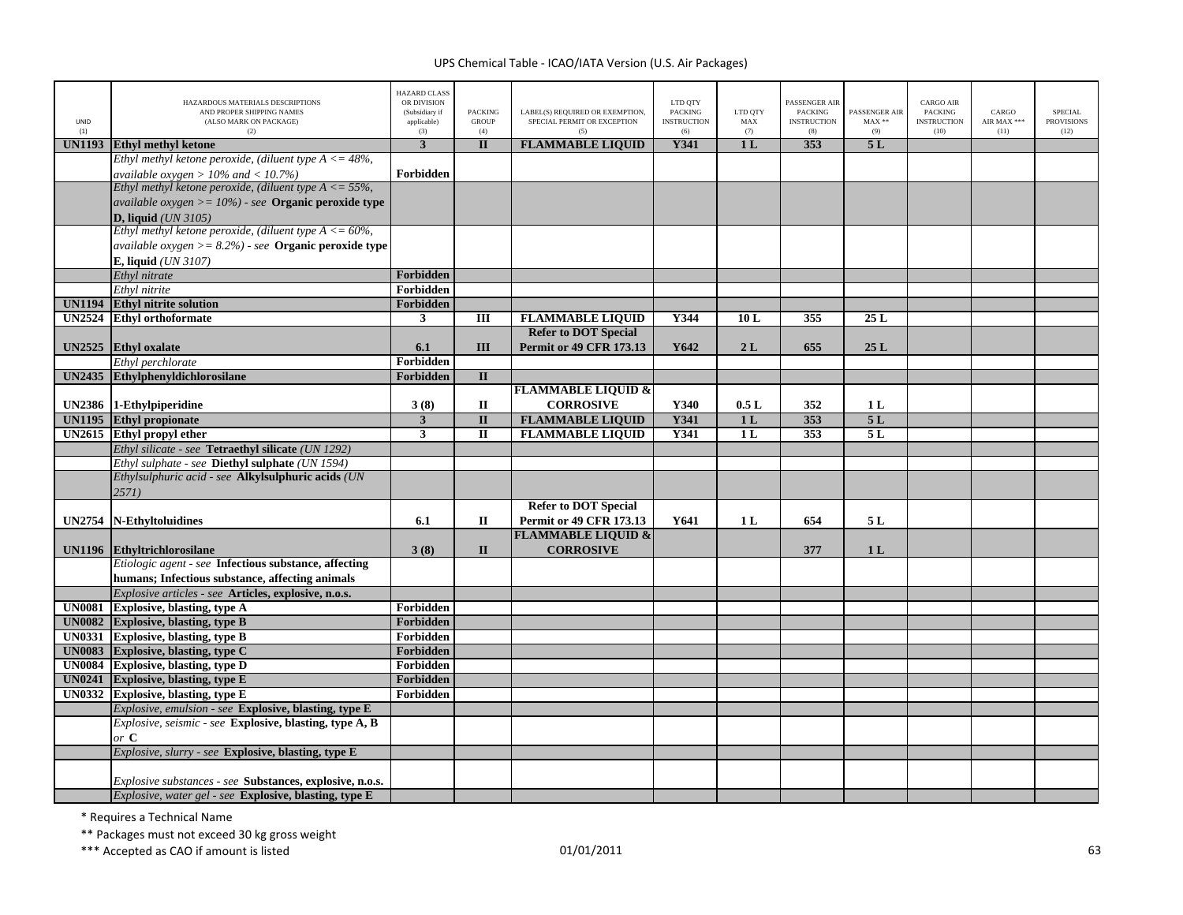UPS Chemical Table - ICAO/IATA Version (U.S. Air Packages)

| UNID (1) | HAZARDOUS MATERIALS DESCRIPTIONS AND PROPER SHIPPING NAMES (ALSO MARK ON PACKAGE) (2) | HAZARD CLASS OR DIVISION (Subsidiary if applicable) (3) | PACKING GROUP (4) | LABEL(S) REQUIRED OR EXEMPTION, SPECIAL PERMIT OR EXCEPTION (5) | LTD QTY PACKING INSTRUCTION (6) | LTD QTY MAX (7) | PASSENGER AIR PACKING INSTRUCTION (8) | PASSENGER AIR MAX ** (9) | CARGO AIR PACKING INSTRUCTION (10) | CARGO AIR MAX *** (11) | SPECIAL PROVISIONS (12) |
|---|---|---|---|---|---|---|---|---|---|---|---|
| **UN1193** | **Ethyl methyl ketone** | **3** | **II** | **FLAMMABLE LIQUID** | **Y341** | **1 L** | **353** | **5 L** | | | |
| | *Ethyl methyl ketone peroxide, (diluent type A <= 48%, available oxygen > 10% and < 10.7%)* | **Forbidden** | | | | | | | | | |
| | *Ethyl methyl ketone peroxide, (diluent type A <= 55%, available oxygen >= 10%) - see* **Organic peroxide type D, liquid** *(UN 3105)* | | | | | | | | | | |
| | *Ethyl methyl ketone peroxide, (diluent type A <= 60%, available oxygen >= 8.2%) - see* **Organic peroxide type E, liquid** *(UN 3107)* | | | | | | | | | | |
| | *Ethyl nitrate* | **Forbidden** | | | | | | | | | |
| | *Ethyl nitrite* | **Forbidden** | | | | | | | | | |
| **UN1194** | **Ethyl nitrite solution** | **Forbidden** | | | | | | | | | |
| **UN2524** | **Ethyl orthoformate** | **3** | **III** | **FLAMMABLE LIQUID** | **Y344** | **10 L** | **355** | **25 L** | | | |
| **UN2525** | **Ethyl oxalate** | **6.1** | **III** | **Refer to DOT Special Permit or 49 CFR 173.13** | **Y642** | **2 L** | **655** | **25 L** | | | |
| | *Ethyl perchlorate* | **Forbidden** | | | | | | | | | |
| **UN2435** | **Ethylphenyldichlorosilane** | **Forbidden** | **II** | | | | | | | | |
| **UN2386** | **1-Ethylpiperidine** | **3 (8)** | **II** | **FLAMMABLE LIQUID & CORROSIVE** | **Y340** | **0.5 L** | **352** | **1 L** | | | |
| **UN1195** | **Ethyl propionate** | **3** | **II** | **FLAMMABLE LIQUID** | **Y341** | **1 L** | **353** | **5 L** | | | |
| **UN2615** | **Ethyl propyl ether** | **3** | **II** | **FLAMMABLE LIQUID** | **Y341** | **1 L** | **353** | **5 L** | | | |
| | *Ethyl silicate - see* **Tetraethyl silicate** *(UN 1292)* | | | | | | | | | | |
| | *Ethyl sulphate - see* **Diethyl sulphate** *(UN 1594)* | | | | | | | | | | |
| | *Ethylsulphuric acid - see* **Alkylsulphuric acids** *(UN 2571)* | | | | | | | | | | |
| **UN2754** | **N-Ethyltoluidines** | **6.1** | **II** | **Refer to DOT Special Permit or 49 CFR 173.13** | **Y641** | **1 L** | **654** | **5 L** | | | |
| **UN1196** | **Ethyltrichlorosilane** | **3 (8)** | **II** | **FLAMMABLE LIQUID & CORROSIVE** | | | **377** | **1 L** | | | |
| | *Etiologic agent - see* **Infectious substance, affecting humans; Infectious substance, affecting animals** | | | | | | | | | | |
| | *Explosive articles - see* **Articles, explosive, n.o.s.** | | | | | | | | | | |
| **UN0081** | **Explosive, blasting, type A** | **Forbidden** | | | | | | | | | |
| **UN0082** | **Explosive, blasting, type B** | **Forbidden** | | | | | | | | | |
| **UN0331** | **Explosive, blasting, type B** | **Forbidden** | | | | | | | | | |
| **UN0083** | **Explosive, blasting, type C** | **Forbidden** | | | | | | | | | |
| **UN0084** | **Explosive, blasting, type D** | **Forbidden** | | | | | | | | | |
| **UN0241** | **Explosive, blasting, type E** | **Forbidden** | | | | | | | | | |
| **UN0332** | **Explosive, blasting, type E** | **Forbidden** | | | | | | | | | |
| | *Explosive, emulsion - see* **Explosive, blasting, type E** | | | | | | | | | | |
| | *Explosive, seismic - see* **Explosive, blasting, type A, B** *or* **C** | | | | | | | | | | |
| | *Explosive, slurry - see* **Explosive, blasting, type E** | | | | | | | | | | |
| | *Explosive substances - see* **Substances, explosive, n.o.s.** | | | | | | | | | | |
| | *Explosive, water gel - see* **Explosive, blasting, type E** | | | | | | | | | | |

\* Requires a Technical Name

\*\* Packages must not exceed 30 kg gross weight

\*\*\* Accepted as CAO if amount is listed

01/01/2011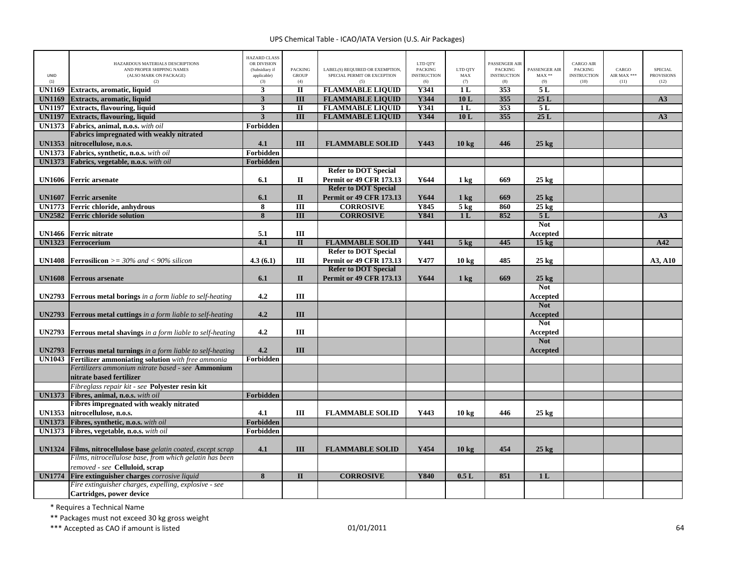| UNID (1) | HAZARDOUS MATERIALS DESCRIPTIONS AND PROPER SHIPPING NAMES (ALSO MARK ON PACKAGE) (2) | HAZARD CLASS OR DIVISION (Subsidiary if applicable) (3) | PACKING GROUP (4) | LABEL(S) REQUIRED OR EXEMPTION, SPECIAL PERMIT OR EXCEPTION (5) | LTD QTY PACKING INSTRUCTION (6) | LTD QTY MAX (7) | PASSENGER AIR PACKING INSTRUCTION (8) | PASSENGER AIR MAX ** (9) | CARGO AIR PACKING INSTRUCTION (10) | CARGO AIR MAX *** (11) | SPECIAL PROVISIONS (12) |
|---|---|---|---|---|---|---|---|---|---|---|---|
| **UN1169** | **Extracts, aromatic, liquid** | **3** | **II** | **FLAMMABLE LIQUID** | **Y341** | **1 L** | **353** | **5 L** | | | |
| **UN1169** | **Extracts, aromatic, liquid** | **3** | **III** | **FLAMMABLE LIQUID** | **Y344** | **10 L** | **355** | **25 L** | | | **A3** |
| **UN1197** | **Extracts, flavouring, liquid** | **3** | **II** | **FLAMMABLE LIQUID** | **Y341** | **1 L** | **353** | **5 L** | | | |
| **UN1197** | **Extracts, flavouring, liquid** | **3** | **III** | **FLAMMABLE LIQUID** | **Y344** | **10 L** | **355** | **25 L** | | | **A3** |
| **UN1373** | **Fabrics, animal, n.o.s.** *with oil* | **Forbidden** | | | | | | | | | |
| **UN1353** | **Fabrics impregnated with weakly nitrated nitrocellulose, n.o.s.** | **4.1** | **III** | **FLAMMABLE SOLID** | **Y443** | **10 kg** | **446** | **25 kg** | | | |
| **UN1373** | **Fabrics, synthetic, n.o.s.** *with oil* | **Forbidden** | | | | | | | | | |
| **UN1373** | **Fabrics, vegetable, n.o.s.** *with oil* | **Forbidden** | | | | | | | | | |
| **UN1606** | **Ferric arsenate** | **6.1** | **II** | **Refer to DOT Special Permit or 49 CFR 173.13** | **Y644** | **1 kg** | **669** | **25 kg** | | | |
| **UN1607** | **Ferric arsenite** | **6.1** | **II** | **Refer to DOT Special Permit or 49 CFR 173.13** | **Y644** | **1 kg** | **669** | **25 kg** | | | |
| **UN1773** | **Ferric chloride, anhydrous** | **8** | **III** | **CORROSIVE** | **Y845** | **5 kg** | **860** | **25 kg** | | | |
| **UN2582** | **Ferric chloride solution** | **8** | **III** | **CORROSIVE** | **Y841** | **1 L** | **852** | **5 L** | | | **A3** |
| **UN1466** | **Ferric nitrate** | **5.1** | **III** | | | | | **Not Accepted** | | | |
| **UN1323** | **Ferrocerium** | **4.1** | **II** | **FLAMMABLE SOLID** | **Y441** | **5 kg** | **445** | **15 kg** | | | **A42** |
| **UN1408** | **Ferrosilicon** *>= 30% and < 90% silicon* | **4.3 (6.1)** | **III** | **Refer to DOT Special Permit or 49 CFR 173.13** | **Y477** | **10 kg** | **485** | **25 kg** | | | **A3, A10** |
| **UN1608** | **Ferrous arsenate** | **6.1** | **II** | **Refer to DOT Special Permit or 49 CFR 173.13** | **Y644** | **1 kg** | **669** | **25 kg** | | | |
| **UN2793** | **Ferrous metal borings** *in a form liable to self-heating* | **4.2** | **III** | | | | | **Not Accepted** | | | |
| **UN2793** | **Ferrous metal cuttings** *in a form liable to self-heating* | **4.2** | **III** | | | | | **Not Accepted** | | | |
| **UN2793** | **Ferrous metal shavings** *in a form liable to self-heating* | **4.2** | **III** | | | | | **Not Accepted** | | | |
| **UN2793** | **Ferrous metal turnings** *in a form liable to self-heating* | **4.2** | **III** | | | | | **Not Accepted** | | | |
| **UN1043** | **Fertilizer ammoniating solution** *with free ammonia* | **Forbidden** | | | | | | | | | |
| | *Fertilizers ammonium nitrate based - see* **Ammonium nitrate based fertilizer** | | | | | | | | | | |
| | *Fibreglass repair kit - see* **Polyester resin kit** | | | | | | | | | | |
| **UN1373** | **Fibres, animal, n.o.s.** *with oil* | **Forbidden** | | | | | | | | | |
| **UN1353** | **Fibres impregnated with weakly nitrated nitrocellulose, n.o.s.** | **4.1** | **III** | **FLAMMABLE SOLID** | **Y443** | **10 kg** | **446** | **25 kg** | | | |
| **UN1373** | **Fibres, synthetic, n.o.s.** *with oil* | **Forbidden** | | | | | | | | | |
| **UN1373** | **Fibres, vegetable, n.o.s.** *with oil* | **Forbidden** | | | | | | | | | |
| **UN1324** | **Films, nitrocellulose base** *gelatin coated, except scrap* | **4.1** | **III** | **FLAMMABLE SOLID** | **Y454** | **10 kg** | **454** | **25 kg** | | | |
| | *Films, nitrocellulose base, from which gelatin has been removed - see* **Celluloid, scrap** | | | | | | | | | | |
| **UN1774** | **Fire extinguisher charges** *corrosive liquid* | **8** | **II** | **CORROSIVE** | **Y840** | **0.5 L** | **851** | **1 L** | | | |
| | *Fire extinguisher charges, expelling, explosive - see* **Cartridges, power device** | | | | | | | | | | |

\* Requires a Technical Name

\*\* Packages must not exceed 30 kg gross weight

\*\*\* Accepted as CAO if amount is listed

01/01/2011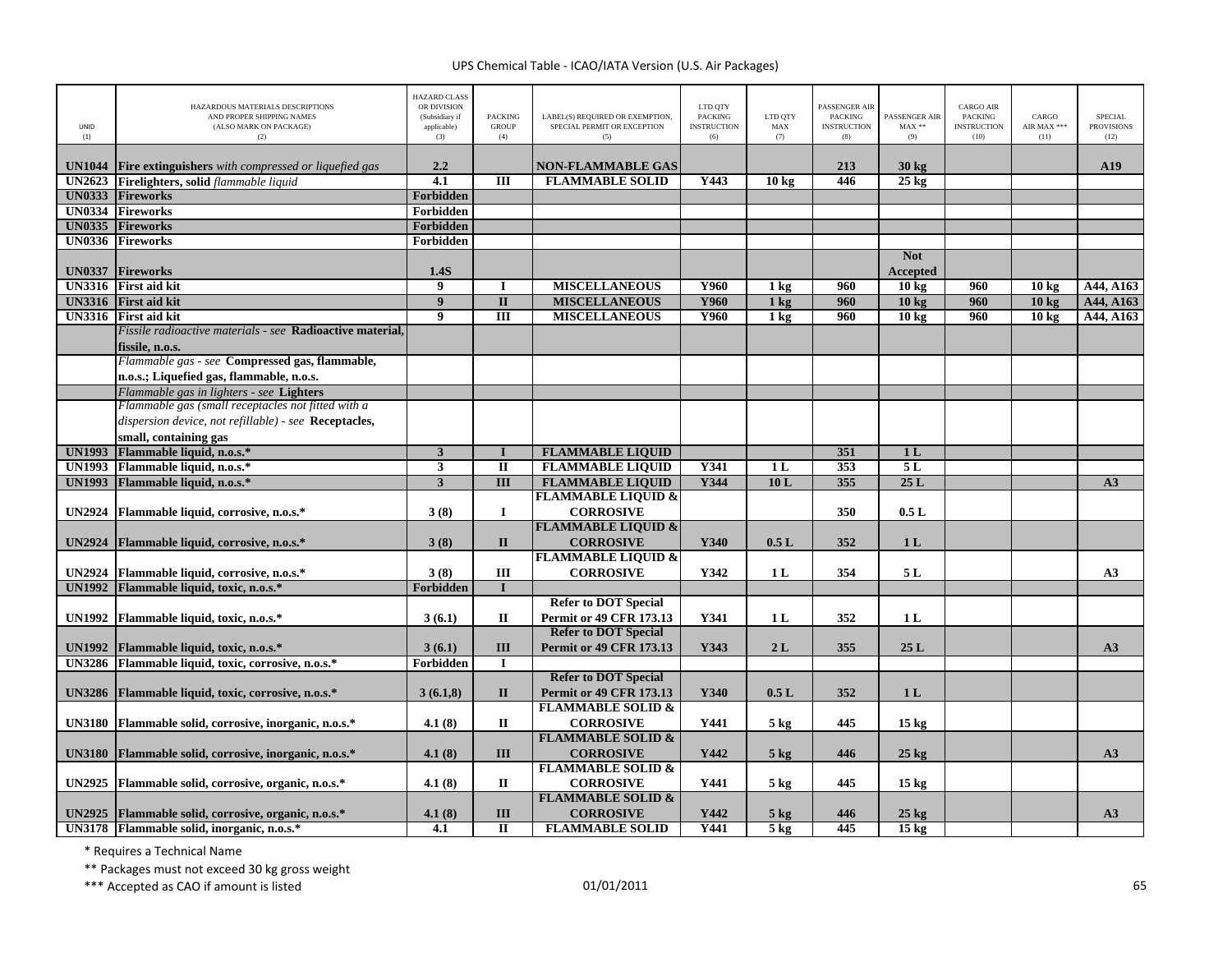| UNID (1) | HAZARDOUS MATERIALS DESCRIPTIONS AND PROPER SHIPPING NAMES (ALSO MARK ON PACKAGE) (2) | HAZARD CLASS OR DIVISION (Subsidiary if applicable) (3) | PACKING GROUP (4) | LABEL(S) REQUIRED OR EXEMPTION, SPECIAL PERMIT OR EXCEPTION (5) | LTD QTY PACKING INSTRUCTION (6) | LTD QTY MAX (7) | PASSENGER AIR PACKING INSTRUCTION (8) | PASSENGER AIR MAX ** (9) | CARGO AIR PACKING INSTRUCTION (10) | CARGO AIR MAX *** (11) | SPECIAL PROVISIONS (12) |
|---|---|---|---|---|---|---|---|---|---|---|---|
| UN1044 | **Fire extinguishers** *with compressed or liquefied gas* | 2.2 | | NON-FLAMMABLE GAS | | | 213 | 30 kg | | | A19 |
| UN2623 | **Firelighters, solid** *flammable liquid* | 4.1 | III | FLAMMABLE SOLID | Y443 | 10 kg | 446 | 25 kg | | | |
| UN0333 | **Fireworks** | Forbidden | | | | | | | | | |
| UN0334 | **Fireworks** | Forbidden | | | | | | | | | |
| UN0335 | **Fireworks** | Forbidden | | | | | | | | | |
| UN0336 | **Fireworks** | Forbidden | | | | | | | | | |
| UN0337 | **Fireworks** | 1.4S | | | | | | Not Accepted | | | |
| UN3316 | **First aid kit** | 9 | I | MISCELLANEOUS | Y960 | 1 kg | 960 | 10 kg | 960 | 10 kg | A44, A163 |
| UN3316 | **First aid kit** | 9 | II | MISCELLANEOUS | Y960 | 1 kg | 960 | 10 kg | 960 | 10 kg | A44, A163 |
| UN3316 | **First aid kit** | 9 | III | MISCELLANEOUS | Y960 | 1 kg | 960 | 10 kg | 960 | 10 kg | A44, A163 |
| | *Fissile radioactive materials - see* **Radioactive material, fissile, n.o.s.** | | | | | | | | | | |
| | *Flammable gas - see* **Compressed gas, flammable, n.o.s.; Liquefied gas, flammable, n.o.s.** | | | | | | | | | | |
| | *Flammable gas in lighters - see* **Lighters** | | | | | | | | | | |
| | *Flammable gas (small receptacles not fitted with a dispersion device, not refillable) - see* **Receptacles, small, containing gas** | | | | | | | | | | |
| UN1993 | **Flammable liquid, n.o.s.*** | 3 | I | FLAMMABLE LIQUID | | | 351 | 1 L | | | |
| UN1993 | **Flammable liquid, n.o.s.*** | 3 | II | FLAMMABLE LIQUID | Y341 | 1 L | 353 | 5 L | | | |
| UN1993 | **Flammable liquid, n.o.s.*** | 3 | III | FLAMMABLE LIQUID | Y344 | 10 L | 355 | 25 L | | | A3 |
| UN2924 | **Flammable liquid, corrosive, n.o.s.*** | 3 (8) | I | FLAMMABLE LIQUID & CORROSIVE | | | 350 | 0.5 L | | | |
| UN2924 | **Flammable liquid, corrosive, n.o.s.*** | 3 (8) | II | FLAMMABLE LIQUID & CORROSIVE | Y340 | 0.5 L | 352 | 1 L | | | |
| UN2924 | **Flammable liquid, corrosive, n.o.s.*** | 3 (8) | III | FLAMMABLE LIQUID & CORROSIVE | Y342 | 1 L | 354 | 5 L | | | A3 |
| UN1992 | **Flammable liquid, toxic, n.o.s.*** | Forbidden | I | | | | | | | | |
| UN1992 | **Flammable liquid, toxic, n.o.s.*** | 3 (6.1) | II | Refer to DOT Special Permit or 49 CFR 173.13 | Y341 | 1 L | 352 | 1 L | | | |
| UN1992 | **Flammable liquid, toxic, n.o.s.*** | 3 (6.1) | III | Refer to DOT Special Permit or 49 CFR 173.13 | Y343 | 2 L | 355 | 25 L | | | A3 |
| UN3286 | **Flammable liquid, toxic, corrosive, n.o.s.*** | Forbidden | I | | | | | | | | |
| UN3286 | **Flammable liquid, toxic, corrosive, n.o.s.*** | 3 (6.1,8) | II | Refer to DOT Special Permit or 49 CFR 173.13 | Y340 | 0.5 L | 352 | 1 L | | | |
| UN3180 | **Flammable solid, corrosive, inorganic, n.o.s.*** | 4.1 (8) | II | FLAMMABLE SOLID & CORROSIVE | Y441 | 5 kg | 445 | 15 kg | | | |
| UN3180 | **Flammable solid, corrosive, inorganic, n.o.s.*** | 4.1 (8) | III | FLAMMABLE SOLID & CORROSIVE | Y442 | 5 kg | 446 | 25 kg | | | A3 |
| UN2925 | **Flammable solid, corrosive, organic, n.o.s.*** | 4.1 (8) | II | FLAMMABLE SOLID & CORROSIVE | Y441 | 5 kg | 445 | 15 kg | | | |
| UN2925 | **Flammable solid, corrosive, organic, n.o.s.*** | 4.1 (8) | III | FLAMMABLE SOLID & CORROSIVE | Y442 | 5 kg | 446 | 25 kg | | | A3 |
| UN3178 | **Flammable solid, inorganic, n.o.s.*** | 4.1 | II | FLAMMABLE SOLID | Y441 | 5 kg | 445 | 15 kg | | | |

\* Requires a Technical Name

\*\* Packages must not exceed 30 kg gross weight

\*\*\* Accepted as CAO if amount is listed

01/01/2011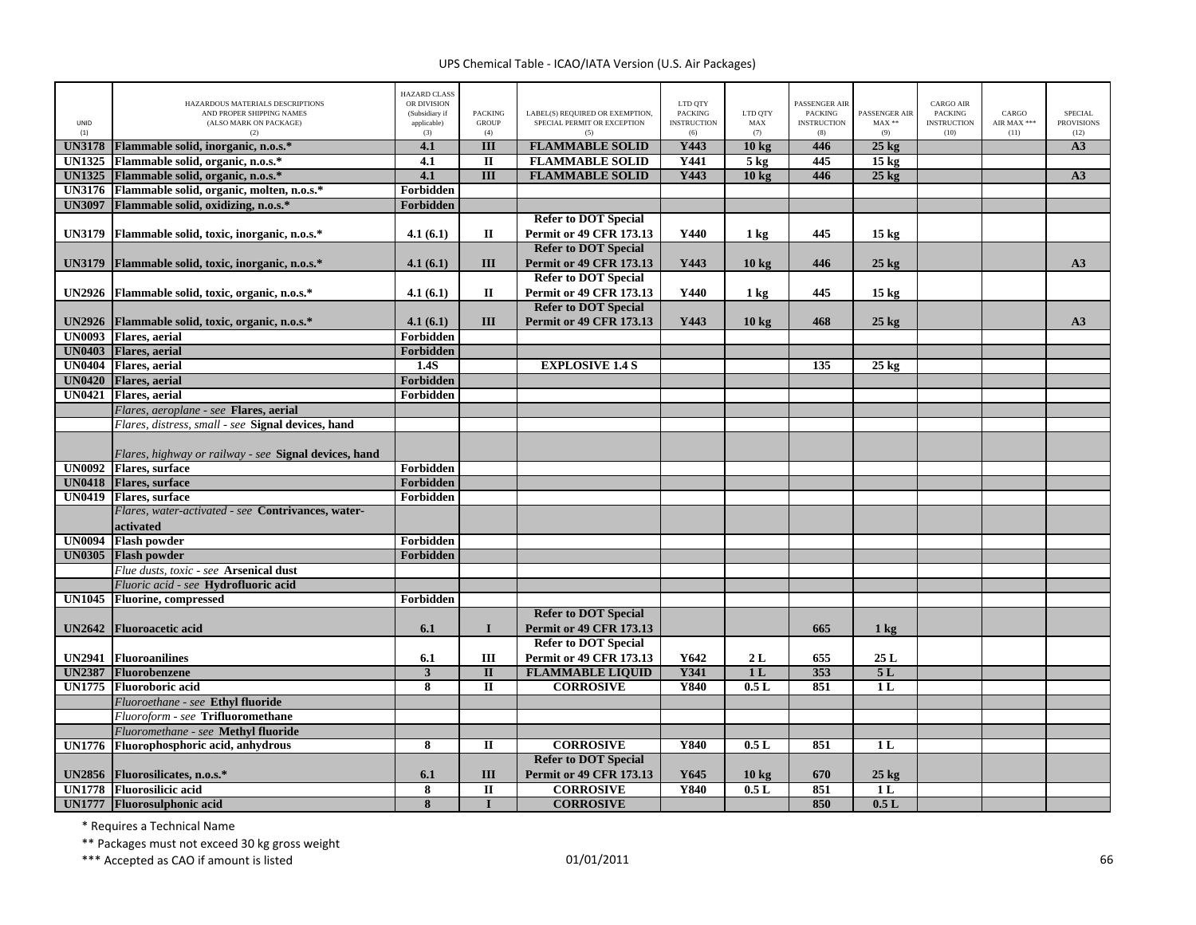| UNID (1) | HAZARDOUS MATERIALS DESCRIPTIONS AND PROPER SHIPPING NAMES (ALSO MARK ON PACKAGE) (2) | HAZARD CLASS OR DIVISION (Subsidiary if applicable) (3) | PACKING GROUP (4) | LABEL(S) REQUIRED OR EXEMPTION, SPECIAL PERMIT OR EXCEPTION (5) | LTD QTY PACKING INSTRUCTION (6) | LTD QTY MAX (7) | PASSENGER AIR PACKING INSTRUCTION (8) | PASSENGER AIR MAX ** (9) | CARGO AIR PACKING INSTRUCTION (10) | CARGO AIR MAX *** (11) | SPECIAL PROVISIONS (12) |
|---|---|---|---|---|---|---|---|---|---|---|---|
| **UN3178** | **Flammable solid, inorganic, n.o.s.*** | **4.1** | **III** | **FLAMMABLE SOLID** | **Y443** | **10 kg** | **446** | **25 kg** | | | **A3** |
| **UN1325** | **Flammable solid, organic, n.o.s.*** | **4.1** | **II** | **FLAMMABLE SOLID** | **Y441** | **5 kg** | **445** | **15 kg** | | | |
| **UN1325** | **Flammable solid, organic, n.o.s.*** | **4.1** | **III** | **FLAMMABLE SOLID** | **Y443** | **10 kg** | **446** | **25 kg** | | | **A3** |
| **UN3176** | **Flammable solid, organic, molten, n.o.s.*** | **Forbidden** | | | | | | | | | |
| **UN3097** | **Flammable solid, oxidizing, n.o.s.*** | **Forbidden** | | | | | | | | | |
| **UN3179** | **Flammable solid, toxic, inorganic, n.o.s.*** | **4.1 (6.1)** | **II** | **Refer to DOT Special Permit or 49 CFR 173.13** | **Y440** | **1 kg** | **445** | **15 kg** | | | |
| **UN3179** | **Flammable solid, toxic, inorganic, n.o.s.*** | **4.1 (6.1)** | **III** | **Refer to DOT Special Permit or 49 CFR 173.13** | **Y443** | **10 kg** | **446** | **25 kg** | | | **A3** |
| **UN2926** | **Flammable solid, toxic, organic, n.o.s.*** | **4.1 (6.1)** | **II** | **Refer to DOT Special Permit or 49 CFR 173.13** | **Y440** | **1 kg** | **445** | **15 kg** | | | |
| **UN2926** | **Flammable solid, toxic, organic, n.o.s.*** | **4.1 (6.1)** | **III** | **Refer to DOT Special Permit or 49 CFR 173.13** | **Y443** | **10 kg** | **468** | **25 kg** | | | **A3** |
| **UN0093** | **Flares, aerial** | **Forbidden** | | | | | | | | | |
| **UN0403** | **Flares, aerial** | **Forbidden** | | | | | | | | | |
| **UN0404** | **Flares, aerial** | **1.4S** | | **EXPLOSIVE 1.4 S** | | | **135** | **25 kg** | | | |
| **UN0420** | **Flares, aerial** | **Forbidden** | | | | | | | | | |
| **UN0421** | **Flares, aerial** | **Forbidden** | | | | | | | | | |
| | *Flares, aeroplane - see* **Flares, aerial** | | | | | | | | | | |
| | *Flares, distress, small - see* **Signal devices, hand** | | | | | | | | | | |
| | *Flares, highway or railway - see* **Signal devices, hand** | | | | | | | | | | |
| **UN0092** | **Flares, surface** | **Forbidden** | | | | | | | | | |
| **UN0418** | **Flares, surface** | **Forbidden** | | | | | | | | | |
| **UN0419** | **Flares, surface** | **Forbidden** | | | | | | | | | |
| | *Flares, water-activated - see* **Contrivances, water-activated** | | | | | | | | | | |
| **UN0094** | **Flash powder** | **Forbidden** | | | | | | | | | |
| **UN0305** | **Flash powder** | **Forbidden** | | | | | | | | | |
| | *Flue dusts, toxic - see* **Arsenical dust** | | | | | | | | | | |
| | *Fluoric acid - see* **Hydrofluoric acid** | | | | | | | | | | |
| **UN1045** | **Fluorine, compressed** | **Forbidden** | | | | | | | | | |
| **UN2642** | **Fluoroacetic acid** | **6.1** | **I** | **Refer to DOT Special Permit or 49 CFR 173.13** | | | **665** | **1 kg** | | | |
| **UN2941** | **Fluoroanilines** | **6.1** | **III** | **Refer to DOT Special Permit or 49 CFR 173.13** | **Y642** | **2 L** | **655** | **25 L** | | | |
| **UN2387** | **Fluorobenzene** | **3** | **II** | **FLAMMABLE LIQUID** | **Y341** | **1 L** | **353** | **5 L** | | | |
| **UN1775** | **Fluoroboric acid** | **8** | **II** | **CORROSIVE** | **Y840** | **0.5 L** | **851** | **1 L** | | | |
| | *Fluoroethane - see* **Ethyl fluoride** | | | | | | | | | | |
| | *Fluoroform - see* **Trifluoromethane** | | | | | | | | | | |
| | *Fluoromethane - see* **Methyl fluoride** | | | | | | | | | | |
| **UN1776** | **Fluorophosphoric acid, anhydrous** | **8** | **II** | **CORROSIVE** | **Y840** | **0.5 L** | **851** | **1 L** | | | |
| **UN2856** | **Fluorosilicates, n.o.s.*** | **6.1** | **III** | **Refer to DOT Special Permit or 49 CFR 173.13** | **Y645** | **10 kg** | **670** | **25 kg** | | | |
| **UN1778** | **Fluorosilicic acid** | **8** | **II** | **CORROSIVE** | **Y840** | **0.5 L** | **851** | **1 L** | | | |
| **UN1777** | **Fluorosulphonic acid** | **8** | **I** | **CORROSIVE** | | | **850** | **0.5 L** | | | |

\* Requires a Technical Name

\** Packages must not exceed 30 kg gross weight

\*** Accepted as CAO if amount is listed

01/01/2011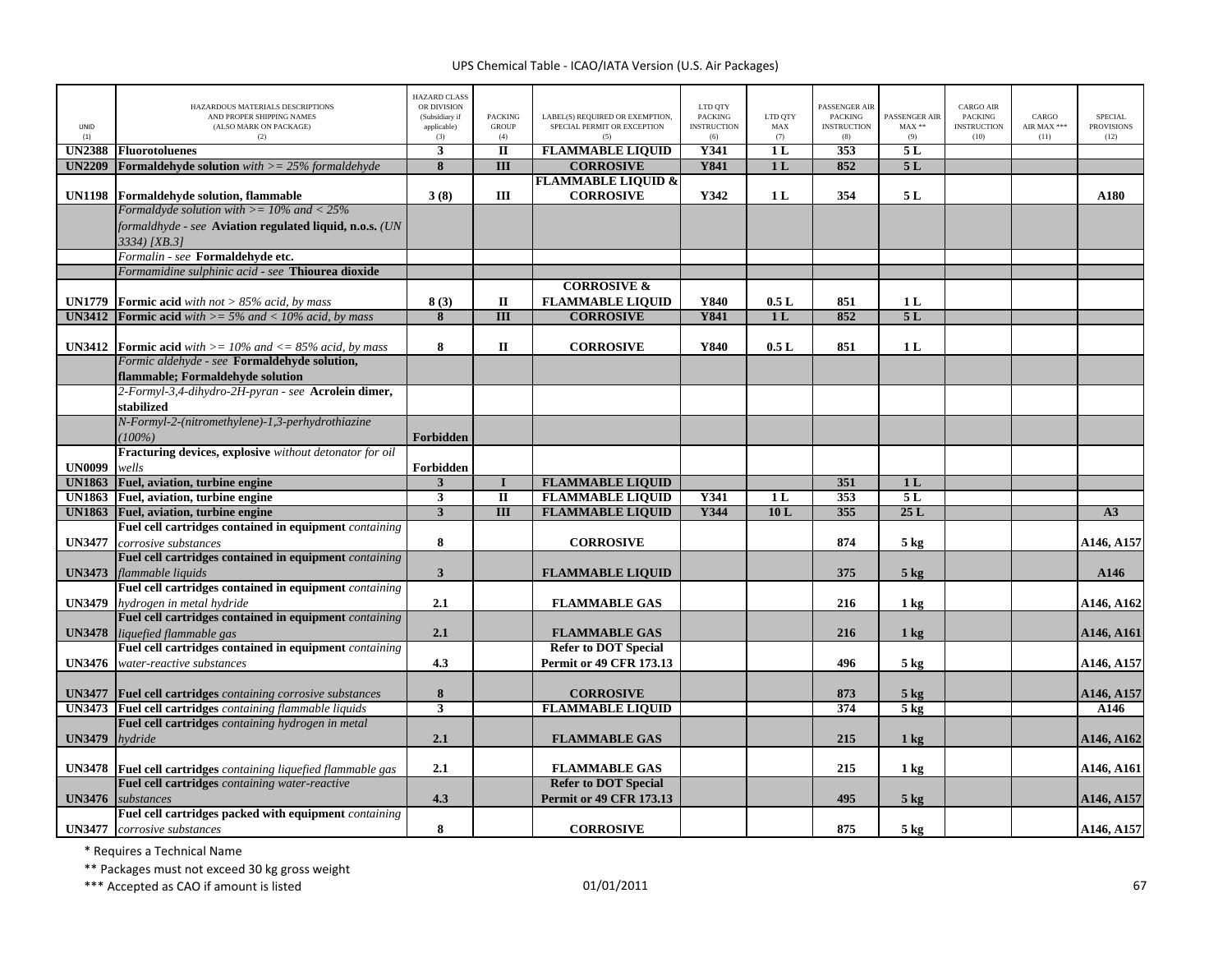| UNID (1) | HAZARDOUS MATERIALS DESCRIPTIONS AND PROPER SHIPPING NAMES (ALSO MARK ON PACKAGE) (2) | HAZARD CLASS OR DIVISION (Subsidiary if applicable) (3) | PACKING GROUP (4) | LABEL(S) REQUIRED OR EXEMPTION, SPECIAL PERMIT OR EXCEPTION (5) | LTD QTY PACKING INSTRUCTION (6) | LTD QTY MAX (7) | PASSENGER AIR PACKING INSTRUCTION (8) | PASSENGER AIR MAX ** (9) | CARGO AIR PACKING INSTRUCTION (10) | CARGO AIR MAX *** (11) | SPECIAL PROVISIONS (12) |
|---|---|---|---|---|---|---|---|---|---|---|---|
| **UN2388** | **Fluorotoluenes** | **3** | **II** | **FLAMMABLE LIQUID** | **Y341** | **1 L** | **353** | **5 L** | | | |
| **UN2209** | **Formaldehyde solution** *with >= 25% formaldehyde* | **8** | **III** | **CORROSIVE** | **Y841** | **1 L** | **852** | **5 L** | | | |
| **UN1198** | **Formaldehyde solution, flammable** | **3 (8)** | **III** | **FLAMMABLE LIQUID & CORROSIVE** | **Y342** | **1 L** | **354** | **5 L** | | | **A180** |
| | *Formaldyde solution with >= 10% and < 25% formaldhyde - see* **Aviation regulated liquid, n.o.s.** *(UN 3334) [XB.3]* | | | | | | | | | | |
| | *Formalin - see* **Formaldehyde etc.** | | | | | | | | | | |
| | *Formamidine sulphinic acid - see* **Thiourea dioxide** | | | | | | | | | | |
| **UN1779** | **Formic acid** *with not > 85% acid, by mass* | **8 (3)** | **II** | **CORROSIVE & FLAMMABLE LIQUID** | **Y840** | **0.5 L** | **851** | **1 L** | | | |
| **UN3412** | **Formic acid** *with >= 5% and < 10% acid, by mass* | **8** | **III** | **CORROSIVE** | **Y841** | **1 L** | **852** | **5 L** | | | |
| **UN3412** | **Formic acid** *with >= 10% and <= 85% acid, by mass* | **8** | **II** | **CORROSIVE** | **Y840** | **0.5 L** | **851** | **1 L** | | | |
| | *Formic aldehyde - see* **Formaldehyde solution, flammable; Formaldehyde solution** | | | | | | | | | | |
| | *2-Formyl-3,4-dihydro-2H-pyran - see* **Acrolein dimer, stabilized** | | | | | | | | | | |
| | *N-Formyl-2-(nitromethylene)-1,3-perhydrothiazine (100%)* | **Forbidden** | | | | | | | | | |
| **UN0099** | **Fracturing devices, explosive** *without detonator for oil wells* | **Forbidden** | | | | | | | | | |
| **UN1863** | **Fuel, aviation, turbine engine** | **3** | **I** | **FLAMMABLE LIQUID** | | | **351** | **1 L** | | | |
| **UN1863** | **Fuel, aviation, turbine engine** | **3** | **II** | **FLAMMABLE LIQUID** | **Y341** | **1 L** | **353** | **5 L** | | | |
| **UN1863** | **Fuel, aviation, turbine engine** | **3** | **III** | **FLAMMABLE LIQUID** | **Y344** | **10 L** | **355** | **25 L** | | | **A3** |
| **UN3477** | **Fuel cell cartridges contained in equipment** *containing corrosive substances* | **8** | | **CORROSIVE** | | | **874** | **5 kg** | | | **A146, A157** |
| **UN3473** | **Fuel cell cartridges contained in equipment** *containing flammable liquids* | **3** | | **FLAMMABLE LIQUID** | | | **375** | **5 kg** | | | **A146** |
| **UN3479** | **Fuel cell cartridges contained in equipment** *containing hydrogen in metal hydride* | **2.1** | | **FLAMMABLE GAS** | | | **216** | **1 kg** | | | **A146, A162** |
| **UN3478** | **Fuel cell cartridges contained in equipment** *containing liquefied flammable gas* | **2.1** | | **FLAMMABLE GAS** | | | **216** | **1 kg** | | | **A146, A161** |
| **UN3476** | **Fuel cell cartridges contained in equipment** *containing water-reactive substances* | **4.3** | | **Refer to DOT Special Permit or 49 CFR 173.13** | | | **496** | **5 kg** | | | **A146, A157** |
| **UN3477** | **Fuel cell cartridges** *containing corrosive substances* | **8** | | **CORROSIVE** | | | **873** | **5 kg** | | | **A146, A157** |
| **UN3473** | **Fuel cell cartridges** *containing flammable liquids* | **3** | | **FLAMMABLE LIQUID** | | | **374** | **5 kg** | | | **A146** |
| **UN3479** | **Fuel cell cartridges** *containing hydrogen in metal hydride* | **2.1** | | **FLAMMABLE GAS** | | | **215** | **1 kg** | | | **A146, A162** |
| **UN3478** | **Fuel cell cartridges** *containing liquefied flammable gas* | **2.1** | | **FLAMMABLE GAS** | | | **215** | **1 kg** | | | **A146, A161** |
| **UN3476** | **Fuel cell cartridges** *containing water-reactive substances* | **4.3** | | **Refer to DOT Special Permit or 49 CFR 173.13** | | | **495** | **5 kg** | | | **A146, A157** |
| **UN3477** | **Fuel cell cartridges packed with equipment** *containing corrosive substances* | **8** | | **CORROSIVE** | | | **875** | **5 kg** | | | **A146, A157** |

\* Requires a Technical Name

\** Packages must not exceed 30 kg gross weight

\*** Accepted as CAO if amount is listed

01/01/2011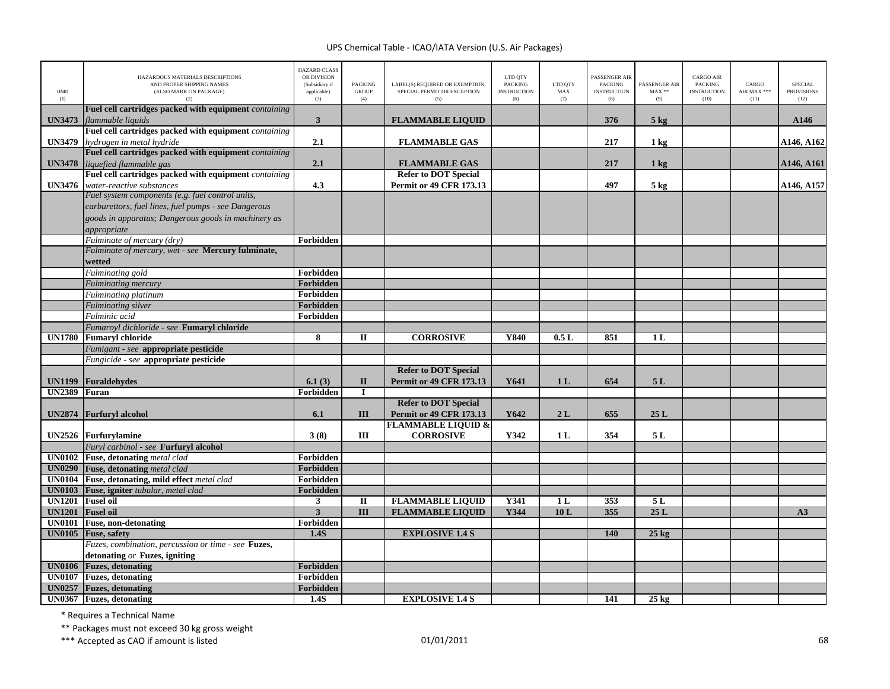UPS Chemical Table - ICAO/IATA Version (U.S. Air Packages)

| UNID (1) | HAZARDOUS MATERIALS DESCRIPTIONS AND PROPER SHIPPING NAMES (ALSO MARK ON PACKAGE) (2) | HAZARD CLASS OR DIVISION (Subsidiary if applicable) (3) | PACKING GROUP (4) | LABEL(S) REQUIRED OR EXEMPTION, SPECIAL PERMIT OR EXCEPTION (5) | LTD QTY PACKING INSTRUCTION (6) | LTD QTY MAX (7) | PASSENGER AIR PACKING INSTRUCTION (8) | PASSENGER AIR MAX ** (9) | CARGO AIR PACKING INSTRUCTION (10) | CARGO AIR MAX *** (11) | SPECIAL PROVISIONS (12) |
|---|---|---|---|---|---|---|---|---|---|---|---|
| **UN3473** | **Fuel cell cartridges packed with equipment** *containing flammable liquids* | **3** | | **FLAMMABLE LIQUID** | | | **376** | **5 kg** | | | **A146** |
| **UN3479** | **Fuel cell cartridges packed with equipment** *containing hydrogen in metal hydride* | **2.1** | | **FLAMMABLE GAS** | | | **217** | **1 kg** | | | **A146, A162** |
| **UN3478** | **Fuel cell cartridges packed with equipment** *containing liquefied flammable gas* | **2.1** | | **FLAMMABLE GAS** | | | **217** | **1 kg** | | | **A146, A161** |
| **UN3476** | **Fuel cell cartridges packed with equipment** *containing water-reactive substances* | **4.3** | | **Refer to DOT Special Permit or 49 CFR 173.13** | | | **497** | **5 kg** | | | **A146, A157** |
| | *Fuel system components (e.g. fuel control units, carburettors, fuel lines, fuel pumps - see Dangerous goods in apparatus; Dangerous goods in machinery as appropriate* | | | | | | | | | | |
| | *Fulminate of mercury (dry)* | **Forbidden** | | | | | | | | | |
| | *Fulminate of mercury, wet - see* **Mercury fulminate, wetted** | | | | | | | | | | |
| | *Fulminating gold* | **Forbidden** | | | | | | | | | |
| | *Fulminating mercury* | **Forbidden** | | | | | | | | | |
| | *Fulminating platinum* | **Forbidden** | | | | | | | | | |
| | *Fulminating silver* | **Forbidden** | | | | | | | | | |
| | *Fulminic acid* | **Forbidden** | | | | | | | | | |
| | *Fumaroyl dichloride - see* **Fumaryl chloride** | | | | | | | | | | |
| **UN1780** | **Fumaryl chloride** | **8** | **II** | **CORROSIVE** | **Y840** | **0.5 L** | **851** | **1 L** | | | |
| | *Fumigant - see* **appropriate pesticide** | | | | | | | | | | |
| | *Fungicide - see* **appropriate pesticide** | | | | | | | | | | |
| **UN1199** | **Furaldehydes** | **6.1 (3)** | **II** | **Refer to DOT Special Permit or 49 CFR 173.13** | **Y641** | **1 L** | **654** | **5 L** | | | |
| **UN2389** | **Furan** | **Forbidden** | **I** | | | | | | | | |
| **UN2874** | **Furfuryl alcohol** | **6.1** | **III** | **Refer to DOT Special Permit or 49 CFR 173.13** | **Y642** | **2 L** | **655** | **25 L** | | | |
| **UN2526** | **Furfurylamine** | **3 (8)** | **III** | **FLAMMABLE LIQUID & CORROSIVE** | **Y342** | **1 L** | **354** | **5 L** | | | |
| | *Furyl carbinol - see* **Furfuryl alcohol** | | | | | | | | | | |
| **UN0102** | **Fuse, detonating** *metal clad* | **Forbidden** | | | | | | | | | |
| **UN0290** | **Fuse, detonating** *metal clad* | **Forbidden** | | | | | | | | | |
| **UN0104** | **Fuse, detonating, mild effect** *metal clad* | **Forbidden** | | | | | | | | | |
| **UN0103** | **Fuse, igniter** *tubular, metal clad* | **Forbidden** | | | | | | | | | |
| **UN1201** | **Fusel oil** | **3** | **II** | **FLAMMABLE LIQUID** | **Y341** | **1 L** | **353** | **5 L** | | | |
| **UN1201** | **Fusel oil** | **3** | **III** | **FLAMMABLE LIQUID** | **Y344** | **10 L** | **355** | **25 L** | | | **A3** |
| **UN0101** | **Fuse, non-detonating** | **Forbidden** | | | | | | | | | |
| **UN0105** | **Fuse, safety** | **1.4S** | | **EXPLOSIVE 1.4 S** | | | **140** | **25 kg** | | | |
| | *Fuzes, combination, percussion or time - see* **Fuzes, detonating** *or* **Fuzes, igniting** | | | | | | | | | | |
| **UN0106** | **Fuzes, detonating** | **Forbidden** | | | | | | | | | |
| **UN0107** | **Fuzes, detonating** | **Forbidden** | | | | | | | | | |
| **UN0257** | **Fuzes, detonating** | **Forbidden** | | | | | | | | | |
| **UN0367** | **Fuzes, detonating** | **1.4S** | | **EXPLOSIVE 1.4 S** | | | **141** | **25 kg** | | | |

\* Requires a Technical Name

** Packages must not exceed 30 kg gross weight

*** Accepted as CAO if amount is listed

01/01/2011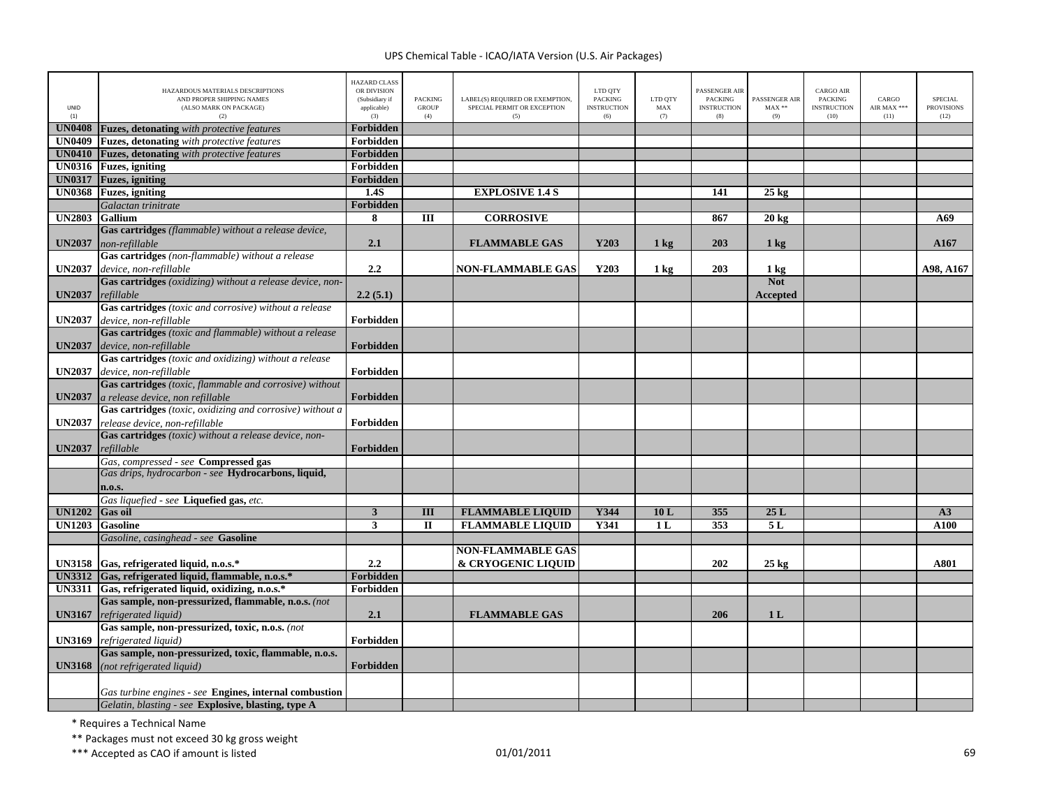UPS Chemical Table - ICAO/IATA Version (U.S. Air Packages)

| UNID (1) | HAZARDOUS MATERIALS DESCRIPTIONS AND PROPER SHIPPING NAMES (ALSO MARK ON PACKAGE) (2) | HAZARD CLASS OR DIVISION (Subsidiary if applicable) (3) | PACKING GROUP (4) | LABEL(S) REQUIRED OR EXEMPTION, SPECIAL PERMIT OR EXCEPTION (5) | LTD QTY PACKING INSTRUCTION (6) | LTD QTY MAX (7) | PASSENGER AIR PACKING INSTRUCTION (8) | PASSENGER AIR MAX ** (9) | CARGO AIR PACKING INSTRUCTION (10) | CARGO AIR MAX *** (11) | SPECIAL PROVISIONS (12) |
|---|---|---|---|---|---|---|---|---|---|---|---|
| **UN0408** | **Fuzes, detonating** *with protective features* | **Forbidden** | | | | | | | | | |
| **UN0409** | **Fuzes, detonating** *with protective features* | **Forbidden** | | | | | | | | | |
| **UN0410** | **Fuzes, detonating** *with protective features* | **Forbidden** | | | | | | | | | |
| **UN0316** | **Fuzes, igniting** | **Forbidden** | | | | | | | | | |
| **UN0317** | **Fuzes, igniting** | **Forbidden** | | | | | | | | | |
| **UN0368** | **Fuzes, igniting** | **1.4S** | | **EXPLOSIVE 1.4 S** | | | **141** | **25 kg** | | | |
| | *Galactan trinitrate* | **Forbidden** | | | | | | | | | |
| **UN2803** | **Gallium** | **8** | **III** | **CORROSIVE** | | | **867** | **20 kg** | | | **A69** |
| **UN2037** | **Gas cartridges** *(flammable) without a release device, non-refillable* | **2.1** | | **FLAMMABLE GAS** | **Y203** | **1 kg** | **203** | **1 kg** | | | **A167** |
| **UN2037** | **Gas cartridges** *(non-flammable) without a release device, non-refillable* | **2.2** | | **NON-FLAMMABLE GAS** | **Y203** | **1 kg** | **203** | **1 kg** | | | **A98, A167** |
| **UN2037** | **Gas cartridges** *(oxidizing) without a release device, non-refillable* | **2.2 (5.1)** | | | | | | **Not Accepted** | | | |
| **UN2037** | **Gas cartridges** *(toxic and corrosive) without a release device, non-refillable* | **Forbidden** | | | | | | | | | |
| **UN2037** | **Gas cartridges** *(toxic and flammable) without a release device, non-refillable* | **Forbidden** | | | | | | | | | |
| **UN2037** | **Gas cartridges** *(toxic and oxidizing) without a release device, non-refillable* | **Forbidden** | | | | | | | | | |
| **UN2037** | **Gas cartridges** *(toxic, flammable and corrosive) without a release device, non refillable* | **Forbidden** | | | | | | | | | |
| **UN2037** | **Gas cartridges** *(toxic, oxidizing and corrosive) without a release device, non-refillable* | **Forbidden** | | | | | | | | | |
| **UN2037** | **Gas cartridges** *(toxic) without a release device, non-refillable* | **Forbidden** | | | | | | | | | |
| | *Gas, compressed - see* **Compressed gas** | | | | | | | | | | |
| | *Gas drips, hydrocarbon - see* **Hydrocarbons, liquid, n.o.s.** | | | | | | | | | | |
| | *Gas liquefied - see* **Liquefied gas,** *etc.* | | | | | | | | | | |
| **UN1202** | **Gas oil** | **3** | **III** | **FLAMMABLE LIQUID** | **Y344** | **10 L** | **355** | **25 L** | | | **A3** |
| **UN1203** | **Gasoline** | **3** | **II** | **FLAMMABLE LIQUID** | **Y341** | **1 L** | **353** | **5 L** | | | **A100** |
| | *Gasoline, casinghead - see* **Gasoline** | | | | | | | | | | |
| **UN3158** | **Gas, refrigerated liquid, n.o.s.*** | **2.2** | | **NON-FLAMMABLE GAS & CRYOGENIC LIQUID** | | | **202** | **25 kg** | | | **A801** |
| **UN3312** | **Gas, refrigerated liquid, flammable, n.o.s.*** | **Forbidden** | | | | | | | | | |
| **UN3311** | **Gas, refrigerated liquid, oxidizing, n.o.s.*** | **Forbidden** | | | | | | | | | |
| **UN3167** | **Gas sample, non-pressurized, flammable, n.o.s.** *(not refrigerated liquid)* | **2.1** | | **FLAMMABLE GAS** | | | **206** | **1 L** | | | |
| **UN3169** | **Gas sample, non-pressurized, toxic, n.o.s.** *(not refrigerated liquid)* | **Forbidden** | | | | | | | | | |
| **UN3168** | **Gas sample, non-pressurized, toxic, flammable, n.o.s.** *(not refrigerated liquid)* | **Forbidden** | | | | | | | | | |
| | *Gas turbine engines - see* **Engines, internal combustion** | | | | | | | | | | |
| | *Gelatin, blasting - see* **Explosive, blasting, type A** | | | | | | | | | | |

\* Requires a Technical Name

\*\* Packages must not exceed 30 kg gross weight

\*\*\* Accepted as CAO if amount is listed

01/01/2011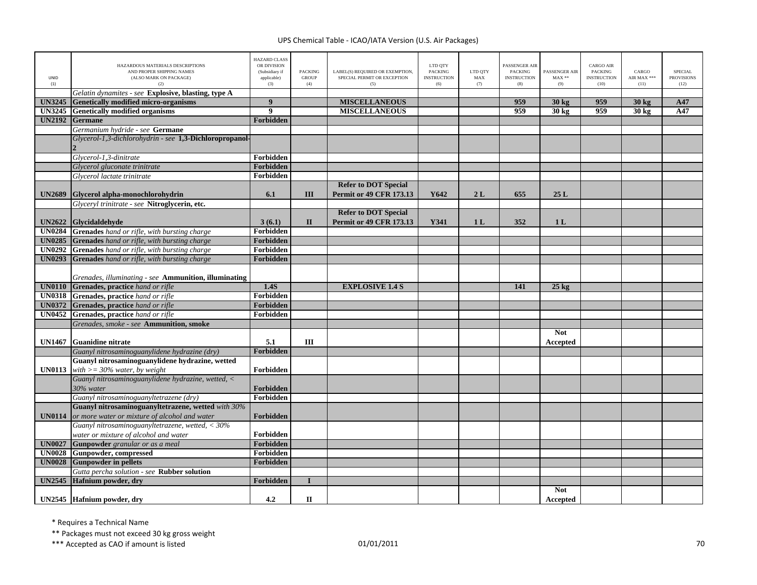| UNID (1) | HAZARDOUS MATERIALS DESCRIPTIONS AND PROPER SHIPPING NAMES (ALSO MARK ON PACKAGE) (2) | HAZARD CLASS OR DIVISION (Subsidiary if applicable) (3) | PACKING GROUP (4) | LABEL(S) REQUIRED OR EXEMPTION, SPECIAL PERMIT OR EXCEPTION (5) | LTD QTY PACKING INSTRUCTION (6) | LTD QTY MAX (7) | PASSENGER AIR PACKING INSTRUCTION (8) | PASSENGER AIR MAX ** (9) | CARGO AIR PACKING INSTRUCTION (10) | CARGO AIR MAX *** (11) | SPECIAL PROVISIONS (12) |
|---|---|---|---|---|---|---|---|---|---|---|---|
| | *Gelatin dynamites - see* **Explosive, blasting, type A** | | | | | | | | | | |
| **UN3245** | **Genetically modified micro-organisms** | **9** | | **MISCELLANEOUS** | | | **959** | **30 kg** | **959** | **30 kg** | **A47** |
| **UN3245** | **Genetically modified organisms** | **9** | | **MISCELLANEOUS** | | | **959** | **30 kg** | **959** | **30 kg** | **A47** |
| **UN2192** | **Germane** | **Forbidden** | | | | | | | | | |
| | *Germanium hydride - see* **Germane** | | | | | | | | | | |
| | *Glycerol-1,3-dichlorohydrin - see* **1,3-Dichloropropanol-2** | | | | | | | | | | |
| | *Glycerol-1,3-dinitrate* | **Forbidden** | | | | | | | | | |
| | *Glycerol gluconate trinitrate* | **Forbidden** | | | | | | | | | |
| | *Glycerol lactate trinitrate* | **Forbidden** | | | | | | | | | |
| **UN2689** | **Glycerol alpha-monochlorohydrin** | **6.1** | **III** | **Refer to DOT Special Permit or 49 CFR 173.13** | **Y642** | **2 L** | **655** | **25 L** | | | |
| | *Glyceryl trinitrate - see* **Nitroglycerin, etc.** | | | | | | | | | | |
| **UN2622** | **Glycidaldehyde** | **3 (6.1)** | **II** | **Refer to DOT Special Permit or 49 CFR 173.13** | **Y341** | **1 L** | **352** | **1 L** | | | |
| **UN0284** | **Grenades** *hand or rifle, with bursting charge* | **Forbidden** | | | | | | | | | |
| **UN0285** | **Grenades** *hand or rifle, with bursting charge* | **Forbidden** | | | | | | | | | |
| **UN0292** | **Grenades** *hand or rifle, with bursting charge* | **Forbidden** | | | | | | | | | |
| **UN0293** | **Grenades** *hand or rifle, with bursting charge* | **Forbidden** | | | | | | | | | |
| | *Grenades, illuminating - see* **Ammunition, illuminating** | | | | | | | | | | |
| **UN0110** | **Grenades, practice** *hand or rifle* | **1.4S** | | **EXPLOSIVE 1.4 S** | | | **141** | **25 kg** | | | |
| **UN0318** | **Grenades, practice** *hand or rifle* | **Forbidden** | | | | | | | | | |
| **UN0372** | **Grenades, practice** *hand or rifle* | **Forbidden** | | | | | | | | | |
| **UN0452** | **Grenades, practice** *hand or rifle* | **Forbidden** | | | | | | | | | |
| | *Grenades, smoke - see* **Ammunition, smoke** | | | | | | | | | | |
| **UN1467** | **Guanidine nitrate** | **5.1** | **III** | | | | | **Not Accepted** | | | |
| | *Guanyl nitrosaminoguanylidene hydrazine (dry)* | **Forbidden** | | | | | | | | | |
| **UN0113** | **Guanyl nitrosaminoguanylidene hydrazine, wetted** *with >= 30% water, by weight* | **Forbidden** | | | | | | | | | |
| | *Guanyl nitrosaminoguanylidene hydrazine, wetted, < 30% water* | **Forbidden** | | | | | | | | | |
| | *Guanyl nitrosaminoguanyltetrazene (dry)* | **Forbidden** | | | | | | | | | |
| **UN0114** | **Guanyl nitrosaminoguanyltetrazene, wetted** *with 30% or more water or mixture of alcohol and water* | **Forbidden** | | | | | | | | | |
| | *Guanyl nitrosaminoguanyltetrazene, wetted, < 30% water or mixture of alcohol and water* | **Forbidden** | | | | | | | | | |
| **UN0027** | **Gunpowder** *granular or as a meal* | **Forbidden** | | | | | | | | | |
| **UN0028** | **Gunpowder, compressed** | **Forbidden** | | | | | | | | | |
| **UN0028** | **Gunpowder in pellets** | **Forbidden** | | | | | | | | | |
| | *Gutta percha solution - see* **Rubber solution** | | | | | | | | | | |
| **UN2545** | **Hafnium powder, dry** | **Forbidden** | **I** | | | | | | | | |
| **UN2545** | **Hafnium powder, dry** | **4.2** | **II** | | | | | **Not Accepted** | | | |

\* Requires a Technical Name

\*\* Packages must not exceed 30 kg gross weight

\*\*\* Accepted as CAO if amount is listed

01/01/2011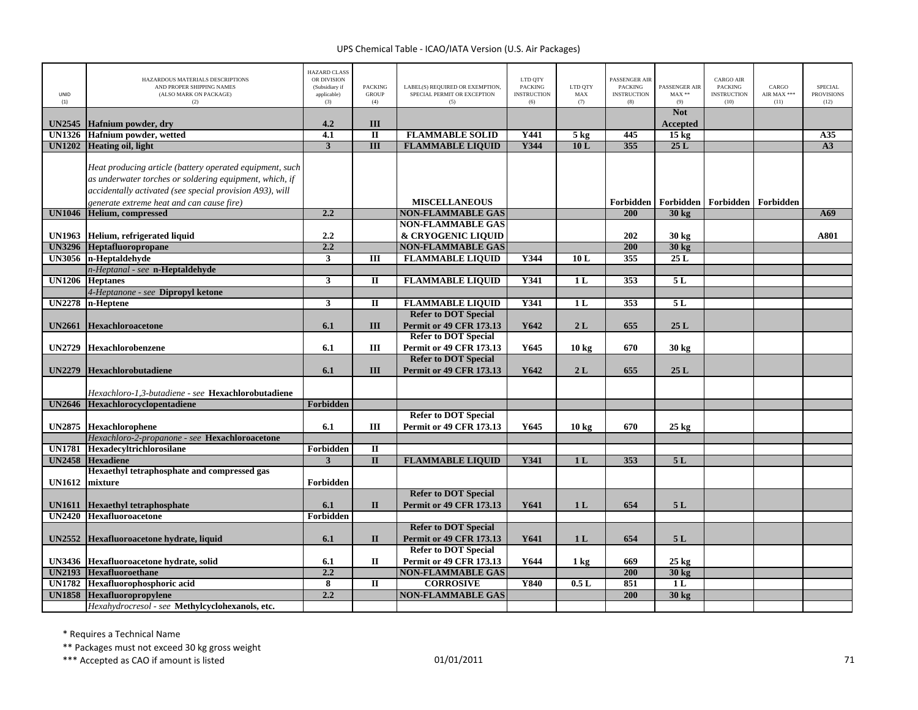UPS Chemical Table - ICAO/IATA Version (U.S. Air Packages)

| UNID (1) | HAZARDOUS MATERIALS DESCRIPTIONS AND PROPER SHIPPING NAMES (ALSO MARK ON PACKAGE) (2) | HAZARD CLASS OR DIVISION (Subsidiary if applicable) (3) | PACKING GROUP (4) | LABEL(S) REQUIRED OR EXEMPTION, SPECIAL PERMIT OR EXCEPTION (5) | LTD QTY PACKING INSTRUCTION (6) | LTD QTY MAX (7) | PASSENGER AIR PACKING INSTRUCTION (8) | PASSENGER AIR MAX ** (9) | CARGO AIR PACKING INSTRUCTION (10) | CARGO AIR MAX *** (11) | SPECIAL PROVISIONS (12) |
|---|---|---|---|---|---|---|---|---|---|---|---|
| **UN2545** | **Hafnium powder, dry** | **4.2** | **III** | | | | | **Not Accepted** | | | |
| **UN1326** | **Hafnium powder, wetted** | **4.1** | **II** | **FLAMMABLE SOLID** | **Y441** | **5 kg** | **445** | **15 kg** | | | **A35** |
| **UN1202** | **Heating oil, light** | **3** | **III** | **FLAMMABLE LIQUID** | **Y344** | **10 L** | **355** | **25 L** | | | **A3** |
| | *Heat producing article (battery operated equipment, such as underwater torches or soldering equipment, which, if accidentally activated (see special provision A93), will generate extreme heat and can cause fire)* | | | **MISCELLANEOUS** | | | **Forbidden** | **Forbidden** | **Forbidden** | **Forbidden** | |
| **UN1046** | **Helium, compressed** | **2.2** | | **NON-FLAMMABLE GAS** | | | **200** | **30 kg** | | | **A69** |
| **UN1963** | **Helium, refrigerated liquid** | **2.2** | | **NON-FLAMMABLE GAS & CRYOGENIC LIQUID** | | | **202** | **30 kg** | | | **A801** |
| **UN3296** | **Heptafluoropropane** | **2.2** | | **NON-FLAMMABLE GAS** | | | **200** | **30 kg** | | | |
| **UN3056** | **n-Heptaldehyde** | **3** | **III** | **FLAMMABLE LIQUID** | **Y344** | **10 L** | **355** | **25 L** | | | |
| | *n-Heptanal - see* **n-Heptaldehyde** | | | | | | | | | | |
| **UN1206** | **Heptanes** | **3** | **II** | **FLAMMABLE LIQUID** | **Y341** | **1 L** | **353** | **5 L** | | | |
| | *4-Heptanone - see* **Dipropyl ketone** | | | | | | | | | | |
| **UN2278** | **n-Heptene** | **3** | **II** | **FLAMMABLE LIQUID** | **Y341** | **1 L** | **353** | **5 L** | | | |
| **UN2661** | **Hexachloroacetone** | **6.1** | **III** | **Refer to DOT Special Permit or 49 CFR 173.13** | **Y642** | **2 L** | **655** | **25 L** | | | |
| **UN2729** | **Hexachlorobenzene** | **6.1** | **III** | **Refer to DOT Special Permit or 49 CFR 173.13** | **Y645** | **10 kg** | **670** | **30 kg** | | | |
| **UN2279** | **Hexachlorobutadiene** | **6.1** | **III** | **Refer to DOT Special Permit or 49 CFR 173.13** | **Y642** | **2 L** | **655** | **25 L** | | | |
| | *Hexachloro-1,3-butadiene - see* **Hexachlorobutadiene** | | | | | | | | | | |
| **UN2646** | **Hexachlorocyclopentadiene** | **Forbidden** | | | | | | | | | |
| **UN2875** | **Hexachlorophene** | **6.1** | **III** | **Refer to DOT Special Permit or 49 CFR 173.13** | **Y645** | **10 kg** | **670** | **25 kg** | | | |
| | *Hexachloro-2-propanone - see* **Hexachloroacetone** | | | | | | | | | | |
| **UN1781** | **Hexadecyltrichlorosilane** | **Forbidden** | **II** | | | | | | | | |
| **UN2458** | **Hexadiene** | **3** | **II** | **FLAMMABLE LIQUID** | **Y341** | **1 L** | **353** | **5 L** | | | |
| **UN1612** | **Hexaethyl tetraphosphate and compressed gas mixture** | **Forbidden** | | | | | | | | | |
| **UN1611** | **Hexaethyl tetraphosphate** | **6.1** | **II** | **Refer to DOT Special Permit or 49 CFR 173.13** | **Y641** | **1 L** | **654** | **5 L** | | | |
| **UN2420** | **Hexafluoroacetone** | **Forbidden** | | | | | | | | | |
| **UN2552** | **Hexafluoroacetone hydrate, liquid** | **6.1** | **II** | **Refer to DOT Special Permit or 49 CFR 173.13** | **Y641** | **1 L** | **654** | **5 L** | | | |
| **UN3436** | **Hexafluoroacetone hydrate, solid** | **6.1** | **II** | **Refer to DOT Special Permit or 49 CFR 173.13** | **Y644** | **1 kg** | **669** | **25 kg** | | | |
| **UN2193** | **Hexafluoroethane** | **2.2** | | **NON-FLAMMABLE GAS** | | | **200** | **30 kg** | | | |
| **UN1782** | **Hexafluorophosphoric acid** | **8** | **II** | **CORROSIVE** | **Y840** | **0.5 L** | **851** | **1 L** | | | |
| **UN1858** | **Hexafluoropropylene** | **2.2** | | **NON-FLAMMABLE GAS** | | | **200** | **30 kg** | | | |
| | *Hexahydrocresol - see* **Methylcyclohexanols, etc.** | | | | | | | | | | |

\* Requires a Technical Name

\** Packages must not exceed 30 kg gross weight

\*** Accepted as CAO if amount is listed

01/01/2011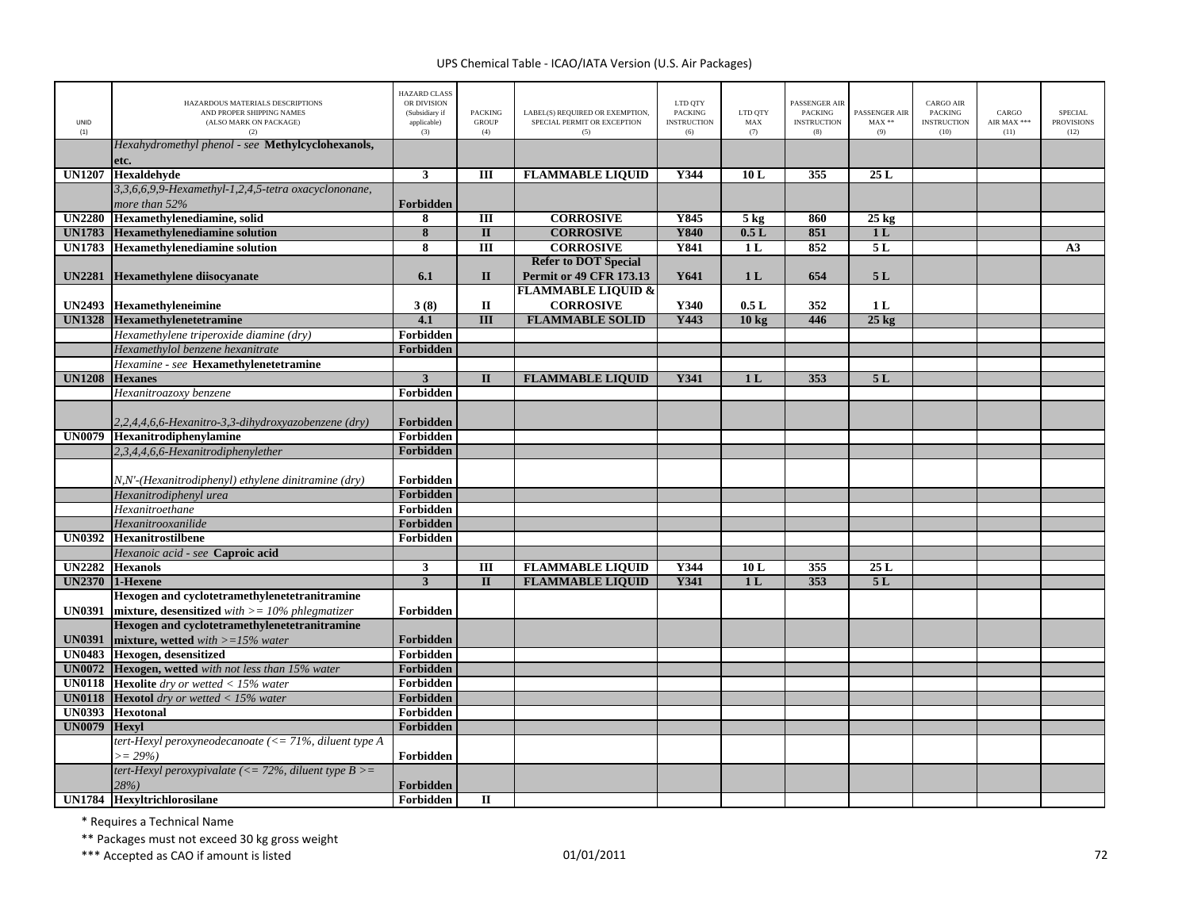| UNID (1) | HAZARDOUS MATERIALS DESCRIPTIONS AND PROPER SHIPPING NAMES (ALSO MARK ON PACKAGE) (2) | HAZARD CLASS OR DIVISION (Subsidiary if applicable) (3) | PACKING GROUP (4) | LABEL(S) REQUIRED OR EXEMPTION, SPECIAL PERMIT OR EXCEPTION (5) | LTD QTY PACKING INSTRUCTION (6) | LTD QTY MAX (7) | PASSENGER AIR PACKING INSTRUCTION (8) | PASSENGER AIR MAX ** (9) | CARGO AIR PACKING INSTRUCTION (10) | CARGO AIR MAX *** (11) | SPECIAL PROVISIONS (12) |
|---|---|---|---|---|---|---|---|---|---|---|---|
| | *Hexahydromethyl phenol - see* **Methylcyclohexanols, etc.** | | | | | | | | | | |
| **UN1207** | **Hexaldehyde** | **3** | **III** | **FLAMMABLE LIQUID** | **Y344** | **10 L** | **355** | **25 L** | | | |
| | *3,3,6,6,9,9-Hexamethyl-1,2,4,5-tetra oxacyclononane, more than 52%* | **Forbidden** | | | | | | | | | |
| **UN2280** | **Hexamethylenediamine, solid** | **8** | **III** | **CORROSIVE** | **Y845** | **5 kg** | **860** | **25 kg** | | | |
| **UN1783** | **Hexamethylenediamine solution** | **8** | **II** | **CORROSIVE** | **Y840** | **0.5 L** | **851** | **1 L** | | | |
| **UN1783** | **Hexamethylenediamine solution** | **8** | **III** | **CORROSIVE** | **Y841** | **1 L** | **852** | **5 L** | | | **A3** |
| **UN2281** | **Hexamethylene diisocyanate** | **6.1** | **II** | **Refer to DOT Special Permit or 49 CFR 173.13** | **Y641** | **1 L** | **654** | **5 L** | | | |
| **UN2493** | **Hexamethyleneimine** | **3 (8)** | **II** | **FLAMMABLE LIQUID & CORROSIVE** | **Y340** | **0.5 L** | **352** | **1 L** | | | |
| **UN1328** | **Hexamethylenetetramine** | **4.1** | **III** | **FLAMMABLE SOLID** | **Y443** | **10 kg** | **446** | **25 kg** | | | |
| | *Hexamethylene triperoxide diamine (dry)* | **Forbidden** | | | | | | | | | |
| | *Hexamethylol benzene hexanitrate* | **Forbidden** | | | | | | | | | |
| | *Hexamine - see* **Hexamethylenetetramine** | | | | | | | | | | |
| **UN1208** | **Hexanes** | **3** | **II** | **FLAMMABLE LIQUID** | **Y341** | **1 L** | **353** | **5 L** | | | |
| | *Hexanitroazoxy benzene* | **Forbidden** | | | | | | | | | |
| | *2,2,4,4,6,6-Hexanitro-3,3-dihydroxyazobenzene (dry)* | **Forbidden** | | | | | | | | | |
| **UN0079** | **Hexanitrodiphenylamine** | **Forbidden** | | | | | | | | | |
| | *2,3,4,4,6,6-Hexanitrodiphenylether* | **Forbidden** | | | | | | | | | |
| | *N,N'-(Hexanitrodiphenyl) ethylene dinitramine (dry)* | **Forbidden** | | | | | | | | | |
| | *Hexanitrodiphenyl urea* | **Forbidden** | | | | | | | | | |
| | *Hexanitroethane* | **Forbidden** | | | | | | | | | |
| | *Hexanitrooxanilide* | **Forbidden** | | | | | | | | | |
| **UN0392** | **Hexanitrostilbene** | **Forbidden** | | | | | | | | | |
| | *Hexanoic acid - see* **Caproic acid** | | | | | | | | | | |
| **UN2282** | **Hexanols** | **3** | **III** | **FLAMMABLE LIQUID** | **Y344** | **10 L** | **355** | **25 L** | | | |
| **UN2370** | **1-Hexene** | **3** | **II** | **FLAMMABLE LIQUID** | **Y341** | **1 L** | **353** | **5 L** | | | |
| **UN0391** | **Hexogen and cyclotetramethylenetetranitramine mixture, desensitized** *with >= 10% phlegmatizer* | **Forbidden** | | | | | | | | | |
| **UN0391** | **Hexogen and cyclotetramethylenetetranitramine mixture, wetted** *with >=15% water* | **Forbidden** | | | | | | | | | |
| **UN0483** | **Hexogen, desensitized** | **Forbidden** | | | | | | | | | |
| **UN0072** | **Hexogen, wetted** *with not less than 15% water* | **Forbidden** | | | | | | | | | |
| **UN0118** | **Hexolite** *dry or wetted < 15% water* | **Forbidden** | | | | | | | | | |
| **UN0118** | **Hexotol** *dry or wetted < 15% water* | **Forbidden** | | | | | | | | | |
| **UN0393** | **Hexotonal** | **Forbidden** | | | | | | | | | |
| **UN0079** | **Hexyl** | **Forbidden** | | | | | | | | | |
| | *tert-Hexyl peroxyneodecanoate (<= 71%, diluent type A >= 29%)* | **Forbidden** | | | | | | | | | |
| | *tert-Hexyl peroxypivalate (<= 72%, diluent type B >= 28%)* | **Forbidden** | | | | | | | | | |
| **UN1784** | **Hexyltrichlorosilane** | **Forbidden** | **II** | | | | | | | | |

\* Requires a Technical Name

\** Packages must not exceed 30 kg gross weight

\*** Accepted as CAO if amount is listed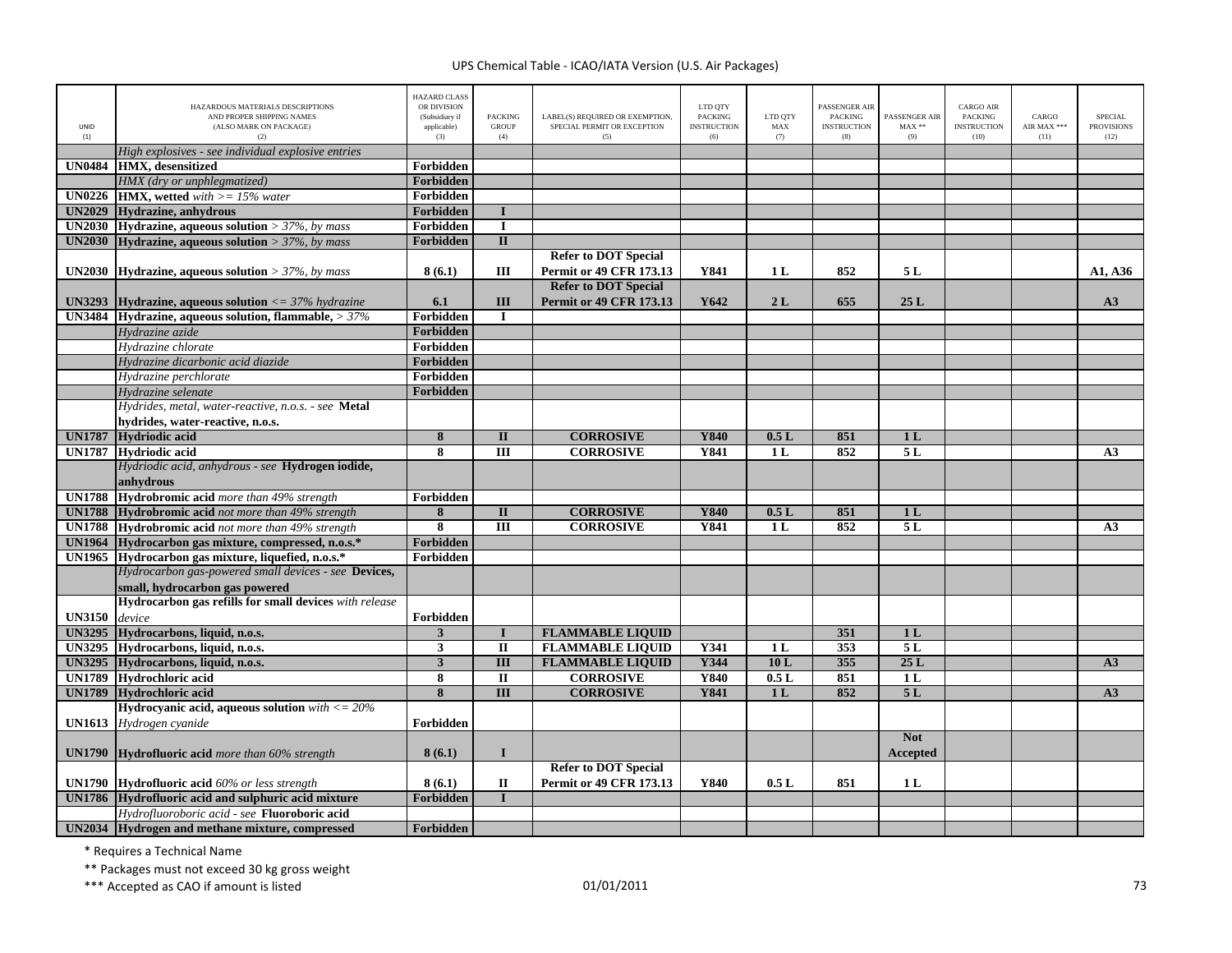UPS Chemical Table - ICAO/IATA Version (U.S. Air Packages)

| UNID (1) | HAZARDOUS MATERIALS DESCRIPTIONS AND PROPER SHIPPING NAMES (ALSO MARK ON PACKAGE) (2) | HAZARD CLASS OR DIVISION (Subsidiary if applicable) (3) | PACKING GROUP (4) | LABEL(S) REQUIRED OR EXEMPTION, SPECIAL PERMIT OR EXCEPTION (5) | LTD QTY PACKING INSTRUCTION (6) | LTD QTY MAX (7) | PASSENGER AIR PACKING INSTRUCTION (8) | PASSENGER AIR MAX ** (9) | CARGO AIR PACKING INSTRUCTION (10) | CARGO AIR MAX *** (11) | SPECIAL PROVISIONS (12) |
|---|---|---|---|---|---|---|---|---|---|---|---|
| | *High explosives - see individual explosive entries* | | | | | | | | | | |
| UN0484 | **HMX, desensitized** | Forbidden | | | | | | | | | |
| | *HMX (dry or unphlegmatized)* | Forbidden | | | | | | | | | |
| UN0226 | **HMX, wetted** *with >= 15% water* | Forbidden | | | | | | | | | |
| UN2029 | **Hydrazine, anhydrous** | Forbidden | I | | | | | | | | |
| UN2030 | **Hydrazine, aqueous solution** *> 37%, by mass* | Forbidden | I | | | | | | | | |
| UN2030 | **Hydrazine, aqueous solution** *> 37%, by mass* | Forbidden | II | | | | | | | | |
| UN2030 | **Hydrazine, aqueous solution** *> 37%, by mass* | 8 (6.1) | III | Refer to DOT Special Permit or 49 CFR 173.13 | Y841 | 1 L | 852 | 5 L | | | A1, A36 |
| UN3293 | **Hydrazine, aqueous solution** *<= 37% hydrazine* | 6.1 | III | Refer to DOT Special Permit or 49 CFR 173.13 | Y642 | 2 L | 655 | 25 L | | | A3 |
| UN3484 | **Hydrazine, aqueous solution, flammable,** *> 37%* | Forbidden | I | | | | | | | | |
| | *Hydrazine azide* | Forbidden | | | | | | | | | |
| | *Hydrazine chlorate* | Forbidden | | | | | | | | | |
| | *Hydrazine dicarbonic acid diazide* | Forbidden | | | | | | | | | |
| | *Hydrazine perchlorate* | Forbidden | | | | | | | | | |
| | *Hydrazine selenate* | Forbidden | | | | | | | | | |
| | *Hydrides, metal, water-reactive, n.o.s. - see* **Metal hydrides, water-reactive, n.o.s.** | | | | | | | | | | |
| UN1787 | **Hydriodic acid** | 8 | II | CORROSIVE | Y840 | 0.5 L | 851 | 1 L | | | |
| UN1787 | **Hydriodic acid** | 8 | III | CORROSIVE | Y841 | 1 L | 852 | 5 L | | | A3 |
| | *Hydriodic acid, anhydrous - see* **Hydrogen iodide, anhydrous** | | | | | | | | | | |
| UN1788 | **Hydrobromic acid** *more than 49% strength* | Forbidden | | | | | | | | | |
| UN1788 | **Hydrobromic acid** *not more than 49% strength* | 8 | II | CORROSIVE | Y840 | 0.5 L | 851 | 1 L | | | |
| UN1788 | **Hydrobromic acid** *not more than 49% strength* | 8 | III | CORROSIVE | Y841 | 1 L | 852 | 5 L | | | A3 |
| UN1964 | **Hydrocarbon gas mixture, compressed, n.o.s.*** | Forbidden | | | | | | | | | |
| UN1965 | **Hydrocarbon gas mixture, liquefied, n.o.s.*** | Forbidden | | | | | | | | | |
| | *Hydrocarbon gas-powered small devices - see* **Devices, small, hydrocarbon gas powered** | | | | | | | | | | |
| UN3150 | **Hydrocarbon gas refills for small devices** *with release device* | Forbidden | | | | | | | | | |
| UN3295 | **Hydrocarbons, liquid, n.o.s.** | 3 | I | FLAMMABLE LIQUID | | | 351 | 1 L | | | |
| UN3295 | **Hydrocarbons, liquid, n.o.s.** | 3 | II | FLAMMABLE LIQUID | Y341 | 1 L | 353 | 5 L | | | |
| UN3295 | **Hydrocarbons, liquid, n.o.s.** | 3 | III | FLAMMABLE LIQUID | Y344 | 10 L | 355 | 25 L | | | A3 |
| UN1789 | **Hydrochloric acid** | 8 | II | CORROSIVE | Y840 | 0.5 L | 851 | 1 L | | | |
| UN1789 | **Hydrochloric acid** | 8 | III | CORROSIVE | Y841 | 1 L | 852 | 5 L | | | A3 |
| UN1613 | **Hydrocyanic acid, aqueous solution** *with <= 20% Hydrogen cyanide* | Forbidden | | | | | | | | | |
| UN1790 | **Hydrofluoric acid** *more than 60% strength* | 8 (6.1) | I | | | | | Not Accepted | | | |
| UN1790 | **Hydrofluoric acid** *60% or less strength* | 8 (6.1) | II | Refer to DOT Special Permit or 49 CFR 173.13 | Y840 | 0.5 L | 851 | 1 L | | | |
| UN1786 | **Hydrofluoric acid and sulphuric acid mixture** | Forbidden | I | | | | | | | | |
| | *Hydrofluoroboric acid - see* **Fluoroboric acid** | | | | | | | | | | |
| UN2034 | **Hydrogen and methane mixture, compressed** | Forbidden | | | | | | | | | |

\* Requires a Technical Name

\*\* Packages must not exceed 30 kg gross weight

\*\*\* Accepted as CAO if amount is listed

01/01/2011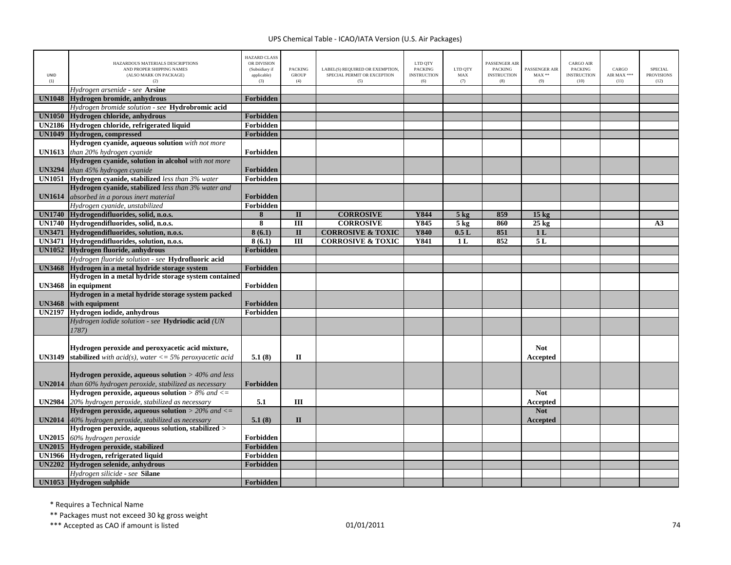| UNID (1) | HAZARDOUS MATERIALS DESCRIPTIONS AND PROPER SHIPPING NAMES (ALSO MARK ON PACKAGE) (2) | HAZARD CLASS OR DIVISION (Subsidiary if applicable) (3) | PACKING GROUP (4) | LABEL(S) REQUIRED OR EXEMPTION, SPECIAL PERMIT OR EXCEPTION (5) | LTD QTY PACKING INSTRUCTION (6) | LTD QTY MAX (7) | PASSENGER AIR PACKING INSTRUCTION (8) | PASSENGER AIR MAX ** (9) | CARGO AIR PACKING INSTRUCTION (10) | CARGO AIR MAX *** (11) | SPECIAL PROVISIONS (12) |
|---|---|---|---|---|---|---|---|---|---|---|---|
| | *Hydrogen arsenide - see* **Arsine** | | | | | | | | | | |
| **UN1048** | **Hydrogen bromide, anhydrous** | **Forbidden** | | | | | | | | | |
| | *Hydrogen bromide solution - see* **Hydrobromic acid** | | | | | | | | | | |
| **UN1050** | **Hydrogen chloride, anhydrous** | **Forbidden** | | | | | | | | | |
| **UN2186** | **Hydrogen chloride, refrigerated liquid** | **Forbidden** | | | | | | | | | |
| **UN1049** | **Hydrogen, compressed** | **Forbidden** | | | | | | | | | |
| **UN1613** | **Hydrogen cyanide, aqueous solution** *with not more than 20% hydrogen cyanide* | **Forbidden** | | | | | | | | | |
| **UN3294** | **Hydrogen cyanide, solution in alcohol** *with not more than 45% hydrogen cyanide* | **Forbidden** | | | | | | | | | |
| **UN1051** | **Hydrogen cyanide, stabilized** *less than 3% water* | **Forbidden** | | | | | | | | | |
| **UN1614** | **Hydrogen cyanide, stabilized** *less than 3% water and absorbed in a porous inert material* | **Forbidden** | | | | | | | | | |
| | *Hydrogen cyanide, unstabilized* | **Forbidden** | | | | | | | | | |
| **UN1740** | **Hydrogendifluorides, solid, n.o.s.** | **8** | **II** | **CORROSIVE** | **Y844** | **5 kg** | **859** | **15 kg** | | | |
| **UN1740** | **Hydrogendifluorides, solid, n.o.s.** | **8** | **III** | **CORROSIVE** | **Y845** | **5 kg** | **860** | **25 kg** | | | **A3** |
| **UN3471** | **Hydrogendifluorides, solution, n.o.s.** | **8 (6.1)** | **II** | **CORROSIVE & TOXIC** | **Y840** | **0.5 L** | **851** | **1 L** | | | |
| **UN3471** | **Hydrogendifluorides, solution, n.o.s.** | **8 (6.1)** | **III** | **CORROSIVE & TOXIC** | **Y841** | **1 L** | **852** | **5 L** | | | |
| **UN1052** | **Hydrogen fluoride, anhydrous** | **Forbidden** | | | | | | | | | |
| | *Hydrogen fluoride solution - see* **Hydrofluoric acid** | | | | | | | | | | |
| **UN3468** | **Hydrogen in a metal hydride storage system** | **Forbidden** | | | | | | | | | |
| **UN3468** | **Hydrogen in a metal hydride storage system contained in equipment** | **Forbidden** | | | | | | | | | |
| **UN3468** | **Hydrogen in a metal hydride storage system packed with equipment** | **Forbidden** | | | | | | | | | |
| **UN2197** | **Hydrogen iodide, anhydrous** | **Forbidden** | | | | | | | | | |
| | *Hydrogen iodide solution - see* **Hydriodic acid** *(UN 1787)* | | | | | | | | | | |
| **UN3149** | **Hydrogen peroxide and peroxyacetic acid mixture, stabilized** *with acid(s), water <= 5% peroxyacetic acid* | **5.1 (8)** | **II** | | | | | **Not Accepted** | | | |
| **UN2014** | **Hydrogen peroxide, aqueous solution** *> 40% and less than 60% hydrogen peroxide, stabilized as necessary* | **Forbidden** | | | | | | | | | |
| **UN2984** | **Hydrogen peroxide, aqueous solution** *> 8% and <= 20% hydrogen peroxide, stabilized as necessary* | **5.1** | **III** | | | | | **Not Accepted** | | | |
| **UN2014** | **Hydrogen peroxide, aqueous solution** *> 20% and <= 40% hydrogen peroxide, stabilized as necessary* | **5.1 (8)** | **II** | | | | | **Not Accepted** | | | |
| **UN2015** | **Hydrogen peroxide, aqueous solution, stabilized** *> 60% hydrogen peroxide* | **Forbidden** | | | | | | | | | |
| **UN2015** | **Hydrogen peroxide, stabilized** | **Forbidden** | | | | | | | | | |
| **UN1966** | **Hydrogen, refrigerated liquid** | **Forbidden** | | | | | | | | | |
| **UN2202** | **Hydrogen selenide, anhydrous** | **Forbidden** | | | | | | | | | |
| | *Hydrogen silicide - see* **Silane** | | | | | | | | | | |
| **UN1053** | **Hydrogen sulphide** | **Forbidden** | | | | | | | | | |

\* Requires a Technical Name

\*\* Packages must not exceed 30 kg gross weight

\*\*\* Accepted as CAO if amount is listed

01/01/2011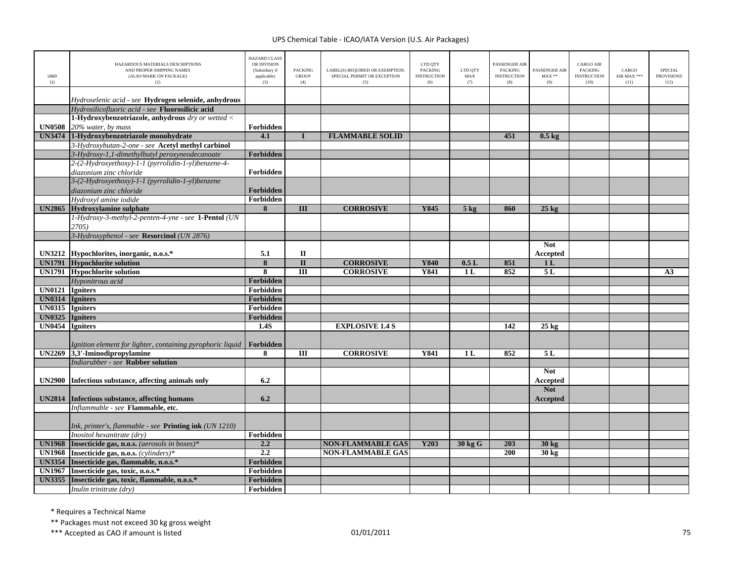| UNID (1) | HAZARDOUS MATERIALS DESCRIPTIONS AND PROPER SHIPPING NAMES (ALSO MARK ON PACKAGE) (2) | HAZARD CLASS OR DIVISION (Subsidiary if applicable) (3) | PACKING GROUP (4) | LABEL(S) REQUIRED OR EXEMPTION, SPECIAL PERMIT OR EXCEPTION (5) | LTD QTY PACKING INSTRUCTION (6) | LTD QTY MAX (7) | PASSENGER AIR PACKING INSTRUCTION (8) | PASSENGER AIR MAX ** (9) | CARGO AIR PACKING INSTRUCTION (10) | CARGO AIR MAX *** (11) | SPECIAL PROVISIONS (12) |
|---|---|---|---|---|---|---|---|---|---|---|---|
| | *Hydroselenic acid - see* **Hydrogen selenide, anhydrous** | | | | | | | | | | |
| | *Hydrosilicofluoric acid - see* **Fluorosilicic acid** | | | | | | | | | | |
| **UN0508** | **1-Hydroxybenzotriazole, anhydrous** *dry or wetted < 20% water, by mass* | **Forbidden** | | | | | | | | | |
| **UN3474** | **1-Hydroxybenzotriazole monohydrate** | **4.1** | **I** | **FLAMMABLE SOLID** | | | **451** | **0.5 kg** | | | |
| | *3-Hydroxybutan-2-one - see* **Acetyl methyl carbinol** | | | | | | | | | | |
| | *3-Hydroxy-1,1-dimethylbutyl peroxyneodecanoate* | **Forbidden** | | | | | | | | | |
| | *2-(2-Hydroxyethoxy)-1-1 (pyrrolidin-1-yl)benzene-4-diazonium zinc chloride* | **Forbidden** | | | | | | | | | |
| | *3-(2-Hydroxyethoxy)-1-1 (pyrrolidin-1-yl)benzene diazonium zinc chloride* | **Forbidden** | | | | | | | | | |
| | *Hydroxyl amine iodide* | **Forbidden** | | | | | | | | | |
| **UN2865** | **Hydroxylamine sulphate** | **8** | **III** | **CORROSIVE** | **Y845** | **5 kg** | **860** | **25 kg** | | | |
| | *1-Hydroxy-3-methyl-2-penten-4-yne - see* **1-Pentol** *(UN 2705)* | | | | | | | | | | |
| | *3-Hydroxyphenol - see* **Resorcinol** *(UN 2876)* | | | | | | | | | | |
| **UN3212** | **Hypochlorites, inorganic, n.o.s.*** | **5.1** | **II** | | | | | **Not Accepted** | | | |
| **UN1791** | **Hypochlorite solution** | **8** | **II** | **CORROSIVE** | **Y840** | **0.5 L** | **851** | **1 L** | | | |
| **UN1791** | **Hypochlorite solution** | **8** | **III** | **CORROSIVE** | **Y841** | **1 L** | **852** | **5 L** | | | **A3** |
| | *Hyponitrous acid* | **Forbidden** | | | | | | | | | |
| **UN0121** | **Igniters** | **Forbidden** | | | | | | | | | |
| **UN0314** | **Igniters** | **Forbidden** | | | | | | | | | |
| **UN0315** | **Igniters** | **Forbidden** | | | | | | | | | |
| **UN0325** | **Igniters** | **Forbidden** | | | | | | | | | |
| **UN0454** | **Igniters** | **1.4S** | | **EXPLOSIVE 1.4 S** | | | **142** | **25 kg** | | | |
| | *Ignition element for lighter, containing pyrophoric liquid* | **Forbidden** | | | | | | | | | |
| **UN2269** | **3,3'-Iminodipropylamine** | **8** | **III** | **CORROSIVE** | **Y841** | **1 L** | **852** | **5 L** | | | |
| | *Indiarubber - see* **Rubber solution** | | | | | | | | | | |
| **UN2900** | **Infectious substance, affecting animals only** | **6.2** | | | | | | **Not Accepted** | | | |
| **UN2814** | **Infectious substance, affecting humans** | **6.2** | | | | | | **Not Accepted** | | | |
| | *Inflammable - see* **Flammable, etc.** | | | | | | | | | | |
| | *Ink, printer's, flammable - see* **Printing ink** *(UN 1210)* | | | | | | | | | | |
| | *Inositol hexanitrate (dry)* | **Forbidden** | | | | | | | | | |
| **UN1968** | **Insecticide gas, n.o.s.** *(aerosols in boxes)** | **2.2** | | **NON-FLAMMABLE GAS** | **Y203** | **30 kg G** | **203** | **30 kg** | | | |
| **UN1968** | **Insecticide gas, n.o.s.** *(cylinders)** | **2.2** | | **NON-FLAMMABLE GAS** | | | **200** | **30 kg** | | | |
| **UN3354** | **Insecticide gas, flammable, n.o.s.*** | **Forbidden** | | | | | | | | | |
| **UN1967** | **Insecticide gas, toxic, n.o.s.*** | **Forbidden** | | | | | | | | | |
| **UN3355** | **Insecticide gas, toxic, flammable, n.o.s.*** | **Forbidden** | | | | | | | | | |
| | *Inulin trinitrate (dry)* | **Forbidden** | | | | | | | | | |

\* Requires a Technical Name

\** Packages must not exceed 30 kg gross weight

\*** Accepted as CAO if amount is listed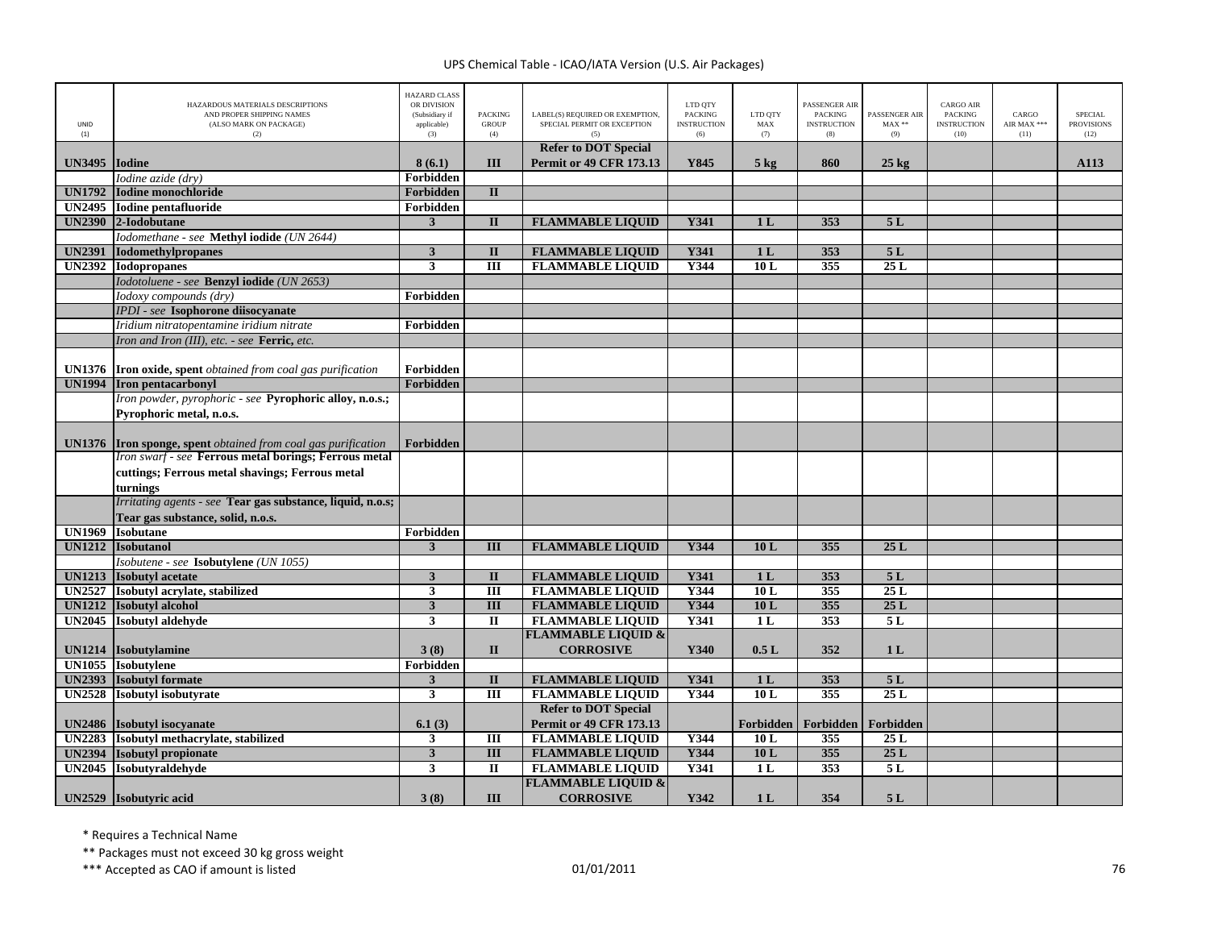| UNID (1) | HAZARDOUS MATERIALS DESCRIPTIONS AND PROPER SHIPPING NAMES (ALSO MARK ON PACKAGE) (2) | HAZARD CLASS OR DIVISION (Subsidiary if applicable) (3) | PACKING GROUP (4) | LABEL(S) REQUIRED OR EXEMPTION, SPECIAL PERMIT OR EXCEPTION (5) | LTD QTY PACKING INSTRUCTION (6) | LTD QTY MAX (7) | PASSENGER AIR PACKING INSTRUCTION (8) | PASSENGER AIR MAX ** (9) | CARGO AIR PACKING INSTRUCTION (10) | CARGO AIR MAX *** (11) | SPECIAL PROVISIONS (12) |
|---|---|---|---|---|---|---|---|---|---|---|---|
| **UN3495** | **Iodine** | **8 (6.1)** | **III** | **Refer to DOT Special Permit or 49 CFR 173.13** | **Y845** | **5 kg** | **860** | **25 kg** | | | **A113** |
| | *Iodine azide (dry)* | **Forbidden** | | | | | | | | | |
| **UN1792** | **Iodine monochloride** | **Forbidden** | **II** | | | | | | | | |
| **UN2495** | **Iodine pentafluoride** | **Forbidden** | | | | | | | | | |
| **UN2390** | **2-Iodobutane** | **3** | **II** | **FLAMMABLE LIQUID** | **Y341** | **1 L** | **353** | **5 L** | | | |
| | *Iodomethane - see* **Methyl iodide** *(UN 2644)* | | | | | | | | | | |
| **UN2391** | **Iodomethylpropanes** | **3** | **II** | **FLAMMABLE LIQUID** | **Y341** | **1 L** | **353** | **5 L** | | | |
| **UN2392** | **Iodopropanes** | **3** | **III** | **FLAMMABLE LIQUID** | **Y344** | **10 L** | **355** | **25 L** | | | |
| | *Iodotoluene - see* **Benzyl iodide** *(UN 2653)* | | | | | | | | | | |
| | *Iodoxy compounds (dry)* | **Forbidden** | | | | | | | | | |
| | *IPDI - see* **Isophorone diisocyanate** | | | | | | | | | | |
| | *Iridium nitratopentamine iridium nitrate* | **Forbidden** | | | | | | | | | |
| | *Iron and Iron (III), etc. - see* **Ferric,** *etc.* | | | | | | | | | | |
| **UN1376** | **Iron oxide, spent** *obtained from coal gas purification* | **Forbidden** | | | | | | | | | |
| **UN1994** | **Iron pentacarbonyl** | **Forbidden** | | | | | | | | | |
| | *Iron powder, pyrophoric - see* **Pyrophoric alloy, n.o.s.; Pyrophoric metal, n.o.s.** | | | | | | | | | | |
| **UN1376** | **Iron sponge, spent** *obtained from coal gas purification* | **Forbidden** | | | | | | | | | |
| | *Iron swarf - see* **Ferrous metal borings; Ferrous metal cuttings; Ferrous metal shavings; Ferrous metal turnings** | | | | | | | | | | |
| | *Irritating agents - see* **Tear gas substance, liquid, n.o.s; Tear gas substance, solid, n.o.s.** | | | | | | | | | | |
| **UN1969** | **Isobutane** | **Forbidden** | | | | | | | | | |
| **UN1212** | **Isobutanol** | **3** | **III** | **FLAMMABLE LIQUID** | **Y344** | **10 L** | **355** | **25 L** | | | |
| | *Isobutene - see* **Isobutylene** *(UN 1055)* | | | | | | | | | | |
| **UN1213** | **Isobutyl acetate** | **3** | **II** | **FLAMMABLE LIQUID** | **Y341** | **1 L** | **353** | **5 L** | | | |
| **UN2527** | **Isobutyl acrylate, stabilized** | **3** | **III** | **FLAMMABLE LIQUID** | **Y344** | **10 L** | **355** | **25 L** | | | |
| **UN1212** | **Isobutyl alcohol** | **3** | **III** | **FLAMMABLE LIQUID** | **Y344** | **10 L** | **355** | **25 L** | | | |
| **UN2045** | **Isobutyl aldehyde** | **3** | **II** | **FLAMMABLE LIQUID** | **Y341** | **1 L** | **353** | **5 L** | | | |
| **UN1214** | **Isobutylamine** | **3 (8)** | **II** | **FLAMMABLE LIQUID & CORROSIVE** | **Y340** | **0.5 L** | **352** | **1 L** | | | |
| **UN1055** | **Isobutylene** | **Forbidden** | | | | | | | | | |
| **UN2393** | **Isobutyl formate** | **3** | **II** | **FLAMMABLE LIQUID** | **Y341** | **1 L** | **353** | **5 L** | | | |
| **UN2528** | **Isobutyl isobutyrate** | **3** | **III** | **FLAMMABLE LIQUID** | **Y344** | **10 L** | **355** | **25 L** | | | |
| **UN2486** | **Isobutyl isocyanate** | **6.1 (3)** | | **Refer to DOT Special Permit or 49 CFR 173.13** | | **Forbidden** | **Forbidden** | **Forbidden** | | | |
| **UN2283** | **Isobutyl methacrylate, stabilized** | **3** | **III** | **FLAMMABLE LIQUID** | **Y344** | **10 L** | **355** | **25 L** | | | |
| **UN2394** | **Isobutyl propionate** | **3** | **III** | **FLAMMABLE LIQUID** | **Y344** | **10 L** | **355** | **25 L** | | | |
| **UN2045** | **Isobutyraldehyde** | **3** | **II** | **FLAMMABLE LIQUID** | **Y341** | **1 L** | **353** | **5 L** | | | |
| **UN2529** | **Isobutyric acid** | **3 (8)** | **III** | **FLAMMABLE LIQUID & CORROSIVE** | **Y342** | **1 L** | **354** | **5 L** | | | |

\* Requires a Technical Name

\** Packages must not exceed 30 kg gross weight

\*** Accepted as CAO if amount is listed

01/01/2011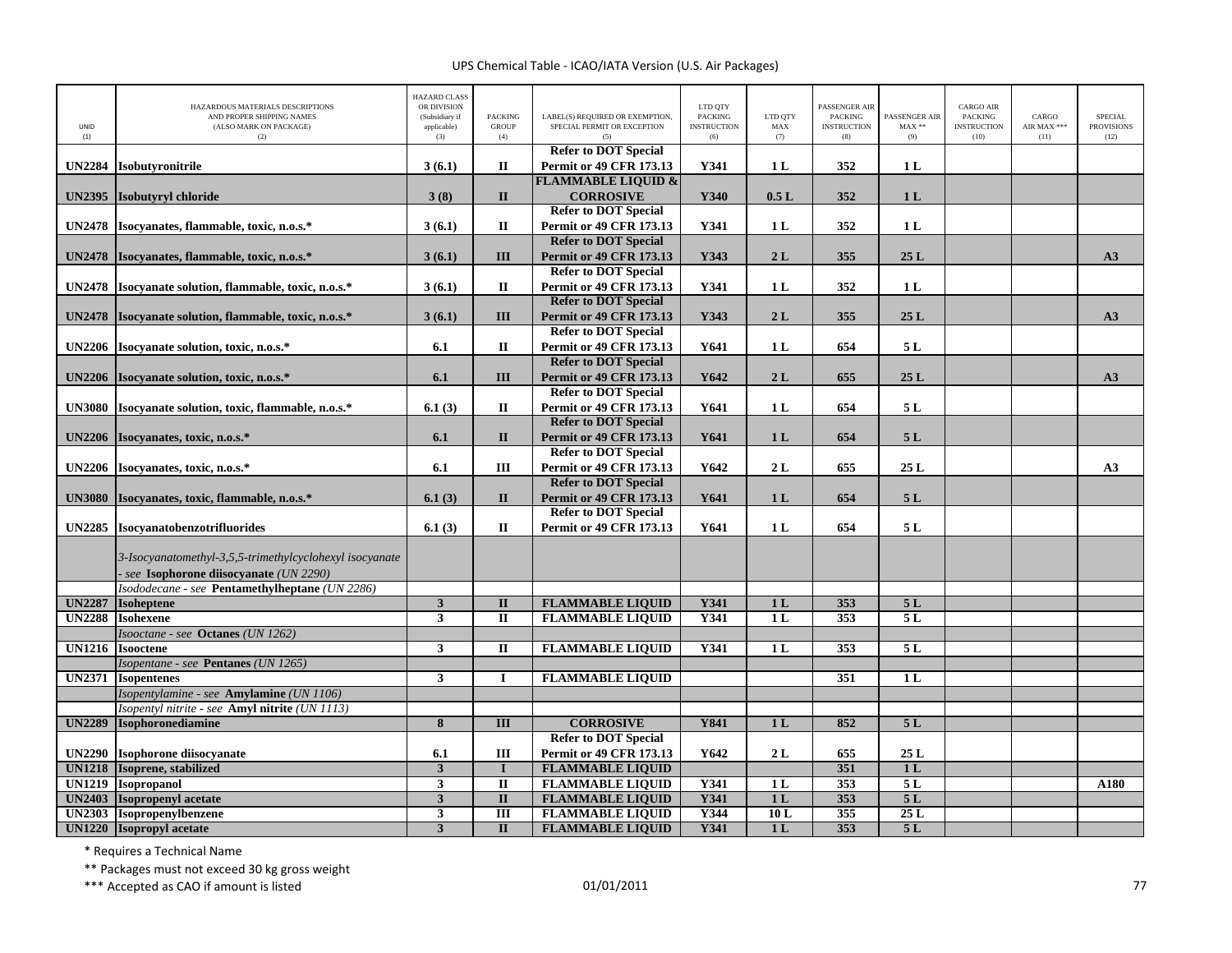| UNID (1) | HAZARDOUS MATERIALS DESCRIPTIONS AND PROPER SHIPPING NAMES (ALSO MARK ON PACKAGE) (2) | HAZARD CLASS OR DIVISION (Subsidiary if applicable) (3) | PACKING GROUP (4) | LABEL(S) REQUIRED OR EXEMPTION, SPECIAL PERMIT OR EXCEPTION (5) | LTD QTY PACKING INSTRUCTION (6) | LTD QTY MAX (7) | PASSENGER AIR PACKING INSTRUCTION (8) | PASSENGER AIR MAX ** (9) | CARGO AIR PACKING INSTRUCTION (10) | CARGO AIR MAX *** (11) | SPECIAL PROVISIONS (12) |
|---|---|---|---|---|---|---|---|---|---|---|---|
| **UN2284** | **Isobutyronitrile** | **3 (6.1)** | **II** | **Refer to DOT Special Permit or 49 CFR 173.13** | **Y341** | **1 L** | **352** | **1 L** | | | |
| **UN2395** | **Isobutyryl chloride** | **3 (8)** | **II** | **FLAMMABLE LIQUID & CORROSIVE** | **Y340** | **0.5 L** | **352** | **1 L** | | | |
| **UN2478** | **Isocyanates, flammable, toxic, n.o.s.*** | **3 (6.1)** | **II** | **Refer to DOT Special Permit or 49 CFR 173.13** | **Y341** | **1 L** | **352** | **1 L** | | | |
| **UN2478** | **Isocyanates, flammable, toxic, n.o.s.*** | **3 (6.1)** | **III** | **Refer to DOT Special Permit or 49 CFR 173.13** | **Y343** | **2 L** | **355** | **25 L** | | | **A3** |
| **UN2478** | **Isocyanate solution, flammable, toxic, n.o.s.*** | **3 (6.1)** | **II** | **Refer to DOT Special Permit or 49 CFR 173.13** | **Y341** | **1 L** | **352** | **1 L** | | | |
| **UN2478** | **Isocyanate solution, flammable, toxic, n.o.s.*** | **3 (6.1)** | **III** | **Refer to DOT Special Permit or 49 CFR 173.13** | **Y343** | **2 L** | **355** | **25 L** | | | **A3** |
| **UN2206** | **Isocyanate solution, toxic, n.o.s.*** | **6.1** | **II** | **Refer to DOT Special Permit or 49 CFR 173.13** | **Y641** | **1 L** | **654** | **5 L** | | | |
| **UN2206** | **Isocyanate solution, toxic, n.o.s.*** | **6.1** | **III** | **Refer to DOT Special Permit or 49 CFR 173.13** | **Y642** | **2 L** | **655** | **25 L** | | | **A3** |
| **UN3080** | **Isocyanate solution, toxic, flammable, n.o.s.*** | **6.1 (3)** | **II** | **Refer to DOT Special Permit or 49 CFR 173.13** | **Y641** | **1 L** | **654** | **5 L** | | | |
| **UN2206** | **Isocyanates, toxic, n.o.s.*** | **6.1** | **II** | **Refer to DOT Special Permit or 49 CFR 173.13** | **Y641** | **1 L** | **654** | **5 L** | | | |
| **UN2206** | **Isocyanates, toxic, n.o.s.*** | **6.1** | **III** | **Refer to DOT Special Permit or 49 CFR 173.13** | **Y642** | **2 L** | **655** | **25 L** | | | **A3** |
| **UN3080** | **Isocyanates, toxic, flammable, n.o.s.*** | **6.1 (3)** | **II** | **Refer to DOT Special Permit or 49 CFR 173.13** | **Y641** | **1 L** | **654** | **5 L** | | | |
| **UN2285** | **Isocyanatobenzotrifluorides** | **6.1 (3)** | **II** | **Refer to DOT Special Permit or 49 CFR 173.13** | **Y641** | **1 L** | **654** | **5 L** | | | |
| | *3-Isocyanatomethyl-3,5,5-trimethylcyclohexyl isocyanate - see* **Isophorone diisocyanate** *(UN 2290)* | | | | | | | | | | |
| | *Isododecane - see* **Pentamethylheptane** *(UN 2286)* | | | | | | | | | | |
| **UN2287** | **Isoheptene** | **3** | **II** | **FLAMMABLE LIQUID** | **Y341** | **1 L** | **353** | **5 L** | | | |
| **UN2288** | **Isohexene** | **3** | **II** | **FLAMMABLE LIQUID** | **Y341** | **1 L** | **353** | **5 L** | | | |
| | *Isooctane - see* **Octanes** *(UN 1262)* | | | | | | | | | | |
| **UN1216** | **Isooctene** | **3** | **II** | **FLAMMABLE LIQUID** | **Y341** | **1 L** | **353** | **5 L** | | | |
| | *Isopentane - see* **Pentanes** *(UN 1265)* | | | | | | | | | | |
| **UN2371** | **Isopentenes** | **3** | **I** | **FLAMMABLE LIQUID** | | | **351** | **1 L** | | | |
| | *Isopentylamine - see* **Amylamine** *(UN 1106)* | | | | | | | | | | |
| | *Isopentyl nitrite - see* **Amyl nitrite** *(UN 1113)* | | | | | | | | | | |
| **UN2289** | **Isophoronediamine** | **8** | **III** | **CORROSIVE** | **Y841** | **1 L** | **852** | **5 L** | | | |
| **UN2290** | **Isophorone diisocyanate** | **6.1** | **III** | **Refer to DOT Special Permit or 49 CFR 173.13** | **Y642** | **2 L** | **655** | **25 L** | | | |
| **UN1218** | **Isoprene, stabilized** | **3** | **I** | **FLAMMABLE LIQUID** | | | **351** | **1 L** | | | |
| **UN1219** | **Isopropanol** | **3** | **II** | **FLAMMABLE LIQUID** | **Y341** | **1 L** | **353** | **5 L** | | | **A180** |
| **UN2403** | **Isopropenyl acetate** | **3** | **II** | **FLAMMABLE LIQUID** | **Y341** | **1 L** | **353** | **5 L** | | | |
| **UN2303** | **Isopropenylbenzene** | **3** | **III** | **FLAMMABLE LIQUID** | **Y344** | **10 L** | **355** | **25 L** | | | |
| **UN1220** | **Isopropyl acetate** | **3** | **II** | **FLAMMABLE LIQUID** | **Y341** | **1 L** | **353** | **5 L** | | | |

\* Requires a Technical Name

\*\* Packages must not exceed 30 kg gross weight

\*\*\* Accepted as CAO if amount is listed

01/01/2011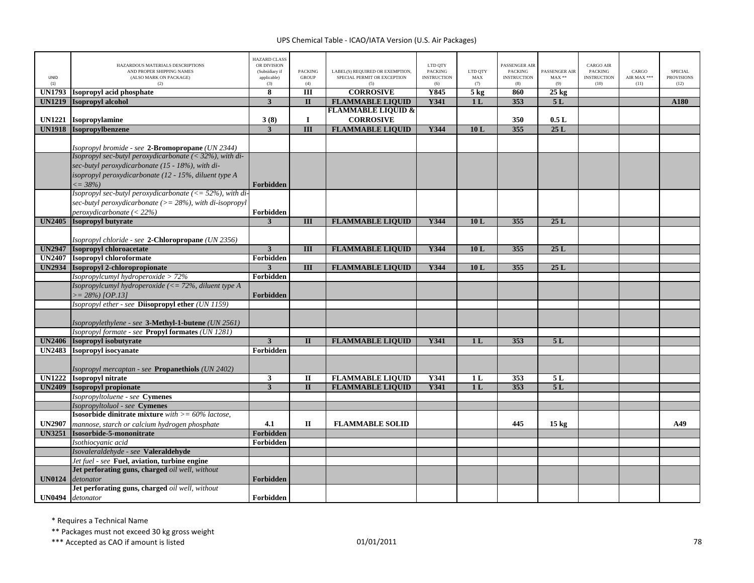UPS Chemical Table - ICAO/IATA Version (U.S. Air Packages)

| UNID (1) | HAZARDOUS MATERIALS DESCRIPTIONS AND PROPER SHIPPING NAMES (ALSO MARK ON PACKAGE) (2) | HAZARD CLASS OR DIVISION (Subsidiary if applicable) (3) | PACKING GROUP (4) | LABEL(S) REQUIRED OR EXEMPTION, SPECIAL PERMIT OR EXCEPTION (5) | LTD QTY PACKING INSTRUCTION (6) | LTD QTY MAX (7) | PASSENGER AIR PACKING INSTRUCTION (8) | PASSENGER AIR MAX ** (9) | CARGO AIR PACKING INSTRUCTION (10) | CARGO AIR MAX *** (11) | SPECIAL PROVISIONS (12) |
|---|---|---|---|---|---|---|---|---|---|---|---|
| **UN1793** | **Isopropyl acid phosphate** | **8** | **III** | **CORROSIVE** | **Y845** | **5 kg** | **860** | **25 kg** | | | |
| **UN1219** | **Isopropyl alcohol** | **3** | **II** | **FLAMMABLE LIQUID** | **Y341** | **1 L** | **353** | **5 L** | | | **A180** |
| **UN1221** | **Isopropylamine** | **3 (8)** | **I** | **FLAMMABLE LIQUID & CORROSIVE** | | | **350** | **0.5 L** | | | |
| **UN1918** | **Isopropylbenzene** | **3** | **III** | **FLAMMABLE LIQUID** | **Y344** | **10 L** | **355** | **25 L** | | | |
| | *Isopropyl bromide - see* **2-Bromopropane** *(UN 2344)* | | | | | | | | | | |
| | *Isopropyl sec-butyl peroxydicarbonate (< 32%), with di-sec-butyl peroxydicarbonate (15 - 18%), with di-isopropyl peroxydicarbonate (12 - 15%, diluent type A <= 38%)* | **Forbidden** | | | | | | | | | |
| | *Isopropyl sec-butyl peroxydicarbonate (<= 52%), with di-sec-butyl peroxydicarbonate (>= 28%), with di-isopropyl peroxydicarbonate (< 22%)* | **Forbidden** | | | | | | | | | |
| **UN2405** | **Isopropyl butyrate** | **3** | **III** | **FLAMMABLE LIQUID** | **Y344** | **10 L** | **355** | **25 L** | | | |
| | *Isopropyl chloride - see* **2-Chloropropane** *(UN 2356)* | | | | | | | | | | |
| **UN2947** | **Isopropyl chloroacetate** | **3** | **III** | **FLAMMABLE LIQUID** | **Y344** | **10 L** | **355** | **25 L** | | | |
| **UN2407** | **Isopropyl chloroformate** | **Forbidden** | | | | | | | | | |
| **UN2934** | **Isopropyl 2-chloropropionate** | **3** | **III** | **FLAMMABLE LIQUID** | **Y344** | **10 L** | **355** | **25 L** | | | |
| | *Isopropylcumyl hydroperoxide > 72%* | **Forbidden** | | | | | | | | | |
| | *Isopropylcumyl hydroperoxide (<= 72%, diluent type A >= 28%) [OP.13]* | **Forbidden** | | | | | | | | | |
| | *Isopropyl ether - see* **Diisopropyl ether** *(UN 1159)* | | | | | | | | | | |
| | *Isopropylethylene - see* **3-Methyl-1-butene** *(UN 2561)* | | | | | | | | | | |
| | *Isopropyl formate - see* **Propyl formates** *(UN 1281)* | | | | | | | | | | |
| **UN2406** | **Isopropyl isobutyrate** | **3** | **II** | **FLAMMABLE LIQUID** | **Y341** | **1 L** | **353** | **5 L** | | | |
| **UN2483** | **Isopropyl isocyanate** | **Forbidden** | | | | | | | | | |
| | *Isopropyl mercaptan - see* **Propanethiols** *(UN 2402)* | | | | | | | | | | |
| **UN1222** | **Isopropyl nitrate** | **3** | **II** | **FLAMMABLE LIQUID** | **Y341** | **1 L** | **353** | **5 L** | | | |
| **UN2409** | **Isopropyl propionate** | **3** | **II** | **FLAMMABLE LIQUID** | **Y341** | **1 L** | **353** | **5 L** | | | |
| | *Isopropyltoluene - see* **Cymenes** | | | | | | | | | | |
| | *Isopropyltoluol - see* **Cymenes** | | | | | | | | | | |
| **UN2907** | **Isosorbide dinitrate mixture** *with >= 60% lactose, mannose, starch or calcium hydrogen phosphate* | **4.1** | **II** | **FLAMMABLE SOLID** | | | **445** | **15 kg** | | | **A49** |
| **UN3251** | **Isosorbide-5-mononitrate** | **Forbidden** | | | | | | | | | |
| | *Isothiocyanic acid* | **Forbidden** | | | | | | | | | |
| | *Isovaleraldehyde - see* **Valeraldehyde** | | | | | | | | | | |
| | *Jet fuel - see* **Fuel, aviation, turbine engine** | | | | | | | | | | |
| **UN0124** | **Jet perforating guns, charged** *oil well, without detonator* | **Forbidden** | | | | | | | | | |
| **UN0494** | **Jet perforating guns, charged** *oil well, without detonator* | **Forbidden** | | | | | | | | | |

\* Requires a Technical Name

** Packages must not exceed 30 kg gross weight

*** Accepted as CAO if amount is listed

01/01/2011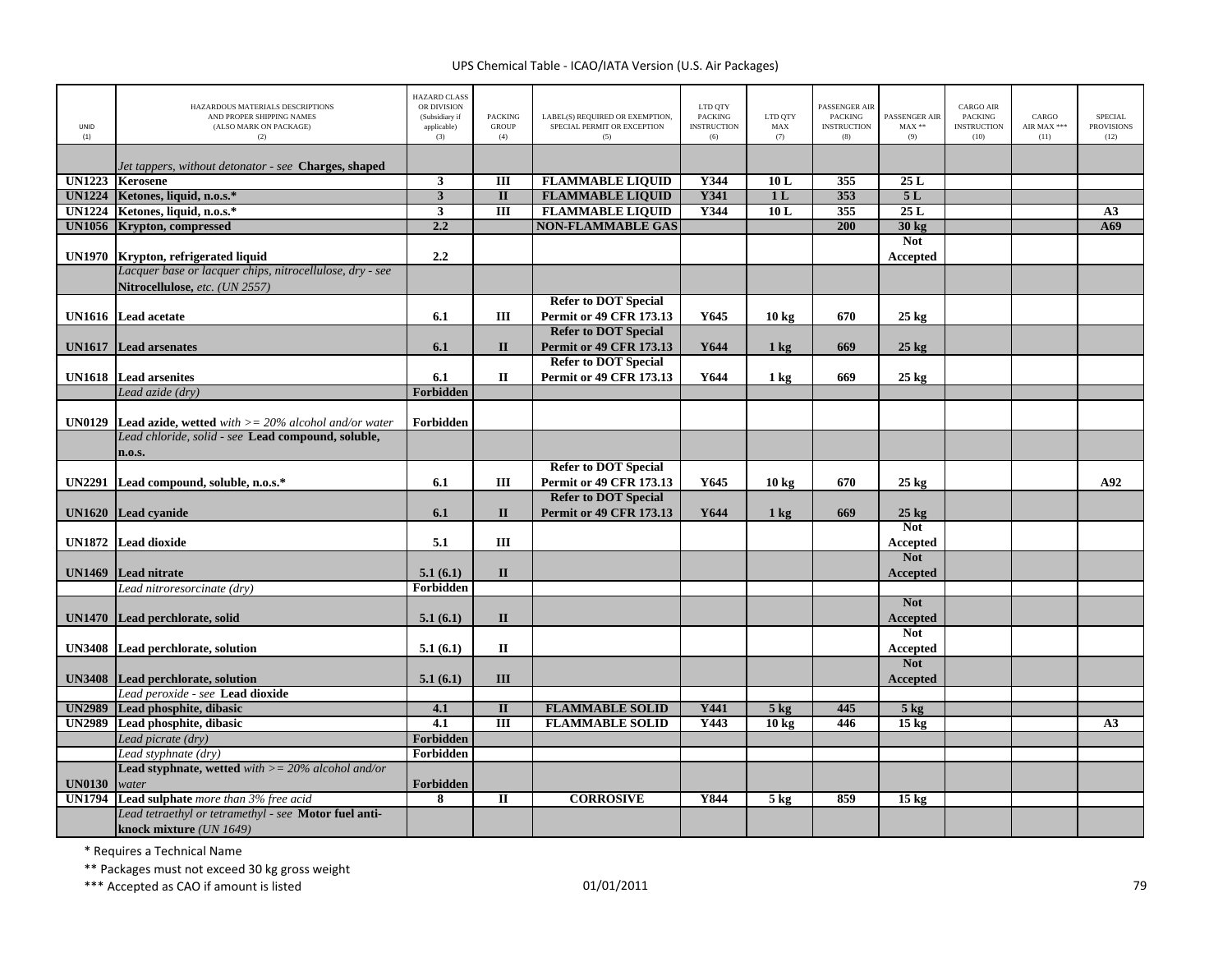| UNID (1) | HAZARDOUS MATERIALS DESCRIPTIONS AND PROPER SHIPPING NAMES (ALSO MARK ON PACKAGE) (2) | HAZARD CLASS OR DIVISION (Subsidiary if applicable) (3) | PACKING GROUP (4) | LABEL(S) REQUIRED OR EXEMPTION, SPECIAL PERMIT OR EXCEPTION (5) | LTD QTY PACKING INSTRUCTION (6) | LTD QTY MAX (7) | PASSENGER AIR PACKING INSTRUCTION (8) | PASSENGER AIR MAX ** (9) | CARGO AIR PACKING INSTRUCTION (10) | CARGO AIR MAX *** (11) | SPECIAL PROVISIONS (12) |
|---|---|---|---|---|---|---|---|---|---|---|---|
| | *Jet tappers, without detonator - see* **Charges, shaped** | | | | | | | | | | |
| **UN1223** | **Kerosene** | **3** | **III** | **FLAMMABLE LIQUID** | **Y344** | **10 L** | **355** | **25 L** | | | |
| **UN1224** | **Ketones, liquid, n.o.s.*** | **3** | **II** | **FLAMMABLE LIQUID** | **Y341** | **1 L** | **353** | **5 L** | | | |
| **UN1224** | **Ketones, liquid, n.o.s.*** | **3** | **III** | **FLAMMABLE LIQUID** | **Y344** | **10 L** | **355** | **25 L** | | | **A3** |
| **UN1056** | **Krypton, compressed** | **2.2** | | **NON-FLAMMABLE GAS** | | | **200** | **30 kg** | | | **A69** |
| **UN1970** | **Krypton, refrigerated liquid** | **2.2** | | | | | | **Not Accepted** | | | |
| | *Lacquer base or lacquer chips, nitrocellulose, dry - see* **Nitrocellulose,** *etc. (UN 2557)* | | | | | | | | | | |
| **UN1616** | **Lead acetate** | **6.1** | **III** | **Refer to DOT Special Permit or 49 CFR 173.13** | **Y645** | **10 kg** | **670** | **25 kg** | | | |
| **UN1617** | **Lead arsenates** | **6.1** | **II** | **Refer to DOT Special Permit or 49 CFR 173.13** | **Y644** | **1 kg** | **669** | **25 kg** | | | |
| **UN1618** | **Lead arsenites** | **6.1** | **II** | **Refer to DOT Special Permit or 49 CFR 173.13** | **Y644** | **1 kg** | **669** | **25 kg** | | | |
| | *Lead azide (dry)* | **Forbidden** | | | | | | | | | |
| **UN0129** | **Lead azide, wetted** *with >= 20% alcohol and/or water* | **Forbidden** | | | | | | | | | |
| | *Lead chloride, solid - see* **Lead compound, soluble, n.o.s.** | | | | | | | | | | |
| **UN2291** | **Lead compound, soluble, n.o.s.*** | **6.1** | **III** | **Refer to DOT Special Permit or 49 CFR 173.13** | **Y645** | **10 kg** | **670** | **25 kg** | | | **A92** |
| **UN1620** | **Lead cyanide** | **6.1** | **II** | **Refer to DOT Special Permit or 49 CFR 173.13** | **Y644** | **1 kg** | **669** | **25 kg** | | | |
| **UN1872** | **Lead dioxide** | **5.1** | **III** | | | | | **Not Accepted** | | | |
| **UN1469** | **Lead nitrate** | **5.1 (6.1)** | **II** | | | | | **Not Accepted** | | | |
| | *Lead nitroresorcinate (dry)* | **Forbidden** | | | | | | | | | |
| **UN1470** | **Lead perchlorate, solid** | **5.1 (6.1)** | **II** | | | | | **Not Accepted** | | | |
| **UN3408** | **Lead perchlorate, solution** | **5.1 (6.1)** | **II** | | | | | **Not Accepted** | | | |
| **UN3408** | **Lead perchlorate, solution** | **5.1 (6.1)** | **III** | | | | | **Not Accepted** | | | |
| | *Lead peroxide - see* **Lead dioxide** | | | | | | | | | | |
| **UN2989** | **Lead phosphite, dibasic** | **4.1** | **II** | **FLAMMABLE SOLID** | **Y441** | **5 kg** | **445** | **5 kg** | | | |
| **UN2989** | **Lead phosphite, dibasic** | **4.1** | **III** | **FLAMMABLE SOLID** | **Y443** | **10 kg** | **446** | **15 kg** | | | **A3** |
| | *Lead picrate (dry)* | **Forbidden** | | | | | | | | | |
| | *Lead styphnate (dry)* | **Forbidden** | | | | | | | | | |
| **UN0130** | **Lead styphnate, wetted** *with >= 20% alcohol and/or water* | **Forbidden** | | | | | | | | | |
| **UN1794** | **Lead sulphate** *more than 3% free acid* | **8** | **II** | **CORROSIVE** | **Y844** | **5 kg** | **859** | **15 kg** | | | |
| | *Lead tetraethyl or tetramethyl - see* **Motor fuel anti-knock mixture** *(UN 1649)* | | | | | | | | | | |

\* Requires a Technical Name

\** Packages must not exceed 30 kg gross weight

\*** Accepted as CAO if amount is listed

01/01/2011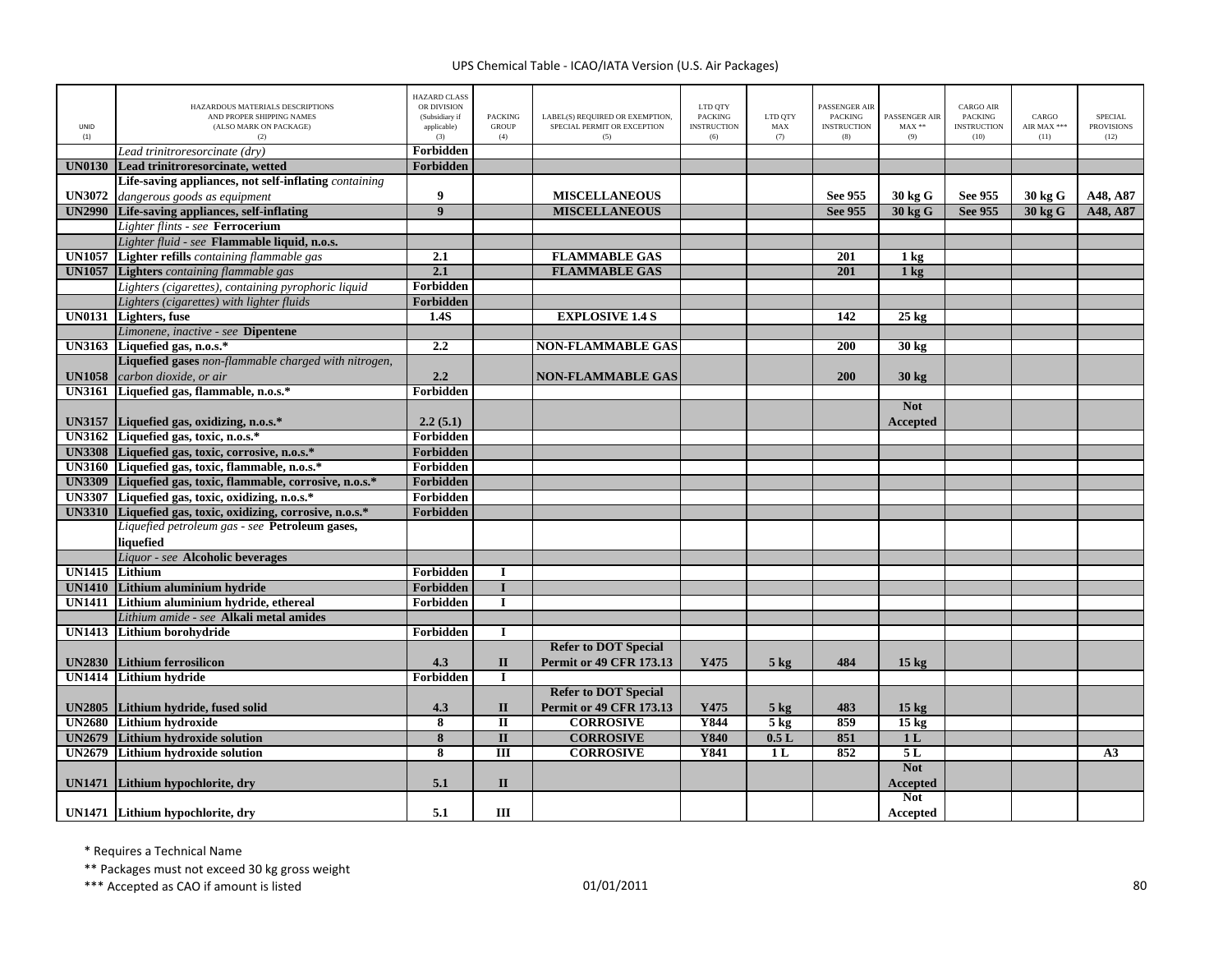UPS Chemical Table - ICAO/IATA Version (U.S. Air Packages)

| UNID (1) | HAZARDOUS MATERIALS DESCRIPTIONS AND PROPER SHIPPING NAMES (ALSO MARK ON PACKAGE) (2) | HAZARD CLASS OR DIVISION (Subsidiary if applicable) (3) | PACKING GROUP (4) | LABEL(S) REQUIRED OR EXEMPTION, SPECIAL PERMIT OR EXCEPTION (5) | LTD QTY PACKING INSTRUCTION (6) | LTD QTY MAX (7) | PASSENGER AIR PACKING INSTRUCTION (8) | PASSENGER AIR MAX ** (9) | CARGO AIR PACKING INSTRUCTION (10) | CARGO AIR MAX *** (11) | SPECIAL PROVISIONS (12) |
|---|---|---|---|---|---|---|---|---|---|---|---|
| | *Lead trinitroresorcinate (dry)* | **Forbidden** | | | | | | | | | |
| **UN0130** | **Lead trinitroresorcinate, wetted** | **Forbidden** | | | | | | | | | |
| **UN3072** | **Life-saving appliances, not self-inflating** *containing dangerous goods as equipment* | **9** | | **MISCELLANEOUS** | | | **See 955** | **30 kg G** | **See 955** | **30 kg G** | **A48, A87** |
| **UN2990** | **Life-saving appliances, self-inflating** | **9** | | **MISCELLANEOUS** | | | **See 955** | **30 kg G** | **See 955** | **30 kg G** | **A48, A87** |
| | *Lighter flints - see* **Ferrocerium** | | | | | | | | | | |
| | *Lighter fluid - see* **Flammable liquid, n.o.s.** | | | | | | | | | | |
| **UN1057** | **Lighter refills** *containing flammable gas* | **2.1** | | **FLAMMABLE GAS** | | | **201** | **1 kg** | | | |
| **UN1057** | **Lighters** *containing flammable gas* | **2.1** | | **FLAMMABLE GAS** | | | **201** | **1 kg** | | | |
| | *Lighters (cigarettes), containing pyrophoric liquid* | **Forbidden** | | | | | | | | | |
| | *Lighters (cigarettes) with lighter fluids* | **Forbidden** | | | | | | | | | |
| **UN0131** | **Lighters, fuse** | **1.4S** | | **EXPLOSIVE 1.4 S** | | | **142** | **25 kg** | | | |
| | *Limonene, inactive - see* **Dipentene** | | | | | | | | | | |
| **UN3163** | **Liquefied gas, n.o.s.*** | **2.2** | | **NON-FLAMMABLE GAS** | | | **200** | **30 kg** | | | |
| **UN1058** | **Liquefied gases** *non-flammable charged with nitrogen, carbon dioxide, or air* | **2.2** | | **NON-FLAMMABLE GAS** | | | **200** | **30 kg** | | | |
| **UN3161** | **Liquefied gas, flammable, n.o.s.*** | **Forbidden** | | | | | | | | | |
| **UN3157** | **Liquefied gas, oxidizing, n.o.s.*** | **2.2 (5.1)** | | | | | | **Not Accepted** | | | |
| **UN3162** | **Liquefied gas, toxic, n.o.s.*** | **Forbidden** | | | | | | | | | |
| **UN3308** | **Liquefied gas, toxic, corrosive, n.o.s.*** | **Forbidden** | | | | | | | | | |
| **UN3160** | **Liquefied gas, toxic, flammable, n.o.s.*** | **Forbidden** | | | | | | | | | |
| **UN3309** | **Liquefied gas, toxic, flammable, corrosive, n.o.s.*** | **Forbidden** | | | | | | | | | |
| **UN3307** | **Liquefied gas, toxic, oxidizing, n.o.s.*** | **Forbidden** | | | | | | | | | |
| **UN3310** | **Liquefied gas, toxic, oxidizing, corrosive, n.o.s.*** | **Forbidden** | | | | | | | | | |
| | *Liquefied petroleum gas - see* **Petroleum gases, liquefied** | | | | | | | | | | |
| | *Liquor - see* **Alcoholic beverages** | | | | | | | | | | |
| **UN1415** | **Lithium** | **Forbidden** | **I** | | | | | | | | |
| **UN1410** | **Lithium aluminium hydride** | **Forbidden** | **I** | | | | | | | | |
| **UN1411** | **Lithium aluminium hydride, ethereal** | **Forbidden** | **I** | | | | | | | | |
| | *Lithium amide - see* **Alkali metal amides** | | | | | | | | | | |
| **UN1413** | **Lithium borohydride** | **Forbidden** | **I** | | | | | | | | |
| **UN2830** | **Lithium ferrosilicon** | **4.3** | **II** | **Refer to DOT Special Permit or 49 CFR 173.13** | **Y475** | **5 kg** | **484** | **15 kg** | | | |
| **UN1414** | **Lithium hydride** | **Forbidden** | **I** | | | | | | | | |
| **UN2805** | **Lithium hydride, fused solid** | **4.3** | **II** | **Refer to DOT Special Permit or 49 CFR 173.13** | **Y475** | **5 kg** | **483** | **15 kg** | | | |
| **UN2680** | **Lithium hydroxide** | **8** | **II** | **CORROSIVE** | **Y844** | **5 kg** | **859** | **15 kg** | | | |
| **UN2679** | **Lithium hydroxide solution** | **8** | **II** | **CORROSIVE** | **Y840** | **0.5 L** | **851** | **1 L** | | | |
| **UN2679** | **Lithium hydroxide solution** | **8** | **III** | **CORROSIVE** | **Y841** | **1 L** | **852** | **5 L** | | | **A3** |
| **UN1471** | **Lithium hypochlorite, dry** | **5.1** | **II** | | | | | **Not Accepted** | | | |
| **UN1471** | **Lithium hypochlorite, dry** | **5.1** | **III** | | | | | **Not Accepted** | | | |

\* Requires a Technical Name

\*\* Packages must not exceed 30 kg gross weight

\*\*\* Accepted as CAO if amount is listed

01/01/2011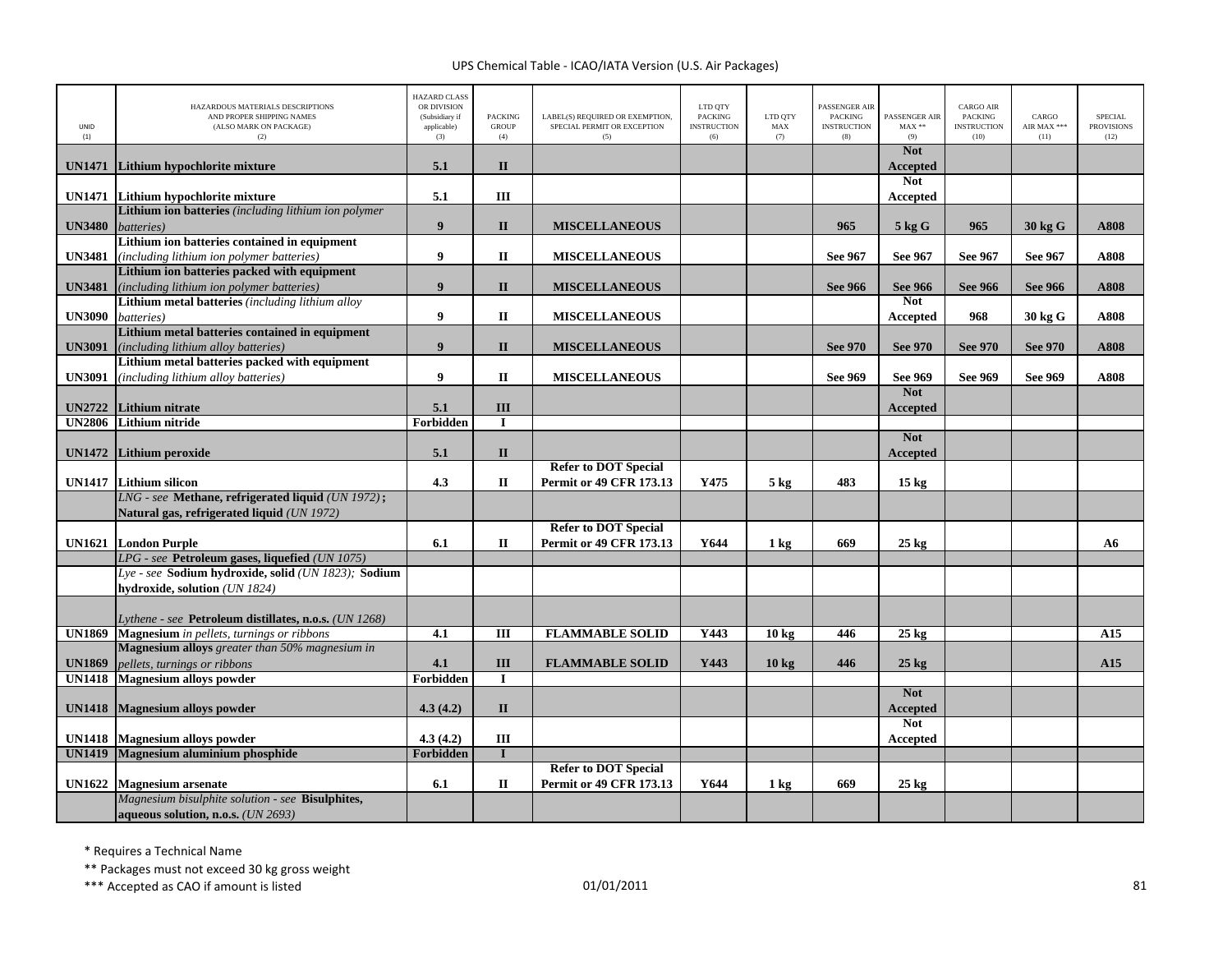# UPS Chemical Table - ICAO/IATA Version (U.S. Air Packages)

| UNID (1) | HAZARDOUS MATERIALS DESCRIPTIONS AND PROPER SHIPPING NAMES (ALSO MARK ON PACKAGE) (2) | HAZARD CLASS OR DIVISION (Subsidiary if applicable) (3) | PACKING GROUP (4) | LABEL(S) REQUIRED OR EXEMPTION, SPECIAL PERMIT OR EXCEPTION (5) | LTD QTY PACKING INSTRUCTION (6) | LTD QTY MAX (7) | PASSENGER AIR PACKING INSTRUCTION (8) | PASSENGER AIR MAX ** (9) | CARGO AIR PACKING INSTRUCTION (10) | CARGO AIR MAX *** (11) | SPECIAL PROVISIONS (12) |
|---|---|---|---|---|---|---|---|---|---|---|---|
| **UN1471** | **Lithium hypochlorite mixture** | **5.1** | **II** | | | | | **Not Accepted** | | | |
| **UN1471** | **Lithium hypochlorite mixture** | **5.1** | **III** | | | | | **Not Accepted** | | | |
| **UN3480** | **Lithium ion batteries** *(including lithium ion polymer batteries)* | **9** | **II** | **MISCELLANEOUS** | | | **965** | **5 kg G** | **965** | **30 kg G** | **A808** |
| **UN3481** | **Lithium ion batteries contained in equipment** *(including lithium ion polymer batteries)* | **9** | **II** | **MISCELLANEOUS** | | | **See 967** | **See 967** | **See 967** | **See 967** | **A808** |
| **UN3481** | **Lithium ion batteries packed with equipment** *(including lithium ion polymer batteries)* | **9** | **II** | **MISCELLANEOUS** | | | **See 966** | **See 966** | **See 966** | **See 966** | **A808** |
| **UN3090** | **Lithium metal batteries** *(including lithium alloy batteries)* | **9** | **II** | **MISCELLANEOUS** | | | | **Not Accepted** | **968** | **30 kg G** | **A808** |
| **UN3091** | **Lithium metal batteries contained in equipment** *(including lithium alloy batteries)* | **9** | **II** | **MISCELLANEOUS** | | | **See 970** | **See 970** | **See 970** | **See 970** | **A808** |
| **UN3091** | **Lithium metal batteries packed with equipment** *(including lithium alloy batteries)* | **9** | **II** | **MISCELLANEOUS** | | | **See 969** | **See 969** | **See 969** | **See 969** | **A808** |
| **UN2722** | **Lithium nitrate** | **5.1** | **III** | | | | | **Not Accepted** | | | |
| **UN2806** | **Lithium nitride** | **Forbidden** | **I** | | | | | | | | |
| **UN1472** | **Lithium peroxide** | **5.1** | **II** | | | | | **Not Accepted** | | | |
| **UN1417** | **Lithium silicon** | **4.3** | **II** | **Refer to DOT Special Permit or 49 CFR 173.13** | **Y475** | **5 kg** | **483** | **15 kg** | | | |
| | *LNG - see* **Methane, refrigerated liquid** *(UN 1972)*; **Natural gas, refrigerated liquid** *(UN 1972)* | | | | | | | | | | |
| **UN1621** | **London Purple** | **6.1** | **II** | **Refer to DOT Special Permit or 49 CFR 173.13** | **Y644** | **1 kg** | **669** | **25 kg** | | | **A6** |
| | *LPG - see* **Petroleum gases, liquefied** *(UN 1075)* | | | | | | | | | | |
| | *Lye - see* **Sodium hydroxide, solid** *(UN 1823)*; **Sodium hydroxide, solution** *(UN 1824)* | | | | | | | | | | |
| | *Lythene - see* **Petroleum distillates, n.o.s.** *(UN 1268)* | | | | | | | | | | |
| **UN1869** | **Magnesium** *in pellets, turnings or ribbons* | **4.1** | **III** | **FLAMMABLE SOLID** | **Y443** | **10 kg** | **446** | **25 kg** | | | **A15** |
| **UN1869** | **Magnesium alloys** *greater than 50% magnesium in pellets, turnings or ribbons* | **4.1** | **III** | **FLAMMABLE SOLID** | **Y443** | **10 kg** | **446** | **25 kg** | | | **A15** |
| **UN1418** | **Magnesium alloys powder** | **Forbidden** | **I** | | | | | | | | |
| **UN1418** | **Magnesium alloys powder** | **4.3 (4.2)** | **II** | | | | | **Not Accepted** | | | |
| **UN1418** | **Magnesium alloys powder** | **4.3 (4.2)** | **III** | | | | | **Not Accepted** | | | |
| **UN1419** | **Magnesium aluminium phosphide** | **Forbidden** | **I** | | | | | | | | |
| **UN1622** | **Magnesium arsenate** | **6.1** | **II** | **Refer to DOT Special Permit or 49 CFR 173.13** | **Y644** | **1 kg** | **669** | **25 kg** | | | |
| | *Magnesium bisulphite solution - see* **Bisulphites, aqueous solution, n.o.s.** *(UN 2693)* | | | | | | | | | | |

\* Requires a Technical Name

\*\* Packages must not exceed 30 kg gross weight

\*\*\* Accepted as CAO if amount is listed

01/01/2011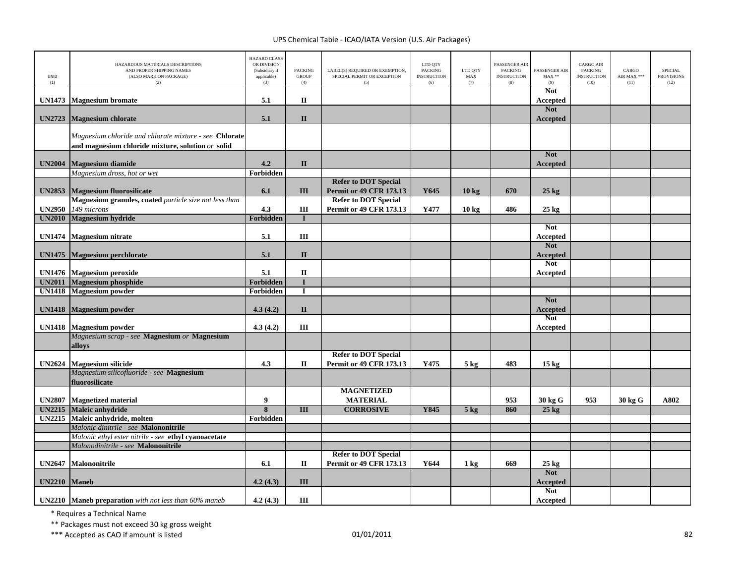# UPS Chemical Table - ICAO/IATA Version (U.S. Air Packages)

| UNID (1) | HAZARDOUS MATERIALS DESCRIPTIONS AND PROPER SHIPPING NAMES (ALSO MARK ON PACKAGE) (2) | HAZARD CLASS OR DIVISION (Subsidiary if applicable) (3) | PACKING GROUP (4) | LABEL(S) REQUIRED OR EXEMPTION, SPECIAL PERMIT OR EXCEPTION (5) | LTD QTY PACKING INSTRUCTION (6) | LTD QTY MAX (7) | PASSENGER AIR PACKING INSTRUCTION (8) | PASSENGER AIR MAX ** (9) | CARGO AIR PACKING INSTRUCTION (10) | CARGO AIR MAX *** (11) | SPECIAL PROVISIONS (12) |
|---|---|---|---|---|---|---|---|---|---|---|---|
| UN1473 | **Magnesium bromate** | 5.1 | II | | | | | Not Accepted | | | |
| UN2723 | **Magnesium chlorate** | 5.1 | II | | | | | Not Accepted | | | |
| | *Magnesium chloride and chlorate mixture - see* **Chlorate and magnesium chloride mixture, solution** *or* **solid** | | | | | | | | | | |
| UN2004 | **Magnesium diamide** | 4.2 | II | | | | | Not Accepted | | | |
| | *Magnesium dross, hot or wet* | Forbidden | | | | | | | | | |
| UN2853 | **Magnesium fluorosilicate** | 6.1 | III | Refer to DOT Special Permit or 49 CFR 173.13 | Y645 | 10 kg | 670 | 25 kg | | | |
| UN2950 | **Magnesium granules, coated** *particle size not less than 149 microns* | 4.3 | III | Refer to DOT Special Permit or 49 CFR 173.13 | Y477 | 10 kg | 486 | 25 kg | | | |
| UN2010 | **Magnesium hydride** | Forbidden | I | | | | | | | | |
| UN1474 | **Magnesium nitrate** | 5.1 | III | | | | | Not Accepted | | | |
| UN1475 | **Magnesium perchlorate** | 5.1 | II | | | | | Not Accepted | | | |
| UN1476 | **Magnesium peroxide** | 5.1 | II | | | | | Not Accepted | | | |
| UN2011 | **Magnesium phosphide** | Forbidden | I | | | | | | | | |
| UN1418 | **Magnesium powder** | Forbidden | I | | | | | | | | |
| UN1418 | **Magnesium powder** | 4.3 (4.2) | II | | | | | Not Accepted | | | |
| UN1418 | **Magnesium powder** | 4.3 (4.2) | III | | | | | Not Accepted | | | |
| | *Magnesium scrap - see* **Magnesium** *or* **Magnesium alloys** | | | | | | | | | | |
| UN2624 | **Magnesium silicide** | 4.3 | II | Refer to DOT Special Permit or 49 CFR 173.13 | Y475 | 5 kg | 483 | 15 kg | | | |
| | *Magnesium silicofluoride - see* **Magnesium fluorosilicate** | | | | | | | | | | |
| UN2807 | **Magnetized material** | 9 | | MAGNETIZED MATERIAL | | | 953 | 30 kg G | 953 | 30 kg G | A802 |
| UN2215 | **Maleic anhydride** | 8 | III | CORROSIVE | Y845 | 5 kg | 860 | 25 kg | | | |
| UN2215 | **Maleic anhydride, molten** | Forbidden | | | | | | | | | |
| | *Malonic dinitrile - see* **Malononitrile** | | | | | | | | | | |
| | *Malonic ethyl ester nitrile - see* **ethyl cyanoacetate** | | | | | | | | | | |
| | *Malonodinitrile - see* **Malononitrile** | | | | | | | | | | |
| UN2647 | **Malononitrile** | 6.1 | II | Refer to DOT Special Permit or 49 CFR 173.13 | Y644 | 1 kg | 669 | 25 kg | | | |
| UN2210 | **Maneb** | 4.2 (4.3) | III | | | | | Not Accepted | | | |
| UN2210 | **Maneb preparation** *with not less than 60% maneb* | 4.2 (4.3) | III | | | | | Not Accepted | | | |

\* Requires a Technical Name

\*\* Packages must not exceed 30 kg gross weight

\*\*\* Accepted as CAO if amount is listed

01/01/2011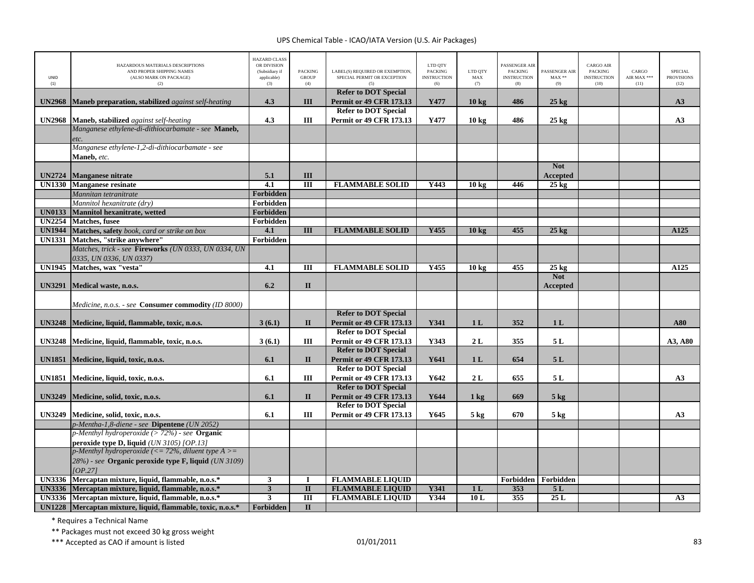# UPS Chemical Table - ICAO/IATA Version (U.S. Air Packages)

| UNID (1) | HAZARDOUS MATERIALS DESCRIPTIONS AND PROPER SHIPPING NAMES (ALSO MARK ON PACKAGE) (2) | HAZARD CLASS OR DIVISION (Subsidiary if applicable) (3) | PACKING GROUP (4) | LABEL(S) REQUIRED OR EXEMPTION, SPECIAL PERMIT OR EXCEPTION (5) | LTD QTY PACKING INSTRUCTION (6) | LTD QTY MAX (7) | PASSENGER AIR PACKING INSTRUCTION (8) | PASSENGER AIR MAX ** (9) | CARGO AIR PACKING INSTRUCTION (10) | CARGO AIR MAX *** (11) | SPECIAL PROVISIONS (12) |
|---|---|---|---|---|---|---|---|---|---|---|---|
| **UN2968** | **Maneb preparation, stabilized** *against self-heating* | **4.3** | **III** | **Refer to DOT Special Permit or 49 CFR 173.13** | **Y477** | **10 kg** | **486** | **25 kg** | | | **A3** |
| **UN2968** | **Maneb, stabilized** *against self-heating* | **4.3** | **III** | **Refer to DOT Special Permit or 49 CFR 173.13** | **Y477** | **10 kg** | **486** | **25 kg** | | | **A3** |
| | *Manganese ethylene-di-dithiocarbamate - see* **Maneb,** *etc.* | | | | | | | | | | |
| | *Manganese ethylene-1,2-di-dithiocarbamate - see* **Maneb,** *etc.* | | | | | | | | | | |
| **UN2724** | **Manganese nitrate** | **5.1** | **III** | | | | | **Not Accepted** | | | |
| **UN1330** | **Manganese resinate** | **4.1** | **III** | **FLAMMABLE SOLID** | **Y443** | **10 kg** | **446** | **25 kg** | | | |
| | *Mannitan tetranitrate* | **Forbidden** | | | | | | | | | |
| | *Mannitol hexanitrate (dry)* | **Forbidden** | | | | | | | | | |
| **UN0133** | **Mannitol hexanitrate, wetted** | **Forbidden** | | | | | | | | | |
| **UN2254** | **Matches, fusee** | **Forbidden** | | | | | | | | | |
| **UN1944** | **Matches, safety** *book, card or strike on box* | **4.1** | **III** | **FLAMMABLE SOLID** | **Y455** | **10 kg** | **455** | **25 kg** | | | **A125** |
| **UN1331** | **Matches, "strike anywhere"** | **Forbidden** | | | | | | | | | |
| | *Matches, trick - see* **Fireworks** *(UN 0333, UN 0334, UN 0335, UN 0336, UN 0337)* | | | | | | | | | | |
| **UN1945** | **Matches, wax "vesta"** | **4.1** | **III** | **FLAMMABLE SOLID** | **Y455** | **10 kg** | **455** | **25 kg** | | | **A125** |
| **UN3291** | **Medical waste, n.o.s.** | **6.2** | **II** | | | | | **Not Accepted** | | | |
| | *Medicine, n.o.s. - see* **Consumer commodity** *(ID 8000)* | | | | | | | | | | |
| **UN3248** | **Medicine, liquid, flammable, toxic, n.o.s.** | **3 (6.1)** | **II** | **Refer to DOT Special Permit or 49 CFR 173.13** | **Y341** | **1 L** | **352** | **1 L** | | | **A80** |
| **UN3248** | **Medicine, liquid, flammable, toxic, n.o.s.** | **3 (6.1)** | **III** | **Refer to DOT Special Permit or 49 CFR 173.13** | **Y343** | **2 L** | **355** | **5 L** | | | **A3, A80** |
| **UN1851** | **Medicine, liquid, toxic, n.o.s.** | **6.1** | **II** | **Refer to DOT Special Permit or 49 CFR 173.13** | **Y641** | **1 L** | **654** | **5 L** | | | |
| **UN1851** | **Medicine, liquid, toxic, n.o.s.** | **6.1** | **III** | **Refer to DOT Special Permit or 49 CFR 173.13** | **Y642** | **2 L** | **655** | **5 L** | | | **A3** |
| **UN3249** | **Medicine, solid, toxic, n.o.s.** | **6.1** | **II** | **Refer to DOT Special Permit or 49 CFR 173.13** | **Y644** | **1 kg** | **669** | **5 kg** | | | |
| **UN3249** | **Medicine, solid, toxic, n.o.s.** | **6.1** | **III** | **Refer to DOT Special Permit or 49 CFR 173.13** | **Y645** | **5 kg** | **670** | **5 kg** | | | **A3** |
| | *p-Mentha-1,8-diene - see* **Dipentene** *(UN 2052)* | | | | | | | | | | |
| | *p-Menthyl hydroperoxide (> 72%) - see* **Organic peroxide type D, liquid** *(UN 3105) [OP.13]* | | | | | | | | | | |
| | *p-Menthyl hydroperoxide (<= 72%, diluent type A >= 28%) - see* **Organic peroxide type F, liquid** *(UN 3109) [OP.27]* | | | | | | | | | | |
| **UN3336** | **Mercaptan mixture, liquid, flammable, n.o.s.*** | **3** | **I** | **FLAMMABLE LIQUID** | | | **Forbidden** | **Forbidden** | | | |
| **UN3336** | **Mercaptan mixture, liquid, flammable, n.o.s.*** | **3** | **II** | **FLAMMABLE LIQUID** | **Y341** | **1 L** | **353** | **5 L** | | | |
| **UN3336** | **Mercaptan mixture, liquid, flammable, n.o.s.*** | **3** | **III** | **FLAMMABLE LIQUID** | **Y344** | **10 L** | **355** | **25 L** | | | **A3** |
| **UN1228** | **Mercaptan mixture, liquid, flammable, toxic, n.o.s.*** | **Forbidden** | **II** | | | | | | | | |

\* Requires a Technical Name

\** Packages must not exceed 30 kg gross weight

\*** Accepted as CAO if amount is listed

01/01/2011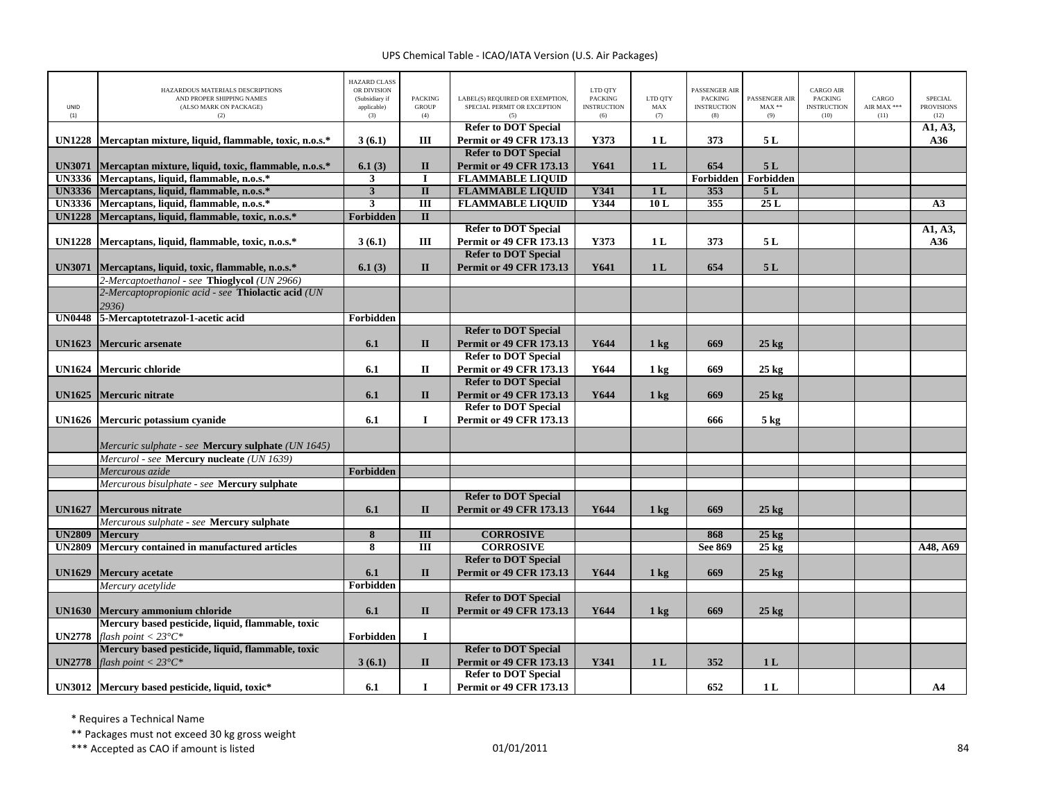| UNID (1) | HAZARDOUS MATERIALS DESCRIPTIONS AND PROPER SHIPPING NAMES (ALSO MARK ON PACKAGE) (2) | HAZARD CLASS OR DIVISION (Subsidiary if applicable) (3) | PACKING GROUP (4) | LABEL(S) REQUIRED OR EXEMPTION, SPECIAL PERMIT OR EXCEPTION (5) | LTD QTY PACKING INSTRUCTION (6) | LTD QTY MAX (7) | PASSENGER AIR PACKING INSTRUCTION (8) | PASSENGER AIR MAX ** (9) | CARGO AIR PACKING INSTRUCTION (10) | CARGO AIR MAX *** (11) | SPECIAL PROVISIONS (12) |
|---|---|---|---|---|---|---|---|---|---|---|---|
| **UN1228** | **Mercaptan mixture, liquid, flammable, toxic, n.o.s.*** | **3 (6.1)** | **III** | **Refer to DOT Special Permit or 49 CFR 173.13** | **Y373** | **1 L** | **373** | **5 L** | | | **A1, A3, A36** |
| **UN3071** | **Mercaptan mixture, liquid, toxic, flammable, n.o.s.*** | **6.1 (3)** | **II** | **Refer to DOT Special Permit or 49 CFR 173.13** | **Y641** | **1 L** | **654** | **5 L** | | | |
| **UN3336** | **Mercaptans, liquid, flammable, n.o.s.*** | **3** | **I** | **FLAMMABLE LIQUID** | | | **Forbidden** | **Forbidden** | | | |
| **UN3336** | **Mercaptans, liquid, flammable, n.o.s.*** | **3** | **II** | **FLAMMABLE LIQUID** | **Y341** | **1 L** | **353** | **5 L** | | | |
| **UN3336** | **Mercaptans, liquid, flammable, n.o.s.*** | **3** | **III** | **FLAMMABLE LIQUID** | **Y344** | **10 L** | **355** | **25 L** | | | **A3** |
| **UN1228** | **Mercaptans, liquid, flammable, toxic, n.o.s.*** | **Forbidden** | **II** | | | | | | | | |
| **UN1228** | **Mercaptans, liquid, flammable, toxic, n.o.s.*** | **3 (6.1)** | **III** | **Refer to DOT Special Permit or 49 CFR 173.13** | **Y373** | **1 L** | **373** | **5 L** | | | **A1, A3, A36** |
| **UN3071** | **Mercaptans, liquid, toxic, flammable, n.o.s.*** | **6.1 (3)** | **II** | **Refer to DOT Special Permit or 49 CFR 173.13** | **Y641** | **1 L** | **654** | **5 L** | | | |
| | *2-Mercaptoethanol - see* **Thioglycol** *(UN 2966)* | | | | | | | | | | |
| | *2-Mercaptopropionic acid - see* **Thiolactic acid** *(UN 2936)* | | | | | | | | | | |
| **UN0448** | **5-Mercaptotetrazol-1-acetic acid** | **Forbidden** | | | | | | | | | |
| **UN1623** | **Mercuric arsenate** | **6.1** | **II** | **Refer to DOT Special Permit or 49 CFR 173.13** | **Y644** | **1 kg** | **669** | **25 kg** | | | |
| **UN1624** | **Mercuric chloride** | **6.1** | **II** | **Refer to DOT Special Permit or 49 CFR 173.13** | **Y644** | **1 kg** | **669** | **25 kg** | | | |
| **UN1625** | **Mercuric nitrate** | **6.1** | **II** | **Refer to DOT Special Permit or 49 CFR 173.13** | **Y644** | **1 kg** | **669** | **25 kg** | | | |
| **UN1626** | **Mercuric potassium cyanide** | **6.1** | **I** | **Refer to DOT Special Permit or 49 CFR 173.13** | | | **666** | **5 kg** | | | |
| | *Mercuric sulphate - see* **Mercury sulphate** *(UN 1645)* | | | | | | | | | | |
| | *Mercurol - see* **Mercury nucleate** *(UN 1639)* | | | | | | | | | | |
| | *Mercurous azide* | **Forbidden** | | | | | | | | | |
| | *Mercurous bisulphate - see* **Mercury sulphate** | | | | | | | | | | |
| **UN1627** | **Mercurous nitrate** | **6.1** | **II** | **Refer to DOT Special Permit or 49 CFR 173.13** | **Y644** | **1 kg** | **669** | **25 kg** | | | |
| | *Mercurous sulphate - see* **Mercury sulphate** | | | | | | | | | | |
| **UN2809** | **Mercury** | **8** | **III** | **CORROSIVE** | | | **868** | **25 kg** | | | |
| **UN2809** | **Mercury contained in manufactured articles** | **8** | **III** | **CORROSIVE** | | | **See 869** | **25 kg** | | | **A48, A69** |
| **UN1629** | **Mercury acetate** | **6.1** | **II** | **Refer to DOT Special Permit or 49 CFR 173.13** | **Y644** | **1 kg** | **669** | **25 kg** | | | |
| | *Mercury acetylide* | **Forbidden** | | | | | | | | | |
| **UN1630** | **Mercury ammonium chloride** | **6.1** | **II** | **Refer to DOT Special Permit or 49 CFR 173.13** | **Y644** | **1 kg** | **669** | **25 kg** | | | |
| **UN2778** | **Mercury based pesticide, liquid, flammable, toxic** *flash point < 23°C** | **Forbidden** | **I** | | | | | | | | |
| **UN2778** | **Mercury based pesticide, liquid, flammable, toxic** *flash point < 23°C** | **3 (6.1)** | **II** | **Refer to DOT Special Permit or 49 CFR 173.13** | **Y341** | **1 L** | **352** | **1 L** | | | |
| **UN3012** | **Mercury based pesticide, liquid, toxic*** | **6.1** | **I** | **Refer to DOT Special Permit or 49 CFR 173.13** | | | **652** | **1 L** | | | **A4** |

\* Requires a Technical Name

\*\* Packages must not exceed 30 kg gross weight

\*\*\* Accepted as CAO if amount is listed

01/01/2011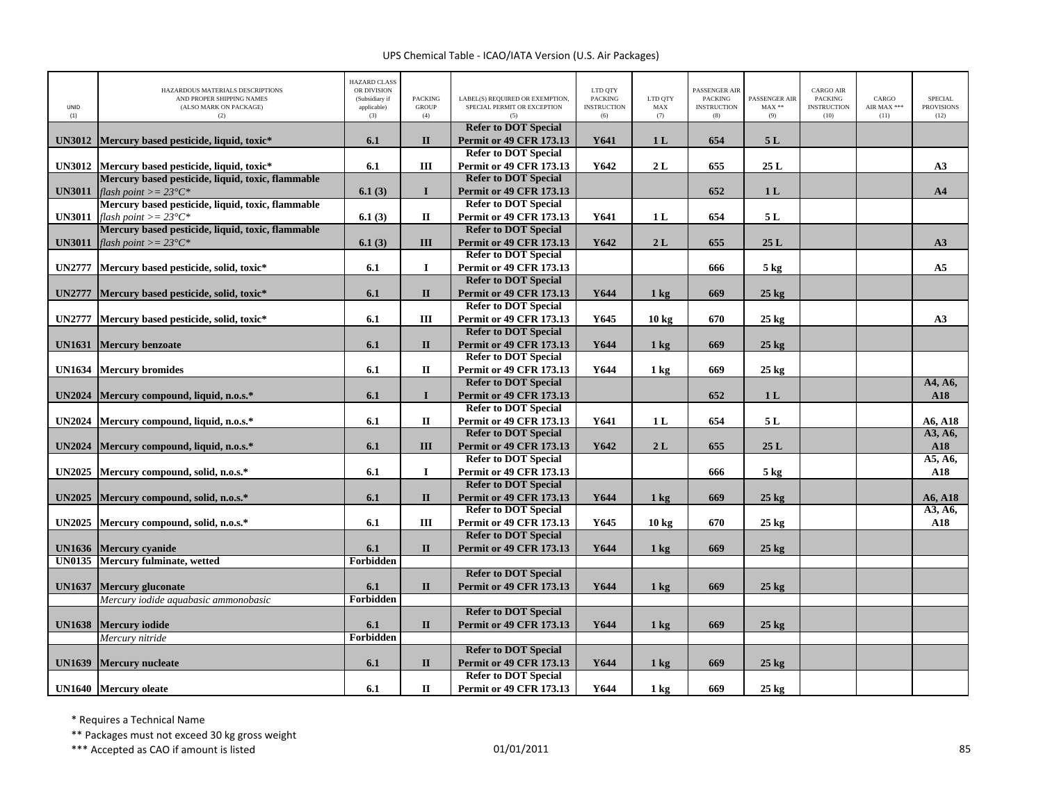UPS Chemical Table - ICAO/IATA Version (U.S. Air Packages)

| UNID (1) | HAZARDOUS MATERIALS DESCRIPTIONS AND PROPER SHIPPING NAMES (ALSO MARK ON PACKAGE) (2) | HAZARD CLASS OR DIVISION (Subsidiary if applicable) (3) | PACKING GROUP (4) | LABEL(S) REQUIRED OR EXEMPTION, SPECIAL PERMIT OR EXCEPTION (5) | LTD QTY PACKING INSTRUCTION (6) | LTD QTY MAX (7) | PASSENGER AIR PACKING INSTRUCTION (8) | PASSENGER AIR MAX ** (9) | CARGO AIR PACKING INSTRUCTION (10) | CARGO AIR MAX *** (11) | SPECIAL PROVISIONS (12) |
|---|---|---|---|---|---|---|---|---|---|---|---|
| **UN3012** | **Mercury based pesticide, liquid, toxic*** | **6.1** | **II** | **Refer to DOT Special Permit or 49 CFR 173.13** | **Y641** | **1 L** | **654** | **5 L** | | | |
| **UN3012** | **Mercury based pesticide, liquid, toxic*** | **6.1** | **III** | **Refer to DOT Special Permit or 49 CFR 173.13** | **Y642** | **2 L** | **655** | **25 L** | | | **A3** |
| **UN3011** | **Mercury based pesticide, liquid, toxic, flammable** *flash point >= 23°C** | **6.1 (3)** | **I** | **Refer to DOT Special Permit or 49 CFR 173.13** | | | **652** | **1 L** | | | **A4** |
| **UN3011** | **Mercury based pesticide, liquid, toxic, flammable** *flash point >= 23°C** | **6.1 (3)** | **II** | **Refer to DOT Special Permit or 49 CFR 173.13** | **Y641** | **1 L** | **654** | **5 L** | | | |
| **UN3011** | **Mercury based pesticide, liquid, toxic, flammable** *flash point >= 23°C** | **6.1 (3)** | **III** | **Refer to DOT Special Permit or 49 CFR 173.13** | **Y642** | **2 L** | **655** | **25 L** | | | **A3** |
| **UN2777** | **Mercury based pesticide, solid, toxic*** | **6.1** | **I** | **Refer to DOT Special Permit or 49 CFR 173.13** | | | **666** | **5 kg** | | | **A5** |
| **UN2777** | **Mercury based pesticide, solid, toxic*** | **6.1** | **II** | **Refer to DOT Special Permit or 49 CFR 173.13** | **Y644** | **1 kg** | **669** | **25 kg** | | | |
| **UN2777** | **Mercury based pesticide, solid, toxic*** | **6.1** | **III** | **Refer to DOT Special Permit or 49 CFR 173.13** | **Y645** | **10 kg** | **670** | **25 kg** | | | **A3** |
| **UN1631** | **Mercury benzoate** | **6.1** | **II** | **Refer to DOT Special Permit or 49 CFR 173.13** | **Y644** | **1 kg** | **669** | **25 kg** | | | |
| **UN1634** | **Mercury bromides** | **6.1** | **II** | **Refer to DOT Special Permit or 49 CFR 173.13** | **Y644** | **1 kg** | **669** | **25 kg** | | | |
| **UN2024** | **Mercury compound, liquid, n.o.s.*** | **6.1** | **I** | **Refer to DOT Special Permit or 49 CFR 173.13** | | | **652** | **1 L** | | | **A4, A6, A18** |
| **UN2024** | **Mercury compound, liquid, n.o.s.*** | **6.1** | **II** | **Refer to DOT Special Permit or 49 CFR 173.13** | **Y641** | **1 L** | **654** | **5 L** | | | **A6, A18** |
| **UN2024** | **Mercury compound, liquid, n.o.s.*** | **6.1** | **III** | **Refer to DOT Special Permit or 49 CFR 173.13** | **Y642** | **2 L** | **655** | **25 L** | | | **A3, A6, A18** |
| **UN2025** | **Mercury compound, solid, n.o.s.*** | **6.1** | **I** | **Refer to DOT Special Permit or 49 CFR 173.13** | | | **666** | **5 kg** | | | **A5, A6, A18** |
| **UN2025** | **Mercury compound, solid, n.o.s.*** | **6.1** | **II** | **Refer to DOT Special Permit or 49 CFR 173.13** | **Y644** | **1 kg** | **669** | **25 kg** | | | **A6, A18** |
| **UN2025** | **Mercury compound, solid, n.o.s.*** | **6.1** | **III** | **Refer to DOT Special Permit or 49 CFR 173.13** | **Y645** | **10 kg** | **670** | **25 kg** | | | **A3, A6, A18** |
| **UN1636** | **Mercury cyanide** | **6.1** | **II** | **Refer to DOT Special Permit or 49 CFR 173.13** | **Y644** | **1 kg** | **669** | **25 kg** | | | |
| **UN0135** | **Mercury fulminate, wetted** | **Forbidden** | | | | | | | | | |
| **UN1637** | **Mercury gluconate** | **6.1** | **II** | **Refer to DOT Special Permit or 49 CFR 173.13** | **Y644** | **1 kg** | **669** | **25 kg** | | | |
| | *Mercury iodide aquabasic ammonobasic* | **Forbidden** | | | | | | | | | |
| **UN1638** | **Mercury iodide** | **6.1** | **II** | **Refer to DOT Special Permit or 49 CFR 173.13** | **Y644** | **1 kg** | **669** | **25 kg** | | | |
| | *Mercury nitride* | **Forbidden** | | | | | | | | | |
| **UN1639** | **Mercury nucleate** | **6.1** | **II** | **Refer to DOT Special Permit or 49 CFR 173.13** | **Y644** | **1 kg** | **669** | **25 kg** | | | |
| **UN1640** | **Mercury oleate** | **6.1** | **II** | **Refer to DOT Special Permit or 49 CFR 173.13** | **Y644** | **1 kg** | **669** | **25 kg** | | | |

\* Requires a Technical Name

\*\* Packages must not exceed 30 kg gross weight

\*\*\* Accepted as CAO if amount is listed

01/01/2011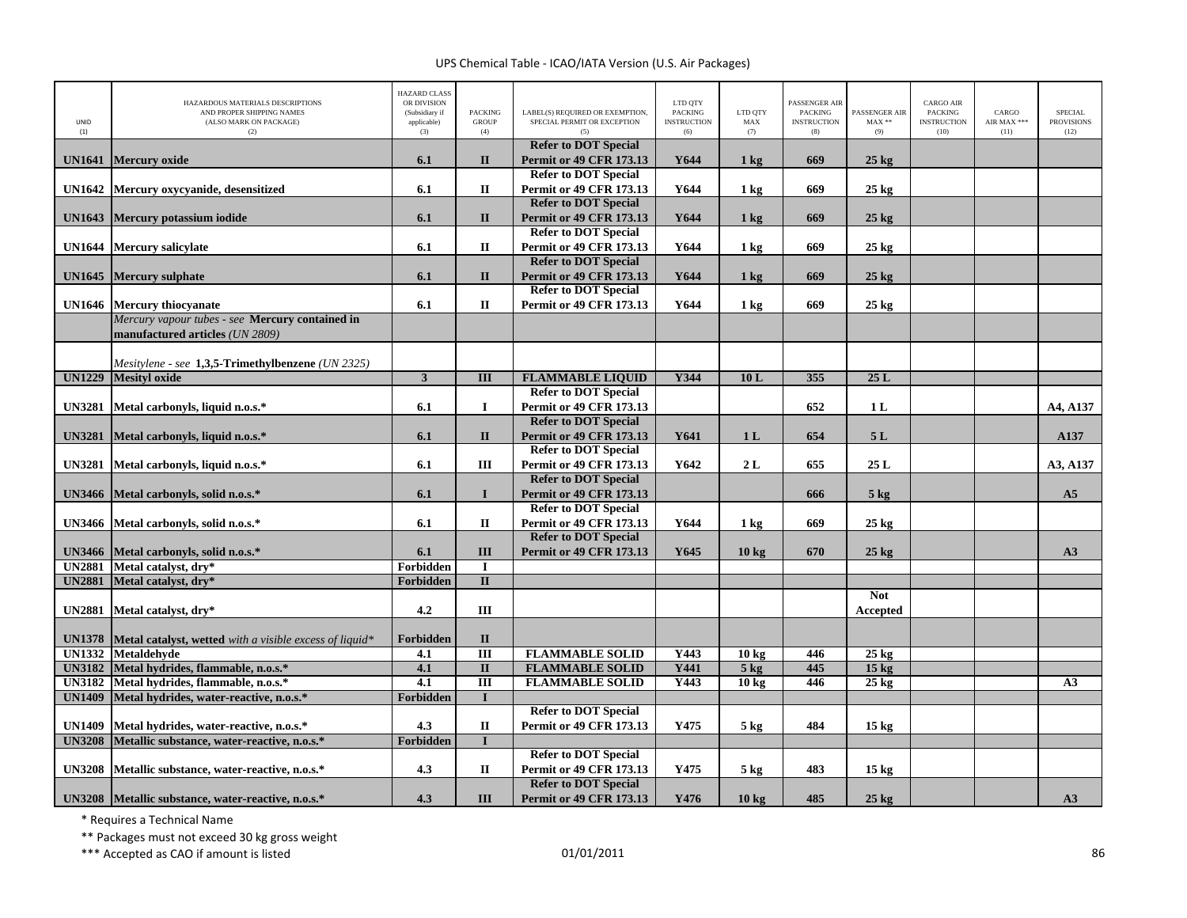| UNID (1) | HAZARDOUS MATERIALS DESCRIPTIONS AND PROPER SHIPPING NAMES (ALSO MARK ON PACKAGE) (2) | HAZARD CLASS OR DIVISION (Subsidiary if applicable) (3) | PACKING GROUP (4) | LABEL(S) REQUIRED OR EXEMPTION, SPECIAL PERMIT OR EXCEPTION (5) | LTD QTY PACKING INSTRUCTION (6) | LTD QTY MAX (7) | PASSENGER AIR PACKING INSTRUCTION (8) | PASSENGER AIR MAX ** (9) | CARGO AIR PACKING INSTRUCTION (10) | CARGO AIR MAX *** (11) | SPECIAL PROVISIONS (12) |
|---|---|---|---|---|---|---|---|---|---|---|---|
| **UN1641** | **Mercury oxide** | **6.1** | **II** | **Refer to DOT Special Permit or 49 CFR 173.13** | **Y644** | **1 kg** | **669** | **25 kg** | | | |
| **UN1642** | **Mercury oxycyanide, desensitized** | **6.1** | **II** | **Refer to DOT Special Permit or 49 CFR 173.13** | **Y644** | **1 kg** | **669** | **25 kg** | | | |
| **UN1643** | **Mercury potassium iodide** | **6.1** | **II** | **Refer to DOT Special Permit or 49 CFR 173.13** | **Y644** | **1 kg** | **669** | **25 kg** | | | |
| **UN1644** | **Mercury salicylate** | **6.1** | **II** | **Refer to DOT Special Permit or 49 CFR 173.13** | **Y644** | **1 kg** | **669** | **25 kg** | | | |
| **UN1645** | **Mercury sulphate** | **6.1** | **II** | **Refer to DOT Special Permit or 49 CFR 173.13** | **Y644** | **1 kg** | **669** | **25 kg** | | | |
| **UN1646** | **Mercury thiocyanate** | **6.1** | **II** | **Refer to DOT Special Permit or 49 CFR 173.13** | **Y644** | **1 kg** | **669** | **25 kg** | | | |
| | *Mercury vapour tubes - see* **Mercury contained in manufactured articles** *(UN 2809)* | | | | | | | | | | |
| | *Mesitylene - see* **1,3,5-Trimethylbenzene** *(UN 2325)* | | | | | | | | | | |
| **UN1229** | **Mesityl oxide** | **3** | **III** | **FLAMMABLE LIQUID** | **Y344** | **10 L** | **355** | **25 L** | | | |
| **UN3281** | **Metal carbonyls, liquid n.o.s.*** | **6.1** | **I** | **Refer to DOT Special Permit or 49 CFR 173.13** | | | **652** | **1 L** | | | **A4, A137** |
| **UN3281** | **Metal carbonyls, liquid n.o.s.*** | **6.1** | **II** | **Refer to DOT Special Permit or 49 CFR 173.13** | **Y641** | **1 L** | **654** | **5 L** | | | **A137** |
| **UN3281** | **Metal carbonyls, liquid n.o.s.*** | **6.1** | **III** | **Refer to DOT Special Permit or 49 CFR 173.13** | **Y642** | **2 L** | **655** | **25 L** | | | **A3, A137** |
| **UN3466** | **Metal carbonyls, solid n.o.s.*** | **6.1** | **I** | **Refer to DOT Special Permit or 49 CFR 173.13** | | | **666** | **5 kg** | | | **A5** |
| **UN3466** | **Metal carbonyls, solid n.o.s.*** | **6.1** | **II** | **Refer to DOT Special Permit or 49 CFR 173.13** | **Y644** | **1 kg** | **669** | **25 kg** | | | |
| **UN3466** | **Metal carbonyls, solid n.o.s.*** | **6.1** | **III** | **Refer to DOT Special Permit or 49 CFR 173.13** | **Y645** | **10 kg** | **670** | **25 kg** | | | **A3** |
| **UN2881** | **Metal catalyst, dry*** | **Forbidden** | **I** | | | | | | | | |
| **UN2881** | **Metal catalyst, dry*** | **Forbidden** | **II** | | | | | | | | |
| **UN2881** | **Metal catalyst, dry*** | **4.2** | **III** | | | | | **Not Accepted** | | | |
| **UN1378** | **Metal catalyst, wetted** *with a visible excess of liquid** | **Forbidden** | **II** | | | | | | | | |
| **UN1332** | **Metaldehyde** | **4.1** | **III** | **FLAMMABLE SOLID** | **Y443** | **10 kg** | **446** | **25 kg** | | | |
| **UN3182** | **Metal hydrides, flammable, n.o.s.*** | **4.1** | **II** | **FLAMMABLE SOLID** | **Y441** | **5 kg** | **445** | **15 kg** | | | |
| **UN3182** | **Metal hydrides, flammable, n.o.s.*** | **4.1** | **III** | **FLAMMABLE SOLID** | **Y443** | **10 kg** | **446** | **25 kg** | | | **A3** |
| **UN1409** | **Metal hydrides, water-reactive, n.o.s.*** | **Forbidden** | **I** | | | | | | | | |
| **UN1409** | **Metal hydrides, water-reactive, n.o.s.*** | **4.3** | **II** | **Refer to DOT Special Permit or 49 CFR 173.13** | **Y475** | **5 kg** | **484** | **15 kg** | | | |
| **UN3208** | **Metallic substance, water-reactive, n.o.s.*** | **Forbidden** | **I** | | | | | | | | |
| **UN3208** | **Metallic substance, water-reactive, n.o.s.*** | **4.3** | **II** | **Refer to DOT Special Permit or 49 CFR 173.13** | **Y475** | **5 kg** | **483** | **15 kg** | | | |
| **UN3208** | **Metallic substance, water-reactive, n.o.s.*** | **4.3** | **III** | **Refer to DOT Special Permit or 49 CFR 173.13** | **Y476** | **10 kg** | **485** | **25 kg** | | | **A3** |

\* Requires a Technical Name

\** Packages must not exceed 30 kg gross weight

\*** Accepted as CAO if amount is listed

01/01/2011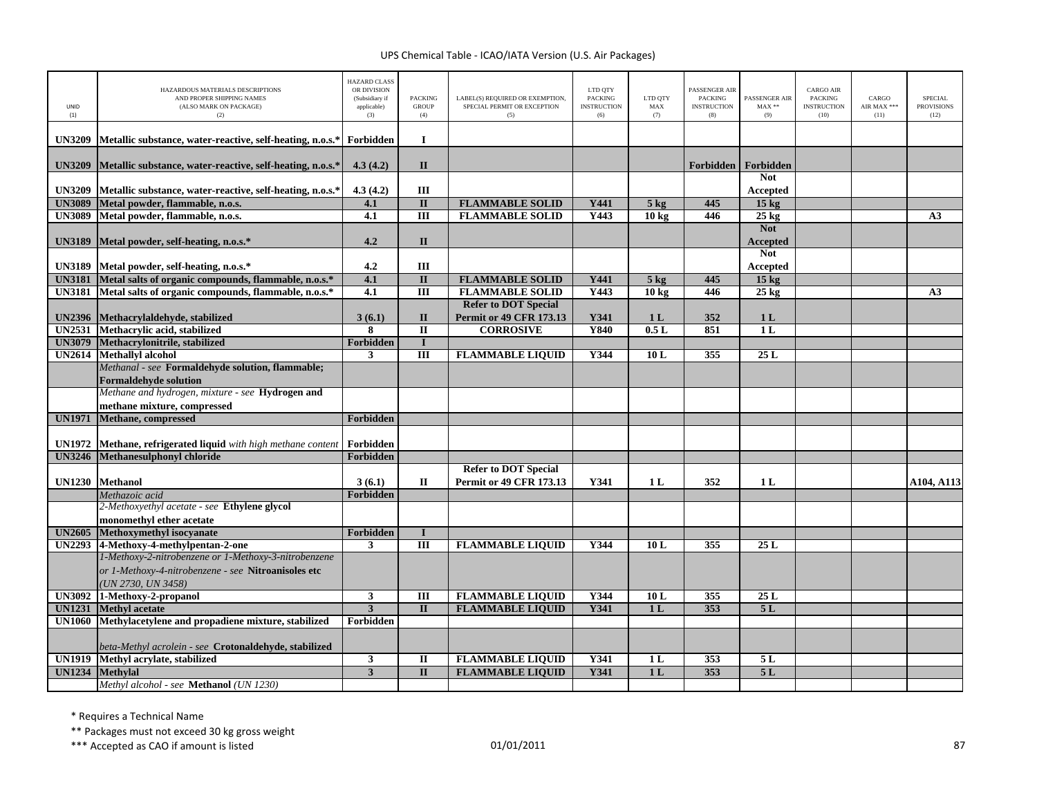UPS Chemical Table - ICAO/IATA Version (U.S. Air Packages)

| UNID (1) | HAZARDOUS MATERIALS DESCRIPTIONS AND PROPER SHIPPING NAMES (ALSO MARK ON PACKAGE) (2) | HAZARD CLASS OR DIVISION (Subsidiary if applicable) (3) | PACKING GROUP (4) | LABEL(S) REQUIRED OR EXEMPTION, SPECIAL PERMIT OR EXCEPTION (5) | LTD QTY PACKING INSTRUCTION (6) | LTD QTY MAX (7) | PASSENGER AIR PACKING INSTRUCTION (8) | PASSENGER AIR MAX ** (9) | CARGO AIR PACKING INSTRUCTION (10) | CARGO AIR MAX *** (11) | SPECIAL PROVISIONS (12) |
|---|---|---|---|---|---|---|---|---|---|---|---|
| **UN3209** | **Metallic substance, water-reactive, self-heating, n.o.s.*** | **Forbidden** | **I** | | | | | | | | |
| **UN3209** | **Metallic substance, water-reactive, self-heating, n.o.s.*** | **4.3 (4.2)** | **II** | | | | **Forbidden** | **Forbidden** | | | |
| **UN3209** | **Metallic substance, water-reactive, self-heating, n.o.s.*** | **4.3 (4.2)** | **III** | | | | | **Not Accepted** | | | |
| **UN3089** | **Metal powder, flammable, n.o.s.** | **4.1** | **II** | **FLAMMABLE SOLID** | **Y441** | **5 kg** | **445** | **15 kg** | | | |
| **UN3089** | **Metal powder, flammable, n.o.s.** | **4.1** | **III** | **FLAMMABLE SOLID** | **Y443** | **10 kg** | **446** | **25 kg** | | | **A3** |
| **UN3189** | **Metal powder, self-heating, n.o.s.*** | **4.2** | **II** | | | | | **Not Accepted** | | | |
| **UN3189** | **Metal powder, self-heating, n.o.s.*** | **4.2** | **III** | | | | | **Not Accepted** | | | |
| **UN3181** | **Metal salts of organic compounds, flammable, n.o.s.*** | **4.1** | **II** | **FLAMMABLE SOLID** | **Y441** | **5 kg** | **445** | **15 kg** | | | |
| **UN3181** | **Metal salts of organic compounds, flammable, n.o.s.*** | **4.1** | **III** | **FLAMMABLE SOLID** | **Y443** | **10 kg** | **446** | **25 kg** | | | **A3** |
| **UN2396** | **Methacrylaldehyde, stabilized** | **3 (6.1)** | **II** | **Refer to DOT Special Permit or 49 CFR 173.13** | **Y341** | **1 L** | **352** | **1 L** | | | |
| **UN2531** | **Methacrylic acid, stabilized** | **8** | **II** | **CORROSIVE** | **Y840** | **0.5 L** | **851** | **1 L** | | | |
| **UN3079** | **Methacrylonitrile, stabilized** | **Forbidden** | **I** | | | | | | | | |
| **UN2614** | **Methallyl alcohol** | **3** | **III** | **FLAMMABLE LIQUID** | **Y344** | **10 L** | **355** | **25 L** | | | |
| | *Methanal - see* **Formaldehyde solution, flammable; Formaldehyde solution** | | | | | | | | | | |
| | *Methane and hydrogen, mixture - see* **Hydrogen and methane mixture, compressed** | | | | | | | | | | |
| **UN1971** | **Methane, compressed** | **Forbidden** | | | | | | | | | |
| **UN1972** | **Methane, refrigerated liquid** *with high methane content* | **Forbidden** | | | | | | | | | |
| **UN3246** | **Methanesulphonyl chloride** | **Forbidden** | | | | | | | | | |
| **UN1230** | **Methanol** | **3 (6.1)** | **II** | **Refer to DOT Special Permit or 49 CFR 173.13** | **Y341** | **1 L** | **352** | **1 L** | | | **A104, A113** |
| | *Methazoic acid* | **Forbidden** | | | | | | | | | |
| | *2-Methoxyethyl acetate - see* **Ethylene glycol monomethyl ether acetate** | | | | | | | | | | |
| **UN2605** | **Methoxymethyl isocyanate** | **Forbidden** | **I** | | | | | | | | |
| **UN2293** | **4-Methoxy-4-methylpentan-2-one** | **3** | **III** | **FLAMMABLE LIQUID** | **Y344** | **10 L** | **355** | **25 L** | | | |
| | *1-Methoxy-2-nitrobenzene or 1-Methoxy-3-nitrobenzene or 1-Methoxy-4-nitrobenzene - see* **Nitroanisoles etc** *(UN 2730, UN 3458)* | | | | | | | | | | |
| **UN3092** | **1-Methoxy-2-propanol** | **3** | **III** | **FLAMMABLE LIQUID** | **Y344** | **10 L** | **355** | **25 L** | | | |
| **UN1231** | **Methyl acetate** | **3** | **II** | **FLAMMABLE LIQUID** | **Y341** | **1 L** | **353** | **5 L** | | | |
| **UN1060** | **Methylacetylene and propadiene mixture, stabilized** | **Forbidden** | | | | | | | | | |
| | *beta-Methyl acrolein - see* **Crotonaldehyde, stabilized** | | | | | | | | | | |
| **UN1919** | **Methyl acrylate, stabilized** | **3** | **II** | **FLAMMABLE LIQUID** | **Y341** | **1 L** | **353** | **5 L** | | | |
| **UN1234** | **Methylal** | **3** | **II** | **FLAMMABLE LIQUID** | **Y341** | **1 L** | **353** | **5 L** | | | |
| | *Methyl alcohol - see* **Methanol** *(UN 1230)* | | | | | | | | | | |

\* Requires a Technical Name

\*\* Packages must not exceed 30 kg gross weight

\*\*\* Accepted as CAO if amount is listed

01/01/2011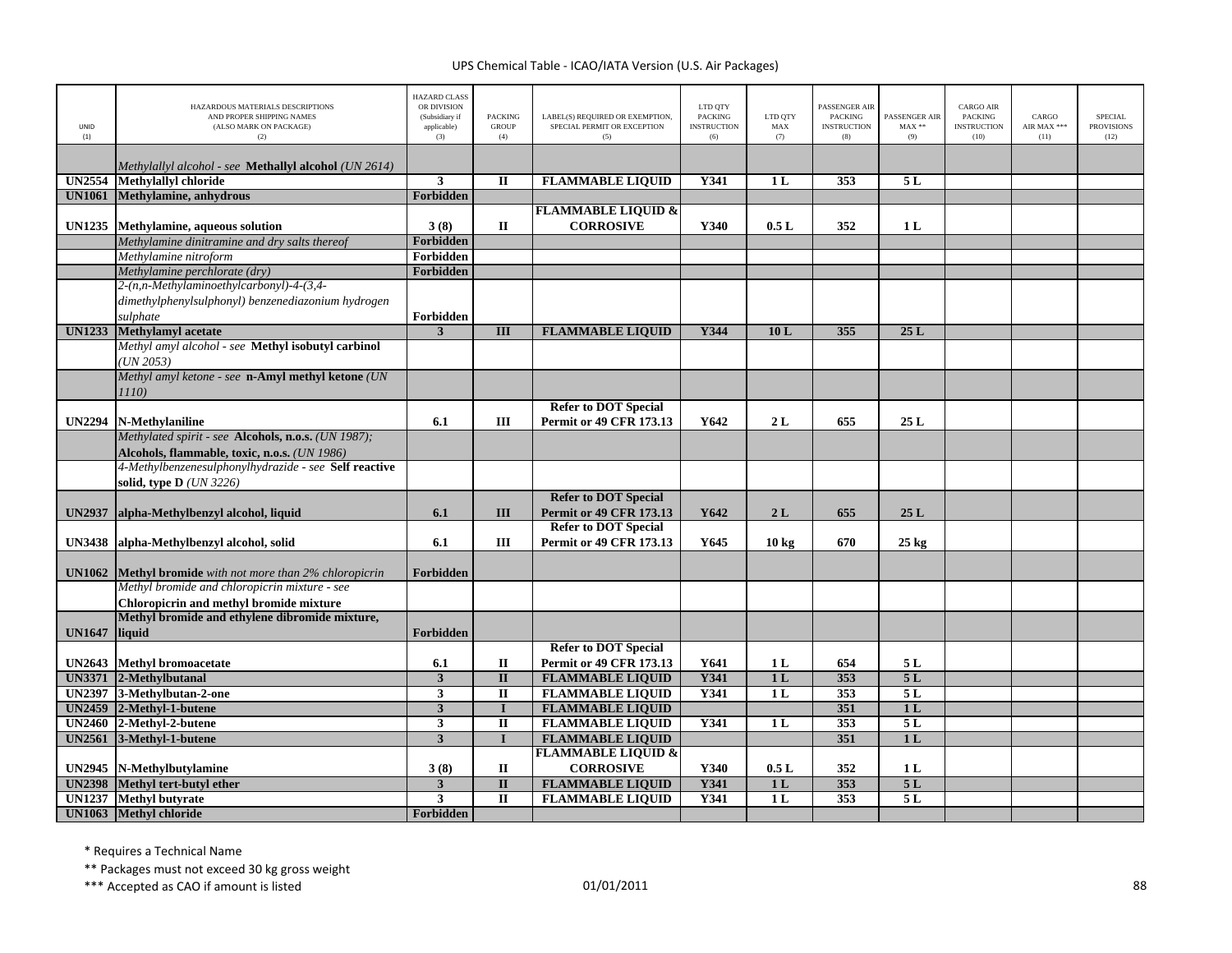| UNID (1) | HAZARDOUS MATERIALS DESCRIPTIONS AND PROPER SHIPPING NAMES (ALSO MARK ON PACKAGE) (2) | HAZARD CLASS OR DIVISION (Subsidiary if applicable) (3) | PACKING GROUP (4) | LABEL(S) REQUIRED OR EXEMPTION, SPECIAL PERMIT OR EXCEPTION (5) | LTD QTY PACKING INSTRUCTION (6) | LTD QTY MAX (7) | PASSENGER AIR PACKING INSTRUCTION (8) | PASSENGER AIR MAX ** (9) | CARGO AIR PACKING INSTRUCTION (10) | CARGO AIR MAX *** (11) | SPECIAL PROVISIONS (12) |
|---|---|---|---|---|---|---|---|---|---|---|---|
| | *Methylallyl alcohol - see* **Methallyl alcohol** *(UN 2614)* | | | | | | | | | | |
| **UN2554** | **Methylallyl chloride** | **3** | **II** | **FLAMMABLE LIQUID** | **Y341** | **1 L** | **353** | **5 L** | | | |
| **UN1061** | **Methylamine, anhydrous** | **Forbidden** | | | | | | | | | |
| **UN1235** | **Methylamine, aqueous solution** | **3 (8)** | **II** | **FLAMMABLE LIQUID & CORROSIVE** | **Y340** | **0.5 L** | **352** | **1 L** | | | |
| | *Methylamine dinitramine and dry salts thereof* | **Forbidden** | | | | | | | | | |
| | *Methylamine nitroform* | **Forbidden** | | | | | | | | | |
| | *Methylamine perchlorate (dry)* | **Forbidden** | | | | | | | | | |
| | *2-(n,n-Methylaminoethylcarbonyl)-4-(3,4-dimethylphenylsulphonyl) benzenediazonium hydrogen sulphate* | **Forbidden** | | | | | | | | | |
| **UN1233** | **Methylamyl acetate** | **3** | **III** | **FLAMMABLE LIQUID** | **Y344** | **10 L** | **355** | **25 L** | | | |
| | *Methyl amyl alcohol - see* **Methyl isobutyl carbinol** *(UN 2053)* | | | | | | | | | | |
| | *Methyl amyl ketone - see* **n-Amyl methyl ketone** *(UN 1110)* | | | | | | | | | | |
| **UN2294** | **N-Methylaniline** | **6.1** | **III** | **Refer to DOT Special Permit or 49 CFR 173.13** | **Y642** | **2 L** | **655** | **25 L** | | | |
| | *Methylated spirit - see* **Alcohols, n.o.s.** *(UN 1987);* **Alcohols, flammable, toxic, n.o.s.** *(UN 1986)* | | | | | | | | | | |
| | *4-Methylbenzenesulphonylhydrazide - see* **Self reactive solid, type D** *(UN 3226)* | | | | | | | | | | |
| **UN2937** | **alpha-Methylbenzyl alcohol, liquid** | **6.1** | **III** | **Refer to DOT Special Permit or 49 CFR 173.13** | **Y642** | **2 L** | **655** | **25 L** | | | |
| **UN3438** | **alpha-Methylbenzyl alcohol, solid** | **6.1** | **III** | **Refer to DOT Special Permit or 49 CFR 173.13** | **Y645** | **10 kg** | **670** | **25 kg** | | | |
| **UN1062** | **Methyl bromide** *with not more than 2% chloropicrin* | **Forbidden** | | | | | | | | | |
| | *Methyl bromide and chloropicrin mixture - see* **Chloropicrin and methyl bromide mixture** | | | | | | | | | | |
| **UN1647** | **Methyl bromide and ethylene dibromide mixture, liquid** | **Forbidden** | | | | | | | | | |
| **UN2643** | **Methyl bromoacetate** | **6.1** | **II** | **Refer to DOT Special Permit or 49 CFR 173.13** | **Y641** | **1 L** | **654** | **5 L** | | | |
| **UN3371** | **2-Methylbutanal** | **3** | **II** | **FLAMMABLE LIQUID** | **Y341** | **1 L** | **353** | **5 L** | | | |
| **UN2397** | **3-Methylbutan-2-one** | **3** | **II** | **FLAMMABLE LIQUID** | **Y341** | **1 L** | **353** | **5 L** | | | |
| **UN2459** | **2-Methyl-1-butene** | **3** | **I** | **FLAMMABLE LIQUID** | | | **351** | **1 L** | | | |
| **UN2460** | **2-Methyl-2-butene** | **3** | **II** | **FLAMMABLE LIQUID** | **Y341** | **1 L** | **353** | **5 L** | | | |
| **UN2561** | **3-Methyl-1-butene** | **3** | **I** | **FLAMMABLE LIQUID** | | | **351** | **1 L** | | | |
| **UN2945** | **N-Methylbutylamine** | **3 (8)** | **II** | **FLAMMABLE LIQUID & CORROSIVE** | **Y340** | **0.5 L** | **352** | **1 L** | | | |
| **UN2398** | **Methyl tert-butyl ether** | **3** | **II** | **FLAMMABLE LIQUID** | **Y341** | **1 L** | **353** | **5 L** | | | |
| **UN1237** | **Methyl butyrate** | **3** | **II** | **FLAMMABLE LIQUID** | **Y341** | **1 L** | **353** | **5 L** | | | |
| **UN1063** | **Methyl chloride** | **Forbidden** | | | | | | | | | |

\* Requires a Technical Name

\*\* Packages must not exceed 30 kg gross weight

\*\*\* Accepted as CAO if amount is listed

01/01/2011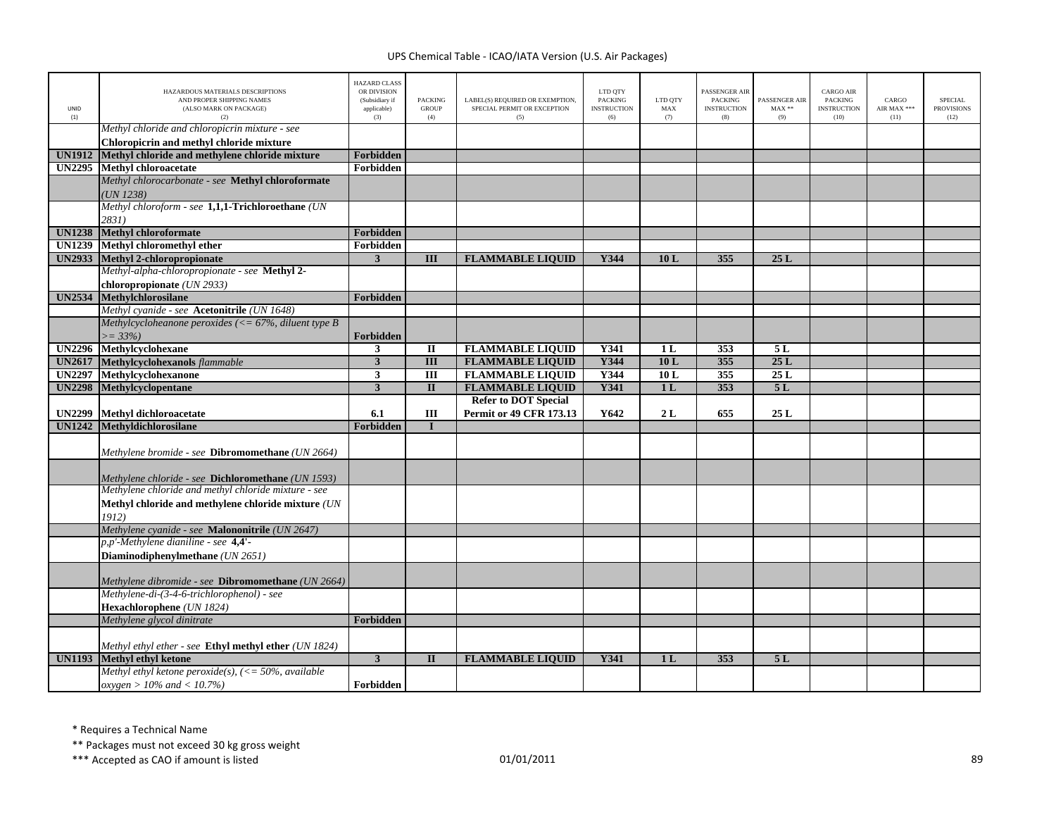UPS Chemical Table - ICAO/IATA Version (U.S. Air Packages)

| UNID (1) | HAZARDOUS MATERIALS DESCRIPTIONS AND PROPER SHIPPING NAMES (ALSO MARK ON PACKAGE) (2) | HAZARD CLASS OR DIVISION (Subsidiary if applicable) (3) | PACKING GROUP (4) | LABEL(S) REQUIRED OR EXEMPTION, SPECIAL PERMIT OR EXCEPTION (5) | LTD QTY PACKING INSTRUCTION (6) | LTD QTY MAX (7) | PASSENGER AIR PACKING INSTRUCTION (8) | PASSENGER AIR MAX ** (9) | CARGO AIR PACKING INSTRUCTION (10) | CARGO AIR MAX *** (11) | SPECIAL PROVISIONS (12) |
|---|---|---|---|---|---|---|---|---|---|---|---|
| | *Methyl chloride and chloropicrin mixture - see* **Chloropicrin and methyl chloride mixture** | | | | | | | | | | |
| **UN1912** | **Methyl chloride and methylene chloride mixture** | **Forbidden** | | | | | | | | | |
| **UN2295** | **Methyl chloroacetate** | **Forbidden** | | | | | | | | | |
| | *Methyl chlorocarbonate - see* **Methyl chloroformate** *(UN 1238)* | | | | | | | | | | |
| | *Methyl chloroform - see* **1,1,1-Trichloroethane** *(UN 2831)* | | | | | | | | | | |
| **UN1238** | **Methyl chloroformate** | **Forbidden** | | | | | | | | | |
| **UN1239** | **Methyl chloromethyl ether** | **Forbidden** | | | | | | | | | |
| **UN2933** | **Methyl 2-chloropropionate** | **3** | **III** | **FLAMMABLE LIQUID** | **Y344** | **10 L** | **355** | **25 L** | | | |
| | *Methyl-alpha-chloropropionate - see* **Methyl 2-chloropropionate** *(UN 2933)* | | | | | | | | | | |
| **UN2534** | **Methylchlorosilane** | **Forbidden** | | | | | | | | | |
| | *Methyl cyanide - see* **Acetonitrile** *(UN 1648)* | | | | | | | | | | |
| | *Methylcycloheanone peroxides (<= 67%, diluent type B >= 33%)* | **Forbidden** | | | | | | | | | |
| **UN2296** | **Methylcyclohexane** | **3** | **II** | **FLAMMABLE LIQUID** | **Y341** | **1 L** | **353** | **5 L** | | | |
| **UN2617** | **Methylcyclohexanols** *flammable* | **3** | **III** | **FLAMMABLE LIQUID** | **Y344** | **10 L** | **355** | **25 L** | | | |
| **UN2297** | **Methylcyclohexanone** | **3** | **III** | **FLAMMABLE LIQUID** | **Y344** | **10 L** | **355** | **25 L** | | | |
| **UN2298** | **Methylcyclopentane** | **3** | **II** | **FLAMMABLE LIQUID** | **Y341** | **1 L** | **353** | **5 L** | | | |
| **UN2299** | **Methyl dichloroacetate** | **6.1** | **III** | **Refer to DOT Special Permit or 49 CFR 173.13** | **Y642** | **2 L** | **655** | **25 L** | | | |
| **UN1242** | **Methyldichlorosilane** | **Forbidden** | **I** | | | | | | | | |
| | *Methylene bromide - see* **Dibromomethane** *(UN 2664)* | | | | | | | | | | |
| | *Methylene chloride - see* **Dichloromethane** *(UN 1593)* | | | | | | | | | | |
| | *Methylene chloride and methyl chloride mixture - see* **Methyl chloride and methylene chloride mixture** *(UN 1912)* | | | | | | | | | | |
| | *Methylene cyanide - see* **Malononitrile** *(UN 2647)* | | | | | | | | | | |
| | *p,p'-Methylene dianiline - see* **4,4'-Diaminodiphenylmethane** *(UN 2651)* | | | | | | | | | | |
| | *Methylene dibromide - see* **Dibromomethane** *(UN 2664)* | | | | | | | | | | |
| | *Methylene-di-(3-4-6-trichlorophenol) - see* **Hexachlorophene** *(UN 1824)* | | | | | | | | | | |
| | *Methylene glycol dinitrate* | **Forbidden** | | | | | | | | | |
| | *Methyl ethyl ether - see* **Ethyl methyl ether** *(UN 1824)* | | | | | | | | | | |
| **UN1193** | **Methyl ethyl ketone** | **3** | **II** | **FLAMMABLE LIQUID** | **Y341** | **1 L** | **353** | **5 L** | | | |
| | *Methyl ethyl ketone peroxide(s), (<= 50%, available oxygen > 10% and < 10.7%)* | **Forbidden** | | | | | | | | | |

\* Requires a Technical Name

\*\* Packages must not exceed 30 kg gross weight

\*\*\* Accepted as CAO if amount is listed

01/01/2011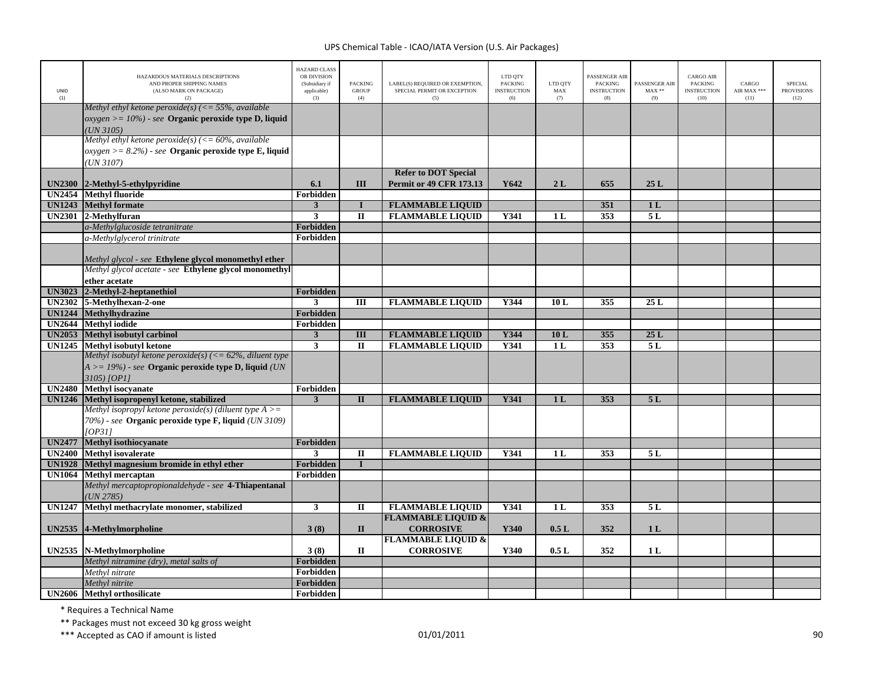| UNID (1) | HAZARDOUS MATERIALS DESCRIPTIONS AND PROPER SHIPPING NAMES (ALSO MARK ON PACKAGE) (2) | HAZARD CLASS OR DIVISION (Subsidiary if applicable) (3) | PACKING GROUP (4) | LABEL(S) REQUIRED OR EXEMPTION, SPECIAL PERMIT OR EXCEPTION (5) | LTD QTY PACKING INSTRUCTION (6) | LTD QTY MAX (7) | PASSENGER AIR PACKING INSTRUCTION (8) | PASSENGER AIR MAX ** (9) | CARGO AIR PACKING INSTRUCTION (10) | CARGO AIR MAX *** (11) | SPECIAL PROVISIONS (12) |
|---|---|---|---|---|---|---|---|---|---|---|---|
| | *Methyl ethyl ketone peroxide(s) (<= 55%, available oxygen >= 10%) - see* **Organic peroxide type D, liquid** *(UN 3105)* | | | | | | | | | | |
| | *Methyl ethyl ketone peroxide(s) (<= 60%, available oxygen >= 8.2%) - see* **Organic peroxide type E, liquid** *(UN 3107)* | | | | | | | | | | |
| **UN2300** | **2-Methyl-5-ethylpyridine** | **6.1** | **III** | **Refer to DOT Special Permit or 49 CFR 173.13** | **Y642** | **2 L** | **655** | **25 L** | | | |
| **UN2454** | **Methyl fluoride** | **Forbidden** | | | | | | | | | |
| **UN1243** | **Methyl formate** | **3** | **I** | **FLAMMABLE LIQUID** | | | **351** | **1 L** | | | |
| **UN2301** | **2-Methylfuran** | **3** | **II** | **FLAMMABLE LIQUID** | **Y341** | **1 L** | **353** | **5 L** | | | |
| | *a-Methylglucoside tetranitrate* | **Forbidden** | | | | | | | | | |
| | *a-Methylglycerol trinitrate* | **Forbidden** | | | | | | | | | |
| | *Methyl glycol - see* **Ethylene glycol monomethyl ether** | | | | | | | | | | |
| | *Methyl glycol acetate - see* **Ethylene glycol monomethyl ether acetate** | | | | | | | | | | |
| **UN3023** | **2-Methyl-2-heptanethiol** | **Forbidden** | | | | | | | | | |
| **UN2302** | **5-Methylhexan-2-one** | **3** | **III** | **FLAMMABLE LIQUID** | **Y344** | **10 L** | **355** | **25 L** | | | |
| **UN1244** | **Methylhydrazine** | **Forbidden** | | | | | | | | | |
| **UN2644** | **Methyl iodide** | **Forbidden** | | | | | | | | | |
| **UN2053** | **Methyl isobutyl carbinol** | **3** | **III** | **FLAMMABLE LIQUID** | **Y344** | **10 L** | **355** | **25 L** | | | |
| **UN1245** | **Methyl isobutyl ketone** | **3** | **II** | **FLAMMABLE LIQUID** | **Y341** | **1 L** | **353** | **5 L** | | | |
| | *Methyl isobutyl ketone peroxide(s) (<= 62%, diluent type A >= 19%) - see* **Organic peroxide type D, liquid** *(UN 3105) [OP1]* | | | | | | | | | | |
| **UN2480** | **Methyl isocyanate** | **Forbidden** | | | | | | | | | |
| **UN1246** | **Methyl isopropenyl ketone, stabilized** | **3** | **II** | **FLAMMABLE LIQUID** | **Y341** | **1 L** | **353** | **5 L** | | | |
| | *Methyl isopropyl ketone peroxide(s) (diluent type A >= 70%) - see* **Organic peroxide type F, liquid** *(UN 3109) [OP31]* | | | | | | | | | | |
| **UN2477** | **Methyl isothiocyanate** | **Forbidden** | | | | | | | | | |
| **UN2400** | **Methyl isovalerate** | **3** | **II** | **FLAMMABLE LIQUID** | **Y341** | **1 L** | **353** | **5 L** | | | |
| **UN1928** | **Methyl magnesium bromide in ethyl ether** | **Forbidden** | **I** | | | | | | | | |
| **UN1064** | **Methyl mercaptan** | **Forbidden** | | | | | | | | | |
| | *Methyl mercaptopropionaldehyde - see* **4-Thiapentanal** *(UN 2785)* | | | | | | | | | | |
| **UN1247** | **Methyl methacrylate monomer, stabilized** | **3** | **II** | **FLAMMABLE LIQUID** | **Y341** | **1 L** | **353** | **5 L** | | | |
| **UN2535** | **4-Methylmorpholine** | **3 (8)** | **II** | **FLAMMABLE LIQUID & CORROSIVE** | **Y340** | **0.5 L** | **352** | **1 L** | | | |
| **UN2535** | **N-Methylmorpholine** | **3 (8)** | **II** | **FLAMMABLE LIQUID & CORROSIVE** | **Y340** | **0.5 L** | **352** | **1 L** | | | |
| | *Methyl nitramine (dry), metal salts of* | **Forbidden** | | | | | | | | | |
| | *Methyl nitrate* | **Forbidden** | | | | | | | | | |
| | *Methyl nitrite* | **Forbidden** | | | | | | | | | |
| **UN2606** | **Methyl orthosilicate** | **Forbidden** | | | | | | | | | |

\* Requires a Technical Name

\*\* Packages must not exceed 30 kg gross weight

\*\*\* Accepted as CAO if amount is listed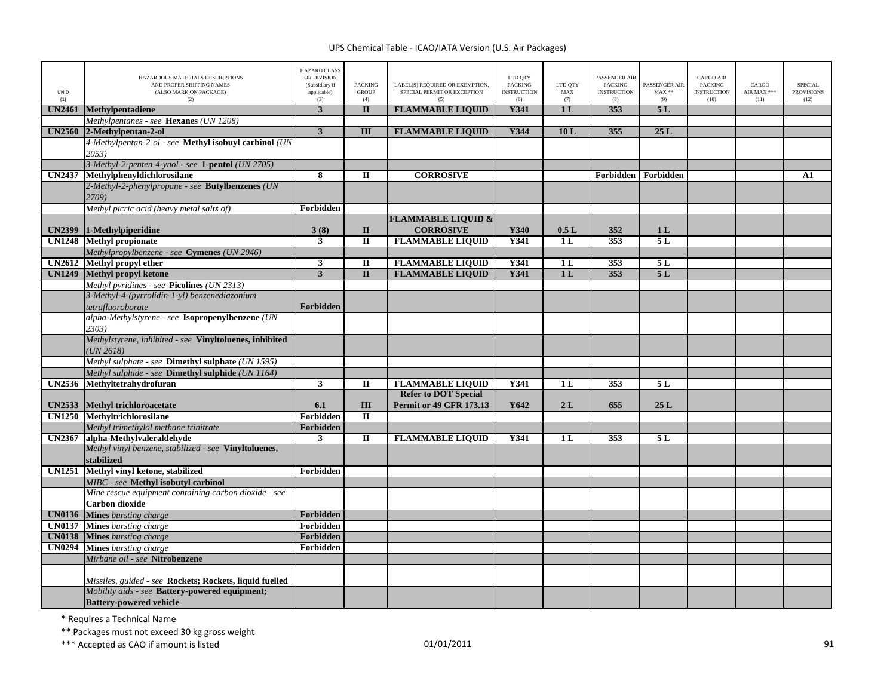| UNID (1) | HAZARDOUS MATERIALS DESCRIPTIONS AND PROPER SHIPPING NAMES (ALSO MARK ON PACKAGE) (2) | HAZARD CLASS OR DIVISION (Subsidiary if applicable) (3) | PACKING GROUP (4) | LABEL(S) REQUIRED OR EXEMPTION, SPECIAL PERMIT OR EXCEPTION (5) | LTD QTY PACKING INSTRUCTION (6) | LTD QTY MAX (7) | PASSENGER AIR PACKING INSTRUCTION (8) | PASSENGER AIR MAX ** (9) | CARGO AIR PACKING INSTRUCTION (10) | CARGO AIR MAX *** (11) | SPECIAL PROVISIONS (12) |
|---|---|---|---|---|---|---|---|---|---|---|---|
| **UN2461** | **Methylpentadiene** | **3** | **II** | **FLAMMABLE LIQUID** | **Y341** | **1 L** | **353** | **5 L** | | | |
| | *Methylpentanes - see* **Hexanes** *(UN 1208)* | | | | | | | | | | |
| **UN2560** | **2-Methylpentan-2-ol** | **3** | **III** | **FLAMMABLE LIQUID** | **Y344** | **10 L** | **355** | **25 L** | | | |
| | *4-Methylpentan-2-ol - see* **Methyl isobuyl carbinol** *(UN 2053)* | | | | | | | | | | |
| | *3-Methyl-2-penten-4-ynol - see* **1-pentol** *(UN 2705)* | | | | | | | | | | |
| **UN2437** | **Methylphenyldichlorosilane** | **8** | **II** | **CORROSIVE** | | | **Forbidden** | **Forbidden** | | | **A1** |
| | *2-Methyl-2-phenylpropane - see* **Butylbenzenes** *(UN 2709)* | | | | | | | | | | |
| | *Methyl picric acid (heavy metal salts of)* | **Forbidden** | | | | | | | | | |
| **UN2399** | **1-Methylpiperidine** | **3 (8)** | **II** | **FLAMMABLE LIQUID & CORROSIVE** | **Y340** | **0.5 L** | **352** | **1 L** | | | |
| **UN1248** | **Methyl propionate** | **3** | **II** | **FLAMMABLE LIQUID** | **Y341** | **1 L** | **353** | **5 L** | | | |
| | *Methylpropylbenzene - see* **Cymenes** *(UN 2046)* | | | | | | | | | | |
| **UN2612** | **Methyl propyl ether** | **3** | **II** | **FLAMMABLE LIQUID** | **Y341** | **1 L** | **353** | **5 L** | | | |
| **UN1249** | **Methyl propyl ketone** | **3** | **II** | **FLAMMABLE LIQUID** | **Y341** | **1 L** | **353** | **5 L** | | | |
| | *Methyl pyridines - see* **Picolines** *(UN 2313)* | | | | | | | | | | |
| | *3-Methyl-4-(pyrrolidin-1-yl) benzenediazonium tetrafluoroborate* | **Forbidden** | | | | | | | | | |
| | *alpha-Methylstyrene - see* **Isopropenylbenzene** *(UN 2303)* | | | | | | | | | | |
| | *Methylstyrene, inhibited - see* **Vinyltoluenes, inhibited** *(UN 2618)* | | | | | | | | | | |
| | *Methyl sulphate - see* **Dimethyl sulphate** *(UN 1595)* | | | | | | | | | | |
| | *Methyl sulphide - see* **Dimethyl sulphide** *(UN 1164)* | | | | | | | | | | |
| **UN2536** | **Methyltetrahydrofuran** | **3** | **II** | **FLAMMABLE LIQUID** | **Y341** | **1 L** | **353** | **5 L** | | | |
| **UN2533** | **Methyl trichloroacetate** | **6.1** | **III** | **Refer to DOT Special Permit or 49 CFR 173.13** | **Y642** | **2 L** | **655** | **25 L** | | | |
| **UN1250** | **Methyltrichlorosilane** | **Forbidden** | **II** | | | | | | | | |
| | *Methyl trimethylol methane trinitrate* | **Forbidden** | | | | | | | | | |
| **UN2367** | **alpha-Methylvaleraldehyde** | **3** | **II** | **FLAMMABLE LIQUID** | **Y341** | **1 L** | **353** | **5 L** | | | |
| | *Methyl vinyl benzene, stabilized - see* **Vinyltoluenes, stabilized** | | | | | | | | | | |
| **UN1251** | **Methyl vinyl ketone, stabilized** | **Forbidden** | | | | | | | | | |
| | *MIBC - see* **Methyl isobutyl carbinol** | | | | | | | | | | |
| | *Mine rescue equipment containing carbon dioxide - see* **Carbon dioxide** | | | | | | | | | | |
| **UN0136** | **Mines** *bursting charge* | **Forbidden** | | | | | | | | | |
| **UN0137** | **Mines** *bursting charge* | **Forbidden** | | | | | | | | | |
| **UN0138** | **Mines** *bursting charge* | **Forbidden** | | | | | | | | | |
| **UN0294** | **Mines** *bursting charge* | **Forbidden** | | | | | | | | | |
| | *Mirbane oil - see* **Nitrobenzene** | | | | | | | | | | |
| | *Missiles, guided - see* **Rockets; Rockets, liquid fuelled** | | | | | | | | | | |
| | *Mobility aids - see* **Battery-powered equipment; Battery-powered vehicle** | | | | | | | | | | |

\* Requires a Technical Name

\** Packages must not exceed 30 kg gross weight

\*** Accepted as CAO if amount is listed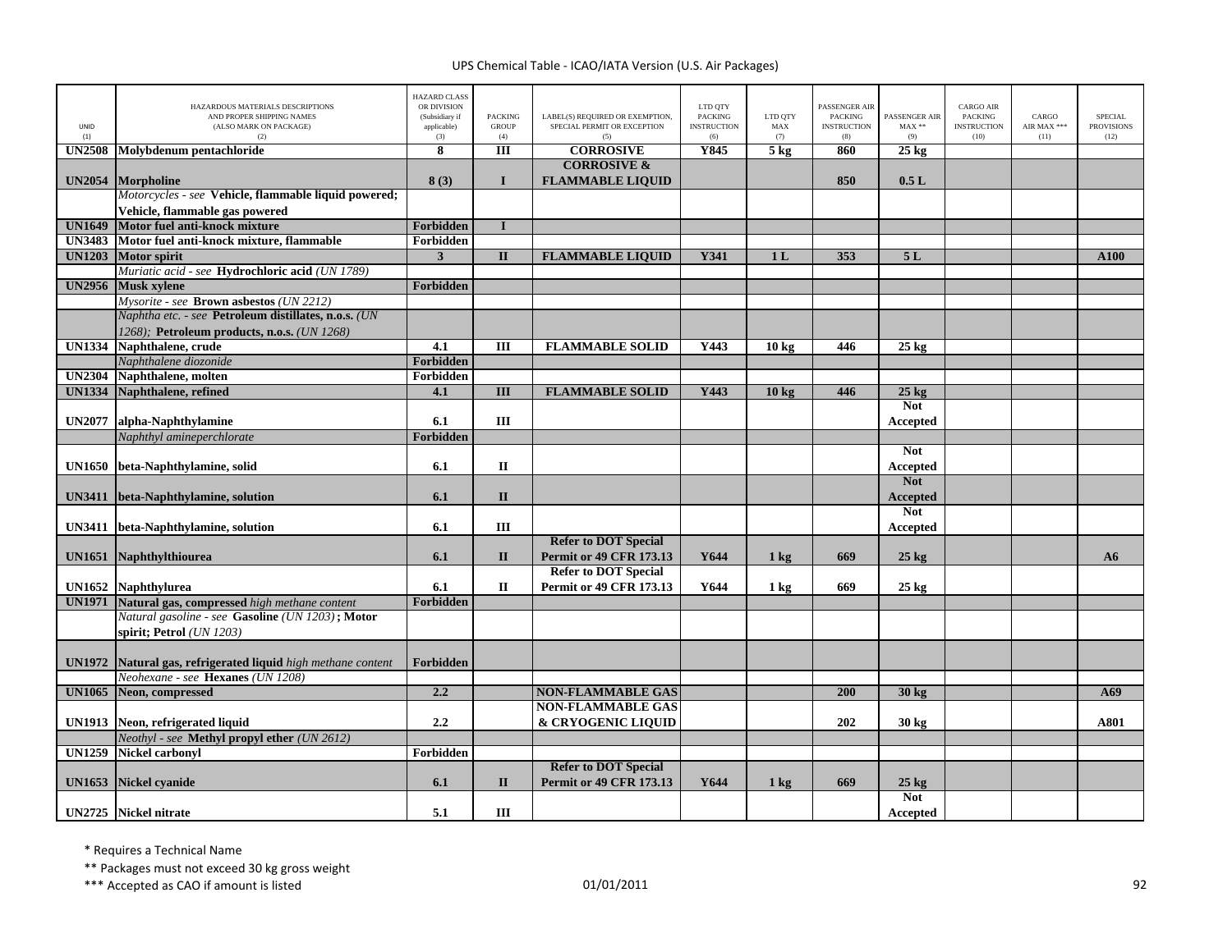UPS Chemical Table - ICAO/IATA Version (U.S. Air Packages)

| UNID (1) | HAZARDOUS MATERIALS DESCRIPTIONS AND PROPER SHIPPING NAMES (ALSO MARK ON PACKAGE) (2) | HAZARD CLASS OR DIVISION (Subsidiary if applicable) (3) | PACKING GROUP (4) | LABEL(S) REQUIRED OR EXEMPTION, SPECIAL PERMIT OR EXCEPTION (5) | LTD QTY PACKING INSTRUCTION (6) | LTD QTY MAX (7) | PASSENGER AIR PACKING INSTRUCTION (8) | PASSENGER AIR MAX ** (9) | CARGO AIR PACKING INSTRUCTION (10) | CARGO AIR MAX *** (11) | SPECIAL PROVISIONS (12) |
|---|---|---|---|---|---|---|---|---|---|---|---|
| **UN2508** | **Molybdenum pentachloride** | **8** | **III** | **CORROSIVE** | **Y845** | **5 kg** | **860** | **25 kg** | | | |
| **UN2054** | **Morpholine** | **8 (3)** | **I** | **CORROSIVE & FLAMMABLE LIQUID** | | | **850** | **0.5 L** | | | |
| | *Motorcycles - see* **Vehicle, flammable liquid powered; Vehicle, flammable gas powered** | | | | | | | | | | |
| **UN1649** | **Motor fuel anti-knock mixture** | **Forbidden** | **I** | | | | | | | | |
| **UN3483** | **Motor fuel anti-knock mixture, flammable** | **Forbidden** | | | | | | | | | |
| **UN1203** | **Motor spirit** | **3** | **II** | **FLAMMABLE LIQUID** | **Y341** | **1 L** | **353** | **5 L** | | | **A100** |
| | *Muriatic acid - see* **Hydrochloric acid** *(UN 1789)* | | | | | | | | | | |
| **UN2956** | **Musk xylene** | **Forbidden** | | | | | | | | | |
| | *Mysorite - see* **Brown asbestos** *(UN 2212)* | | | | | | | | | | |
| | *Naphtha etc. - see* **Petroleum distillates, n.o.s.** *(UN 1268);* **Petroleum products, n.o.s.** *(UN 1268)* | | | | | | | | | | |
| **UN1334** | **Naphthalene, crude** | **4.1** | **III** | **FLAMMABLE SOLID** | **Y443** | **10 kg** | **446** | **25 kg** | | | |
| | *Naphthalene diozonide* | **Forbidden** | | | | | | | | | |
| **UN2304** | **Naphthalene, molten** | **Forbidden** | | | | | | | | | |
| **UN1334** | **Naphthalene, refined** | **4.1** | **III** | **FLAMMABLE SOLID** | **Y443** | **10 kg** | **446** | **25 kg** | | | |
| **UN2077** | **alpha-Naphthylamine** | **6.1** | **III** | | | | | **Not Accepted** | | | |
| | *Naphthyl amineperchlorate* | **Forbidden** | | | | | | | | | |
| **UN1650** | **beta-Naphthylamine, solid** | **6.1** | **II** | | | | | **Not Accepted** | | | |
| **UN3411** | **beta-Naphthylamine, solution** | **6.1** | **II** | | | | | **Not Accepted** | | | |
| **UN3411** | **beta-Naphthylamine, solution** | **6.1** | **III** | | | | | **Not Accepted** | | | |
| **UN1651** | **Naphthylthiourea** | **6.1** | **II** | **Refer to DOT Special Permit or 49 CFR 173.13** | **Y644** | **1 kg** | **669** | **25 kg** | | | **A6** |
| **UN1652** | **Naphthylurea** | **6.1** | **II** | **Refer to DOT Special Permit or 49 CFR 173.13** | **Y644** | **1 kg** | **669** | **25 kg** | | | |
| **UN1971** | **Natural gas, compressed** *high methane content* | **Forbidden** | | | | | | | | | |
| | *Natural gasoline - see* **Gasoline** *(UN 1203)* **; Motor spirit; Petrol** *(UN 1203)* | | | | | | | | | | |
| **UN1972** | **Natural gas, refrigerated liquid** *high methane content* | **Forbidden** | | | | | | | | | |
| | *Neohexane - see* **Hexanes** *(UN 1208)* | | | | | | | | | | |
| **UN1065** | **Neon, compressed** | **2.2** | | **NON-FLAMMABLE GAS** | | | **200** | **30 kg** | | | **A69** |
| **UN1913** | **Neon, refrigerated liquid** | **2.2** | | **NON-FLAMMABLE GAS & CRYOGENIC LIQUID** | | | **202** | **30 kg** | | | **A801** |
| | *Neothyl - see* **Methyl propyl ether** *(UN 2612)* | | | | | | | | | | |
| **UN1259** | **Nickel carbonyl** | **Forbidden** | | | | | | | | | |
| **UN1653** | **Nickel cyanide** | **6.1** | **II** | **Refer to DOT Special Permit or 49 CFR 173.13** | **Y644** | **1 kg** | **669** | **25 kg** | | | |
| **UN2725** | **Nickel nitrate** | **5.1** | **III** | | | | | **Not Accepted** | | | |

\* Requires a Technical Name

\** Packages must not exceed 30 kg gross weight

\*** Accepted as CAO if amount is listed

01/01/2011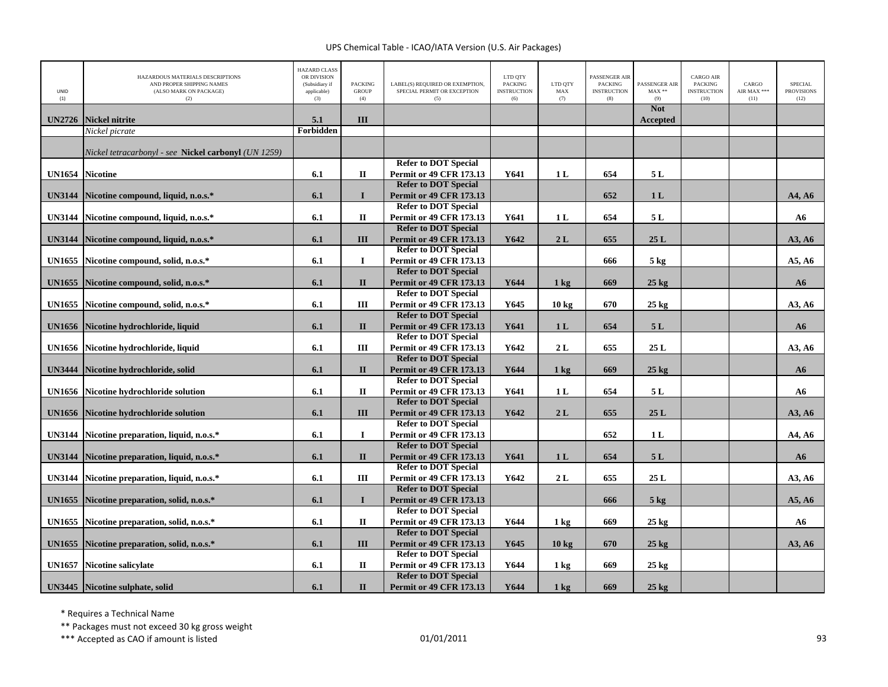| UNID (1) | HAZARDOUS MATERIALS DESCRIPTIONS AND PROPER SHIPPING NAMES (ALSO MARK ON PACKAGE) (2) | HAZARD CLASS OR DIVISION (Subsidiary if applicable) (3) | PACKING GROUP (4) | LABEL(S) REQUIRED OR EXEMPTION, SPECIAL PERMIT OR EXCEPTION (5) | LTD QTY PACKING INSTRUCTION (6) | LTD QTY MAX (7) | PASSENGER AIR PACKING INSTRUCTION (8) | PASSENGER AIR MAX ** (9) | CARGO AIR PACKING INSTRUCTION (10) | CARGO AIR MAX *** (11) | SPECIAL PROVISIONS (12) |
|---|---|---|---|---|---|---|---|---|---|---|---|
| **UN2726** | **Nickel nitrite** | **5.1** | **III** | | | | | **Not Accepted** | | | |
| | *Nickel picrate* | **Forbidden** | | | | | | | | | |
| | *Nickel tetracarbonyl - see* **Nickel carbonyl** *(UN 1259)* | | | | | | | | | | |
| **UN1654** | **Nicotine** | **6.1** | **II** | **Refer to DOT Special Permit or 49 CFR 173.13** | **Y641** | **1 L** | **654** | **5 L** | | | |
| **UN3144** | **Nicotine compound, liquid, n.o.s.*** | **6.1** | **I** | **Refer to DOT Special Permit or 49 CFR 173.13** | | | **652** | **1 L** | | | **A4, A6** |
| **UN3144** | **Nicotine compound, liquid, n.o.s.*** | **6.1** | **II** | **Refer to DOT Special Permit or 49 CFR 173.13** | **Y641** | **1 L** | **654** | **5 L** | | | **A6** |
| **UN3144** | **Nicotine compound, liquid, n.o.s.*** | **6.1** | **III** | **Refer to DOT Special Permit or 49 CFR 173.13** | **Y642** | **2 L** | **655** | **25 L** | | | **A3, A6** |
| **UN1655** | **Nicotine compound, solid, n.o.s.*** | **6.1** | **I** | **Refer to DOT Special Permit or 49 CFR 173.13** | | | **666** | **5 kg** | | | **A5, A6** |
| **UN1655** | **Nicotine compound, solid, n.o.s.*** | **6.1** | **II** | **Refer to DOT Special Permit or 49 CFR 173.13** | **Y644** | **1 kg** | **669** | **25 kg** | | | **A6** |
| **UN1655** | **Nicotine compound, solid, n.o.s.*** | **6.1** | **III** | **Refer to DOT Special Permit or 49 CFR 173.13** | **Y645** | **10 kg** | **670** | **25 kg** | | | **A3, A6** |
| **UN1656** | **Nicotine hydrochloride, liquid** | **6.1** | **II** | **Refer to DOT Special Permit or 49 CFR 173.13** | **Y641** | **1 L** | **654** | **5 L** | | | **A6** |
| **UN1656** | **Nicotine hydrochloride, liquid** | **6.1** | **III** | **Refer to DOT Special Permit or 49 CFR 173.13** | **Y642** | **2 L** | **655** | **25 L** | | | **A3, A6** |
| **UN3444** | **Nicotine hydrochloride, solid** | **6.1** | **II** | **Refer to DOT Special Permit or 49 CFR 173.13** | **Y644** | **1 kg** | **669** | **25 kg** | | | **A6** |
| **UN1656** | **Nicotine hydrochloride solution** | **6.1** | **II** | **Refer to DOT Special Permit or 49 CFR 173.13** | **Y641** | **1 L** | **654** | **5 L** | | | **A6** |
| **UN1656** | **Nicotine hydrochloride solution** | **6.1** | **III** | **Refer to DOT Special Permit or 49 CFR 173.13** | **Y642** | **2 L** | **655** | **25 L** | | | **A3, A6** |
| **UN3144** | **Nicotine preparation, liquid, n.o.s.*** | **6.1** | **I** | **Refer to DOT Special Permit or 49 CFR 173.13** | | | **652** | **1 L** | | | **A4, A6** |
| **UN3144** | **Nicotine preparation, liquid, n.o.s.*** | **6.1** | **II** | **Refer to DOT Special Permit or 49 CFR 173.13** | **Y641** | **1 L** | **654** | **5 L** | | | **A6** |
| **UN3144** | **Nicotine preparation, liquid, n.o.s.*** | **6.1** | **III** | **Refer to DOT Special Permit or 49 CFR 173.13** | **Y642** | **2 L** | **655** | **25 L** | | | **A3, A6** |
| **UN1655** | **Nicotine preparation, solid, n.o.s.*** | **6.1** | **I** | **Refer to DOT Special Permit or 49 CFR 173.13** | | | **666** | **5 kg** | | | **A5, A6** |
| **UN1655** | **Nicotine preparation, solid, n.o.s.*** | **6.1** | **II** | **Refer to DOT Special Permit or 49 CFR 173.13** | **Y644** | **1 kg** | **669** | **25 kg** | | | **A6** |
| **UN1655** | **Nicotine preparation, solid, n.o.s.*** | **6.1** | **III** | **Refer to DOT Special Permit or 49 CFR 173.13** | **Y645** | **10 kg** | **670** | **25 kg** | | | **A3, A6** |
| **UN1657** | **Nicotine salicylate** | **6.1** | **II** | **Refer to DOT Special Permit or 49 CFR 173.13** | **Y644** | **1 kg** | **669** | **25 kg** | | | |
| **UN3445** | **Nicotine sulphate, solid** | **6.1** | **II** | **Refer to DOT Special Permit or 49 CFR 173.13** | **Y644** | **1 kg** | **669** | **25 kg** | | | |

\* Requires a Technical Name

\*\* Packages must not exceed 30 kg gross weight

\*\*\* Accepted as CAO if amount is listed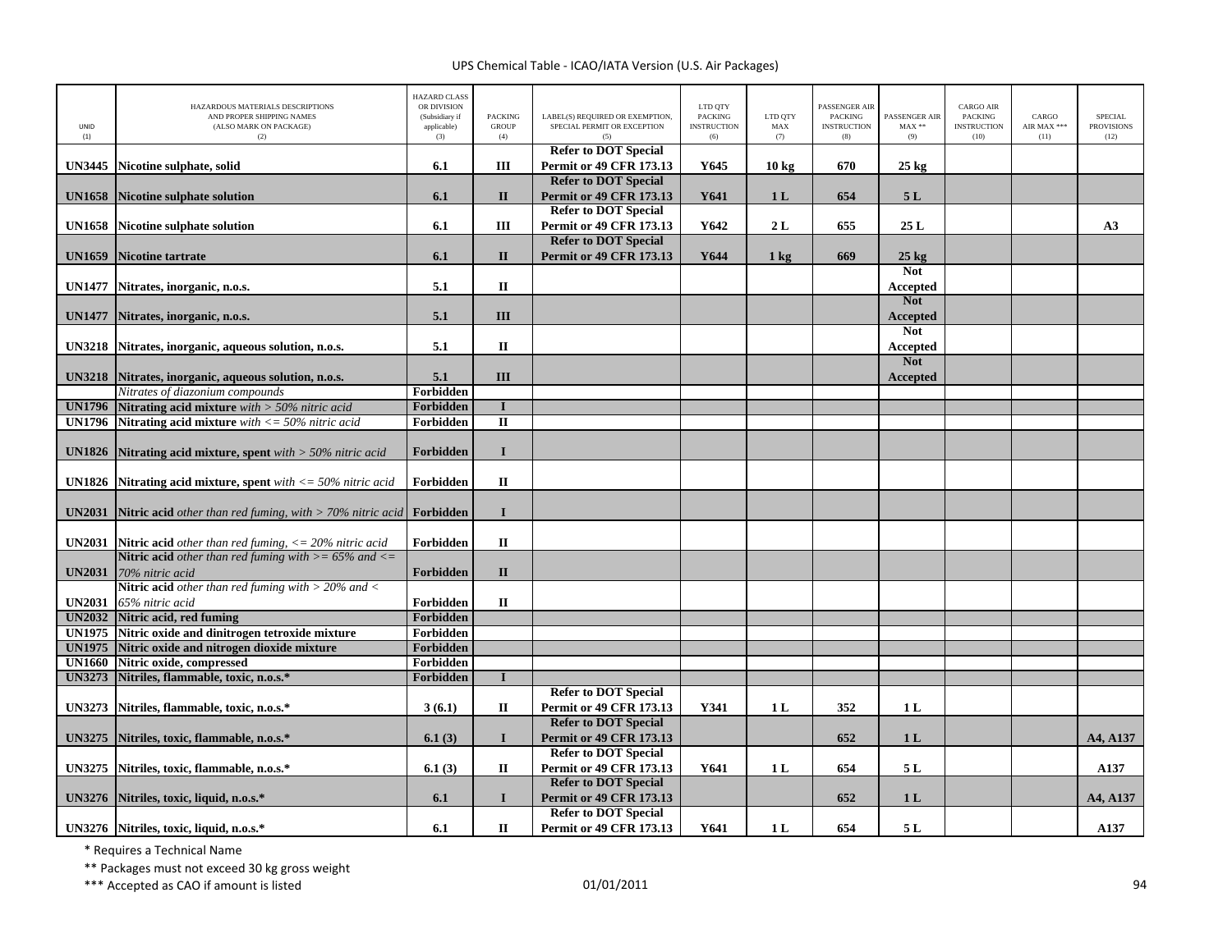| UNID (1) | HAZARDOUS MATERIALS DESCRIPTIONS AND PROPER SHIPPING NAMES (ALSO MARK ON PACKAGE) (2) | HAZARD CLASS OR DIVISION (Subsidiary if applicable) (3) | PACKING GROUP (4) | LABEL(S) REQUIRED OR EXEMPTION, SPECIAL PERMIT OR EXCEPTION (5) | LTD QTY PACKING INSTRUCTION (6) | LTD QTY MAX (7) | PASSENGER AIR PACKING INSTRUCTION (8) | PASSENGER AIR MAX ** (9) | CARGO AIR PACKING INSTRUCTION (10) | CARGO AIR MAX *** (11) | SPECIAL PROVISIONS (12) |
|---|---|---|---|---|---|---|---|---|---|---|---|
| **UN3445** | **Nicotine sulphate, solid** | **6.1** | **III** | **Refer to DOT Special Permit or 49 CFR 173.13** | **Y645** | **10 kg** | **670** | **25 kg** | | | |
| **UN1658** | **Nicotine sulphate solution** | **6.1** | **II** | **Refer to DOT Special Permit or 49 CFR 173.13** | **Y641** | **1 L** | **654** | **5 L** | | | |
| **UN1658** | **Nicotine sulphate solution** | **6.1** | **III** | **Refer to DOT Special Permit or 49 CFR 173.13** | **Y642** | **2 L** | **655** | **25 L** | | | **A3** |
| **UN1659** | **Nicotine tartrate** | **6.1** | **II** | **Refer to DOT Special Permit or 49 CFR 173.13** | **Y644** | **1 kg** | **669** | **25 kg** | | | |
| **UN1477** | **Nitrates, inorganic, n.o.s.** | **5.1** | **II** | | | | | **Not Accepted** | | | |
| **UN1477** | **Nitrates, inorganic, n.o.s.** | **5.1** | **III** | | | | | **Not Accepted** | | | |
| **UN3218** | **Nitrates, inorganic, aqueous solution, n.o.s.** | **5.1** | **II** | | | | | **Not Accepted** | | | |
| **UN3218** | **Nitrates, inorganic, aqueous solution, n.o.s.** | **5.1** | **III** | | | | | **Not Accepted** | | | |
| | *Nitrates of diazonium compounds* | **Forbidden** | | | | | | | | | |
| **UN1796** | **Nitrating acid mixture** *with > 50% nitric acid* | **Forbidden** | **I** | | | | | | | | |
| **UN1796** | **Nitrating acid mixture** *with <= 50% nitric acid* | **Forbidden** | **II** | | | | | | | | |
| **UN1826** | **Nitrating acid mixture, spent** *with > 50% nitric acid* | **Forbidden** | **I** | | | | | | | | |
| **UN1826** | **Nitrating acid mixture, spent** *with <= 50% nitric acid* | **Forbidden** | **II** | | | | | | | | |
| **UN2031** | **Nitric acid** *other than red fuming, with > 70% nitric acid* | **Forbidden** | **I** | | | | | | | | |
| **UN2031** | **Nitric acid** *other than red fuming, <= 20% nitric acid* | **Forbidden** | **II** | | | | | | | | |
| **UN2031** | **Nitric acid** *other than red fuming with >= 65% and <= 70% nitric acid* | **Forbidden** | **II** | | | | | | | | |
| **UN2031** | **Nitric acid** *other than red fuming with > 20% and < 65% nitric acid* | **Forbidden** | **II** | | | | | | | | |
| **UN2032** | **Nitric acid, red fuming** | **Forbidden** | | | | | | | | | |
| **UN1975** | **Nitric oxide and dinitrogen tetroxide mixture** | **Forbidden** | | | | | | | | | |
| **UN1975** | **Nitric oxide and nitrogen dioxide mixture** | **Forbidden** | | | | | | | | | |
| **UN1660** | **Nitric oxide, compressed** | **Forbidden** | | | | | | | | | |
| **UN3273** | **Nitriles, flammable, toxic, n.o.s.*** | **Forbidden** | **I** | | | | | | | | |
| **UN3273** | **Nitriles, flammable, toxic, n.o.s.*** | **3 (6.1)** | **II** | **Refer to DOT Special Permit or 49 CFR 173.13** | **Y341** | **1 L** | **352** | **1 L** | | | |
| **UN3275** | **Nitriles, toxic, flammable, n.o.s.*** | **6.1 (3)** | **I** | **Refer to DOT Special Permit or 49 CFR 173.13** | | | **652** | **1 L** | | | **A4, A137** |
| **UN3275** | **Nitriles, toxic, flammable, n.o.s.*** | **6.1 (3)** | **II** | **Refer to DOT Special Permit or 49 CFR 173.13** | **Y641** | **1 L** | **654** | **5 L** | | | **A137** |
| **UN3276** | **Nitriles, toxic, liquid, n.o.s.*** | **6.1** | **I** | **Refer to DOT Special Permit or 49 CFR 173.13** | | | **652** | **1 L** | | | **A4, A137** |
| **UN3276** | **Nitriles, toxic, liquid, n.o.s.*** | **6.1** | **II** | **Refer to DOT Special Permit or 49 CFR 173.13** | **Y641** | **1 L** | **654** | **5 L** | | | **A137** |

\* Requires a Technical Name

\*\* Packages must not exceed 30 kg gross weight

\*\*\* Accepted as CAO if amount is listed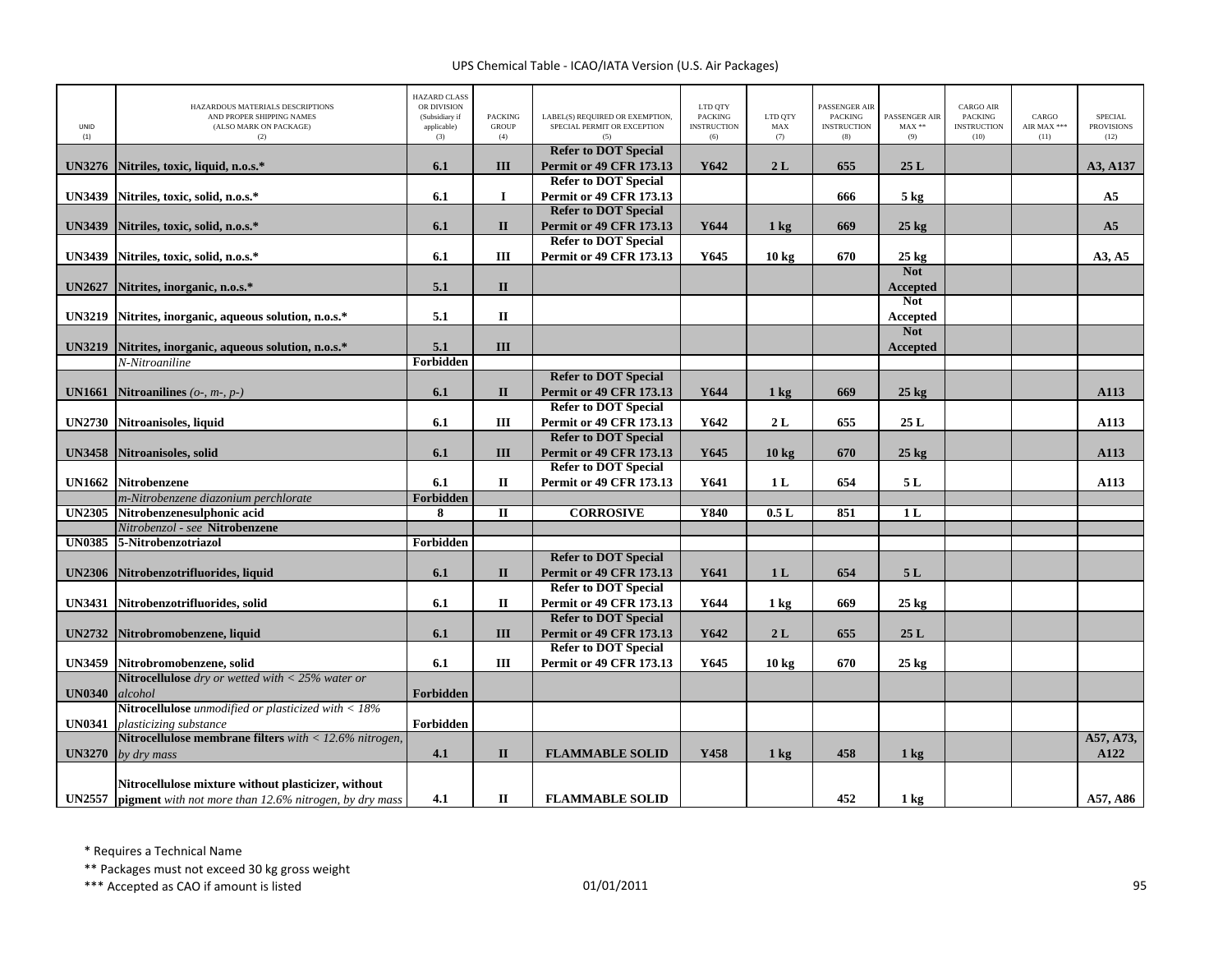| UNID (1) | HAZARDOUS MATERIALS DESCRIPTIONS AND PROPER SHIPPING NAMES (ALSO MARK ON PACKAGE) (2) | HAZARD CLASS OR DIVISION (Subsidiary if applicable) (3) | PACKING GROUP (4) | LABEL(S) REQUIRED OR EXEMPTION, SPECIAL PERMIT OR EXCEPTION (5) | LTD QTY PACKING INSTRUCTION (6) | LTD QTY MAX (7) | PASSENGER AIR PACKING INSTRUCTION (8) | PASSENGER AIR MAX ** (9) | CARGO AIR PACKING INSTRUCTION (10) | CARGO AIR MAX *** (11) | SPECIAL PROVISIONS (12) |
|---|---|---|---|---|---|---|---|---|---|---|---|
| **UN3276** | **Nitriles, toxic, liquid, n.o.s.*** | **6.1** | **III** | **Refer to DOT Special Permit or 49 CFR 173.13** | **Y642** | **2 L** | **655** | **25 L** | | | **A3, A137** |
| **UN3439** | **Nitriles, toxic, solid, n.o.s.*** | **6.1** | **I** | **Refer to DOT Special Permit or 49 CFR 173.13** | | | **666** | **5 kg** | | | **A5** |
| **UN3439** | **Nitriles, toxic, solid, n.o.s.*** | **6.1** | **II** | **Refer to DOT Special Permit or 49 CFR 173.13** | **Y644** | **1 kg** | **669** | **25 kg** | | | **A5** |
| **UN3439** | **Nitriles, toxic, solid, n.o.s.*** | **6.1** | **III** | **Refer to DOT Special Permit or 49 CFR 173.13** | **Y645** | **10 kg** | **670** | **25 kg** | | | **A3, A5** |
| **UN2627** | **Nitrites, inorganic, n.o.s.*** | **5.1** | **II** | | | | | **Not Accepted** | | | |
| **UN3219** | **Nitrites, inorganic, aqueous solution, n.o.s.*** | **5.1** | **II** | | | | | **Not Accepted** | | | |
| **UN3219** | **Nitrites, inorganic, aqueous solution, n.o.s.*** | **5.1** | **III** | | | | | **Not Accepted** | | | |
| | *N-Nitroaniline* | **Forbidden** | | | | | | | | | |
| **UN1661** | **Nitroanilines** *(o-, m-, p-)* | **6.1** | **II** | **Refer to DOT Special Permit or 49 CFR 173.13** | **Y644** | **1 kg** | **669** | **25 kg** | | | **A113** |
| **UN2730** | **Nitroanisoles, liquid** | **6.1** | **III** | **Refer to DOT Special Permit or 49 CFR 173.13** | **Y642** | **2 L** | **655** | **25 L** | | | **A113** |
| **UN3458** | **Nitroanisoles, solid** | **6.1** | **III** | **Refer to DOT Special Permit or 49 CFR 173.13** | **Y645** | **10 kg** | **670** | **25 kg** | | | **A113** |
| **UN1662** | **Nitrobenzene** | **6.1** | **II** | **Refer to DOT Special Permit or 49 CFR 173.13** | **Y641** | **1 L** | **654** | **5 L** | | | **A113** |
| | *m-Nitrobenzene diazonium perchlorate* | **Forbidden** | | | | | | | | | |
| **UN2305** | **Nitrobenzenesulphonic acid** | **8** | **II** | **CORROSIVE** | **Y840** | **0.5 L** | **851** | **1 L** | | | |
| | *Nitrobenzol - see* **Nitrobenzene** | | | | | | | | | | |
| **UN0385** | **5-Nitrobenzotriazol** | **Forbidden** | | | | | | | | | |
| **UN2306** | **Nitrobenzotrifluorides, liquid** | **6.1** | **II** | **Refer to DOT Special Permit or 49 CFR 173.13** | **Y641** | **1 L** | **654** | **5 L** | | | |
| **UN3431** | **Nitrobenzotrifluorides, solid** | **6.1** | **II** | **Refer to DOT Special Permit or 49 CFR 173.13** | **Y644** | **1 kg** | **669** | **25 kg** | | | |
| **UN2732** | **Nitrobromobenzene, liquid** | **6.1** | **III** | **Refer to DOT Special Permit or 49 CFR 173.13** | **Y642** | **2 L** | **655** | **25 L** | | | |
| **UN3459** | **Nitrobromobenzene, solid** | **6.1** | **III** | **Refer to DOT Special Permit or 49 CFR 173.13** | **Y645** | **10 kg** | **670** | **25 kg** | | | |
| **UN0340** | **Nitrocellulose** *dry or wetted with < 25% water or alcohol* | **Forbidden** | | | | | | | | | |
| **UN0341** | **Nitrocellulose** *unmodified or plasticized with < 18% plasticizing substance* | **Forbidden** | | | | | | | | | |
| **UN3270** | **Nitrocellulose membrane filters** *with < 12.6% nitrogen, by dry mass* | **4.1** | **II** | **FLAMMABLE SOLID** | **Y458** | **1 kg** | **458** | **1 kg** | | | **A57, A73, A122** |
| **UN2557** | **Nitrocellulose mixture without plasticizer, without pigment** *with not more than 12.6% nitrogen, by dry mass* | **4.1** | **II** | **FLAMMABLE SOLID** | | | **452** | **1 kg** | | | **A57, A86** |

\* Requires a Technical Name

\*\* Packages must not exceed 30 kg gross weight

\*\*\* Accepted as CAO if amount is listed

01/01/2011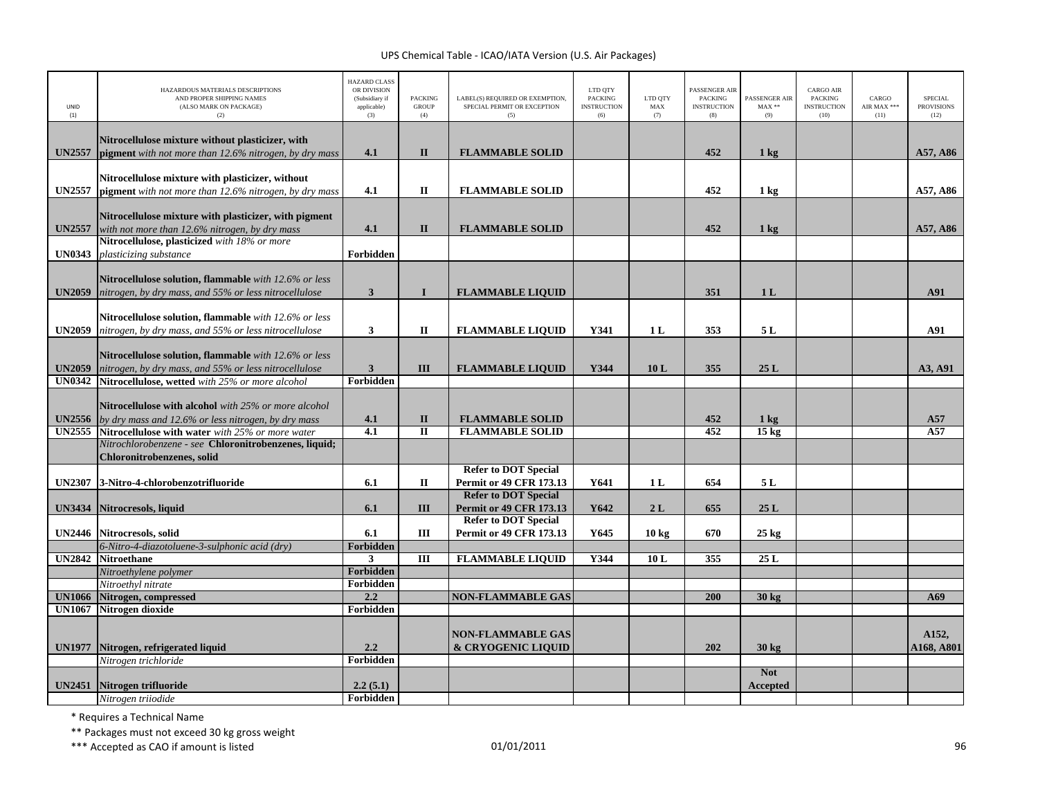| UNID (1) | HAZARDOUS MATERIALS DESCRIPTIONS AND PROPER SHIPPING NAMES (ALSO MARK ON PACKAGE) (2) | HAZARD CLASS OR DIVISION (Subsidiary if applicable) (3) | PACKING GROUP (4) | LABEL(S) REQUIRED OR EXEMPTION, SPECIAL PERMIT OR EXCEPTION (5) | LTD QTY PACKING INSTRUCTION (6) | LTD QTY MAX (7) | PASSENGER AIR PACKING INSTRUCTION (8) | PASSENGER AIR MAX ** (9) | CARGO AIR PACKING INSTRUCTION (10) | CARGO AIR MAX *** (11) | SPECIAL PROVISIONS (12) |
|---|---|---|---|---|---|---|---|---|---|---|---|
| **UN2557** | **Nitrocellulose mixture without plasticizer, with pigment** *with not more than 12.6% nitrogen, by dry mass* | **4.1** | **II** | **FLAMMABLE SOLID** | | | **452** | **1 kg** | | | **A57, A86** |
| **UN2557** | **Nitrocellulose mixture with plasticizer, without pigment** *with not more than 12.6% nitrogen, by dry mass* | **4.1** | **II** | **FLAMMABLE SOLID** | | | **452** | **1 kg** | | | **A57, A86** |
| **UN2557** | **Nitrocellulose mixture with plasticizer, with pigment** *with not more than 12.6% nitrogen, by dry mass* | **4.1** | **II** | **FLAMMABLE SOLID** | | | **452** | **1 kg** | | | **A57, A86** |
| **UN0343** | **Nitrocellulose, plasticized** *with 18% or more plasticizing substance* | **Forbidden** | | | | | | | | | |
| **UN2059** | **Nitrocellulose solution, flammable** *with 12.6% or less nitrogen, by dry mass, and 55% or less nitrocellulose* | **3** | **I** | **FLAMMABLE LIQUID** | | | **351** | **1 L** | | | **A91** |
| **UN2059** | **Nitrocellulose solution, flammable** *with 12.6% or less nitrogen, by dry mass, and 55% or less nitrocellulose* | **3** | **II** | **FLAMMABLE LIQUID** | **Y341** | **1 L** | **353** | **5 L** | | | **A91** |
| **UN2059** | **Nitrocellulose solution, flammable** *with 12.6% or less nitrogen, by dry mass, and 55% or less nitrocellulose* | **3** | **III** | **FLAMMABLE LIQUID** | **Y344** | **10 L** | **355** | **25 L** | | | **A3, A91** |
| **UN0342** | **Nitrocellulose, wetted** *with 25% or more alcohol* | **Forbidden** | | | | | | | | | |
| **UN2556** | **Nitrocellulose with alcohol** *with 25% or more alcohol by dry mass and 12.6% or less nitrogen, by dry mass* | **4.1** | **II** | **FLAMMABLE SOLID** | | | **452** | **1 kg** | | | **A57** |
| **UN2555** | **Nitrocellulose with water** *with 25% or more water* | **4.1** | **II** | **FLAMMABLE SOLID** | | | **452** | **15 kg** | | | **A57** |
| | *Nitrochlorobenzene - see* **Chloronitrobenzenes, liquid; Chloronitrobenzenes, solid** | | | | | | | | | | |
| **UN2307** | **3-Nitro-4-chlorobenzotrifluoride** | **6.1** | **II** | **Refer to DOT Special Permit or 49 CFR 173.13** | **Y641** | **1 L** | **654** | **5 L** | | | |
| **UN3434** | **Nitrocresols, liquid** | **6.1** | **III** | **Refer to DOT Special Permit or 49 CFR 173.13** | **Y642** | **2 L** | **655** | **25 L** | | | |
| **UN2446** | **Nitrocresols, solid** | **6.1** | **III** | **Refer to DOT Special Permit or 49 CFR 173.13** | **Y645** | **10 kg** | **670** | **25 kg** | | | |
| | *6-Nitro-4-diazotoluene-3-sulphonic acid (dry)* | **Forbidden** | | | | | | | | | |
| **UN2842** | **Nitroethane** | **3** | **III** | **FLAMMABLE LIQUID** | **Y344** | **10 L** | **355** | **25 L** | | | |
| | *Nitroethylene polymer* | **Forbidden** | | | | | | | | | |
| | *Nitroethyl nitrate* | **Forbidden** | | | | | | | | | |
| **UN1066** | **Nitrogen, compressed** | **2.2** | | **NON-FLAMMABLE GAS** | | | **200** | **30 kg** | | | **A69** |
| **UN1067** | **Nitrogen dioxide** | **Forbidden** | | | | | | | | | |
| **UN1977** | **Nitrogen, refrigerated liquid** | **2.2** | | **NON-FLAMMABLE GAS & CRYOGENIC LIQUID** | | | **202** | **30 kg** | | | **A152, A168, A801** |
| | *Nitrogen trichloride* | **Forbidden** | | | | | | | | | |
| **UN2451** | **Nitrogen trifluoride** | **2.2 (5.1)** | | | | | | **Not Accepted** | | | |
| | *Nitrogen triiodide* | **Forbidden** | | | | | | | | | |

\* Requires a Technical Name

\*\* Packages must not exceed 30 kg gross weight

\*\*\* Accepted as CAO if amount is listed

01/01/2011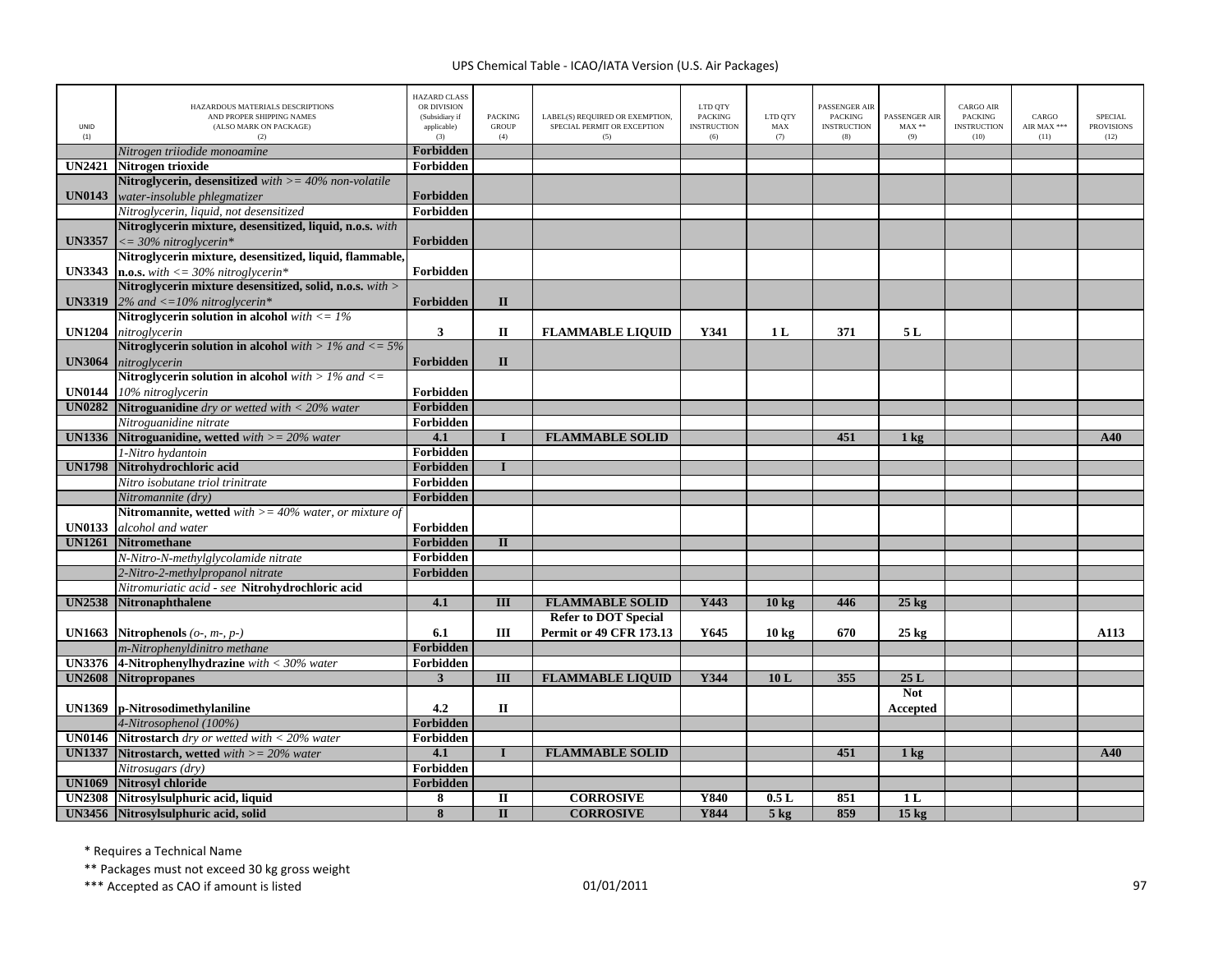| UNID (1) | HAZARDOUS MATERIALS DESCRIPTIONS AND PROPER SHIPPING NAMES (ALSO MARK ON PACKAGE) (2) | HAZARD CLASS OR DIVISION (Subsidiary if applicable) (3) | PACKING GROUP (4) | LABEL(S) REQUIRED OR EXEMPTION, SPECIAL PERMIT OR EXCEPTION (5) | LTD QTY PACKING INSTRUCTION (6) | LTD QTY MAX (7) | PASSENGER AIR PACKING INSTRUCTION (8) | PASSENGER AIR MAX ** (9) | CARGO AIR PACKING INSTRUCTION (10) | CARGO AIR MAX *** (11) | SPECIAL PROVISIONS (12) |
|---|---|---|---|---|---|---|---|---|---|---|---|
| | *Nitrogen triiodide monoamine* | **Forbidden** | | | | | | | | | |
| **UN2421** | **Nitrogen trioxide** | **Forbidden** | | | | | | | | | |
| **UN0143** | **Nitroglycerin, desensitized** *with >= 40% non-volatile water-insoluble phlegmatizer* | **Forbidden** | | | | | | | | | |
| | *Nitroglycerin, liquid, not desensitized* | **Forbidden** | | | | | | | | | |
| **UN3357** | **Nitroglycerin mixture, desensitized, liquid, n.o.s.** *with <= 30% nitroglycerin** | **Forbidden** | | | | | | | | | |
| **UN3343** | **Nitroglycerin mixture, desensitized, liquid, flammable, n.o.s.** *with <= 30% nitroglycerin** | **Forbidden** | | | | | | | | | |
| **UN3319** | **Nitroglycerin mixture desensitized, solid, n.o.s.** *with > 2% and <=10% nitroglycerin** | **Forbidden** | **II** | | | | | | | | |
| **UN1204** | **Nitroglycerin solution in alcohol** *with <= 1% nitroglycerin* | **3** | **II** | **FLAMMABLE LIQUID** | **Y341** | **1 L** | **371** | **5 L** | | | |
| **UN3064** | **Nitroglycerin solution in alcohol** *with > 1% and <= 5% nitroglycerin* | **Forbidden** | **II** | | | | | | | | |
| **UN0144** | **Nitroglycerin solution in alcohol** *with > 1% and <= 10% nitroglycerin* | **Forbidden** | | | | | | | | | |
| **UN0282** | **Nitroguanidine** *dry or wetted with < 20% water* | **Forbidden** | | | | | | | | | |
| | *Nitroguanidine nitrate* | **Forbidden** | | | | | | | | | |
| **UN1336** | **Nitroguanidine, wetted** *with >= 20% water* | **4.1** | **I** | **FLAMMABLE SOLID** | | | **451** | **1 kg** | | | **A40** |
| | *1-Nitro hydantoin* | **Forbidden** | | | | | | | | | |
| **UN1798** | **Nitrohydrochloric acid** | **Forbidden** | **I** | | | | | | | | |
| | *Nitro isobutane triol trinitrate* | **Forbidden** | | | | | | | | | |
| | *Nitromannite (dry)* | **Forbidden** | | | | | | | | | |
| **UN0133** | **Nitromannite, wetted** *with >= 40% water, or mixture of alcohol and water* | **Forbidden** | | | | | | | | | |
| **UN1261** | **Nitromethane** | **Forbidden** | **II** | | | | | | | | |
| | *N-Nitro-N-methylglycolamide nitrate* | **Forbidden** | | | | | | | | | |
| | *2-Nitro-2-methylpropanol nitrate* | **Forbidden** | | | | | | | | | |
| | *Nitromuriatic acid - see* **Nitrohydrochloric acid** | | | | | | | | | | |
| **UN2538** | **Nitronaphthalene** | **4.1** | **III** | **FLAMMABLE SOLID** | **Y443** | **10 kg** | **446** | **25 kg** | | | |
| **UN1663** | **Nitrophenols** *(o-, m-, p-)* | **6.1** | **III** | **Refer to DOT Special Permit or 49 CFR 173.13** | **Y645** | **10 kg** | **670** | **25 kg** | | | **A113** |
| | *m-Nitrophenyldinitro methane* | **Forbidden** | | | | | | | | | |
| **UN3376** | **4-Nitrophenylhydrazine** *with < 30% water* | **Forbidden** | | | | | | | | | |
| **UN2608** | **Nitropropanes** | **3** | **III** | **FLAMMABLE LIQUID** | **Y344** | **10 L** | **355** | **25 L** | | | |
| **UN1369** | **p-Nitrosodimethylaniline** | **4.2** | **II** | | | | | **Not Accepted** | | | |
| | *4-Nitrosophenol (100%)* | **Forbidden** | | | | | | | | | |
| **UN0146** | **Nitrostarch** *dry or wetted with < 20% water* | **Forbidden** | | | | | | | | | |
| **UN1337** | **Nitrostarch, wetted** *with >= 20% water* | **4.1** | **I** | **FLAMMABLE SOLID** | | | **451** | **1 kg** | | | **A40** |
| | *Nitrosugars (dry)* | **Forbidden** | | | | | | | | | |
| **UN1069** | **Nitrosyl chloride** | **Forbidden** | | | | | | | | | |
| **UN2308** | **Nitrosylsulphuric acid, liquid** | **8** | **II** | **CORROSIVE** | **Y840** | **0.5 L** | **851** | **1 L** | | | |
| **UN3456** | **Nitrosylsulphuric acid, solid** | **8** | **II** | **CORROSIVE** | **Y844** | **5 kg** | **859** | **15 kg** | | | |

\* Requires a Technical Name

\** Packages must not exceed 30 kg gross weight

\*** Accepted as CAO if amount is listed

01/01/2011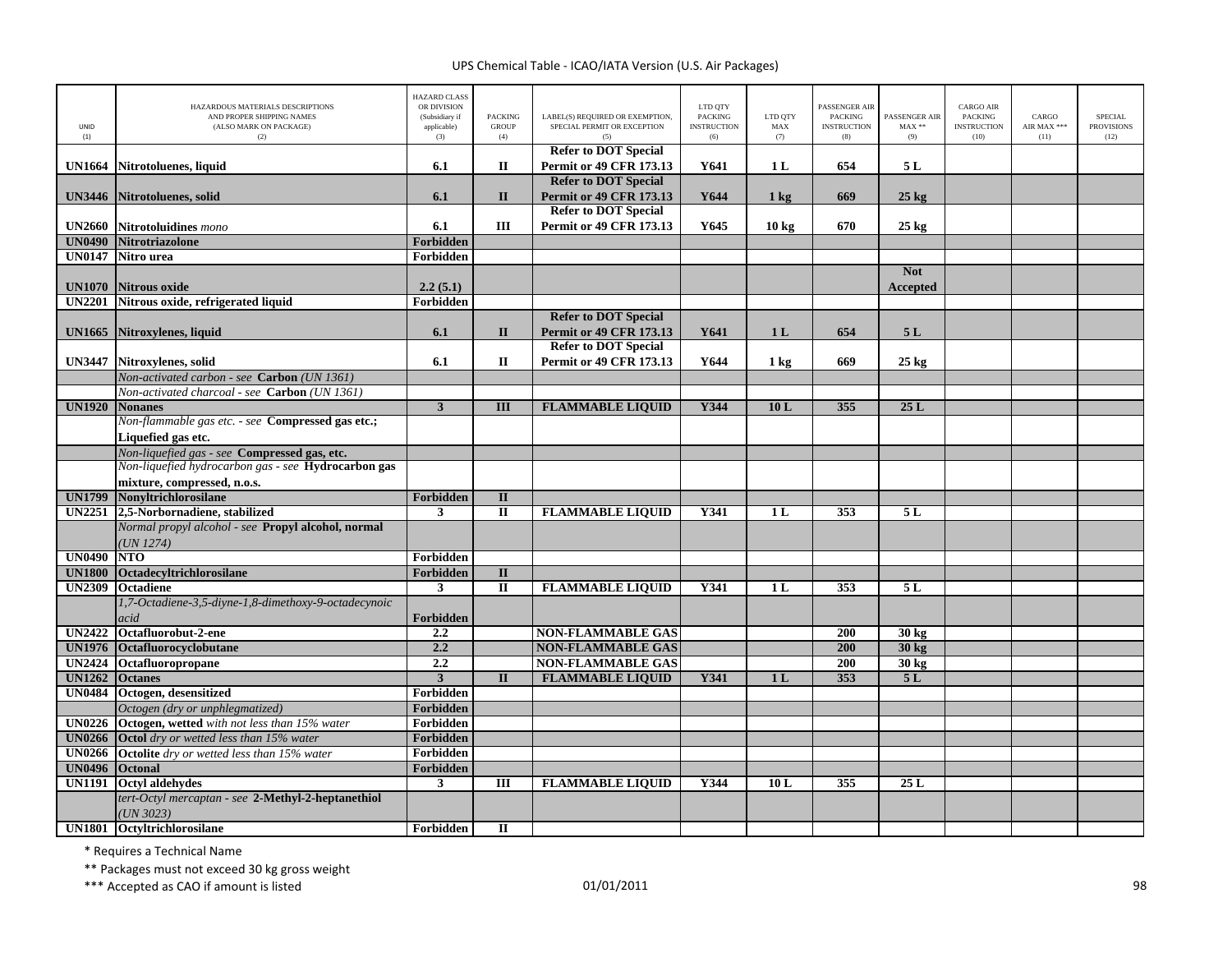| UNID (1) | HAZARDOUS MATERIALS DESCRIPTIONS AND PROPER SHIPPING NAMES (ALSO MARK ON PACKAGE) (2) | HAZARD CLASS OR DIVISION (Subsidiary if applicable) (3) | PACKING GROUP (4) | LABEL(S) REQUIRED OR EXEMPTION, SPECIAL PERMIT OR EXCEPTION (5) | LTD QTY PACKING INSTRUCTION (6) | LTD QTY MAX (7) | PASSENGER AIR PACKING INSTRUCTION (8) | PASSENGER AIR MAX ** (9) | CARGO AIR PACKING INSTRUCTION (10) | CARGO AIR MAX *** (11) | SPECIAL PROVISIONS (12) |
|---|---|---|---|---|---|---|---|---|---|---|---|
| **UN1664** | **Nitrotoluenes, liquid** | **6.1** | **II** | **Refer to DOT Special Permit or 49 CFR 173.13** | **Y641** | **1 L** | **654** | **5 L** | | | |
| **UN3446** | **Nitrotoluenes, solid** | **6.1** | **II** | **Refer to DOT Special Permit or 49 CFR 173.13** | **Y644** | **1 kg** | **669** | **25 kg** | | | |
| **UN2660** | **Nitrotoluidines** *mono* | **6.1** | **III** | **Refer to DOT Special Permit or 49 CFR 173.13** | **Y645** | **10 kg** | **670** | **25 kg** | | | |
| **UN0490** | **Nitrotriazolone** | **Forbidden** | | | | | | | | | |
| **UN0147** | **Nitro urea** | **Forbidden** | | | | | | | | | |
| **UN1070** | **Nitrous oxide** | **2.2 (5.1)** | | | | | | **Not Accepted** | | | |
| **UN2201** | **Nitrous oxide, refrigerated liquid** | **Forbidden** | | | | | | | | | |
| **UN1665** | **Nitroxylenes, liquid** | **6.1** | **II** | **Refer to DOT Special Permit or 49 CFR 173.13** | **Y641** | **1 L** | **654** | **5 L** | | | |
| **UN3447** | **Nitroxylenes, solid** | **6.1** | **II** | **Refer to DOT Special Permit or 49 CFR 173.13** | **Y644** | **1 kg** | **669** | **25 kg** | | | |
| | *Non-activated carbon - see* **Carbon** *(UN 1361)* | | | | | | | | | | |
| | *Non-activated charcoal - see* **Carbon** *(UN 1361)* | | | | | | | | | | |
| **UN1920** | **Nonanes** | **3** | **III** | **FLAMMABLE LIQUID** | **Y344** | **10 L** | **355** | **25 L** | | | |
| | *Non-flammable gas etc. - see* **Compressed gas etc.; Liquefied gas etc.** | | | | | | | | | | |
| | *Non-liquefied gas - see* **Compressed gas, etc.** | | | | | | | | | | |
| | *Non-liquefied hydrocarbon gas - see* **Hydrocarbon gas mixture, compressed, n.o.s.** | | | | | | | | | | |
| **UN1799** | **Nonyltrichlorosilane** | **Forbidden** | **II** | | | | | | | | |
| **UN2251** | **2,5-Norbornadiene, stabilized** | **3** | **II** | **FLAMMABLE LIQUID** | **Y341** | **1 L** | **353** | **5 L** | | | |
| | *Normal propyl alcohol - see* **Propyl alcohol, normal** *(UN 1274)* | | | | | | | | | | |
| **UN0490** | **NTO** | **Forbidden** | | | | | | | | | |
| **UN1800** | **Octadecyltrichlorosilane** | **Forbidden** | **II** | | | | | | | | |
| **UN2309** | **Octadiene** | **3** | **II** | **FLAMMABLE LIQUID** | **Y341** | **1 L** | **353** | **5 L** | | | |
| | *1,7-Octadiene-3,5-diyne-1,8-dimethoxy-9-octadecynoic acid* | **Forbidden** | | | | | | | | | |
| **UN2422** | **Octafluorobut-2-ene** | **2.2** | | **NON-FLAMMABLE GAS** | | | **200** | **30 kg** | | | |
| **UN1976** | **Octafluorocyclobutane** | **2.2** | | **NON-FLAMMABLE GAS** | | | **200** | **30 kg** | | | |
| **UN2424** | **Octafluoropropane** | **2.2** | | **NON-FLAMMABLE GAS** | | | **200** | **30 kg** | | | |
| **UN1262** | **Octanes** | **3** | **II** | **FLAMMABLE LIQUID** | **Y341** | **1 L** | **353** | **5 L** | | | |
| **UN0484** | **Octogen, desensitized** | **Forbidden** | | | | | | | | | |
| | *Octogen (dry or unphlegmatized)* | **Forbidden** | | | | | | | | | |
| **UN0226** | **Octogen, wetted** *with not less than 15% water* | **Forbidden** | | | | | | | | | |
| **UN0266** | **Octol** *dry or wetted less than 15% water* | **Forbidden** | | | | | | | | | |
| **UN0266** | **Octolite** *dry or wetted less than 15% water* | **Forbidden** | | | | | | | | | |
| **UN0496** | **Octonal** | **Forbidden** | | | | | | | | | |
| **UN1191** | **Octyl aldehydes** | **3** | **III** | **FLAMMABLE LIQUID** | **Y344** | **10 L** | **355** | **25 L** | | | |
| | *tert-Octyl mercaptan - see* **2-Methyl-2-heptanethiol** *(UN 3023)* | | | | | | | | | | |
| **UN1801** | **Octyltrichlorosilane** | **Forbidden** | **II** | | | | | | | | |

\* Requires a Technical Name

\** Packages must not exceed 30 kg gross weight

\*** Accepted as CAO if amount is listed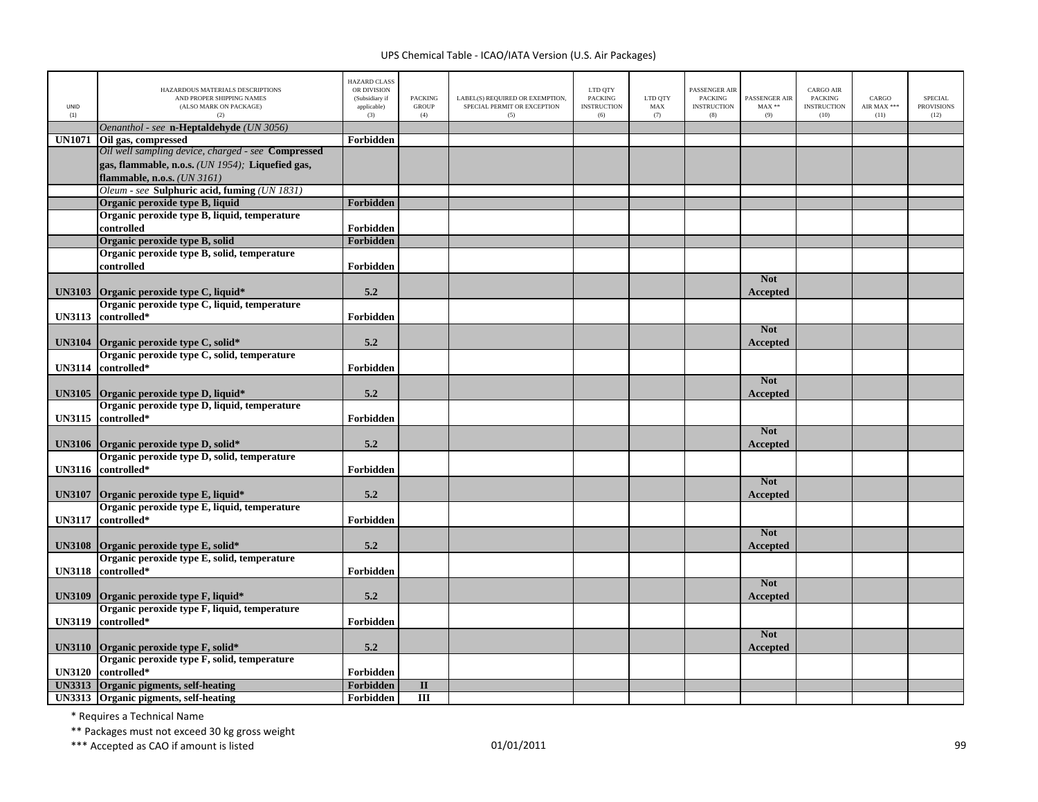UPS Chemical Table - ICAO/IATA Version (U.S. Air Packages)

| UNID (1) | HAZARDOUS MATERIALS DESCRIPTIONS AND PROPER SHIPPING NAMES (ALSO MARK ON PACKAGE) (2) | HAZARD CLASS OR DIVISION (Subsidiary if applicable) (3) | PACKING GROUP (4) | LABEL(S) REQUIRED OR EXEMPTION, SPECIAL PERMIT OR EXCEPTION (5) | LTD QTY PACKING INSTRUCTION (6) | LTD QTY MAX (7) | PASSENGER AIR PACKING INSTRUCTION (8) | PASSENGER AIR MAX ** (9) | CARGO AIR PACKING INSTRUCTION (10) | CARGO AIR MAX *** (11) | SPECIAL PROVISIONS (12) |
|---|---|---|---|---|---|---|---|---|---|---|---|
| | *Oenanthol - see* **n-Heptaldehyde** *(UN 3056)* | | | | | | | | | | |
| **UN1071** | **Oil gas, compressed** | **Forbidden** | | | | | | | | | |
| | *Oil well sampling device, charged - see* **Compressed gas, flammable, n.o.s.** *(UN 1954);* **Liquefied gas, flammable, n.o.s.** *(UN 3161)* | | | | | | | | | | |
| | *Oleum - see* **Sulphuric acid, fuming** *(UN 1831)* | | | | | | | | | | |
| | **Organic peroxide type B, liquid** | **Forbidden** | | | | | | | | | |
| | **Organic peroxide type B, liquid, temperature controlled** | **Forbidden** | | | | | | | | | |
| | **Organic peroxide type B, solid** | **Forbidden** | | | | | | | | | |
| | **Organic peroxide type B, solid, temperature controlled** | **Forbidden** | | | | | | | | | |
| **UN3103** | **Organic peroxide type C, liquid*** | **5.2** | | | | | | **Not Accepted** | | | |
| **UN3113** | **Organic peroxide type C, liquid, temperature controlled*** | **Forbidden** | | | | | | | | | |
| **UN3104** | **Organic peroxide type C, solid*** | **5.2** | | | | | | **Not Accepted** | | | |
| **UN3114** | **Organic peroxide type C, solid, temperature controlled*** | **Forbidden** | | | | | | | | | |
| **UN3105** | **Organic peroxide type D, liquid*** | **5.2** | | | | | | **Not Accepted** | | | |
| **UN3115** | **Organic peroxide type D, liquid, temperature controlled*** | **Forbidden** | | | | | | | | | |
| **UN3106** | **Organic peroxide type D, solid*** | **5.2** | | | | | | **Not Accepted** | | | |
| **UN3116** | **Organic peroxide type D, solid, temperature controlled*** | **Forbidden** | | | | | | | | | |
| **UN3107** | **Organic peroxide type E, liquid*** | **5.2** | | | | | | **Not Accepted** | | | |
| **UN3117** | **Organic peroxide type E, liquid, temperature controlled*** | **Forbidden** | | | | | | | | | |
| **UN3108** | **Organic peroxide type E, solid*** | **5.2** | | | | | | **Not Accepted** | | | |
| **UN3118** | **Organic peroxide type E, solid, temperature controlled*** | **Forbidden** | | | | | | | | | |
| **UN3109** | **Organic peroxide type F, liquid*** | **5.2** | | | | | | **Not Accepted** | | | |
| **UN3119** | **Organic peroxide type F, liquid, temperature controlled*** | **Forbidden** | | | | | | | | | |
| **UN3110** | **Organic peroxide type F, solid*** | **5.2** | | | | | | **Not Accepted** | | | |
| **UN3120** | **Organic peroxide type F, solid, temperature controlled*** | **Forbidden** | | | | | | | | | |
| **UN3313** | **Organic pigments, self-heating** | **Forbidden** | **II** | | | | | | | | |
| **UN3313** | **Organic pigments, self-heating** | **Forbidden** | **III** | | | | | | | | |

\* Requires a Technical Name

** Packages must not exceed 30 kg gross weight

*** Accepted as CAO if amount is listed

01/01/2011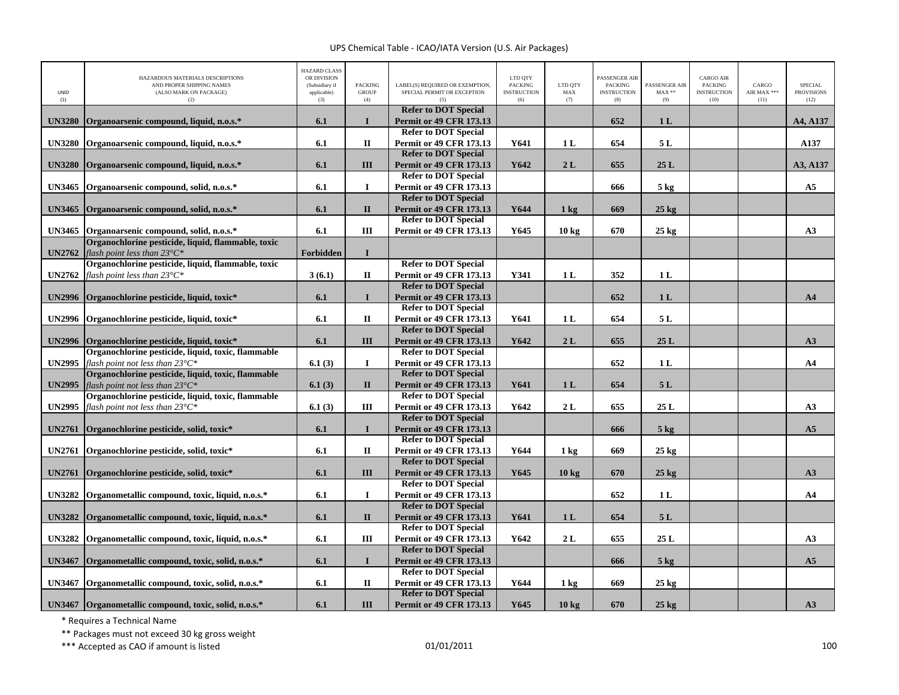UPS Chemical Table - ICAO/IATA Version (U.S. Air Packages)

| UNID (1) | HAZARDOUS MATERIALS DESCRIPTIONS AND PROPER SHIPPING NAMES (ALSO MARK ON PACKAGE) (2) | HAZARD CLASS OR DIVISION (Subsidiary if applicable) (3) | PACKING GROUP (4) | LABEL(S) REQUIRED OR EXEMPTION, SPECIAL PERMIT OR EXCEPTION (5) | LTD QTY PACKING INSTRUCTION (6) | LTD QTY MAX (7) | PASSENGER AIR PACKING INSTRUCTION (8) | PASSENGER AIR MAX ** (9) | CARGO AIR PACKING INSTRUCTION (10) | CARGO AIR MAX *** (11) | SPECIAL PROVISIONS (12) |
|---|---|---|---|---|---|---|---|---|---|---|---|
| UN3280 | Organoarsenic compound, liquid, n.o.s.* | 6.1 | I | Refer to DOT Special Permit or 49 CFR 173.13 | | | 652 | 1 L | | | A4, A137 |
| UN3280 | Organoarsenic compound, liquid, n.o.s.* | 6.1 | II | Refer to DOT Special Permit or 49 CFR 173.13 | Y641 | 1 L | 654 | 5 L | | | A137 |
| UN3280 | Organoarsenic compound, liquid, n.o.s.* | 6.1 | III | Refer to DOT Special Permit or 49 CFR 173.13 | Y642 | 2 L | 655 | 25 L | | | A3, A137 |
| UN3465 | Organoarsenic compound, solid, n.o.s.* | 6.1 | I | Refer to DOT Special Permit or 49 CFR 173.13 | | | 666 | 5 kg | | | A5 |
| UN3465 | Organoarsenic compound, solid, n.o.s.* | 6.1 | II | Refer to DOT Special Permit or 49 CFR 173.13 | Y644 | 1 kg | 669 | 25 kg | | | |
| UN3465 | Organoarsenic compound, solid, n.o.s.* | 6.1 | III | Refer to DOT Special Permit or 49 CFR 173.13 | Y645 | 10 kg | 670 | 25 kg | | | A3 |
| UN2762 | Organochlorine pesticide, liquid, flammable, toxic *flash point less than 23°C** | Forbidden | I | | | | | | | | |
| UN2762 | Organochlorine pesticide, liquid, flammable, toxic *flash point less than 23°C** | 3 (6.1) | II | Refer to DOT Special Permit or 49 CFR 173.13 | Y341 | 1 L | 352 | 1 L | | | |
| UN2996 | Organochlorine pesticide, liquid, toxic* | 6.1 | I | Refer to DOT Special Permit or 49 CFR 173.13 | | | 652 | 1 L | | | A4 |
| UN2996 | Organochlorine pesticide, liquid, toxic* | 6.1 | II | Refer to DOT Special Permit or 49 CFR 173.13 | Y641 | 1 L | 654 | 5 L | | | |
| UN2996 | Organochlorine pesticide, liquid, toxic* | 6.1 | III | Refer to DOT Special Permit or 49 CFR 173.13 | Y642 | 2 L | 655 | 25 L | | | A3 |
| UN2995 | Organochlorine pesticide, liquid, toxic, flammable *flash point not less than 23°C** | 6.1 (3) | I | Refer to DOT Special Permit or 49 CFR 173.13 | | | 652 | 1 L | | | A4 |
| UN2995 | Organochlorine pesticide, liquid, toxic, flammable *flash point not less than 23°C** | 6.1 (3) | II | Refer to DOT Special Permit or 49 CFR 173.13 | Y641 | 1 L | 654 | 5 L | | | |
| UN2995 | Organochlorine pesticide, liquid, toxic, flammable *flash point not less than 23°C** | 6.1 (3) | III | Refer to DOT Special Permit or 49 CFR 173.13 | Y642 | 2 L | 655 | 25 L | | | A3 |
| UN2761 | Organochlorine pesticide, solid, toxic* | 6.1 | I | Refer to DOT Special Permit or 49 CFR 173.13 | | | 666 | 5 kg | | | A5 |
| UN2761 | Organochlorine pesticide, solid, toxic* | 6.1 | II | Refer to DOT Special Permit or 49 CFR 173.13 | Y644 | 1 kg | 669 | 25 kg | | | |
| UN2761 | Organochlorine pesticide, solid, toxic* | 6.1 | III | Refer to DOT Special Permit or 49 CFR 173.13 | Y645 | 10 kg | 670 | 25 kg | | | A3 |
| UN3282 | Organometallic compound, toxic, liquid, n.o.s.* | 6.1 | I | Refer to DOT Special Permit or 49 CFR 173.13 | | | 652 | 1 L | | | A4 |
| UN3282 | Organometallic compound, toxic, liquid, n.o.s.* | 6.1 | II | Refer to DOT Special Permit or 49 CFR 173.13 | Y641 | 1 L | 654 | 5 L | | | |
| UN3282 | Organometallic compound, toxic, liquid, n.o.s.* | 6.1 | III | Refer to DOT Special Permit or 49 CFR 173.13 | Y642 | 2 L | 655 | 25 L | | | A3 |
| UN3467 | Organometallic compound, toxic, solid, n.o.s.* | 6.1 | I | Refer to DOT Special Permit or 49 CFR 173.13 | | | 666 | 5 kg | | | A5 |
| UN3467 | Organometallic compound, toxic, solid, n.o.s.* | 6.1 | II | Refer to DOT Special Permit or 49 CFR 173.13 | Y644 | 1 kg | 669 | 25 kg | | | |
| UN3467 | Organometallic compound, toxic, solid, n.o.s.* | 6.1 | III | Refer to DOT Special Permit or 49 CFR 173.13 | Y645 | 10 kg | 670 | 25 kg | | | A3 |

* Requires a Technical Name

** Packages must not exceed 30 kg gross weight

*** Accepted as CAO if amount is listed

01/01/2011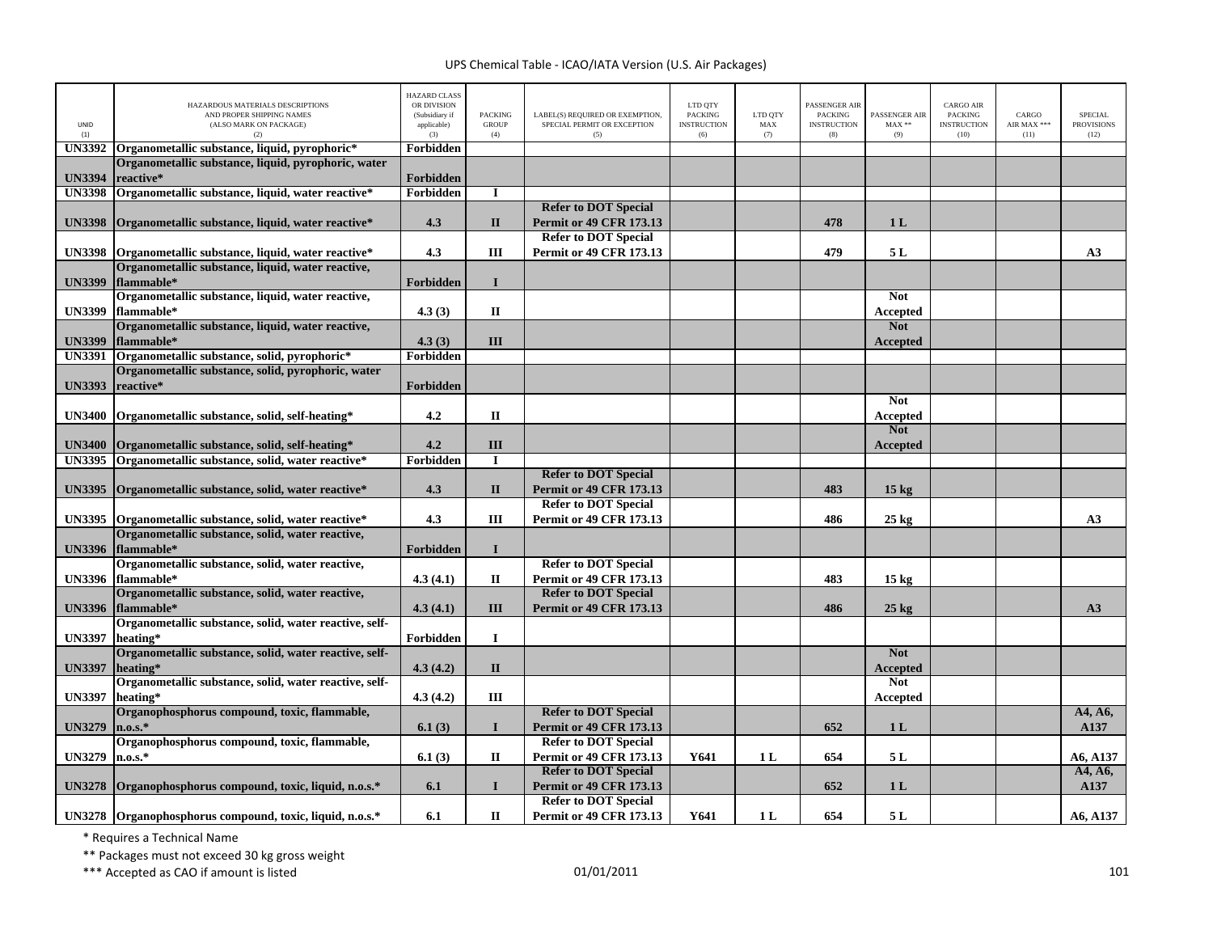| UNID (1) | HAZARDOUS MATERIALS DESCRIPTIONS AND PROPER SHIPPING NAMES (ALSO MARK ON PACKAGE) (2) | HAZARD CLASS OR DIVISION (Subsidiary if applicable) (3) | PACKING GROUP (4) | LABEL(S) REQUIRED OR EXEMPTION, SPECIAL PERMIT OR EXCEPTION (5) | LTD QTY PACKING INSTRUCTION (6) | LTD QTY MAX (7) | PASSENGER AIR PACKING INSTRUCTION (8) | PASSENGER AIR MAX ** (9) | CARGO AIR PACKING INSTRUCTION (10) | CARGO AIR MAX *** (11) | SPECIAL PROVISIONS (12) |
|---|---|---|---|---|---|---|---|---|---|---|---|
| UN3392 | Organometallic substance, liquid, pyrophoric* | Forbidden | | | | | | | | | |
| UN3394 | Organometallic substance, liquid, pyrophoric, water reactive* | Forbidden | | | | | | | | | |
| UN3398 | Organometallic substance, liquid, water reactive* | Forbidden | I | | | | | | | | |
| UN3398 | Organometallic substance, liquid, water reactive* | 4.3 | II | Refer to DOT Special Permit or 49 CFR 173.13 | | | 478 | 1 L | | | |
| UN3398 | Organometallic substance, liquid, water reactive* | 4.3 | III | Refer to DOT Special Permit or 49 CFR 173.13 | | | 479 | 5 L | | | A3 |
| UN3399 | Organometallic substance, liquid, water reactive, flammable* | Forbidden | I | | | | | | | | |
| UN3399 | Organometallic substance, liquid, water reactive, flammable* | 4.3 (3) | II | | | | | Not Accepted | | | |
| UN3399 | Organometallic substance, liquid, water reactive, flammable* | 4.3 (3) | III | | | | | Not Accepted | | | |
| UN3391 | Organometallic substance, solid, pyrophoric* | Forbidden | | | | | | | | | |
| UN3393 | Organometallic substance, solid, pyrophoric, water reactive* | Forbidden | | | | | | | | | |
| UN3400 | Organometallic substance, solid, self-heating* | 4.2 | II | | | | | Not Accepted | | | |
| UN3400 | Organometallic substance, solid, self-heating* | 4.2 | III | | | | | Not Accepted | | | |
| UN3395 | Organometallic substance, solid, water reactive* | Forbidden | I | | | | | | | | |
| UN3395 | Organometallic substance, solid, water reactive* | 4.3 | II | Refer to DOT Special Permit or 49 CFR 173.13 | | | 483 | 15 kg | | | |
| UN3395 | Organometallic substance, solid, water reactive* | 4.3 | III | Refer to DOT Special Permit or 49 CFR 173.13 | | | 486 | 25 kg | | | A3 |
| UN3396 | Organometallic substance, solid, water reactive, flammable* | Forbidden | I | | | | | | | | |
| UN3396 | Organometallic substance, solid, water reactive, flammable* | 4.3 (4.1) | II | Refer to DOT Special Permit or 49 CFR 173.13 | | | 483 | 15 kg | | | |
| UN3396 | Organometallic substance, solid, water reactive, flammable* | 4.3 (4.1) | III | Refer to DOT Special Permit or 49 CFR 173.13 | | | 486 | 25 kg | | | A3 |
| UN3397 | Organometallic substance, solid, water reactive, self-heating* | Forbidden | I | | | | | | | | |
| UN3397 | Organometallic substance, solid, water reactive, self-heating* | 4.3 (4.2) | II | | | | | Not Accepted | | | |
| UN3397 | Organometallic substance, solid, water reactive, self-heating* | 4.3 (4.2) | III | | | | | Not Accepted | | | |
| UN3279 | Organophosphorus compound, toxic, flammable, n.o.s.* | 6.1 (3) | I | Refer to DOT Special Permit or 49 CFR 173.13 | | | 652 | 1 L | | | A4, A6, A137 |
| UN3279 | Organophosphorus compound, toxic, flammable, n.o.s.* | 6.1 (3) | II | Refer to DOT Special Permit or 49 CFR 173.13 | Y641 | 1 L | 654 | 5 L | | | A6, A137 |
| UN3278 | Organophosphorus compound, toxic, liquid, n.o.s.* | 6.1 | I | Refer to DOT Special Permit or 49 CFR 173.13 | | | 652 | 1 L | | | A4, A6, A137 |
| UN3278 | Organophosphorus compound, toxic, liquid, n.o.s.* | 6.1 | II | Refer to DOT Special Permit or 49 CFR 173.13 | Y641 | 1 L | 654 | 5 L | | | A6, A137 |

* Requires a Technical Name

** Packages must not exceed 30 kg gross weight

*** Accepted as CAO if amount is listed

01/01/2011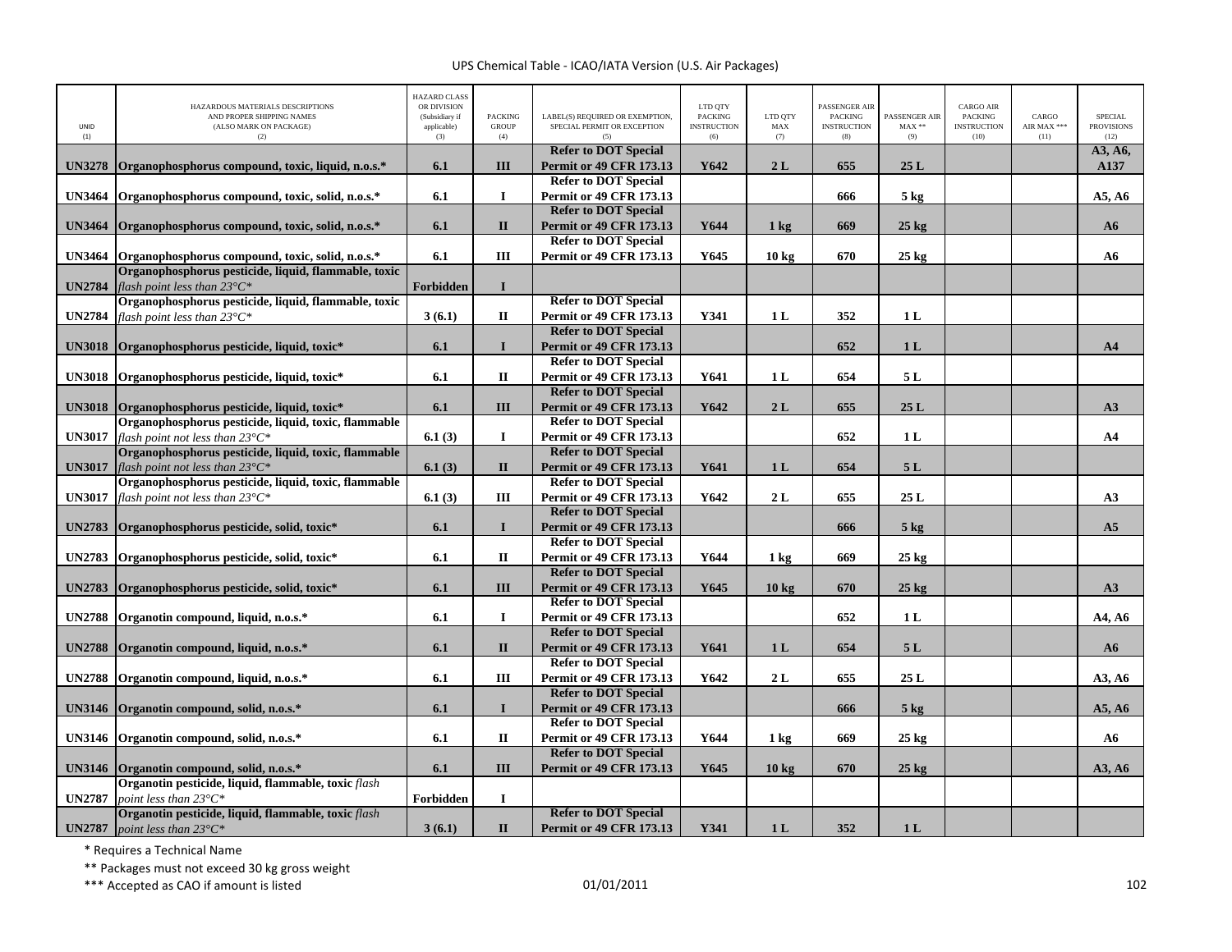| UNID (1) | HAZARDOUS MATERIALS DESCRIPTIONS AND PROPER SHIPPING NAMES (ALSO MARK ON PACKAGE) (2) | HAZARD CLASS OR DIVISION (Subsidiary if applicable) (3) | PACKING GROUP (4) | LABEL(S) REQUIRED OR EXEMPTION, SPECIAL PERMIT OR EXCEPTION (5) | LTD QTY PACKING INSTRUCTION (6) | LTD QTY MAX (7) | PASSENGER AIR PACKING INSTRUCTION (8) | PASSENGER AIR MAX ** (9) | CARGO AIR PACKING INSTRUCTION (10) | CARGO AIR MAX *** (11) | SPECIAL PROVISIONS (12) |
|---|---|---|---|---|---|---|---|---|---|---|---|
| **UN3278** | **Organophosphorus compound, toxic, liquid, n.o.s.*** | **6.1** | **III** | **Refer to DOT Special Permit or 49 CFR 173.13** | **Y642** | **2 L** | **655** | **25 L** | | | **A3, A6, A137** |
| **UN3464** | **Organophosphorus compound, toxic, solid, n.o.s.*** | **6.1** | **I** | **Refer to DOT Special Permit or 49 CFR 173.13** | | | **666** | **5 kg** | | | **A5, A6** |
| **UN3464** | **Organophosphorus compound, toxic, solid, n.o.s.*** | **6.1** | **II** | **Refer to DOT Special Permit or 49 CFR 173.13** | **Y644** | **1 kg** | **669** | **25 kg** | | | **A6** |
| **UN3464** | **Organophosphorus compound, toxic, solid, n.o.s.*** | **6.1** | **III** | **Refer to DOT Special Permit or 49 CFR 173.13** | **Y645** | **10 kg** | **670** | **25 kg** | | | **A6** |
| **UN2784** | **Organophosphorus pesticide, liquid, flammable, toxic** *flash point less than 23°C** | **Forbidden** | **I** | | | | | | | | |
| **UN2784** | **Organophosphorus pesticide, liquid, flammable, toxic** *flash point less than 23°C** | **3 (6.1)** | **II** | **Refer to DOT Special Permit or 49 CFR 173.13** | **Y341** | **1 L** | **352** | **1 L** | | | |
| **UN3018** | **Organophosphorus pesticide, liquid, toxic*** | **6.1** | **I** | **Refer to DOT Special Permit or 49 CFR 173.13** | | | **652** | **1 L** | | | **A4** |
| **UN3018** | **Organophosphorus pesticide, liquid, toxic*** | **6.1** | **II** | **Refer to DOT Special Permit or 49 CFR 173.13** | **Y641** | **1 L** | **654** | **5 L** | | | |
| **UN3018** | **Organophosphorus pesticide, liquid, toxic*** | **6.1** | **III** | **Refer to DOT Special Permit or 49 CFR 173.13** | **Y642** | **2 L** | **655** | **25 L** | | | **A3** |
| **UN3017** | **Organophosphorus pesticide, liquid, toxic, flammable** *flash point not less than 23°C** | **6.1 (3)** | **I** | **Refer to DOT Special Permit or 49 CFR 173.13** | | | **652** | **1 L** | | | **A4** |
| **UN3017** | **Organophosphorus pesticide, liquid, toxic, flammable** *flash point not less than 23°C** | **6.1 (3)** | **II** | **Refer to DOT Special Permit or 49 CFR 173.13** | **Y641** | **1 L** | **654** | **5 L** | | | |
| **UN3017** | **Organophosphorus pesticide, liquid, toxic, flammable** *flash point not less than 23°C** | **6.1 (3)** | **III** | **Refer to DOT Special Permit or 49 CFR 173.13** | **Y642** | **2 L** | **655** | **25 L** | | | **A3** |
| **UN2783** | **Organophosphorus pesticide, solid, toxic*** | **6.1** | **I** | **Refer to DOT Special Permit or 49 CFR 173.13** | | | **666** | **5 kg** | | | **A5** |
| **UN2783** | **Organophosphorus pesticide, solid, toxic*** | **6.1** | **II** | **Refer to DOT Special Permit or 49 CFR 173.13** | **Y644** | **1 kg** | **669** | **25 kg** | | | |
| **UN2783** | **Organophosphorus pesticide, solid, toxic*** | **6.1** | **III** | **Refer to DOT Special Permit or 49 CFR 173.13** | **Y645** | **10 kg** | **670** | **25 kg** | | | **A3** |
| **UN2788** | **Organotin compound, liquid, n.o.s.*** | **6.1** | **I** | **Refer to DOT Special Permit or 49 CFR 173.13** | | | **652** | **1 L** | | | **A4, A6** |
| **UN2788** | **Organotin compound, liquid, n.o.s.*** | **6.1** | **II** | **Refer to DOT Special Permit or 49 CFR 173.13** | **Y641** | **1 L** | **654** | **5 L** | | | **A6** |
| **UN2788** | **Organotin compound, liquid, n.o.s.*** | **6.1** | **III** | **Refer to DOT Special Permit or 49 CFR 173.13** | **Y642** | **2 L** | **655** | **25 L** | | | **A3, A6** |
| **UN3146** | **Organotin compound, solid, n.o.s.*** | **6.1** | **I** | **Refer to DOT Special Permit or 49 CFR 173.13** | | | **666** | **5 kg** | | | **A5, A6** |
| **UN3146** | **Organotin compound, solid, n.o.s.*** | **6.1** | **II** | **Refer to DOT Special Permit or 49 CFR 173.13** | **Y644** | **1 kg** | **669** | **25 kg** | | | **A6** |
| **UN3146** | **Organotin compound, solid, n.o.s.*** | **6.1** | **III** | **Refer to DOT Special Permit or 49 CFR 173.13** | **Y645** | **10 kg** | **670** | **25 kg** | | | **A3, A6** |
| **UN2787** | **Organotin pesticide, liquid, flammable, toxic** *flash point less than 23°C** | **Forbidden** | **I** | | | | | | | | |
| **UN2787** | **Organotin pesticide, liquid, flammable, toxic** *flash point less than 23°C** | **3 (6.1)** | **II** | **Refer to DOT Special Permit or 49 CFR 173.13** | **Y341** | **1 L** | **352** | **1 L** | | | |

\* Requires a Technical Name

\*\* Packages must not exceed 30 kg gross weight

\*\*\* Accepted as CAO if amount is listed

01/01/2011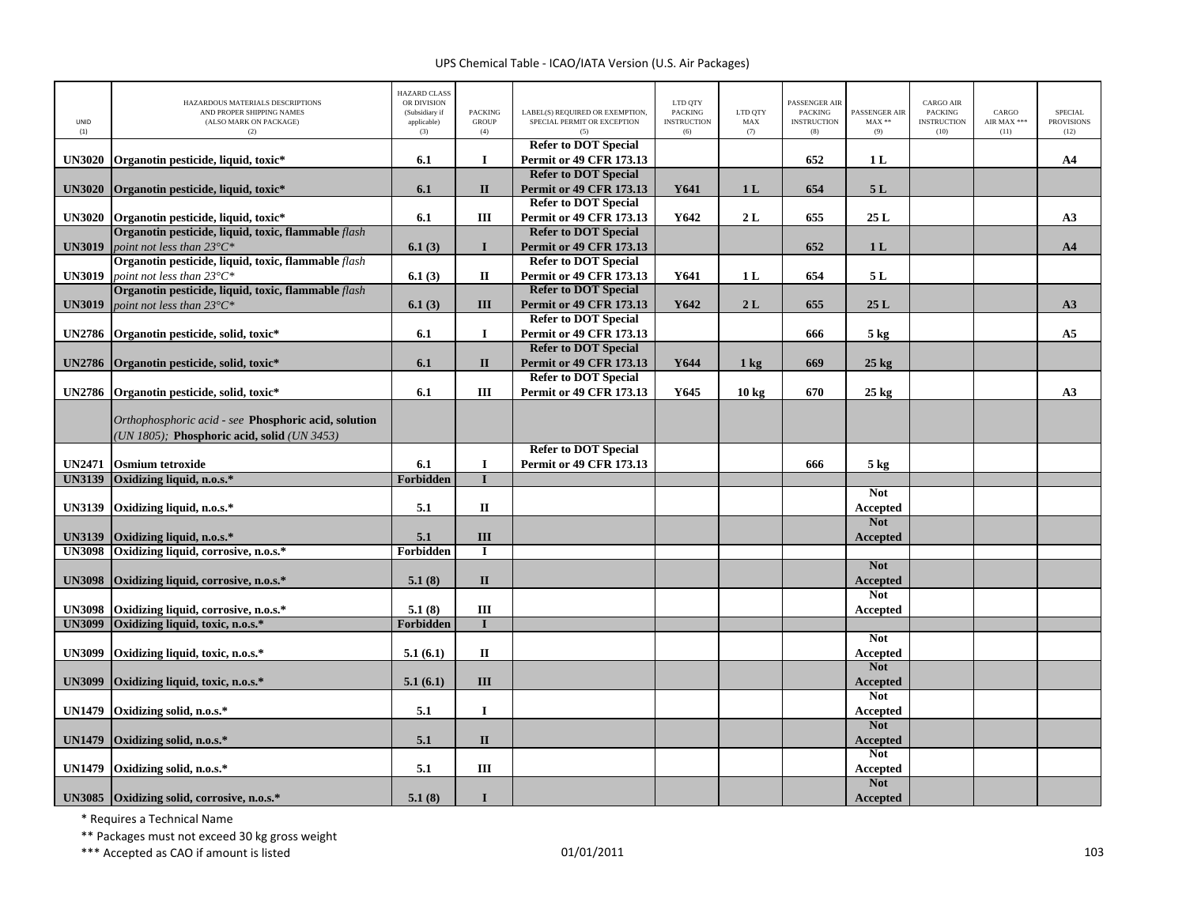UPS Chemical Table - ICAO/IATA Version (U.S. Air Packages)

| UNID (1) | HAZARDOUS MATERIALS DESCRIPTIONS AND PROPER SHIPPING NAMES (ALSO MARK ON PACKAGE) (2) | HAZARD CLASS OR DIVISION (Subsidiary if applicable) (3) | PACKING GROUP (4) | LABEL(S) REQUIRED OR EXEMPTION, SPECIAL PERMIT OR EXCEPTION (5) | LTD QTY PACKING INSTRUCTION (6) | LTD QTY MAX (7) | PASSENGER AIR PACKING INSTRUCTION (8) | PASSENGER AIR MAX ** (9) | CARGO AIR PACKING INSTRUCTION (10) | CARGO AIR MAX *** (11) | SPECIAL PROVISIONS (12) |
|---|---|---|---|---|---|---|---|---|---|---|---|
| **UN3020** | **Organotin pesticide, liquid, toxic*** | **6.1** | **I** | **Refer to DOT Special Permit or 49 CFR 173.13** | | | **652** | **1 L** | | | **A4** |
| **UN3020** | **Organotin pesticide, liquid, toxic*** | **6.1** | **II** | **Refer to DOT Special Permit or 49 CFR 173.13** | **Y641** | **1 L** | **654** | **5 L** | | | |
| **UN3020** | **Organotin pesticide, liquid, toxic*** | **6.1** | **III** | **Refer to DOT Special Permit or 49 CFR 173.13** | **Y642** | **2 L** | **655** | **25 L** | | | **A3** |
| **UN3019** | **Organotin pesticide, liquid, toxic, flammable** *flash point not less than 23°C** | **6.1 (3)** | **I** | **Refer to DOT Special Permit or 49 CFR 173.13** | | | **652** | **1 L** | | | **A4** |
| **UN3019** | **Organotin pesticide, liquid, toxic, flammable** *flash point not less than 23°C** | **6.1 (3)** | **II** | **Refer to DOT Special Permit or 49 CFR 173.13** | **Y641** | **1 L** | **654** | **5 L** | | | |
| **UN3019** | **Organotin pesticide, liquid, toxic, flammable** *flash point not less than 23°C** | **6.1 (3)** | **III** | **Refer to DOT Special Permit or 49 CFR 173.13** | **Y642** | **2 L** | **655** | **25 L** | | | **A3** |
| **UN2786** | **Organotin pesticide, solid, toxic*** | **6.1** | **I** | **Refer to DOT Special Permit or 49 CFR 173.13** | | | **666** | **5 kg** | | | **A5** |
| **UN2786** | **Organotin pesticide, solid, toxic*** | **6.1** | **II** | **Refer to DOT Special Permit or 49 CFR 173.13** | **Y644** | **1 kg** | **669** | **25 kg** | | | |
| **UN2786** | **Organotin pesticide, solid, toxic*** | **6.1** | **III** | **Refer to DOT Special Permit or 49 CFR 173.13** | **Y645** | **10 kg** | **670** | **25 kg** | | | **A3** |
| | *Orthophosphoric acid - see* **Phosphoric acid, solution** *(UN 1805);* **Phosphoric acid, solid** *(UN 3453)* | | | | | | | | | | |
| **UN2471** | **Osmium tetroxide** | **6.1** | **I** | **Refer to DOT Special Permit or 49 CFR 173.13** | | | **666** | **5 kg** | | | |
| **UN3139** | **Oxidizing liquid, n.o.s.*** | **Forbidden** | **I** | | | | | | | | |
| **UN3139** | **Oxidizing liquid, n.o.s.*** | **5.1** | **II** | | | | | **Not Accepted** | | | |
| **UN3139** | **Oxidizing liquid, n.o.s.*** | **5.1** | **III** | | | | | **Not Accepted** | | | |
| **UN3098** | **Oxidizing liquid, corrosive, n.o.s.*** | **Forbidden** | **I** | | | | | | | | |
| **UN3098** | **Oxidizing liquid, corrosive, n.o.s.*** | **5.1 (8)** | **II** | | | | | **Not Accepted** | | | |
| **UN3098** | **Oxidizing liquid, corrosive, n.o.s.*** | **5.1 (8)** | **III** | | | | | **Not Accepted** | | | |
| **UN3099** | **Oxidizing liquid, toxic, n.o.s.*** | **Forbidden** | **I** | | | | | | | | |
| **UN3099** | **Oxidizing liquid, toxic, n.o.s.*** | **5.1 (6.1)** | **II** | | | | | **Not Accepted** | | | |
| **UN3099** | **Oxidizing liquid, toxic, n.o.s.*** | **5.1 (6.1)** | **III** | | | | | **Not Accepted** | | | |
| **UN1479** | **Oxidizing solid, n.o.s.*** | **5.1** | **I** | | | | | **Not Accepted** | | | |
| **UN1479** | **Oxidizing solid, n.o.s.*** | **5.1** | **II** | | | | | **Not Accepted** | | | |
| **UN1479** | **Oxidizing solid, n.o.s.*** | **5.1** | **III** | | | | | **Not Accepted** | | | |
| **UN3085** | **Oxidizing solid, corrosive, n.o.s.*** | **5.1 (8)** | **I** | | | | | **Not Accepted** | | | |

\* Requires a Technical Name

** Packages must not exceed 30 kg gross weight

*** Accepted as CAO if amount is listed

01/01/2011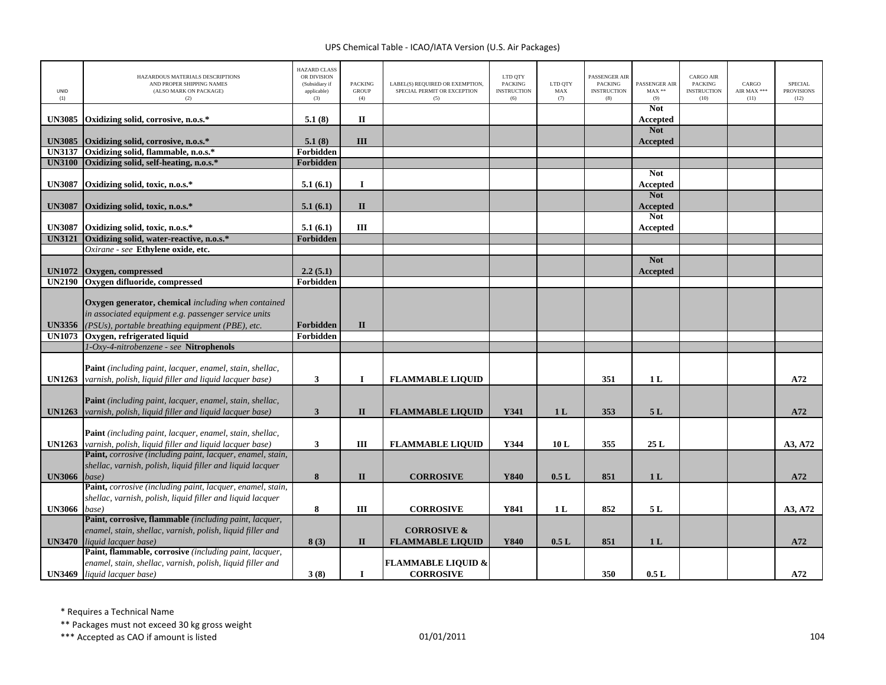| UNID (1) | HAZARDOUS MATERIALS DESCRIPTIONS AND PROPER SHIPPING NAMES (ALSO MARK ON PACKAGE) (2) | HAZARD CLASS OR DIVISION (Subsidiary if applicable) (3) | PACKING GROUP (4) | LABEL(S) REQUIRED OR EXEMPTION, SPECIAL PERMIT OR EXCEPTION (5) | LTD QTY PACKING INSTRUCTION (6) | LTD QTY MAX (7) | PASSENGER AIR PACKING INSTRUCTION (8) | PASSENGER AIR MAX ** (9) | CARGO AIR PACKING INSTRUCTION (10) | CARGO AIR MAX *** (11) | SPECIAL PROVISIONS (12) |
|---|---|---|---|---|---|---|---|---|---|---|---|
| **UN3085** | **Oxidizing solid, corrosive, n.o.s.*** | **5.1 (8)** | **II** | | | | | **Not Accepted** | | | |
| **UN3085** | **Oxidizing solid, corrosive, n.o.s.*** | **5.1 (8)** | **III** | | | | | **Not Accepted** | | | |
| **UN3137** | **Oxidizing solid, flammable, n.o.s.*** | **Forbidden** | | | | | | | | | |
| **UN3100** | **Oxidizing solid, self-heating, n.o.s.*** | **Forbidden** | | | | | | | | | |
| **UN3087** | **Oxidizing solid, toxic, n.o.s.*** | **5.1 (6.1)** | **I** | | | | | **Not Accepted** | | | |
| **UN3087** | **Oxidizing solid, toxic, n.o.s.*** | **5.1 (6.1)** | **II** | | | | | **Not Accepted** | | | |
| **UN3087** | **Oxidizing solid, toxic, n.o.s.*** | **5.1 (6.1)** | **III** | | | | | **Not Accepted** | | | |
| **UN3121** | **Oxidizing solid, water-reactive, n.o.s.*** | **Forbidden** | | | | | | | | | |
| | *Oxirane - see* **Ethylene oxide, etc.** | | | | | | | | | | |
| **UN1072** | **Oxygen, compressed** | **2.2 (5.1)** | | | | | | **Not Accepted** | | | |
| **UN2190** | **Oxygen difluoride, compressed** | **Forbidden** | | | | | | | | | |
| **UN3356** | **Oxygen generator, chemical** *including when contained in associated equipment e.g. passenger service units (PSUs), portable breathing equipment (PBE), etc.* | **Forbidden** | **II** | | | | | | | | |
| **UN1073** | **Oxygen, refrigerated liquid** | **Forbidden** | | | | | | | | | |
| | *1-Oxy-4-nitrobenzene - see* **Nitrophenols** | | | | | | | | | | |
| **UN1263** | **Paint** *(including paint, lacquer, enamel, stain, shellac, varnish, polish, liquid filler and liquid lacquer base)* | **3** | **I** | **FLAMMABLE LIQUID** | | | **351** | **1 L** | | | **A72** |
| **UN1263** | **Paint** *(including paint, lacquer, enamel, stain, shellac, varnish, polish, liquid filler and liquid lacquer base)* | **3** | **II** | **FLAMMABLE LIQUID** | **Y341** | **1 L** | **353** | **5 L** | | | **A72** |
| **UN1263** | **Paint** *(including paint, lacquer, enamel, stain, shellac, varnish, polish, liquid filler and liquid lacquer base)* | **3** | **III** | **FLAMMABLE LIQUID** | **Y344** | **10 L** | **355** | **25 L** | | | **A3, A72** |
| **UN3066** | **Paint,** *corrosive (including paint, lacquer, enamel, stain, shellac, varnish, polish, liquid filler and liquid lacquer base)* | **8** | **II** | **CORROSIVE** | **Y840** | **0.5 L** | **851** | **1 L** | | | **A72** |
| **UN3066** | **Paint,** *corrosive (including paint, lacquer, enamel, stain, shellac, varnish, polish, liquid filler and liquid lacquer base)* | **8** | **III** | **CORROSIVE** | **Y841** | **1 L** | **852** | **5 L** | | | **A3, A72** |
| **UN3470** | **Paint, corrosive, flammable** *(including paint, lacquer, enamel, stain, shellac, varnish, polish, liquid filler and liquid lacquer base)* | **8 (3)** | **II** | **CORROSIVE & FLAMMABLE LIQUID** | **Y840** | **0.5 L** | **851** | **1 L** | | | **A72** |
| **UN3469** | **Paint, flammable, corrosive** *(including paint, lacquer, enamel, stain, shellac, varnish, polish, liquid filler and liquid lacquer base)* | **3 (8)** | **I** | **FLAMMABLE LIQUID & CORROSIVE** | | | **350** | **0.5 L** | | | **A72** |

\* Requires a Technical Name

\*\* Packages must not exceed 30 kg gross weight

\*\*\* Accepted as CAO if amount is listed

01/01/2011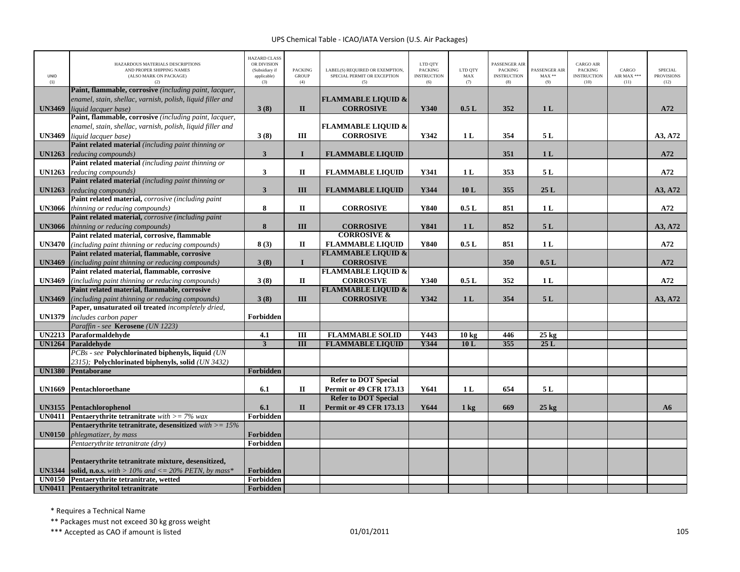UPS Chemical Table - ICAO/IATA Version (U.S. Air Packages)

| UNID (1) | HAZARDOUS MATERIALS DESCRIPTIONS AND PROPER SHIPPING NAMES (ALSO MARK ON PACKAGE) (2) | HAZARD CLASS OR DIVISION (Subsidiary if applicable) (3) | PACKING GROUP (4) | LABEL(S) REQUIRED OR EXEMPTION, SPECIAL PERMIT OR EXCEPTION (5) | LTD QTY PACKING INSTRUCTION (6) | LTD QTY MAX (7) | PASSENGER AIR PACKING INSTRUCTION (8) | PASSENGER AIR MAX ** (9) | CARGO AIR PACKING INSTRUCTION (10) | CARGO AIR MAX *** (11) | SPECIAL PROVISIONS (12) |
|---|---|---|---|---|---|---|---|---|---|---|---|
| UN3469 | **Paint, flammable, corrosive** *(including paint, lacquer, enamel, stain, shellac, varnish, polish, liquid filler and liquid lacquer base)* | 3 (8) | II | FLAMMABLE LIQUID & CORROSIVE | Y340 | 0.5 L | 352 | 1 L | | | A72 |
| UN3469 | **Paint, flammable, corrosive** *(including paint, lacquer, enamel, stain, shellac, varnish, polish, liquid filler and liquid lacquer base)* | 3 (8) | III | FLAMMABLE LIQUID & CORROSIVE | Y342 | 1 L | 354 | 5 L | | | A3, A72 |
| UN1263 | **Paint related material** *(including paint thinning or reducing compounds)* | 3 | I | FLAMMABLE LIQUID | | | 351 | 1 L | | | A72 |
| UN1263 | **Paint related material** *(including paint thinning or reducing compounds)* | 3 | II | FLAMMABLE LIQUID | Y341 | 1 L | 353 | 5 L | | | A72 |
| UN1263 | **Paint related material** *(including paint thinning or reducing compounds)* | 3 | III | FLAMMABLE LIQUID | Y344 | 10 L | 355 | 25 L | | | A3, A72 |
| UN3066 | **Paint related material,** *corrosive (including paint thinning or reducing compounds)* | 8 | II | CORROSIVE | Y840 | 0.5 L | 851 | 1 L | | | A72 |
| UN3066 | **Paint related material,** *corrosive (including paint thinning or reducing compounds)* | 8 | III | CORROSIVE | Y841 | 1 L | 852 | 5 L | | | A3, A72 |
| UN3470 | **Paint related material, corrosive, flammable** *(including paint thinning or reducing compounds)* | 8 (3) | II | CORROSIVE & FLAMMABLE LIQUID | Y840 | 0.5 L | 851 | 1 L | | | A72 |
| UN3469 | **Paint related material, flammable, corrosive** *(including paint thinning or reducing compounds)* | 3 (8) | I | FLAMMABLE LIQUID & CORROSIVE | | | 350 | 0.5 L | | | A72 |
| UN3469 | **Paint related material, flammable, corrosive** *(including paint thinning or reducing compounds)* | 3 (8) | II | FLAMMABLE LIQUID & CORROSIVE | Y340 | 0.5 L | 352 | 1 L | | | A72 |
| UN3469 | **Paint related material, flammable, corrosive** *(including paint thinning or reducing compounds)* | 3 (8) | III | FLAMMABLE LIQUID & CORROSIVE | Y342 | 1 L | 354 | 5 L | | | A3, A72 |
| UN1379 | **Paper, unsaturated oil treated** *incompletely dried, includes carbon paper* | Forbidden | | | | | | | | | |
| | *Paraffin - see* **Kerosene** *(UN 1223)* | | | | | | | | | | |
| UN2213 | **Paraformaldehyde** | 4.1 | III | FLAMMABLE SOLID | Y443 | 10 kg | 446 | 25 kg | | | |
| UN1264 | **Paraldehyde** | 3 | III | FLAMMABLE LIQUID | Y344 | 10 L | 355 | 25 L | | | |
| | *PCBs - see* **Polychlorinated biphenyls, liquid** *(UN 2315);* **Polychlorinated biphenyls, solid** *(UN 3432)* | | | | | | | | | | |
| UN1380 | **Pentaborane** | Forbidden | | | | | | | | | |
| UN1669 | **Pentachloroethane** | 6.1 | II | Refer to DOT Special Permit or 49 CFR 173.13 | Y641 | 1 L | 654 | 5 L | | | |
| UN3155 | **Pentachlorophenol** | 6.1 | II | Refer to DOT Special Permit or 49 CFR 173.13 | Y644 | 1 kg | 669 | 25 kg | | | A6 |
| UN0411 | **Pentaerythrite tetranitrate** *with >= 7% wax* | Forbidden | | | | | | | | | |
| UN0150 | **Pentaerythrite tetranitrate, desensitized** *with >= 15% phlegmatizer, by mass* | Forbidden | | | | | | | | | |
| | *Pentaerythrite tetranitrate (dry)* | Forbidden | | | | | | | | | |
| UN3344 | **Pentaerythrite tetranitrate mixture, desensitized, solid, n.o.s.** *with > 10% and <= 20% PETN, by mass** | Forbidden | | | | | | | | | |
| UN0150 | **Pentaerythrite tetranitrate, wetted** | Forbidden | | | | | | | | | |
| UN0411 | **Pentaerythritol tetranitrate** | Forbidden | | | | | | | | | |

\* Requires a Technical Name

\** Packages must not exceed 30 kg gross weight

\*** Accepted as CAO if amount is listed

01/01/2011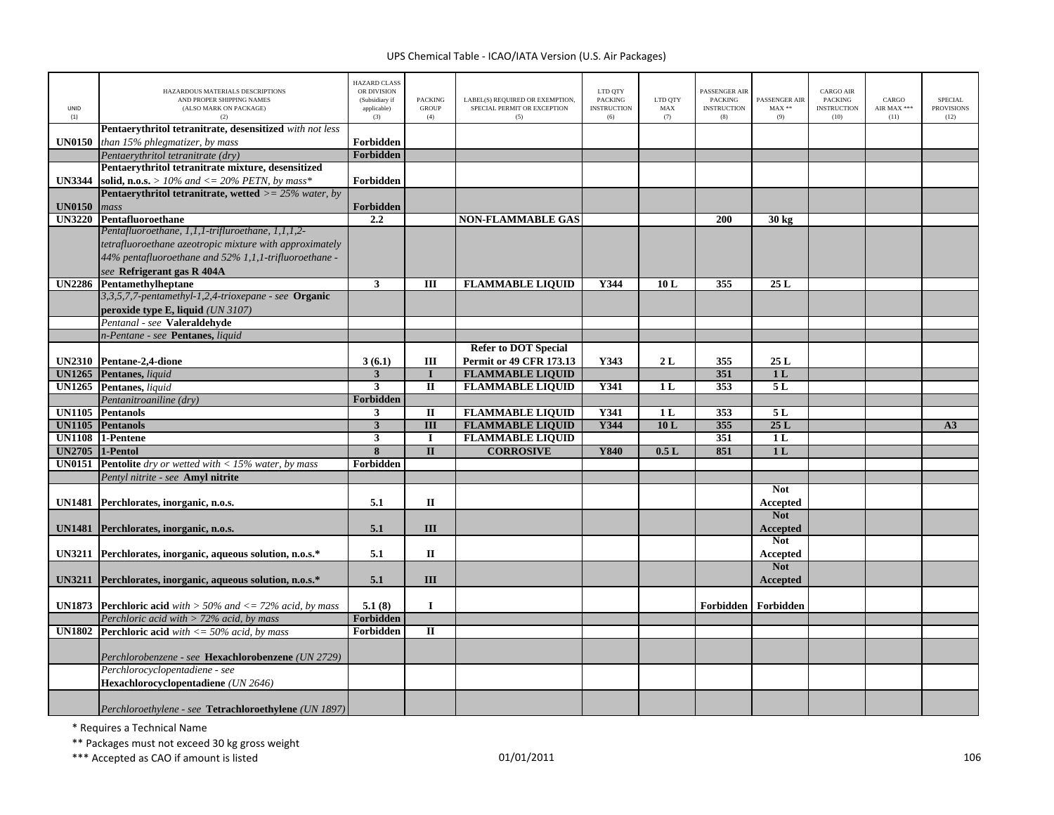| UNID (1) | HAZARDOUS MATERIALS DESCRIPTIONS AND PROPER SHIPPING NAMES (ALSO MARK ON PACKAGE) (2) | HAZARD CLASS OR DIVISION (Subsidiary if applicable) (3) | PACKING GROUP (4) | LABEL(S) REQUIRED OR EXEMPTION, SPECIAL PERMIT OR EXCEPTION (5) | LTD QTY PACKING INSTRUCTION (6) | LTD QTY MAX (7) | PASSENGER AIR PACKING INSTRUCTION (8) | PASSENGER AIR MAX ** (9) | CARGO AIR PACKING INSTRUCTION (10) | CARGO AIR MAX *** (11) | SPECIAL PROVISIONS (12) |
|---|---|---|---|---|---|---|---|---|---|---|---|
| **UN0150** | **Pentaerythritol tetranitrate, desensitized** *with not less than 15% phlegmatizer, by mass* | **Forbidden** | | | | | | | | | |
| | *Pentaerythritol tetranitrate (dry)* | **Forbidden** | | | | | | | | | |
| **UN3344** | **Pentaerythritol tetranitrate mixture, desensitized solid, n.o.s.** *> 10% and <= 20% PETN, by mass** | **Forbidden** | | | | | | | | | |
| **UN0150** | **Pentaerythritol tetranitrate, wetted** *>= 25% water, by mass* | **Forbidden** | | | | | | | | | |
| **UN3220** | **Pentafluoroethane** | **2.2** | | **NON-FLAMMABLE GAS** | | | **200** | **30 kg** | | | |
| | *Pentafluoroethane, 1,1,1-trifluroethane, 1,1,1,2-tetrafluoroethane azeotropic mixture with approximately 44% pentafluoroethane and 52% 1,1,1-trifluoroethane - see* **Refrigerant gas R 404A** | | | | | | | | | | |
| **UN2286** | **Pentamethylheptane** | **3** | **III** | **FLAMMABLE LIQUID** | **Y344** | **10 L** | **355** | **25 L** | | | |
| | *3,3,5,7,7-pentamethyl-1,2,4-trioxepane - see* **Organic peroxide type E, liquid** *(UN 3107)* | | | | | | | | | | |
| | *Pentanal - see* **Valeraldehyde** | | | | | | | | | | |
| | *n-Pentane - see* **Pentanes,** *liquid* | | | | | | | | | | |
| **UN2310** | **Pentane-2,4-dione** | **3 (6.1)** | **III** | **Refer to DOT Special Permit or 49 CFR 173.13** | **Y343** | **2 L** | **355** | **25 L** | | | |
| **UN1265** | **Pentanes,** *liquid* | **3** | **I** | **FLAMMABLE LIQUID** | | | **351** | **1 L** | | | |
| **UN1265** | **Pentanes,** *liquid* | **3** | **II** | **FLAMMABLE LIQUID** | **Y341** | **1 L** | **353** | **5 L** | | | |
| | *Pentanitroaniline (dry)* | **Forbidden** | | | | | | | | | |
| **UN1105** | **Pentanols** | **3** | **II** | **FLAMMABLE LIQUID** | **Y341** | **1 L** | **353** | **5 L** | | | |
| **UN1105** | **Pentanols** | **3** | **III** | **FLAMMABLE LIQUID** | **Y344** | **10 L** | **355** | **25 L** | | | **A3** |
| **UN1108** | **1-Pentene** | **3** | **I** | **FLAMMABLE LIQUID** | | | **351** | **1 L** | | | |
| **UN2705** | **1-Pentol** | **8** | **II** | **CORROSIVE** | **Y840** | **0.5 L** | **851** | **1 L** | | | |
| **UN0151** | **Pentolite** *dry or wetted with < 15% water, by mass* | **Forbidden** | | | | | | | | | |
| | *Pentyl nitrite - see* **Amyl nitrite** | | | | | | | | | | |
| **UN1481** | **Perchlorates, inorganic, n.o.s.** | **5.1** | **II** | | | | | **Not Accepted** | | | |
| **UN1481** | **Perchlorates, inorganic, n.o.s.** | **5.1** | **III** | | | | | **Not Accepted** | | | |
| **UN3211** | **Perchlorates, inorganic, aqueous solution, n.o.s.*** | **5.1** | **II** | | | | | **Not Accepted** | | | |
| **UN3211** | **Perchlorates, inorganic, aqueous solution, n.o.s.*** | **5.1** | **III** | | | | | **Not Accepted** | | | |
| **UN1873** | **Perchloric acid** *with > 50% and <= 72% acid, by mass* | **5.1 (8)** | **I** | | | | **Forbidden** | **Forbidden** | | | |
| | *Perchloric acid with > 72% acid, by mass* | **Forbidden** | | | | | | | | | |
| **UN1802** | **Perchloric acid** *with <= 50% acid, by mass* | **Forbidden** | **II** | | | | | | | | |
| | *Perchlorobenzene - see* **Hexachlorobenzene** *(UN 2729)* | | | | | | | | | | |
| | *Perchlorocyclopentadiene - see* **Hexachlorocyclopentadiene** *(UN 2646)* | | | | | | | | | | |
| | *Perchloroethylene - see* **Tetrachloroethylene** *(UN 1897)* | | | | | | | | | | |

\* Requires a Technical Name

\*\* Packages must not exceed 30 kg gross weight

\*\*\* Accepted as CAO if amount is listed

01/01/2011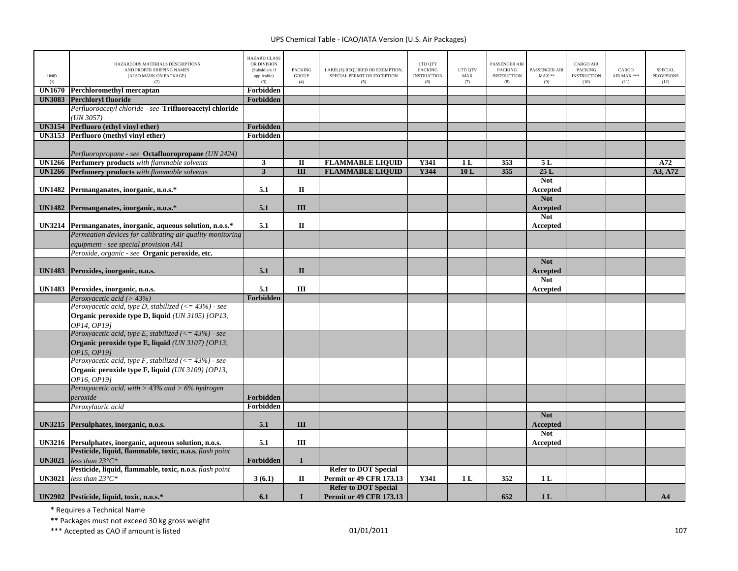| UNID (1) | HAZARDOUS MATERIALS DESCRIPTIONS AND PROPER SHIPPING NAMES (ALSO MARK ON PACKAGE) (2) | HAZARD CLASS OR DIVISION (Subsidiary if applicable) (3) | PACKING GROUP (4) | LABEL(S) REQUIRED OR EXEMPTION, SPECIAL PERMIT OR EXCEPTION (5) | LTD QTY PACKING INSTRUCTION (6) | LTD QTY MAX (7) | PASSENGER AIR PACKING INSTRUCTION (8) | PASSENGER AIR MAX ** (9) | CARGO AIR PACKING INSTRUCTION (10) | CARGO AIR MAX *** (11) | SPECIAL PROVISIONS (12) |
|---|---|---|---|---|---|---|---|---|---|---|---|
| UN1670 | **Perchloromethyl mercaptan** | Forbidden | | | | | | | | | |
| UN3083 | **Perchloryl fluoride** | Forbidden | | | | | | | | | |
| | *Perfluoroacetyl chloride - see* **Trifluoroacetyl chloride** *(UN 3057)* | | | | | | | | | | |
| UN3154 | **Perfluoro (ethyl vinyl ether)** | Forbidden | | | | | | | | | |
| UN3153 | **Perfluoro (methyl vinyl ether)** | Forbidden | | | | | | | | | |
| | *Perfluoropropane - see* **Octafluoropropane** *(UN 2424)* | | | | | | | | | | |
| UN1266 | **Perfumery products** *with flammable solvents* | 3 | II | FLAMMABLE LIQUID | Y341 | 1 L | 353 | 5 L | | | A72 |
| UN1266 | **Perfumery products** *with flammable solvents* | 3 | III | FLAMMABLE LIQUID | Y344 | 10 L | 355 | 25 L | | | A3, A72 |
| UN1482 | **Permanganates, inorganic, n.o.s.*** | 5.1 | II | | | | | Not Accepted | | | |
| UN1482 | **Permanganates, inorganic, n.o.s.*** | 5.1 | III | | | | | Not Accepted | | | |
| UN3214 | **Permanganates, inorganic, aqueous solution, n.o.s.*** | 5.1 | II | | | | | Not Accepted | | | |
| | *Permeation devices for calibrating air quality monitoring equipment - see special provision A41* | | | | | | | | | | |
| | *Peroxide, organic - see* **Organic peroxide, etc.** | | | | | | | | | | |
| UN1483 | **Peroxides, inorganic, n.o.s.** | 5.1 | II | | | | | Not Accepted | | | |
| UN1483 | **Peroxides, inorganic, n.o.s.** | 5.1 | III | | | | | Not Accepted | | | |
| | *Peroxyacetic acid (> 43%)* | Forbidden | | | | | | | | | |
| | *Peroxyacetic acid, type D, stabilized (<= 43%) - see* **Organic peroxide type D, liquid** *(UN 3105) [OP13, OP14, OP19]* | | | | | | | | | | |
| | *Peroxyacetic acid, type E, stabilized (<= 43%) - see* **Organic peroxide type E, liquid** *(UN 3107) [OP13, OP15, OP19]* | | | | | | | | | | |
| | *Peroxyacetic acid, type F, stabilized (<= 43%) - see* **Organic peroxide type F, liquid** *(UN 3109) [OP13, OP16, OP19]* | | | | | | | | | | |
| | *Peroxyacetic acid, with > 43% and > 6% hydrogen peroxide* | Forbidden | | | | | | | | | |
| | *Peroxylauric acid* | Forbidden | | | | | | | | | |
| UN3215 | **Persulphates, inorganic, n.o.s.** | 5.1 | III | | | | | Not Accepted | | | |
| UN3216 | **Persulphates, inorganic, aqueous solution, n.o.s.** | 5.1 | III | | | | | Not Accepted | | | |
| UN3021 | **Pesticide, liquid, flammable, toxic, n.o.s.** *flash point less than 23°C** | Forbidden | I | | | | | | | | |
| UN3021 | **Pesticide, liquid, flammable, toxic, n.o.s.** *flash point less than 23°C** | 3 (6.1) | II | Refer to DOT Special Permit or 49 CFR 173.13 | Y341 | 1 L | 352 | 1 L | | | |
| UN2902 | **Pesticide, liquid, toxic, n.o.s.*** | 6.1 | I | Refer to DOT Special Permit or 49 CFR 173.13 | | | 652 | 1 L | | | A4 |

\* Requires a Technical Name

\*\* Packages must not exceed 30 kg gross weight

\*\*\* Accepted as CAO if amount is listed

01/01/2011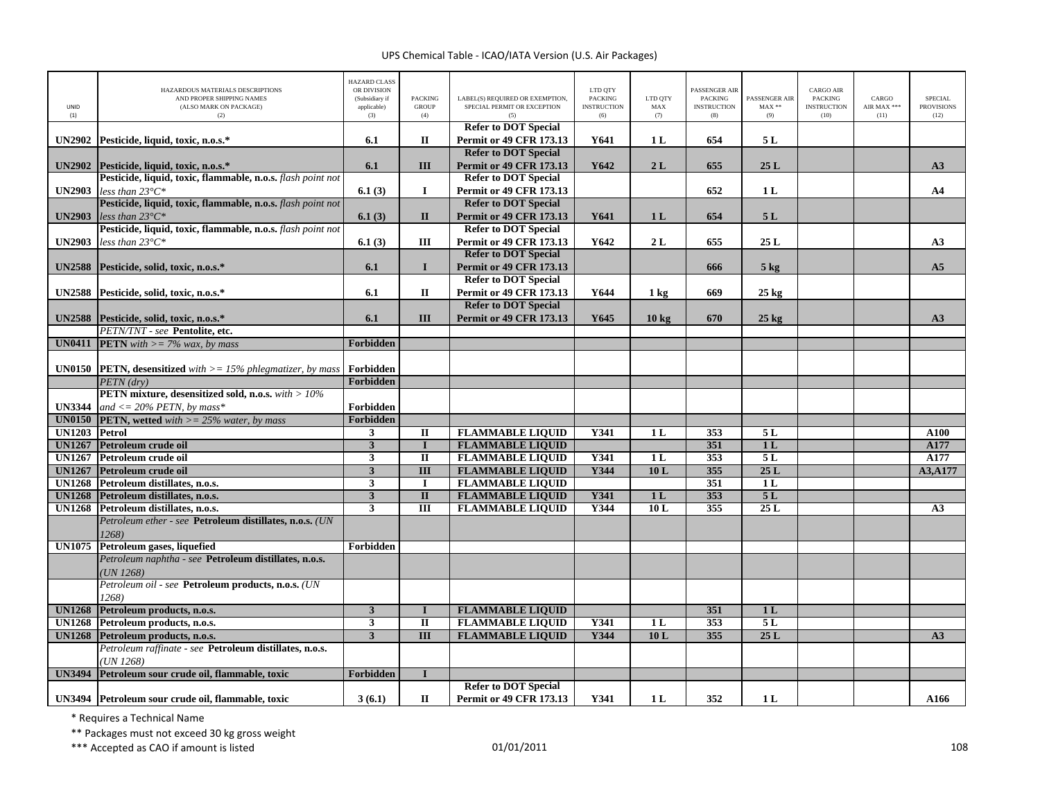| UNID (1) | HAZARDOUS MATERIALS DESCRIPTIONS AND PROPER SHIPPING NAMES (ALSO MARK ON PACKAGE) (2) | HAZARD CLASS OR DIVISION (Subsidiary if applicable) (3) | PACKING GROUP (4) | LABEL(S) REQUIRED OR EXEMPTION, SPECIAL PERMIT OR EXCEPTION (5) | LTD QTY PACKING INSTRUCTION (6) | LTD QTY MAX (7) | PASSENGER AIR PACKING INSTRUCTION (8) | PASSENGER AIR MAX ** (9) | CARGO AIR PACKING INSTRUCTION (10) | CARGO AIR MAX *** (11) | SPECIAL PROVISIONS (12) |
|---|---|---|---|---|---|---|---|---|---|---|---|
| **UN2902** | **Pesticide, liquid, toxic, n.o.s.*** | **6.1** | **II** | **Refer to DOT Special Permit or 49 CFR 173.13** | **Y641** | **1 L** | **654** | **5 L** | | | |
| **UN2902** | **Pesticide, liquid, toxic, n.o.s.*** | **6.1** | **III** | **Refer to DOT Special Permit or 49 CFR 173.13** | **Y642** | **2 L** | **655** | **25 L** | | | **A3** |
| **UN2903** | **Pesticide, liquid, toxic, flammable, n.o.s.** *flash point not less than 23°C** | **6.1 (3)** | **I** | **Refer to DOT Special Permit or 49 CFR 173.13** | | | **652** | **1 L** | | | **A4** |
| **UN2903** | **Pesticide, liquid, toxic, flammable, n.o.s.** *flash point not less than 23°C** | **6.1 (3)** | **II** | **Refer to DOT Special Permit or 49 CFR 173.13** | **Y641** | **1 L** | **654** | **5 L** | | | |
| **UN2903** | **Pesticide, liquid, toxic, flammable, n.o.s.** *flash point not less than 23°C** | **6.1 (3)** | **III** | **Refer to DOT Special Permit or 49 CFR 173.13** | **Y642** | **2 L** | **655** | **25 L** | | | **A3** |
| **UN2588** | **Pesticide, solid, toxic, n.o.s.*** | **6.1** | **I** | **Refer to DOT Special Permit or 49 CFR 173.13** | | | **666** | **5 kg** | | | **A5** |
| **UN2588** | **Pesticide, solid, toxic, n.o.s.*** | **6.1** | **II** | **Refer to DOT Special Permit or 49 CFR 173.13** | **Y644** | **1 kg** | **669** | **25 kg** | | | |
| **UN2588** | **Pesticide, solid, toxic, n.o.s.*** | **6.1** | **III** | **Refer to DOT Special Permit or 49 CFR 173.13** | **Y645** | **10 kg** | **670** | **25 kg** | | | **A3** |
| | *PETN/TNT - see* **Pentolite, etc.** | | | | | | | | | | |
| **UN0411** | **PETN** *with >= 7% wax, by mass* | **Forbidden** | | | | | | | | | |
| **UN0150** | **PETN, desensitized** *with >= 15% phlegmatizer, by mass* | **Forbidden** | | | | | | | | | |
| | *PETN (dry)* | **Forbidden** | | | | | | | | | |
| **UN3344** | **PETN mixture, desensitized sold, n.o.s.** *with > 10% and <= 20% PETN, by mass** | **Forbidden** | | | | | | | | | |
| **UN0150** | **PETN, wetted** *with >= 25% water, by mass* | **Forbidden** | | | | | | | | | |
| **UN1203** | **Petrol** | **3** | **II** | **FLAMMABLE LIQUID** | **Y341** | **1 L** | **353** | **5 L** | | | **A100** |
| **UN1267** | **Petroleum crude oil** | **3** | **I** | **FLAMMABLE LIQUID** | | | **351** | **1 L** | | | **A177** |
| **UN1267** | **Petroleum crude oil** | **3** | **II** | **FLAMMABLE LIQUID** | **Y341** | **1 L** | **353** | **5 L** | | | **A177** |
| **UN1267** | **Petroleum crude oil** | **3** | **III** | **FLAMMABLE LIQUID** | **Y344** | **10 L** | **355** | **25 L** | | | **A3,A177** |
| **UN1268** | **Petroleum distillates, n.o.s.** | **3** | **I** | **FLAMMABLE LIQUID** | | | **351** | **1 L** | | | |
| **UN1268** | **Petroleum distillates, n.o.s.** | **3** | **II** | **FLAMMABLE LIQUID** | **Y341** | **1 L** | **353** | **5 L** | | | |
| **UN1268** | **Petroleum distillates, n.o.s.** | **3** | **III** | **FLAMMABLE LIQUID** | **Y344** | **10 L** | **355** | **25 L** | | | **A3** |
| | *Petroleum ether - see* **Petroleum distillates, n.o.s.** *(UN 1268)* | | | | | | | | | | |
| **UN1075** | **Petroleum gases, liquefied** | **Forbidden** | | | | | | | | | |
| | *Petroleum naphtha - see* **Petroleum distillates, n.o.s.** *(UN 1268)* | | | | | | | | | | |
| | *Petroleum oil - see* **Petroleum products, n.o.s.** *(UN 1268)* | | | | | | | | | | |
| **UN1268** | **Petroleum products, n.o.s.** | **3** | **I** | **FLAMMABLE LIQUID** | | | **351** | **1 L** | | | |
| **UN1268** | **Petroleum products, n.o.s.** | **3** | **II** | **FLAMMABLE LIQUID** | **Y341** | **1 L** | **353** | **5 L** | | | |
| **UN1268** | **Petroleum products, n.o.s.** | **3** | **III** | **FLAMMABLE LIQUID** | **Y344** | **10 L** | **355** | **25 L** | | | **A3** |
| | *Petroleum raffinate - see* **Petroleum distillates, n.o.s.** *(UN 1268)* | | | | | | | | | | |
| **UN3494** | **Petroleum sour crude oil, flammable, toxic** | **Forbidden** | **I** | | | | | | | | |
| **UN3494** | **Petroleum sour crude oil, flammable, toxic** | **3 (6.1)** | **II** | **Refer to DOT Special Permit or 49 CFR 173.13** | **Y341** | **1 L** | **352** | **1 L** | | | **A166** |

\* Requires a Technical Name

** Packages must not exceed 30 kg gross weight

*** Accepted as CAO if amount is listed

01/01/2011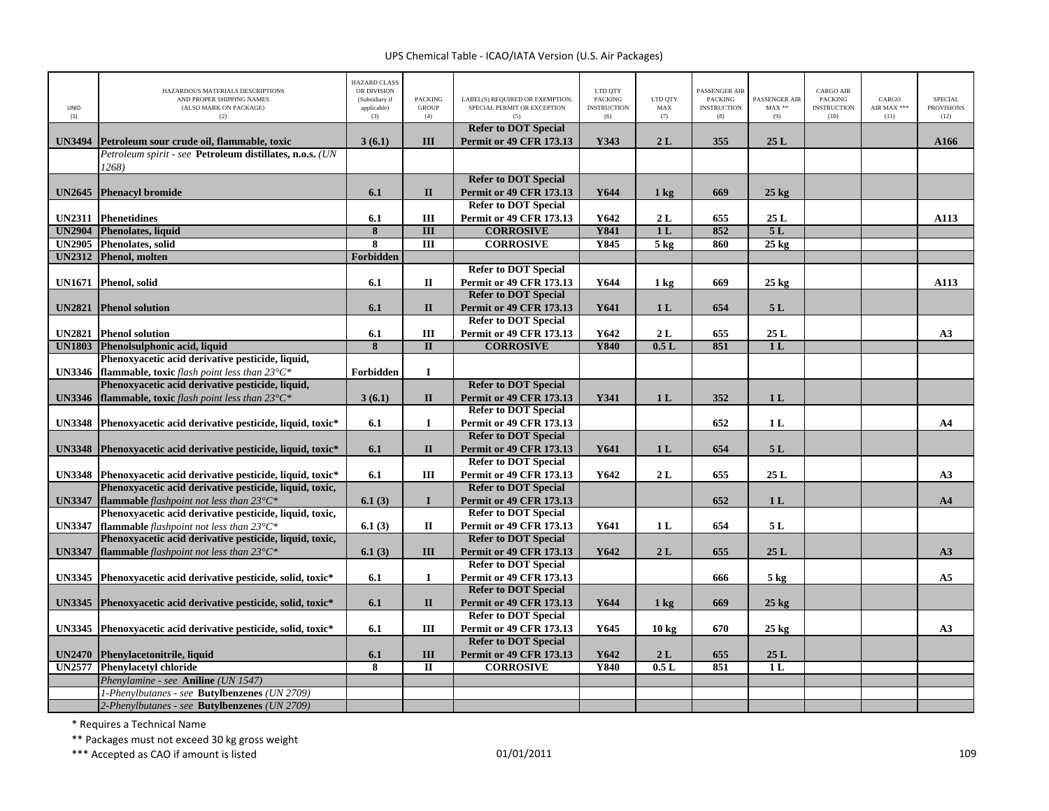UPS Chemical Table - ICAO/IATA Version (U.S. Air Packages)

| UNID (1) | HAZARDOUS MATERIALS DESCRIPTIONS AND PROPER SHIPPING NAMES (ALSO MARK ON PACKAGE) (2) | HAZARD CLASS OR DIVISION (Subsidiary if applicable) (3) | PACKING GROUP (4) | LABEL(S) REQUIRED OR EXEMPTION, SPECIAL PERMIT OR EXCEPTION (5) | LTD QTY PACKING INSTRUCTION (6) | LTD QTY MAX (7) | PASSENGER AIR PACKING INSTRUCTION (8) | PASSENGER AIR MAX ** (9) | CARGO AIR PACKING INSTRUCTION (10) | CARGO AIR MAX *** (11) | SPECIAL PROVISIONS (12) |
|---|---|---|---|---|---|---|---|---|---|---|---|
| **UN3494** | **Petroleum sour crude oil, flammable, toxic** | **3 (6.1)** | **III** | **Refer to DOT Special Permit or 49 CFR 173.13** | **Y343** | **2 L** | **355** | **25 L** | | | **A166** |
| | *Petroleum spirit - see* **Petroleum distillates, n.o.s.** *(UN 1268)* | | | | | | | | | | |
| **UN2645** | **Phenacyl bromide** | **6.1** | **II** | **Refer to DOT Special Permit or 49 CFR 173.13** | **Y644** | **1 kg** | **669** | **25 kg** | | | |
| **UN2311** | **Phenetidines** | **6.1** | **III** | **Refer to DOT Special Permit or 49 CFR 173.13** | **Y642** | **2 L** | **655** | **25 L** | | | **A113** |
| **UN2904** | **Phenolates, liquid** | **8** | **III** | **CORROSIVE** | **Y841** | **1 L** | **852** | **5 L** | | | |
| **UN2905** | **Phenolates, solid** | **8** | **III** | **CORROSIVE** | **Y845** | **5 kg** | **860** | **25 kg** | | | |
| **UN2312** | **Phenol, molten** | **Forbidden** | | | | | | | | | |
| **UN1671** | **Phenol, solid** | **6.1** | **II** | **Refer to DOT Special Permit or 49 CFR 173.13** | **Y644** | **1 kg** | **669** | **25 kg** | | | **A113** |
| **UN2821** | **Phenol solution** | **6.1** | **II** | **Refer to DOT Special Permit or 49 CFR 173.13** | **Y641** | **1 L** | **654** | **5 L** | | | |
| **UN2821** | **Phenol solution** | **6.1** | **III** | **Refer to DOT Special Permit or 49 CFR 173.13** | **Y642** | **2 L** | **655** | **25 L** | | | **A3** |
| **UN1803** | **Phenolsulphonic acid, liquid** | **8** | **II** | **CORROSIVE** | **Y840** | **0.5 L** | **851** | **1 L** | | | |
| **UN3346** | **Phenoxyacetic acid derivative pesticide, liquid, flammable, toxic** *flash point less than 23°C** | **Forbidden** | **I** | | | | | | | | |
| **UN3346** | **Phenoxyacetic acid derivative pesticide, liquid, flammable, toxic** *flash point less than 23°C** | **3 (6.1)** | **II** | **Refer to DOT Special Permit or 49 CFR 173.13** | **Y341** | **1 L** | **352** | **1 L** | | | |
| **UN3348** | **Phenoxyacetic acid derivative pesticide, liquid, toxic*** | **6.1** | **I** | **Refer to DOT Special Permit or 49 CFR 173.13** | | | **652** | **1 L** | | | **A4** |
| **UN3348** | **Phenoxyacetic acid derivative pesticide, liquid, toxic*** | **6.1** | **II** | **Refer to DOT Special Permit or 49 CFR 173.13** | **Y641** | **1 L** | **654** | **5 L** | | | |
| **UN3348** | **Phenoxyacetic acid derivative pesticide, liquid, toxic*** | **6.1** | **III** | **Refer to DOT Special Permit or 49 CFR 173.13** | **Y642** | **2 L** | **655** | **25 L** | | | **A3** |
| **UN3347** | **Phenoxyacetic acid derivative pesticide, liquid, toxic, flammable** *flashpoint not less than 23°C** | **6.1 (3)** | **I** | **Refer to DOT Special Permit or 49 CFR 173.13** | | | **652** | **1 L** | | | **A4** |
| **UN3347** | **Phenoxyacetic acid derivative pesticide, liquid, toxic, flammable** *flashpoint not less than 23°C** | **6.1 (3)** | **II** | **Refer to DOT Special Permit or 49 CFR 173.13** | **Y641** | **1 L** | **654** | **5 L** | | | |
| **UN3347** | **Phenoxyacetic acid derivative pesticide, liquid, toxic, flammable** *flashpoint not less than 23°C** | **6.1 (3)** | **III** | **Refer to DOT Special Permit or 49 CFR 173.13** | **Y642** | **2 L** | **655** | **25 L** | | | **A3** |
| **UN3345** | **Phenoxyacetic acid derivative pesticide, solid, toxic*** | **6.1** | **I** | **Refer to DOT Special Permit or 49 CFR 173.13** | | | **666** | **5 kg** | | | **A5** |
| **UN3345** | **Phenoxyacetic acid derivative pesticide, solid, toxic*** | **6.1** | **II** | **Refer to DOT Special Permit or 49 CFR 173.13** | **Y644** | **1 kg** | **669** | **25 kg** | | | |
| **UN3345** | **Phenoxyacetic acid derivative pesticide, solid, toxic*** | **6.1** | **III** | **Refer to DOT Special Permit or 49 CFR 173.13** | **Y645** | **10 kg** | **670** | **25 kg** | | | **A3** |
| **UN2470** | **Phenylacetonitrile, liquid** | **6.1** | **III** | **Refer to DOT Special Permit or 49 CFR 173.13** | **Y642** | **2 L** | **655** | **25 L** | | | |
| **UN2577** | **Phenylacetyl chloride** | **8** | **II** | **CORROSIVE** | **Y840** | **0.5 L** | **851** | **1 L** | | | |
| | *Phenylamine - see* **Aniline** *(UN 1547)* | | | | | | | | | | |
| | *1-Phenylbutanes - see* **Butylbenzenes** *(UN 2709)* | | | | | | | | | | |
| | *2-Phenylbutanes - see* **Butylbenzenes** *(UN 2709)* | | | | | | | | | | |

\* Requires a Technical Name

\*\* Packages must not exceed 30 kg gross weight

\*\*\* Accepted as CAO if amount is listed

01/01/2011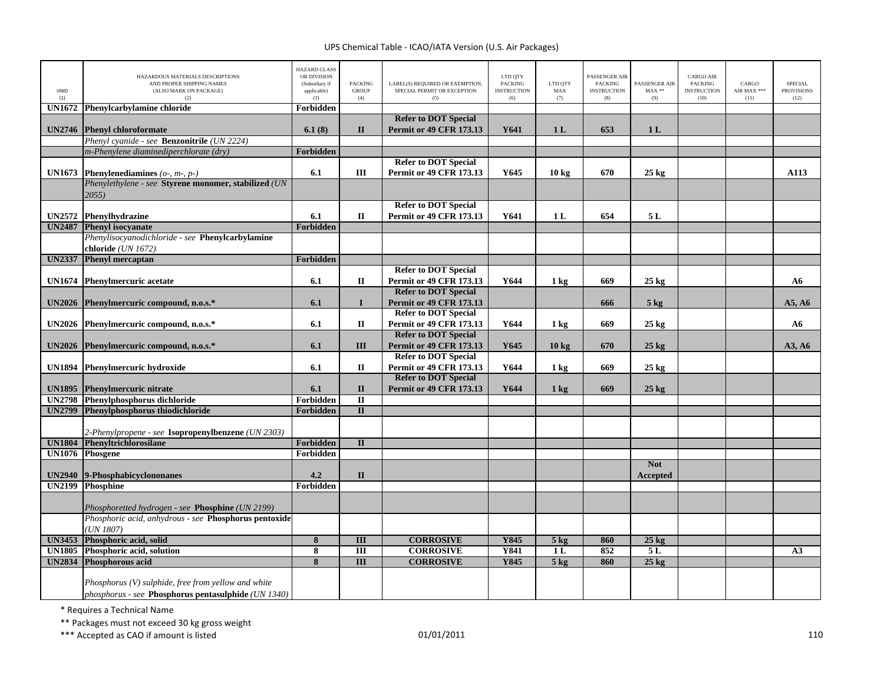| UNID (1) | HAZARDOUS MATERIALS DESCRIPTIONS AND PROPER SHIPPING NAMES (ALSO MARK ON PACKAGE) (2) | HAZARD CLASS OR DIVISION (Subsidiary if applicable) (3) | PACKING GROUP (4) | LABEL(S) REQUIRED OR EXEMPTION, SPECIAL PERMIT OR EXCEPTION (5) | LTD QTY PACKING INSTRUCTION (6) | LTD QTY MAX (7) | PASSENGER AIR PACKING INSTRUCTION (8) | PASSENGER AIR MAX ** (9) | CARGO AIR PACKING INSTRUCTION (10) | CARGO AIR MAX *** (11) | SPECIAL PROVISIONS (12) |
|---|---|---|---|---|---|---|---|---|---|---|---|
| **UN1672** | **Phenylcarbylamine chloride** | **Forbidden** | | | | | | | | | |
| **UN2746** | **Phenyl chloroformate** | **6.1 (8)** | **II** | **Refer to DOT Special Permit or 49 CFR 173.13** | **Y641** | **1 L** | **653** | **1 L** | | | |
| | *Phenyl cyanide - see* **Benzonitrile** *(UN 2224)* | | | | | | | | | | |
| | *m-Phenylene diaminediperchlorate (dry)* | **Forbidden** | | | | | | | | | |
| **UN1673** | **Phenylenediamines** *(o-, m-, p-)* | **6.1** | **III** | **Refer to DOT Special Permit or 49 CFR 173.13** | **Y645** | **10 kg** | **670** | **25 kg** | | | **A113** |
| | *Phenylethylene - see* **Styrene monomer, stabilized** *(UN 2055)* | | | | | | | | | | |
| **UN2572** | **Phenylhydrazine** | **6.1** | **II** | **Refer to DOT Special Permit or 49 CFR 173.13** | **Y641** | **1 L** | **654** | **5 L** | | | |
| **UN2487** | **Phenyl isocyanate** | **Forbidden** | | | | | | | | | |
| | *Phenylisocyanodichloride - see* **Phenylcarbylamine chloride** *(UN 1672)* | | | | | | | | | | |
| **UN2337** | **Phenyl mercaptan** | **Forbidden** | | | | | | | | | |
| **UN1674** | **Phenylmercuric acetate** | **6.1** | **II** | **Refer to DOT Special Permit or 49 CFR 173.13** | **Y644** | **1 kg** | **669** | **25 kg** | | | **A6** |
| **UN2026** | **Phenylmercuric compound, n.o.s.*** | **6.1** | **I** | **Refer to DOT Special Permit or 49 CFR 173.13** | | | **666** | **5 kg** | | | **A5, A6** |
| **UN2026** | **Phenylmercuric compound, n.o.s.*** | **6.1** | **II** | **Refer to DOT Special Permit or 49 CFR 173.13** | **Y644** | **1 kg** | **669** | **25 kg** | | | **A6** |
| **UN2026** | **Phenylmercuric compound, n.o.s.*** | **6.1** | **III** | **Refer to DOT Special Permit or 49 CFR 173.13** | **Y645** | **10 kg** | **670** | **25 kg** | | | **A3, A6** |
| **UN1894** | **Phenylmercuric hydroxide** | **6.1** | **II** | **Refer to DOT Special Permit or 49 CFR 173.13** | **Y644** | **1 kg** | **669** | **25 kg** | | | |
| **UN1895** | **Phenylmercuric nitrate** | **6.1** | **II** | **Refer to DOT Special Permit or 49 CFR 173.13** | **Y644** | **1 kg** | **669** | **25 kg** | | | |
| **UN2798** | **Phenylphosphorus dichloride** | **Forbidden** | **II** | | | | | | | | |
| **UN2799** | **Phenylphosphorus thiodichloride** | **Forbidden** | **II** | | | | | | | | |
| | *2-Phenylpropene - see* **Isopropenylbenzene** *(UN 2303)* | | | | | | | | | | |
| **UN1804** | **Phenyltrichlorosilane** | **Forbidden** | **II** | | | | | | | | |
| **UN1076** | **Phosgene** | **Forbidden** | | | | | | | | | |
| **UN2940** | **9-Phosphabicyclononanes** | **4.2** | **II** | | | | | **Not Accepted** | | | |
| **UN2199** | **Phosphine** | **Forbidden** | | | | | | | | | |
| | *Phosphoretted hydrogen - see* **Phosphine** *(UN 2199)* | | | | | | | | | | |
| | *Phosphoric acid, anhydrous - see* **Phosphorus pentoxide** *(UN 1807)* | | | | | | | | | | |
| **UN3453** | **Phosphoric acid, solid** | **8** | **III** | **CORROSIVE** | **Y845** | **5 kg** | **860** | **25 kg** | | | |
| **UN1805** | **Phosphoric acid, solution** | **8** | **III** | **CORROSIVE** | **Y841** | **1 L** | **852** | **5 L** | | | **A3** |
| **UN2834** | **Phosphorous acid** | **8** | **III** | **CORROSIVE** | **Y845** | **5 kg** | **860** | **25 kg** | | | |
| | *Phosphorus (V) sulphide, free from yellow and white phosphorus - see* **Phosphorus pentasulphide** *(UN 1340)* | | | | | | | | | | |

\* Requires a Technical Name

\** Packages must not exceed 30 kg gross weight

\*** Accepted as CAO if amount is listed

01/01/2011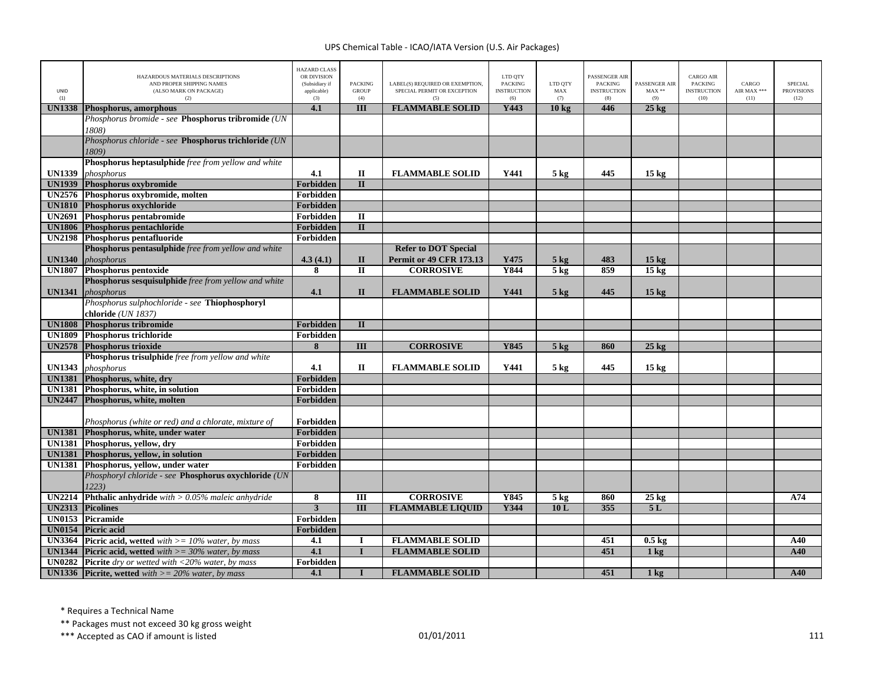# UPS Chemical Table - ICAO/IATA Version (U.S. Air Packages)

| UNID (1) | HAZARDOUS MATERIALS DESCRIPTIONS AND PROPER SHIPPING NAMES (ALSO MARK ON PACKAGE) (2) | HAZARD CLASS OR DIVISION (Subsidiary if applicable) (3) | PACKING GROUP (4) | LABEL(S) REQUIRED OR EXEMPTION, SPECIAL PERMIT OR EXCEPTION (5) | LTD QTY PACKING INSTRUCTION (6) | LTD QTY MAX (7) | PASSENGER AIR PACKING INSTRUCTION (8) | PASSENGER AIR MAX ** (9) | CARGO AIR PACKING INSTRUCTION (10) | CARGO AIR MAX *** (11) | SPECIAL PROVISIONS (12) |
|---|---|---|---|---|---|---|---|---|---|---|---|
| **UN1338** | **Phosphorus, amorphous** | **4.1** | **III** | **FLAMMABLE SOLID** | **Y443** | **10 kg** | **446** | **25 kg** | | | |
| | *Phosphorus bromide - see* **Phosphorus tribromide** *(UN 1808)* | | | | | | | | | | |
| | *Phosphorus chloride - see* **Phosphorus trichloride** *(UN 1809)* | | | | | | | | | | |
| **UN1339** | **Phosphorus heptasulphide** *free from yellow and white phosphorus* | **4.1** | **II** | **FLAMMABLE SOLID** | **Y441** | **5 kg** | **445** | **15 kg** | | | |
| **UN1939** | **Phosphorus oxybromide** | **Forbidden** | **II** | | | | | | | | |
| **UN2576** | **Phosphorus oxybromide, molten** | **Forbidden** | | | | | | | | | |
| **UN1810** | **Phosphorus oxychloride** | **Forbidden** | | | | | | | | | |
| **UN2691** | **Phosphorus pentabromide** | **Forbidden** | **II** | | | | | | | | |
| **UN1806** | **Phosphorus pentachloride** | **Forbidden** | **II** | | | | | | | | |
| **UN2198** | **Phosphorus pentafluoride** | **Forbidden** | | | | | | | | | |
| **UN1340** | **Phosphorus pentasulphide** *free from yellow and white phosphorus* | **4.3 (4.1)** | **II** | **Refer to DOT Special Permit or 49 CFR 173.13** | **Y475** | **5 kg** | **483** | **15 kg** | | | |
| **UN1807** | **Phosphorus pentoxide** | **8** | **II** | **CORROSIVE** | **Y844** | **5 kg** | **859** | **15 kg** | | | |
| **UN1341** | **Phosphorus sesquisulphide** *free from yellow and white phosphorus* | **4.1** | **II** | **FLAMMABLE SOLID** | **Y441** | **5 kg** | **445** | **15 kg** | | | |
| | *Phosphorus sulphochloride - see* **Thiophosphoryl chloride** *(UN 1837)* | | | | | | | | | | |
| **UN1808** | **Phosphorus tribromide** | **Forbidden** | **II** | | | | | | | | |
| **UN1809** | **Phosphorus trichloride** | **Forbidden** | | | | | | | | | |
| **UN2578** | **Phosphorus trioxide** | **8** | **III** | **CORROSIVE** | **Y845** | **5 kg** | **860** | **25 kg** | | | |
| **UN1343** | **Phosphorus trisulphide** *free from yellow and white phosphorus* | **4.1** | **II** | **FLAMMABLE SOLID** | **Y441** | **5 kg** | **445** | **15 kg** | | | |
| **UN1381** | **Phosphorus, white, dry** | **Forbidden** | | | | | | | | | |
| **UN1381** | **Phosphorus, white, in solution** | **Forbidden** | | | | | | | | | |
| **UN2447** | **Phosphorus, white, molten** | **Forbidden** | | | | | | | | | |
| | *Phosphorus (white or red) and a chlorate, mixture of* | **Forbidden** | | | | | | | | | |
| **UN1381** | **Phosphorus, white, under water** | **Forbidden** | | | | | | | | | |
| **UN1381** | **Phosphorus, yellow, dry** | **Forbidden** | | | | | | | | | |
| **UN1381** | **Phosphorus, yellow, in solution** | **Forbidden** | | | | | | | | | |
| **UN1381** | **Phosphorus, yellow, under water** | **Forbidden** | | | | | | | | | |
| | *Phosphoryl chloride - see* **Phosphorus oxychloride** *(UN 1223)* | | | | | | | | | | |
| **UN2214** | **Phthalic anhydride** *with > 0.05% maleic anhydride* | **8** | **III** | **CORROSIVE** | **Y845** | **5 kg** | **860** | **25 kg** | | | **A74** |
| **UN2313** | **Picolines** | **3** | **III** | **FLAMMABLE LIQUID** | **Y344** | **10 L** | **355** | **5 L** | | | |
| **UN0153** | **Picramide** | **Forbidden** | | | | | | | | | |
| **UN0154** | **Picric acid** | **Forbidden** | | | | | | | | | |
| **UN3364** | **Picric acid, wetted** *with >= 10% water, by mass* | **4.1** | **I** | **FLAMMABLE SOLID** | | | **451** | **0.5 kg** | | | **A40** |
| **UN1344** | **Picric acid, wetted** *with >= 30% water, by mass* | **4.1** | **I** | **FLAMMABLE SOLID** | | | **451** | **1 kg** | | | **A40** |
| **UN0282** | **Picrite** *dry or wetted with <20% water, by mass* | **Forbidden** | | | | | | | | | |
| **UN1336** | **Picrite, wetted** *with >= 20% water, by mass* | **4.1** | **I** | **FLAMMABLE SOLID** | | | **451** | **1 kg** | | | **A40** |

\* Requires a Technical Name

\** Packages must not exceed 30 kg gross weight

\*** Accepted as CAO if amount is listed

01/01/2011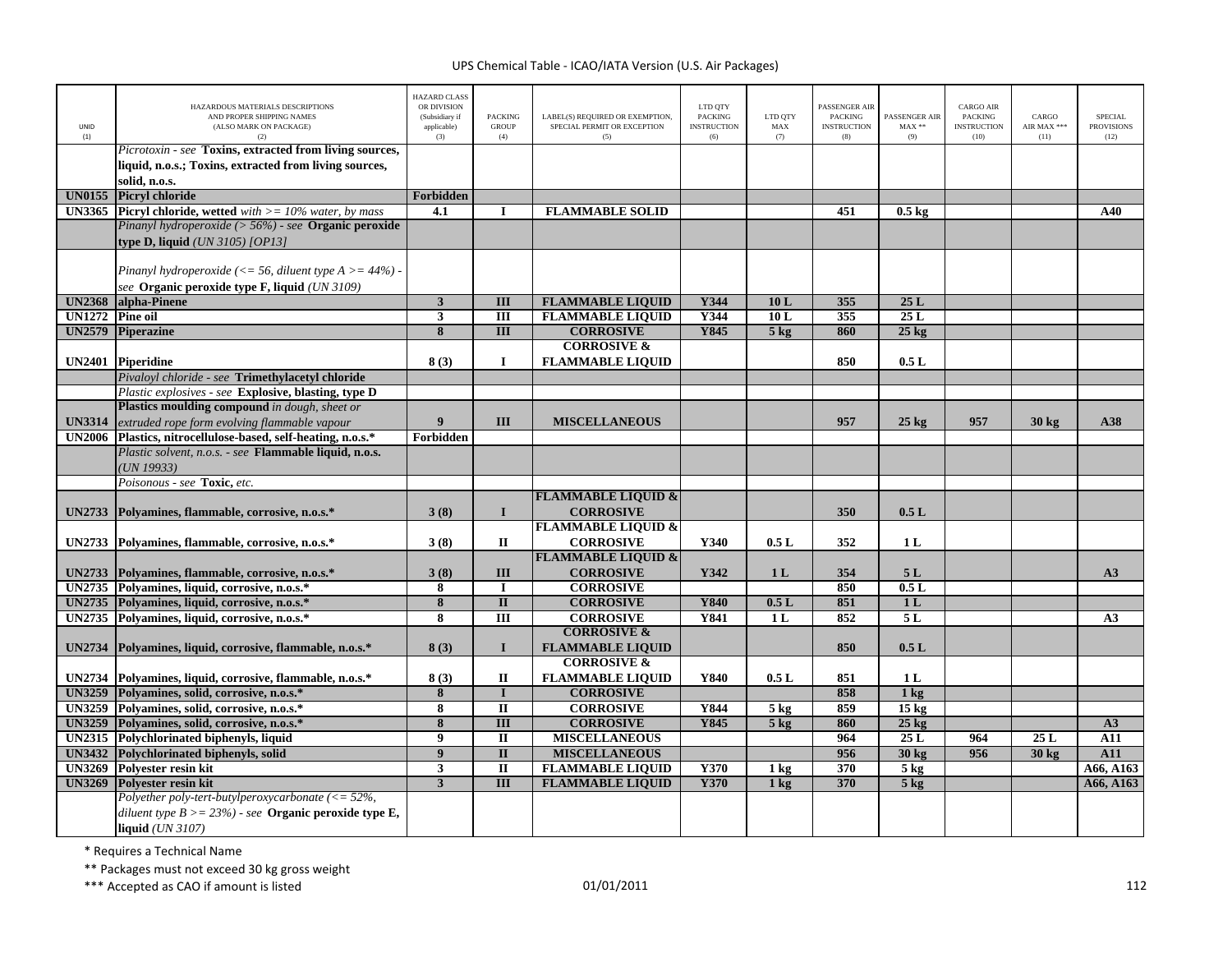| UNID (1) | HAZARDOUS MATERIALS DESCRIPTIONS AND PROPER SHIPPING NAMES (ALSO MARK ON PACKAGE) (2) | HAZARD CLASS OR DIVISION (Subsidiary if applicable) (3) | PACKING GROUP (4) | LABEL(S) REQUIRED OR EXEMPTION, SPECIAL PERMIT OR EXCEPTION (5) | LTD QTY PACKING INSTRUCTION (6) | LTD QTY MAX (7) | PASSENGER AIR PACKING INSTRUCTION (8) | PASSENGER AIR MAX ** (9) | CARGO AIR PACKING INSTRUCTION (10) | CARGO AIR MAX *** (11) | SPECIAL PROVISIONS (12) |
|---|---|---|---|---|---|---|---|---|---|---|---|
| | *Picrotoxin - see* **Toxins, extracted from living sources, liquid, n.o.s.; Toxins, extracted from living sources, solid, n.o.s.** | | | | | | | | | | |
| **UN0155** | **Picryl chloride** | **Forbidden** | | | | | | | | | |
| **UN3365** | **Picryl chloride, wetted** *with >= 10% water, by mass* | **4.1** | **I** | **FLAMMABLE SOLID** | | | **451** | **0.5 kg** | | | **A40** |
| | *Pinanyl hydroperoxide (> 56%) - see* **Organic peroxide type D, liquid** *(UN 3105) [OP13]* | | | | | | | | | | |
| | *Pinanyl hydroperoxide (<= 56, diluent type A >= 44%) - see* **Organic peroxide type F, liquid** *(UN 3109)* | | | | | | | | | | |
| **UN2368** | **alpha-Pinene** | **3** | **III** | **FLAMMABLE LIQUID** | **Y344** | **10 L** | **355** | **25 L** | | | |
| **UN1272** | **Pine oil** | **3** | **III** | **FLAMMABLE LIQUID** | **Y344** | **10 L** | **355** | **25 L** | | | |
| **UN2579** | **Piperazine** | **8** | **III** | **CORROSIVE** | **Y845** | **5 kg** | **860** | **25 kg** | | | |
| **UN2401** | **Piperidine** | **8 (3)** | **I** | **CORROSIVE & FLAMMABLE LIQUID** | | | **850** | **0.5 L** | | | |
| | *Pivaloyl chloride - see* **Trimethylacetyl chloride** | | | | | | | | | | |
| | *Plastic explosives - see* **Explosive, blasting, type D** | | | | | | | | | | |
| **UN3314** | **Plastics moulding compound** *in dough, sheet or extruded rope form evolving flammable vapour* | **9** | **III** | **MISCELLANEOUS** | | | **957** | **25 kg** | **957** | **30 kg** | **A38** |
| **UN2006** | **Plastics, nitrocellulose-based, self-heating, n.o.s.*** | **Forbidden** | | | | | | | | | |
| | *Plastic solvent, n.o.s. - see* **Flammable liquid, n.o.s.** *(UN 19933)* | | | | | | | | | | |
| | *Poisonous - see* **Toxic,** *etc.* | | | | | | | | | | |
| **UN2733** | **Polyamines, flammable, corrosive, n.o.s.*** | **3 (8)** | **I** | **FLAMMABLE LIQUID & CORROSIVE** | | | **350** | **0.5 L** | | | |
| **UN2733** | **Polyamines, flammable, corrosive, n.o.s.*** | **3 (8)** | **II** | **FLAMMABLE LIQUID & CORROSIVE** | **Y340** | **0.5 L** | **352** | **1 L** | | | |
| **UN2733** | **Polyamines, flammable, corrosive, n.o.s.*** | **3 (8)** | **III** | **FLAMMABLE LIQUID & CORROSIVE** | **Y342** | **1 L** | **354** | **5 L** | | | **A3** |
| **UN2735** | **Polyamines, liquid, corrosive, n.o.s.*** | **8** | **I** | **CORROSIVE** | | | **850** | **0.5 L** | | | |
| **UN2735** | **Polyamines, liquid, corrosive, n.o.s.*** | **8** | **II** | **CORROSIVE** | **Y840** | **0.5 L** | **851** | **1 L** | | | |
| **UN2735** | **Polyamines, liquid, corrosive, n.o.s.*** | **8** | **III** | **CORROSIVE** | **Y841** | **1 L** | **852** | **5 L** | | | **A3** |
| **UN2734** | **Polyamines, liquid, corrosive, flammable, n.o.s.*** | **8 (3)** | **I** | **CORROSIVE & FLAMMABLE LIQUID** | | | **850** | **0.5 L** | | | |
| **UN2734** | **Polyamines, liquid, corrosive, flammable, n.o.s.*** | **8 (3)** | **II** | **CORROSIVE & FLAMMABLE LIQUID** | **Y840** | **0.5 L** | **851** | **1 L** | | | |
| **UN3259** | **Polyamines, solid, corrosive, n.o.s.*** | **8** | **I** | **CORROSIVE** | | | **858** | **1 kg** | | | |
| **UN3259** | **Polyamines, solid, corrosive, n.o.s.*** | **8** | **II** | **CORROSIVE** | **Y844** | **5 kg** | **859** | **15 kg** | | | |
| **UN3259** | **Polyamines, solid, corrosive, n.o.s.*** | **8** | **III** | **CORROSIVE** | **Y845** | **5 kg** | **860** | **25 kg** | | | **A3** |
| **UN2315** | **Polychlorinated biphenyls, liquid** | **9** | **II** | **MISCELLANEOUS** | | | **964** | **25 L** | **964** | **25 L** | **A11** |
| **UN3432** | **Polychlorinated biphenyls, solid** | **9** | **II** | **MISCELLANEOUS** | | | **956** | **30 kg** | **956** | **30 kg** | **A11** |
| **UN3269** | **Polyester resin kit** | **3** | **II** | **FLAMMABLE LIQUID** | **Y370** | **1 kg** | **370** | **5 kg** | | | **A66, A163** |
| **UN3269** | **Polyester resin kit** | **3** | **III** | **FLAMMABLE LIQUID** | **Y370** | **1 kg** | **370** | **5 kg** | | | **A66, A163** |
| | *Polyether poly-tert-butylperoxycarbonate (<= 52%, diluent type B >= 23%) - see* **Organic peroxide type E, liquid** *(UN 3107)* | | | | | | | | | | |

\* Requires a Technical Name

\** Packages must not exceed 30 kg gross weight

\*** Accepted as CAO if amount is listed

01/01/2011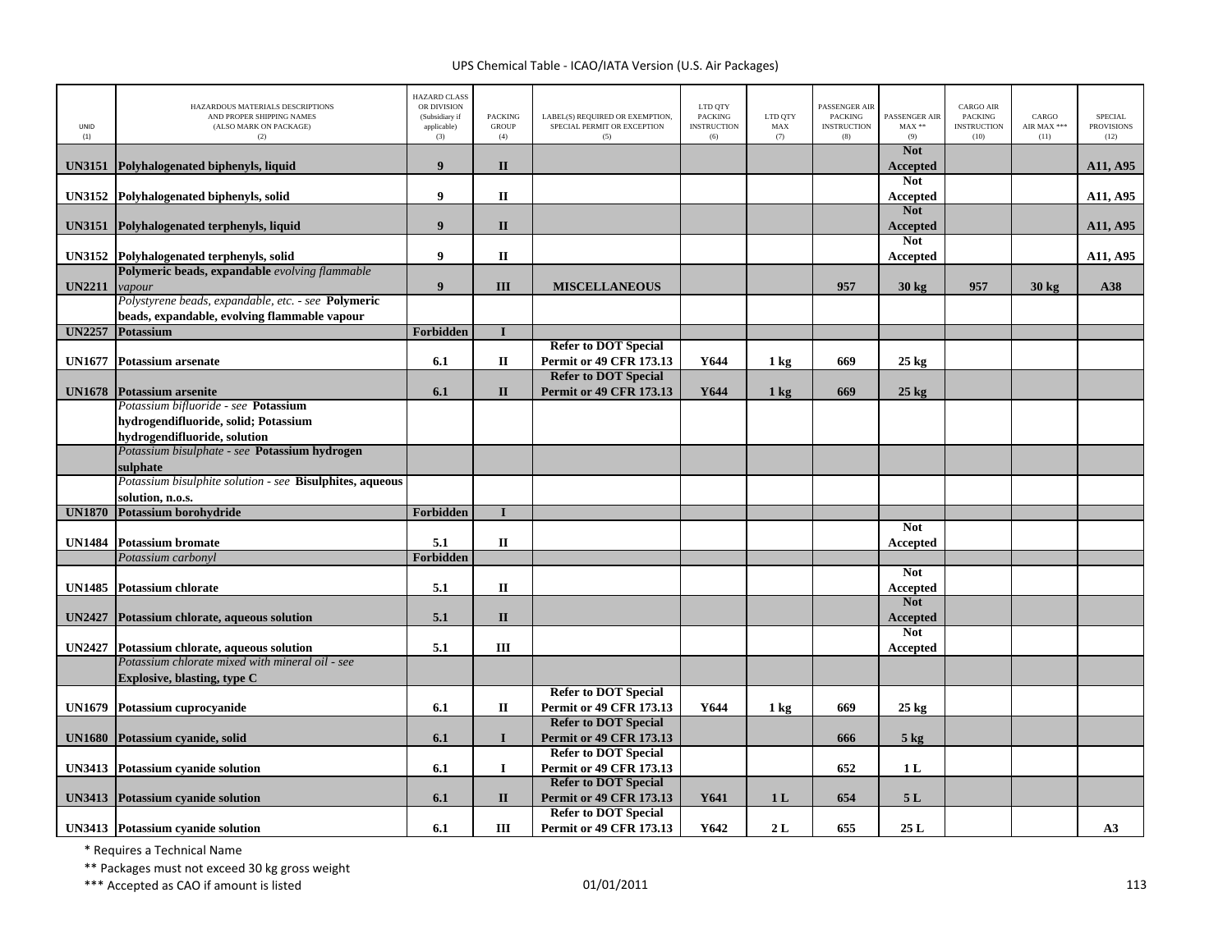UPS Chemical Table - ICAO/IATA Version (U.S. Air Packages)

| UNID (1) | HAZARDOUS MATERIALS DESCRIPTIONS AND PROPER SHIPPING NAMES (ALSO MARK ON PACKAGE) (2) | HAZARD CLASS OR DIVISION (Subsidiary if applicable) (3) | PACKING GROUP (4) | LABEL(S) REQUIRED OR EXEMPTION, SPECIAL PERMIT OR EXCEPTION (5) | LTD QTY PACKING INSTRUCTION (6) | LTD QTY MAX (7) | PASSENGER AIR PACKING INSTRUCTION (8) | PASSENGER AIR MAX ** (9) | CARGO AIR PACKING INSTRUCTION (10) | CARGO AIR MAX *** (11) | SPECIAL PROVISIONS (12) |
|---|---|---|---|---|---|---|---|---|---|---|---|
| **UN3151** | **Polyhalogenated biphenyls, liquid** | **9** | **II** | | | | | **Not Accepted** | | | **A11, A95** |
| **UN3152** | **Polyhalogenated biphenyls, solid** | **9** | **II** | | | | | **Not Accepted** | | | **A11, A95** |
| **UN3151** | **Polyhalogenated terphenyls, liquid** | **9** | **II** | | | | | **Not Accepted** | | | **A11, A95** |
| **UN3152** | **Polyhalogenated terphenyls, solid** | **9** | **II** | | | | | **Not Accepted** | | | **A11, A95** |
| **UN2211** | **Polymeric beads, expandable** *evolving flammable vapour* | **9** | **III** | **MISCELLANEOUS** | | | **957** | **30 kg** | **957** | **30 kg** | **A38** |
| | *Polystyrene beads, expandable, etc. - see* **Polymeric beads, expandable, evolving flammable vapour** | | | | | | | | | | |
| **UN2257** | **Potassium** | **Forbidden** | **I** | | | | | | | | |
| **UN1677** | **Potassium arsenate** | **6.1** | **II** | **Refer to DOT Special Permit or 49 CFR 173.13** | **Y644** | **1 kg** | **669** | **25 kg** | | | |
| **UN1678** | **Potassium arsenite** | **6.1** | **II** | **Refer to DOT Special Permit or 49 CFR 173.13** | **Y644** | **1 kg** | **669** | **25 kg** | | | |
| | *Potassium bifluoride - see* **Potassium hydrogendifluoride, solid; Potassium hydrogendifluoride, solution** | | | | | | | | | | |
| | *Potassium bisulphate - see* **Potassium hydrogen sulphate** | | | | | | | | | | |
| | *Potassium bisulphite solution - see* **Bisulphites, aqueous solution, n.o.s.** | | | | | | | | | | |
| **UN1870** | **Potassium borohydride** | **Forbidden** | **I** | | | | | | | | |
| **UN1484** | **Potassium bromate** | **5.1** | **II** | | | | | **Not Accepted** | | | |
| | *Potassium carbonyl* | **Forbidden** | | | | | | | | | |
| **UN1485** | **Potassium chlorate** | **5.1** | **II** | | | | | **Not Accepted** | | | |
| **UN2427** | **Potassium chlorate, aqueous solution** | **5.1** | **II** | | | | | **Not Accepted** | | | |
| **UN2427** | **Potassium chlorate, aqueous solution** | **5.1** | **III** | | | | | **Not Accepted** | | | |
| | *Potassium chlorate mixed with mineral oil - see* **Explosive, blasting, type C** | | | | | | | | | | |
| **UN1679** | **Potassium cuprocyanide** | **6.1** | **II** | **Refer to DOT Special Permit or 49 CFR 173.13** | **Y644** | **1 kg** | **669** | **25 kg** | | | |
| **UN1680** | **Potassium cyanide, solid** | **6.1** | **I** | **Refer to DOT Special Permit or 49 CFR 173.13** | | | **666** | **5 kg** | | | |
| **UN3413** | **Potassium cyanide solution** | **6.1** | **I** | **Refer to DOT Special Permit or 49 CFR 173.13** | | | **652** | **1 L** | | | |
| **UN3413** | **Potassium cyanide solution** | **6.1** | **II** | **Refer to DOT Special Permit or 49 CFR 173.13** | **Y641** | **1 L** | **654** | **5 L** | | | |
| **UN3413** | **Potassium cyanide solution** | **6.1** | **III** | **Refer to DOT Special Permit or 49 CFR 173.13** | **Y642** | **2 L** | **655** | **25 L** | | | **A3** |

\* Requires a Technical Name

\*\* Packages must not exceed 30 kg gross weight

\*\*\* Accepted as CAO if amount is listed

01/01/2011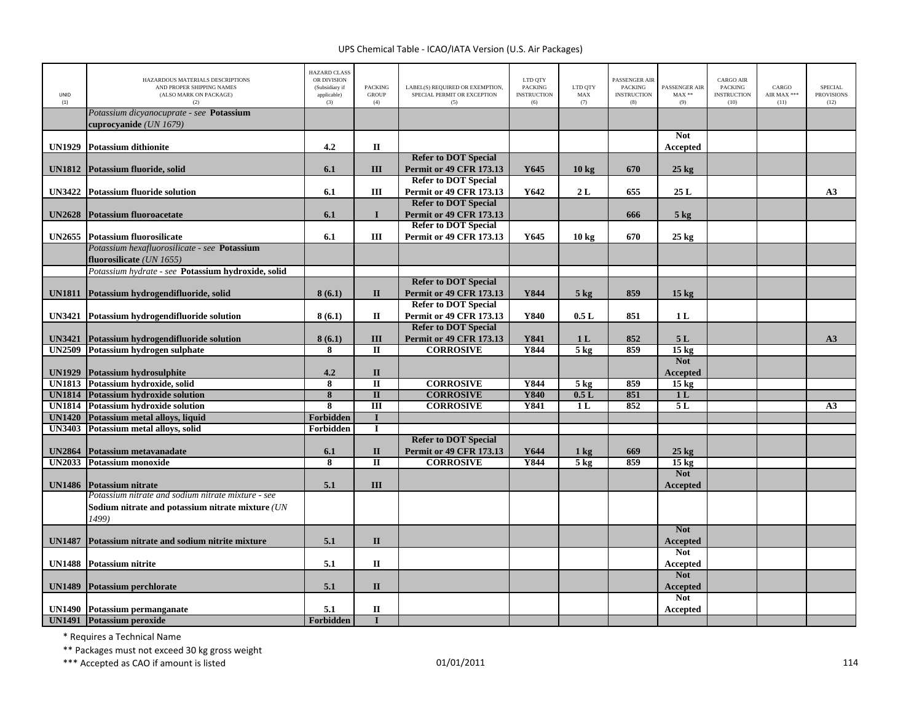| UNID (1) | HAZARDOUS MATERIALS DESCRIPTIONS AND PROPER SHIPPING NAMES (ALSO MARK ON PACKAGE) (2) | HAZARD CLASS OR DIVISION (Subsidiary if applicable) (3) | PACKING GROUP (4) | LABEL(S) REQUIRED OR EXEMPTION, SPECIAL PERMIT OR EXCEPTION (5) | LTD QTY PACKING INSTRUCTION (6) | LTD QTY MAX (7) | PASSENGER AIR PACKING INSTRUCTION (8) | PASSENGER AIR MAX ** (9) | CARGO AIR PACKING INSTRUCTION (10) | CARGO AIR MAX *** (11) | SPECIAL PROVISIONS (12) |
|---|---|---|---|---|---|---|---|---|---|---|---|
| | *Potassium dicyanocuprate - see* **Potassium cuprocyanide** *(UN 1679)* | | | | | | | | | | |
| **UN1929** | **Potassium dithionite** | **4.2** | **II** | | | | | **Not Accepted** | | | |
| **UN1812** | **Potassium fluoride, solid** | **6.1** | **III** | **Refer to DOT Special Permit or 49 CFR 173.13** | **Y645** | **10 kg** | **670** | **25 kg** | | | |
| **UN3422** | **Potassium fluoride solution** | **6.1** | **III** | **Refer to DOT Special Permit or 49 CFR 173.13** | **Y642** | **2 L** | **655** | **25 L** | | | **A3** |
| **UN2628** | **Potassium fluoroacetate** | **6.1** | **I** | **Refer to DOT Special Permit or 49 CFR 173.13** | | | **666** | **5 kg** | | | |
| **UN2655** | **Potassium fluorosilicate** | **6.1** | **III** | **Refer to DOT Special Permit or 49 CFR 173.13** | **Y645** | **10 kg** | **670** | **25 kg** | | | |
| | *Potassium hexafluorosilicate - see* **Potassium fluorosilicate** *(UN 1655)* | | | | | | | | | | |
| | *Potassium hydrate - see* **Potassium hydroxide, solid** | | | | | | | | | | |
| **UN1811** | **Potassium hydrogendifluoride, solid** | **8 (6.1)** | **II** | **Refer to DOT Special Permit or 49 CFR 173.13** | **Y844** | **5 kg** | **859** | **15 kg** | | | |
| **UN3421** | **Potassium hydrogendifluoride solution** | **8 (6.1)** | **II** | **Refer to DOT Special Permit or 49 CFR 173.13** | **Y840** | **0.5 L** | **851** | **1 L** | | | |
| **UN3421** | **Potassium hydrogendifluoride solution** | **8 (6.1)** | **III** | **Refer to DOT Special Permit or 49 CFR 173.13** | **Y841** | **1 L** | **852** | **5 L** | | | **A3** |
| **UN2509** | **Potassium hydrogen sulphate** | **8** | **II** | **CORROSIVE** | **Y844** | **5 kg** | **859** | **15 kg** | | | |
| **UN1929** | **Potassium hydrosulphite** | **4.2** | **II** | | | | | **Not Accepted** | | | |
| **UN1813** | **Potassium hydroxide, solid** | **8** | **II** | **CORROSIVE** | **Y844** | **5 kg** | **859** | **15 kg** | | | |
| **UN1814** | **Potassium hydroxide solution** | **8** | **II** | **CORROSIVE** | **Y840** | **0.5 L** | **851** | **1 L** | | | |
| **UN1814** | **Potassium hydroxide solution** | **8** | **III** | **CORROSIVE** | **Y841** | **1 L** | **852** | **5 L** | | | **A3** |
| **UN1420** | **Potassium metal alloys, liquid** | **Forbidden** | **I** | | | | | | | | |
| **UN3403** | **Potassium metal alloys, solid** | **Forbidden** | **I** | | | | | | | | |
| **UN2864** | **Potassium metavanadate** | **6.1** | **II** | **Refer to DOT Special Permit or 49 CFR 173.13** | **Y644** | **1 kg** | **669** | **25 kg** | | | |
| **UN2033** | **Potassium monoxide** | **8** | **II** | **CORROSIVE** | **Y844** | **5 kg** | **859** | **15 kg** | | | |
| **UN1486** | **Potassium nitrate** | **5.1** | **III** | | | | | **Not Accepted** | | | |
| | *Potassium nitrate and sodium nitrate mixture - see* **Sodium nitrate and potassium nitrate mixture** *(UN 1499)* | | | | | | | | | | |
| **UN1487** | **Potassium nitrate and sodium nitrite mixture** | **5.1** | **II** | | | | | **Not Accepted** | | | |
| **UN1488** | **Potassium nitrite** | **5.1** | **II** | | | | | **Not Accepted** | | | |
| **UN1489** | **Potassium perchlorate** | **5.1** | **II** | | | | | **Not Accepted** | | | |
| **UN1490** | **Potassium permanganate** | **5.1** | **II** | | | | | **Not Accepted** | | | |
| **UN1491** | **Potassium peroxide** | **Forbidden** | **I** | | | | | | | | |

\* Requires a Technical Name

\*\* Packages must not exceed 30 kg gross weight

\*\*\* Accepted as CAO if amount is listed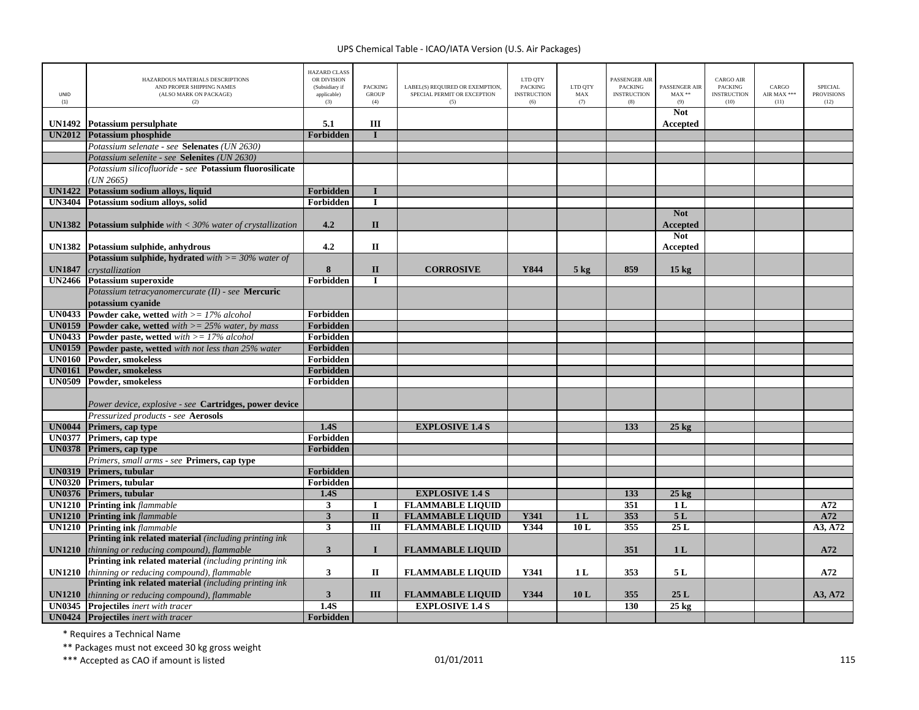UPS Chemical Table - ICAO/IATA Version (U.S. Air Packages)

| UNID (1) | HAZARDOUS MATERIALS DESCRIPTIONS AND PROPER SHIPPING NAMES (ALSO MARK ON PACKAGE) (2) | HAZARD CLASS OR DIVISION (Subsidiary if applicable) (3) | PACKING GROUP (4) | LABEL(S) REQUIRED OR EXEMPTION, SPECIAL PERMIT OR EXCEPTION (5) | LTD QTY PACKING INSTRUCTION (6) | LTD QTY MAX (7) | PASSENGER AIR PACKING INSTRUCTION (8) | PASSENGER AIR MAX ** (9) | CARGO AIR PACKING INSTRUCTION (10) | CARGO AIR MAX *** (11) | SPECIAL PROVISIONS (12) |
|---|---|---|---|---|---|---|---|---|---|---|---|
| **UN1492** | **Potassium persulphate** | **5.1** | **III** | | | | | **Not Accepted** | | | |
| **UN2012** | **Potassium phosphide** | **Forbidden** | **I** | | | | | | | | |
| | *Potassium selenate - see* **Selenates** *(UN 2630)* | | | | | | | | | | |
| | *Potassium selenite - see* **Selenites** *(UN 2630)* | | | | | | | | | | |
| | *Potassium silicofluoride - see* **Potassium fluorosilicate** *(UN 2665)* | | | | | | | | | | |
| **UN1422** | **Potassium sodium alloys, liquid** | **Forbidden** | **I** | | | | | | | | |
| **UN3404** | **Potassium sodium alloys, solid** | **Forbidden** | **I** | | | | | | | | |
| **UN1382** | **Potassium sulphide** *with < 30% water of crystallization* | **4.2** | **II** | | | | | **Not Accepted** | | | |
| **UN1382** | **Potassium sulphide, anhydrous** | **4.2** | **II** | | | | | **Not Accepted** | | | |
| **UN1847** | **Potassium sulphide, hydrated** *with >= 30% water of crystallization* | **8** | **II** | **CORROSIVE** | **Y844** | **5 kg** | **859** | **15 kg** | | | |
| **UN2466** | **Potassium superoxide** | **Forbidden** | **I** | | | | | | | | |
| | *Potassium tetracyanomercurate (II) - see* **Mercuric potassium cyanide** | | | | | | | | | | |
| **UN0433** | **Powder cake, wetted** *with >= 17% alcohol* | **Forbidden** | | | | | | | | | |
| **UN0159** | **Powder cake, wetted** *with >= 25% water, by mass* | **Forbidden** | | | | | | | | | |
| **UN0433** | **Powder paste, wetted** *with >= 17% alcohol* | **Forbidden** | | | | | | | | | |
| **UN0159** | **Powder paste, wetted** *with not less than 25% water* | **Forbidden** | | | | | | | | | |
| **UN0160** | **Powder, smokeless** | **Forbidden** | | | | | | | | | |
| **UN0161** | **Powder, smokeless** | **Forbidden** | | | | | | | | | |
| **UN0509** | **Powder, smokeless** | **Forbidden** | | | | | | | | | |
| | *Power device, explosive - see* **Cartridges, power device** | | | | | | | | | | |
| | *Pressurized products - see* **Aerosols** | | | | | | | | | | |
| **UN0044** | **Primers, cap type** | **1.4S** | | **EXPLOSIVE 1.4 S** | | | **133** | **25 kg** | | | |
| **UN0377** | **Primers, cap type** | **Forbidden** | | | | | | | | | |
| **UN0378** | **Primers, cap type** | **Forbidden** | | | | | | | | | |
| | *Primers, small arms - see* **Primers, cap type** | | | | | | | | | | |
| **UN0319** | **Primers, tubular** | **Forbidden** | | | | | | | | | |
| **UN0320** | **Primers, tubular** | **Forbidden** | | | | | | | | | |
| **UN0376** | **Primers, tubular** | **1.4S** | | **EXPLOSIVE 1.4 S** | | | **133** | **25 kg** | | | |
| **UN1210** | **Printing ink** *flammable* | **3** | **I** | **FLAMMABLE LIQUID** | | | **351** | **1 L** | | | **A72** |
| **UN1210** | **Printing ink** *flammable* | **3** | **II** | **FLAMMABLE LIQUID** | **Y341** | **1 L** | **353** | **5 L** | | | **A72** |
| **UN1210** | **Printing ink** *flammable* | **3** | **III** | **FLAMMABLE LIQUID** | **Y344** | **10 L** | **355** | **25 L** | | | **A3, A72** |
| **UN1210** | **Printing ink related material** *(including printing ink thinning or reducing compound), flammable* | **3** | **I** | **FLAMMABLE LIQUID** | | | **351** | **1 L** | | | **A72** |
| **UN1210** | **Printing ink related material** *(including printing ink thinning or reducing compound), flammable* | **3** | **II** | **FLAMMABLE LIQUID** | **Y341** | **1 L** | **353** | **5 L** | | | **A72** |
| **UN1210** | **Printing ink related material** *(including printing ink thinning or reducing compound), flammable* | **3** | **III** | **FLAMMABLE LIQUID** | **Y344** | **10 L** | **355** | **25 L** | | | **A3, A72** |
| **UN0345** | **Projectiles** *inert with tracer* | **1.4S** | | **EXPLOSIVE 1.4 S** | | | **130** | **25 kg** | | | |
| **UN0424** | **Projectiles** *inert with tracer* | **Forbidden** | | | | | | | | | |

\* Requires a Technical Name

\*\* Packages must not exceed 30 kg gross weight

\*\*\* Accepted as CAO if amount is listed

01/01/2011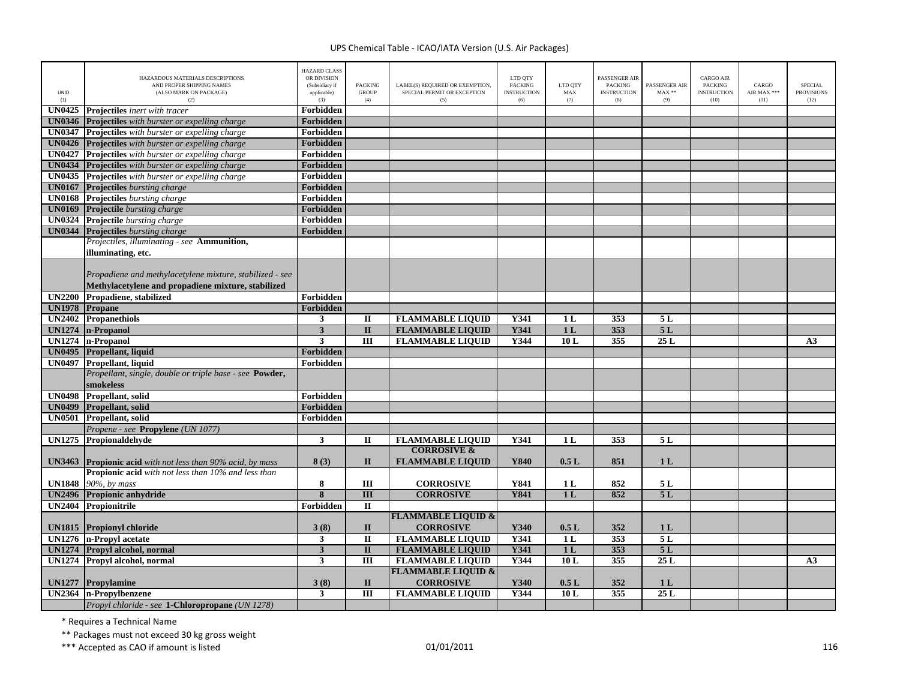UPS Chemical Table - ICAO/IATA Version (U.S. Air Packages)

| UNID (1) | HAZARDOUS MATERIALS DESCRIPTIONS AND PROPER SHIPPING NAMES (ALSO MARK ON PACKAGE) (2) | HAZARD CLASS OR DIVISION (Subsidiary if applicable) (3) | PACKING GROUP (4) | LABEL(S) REQUIRED OR EXEMPTION, SPECIAL PERMIT OR EXCEPTION (5) | LTD QTY PACKING INSTRUCTION (6) | LTD QTY MAX (7) | PASSENGER AIR PACKING INSTRUCTION (8) | PASSENGER AIR MAX ** (9) | CARGO AIR PACKING INSTRUCTION (10) | CARGO AIR MAX *** (11) | SPECIAL PROVISIONS (12) |
|---|---|---|---|---|---|---|---|---|---|---|---|
| **UN0425** | **Projectiles** *inert with tracer* | **Forbidden** | | | | | | | | | |
| **UN0346** | **Projectiles** *with burster or expelling charge* | **Forbidden** | | | | | | | | | |
| **UN0347** | **Projectiles** *with burster or expelling charge* | **Forbidden** | | | | | | | | | |
| **UN0426** | **Projectiles** *with burster or expelling charge* | **Forbidden** | | | | | | | | | |
| **UN0427** | **Projectiles** *with burster or expelling charge* | **Forbidden** | | | | | | | | | |
| **UN0434** | **Projectiles** *with burster or expelling charge* | **Forbidden** | | | | | | | | | |
| **UN0435** | **Projectiles** *with burster or expelling charge* | **Forbidden** | | | | | | | | | |
| **UN0167** | **Projectiles** *bursting charge* | **Forbidden** | | | | | | | | | |
| **UN0168** | **Projectiles** *bursting charge* | **Forbidden** | | | | | | | | | |
| **UN0169** | **Projectile** *bursting charge* | **Forbidden** | | | | | | | | | |
| **UN0324** | **Projectile** *bursting charge* | **Forbidden** | | | | | | | | | |
| **UN0344** | **Projectiles** *bursting charge* | **Forbidden** | | | | | | | | | |
| | *Projectiles, illuminating - see* **Ammunition, illuminating, etc.** | | | | | | | | | | |
| | *Propadiene and methylacetylene mixture, stabilized - see* **Methylacetylene and propadiene mixture, stabilized** | | | | | | | | | | |
| **UN2200** | **Propadiene, stabilized** | **Forbidden** | | | | | | | | | |
| **UN1978** | **Propane** | **Forbidden** | | | | | | | | | |
| **UN2402** | **Propanethiols** | **3** | **II** | **FLAMMABLE LIQUID** | **Y341** | **1 L** | **353** | **5 L** | | | |
| **UN1274** | **n-Propanol** | **3** | **II** | **FLAMMABLE LIQUID** | **Y341** | **1 L** | **353** | **5 L** | | | |
| **UN1274** | **n-Propanol** | **3** | **III** | **FLAMMABLE LIQUID** | **Y344** | **10 L** | **355** | **25 L** | | | **A3** |
| **UN0495** | **Propellant, liquid** | **Forbidden** | | | | | | | | | |
| **UN0497** | **Propellant, liquid** | **Forbidden** | | | | | | | | | |
| | *Propellant, single, double or triple base - see* **Powder, smokeless** | | | | | | | | | | |
| **UN0498** | **Propellant, solid** | **Forbidden** | | | | | | | | | |
| **UN0499** | **Propellant, solid** | **Forbidden** | | | | | | | | | |
| **UN0501** | **Propellant, solid** | **Forbidden** | | | | | | | | | |
| | *Propene - see* **Propylene** *(UN 1077)* | | | | | | | | | | |
| **UN1275** | **Propionaldehyde** | **3** | **II** | **FLAMMABLE LIQUID** | **Y341** | **1 L** | **353** | **5 L** | | | |
| **UN3463** | **Propionic acid** *with not less than 90% acid, by mass* | **8 (3)** | **II** | **CORROSIVE & FLAMMABLE LIQUID** | **Y840** | **0.5 L** | **851** | **1 L** | | | |
| **UN1848** | **Propionic acid** *with not less than 10% and less than 90%, by mass* | **8** | **III** | **CORROSIVE** | **Y841** | **1 L** | **852** | **5 L** | | | |
| **UN2496** | **Propionic anhydride** | **8** | **III** | **CORROSIVE** | **Y841** | **1 L** | **852** | **5 L** | | | |
| **UN2404** | **Propionitrile** | **Forbidden** | **II** | | | | | | | | |
| **UN1815** | **Propionyl chloride** | **3 (8)** | **II** | **FLAMMABLE LIQUID & CORROSIVE** | **Y340** | **0.5 L** | **352** | **1 L** | | | |
| **UN1276** | **n-Propyl acetate** | **3** | **II** | **FLAMMABLE LIQUID** | **Y341** | **1 L** | **353** | **5 L** | | | |
| **UN1274** | **Propyl alcohol, normal** | **3** | **II** | **FLAMMABLE LIQUID** | **Y341** | **1 L** | **353** | **5 L** | | | |
| **UN1274** | **Propyl alcohol, normal** | **3** | **III** | **FLAMMABLE LIQUID** | **Y344** | **10 L** | **355** | **25 L** | | | **A3** |
| **UN1277** | **Propylamine** | **3 (8)** | **II** | **FLAMMABLE LIQUID & CORROSIVE** | **Y340** | **0.5 L** | **352** | **1 L** | | | |
| **UN2364** | **n-Propylbenzene** | **3** | **III** | **FLAMMABLE LIQUID** | **Y344** | **10 L** | **355** | **25 L** | | | |
| | *Propyl chloride - see* **1-Chloropropane** *(UN 1278)* | | | | | | | | | | |

\* Requires a Technical Name

\*\* Packages must not exceed 30 kg gross weight

\*\*\* Accepted as CAO if amount is listed

01/01/2011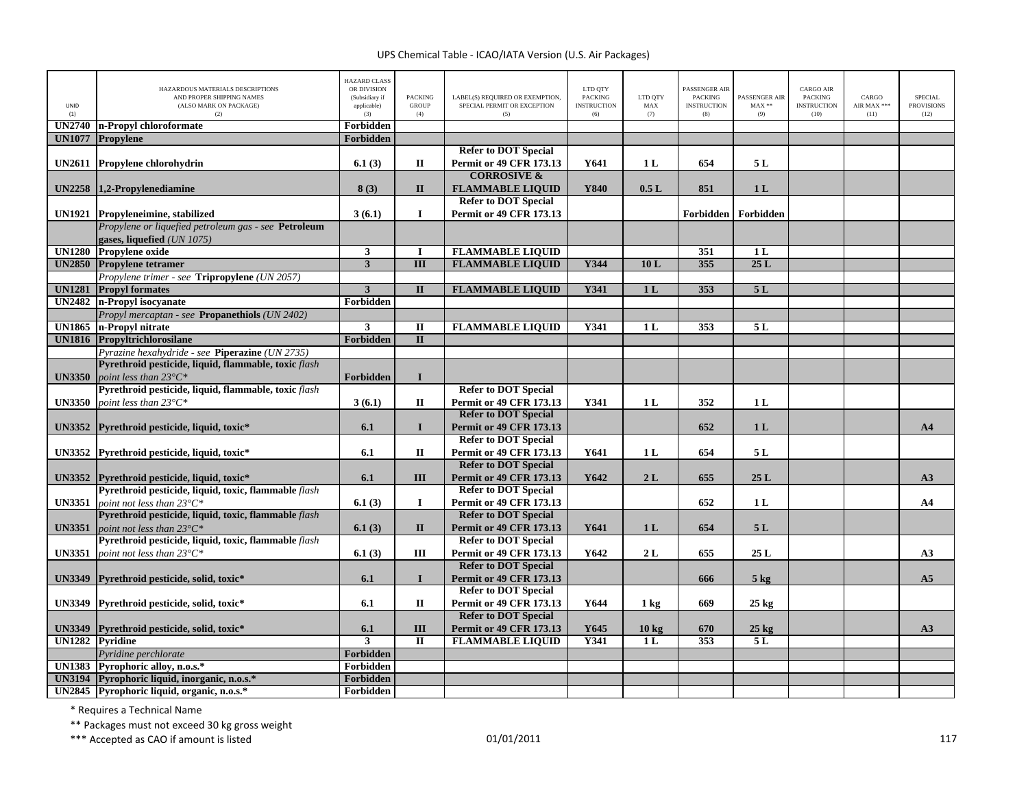| UNID (1) | HAZARDOUS MATERIALS DESCRIPTIONS AND PROPER SHIPPING NAMES (ALSO MARK ON PACKAGE) (2) | HAZARD CLASS OR DIVISION (Subsidiary if applicable) (3) | PACKING GROUP (4) | LABEL(S) REQUIRED OR EXEMPTION, SPECIAL PERMIT OR EXCEPTION (5) | LTD QTY PACKING INSTRUCTION (6) | LTD QTY MAX (7) | PASSENGER AIR PACKING INSTRUCTION (8) | PASSENGER AIR MAX ** (9) | CARGO AIR PACKING INSTRUCTION (10) | CARGO AIR MAX *** (11) | SPECIAL PROVISIONS (12) |
|---|---|---|---|---|---|---|---|---|---|---|---|
| **UN2740** | **n-Propyl chloroformate** | **Forbidden** | | | | | | | | | |
| **UN1077** | **Propylene** | **Forbidden** | | | | | | | | | |
| **UN2611** | **Propylene chlorohydrin** | **6.1 (3)** | **II** | **Refer to DOT Special Permit or 49 CFR 173.13** | **Y641** | **1 L** | **654** | **5 L** | | | |
| **UN2258** | **1,2-Propylenediamine** | **8 (3)** | **II** | **CORROSIVE & FLAMMABLE LIQUID** | **Y840** | **0.5 L** | **851** | **1 L** | | | |
| **UN1921** | **Propyleneimine, stabilized** | **3 (6.1)** | **I** | **Refer to DOT Special Permit or 49 CFR 173.13** | | | **Forbidden** | **Forbidden** | | | |
| | *Propylene or liquefied petroleum gas - see* **Petroleum gases, liquefied** *(UN 1075)* | | | | | | | | | | |
| **UN1280** | **Propylene oxide** | **3** | **I** | **FLAMMABLE LIQUID** | | | **351** | **1 L** | | | |
| **UN2850** | **Propylene tetramer** | **3** | **III** | **FLAMMABLE LIQUID** | **Y344** | **10 L** | **355** | **25 L** | | | |
| | *Propylene trimer - see* **Tripropylene** *(UN 2057)* | | | | | | | | | | |
| **UN1281** | **Propyl formates** | **3** | **II** | **FLAMMABLE LIQUID** | **Y341** | **1 L** | **353** | **5 L** | | | |
| **UN2482** | **n-Propyl isocyanate** | **Forbidden** | | | | | | | | | |
| | *Propyl mercaptan - see* **Propanethiols** *(UN 2402)* | | | | | | | | | | |
| **UN1865** | **n-Propyl nitrate** | **3** | **II** | **FLAMMABLE LIQUID** | **Y341** | **1 L** | **353** | **5 L** | | | |
| **UN1816** | **Propyltrichlorosilane** | **Forbidden** | **II** | | | | | | | | |
| | *Pyrazine hexahydride - see* **Piperazine** *(UN 2735)* | | | | | | | | | | |
| **UN3350** | **Pyrethroid pesticide, liquid, flammable, toxic** *flash point less than 23°C** | **Forbidden** | **I** | | | | | | | | |
| **UN3350** | **Pyrethroid pesticide, liquid, flammable, toxic** *flash point less than 23°C** | **3 (6.1)** | **II** | **Refer to DOT Special Permit or 49 CFR 173.13** | **Y341** | **1 L** | **352** | **1 L** | | | |
| **UN3352** | **Pyrethroid pesticide, liquid, toxic*** | **6.1** | **I** | **Refer to DOT Special Permit or 49 CFR 173.13** | | | **652** | **1 L** | | | **A4** |
| **UN3352** | **Pyrethroid pesticide, liquid, toxic*** | **6.1** | **II** | **Refer to DOT Special Permit or 49 CFR 173.13** | **Y641** | **1 L** | **654** | **5 L** | | | |
| **UN3352** | **Pyrethroid pesticide, liquid, toxic*** | **6.1** | **III** | **Refer to DOT Special Permit or 49 CFR 173.13** | **Y642** | **2 L** | **655** | **25 L** | | | **A3** |
| **UN3351** | **Pyrethroid pesticide, liquid, toxic, flammable** *flash point not less than 23°C** | **6.1 (3)** | **I** | **Refer to DOT Special Permit or 49 CFR 173.13** | | | **652** | **1 L** | | | **A4** |
| **UN3351** | **Pyrethroid pesticide, liquid, toxic, flammable** *flash point not less than 23°C** | **6.1 (3)** | **II** | **Refer to DOT Special Permit or 49 CFR 173.13** | **Y641** | **1 L** | **654** | **5 L** | | | |
| **UN3351** | **Pyrethroid pesticide, liquid, toxic, flammable** *flash point not less than 23°C** | **6.1 (3)** | **III** | **Refer to DOT Special Permit or 49 CFR 173.13** | **Y642** | **2 L** | **655** | **25 L** | | | **A3** |
| **UN3349** | **Pyrethroid pesticide, solid, toxic*** | **6.1** | **I** | **Refer to DOT Special Permit or 49 CFR 173.13** | | | **666** | **5 kg** | | | **A5** |
| **UN3349** | **Pyrethroid pesticide, solid, toxic*** | **6.1** | **II** | **Refer to DOT Special Permit or 49 CFR 173.13** | **Y644** | **1 kg** | **669** | **25 kg** | | | |
| **UN3349** | **Pyrethroid pesticide, solid, toxic*** | **6.1** | **III** | **Refer to DOT Special Permit or 49 CFR 173.13** | **Y645** | **10 kg** | **670** | **25 kg** | | | **A3** |
| **UN1282** | **Pyridine** | **3** | **II** | **FLAMMABLE LIQUID** | **Y341** | **1 L** | **353** | **5 L** | | | |
| | *Pyridine perchlorate* | **Forbidden** | | | | | | | | | |
| **UN1383** | **Pyrophoric alloy, n.o.s.*** | **Forbidden** | | | | | | | | | |
| **UN3194** | **Pyrophoric liquid, inorganic, n.o.s.*** | **Forbidden** | | | | | | | | | |
| **UN2845** | **Pyrophoric liquid, organic, n.o.s.*** | **Forbidden** | | | | | | | | | |

\* Requires a Technical Name

\** Packages must not exceed 30 kg gross weight

\*** Accepted as CAO if amount is listed

01/01/2011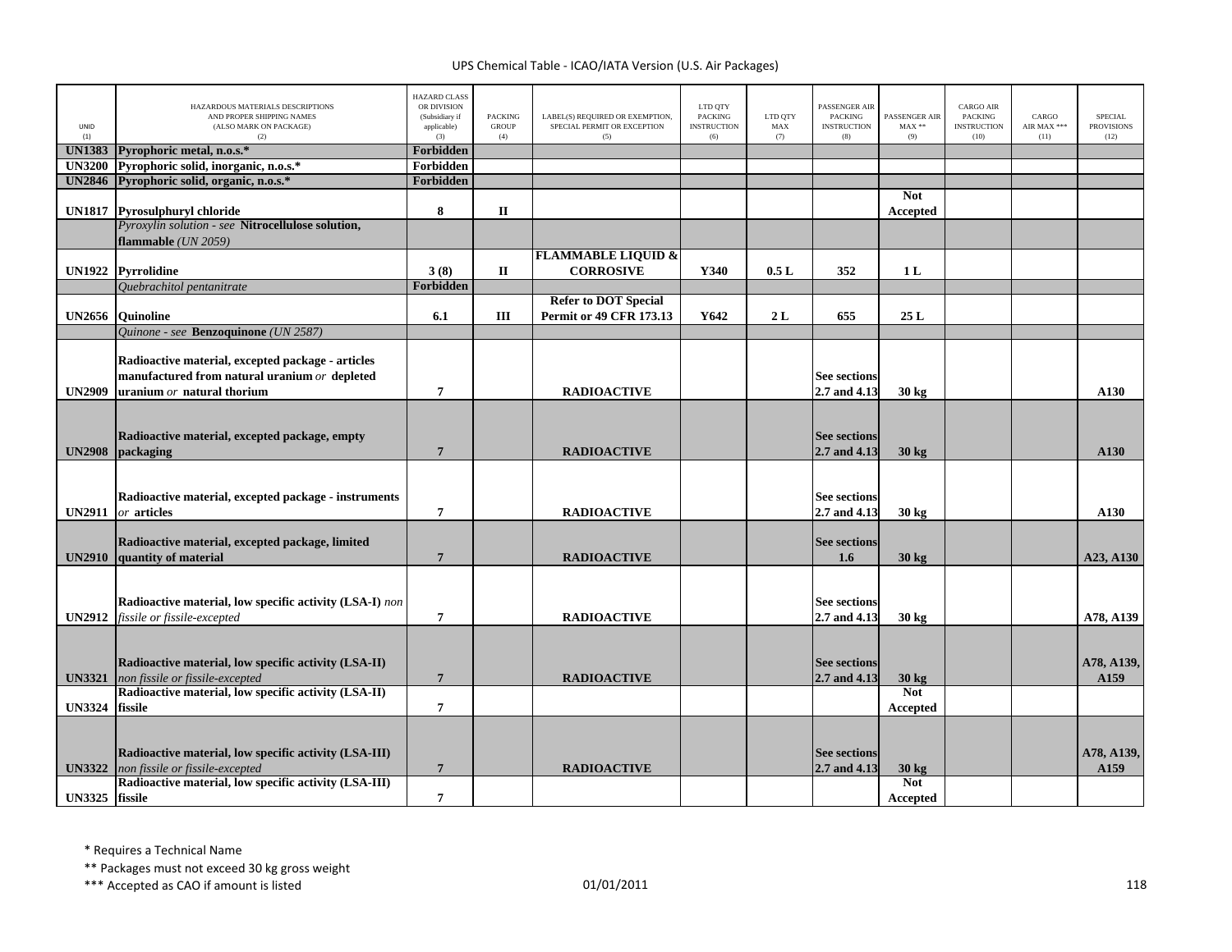UPS Chemical Table - ICAO/IATA Version (U.S. Air Packages)

| UNID (1) | HAZARDOUS MATERIALS DESCRIPTIONS AND PROPER SHIPPING NAMES (ALSO MARK ON PACKAGE) (2) | HAZARD CLASS OR DIVISION (Subsidiary if applicable) (3) | PACKING GROUP (4) | LABEL(S) REQUIRED OR EXEMPTION, SPECIAL PERMIT OR EXCEPTION (5) | LTD QTY PACKING INSTRUCTION (6) | LTD QTY MAX (7) | PASSENGER AIR PACKING INSTRUCTION (8) | PASSENGER AIR MAX ** (9) | CARGO AIR PACKING INSTRUCTION (10) | CARGO AIR MAX *** (11) | SPECIAL PROVISIONS (12) |
|---|---|---|---|---|---|---|---|---|---|---|---|
| **UN1383** | **Pyrophoric metal, n.o.s.*** | **Forbidden** | | | | | | | | | |
| **UN3200** | **Pyrophoric solid, inorganic, n.o.s.*** | **Forbidden** | | | | | | | | | |
| **UN2846** | **Pyrophoric solid, organic, n.o.s.*** | **Forbidden** | | | | | | | | | |
| **UN1817** | **Pyrosulphuryl chloride** | **8** | **II** | | | | | **Not Accepted** | | | |
| | *Pyroxylin solution - see* **Nitrocellulose solution, flammable** *(UN 2059)* | | | | | | | | | | |
| **UN1922** | **Pyrrolidine** | **3 (8)** | **II** | **FLAMMABLE LIQUID & CORROSIVE** | **Y340** | **0.5 L** | **352** | **1 L** | | | |
| | *Quebrachitol pentanitrate* | **Forbidden** | | | | | | | | | |
| **UN2656** | **Quinoline** | **6.1** | **III** | **Refer to DOT Special Permit or 49 CFR 173.13** | **Y642** | **2 L** | **655** | **25 L** | | | |
| | *Quinone - see* **Benzoquinone** *(UN 2587)* | | | | | | | | | | |
| **UN2909** | **Radioactive material, excepted package - articles manufactured from natural uranium** *or* **depleted uranium** *or* **natural thorium** | **7** | | **RADIOACTIVE** | | | **See sections 2.7 and 4.13** | **30 kg** | | | **A130** |
| **UN2908** | **Radioactive material, excepted package, empty packaging** | **7** | | **RADIOACTIVE** | | | **See sections 2.7 and 4.13** | **30 kg** | | | **A130** |
| **UN2911** | **Radioactive material, excepted package - instruments** *or* **articles** | **7** | | **RADIOACTIVE** | | | **See sections 2.7 and 4.13** | **30 kg** | | | **A130** |
| **UN2910** | **Radioactive material, excepted package, limited quantity of material** | **7** | | **RADIOACTIVE** | | | **See sections 1.6** | **30 kg** | | | **A23, A130** |
| **UN2912** | **Radioactive material, low specific activity (LSA-I)** *non fissile or fissile-excepted* | **7** | | **RADIOACTIVE** | | | **See sections 2.7 and 4.13** | **30 kg** | | | **A78, A139** |
| **UN3321** | **Radioactive material, low specific activity (LSA-II)** *non fissile or fissile-excepted* | **7** | | **RADIOACTIVE** | | | **See sections 2.7 and 4.13** | **30 kg** | | | **A78, A139, A159** |
| **UN3324** | **Radioactive material, low specific activity (LSA-II) fissile** | **7** | | | | | | **Not Accepted** | | | |
| **UN3322** | **Radioactive material, low specific activity (LSA-III)** *non fissile or fissile-excepted* | **7** | | **RADIOACTIVE** | | | **See sections 2.7 and 4.13** | **30 kg** | | | **A78, A139, A159** |
| **UN3325** | **Radioactive material, low specific activity (LSA-III) fissile** | **7** | | | | | | **Not Accepted** | | | |

\* Requires a Technical Name

\*\* Packages must not exceed 30 kg gross weight

\*\*\* Accepted as CAO if amount is listed

01/01/2011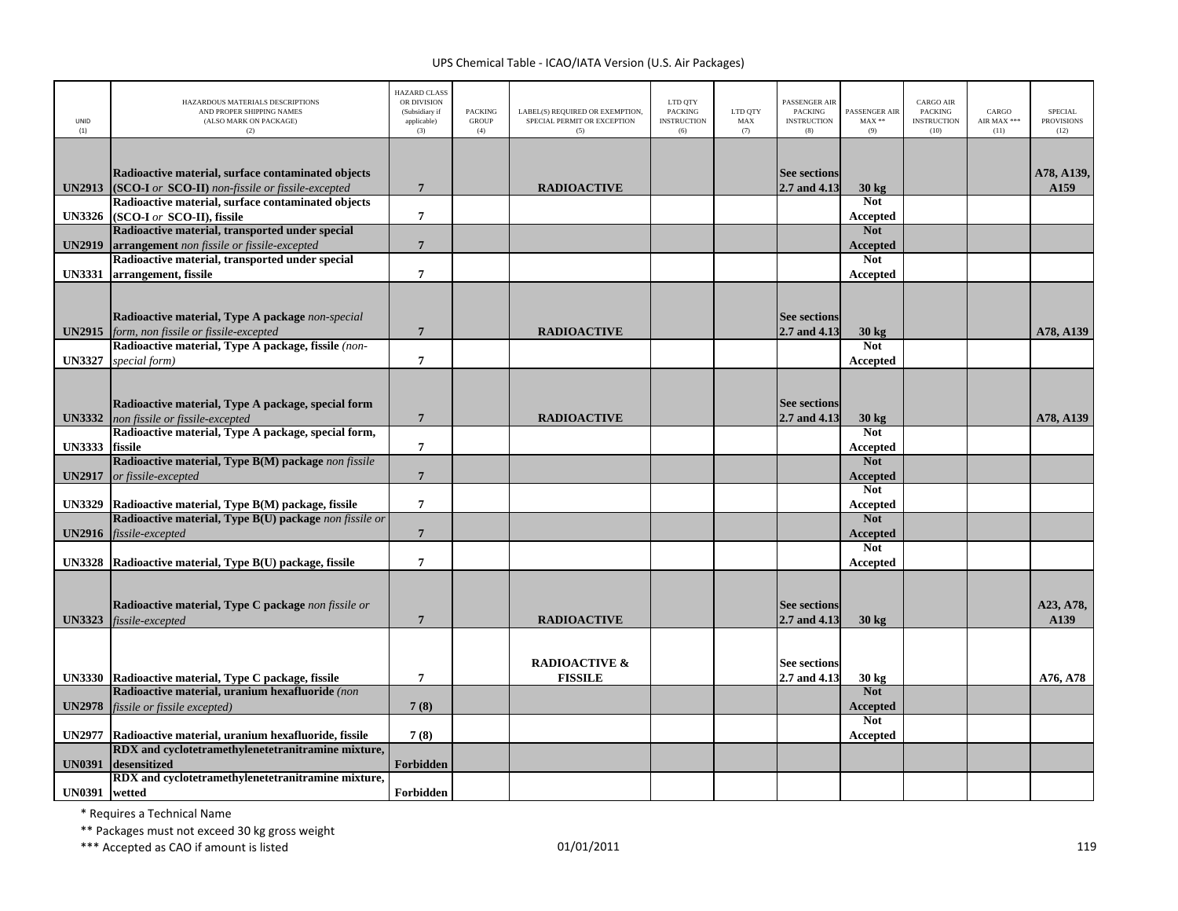| UNID (1) | HAZARDOUS MATERIALS DESCRIPTIONS AND PROPER SHIPPING NAMES (ALSO MARK ON PACKAGE) (2) | HAZARD CLASS OR DIVISION (Subsidiary if applicable) (3) | PACKING GROUP (4) | LABEL(S) REQUIRED OR EXEMPTION, SPECIAL PERMIT OR EXCEPTION (5) | LTD QTY PACKING INSTRUCTION (6) | LTD QTY MAX (7) | PASSENGER AIR PACKING INSTRUCTION (8) | PASSENGER AIR MAX ** (9) | CARGO AIR PACKING INSTRUCTION (10) | CARGO AIR MAX *** (11) | SPECIAL PROVISIONS (12) |
|---|---|---|---|---|---|---|---|---|---|---|---|
| **UN2913** | **Radioactive material, surface contaminated objects (SCO-I** *or* **SCO-II)** *non-fissile or fissile-excepted* | **7** | | **RADIOACTIVE** | | | **See sections 2.7 and 4.13** | **30 kg** | | | **A78, A139, A159** |
| **UN3326** | **Radioactive material, surface contaminated objects (SCO-I** *or* **SCO-II), fissile** | **7** | | | | | | **Not Accepted** | | | |
| **UN2919** | **Radioactive material, transported under special arrangement** *non fissile or fissile-excepted* | **7** | | | | | | **Not Accepted** | | | |
| **UN3331** | **Radioactive material, transported under special arrangement, fissile** | **7** | | | | | | **Not Accepted** | | | |
| **UN2915** | **Radioactive material, Type A package** *non-special form, non fissile or fissile-excepted* | **7** | | **RADIOACTIVE** | | | **See sections 2.7 and 4.13** | **30 kg** | | | **A78, A139** |
| **UN3327** | **Radioactive material, Type A package, fissile** *(non-special form)* | **7** | | | | | | **Not Accepted** | | | |
| **UN3332** | **Radioactive material, Type A package, special form** *non fissile or fissile-excepted* | **7** | | **RADIOACTIVE** | | | **See sections 2.7 and 4.13** | **30 kg** | | | **A78, A139** |
| **UN3333** | **Radioactive material, Type A package, special form, fissile** | **7** | | | | | | **Not Accepted** | | | |
| **UN2917** | **Radioactive material, Type B(M) package** *non fissile or fissile-excepted* | **7** | | | | | | **Not Accepted** | | | |
| **UN3329** | **Radioactive material, Type B(M) package, fissile** | **7** | | | | | | **Not Accepted** | | | |
| **UN2916** | **Radioactive material, Type B(U) package** *non fissile or fissile-excepted* | **7** | | | | | | **Not Accepted** | | | |
| **UN3328** | **Radioactive material, Type B(U) package, fissile** | **7** | | | | | | **Not Accepted** | | | |
| **UN3323** | **Radioactive material, Type C package** *non fissile or fissile-excepted* | **7** | | **RADIOACTIVE** | | | **See sections 2.7 and 4.13** | **30 kg** | | | **A23, A78, A139** |
| **UN3330** | **Radioactive material, Type C package, fissile** | **7** | | **RADIOACTIVE & FISSILE** | | | **See sections 2.7 and 4.13** | **30 kg** | | | **A76, A78** |
| **UN2978** | **Radioactive material, uranium hexafluoride** *(non fissile or fissile excepted)* | **7 (8)** | | | | | | **Not Accepted** | | | |
| **UN2977** | **Radioactive material, uranium hexafluoride, fissile** | **7 (8)** | | | | | | **Not Accepted** | | | |
| **UN0391** | **RDX and cyclotetramethylenetetranitramine mixture, desensitized** | **Forbidden** | | | | | | | | | |
| **UN0391** | **RDX and cyclotetramethylenetetranitramine mixture, wetted** | **Forbidden** | | | | | | | | | |

* Requires a Technical Name

** Packages must not exceed 30 kg gross weight

*** Accepted as CAO if amount is listed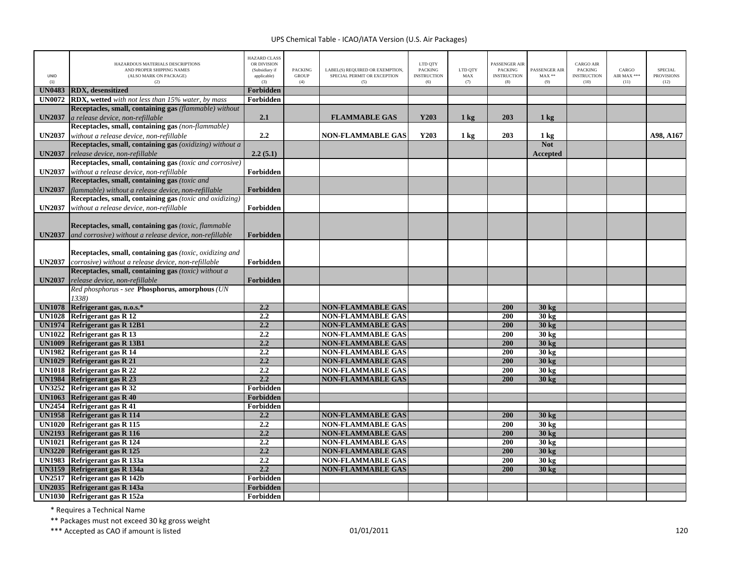| UNID (1) | HAZARDOUS MATERIALS DESCRIPTIONS AND PROPER SHIPPING NAMES (ALSO MARK ON PACKAGE) (2) | HAZARD CLASS OR DIVISION (Subsidiary if applicable) (3) | PACKING GROUP (4) | LABEL(S) REQUIRED OR EXEMPTION, SPECIAL PERMIT OR EXCEPTION (5) | LTD QTY PACKING INSTRUCTION (6) | LTD QTY MAX (7) | PASSENGER AIR PACKING INSTRUCTION (8) | PASSENGER AIR MAX ** (9) | CARGO AIR PACKING INSTRUCTION (10) | CARGO AIR MAX *** (11) | SPECIAL PROVISIONS (12) |
|---|---|---|---|---|---|---|---|---|---|---|---|
| UN0483 | **RDX, desensitized** | Forbidden | | | | | | | | | |
| UN0072 | **RDX, wetted** *with not less than 15% water, by mass* | Forbidden | | | | | | | | | |
| UN2037 | **Receptacles, small, containing gas** *(flammable) without a release device, non-refillable* | 2.1 | | FLAMMABLE GAS | Y203 | 1 kg | 203 | 1 kg | | | |
| UN2037 | **Receptacles, small, containing gas** *(non-flammable) without a release device, non-refillable* | 2.2 | | NON-FLAMMABLE GAS | Y203 | 1 kg | 203 | 1 kg | | | A98, A167 |
| UN2037 | **Receptacles, small, containing gas** *(oxidizing) without a release device, non-refillable* | 2.2 (5.1) | | | | | | Not Accepted | | | |
| UN2037 | **Receptacles, small, containing gas** *(toxic and corrosive) without a release device, non-refillable* | Forbidden | | | | | | | | | |
| UN2037 | **Receptacles, small, containing gas** *(toxic and flammable) without a release device, non-refillable* | Forbidden | | | | | | | | | |
| UN2037 | **Receptacles, small, containing gas** *(toxic and oxidizing) without a release device, non-refillable* | Forbidden | | | | | | | | | |
| UN2037 | **Receptacles, small, containing gas** *(toxic, flammable and corrosive) without a release device, non-refillable* | Forbidden | | | | | | | | | |
| UN2037 | **Receptacles, small, containing gas** *(toxic, oxidizing and corrosive) without a release device, non-refillable* | Forbidden | | | | | | | | | |
| UN2037 | **Receptacles, small, containing gas** *(toxic) without a release device, non-refillable* | Forbidden | | | | | | | | | |
| | *Red phosphorus - see* **Phosphorus, amorphous** *(UN 1338)* | | | | | | | | | | |
| UN1078 | **Refrigerant gas, n.o.s.*** | 2.2 | | NON-FLAMMABLE GAS | | | 200 | 30 kg | | | |
| UN1028 | **Refrigerant gas R 12** | 2.2 | | NON-FLAMMABLE GAS | | | 200 | 30 kg | | | |
| UN1974 | **Refrigerant gas R 12B1** | 2.2 | | NON-FLAMMABLE GAS | | | 200 | 30 kg | | | |
| UN1022 | **Refrigerant gas R 13** | 2.2 | | NON-FLAMMABLE GAS | | | 200 | 30 kg | | | |
| UN1009 | **Refrigerant gas R 13B1** | 2.2 | | NON-FLAMMABLE GAS | | | 200 | 30 kg | | | |
| UN1982 | **Refrigerant gas R 14** | 2.2 | | NON-FLAMMABLE GAS | | | 200 | 30 kg | | | |
| UN1029 | **Refrigerant gas R 21** | 2.2 | | NON-FLAMMABLE GAS | | | 200 | 30 kg | | | |
| UN1018 | **Refrigerant gas R 22** | 2.2 | | NON-FLAMMABLE GAS | | | 200 | 30 kg | | | |
| UN1984 | **Refrigerant gas R 23** | 2.2 | | NON-FLAMMABLE GAS | | | 200 | 30 kg | | | |
| UN3252 | **Refrigerant gas R 32** | Forbidden | | | | | | | | | |
| UN1063 | **Refrigerant gas R 40** | Forbidden | | | | | | | | | |
| UN2454 | **Refrigerant gas R 41** | Forbidden | | | | | | | | | |
| UN1958 | **Refrigerant gas R 114** | 2.2 | | NON-FLAMMABLE GAS | | | 200 | 30 kg | | | |
| UN1020 | **Refrigerant gas R 115** | 2.2 | | NON-FLAMMABLE GAS | | | 200 | 30 kg | | | |
| UN2193 | **Refrigerant gas R 116** | 2.2 | | NON-FLAMMABLE GAS | | | 200 | 30 kg | | | |
| UN1021 | **Refrigerant gas R 124** | 2.2 | | NON-FLAMMABLE GAS | | | 200 | 30 kg | | | |
| UN3220 | **Refrigerant gas R 125** | 2.2 | | NON-FLAMMABLE GAS | | | 200 | 30 kg | | | |
| UN1983 | **Refrigerant gas R 133a** | 2.2 | | NON-FLAMMABLE GAS | | | 200 | 30 kg | | | |
| UN3159 | **Refrigerant gas R 134a** | 2.2 | | NON-FLAMMABLE GAS | | | 200 | 30 kg | | | |
| UN2517 | **Refrigerant gas R 142b** | Forbidden | | | | | | | | | |
| UN2035 | **Refrigerant gas R 143a** | Forbidden | | | | | | | | | |
| UN1030 | **Refrigerant gas R 152a** | Forbidden | | | | | | | | | |

\* Requires a Technical Name

\** Packages must not exceed 30 kg gross weight

\*** Accepted as CAO if amount is listed

01/01/2011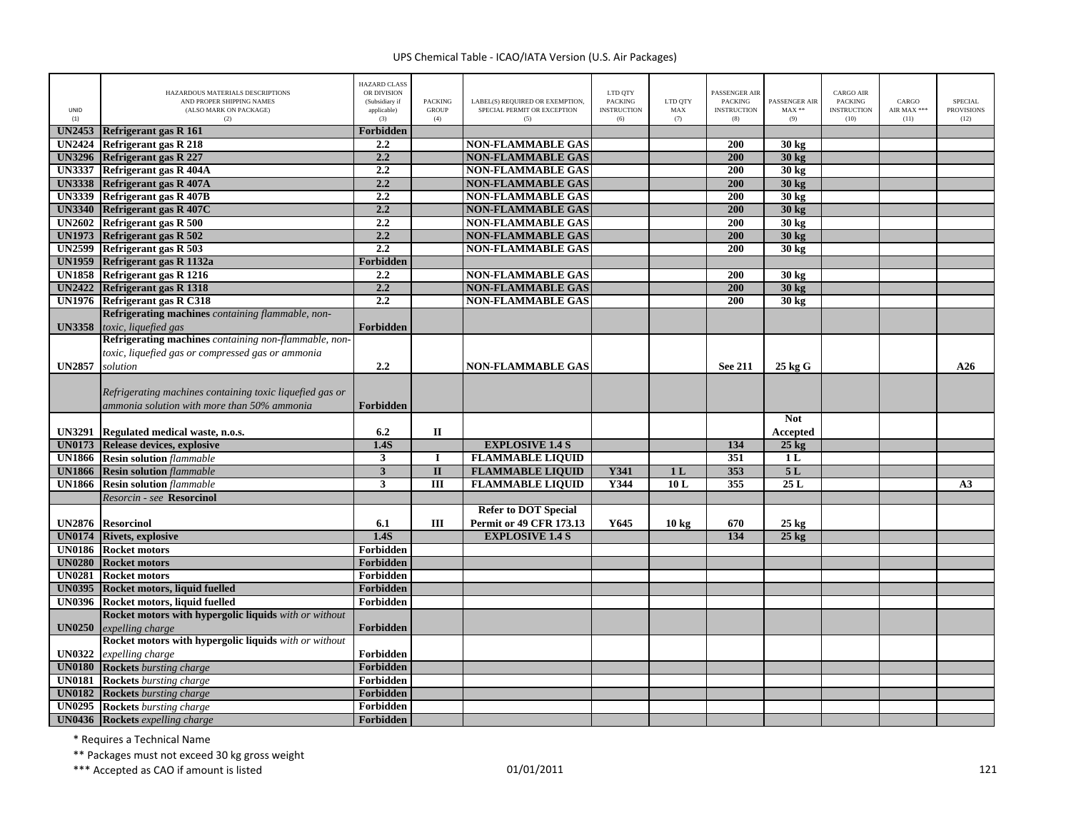UPS Chemical Table - ICAO/IATA Version (U.S. Air Packages)

| UNID (1) | HAZARDOUS MATERIALS DESCRIPTIONS AND PROPER SHIPPING NAMES (ALSO MARK ON PACKAGE) (2) | HAZARD CLASS OR DIVISION (Subsidiary if applicable) (3) | PACKING GROUP (4) | LABEL(S) REQUIRED OR EXEMPTION, SPECIAL PERMIT OR EXCEPTION (5) | LTD QTY PACKING INSTRUCTION (6) | LTD QTY MAX (7) | PASSENGER AIR PACKING INSTRUCTION (8) | PASSENGER AIR MAX ** (9) | CARGO AIR PACKING INSTRUCTION (10) | CARGO AIR MAX *** (11) | SPECIAL PROVISIONS (12) |
|---|---|---|---|---|---|---|---|---|---|---|---|
| **UN2453** | **Refrigerant gas R 161** | **Forbidden** | | | | | | | | | |
| **UN2424** | **Refrigerant gas R 218** | **2.2** | | **NON-FLAMMABLE GAS** | | | **200** | **30 kg** | | | |
| **UN3296** | **Refrigerant gas R 227** | **2.2** | | **NON-FLAMMABLE GAS** | | | **200** | **30 kg** | | | |
| **UN3337** | **Refrigerant gas R 404A** | **2.2** | | **NON-FLAMMABLE GAS** | | | **200** | **30 kg** | | | |
| **UN3338** | **Refrigerant gas R 407A** | **2.2** | | **NON-FLAMMABLE GAS** | | | **200** | **30 kg** | | | |
| **UN3339** | **Refrigerant gas R 407B** | **2.2** | | **NON-FLAMMABLE GAS** | | | **200** | **30 kg** | | | |
| **UN3340** | **Refrigerant gas R 407C** | **2.2** | | **NON-FLAMMABLE GAS** | | | **200** | **30 kg** | | | |
| **UN2602** | **Refrigerant gas R 500** | **2.2** | | **NON-FLAMMABLE GAS** | | | **200** | **30 kg** | | | |
| **UN1973** | **Refrigerant gas R 502** | **2.2** | | **NON-FLAMMABLE GAS** | | | **200** | **30 kg** | | | |
| **UN2599** | **Refrigerant gas R 503** | **2.2** | | **NON-FLAMMABLE GAS** | | | **200** | **30 kg** | | | |
| **UN1959** | **Refrigerant gas R 1132a** | **Forbidden** | | | | | | | | | |
| **UN1858** | **Refrigerant gas R 1216** | **2.2** | | **NON-FLAMMABLE GAS** | | | **200** | **30 kg** | | | |
| **UN2422** | **Refrigerant gas R 1318** | **2.2** | | **NON-FLAMMABLE GAS** | | | **200** | **30 kg** | | | |
| **UN1976** | **Refrigerant gas R C318** | **2.2** | | **NON-FLAMMABLE GAS** | | | **200** | **30 kg** | | | |
| **UN3358** | **Refrigerating machines** *containing flammable, non-toxic, liquefied gas* | **Forbidden** | | | | | | | | | |
| **UN2857** | **Refrigerating machines** *containing non-flammable, non-toxic, liquefied gas or compressed gas or ammonia solution* | **2.2** | | **NON-FLAMMABLE GAS** | | | **See 211** | **25 kg G** | | | **A26** |
| | *Refrigerating machines containing toxic liquefied gas or ammonia solution with more than 50% ammonia* | **Forbidden** | | | | | | | | | |
| **UN3291** | **Regulated medical waste, n.o.s.** | **6.2** | **II** | | | | | **Not Accepted** | | | |
| **UN0173** | **Release devices, explosive** | **1.4S** | | **EXPLOSIVE 1.4 S** | | | **134** | **25 kg** | | | |
| **UN1866** | **Resin solution** *flammable* | **3** | **I** | **FLAMMABLE LIQUID** | | | **351** | **1 L** | | | |
| **UN1866** | **Resin solution** *flammable* | **3** | **II** | **FLAMMABLE LIQUID** | **Y341** | **1 L** | **353** | **5 L** | | | |
| **UN1866** | **Resin solution** *flammable* | **3** | **III** | **FLAMMABLE LIQUID** | **Y344** | **10 L** | **355** | **25 L** | | | **A3** |
| | *Resorcin - see* **Resorcinol** | | | | | | | | | | |
| **UN2876** | **Resorcinol** | **6.1** | **III** | **Refer to DOT Special Permit or 49 CFR 173.13** | **Y645** | **10 kg** | **670** | **25 kg** | | | |
| **UN0174** | **Rivets, explosive** | **1.4S** | | **EXPLOSIVE 1.4 S** | | | **134** | **25 kg** | | | |
| **UN0186** | **Rocket motors** | **Forbidden** | | | | | | | | | |
| **UN0280** | **Rocket motors** | **Forbidden** | | | | | | | | | |
| **UN0281** | **Rocket motors** | **Forbidden** | | | | | | | | | |
| **UN0395** | **Rocket motors, liquid fuelled** | **Forbidden** | | | | | | | | | |
| **UN0396** | **Rocket motors, liquid fuelled** | **Forbidden** | | | | | | | | | |
| **UN0250** | **Rocket motors with hypergolic liquids** *with or without expelling charge* | **Forbidden** | | | | | | | | | |
| **UN0322** | **Rocket motors with hypergolic liquids** *with or without expelling charge* | **Forbidden** | | | | | | | | | |
| **UN0180** | **Rockets** *bursting charge* | **Forbidden** | | | | | | | | | |
| **UN0181** | **Rockets** *bursting charge* | **Forbidden** | | | | | | | | | |
| **UN0182** | **Rockets** *bursting charge* | **Forbidden** | | | | | | | | | |
| **UN0295** | **Rockets** *bursting charge* | **Forbidden** | | | | | | | | | |
| **UN0436** | **Rockets** *expelling charge* | **Forbidden** | | | | | | | | | |

\* Requires a Technical Name

\** Packages must not exceed 30 kg gross weight

\*** Accepted as CAO if amount is listed

01/01/2011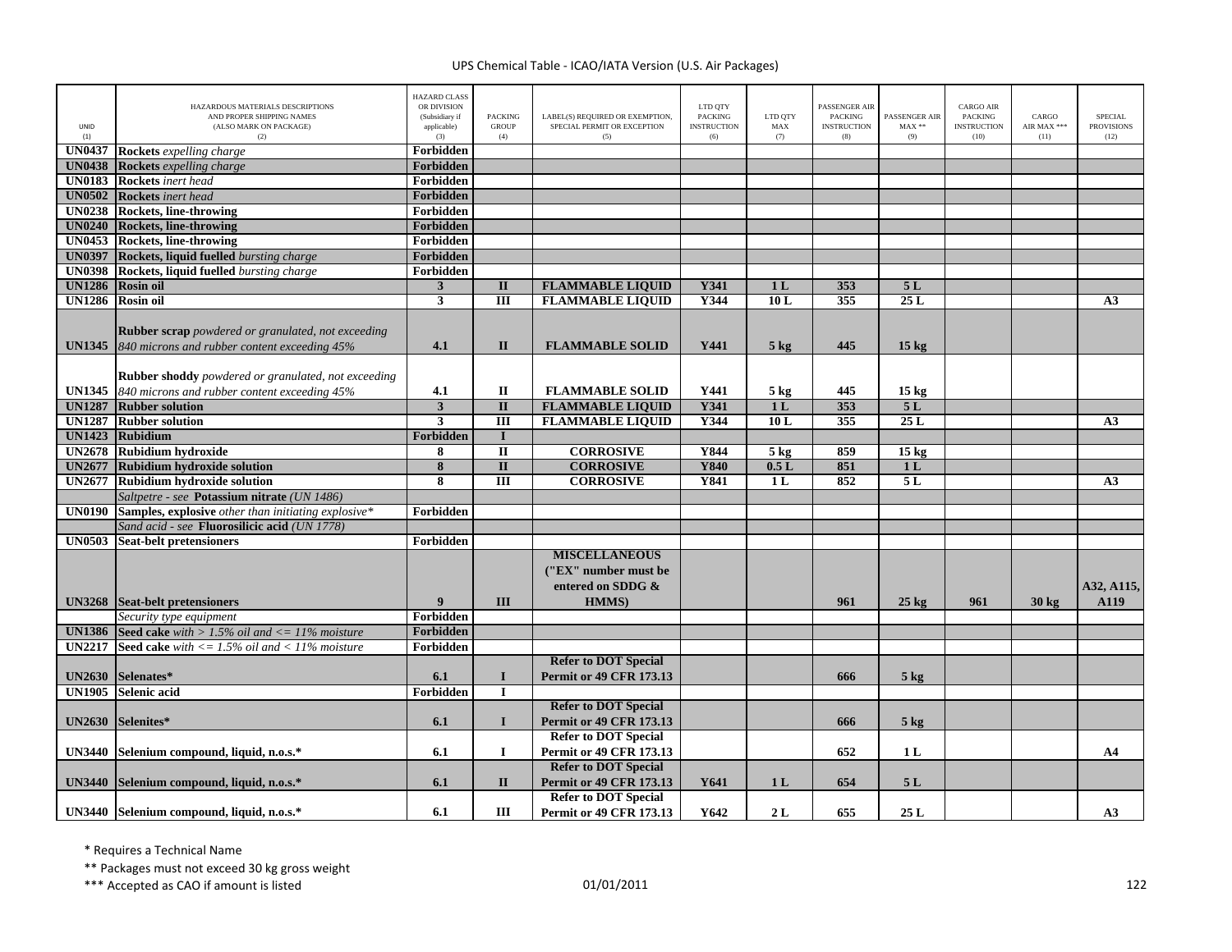| UNID (1) | HAZARDOUS MATERIALS DESCRIPTIONS AND PROPER SHIPPING NAMES (ALSO MARK ON PACKAGE) (2) | HAZARD CLASS OR DIVISION (Subsidiary if applicable) (3) | PACKING GROUP (4) | LABEL(S) REQUIRED OR EXEMPTION, SPECIAL PERMIT OR EXCEPTION (5) | LTD QTY PACKING INSTRUCTION (6) | LTD QTY MAX (7) | PASSENGER AIR PACKING INSTRUCTION (8) | PASSENGER AIR MAX ** (9) | CARGO AIR PACKING INSTRUCTION (10) | CARGO AIR MAX *** (11) | SPECIAL PROVISIONS (12) |
|---|---|---|---|---|---|---|---|---|---|---|---|
| **UN0437** | **Rockets** *expelling charge* | **Forbidden** | | | | | | | | | |
| **UN0438** | **Rockets** *expelling charge* | **Forbidden** | | | | | | | | | |
| **UN0183** | **Rockets** *inert head* | **Forbidden** | | | | | | | | | |
| **UN0502** | **Rockets** *inert head* | **Forbidden** | | | | | | | | | |
| **UN0238** | **Rockets, line-throwing** | **Forbidden** | | | | | | | | | |
| **UN0240** | **Rockets, line-throwing** | **Forbidden** | | | | | | | | | |
| **UN0453** | **Rockets, line-throwing** | **Forbidden** | | | | | | | | | |
| **UN0397** | **Rockets, liquid fuelled** *bursting charge* | **Forbidden** | | | | | | | | | |
| **UN0398** | **Rockets, liquid fuelled** *bursting charge* | **Forbidden** | | | | | | | | | |
| **UN1286** | **Rosin oil** | **3** | **II** | **FLAMMABLE LIQUID** | **Y341** | **1 L** | **353** | **5 L** | | | |
| **UN1286** | **Rosin oil** | **3** | **III** | **FLAMMABLE LIQUID** | **Y344** | **10 L** | **355** | **25 L** | | | **A3** |
| **UN1345** | **Rubber scrap** *powdered or granulated, not exceeding 840 microns and rubber content exceeding 45%* | **4.1** | **II** | **FLAMMABLE SOLID** | **Y441** | **5 kg** | **445** | **15 kg** | | | |
| **UN1345** | **Rubber shoddy** *powdered or granulated, not exceeding 840 microns and rubber content exceeding 45%* | **4.1** | **II** | **FLAMMABLE SOLID** | **Y441** | **5 kg** | **445** | **15 kg** | | | |
| **UN1287** | **Rubber solution** | **3** | **II** | **FLAMMABLE LIQUID** | **Y341** | **1 L** | **353** | **5 L** | | | |
| **UN1287** | **Rubber solution** | **3** | **III** | **FLAMMABLE LIQUID** | **Y344** | **10 L** | **355** | **25 L** | | | **A3** |
| **UN1423** | **Rubidium** | **Forbidden** | **I** | | | | | | | | |
| **UN2678** | **Rubidium hydroxide** | **8** | **II** | **CORROSIVE** | **Y844** | **5 kg** | **859** | **15 kg** | | | |
| **UN2677** | **Rubidium hydroxide solution** | **8** | **II** | **CORROSIVE** | **Y840** | **0.5 L** | **851** | **1 L** | | | |
| **UN2677** | **Rubidium hydroxide solution** | **8** | **III** | **CORROSIVE** | **Y841** | **1 L** | **852** | **5 L** | | | **A3** |
| | *Saltpetre - see* **Potassium nitrate** *(UN 1486)* | | | | | | | | | | |
| **UN0190** | **Samples, explosive** *other than initiating explosive** | **Forbidden** | | | | | | | | | |
| | *Sand acid - see* **Fluorosilicic acid** *(UN 1778)* | | | | | | | | | | |
| **UN0503** | **Seat-belt pretensioners** | **Forbidden** | | | | | | | | | |
| **UN3268** | **Seat-belt pretensioners** | **9** | **III** | **MISCELLANEOUS ("EX" number must be entered on SDDG & HMMS)** | | | **961** | **25 kg** | **961** | **30 kg** | **A32, A115, A119** |
| | *Security type equipment* | **Forbidden** | | | | | | | | | |
| **UN1386** | **Seed cake** *with > 1.5% oil and <= 11% moisture* | **Forbidden** | | | | | | | | | |
| **UN2217** | **Seed cake** *with <= 1.5% oil and < 11% moisture* | **Forbidden** | | | | | | | | | |
| **UN2630** | **Selenates*** | **6.1** | **I** | **Refer to DOT Special Permit or 49 CFR 173.13** | | | **666** | **5 kg** | | | |
| **UN1905** | **Selenic acid** | **Forbidden** | **I** | | | | | | | | |
| **UN2630** | **Selenites*** | **6.1** | **I** | **Refer to DOT Special Permit or 49 CFR 173.13** | | | **666** | **5 kg** | | | |
| **UN3440** | **Selenium compound, liquid, n.o.s.*** | **6.1** | **I** | **Refer to DOT Special Permit or 49 CFR 173.13** | | | **652** | **1 L** | | | **A4** |
| **UN3440** | **Selenium compound, liquid, n.o.s.*** | **6.1** | **II** | **Refer to DOT Special Permit or 49 CFR 173.13** | **Y641** | **1 L** | **654** | **5 L** | | | |
| **UN3440** | **Selenium compound, liquid, n.o.s.*** | **6.1** | **III** | **Refer to DOT Special Permit or 49 CFR 173.13** | **Y642** | **2 L** | **655** | **25 L** | | | **A3** |

\* Requires a Technical Name

\** Packages must not exceed 30 kg gross weight

\*** Accepted as CAO if amount is listed

01/01/2011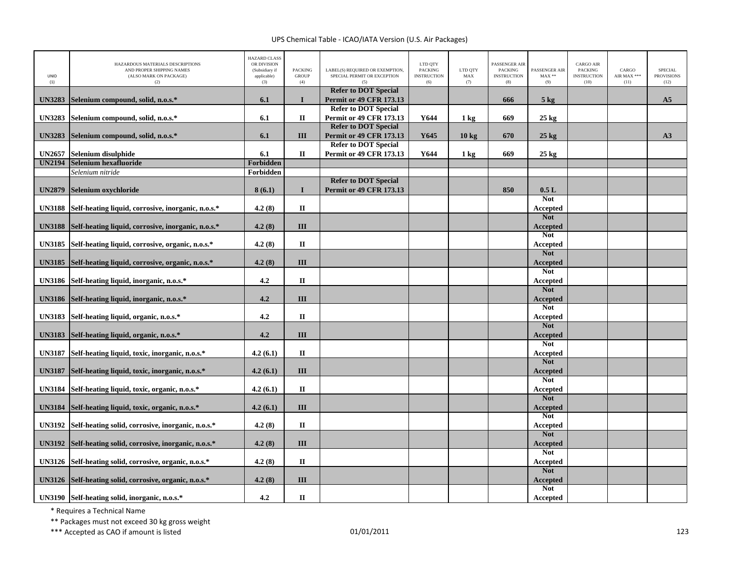| UNID (1) | HAZARDOUS MATERIALS DESCRIPTIONS AND PROPER SHIPPING NAMES (ALSO MARK ON PACKAGE) (2) | HAZARD CLASS OR DIVISION (Subsidiary if applicable) (3) | PACKING GROUP (4) | LABEL(S) REQUIRED OR EXEMPTION, SPECIAL PERMIT OR EXCEPTION (5) | LTD QTY PACKING INSTRUCTION (6) | LTD QTY MAX (7) | PASSENGER AIR PACKING INSTRUCTION (8) | PASSENGER AIR MAX ** (9) | CARGO AIR PACKING INSTRUCTION (10) | CARGO AIR MAX *** (11) | SPECIAL PROVISIONS (12) |
|---|---|---|---|---|---|---|---|---|---|---|---|
| UN3283 | Selenium compound, solid, n.o.s.* | 6.1 | I | Refer to DOT Special Permit or 49 CFR 173.13 | | | 666 | 5 kg | | | A5 |
| UN3283 | Selenium compound, solid, n.o.s.* | 6.1 | II | Refer to DOT Special Permit or 49 CFR 173.13 | Y644 | 1 kg | 669 | 25 kg | | | |
| UN3283 | Selenium compound, solid, n.o.s.* | 6.1 | III | Refer to DOT Special Permit or 49 CFR 173.13 | Y645 | 10 kg | 670 | 25 kg | | | A3 |
| UN2657 | Selenium disulphide | 6.1 | II | Refer to DOT Special Permit or 49 CFR 173.13 | Y644 | 1 kg | 669 | 25 kg | | | |
| UN2194 | Selenium hexafluoride | Forbidden | | | | | | | | | |
| | *Selenium nitride* | Forbidden | | | | | | | | | |
| UN2879 | Selenium oxychloride | 8 (6.1) | I | Refer to DOT Special Permit or 49 CFR 173.13 | | | 850 | 0.5 L | | | |
| UN3188 | Self-heating liquid, corrosive, inorganic, n.o.s.* | 4.2 (8) | II | | | | | Not Accepted | | | |
| UN3188 | Self-heating liquid, corrosive, inorganic, n.o.s.* | 4.2 (8) | III | | | | | Not Accepted | | | |
| UN3185 | Self-heating liquid, corrosive, organic, n.o.s.* | 4.2 (8) | II | | | | | Not Accepted | | | |
| UN3185 | Self-heating liquid, corrosive, organic, n.o.s.* | 4.2 (8) | III | | | | | Not Accepted | | | |
| UN3186 | Self-heating liquid, inorganic, n.o.s.* | 4.2 | II | | | | | Not Accepted | | | |
| UN3186 | Self-heating liquid, inorganic, n.o.s.* | 4.2 | III | | | | | Not Accepted | | | |
| UN3183 | Self-heating liquid, organic, n.o.s.* | 4.2 | II | | | | | Not Accepted | | | |
| UN3183 | Self-heating liquid, organic, n.o.s.* | 4.2 | III | | | | | Not Accepted | | | |
| UN3187 | Self-heating liquid, toxic, inorganic, n.o.s.* | 4.2 (6.1) | II | | | | | Not Accepted | | | |
| UN3187 | Self-heating liquid, toxic, inorganic, n.o.s.* | 4.2 (6.1) | III | | | | | Not Accepted | | | |
| UN3184 | Self-heating liquid, toxic, organic, n.o.s.* | 4.2 (6.1) | II | | | | | Not Accepted | | | |
| UN3184 | Self-heating liquid, toxic, organic, n.o.s.* | 4.2 (6.1) | III | | | | | Not Accepted | | | |
| UN3192 | Self-heating solid, corrosive, inorganic, n.o.s.* | 4.2 (8) | II | | | | | Not Accepted | | | |
| UN3192 | Self-heating solid, corrosive, inorganic, n.o.s.* | 4.2 (8) | III | | | | | Not Accepted | | | |
| UN3126 | Self-heating solid, corrosive, organic, n.o.s.* | 4.2 (8) | II | | | | | Not Accepted | | | |
| UN3126 | Self-heating solid, corrosive, organic, n.o.s.* | 4.2 (8) | III | | | | | Not Accepted | | | |
| UN3190 | Self-heating solid, inorganic, n.o.s.* | 4.2 | II | | | | | Not Accepted | | | |

* Requires a Technical Name

** Packages must not exceed 30 kg gross weight

*** Accepted as CAO if amount is listed

01/01/2011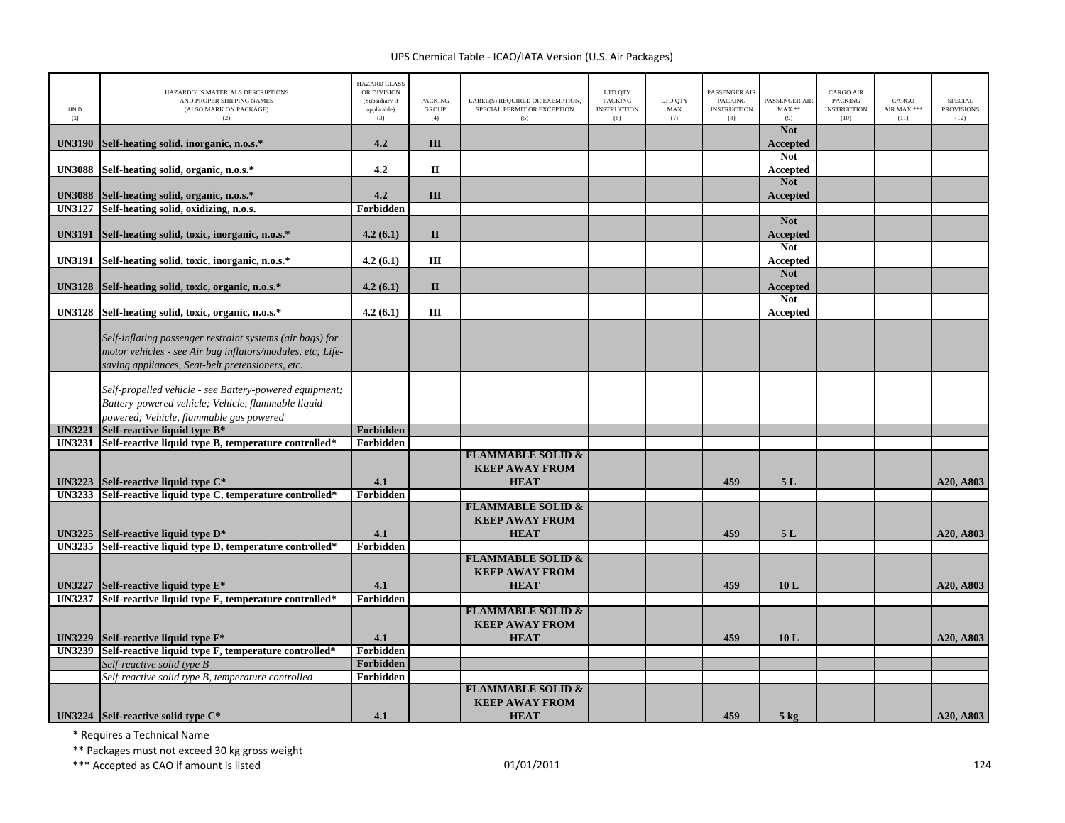# UPS Chemical Table - ICAO/IATA Version (U.S. Air Packages)

| UNID (1) | HAZARDOUS MATERIALS DESCRIPTIONS AND PROPER SHIPPING NAMES (ALSO MARK ON PACKAGE) (2) | HAZARD CLASS OR DIVISION (Subsidiary if applicable) (3) | PACKING GROUP (4) | LABEL(S) REQUIRED OR EXEMPTION, SPECIAL PERMIT OR EXCEPTION (5) | LTD QTY PACKING INSTRUCTION (6) | LTD QTY MAX (7) | PASSENGER AIR PACKING INSTRUCTION (8) | PASSENGER AIR MAX ** (9) | CARGO AIR PACKING INSTRUCTION (10) | CARGO AIR MAX *** (11) | SPECIAL PROVISIONS (12) |
|---|---|---|---|---|---|---|---|---|---|---|---|
| **UN3190** | **Self-heating solid, inorganic, n.o.s.*** | **4.2** | **III** | | | | | **Not Accepted** | | | |
| **UN3088** | **Self-heating solid, organic, n.o.s.*** | **4.2** | **II** | | | | | **Not Accepted** | | | |
| **UN3088** | **Self-heating solid, organic, n.o.s.*** | **4.2** | **III** | | | | | **Not Accepted** | | | |
| **UN3127** | **Self-heating solid, oxidizing, n.o.s.** | **Forbidden** | | | | | | | | | |
| **UN3191** | **Self-heating solid, toxic, inorganic, n.o.s.*** | **4.2 (6.1)** | **II** | | | | | **Not Accepted** | | | |
| **UN3191** | **Self-heating solid, toxic, inorganic, n.o.s.*** | **4.2 (6.1)** | **III** | | | | | **Not Accepted** | | | |
| **UN3128** | **Self-heating solid, toxic, organic, n.o.s.*** | **4.2 (6.1)** | **II** | | | | | **Not Accepted** | | | |
| **UN3128** | **Self-heating solid, toxic, organic, n.o.s.*** | **4.2 (6.1)** | **III** | | | | | **Not Accepted** | | | |
| | *Self-inflating passenger restraint systems (air bags) for motor vehicles - see Air bag inflators/modules, etc; Life-saving appliances, Seat-belt pretensioners, etc.* | | | | | | | | | | |
| | *Self-propelled vehicle - see Battery-powered equipment; Battery-powered vehicle; Vehicle, flammable liquid powered; Vehicle, flammable gas powered* | | | | | | | | | | |
| **UN3221** | **Self-reactive liquid type B*** | **Forbidden** | | | | | | | | | |
| **UN3231** | **Self-reactive liquid type B, temperature controlled*** | **Forbidden** | | | | | | | | | |
| **UN3223** | **Self-reactive liquid type C*** | **4.1** | | **FLAMMABLE SOLID & KEEP AWAY FROM HEAT** | | | **459** | **5 L** | | | **A20, A803** |
| **UN3233** | **Self-reactive liquid type C, temperature controlled*** | **Forbidden** | | | | | | | | | |
| **UN3225** | **Self-reactive liquid type D*** | **4.1** | | **FLAMMABLE SOLID & KEEP AWAY FROM HEAT** | | | **459** | **5 L** | | | **A20, A803** |
| **UN3235** | **Self-reactive liquid type D, temperature controlled*** | **Forbidden** | | | | | | | | | |
| **UN3227** | **Self-reactive liquid type E*** | **4.1** | | **FLAMMABLE SOLID & KEEP AWAY FROM HEAT** | | | **459** | **10 L** | | | **A20, A803** |
| **UN3237** | **Self-reactive liquid type E, temperature controlled*** | **Forbidden** | | | | | | | | | |
| **UN3229** | **Self-reactive liquid type F*** | **4.1** | | **FLAMMABLE SOLID & KEEP AWAY FROM HEAT** | | | **459** | **10 L** | | | **A20, A803** |
| **UN3239** | **Self-reactive liquid type F, temperature controlled*** | **Forbidden** | | | | | | | | | |
| | *Self-reactive solid type B* | **Forbidden** | | | | | | | | | |
| | *Self-reactive solid type B, temperature controlled* | **Forbidden** | | | | | | | | | |
| **UN3224** | **Self-reactive solid type C*** | **4.1** | | **FLAMMABLE SOLID & KEEP AWAY FROM HEAT** | | | **459** | **5 kg** | | | **A20, A803** |

* Requires a Technical Name

** Packages must not exceed 30 kg gross weight

*** Accepted as CAO if amount is listed

01/01/2011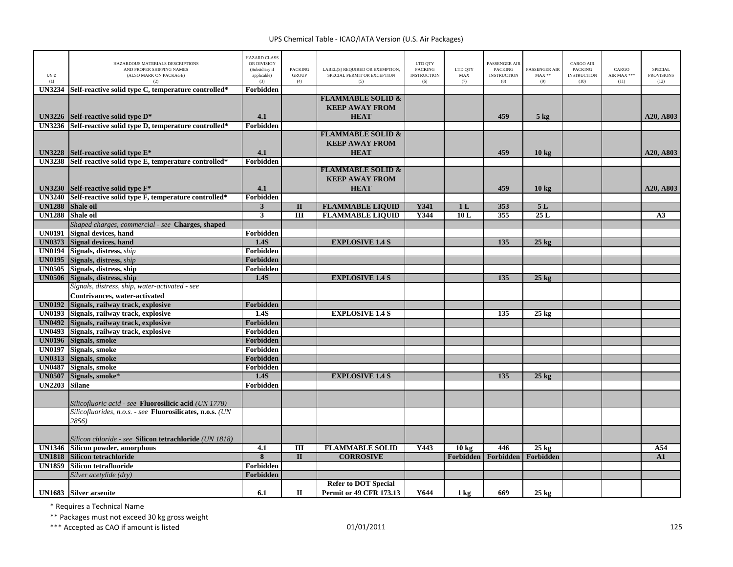UPS Chemical Table - ICAO/IATA Version (U.S. Air Packages)

| UNID (1) | HAZARDOUS MATERIALS DESCRIPTIONS AND PROPER SHIPPING NAMES (ALSO MARK ON PACKAGE) (2) | HAZARD CLASS OR DIVISION (Subsidiary if applicable) (3) | PACKING GROUP (4) | LABEL(S) REQUIRED OR EXEMPTION, SPECIAL PERMIT OR EXCEPTION (5) | LTD QTY PACKING INSTRUCTION (6) | LTD QTY MAX (7) | PASSENGER AIR PACKING INSTRUCTION (8) | PASSENGER AIR MAX ** (9) | CARGO AIR PACKING INSTRUCTION (10) | CARGO AIR MAX *** (11) | SPECIAL PROVISIONS (12) |
|---|---|---|---|---|---|---|---|---|---|---|---|
| **UN3234** | **Self-reactive solid type C, temperature controlled*** | **Forbidden** | | | | | | | | | |
| **UN3226** | **Self-reactive solid type D*** | **4.1** | | **FLAMMABLE SOLID & KEEP AWAY FROM HEAT** | | | **459** | **5 kg** | | | **A20, A803** |
| **UN3236** | **Self-reactive solid type D, temperature controlled*** | **Forbidden** | | | | | | | | | |
| **UN3228** | **Self-reactive solid type E*** | **4.1** | | **FLAMMABLE SOLID & KEEP AWAY FROM HEAT** | | | **459** | **10 kg** | | | **A20, A803** |
| **UN3238** | **Self-reactive solid type E, temperature controlled*** | **Forbidden** | | | | | | | | | |
| **UN3230** | **Self-reactive solid type F*** | **4.1** | | **FLAMMABLE SOLID & KEEP AWAY FROM HEAT** | | | **459** | **10 kg** | | | **A20, A803** |
| **UN3240** | **Self-reactive solid type F, temperature controlled*** | **Forbidden** | | | | | | | | | |
| **UN1288** | **Shale oil** | **3** | **II** | **FLAMMABLE LIQUID** | **Y341** | **1 L** | **353** | **5 L** | | | |
| **UN1288** | **Shale oil** | **3** | **III** | **FLAMMABLE LIQUID** | **Y344** | **10 L** | **355** | **25 L** | | | **A3** |
| | *Shaped charges, commercial - see* **Charges, shaped** | | | | | | | | | | |
| **UN0191** | **Signal devices, hand** | **Forbidden** | | | | | | | | | |
| **UN0373** | **Signal devices, hand** | **1.4S** | | **EXPLOSIVE 1.4 S** | | | **135** | **25 kg** | | | |
| **UN0194** | **Signals, distress,** *ship* | **Forbidden** | | | | | | | | | |
| **UN0195** | **Signals, distress,** *ship* | **Forbidden** | | | | | | | | | |
| **UN0505** | **Signals, distress, ship** | **Forbidden** | | | | | | | | | |
| **UN0506** | **Signals, distress, ship** | **1.4S** | | **EXPLOSIVE 1.4 S** | | | **135** | **25 kg** | | | |
| | *Signals, distress, ship, water-activated - see* **Contrivances, water-activated** | | | | | | | | | | |
| **UN0192** | **Signals, railway track, explosive** | **Forbidden** | | | | | | | | | |
| **UN0193** | **Signals, railway track, explosive** | **1.4S** | | **EXPLOSIVE 1.4 S** | | | **135** | **25 kg** | | | |
| **UN0492** | **Signals, railway track, explosive** | **Forbidden** | | | | | | | | | |
| **UN0493** | **Signals, railway track, explosive** | **Forbidden** | | | | | | | | | |
| **UN0196** | **Signals, smoke** | **Forbidden** | | | | | | | | | |
| **UN0197** | **Signals, smoke** | **Forbidden** | | | | | | | | | |
| **UN0313** | **Signals, smoke** | **Forbidden** | | | | | | | | | |
| **UN0487** | **Signals, smoke** | **Forbidden** | | | | | | | | | |
| **UN0507** | **Signals, smoke*** | **1.4S** | | **EXPLOSIVE 1.4 S** | | | **135** | **25 kg** | | | |
| **UN2203** | **Silane** | **Forbidden** | | | | | | | | | |
| | *Silicofluoric acid - see* **Fluorosilicic acid** *(UN 1778)* | | | | | | | | | | |
| | *Silicofluorides, n.o.s. - see* **Fluorosilicates, n.o.s.** *(UN 2856)* | | | | | | | | | | |
| | *Silicon chloride - see* **Silicon tetrachloride** *(UN 1818)* | | | | | | | | | | |
| **UN1346** | **Silicon powder, amorphous** | **4.1** | **III** | **FLAMMABLE SOLID** | **Y443** | **10 kg** | **446** | **25 kg** | | | **A54** |
| **UN1818** | **Silicon tetrachloride** | **8** | **II** | **CORROSIVE** | | **Forbidden** | **Forbidden** | **Forbidden** | | | **A1** |
| **UN1859** | **Silicon tetrafluoride** | **Forbidden** | | | | | | | | | |
| | *Silver acetylide (dry)* | **Forbidden** | | | | | | | | | |
| **UN1683** | **Silver arsenite** | **6.1** | **II** | **Refer to DOT Special Permit or 49 CFR 173.13** | **Y644** | **1 kg** | **669** | **25 kg** | | | |

\* Requires a Technical Name

** Packages must not exceed 30 kg gross weight

*** Accepted as CAO if amount is listed

01/01/2011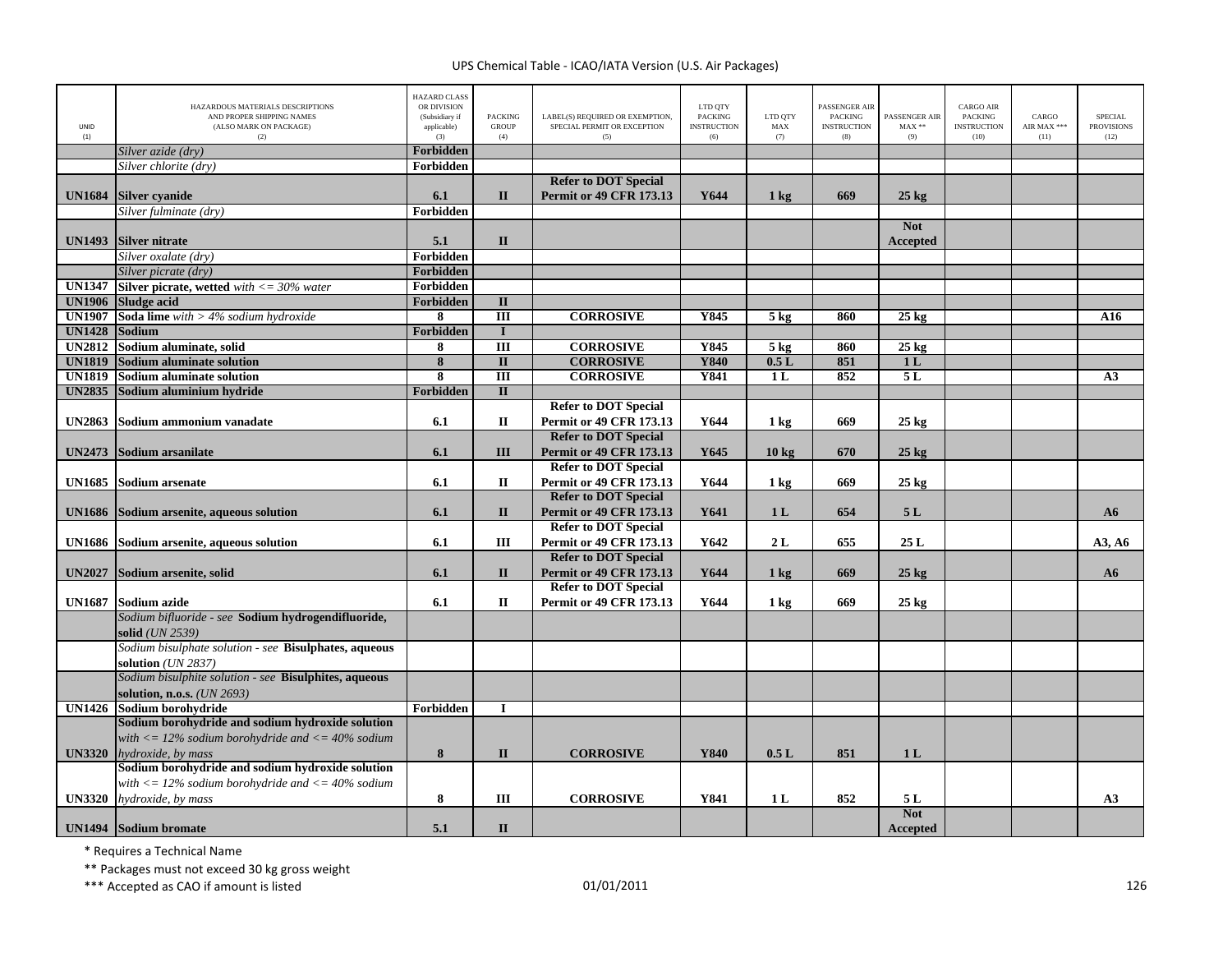| UNID (1) | HAZARDOUS MATERIALS DESCRIPTIONS AND PROPER SHIPPING NAMES (ALSO MARK ON PACKAGE) (2) | HAZARD CLASS OR DIVISION (Subsidiary if applicable) (3) | PACKING GROUP (4) | LABEL(S) REQUIRED OR EXEMPTION, SPECIAL PERMIT OR EXCEPTION (5) | LTD QTY PACKING INSTRUCTION (6) | LTD QTY MAX (7) | PASSENGER AIR PACKING INSTRUCTION (8) | PASSENGER AIR MAX ** (9) | CARGO AIR PACKING INSTRUCTION (10) | CARGO AIR MAX *** (11) | SPECIAL PROVISIONS (12) |
|---|---|---|---|---|---|---|---|---|---|---|---|
| | *Silver azide (dry)* | **Forbidden** | | | | | | | | | |
| | *Silver chlorite (dry)* | **Forbidden** | | | | | | | | | |
| **UN1684** | **Silver cyanide** | **6.1** | **II** | **Refer to DOT Special Permit or 49 CFR 173.13** | **Y644** | **1 kg** | **669** | **25 kg** | | | |
| | *Silver fulminate (dry)* | **Forbidden** | | | | | | | | | |
| **UN1493** | **Silver nitrate** | **5.1** | **II** | | | | | **Not Accepted** | | | |
| | *Silver oxalate (dry)* | **Forbidden** | | | | | | | | | |
| | *Silver picrate (dry)* | **Forbidden** | | | | | | | | | |
| **UN1347** | **Silver picrate, wetted** *with <= 30% water* | **Forbidden** | | | | | | | | | |
| **UN1906** | **Sludge acid** | **Forbidden** | **II** | | | | | | | | |
| **UN1907** | **Soda lime** *with > 4% sodium hydroxide* | **8** | **III** | **CORROSIVE** | **Y845** | **5 kg** | **860** | **25 kg** | | | **A16** |
| **UN1428** | **Sodium** | **Forbidden** | **I** | | | | | | | | |
| **UN2812** | **Sodium aluminate, solid** | **8** | **III** | **CORROSIVE** | **Y845** | **5 kg** | **860** | **25 kg** | | | |
| **UN1819** | **Sodium aluminate solution** | **8** | **II** | **CORROSIVE** | **Y840** | **0.5 L** | **851** | **1 L** | | | |
| **UN1819** | **Sodium aluminate solution** | **8** | **III** | **CORROSIVE** | **Y841** | **1 L** | **852** | **5 L** | | | **A3** |
| **UN2835** | **Sodium aluminium hydride** | **Forbidden** | **II** | | | | | | | | |
| **UN2863** | **Sodium ammonium vanadate** | **6.1** | **II** | **Refer to DOT Special Permit or 49 CFR 173.13** | **Y644** | **1 kg** | **669** | **25 kg** | | | |
| **UN2473** | **Sodium arsanilate** | **6.1** | **III** | **Refer to DOT Special Permit or 49 CFR 173.13** | **Y645** | **10 kg** | **670** | **25 kg** | | | |
| **UN1685** | **Sodium arsenate** | **6.1** | **II** | **Refer to DOT Special Permit or 49 CFR 173.13** | **Y644** | **1 kg** | **669** | **25 kg** | | | |
| **UN1686** | **Sodium arsenite, aqueous solution** | **6.1** | **II** | **Refer to DOT Special Permit or 49 CFR 173.13** | **Y641** | **1 L** | **654** | **5 L** | | | **A6** |
| **UN1686** | **Sodium arsenite, aqueous solution** | **6.1** | **III** | **Refer to DOT Special Permit or 49 CFR 173.13** | **Y642** | **2 L** | **655** | **25 L** | | | **A3, A6** |
| **UN2027** | **Sodium arsenite, solid** | **6.1** | **II** | **Refer to DOT Special Permit or 49 CFR 173.13** | **Y644** | **1 kg** | **669** | **25 kg** | | | **A6** |
| **UN1687** | **Sodium azide** | **6.1** | **II** | **Refer to DOT Special Permit or 49 CFR 173.13** | **Y644** | **1 kg** | **669** | **25 kg** | | | |
| | *Sodium bifluoride - see* **Sodium hydrogendifluoride, solid** *(UN 2539)* | | | | | | | | | | |
| | *Sodium bisulphate solution - see* **Bisulphates, aqueous solution** *(UN 2837)* | | | | | | | | | | |
| | *Sodium bisulphite solution - see* **Bisulphites, aqueous solution, n.o.s.** *(UN 2693)* | | | | | | | | | | |
| **UN1426** | **Sodium borohydride** | **Forbidden** | **I** | | | | | | | | |
| **UN3320** | **Sodium borohydride and sodium hydroxide solution** *with <= 12% sodium borohydride and <= 40% sodium hydroxide, by mass* | **8** | **II** | **CORROSIVE** | **Y840** | **0.5 L** | **851** | **1 L** | | | |
| **UN3320** | **Sodium borohydride and sodium hydroxide solution** *with <= 12% sodium borohydride and <= 40% sodium hydroxide, by mass* | **8** | **III** | **CORROSIVE** | **Y841** | **1 L** | **852** | **5 L** | | | **A3** |
| **UN1494** | **Sodium bromate** | **5.1** | **II** | | | | | **Not Accepted** | | | |

\* Requires a Technical Name

\** Packages must not exceed 30 kg gross weight

\*** Accepted as CAO if amount is listed

01/01/2011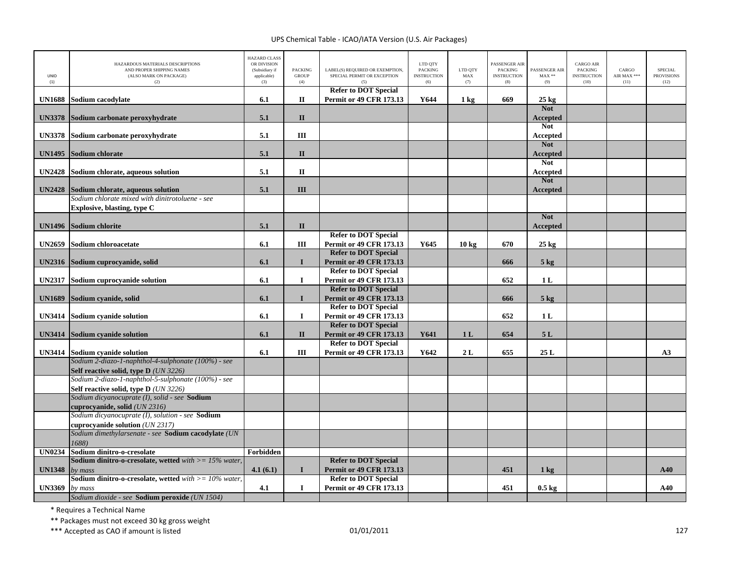| UNID (1) | HAZARDOUS MATERIALS DESCRIPTIONS AND PROPER SHIPPING NAMES (ALSO MARK ON PACKAGE) (2) | HAZARD CLASS OR DIVISION (Subsidiary if applicable) (3) | PACKING GROUP (4) | LABEL(S) REQUIRED OR EXEMPTION, SPECIAL PERMIT OR EXCEPTION (5) | LTD QTY PACKING INSTRUCTION (6) | LTD QTY MAX (7) | PASSENGER AIR PACKING INSTRUCTION (8) | PASSENGER AIR MAX ** (9) | CARGO AIR PACKING INSTRUCTION (10) | CARGO AIR MAX *** (11) | SPECIAL PROVISIONS (12) |
|---|---|---|---|---|---|---|---|---|---|---|---|
| **UN1688** | **Sodium cacodylate** | **6.1** | **II** | **Refer to DOT Special Permit or 49 CFR 173.13** | **Y644** | **1 kg** | **669** | **25 kg** | | | |
| **UN3378** | **Sodium carbonate peroxyhydrate** | **5.1** | **II** | | | | | **Not Accepted** | | | |
| **UN3378** | **Sodium carbonate peroxyhydrate** | **5.1** | **III** | | | | | **Not Accepted** | | | |
| **UN1495** | **Sodium chlorate** | **5.1** | **II** | | | | | **Not Accepted** | | | |
| **UN2428** | **Sodium chlorate, aqueous solution** | **5.1** | **II** | | | | | **Not Accepted** | | | |
| **UN2428** | **Sodium chlorate, aqueous solution** | **5.1** | **III** | | | | | **Not Accepted** | | | |
| | *Sodium chlorate mixed with dinitrotoluene - see* **Explosive, blasting, type C** | | | | | | | | | | |
| **UN1496** | **Sodium chlorite** | **5.1** | **II** | | | | | **Not Accepted** | | | |
| **UN2659** | **Sodium chloroacetate** | **6.1** | **III** | **Refer to DOT Special Permit or 49 CFR 173.13** | **Y645** | **10 kg** | **670** | **25 kg** | | | |
| **UN2316** | **Sodium cuprocyanide, solid** | **6.1** | **I** | **Refer to DOT Special Permit or 49 CFR 173.13** | | | **666** | **5 kg** | | | |
| **UN2317** | **Sodium cuprocyanide solution** | **6.1** | **I** | **Refer to DOT Special Permit or 49 CFR 173.13** | | | **652** | **1 L** | | | |
| **UN1689** | **Sodium cyanide, solid** | **6.1** | **I** | **Refer to DOT Special Permit or 49 CFR 173.13** | | | **666** | **5 kg** | | | |
| **UN3414** | **Sodium cyanide solution** | **6.1** | **I** | **Refer to DOT Special Permit or 49 CFR 173.13** | | | **652** | **1 L** | | | |
| **UN3414** | **Sodium cyanide solution** | **6.1** | **II** | **Refer to DOT Special Permit or 49 CFR 173.13** | **Y641** | **1 L** | **654** | **5 L** | | | |
| **UN3414** | **Sodium cyanide solution** | **6.1** | **III** | **Refer to DOT Special Permit or 49 CFR 173.13** | **Y642** | **2 L** | **655** | **25 L** | | | **A3** |
| | *Sodium 2-diazo-1-naphthol-4-sulphonate (100%) - see* **Self reactive solid, type D** *(UN 3226)* | | | | | | | | | | |
| | *Sodium 2-diazo-1-naphthol-5-sulphonate (100%) - see* **Self reactive solid, type D** *(UN 3226)* | | | | | | | | | | |
| | *Sodium dicyanocuprate (I), solid - see* **Sodium cuprocyanide, solid** *(UN 2316)* | | | | | | | | | | |
| | *Sodium dicyanocuprate (I), solution - see* **Sodium cuprocyanide solution** *(UN 2317)* | | | | | | | | | | |
| | *Sodium dimethylarsenate - see* **Sodium cacodylate** *(UN 1688)* | | | | | | | | | | |
| **UN0234** | **Sodium dinitro-o-cresolate** | **Forbidden** | | | | | | | | | |
| **UN1348** | **Sodium dinitro-o-cresolate, wetted** *with >= 15% water, by mass* | **4.1 (6.1)** | **I** | **Refer to DOT Special Permit or 49 CFR 173.13** | | | **451** | **1 kg** | | | **A40** |
| **UN3369** | **Sodium dinitro-o-cresolate, wetted** *with >= 10% water, by mass* | **4.1** | **I** | **Refer to DOT Special Permit or 49 CFR 173.13** | | | **451** | **0.5 kg** | | | **A40** |
| | *Sodium dioxide - see* **Sodium peroxide** *(UN 1504)* | | | | | | | | | | |

\* Requires a Technical Name

\*\* Packages must not exceed 30 kg gross weight

\*\*\* Accepted as CAO if amount is listed

01/01/2011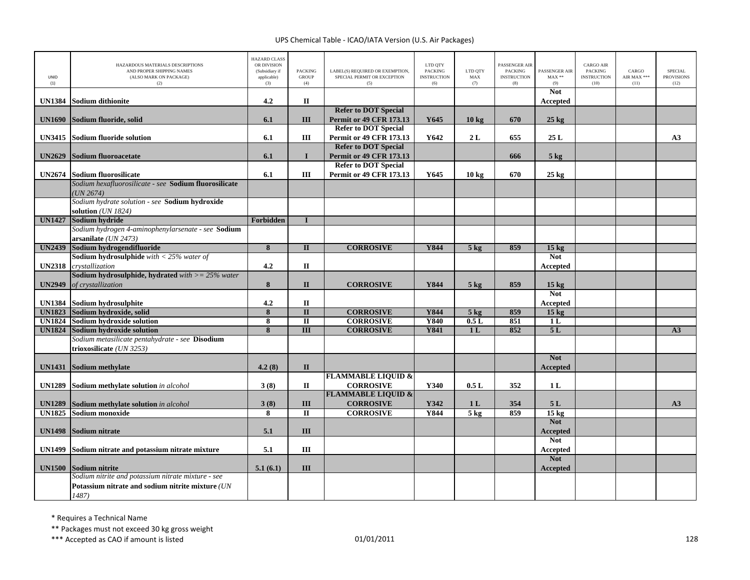UPS Chemical Table - ICAO/IATA Version (U.S. Air Packages)

| UNID (1) | HAZARDOUS MATERIALS DESCRIPTIONS AND PROPER SHIPPING NAMES (ALSO MARK ON PACKAGE) (2) | HAZARD CLASS OR DIVISION (Subsidiary if applicable) (3) | PACKING GROUP (4) | LABEL(S) REQUIRED OR EXEMPTION, SPECIAL PERMIT OR EXCEPTION (5) | LTD QTY PACKING INSTRUCTION (6) | LTD QTY MAX (7) | PASSENGER AIR PACKING INSTRUCTION (8) | PASSENGER AIR MAX ** (9) | CARGO AIR PACKING INSTRUCTION (10) | CARGO AIR MAX *** (11) | SPECIAL PROVISIONS (12) |
|---|---|---|---|---|---|---|---|---|---|---|---|
| **UN1384** | **Sodium dithionite** | **4.2** | **II** | | | | | **Not Accepted** | | | |
| **UN1690** | **Sodium fluoride, solid** | **6.1** | **III** | **Refer to DOT Special Permit or 49 CFR 173.13** | **Y645** | **10 kg** | **670** | **25 kg** | | | |
| **UN3415** | **Sodium fluoride solution** | **6.1** | **III** | **Refer to DOT Special Permit or 49 CFR 173.13** | **Y642** | **2 L** | **655** | **25 L** | | | **A3** |
| **UN2629** | **Sodium fluoroacetate** | **6.1** | **I** | **Refer to DOT Special Permit or 49 CFR 173.13** | | | **666** | **5 kg** | | | |
| **UN2674** | **Sodium fluorosilicate** | **6.1** | **III** | **Refer to DOT Special Permit or 49 CFR 173.13** | **Y645** | **10 kg** | **670** | **25 kg** | | | |
| | *Sodium hexafluorosilicate - see* **Sodium fluorosilicate** *(UN 2674)* | | | | | | | | | | |
| | *Sodium hydrate solution - see* **Sodium hydroxide solution** *(UN 1824)* | | | | | | | | | | |
| **UN1427** | **Sodium hydride** | **Forbidden** | **I** | | | | | | | | |
| | *Sodium hydrogen 4-aminophenylarsenate - see* **Sodium arsanilate** *(UN 2473)* | | | | | | | | | | |
| **UN2439** | **Sodium hydrogendifluoride** | **8** | **II** | **CORROSIVE** | **Y844** | **5 kg** | **859** | **15 kg** | | | |
| **UN2318** | **Sodium hydrosulphide** *with < 25% water of crystallization* | **4.2** | **II** | | | | | **Not Accepted** | | | |
| **UN2949** | **Sodium hydrosulphide, hydrated** *with >= 25% water of crystallization* | **8** | **II** | **CORROSIVE** | **Y844** | **5 kg** | **859** | **15 kg** | | | |
| **UN1384** | **Sodium hydrosulphite** | **4.2** | **II** | | | | | **Not Accepted** | | | |
| **UN1823** | **Sodium hydroxide, solid** | **8** | **II** | **CORROSIVE** | **Y844** | **5 kg** | **859** | **15 kg** | | | |
| **UN1824** | **Sodium hydroxide solution** | **8** | **II** | **CORROSIVE** | **Y840** | **0.5 L** | **851** | **1 L** | | | |
| **UN1824** | **Sodium hydroxide solution** | **8** | **III** | **CORROSIVE** | **Y841** | **1 L** | **852** | **5 L** | | | **A3** |
| | *Sodium metasilicate pentahydrate - see* **Disodium trioxosilicate** *(UN 3253)* | | | | | | | | | | |
| **UN1431** | **Sodium methylate** | **4.2 (8)** | **II** | | | | | **Not Accepted** | | | |
| **UN1289** | **Sodium methylate solution** *in alcohol* | **3 (8)** | **II** | **FLAMMABLE LIQUID & CORROSIVE** | **Y340** | **0.5 L** | **352** | **1 L** | | | |
| **UN1289** | **Sodium methylate solution** *in alcohol* | **3 (8)** | **III** | **FLAMMABLE LIQUID & CORROSIVE** | **Y342** | **1 L** | **354** | **5 L** | | | **A3** |
| **UN1825** | **Sodium monoxide** | **8** | **II** | **CORROSIVE** | **Y844** | **5 kg** | **859** | **15 kg** | | | |
| **UN1498** | **Sodium nitrate** | **5.1** | **III** | | | | | **Not Accepted** | | | |
| **UN1499** | **Sodium nitrate and potassium nitrate mixture** | **5.1** | **III** | | | | | **Not Accepted** | | | |
| **UN1500** | **Sodium nitrite** | **5.1 (6.1)** | **III** | | | | | **Not Accepted** | | | |
| | *Sodium nitrite and potassium nitrate mixture - see* **Potassium nitrate and sodium nitrite mixture** *(UN 1487)* | | | | | | | | | | |

\* Requires a Technical Name

\*\* Packages must not exceed 30 kg gross weight

\*\*\* Accepted as CAO if amount is listed

01/01/2011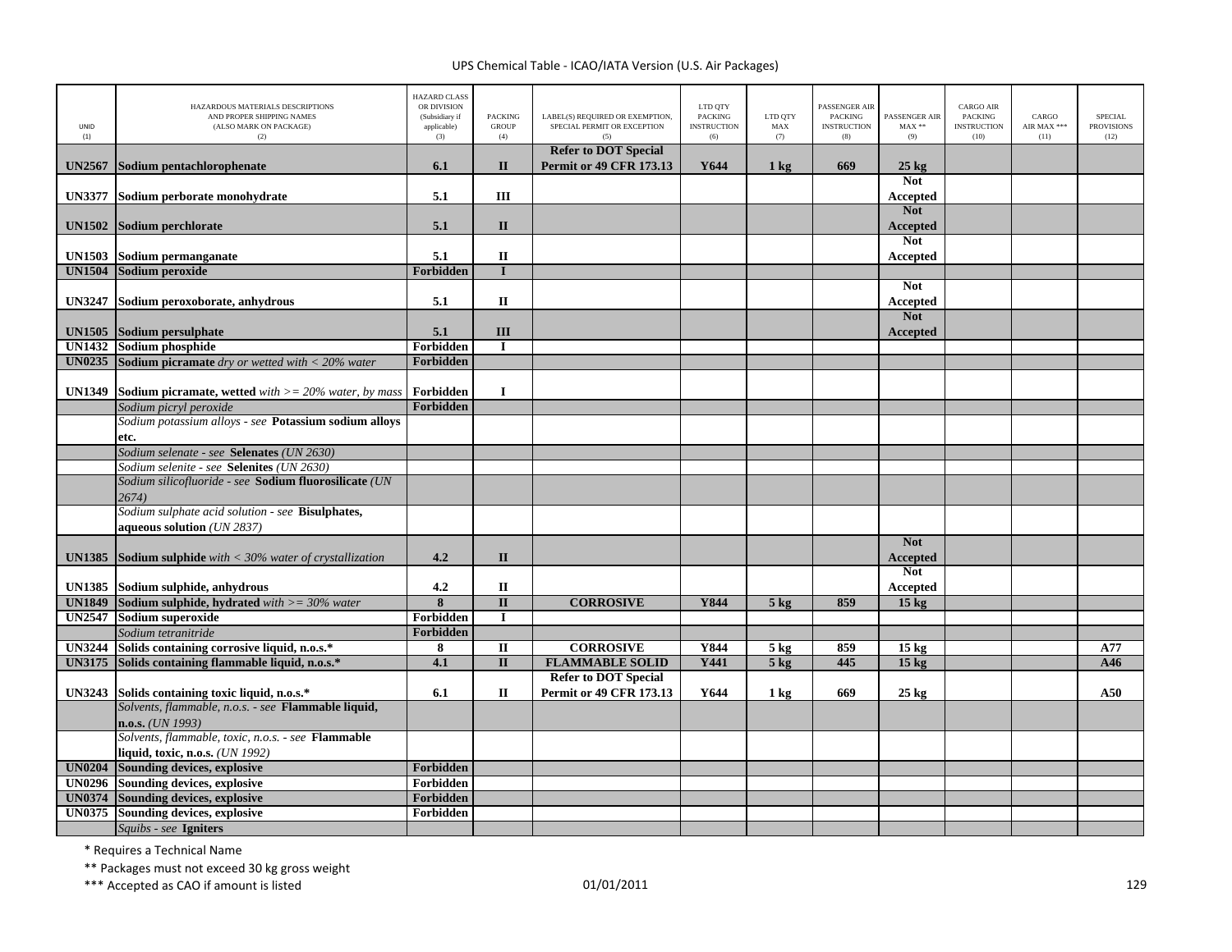UPS Chemical Table - ICAO/IATA Version (U.S. Air Packages)

| UNID (1) | HAZARDOUS MATERIALS DESCRIPTIONS AND PROPER SHIPPING NAMES (ALSO MARK ON PACKAGE) (2) | HAZARD CLASS OR DIVISION (Subsidiary if applicable) (3) | PACKING GROUP (4) | LABEL(S) REQUIRED OR EXEMPTION, SPECIAL PERMIT OR EXCEPTION (5) | LTD QTY PACKING INSTRUCTION (6) | LTD QTY MAX (7) | PASSENGER AIR PACKING INSTRUCTION (8) | PASSENGER AIR MAX ** (9) | CARGO AIR PACKING INSTRUCTION (10) | CARGO AIR MAX *** (11) | SPECIAL PROVISIONS (12) |
|---|---|---|---|---|---|---|---|---|---|---|---|
| **UN2567** | **Sodium pentachlorophenate** | **6.1** | **II** | **Refer to DOT Special Permit or 49 CFR 173.13** | **Y644** | **1 kg** | **669** | **25 kg** | | | |
| **UN3377** | **Sodium perborate monohydrate** | **5.1** | **III** | | | | | **Not Accepted** | | | |
| **UN1502** | **Sodium perchlorate** | **5.1** | **II** | | | | | **Not Accepted** | | | |
| **UN1503** | **Sodium permanganate** | **5.1** | **II** | | | | | **Not Accepted** | | | |
| **UN1504** | **Sodium peroxide** | **Forbidden** | **I** | | | | | | | | |
| **UN3247** | **Sodium peroxoborate, anhydrous** | **5.1** | **II** | | | | | **Not Accepted** | | | |
| **UN1505** | **Sodium persulphate** | **5.1** | **III** | | | | | **Not Accepted** | | | |
| **UN1432** | **Sodium phosphide** | **Forbidden** | **I** | | | | | | | | |
| **UN0235** | **Sodium picramate** *dry or wetted with < 20% water* | **Forbidden** | | | | | | | | | |
| **UN1349** | **Sodium picramate, wetted** *with >= 20% water, by mass* | **Forbidden** | **I** | | | | | | | | |
| | *Sodium picryl peroxide* | **Forbidden** | | | | | | | | | |
| | *Sodium potassium alloys - see* **Potassium sodium alloys etc.** | | | | | | | | | | |
| | *Sodium selenate - see* **Selenates** *(UN 2630)* | | | | | | | | | | |
| | *Sodium selenite - see* **Selenites** *(UN 2630)* | | | | | | | | | | |
| | *Sodium silicofluoride - see* **Sodium fluorosilicate** *(UN 2674)* | | | | | | | | | | |
| | *Sodium sulphate acid solution - see* **Bisulphates, aqueous solution** *(UN 2837)* | | | | | | | | | | |
| **UN1385** | **Sodium sulphide** *with < 30% water of crystallization* | **4.2** | **II** | | | | | **Not Accepted** | | | |
| **UN1385** | **Sodium sulphide, anhydrous** | **4.2** | **II** | | | | | **Not Accepted** | | | |
| **UN1849** | **Sodium sulphide, hydrated** *with >= 30% water* | **8** | **II** | **CORROSIVE** | **Y844** | **5 kg** | **859** | **15 kg** | | | |
| **UN2547** | **Sodium superoxide** | **Forbidden** | **I** | | | | | | | | |
| | *Sodium tetranitride* | **Forbidden** | | | | | | | | | |
| **UN3244** | **Solids containing corrosive liquid, n.o.s.*** | **8** | **II** | **CORROSIVE** | **Y844** | **5 kg** | **859** | **15 kg** | | | **A77** |
| **UN3175** | **Solids containing flammable liquid, n.o.s.*** | **4.1** | **II** | **FLAMMABLE SOLID** | **Y441** | **5 kg** | **445** | **15 kg** | | | **A46** |
| **UN3243** | **Solids containing toxic liquid, n.o.s.*** | **6.1** | **II** | **Refer to DOT Special Permit or 49 CFR 173.13** | **Y644** | **1 kg** | **669** | **25 kg** | | | **A50** |
| | *Solvents, flammable, n.o.s. - see* **Flammable liquid, n.o.s.** *(UN 1993)* | | | | | | | | | | |
| | *Solvents, flammable, toxic, n.o.s. - see* **Flammable liquid, toxic, n.o.s.** *(UN 1992)* | | | | | | | | | | |
| **UN0204** | **Sounding devices, explosive** | **Forbidden** | | | | | | | | | |
| **UN0296** | **Sounding devices, explosive** | **Forbidden** | | | | | | | | | |
| **UN0374** | **Sounding devices, explosive** | **Forbidden** | | | | | | | | | |
| **UN0375** | **Sounding devices, explosive** | **Forbidden** | | | | | | | | | |
| | *Squibs - see* **Igniters** | | | | | | | | | | |

\* Requires a Technical Name

\*\* Packages must not exceed 30 kg gross weight

\*\*\* Accepted as CAO if amount is listed

01/01/2011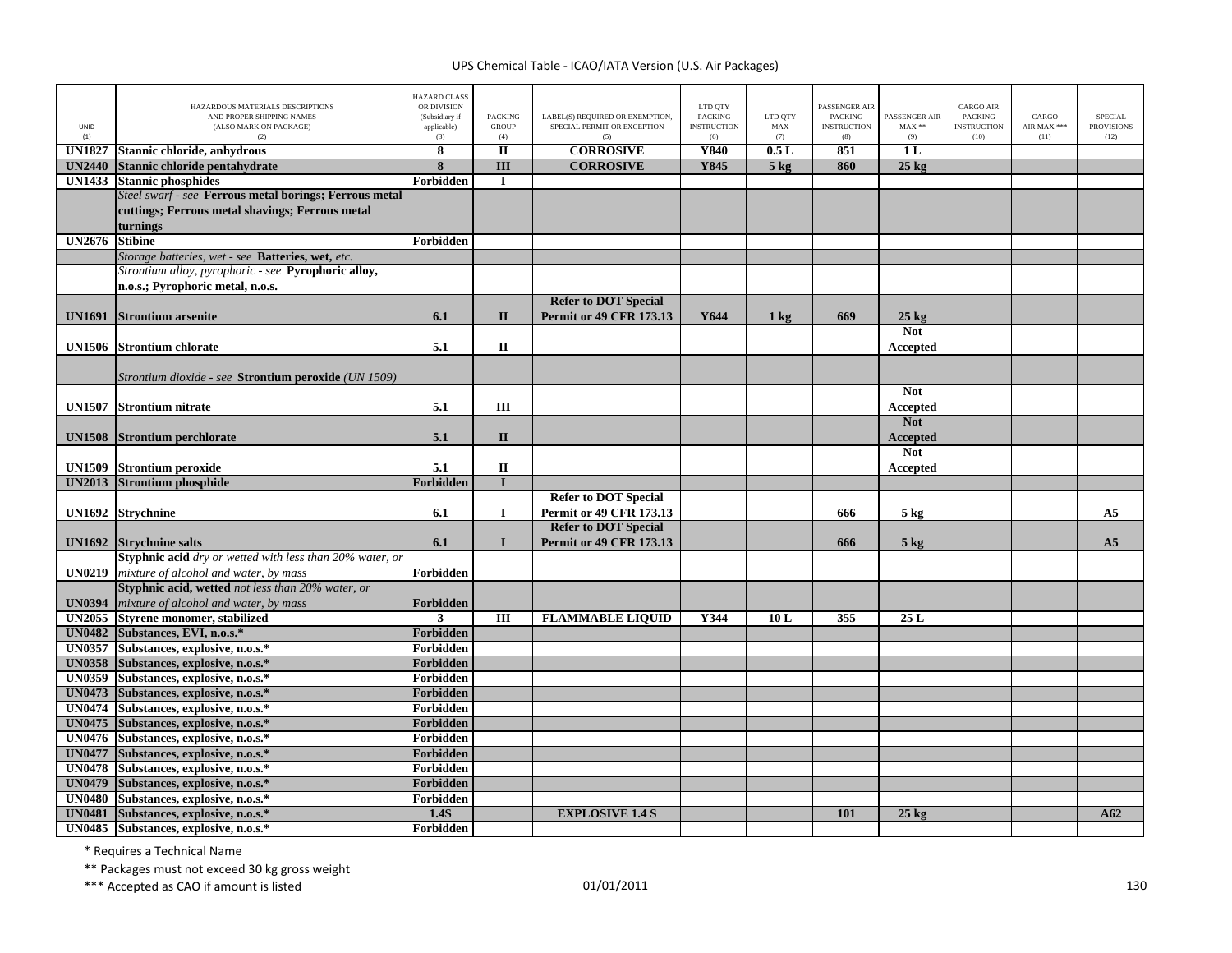UPS Chemical Table - ICAO/IATA Version (U.S. Air Packages)

| UNID (1) | HAZARDOUS MATERIALS DESCRIPTIONS AND PROPER SHIPPING NAMES (ALSO MARK ON PACKAGE) (2) | HAZARD CLASS OR DIVISION (Subsidiary if applicable) (3) | PACKING GROUP (4) | LABEL(S) REQUIRED OR EXEMPTION, SPECIAL PERMIT OR EXCEPTION (5) | LTD QTY PACKING INSTRUCTION (6) | LTD QTY MAX (7) | PASSENGER AIR PACKING INSTRUCTION (8) | PASSENGER AIR MAX ** (9) | CARGO AIR PACKING INSTRUCTION (10) | CARGO AIR MAX *** (11) | SPECIAL PROVISIONS (12) |
|---|---|---|---|---|---|---|---|---|---|---|---|
| **UN1827** | **Stannic chloride, anhydrous** | **8** | **II** | **CORROSIVE** | **Y840** | **0.5 L** | **851** | **1 L** | | | |
| **UN2440** | **Stannic chloride pentahydrate** | **8** | **III** | **CORROSIVE** | **Y845** | **5 kg** | **860** | **25 kg** | | | |
| **UN1433** | **Stannic phosphides** | **Forbidden** | **I** | | | | | | | | |
| | *Steel swarf - see* **Ferrous metal borings; Ferrous metal cuttings; Ferrous metal shavings; Ferrous metal turnings** | | | | | | | | | | |
| **UN2676** | **Stibine** | **Forbidden** | | | | | | | | | |
| | *Storage batteries, wet - see* **Batteries, wet,** *etc.* | | | | | | | | | | |
| | *Strontium alloy, pyrophoric - see* **Pyrophoric alloy, n.o.s.; Pyrophoric metal, n.o.s.** | | | | | | | | | | |
| **UN1691** | **Strontium arsenite** | **6.1** | **II** | **Refer to DOT Special Permit or 49 CFR 173.13** | **Y644** | **1 kg** | **669** | **25 kg** | | | |
| **UN1506** | **Strontium chlorate** | **5.1** | **II** | | | | | **Not Accepted** | | | |
| | *Strontium dioxide - see* **Strontium peroxide** *(UN 1509)* | | | | | | | | | | |
| **UN1507** | **Strontium nitrate** | **5.1** | **III** | | | | | **Not Accepted** | | | |
| **UN1508** | **Strontium perchlorate** | **5.1** | **II** | | | | | **Not Accepted** | | | |
| **UN1509** | **Strontium peroxide** | **5.1** | **II** | | | | | **Not Accepted** | | | |
| **UN2013** | **Strontium phosphide** | **Forbidden** | **I** | | | | | | | | |
| **UN1692** | **Strychnine** | **6.1** | **I** | **Refer to DOT Special Permit or 49 CFR 173.13** | | | **666** | **5 kg** | | | **A5** |
| **UN1692** | **Strychnine salts** | **6.1** | **I** | **Refer to DOT Special Permit or 49 CFR 173.13** | | | **666** | **5 kg** | | | **A5** |
| **UN0219** | **Styphnic acid** *dry or wetted with less than 20% water, or mixture of alcohol and water, by mass* | **Forbidden** | | | | | | | | | |
| **UN0394** | **Styphnic acid, wetted** *not less than 20% water, or mixture of alcohol and water, by mass* | **Forbidden** | | | | | | | | | |
| **UN2055** | **Styrene monomer, stabilized** | **3** | **III** | **FLAMMABLE LIQUID** | **Y344** | **10 L** | **355** | **25 L** | | | |
| **UN0482** | **Substances, EVI, n.o.s.*** | **Forbidden** | | | | | | | | | |
| **UN0357** | **Substances, explosive, n.o.s.*** | **Forbidden** | | | | | | | | | |
| **UN0358** | **Substances, explosive, n.o.s.*** | **Forbidden** | | | | | | | | | |
| **UN0359** | **Substances, explosive, n.o.s.*** | **Forbidden** | | | | | | | | | |
| **UN0473** | **Substances, explosive, n.o.s.*** | **Forbidden** | | | | | | | | | |
| **UN0474** | **Substances, explosive, n.o.s.*** | **Forbidden** | | | | | | | | | |
| **UN0475** | **Substances, explosive, n.o.s.*** | **Forbidden** | | | | | | | | | |
| **UN0476** | **Substances, explosive, n.o.s.*** | **Forbidden** | | | | | | | | | |
| **UN0477** | **Substances, explosive, n.o.s.*** | **Forbidden** | | | | | | | | | |
| **UN0478** | **Substances, explosive, n.o.s.*** | **Forbidden** | | | | | | | | | |
| **UN0479** | **Substances, explosive, n.o.s.*** | **Forbidden** | | | | | | | | | |
| **UN0480** | **Substances, explosive, n.o.s.*** | **Forbidden** | | | | | | | | | |
| **UN0481** | **Substances, explosive, n.o.s.*** | **1.4S** | | **EXPLOSIVE 1.4 S** | | | **101** | **25 kg** | | | **A62** |
| **UN0485** | **Substances, explosive, n.o.s.*** | **Forbidden** | | | | | | | | | |

\* Requires a Technical Name

\** Packages must not exceed 30 kg gross weight

\*** Accepted as CAO if amount is listed

01/01/2011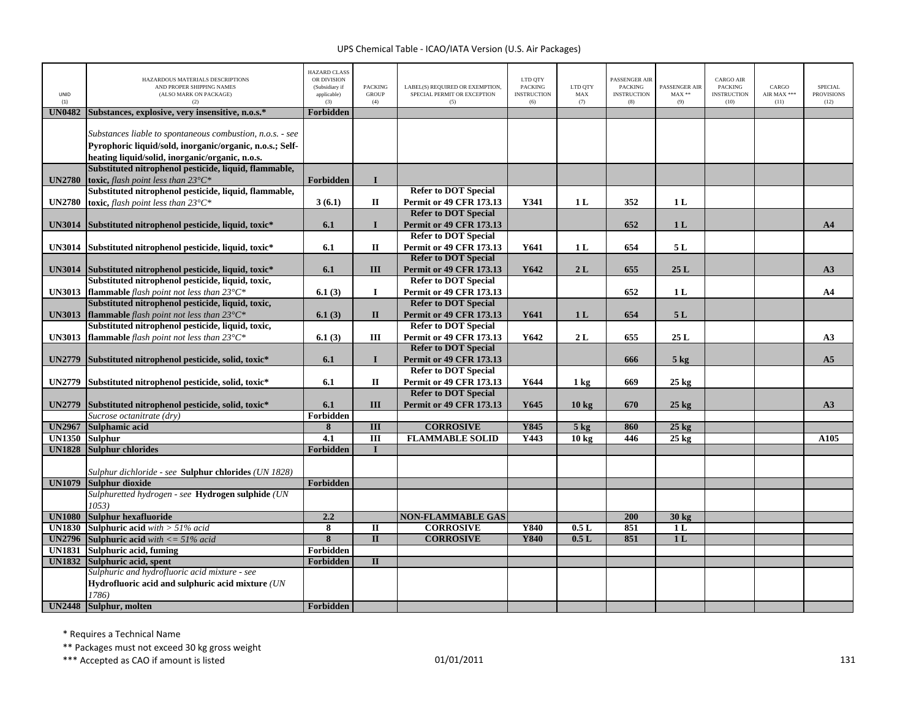| UNID (1) | HAZARDOUS MATERIALS DESCRIPTIONS AND PROPER SHIPPING NAMES (ALSO MARK ON PACKAGE) (2) | HAZARD CLASS OR DIVISION (Subsidiary if applicable) (3) | PACKING GROUP (4) | LABEL(S) REQUIRED OR EXEMPTION, SPECIAL PERMIT OR EXCEPTION (5) | LTD QTY PACKING INSTRUCTION (6) | LTD QTY MAX (7) | PASSENGER AIR PACKING INSTRUCTION (8) | PASSENGER AIR MAX ** (9) | CARGO AIR PACKING INSTRUCTION (10) | CARGO AIR MAX *** (11) | SPECIAL PROVISIONS (12) |
|---|---|---|---|---|---|---|---|---|---|---|---|
| **UN0482** | **Substances, explosive, very insensitive, n.o.s.*** | **Forbidden** | | | | | | | | | |
| | *Substances liable to spontaneous combustion, n.o.s. - see* **Pyrophoric liquid/solid, inorganic/organic, n.o.s.; Self-heating liquid/solid, inorganic/organic, n.o.s.** | | | | | | | | | | |
| **UN2780** | **Substituted nitrophenol pesticide, liquid, flammable, toxic,** *flash point less than 23°C** | **Forbidden** | **I** | | | | | | | | |
| **UN2780** | **Substituted nitrophenol pesticide, liquid, flammable, toxic,** *flash point less than 23°C** | **3 (6.1)** | **II** | **Refer to DOT Special Permit or 49 CFR 173.13** | **Y341** | **1 L** | **352** | **1 L** | | | |
| **UN3014** | **Substituted nitrophenol pesticide, liquid, toxic*** | **6.1** | **I** | **Refer to DOT Special Permit or 49 CFR 173.13** | | | **652** | **1 L** | | | **A4** |
| **UN3014** | **Substituted nitrophenol pesticide, liquid, toxic*** | **6.1** | **II** | **Refer to DOT Special Permit or 49 CFR 173.13** | **Y641** | **1 L** | **654** | **5 L** | | | |
| **UN3014** | **Substituted nitrophenol pesticide, liquid, toxic*** | **6.1** | **III** | **Refer to DOT Special Permit or 49 CFR 173.13** | **Y642** | **2 L** | **655** | **25 L** | | | **A3** |
| **UN3013** | **Substituted nitrophenol pesticide, liquid, toxic, flammable** *flash point not less than 23°C** | **6.1 (3)** | **I** | **Refer to DOT Special Permit or 49 CFR 173.13** | | | **652** | **1 L** | | | **A4** |
| **UN3013** | **Substituted nitrophenol pesticide, liquid, toxic, flammable** *flash point not less than 23°C** | **6.1 (3)** | **II** | **Refer to DOT Special Permit or 49 CFR 173.13** | **Y641** | **1 L** | **654** | **5 L** | | | |
| **UN3013** | **Substituted nitrophenol pesticide, liquid, toxic, flammable** *flash point not less than 23°C** | **6.1 (3)** | **III** | **Refer to DOT Special Permit or 49 CFR 173.13** | **Y642** | **2 L** | **655** | **25 L** | | | **A3** |
| **UN2779** | **Substituted nitrophenol pesticide, solid, toxic*** | **6.1** | **I** | **Refer to DOT Special Permit or 49 CFR 173.13** | | | **666** | **5 kg** | | | **A5** |
| **UN2779** | **Substituted nitrophenol pesticide, solid, toxic*** | **6.1** | **II** | **Refer to DOT Special Permit or 49 CFR 173.13** | **Y644** | **1 kg** | **669** | **25 kg** | | | |
| **UN2779** | **Substituted nitrophenol pesticide, solid, toxic*** | **6.1** | **III** | **Refer to DOT Special Permit or 49 CFR 173.13** | **Y645** | **10 kg** | **670** | **25 kg** | | | **A3** |
| | *Sucrose octanitrate (dry)* | **Forbidden** | | | | | | | | | |
| **UN2967** | **Sulphamic acid** | **8** | **III** | **CORROSIVE** | **Y845** | **5 kg** | **860** | **25 kg** | | | |
| **UN1350** | **Sulphur** | **4.1** | **III** | **FLAMMABLE SOLID** | **Y443** | **10 kg** | **446** | **25 kg** | | | **A105** |
| **UN1828** | **Sulphur chlorides** | **Forbidden** | **I** | | | | | | | | |
| | *Sulphur dichloride - see* **Sulphur chlorides** *(UN 1828)* | | | | | | | | | | |
| **UN1079** | **Sulphur dioxide** | **Forbidden** | | | | | | | | | |
| | *Sulphuretted hydrogen - see* **Hydrogen sulphide** *(UN 1053)* | | | | | | | | | | |
| **UN1080** | **Sulphur hexafluoride** | **2.2** | | **NON-FLAMMABLE GAS** | | | **200** | **30 kg** | | | |
| **UN1830** | **Sulphuric acid** *with > 51% acid* | **8** | **II** | **CORROSIVE** | **Y840** | **0.5 L** | **851** | **1 L** | | | |
| **UN2796** | **Sulphuric acid** *with <= 51% acid* | **8** | **II** | **CORROSIVE** | **Y840** | **0.5 L** | **851** | **1 L** | | | |
| **UN1831** | **Sulphuric acid, fuming** | **Forbidden** | | | | | | | | | |
| **UN1832** | **Sulphuric acid, spent** | **Forbidden** | **II** | | | | | | | | |
| | *Sulphuric and hydrofluoric acid mixture - see* **Hydrofluoric acid and sulphuric acid mixture** *(UN 1786)* | | | | | | | | | | |
| **UN2448** | **Sulphur, molten** | **Forbidden** | | | | | | | | | |

\* Requires a Technical Name

\*\* Packages must not exceed 30 kg gross weight

\*\*\* Accepted as CAO if amount is listed

01/01/2011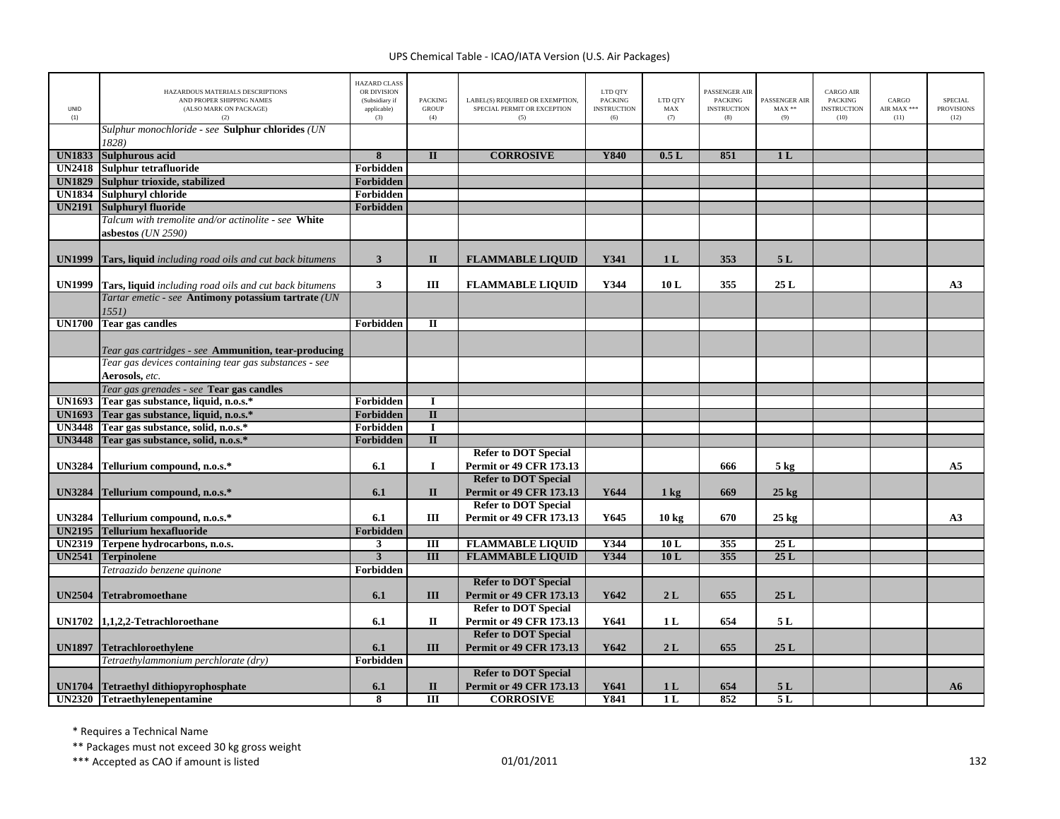| UNID (1) | HAZARDOUS MATERIALS DESCRIPTIONS AND PROPER SHIPPING NAMES (ALSO MARK ON PACKAGE) (2) | HAZARD CLASS OR DIVISION (Subsidiary if applicable) (3) | PACKING GROUP (4) | LABEL(S) REQUIRED OR EXEMPTION, SPECIAL PERMIT OR EXCEPTION (5) | LTD QTY PACKING INSTRUCTION (6) | LTD QTY MAX (7) | PASSENGER AIR PACKING INSTRUCTION (8) | PASSENGER AIR MAX ** (9) | CARGO AIR PACKING INSTRUCTION (10) | CARGO AIR MAX *** (11) | SPECIAL PROVISIONS (12) |
|---|---|---|---|---|---|---|---|---|---|---|---|
| | *Sulphur monochloride - see* **Sulphur chlorides** *(UN 1828)* | | | | | | | | | | |
| **UN1833** | **Sulphurous acid** | **8** | **II** | **CORROSIVE** | **Y840** | **0.5 L** | **851** | **1 L** | | | |
| **UN2418** | **Sulphur tetrafluoride** | **Forbidden** | | | | | | | | | |
| **UN1829** | **Sulphur trioxide, stabilized** | **Forbidden** | | | | | | | | | |
| **UN1834** | **Sulphuryl chloride** | **Forbidden** | | | | | | | | | |
| **UN2191** | **Sulphuryl fluoride** | **Forbidden** | | | | | | | | | |
| | *Talcum with tremolite and/or actinolite - see* **White asbestos** *(UN 2590)* | | | | | | | | | | |
| **UN1999** | **Tars, liquid** *including road oils and cut back bitumens* | **3** | **II** | **FLAMMABLE LIQUID** | **Y341** | **1 L** | **353** | **5 L** | | | |
| **UN1999** | **Tars, liquid** *including road oils and cut back bitumens* | **3** | **III** | **FLAMMABLE LIQUID** | **Y344** | **10 L** | **355** | **25 L** | | | **A3** |
| | *Tartar emetic - see* **Antimony potassium tartrate** *(UN 1551)* | | | | | | | | | | |
| **UN1700** | **Tear gas candles** | **Forbidden** | **II** | | | | | | | | |
| | *Tear gas cartridges - see* **Ammunition, tear-producing** | | | | | | | | | | |
| | *Tear gas devices containing tear gas substances - see* **Aerosols,** *etc.* | | | | | | | | | | |
| | *Tear gas grenades - see* **Tear gas candles** | | | | | | | | | | |
| **UN1693** | **Tear gas substance, liquid, n.o.s.*** | **Forbidden** | **I** | | | | | | | | |
| **UN1693** | **Tear gas substance, liquid, n.o.s.*** | **Forbidden** | **II** | | | | | | | | |
| **UN3448** | **Tear gas substance, solid, n.o.s.*** | **Forbidden** | **I** | | | | | | | | |
| **UN3448** | **Tear gas substance, solid, n.o.s.*** | **Forbidden** | **II** | | | | | | | | |
| **UN3284** | **Tellurium compound, n.o.s.*** | **6.1** | **I** | **Refer to DOT Special Permit or 49 CFR 173.13** | | | **666** | **5 kg** | | | **A5** |
| **UN3284** | **Tellurium compound, n.o.s.*** | **6.1** | **II** | **Refer to DOT Special Permit or 49 CFR 173.13** | **Y644** | **1 kg** | **669** | **25 kg** | | | |
| **UN3284** | **Tellurium compound, n.o.s.*** | **6.1** | **III** | **Refer to DOT Special Permit or 49 CFR 173.13** | **Y645** | **10 kg** | **670** | **25 kg** | | | **A3** |
| **UN2195** | **Tellurium hexafluoride** | **Forbidden** | | | | | | | | | |
| **UN2319** | **Terpene hydrocarbons, n.o.s.** | **3** | **III** | **FLAMMABLE LIQUID** | **Y344** | **10 L** | **355** | **25 L** | | | |
| **UN2541** | **Terpinolene** | **3** | **III** | **FLAMMABLE LIQUID** | **Y344** | **10 L** | **355** | **25 L** | | | |
| | *Tetraazido benzene quinone* | **Forbidden** | | | | | | | | | |
| **UN2504** | **Tetrabromoethane** | **6.1** | **III** | **Refer to DOT Special Permit or 49 CFR 173.13** | **Y642** | **2 L** | **655** | **25 L** | | | |
| **UN1702** | **1,1,2,2-Tetrachloroethane** | **6.1** | **II** | **Refer to DOT Special Permit or 49 CFR 173.13** | **Y641** | **1 L** | **654** | **5 L** | | | |
| **UN1897** | **Tetrachloroethylene** | **6.1** | **III** | **Refer to DOT Special Permit or 49 CFR 173.13** | **Y642** | **2 L** | **655** | **25 L** | | | |
| | *Tetraethylammonium perchlorate (dry)* | **Forbidden** | | | | | | | | | |
| **UN1704** | **Tetraethyl dithiopyrophosphate** | **6.1** | **II** | **Refer to DOT Special Permit or 49 CFR 173.13** | **Y641** | **1 L** | **654** | **5 L** | | | **A6** |
| **UN2320** | **Tetraethylenepentamine** | **8** | **III** | **CORROSIVE** | **Y841** | **1 L** | **852** | **5 L** | | | |

\* Requires a Technical Name

\** Packages must not exceed 30 kg gross weight

\*** Accepted as CAO if amount is listed

01/01/2011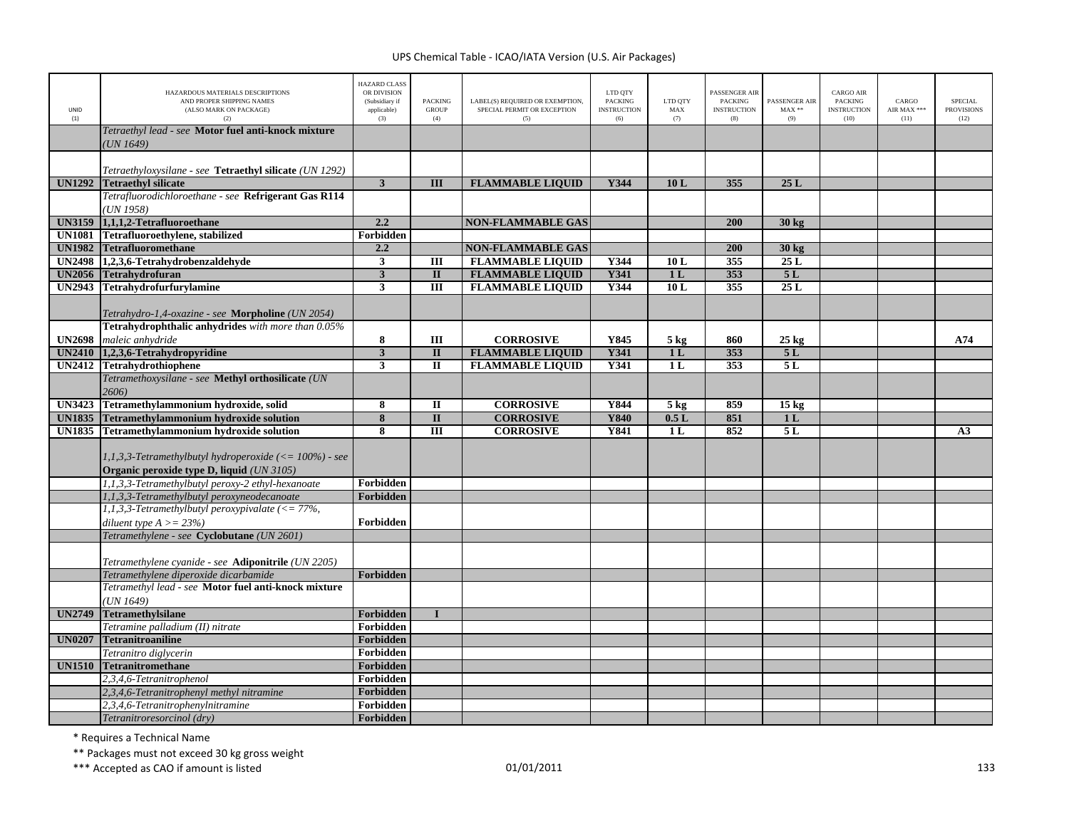UPS Chemical Table - ICAO/IATA Version (U.S. Air Packages)

| UNID (1) | HAZARDOUS MATERIALS DESCRIPTIONS AND PROPER SHIPPING NAMES (ALSO MARK ON PACKAGE) (2) | HAZARD CLASS OR DIVISION (Subsidiary if applicable) (3) | PACKING GROUP (4) | LABEL(S) REQUIRED OR EXEMPTION, SPECIAL PERMIT OR EXCEPTION (5) | LTD QTY PACKING INSTRUCTION (6) | LTD QTY MAX (7) | PASSENGER AIR PACKING INSTRUCTION (8) | PASSENGER AIR MAX ** (9) | CARGO AIR PACKING INSTRUCTION (10) | CARGO AIR MAX *** (11) | SPECIAL PROVISIONS (12) |
|---|---|---|---|---|---|---|---|---|---|---|---|
| | *Tetraethyl lead - see* **Motor fuel anti-knock mixture** *(UN 1649)* | | | | | | | | | | |
| | *Tetraethyloxysilane - see* **Tetraethyl silicate** *(UN 1292)* | | | | | | | | | | |
| **UN1292** | **Tetraethyl silicate** | **3** | **III** | **FLAMMABLE LIQUID** | **Y344** | **10 L** | **355** | **25 L** | | | |
| | *Tetrafluorodichloroethane - see* **Refrigerant Gas R114** *(UN 1958)* | | | | | | | | | | |
| **UN3159** | **1,1,1,2-Tetrafluoroethane** | **2.2** | | **NON-FLAMMABLE GAS** | | | **200** | **30 kg** | | | |
| **UN1081** | **Tetrafluoroethylene, stabilized** | **Forbidden** | | | | | | | | | |
| **UN1982** | **Tetrafluoromethane** | **2.2** | | **NON-FLAMMABLE GAS** | | | **200** | **30 kg** | | | |
| **UN2498** | **1,2,3,6-Tetrahydrobenzaldehyde** | **3** | **III** | **FLAMMABLE LIQUID** | **Y344** | **10 L** | **355** | **25 L** | | | |
| **UN2056** | **Tetrahydrofuran** | **3** | **II** | **FLAMMABLE LIQUID** | **Y341** | **1 L** | **353** | **5 L** | | | |
| **UN2943** | **Tetrahydrofurfurylamine** | **3** | **III** | **FLAMMABLE LIQUID** | **Y344** | **10 L** | **355** | **25 L** | | | |
| | *Tetrahydro-1,4-oxazine - see* **Morpholine** *(UN 2054)* | | | | | | | | | | |
| **UN2698** | **Tetrahydrophthalic anhydrides** *with more than 0.05% maleic anhydride* | **8** | **III** | **CORROSIVE** | **Y845** | **5 kg** | **860** | **25 kg** | | | **A74** |
| **UN2410** | **1,2,3,6-Tetrahydropyridine** | **3** | **II** | **FLAMMABLE LIQUID** | **Y341** | **1 L** | **353** | **5 L** | | | |
| **UN2412** | **Tetrahydrothiophene** | **3** | **II** | **FLAMMABLE LIQUID** | **Y341** | **1 L** | **353** | **5 L** | | | |
| | *Tetramethoxysilane - see* **Methyl orthosilicate** *(UN 2606)* | | | | | | | | | | |
| **UN3423** | **Tetramethylammonium hydroxide, solid** | **8** | **II** | **CORROSIVE** | **Y844** | **5 kg** | **859** | **15 kg** | | | |
| **UN1835** | **Tetramethylammonium hydroxide solution** | **8** | **II** | **CORROSIVE** | **Y840** | **0.5 L** | **851** | **1 L** | | | |
| **UN1835** | **Tetramethylammonium hydroxide solution** | **8** | **III** | **CORROSIVE** | **Y841** | **1 L** | **852** | **5 L** | | | **A3** |
| | *1,1,3,3-Tetramethylbutyl hydroperoxide (<= 100%) - see* **Organic peroxide type D, liquid** *(UN 3105)* | | | | | | | | | | |
| | *1,1,3,3-Tetramethylbutyl peroxy-2 ethyl-hexanoate* | **Forbidden** | | | | | | | | | |
| | *1,1,3,3-Tetramethylbutyl peroxyneodecanoate* | **Forbidden** | | | | | | | | | |
| | *1,1,3,3-Tetramethylbutyl peroxypivalate (<= 77%, diluent type A >= 23%)* | **Forbidden** | | | | | | | | | |
| | *Tetramethylene - see* **Cyclobutane** *(UN 2601)* | | | | | | | | | | |
| | *Tetramethylene cyanide - see* **Adiponitrile** *(UN 2205)* | | | | | | | | | | |
| | *Tetramethylene diperoxide dicarbamide* | **Forbidden** | | | | | | | | | |
| | *Tetramethyl lead - see* **Motor fuel anti-knock mixture** *(UN 1649)* | | | | | | | | | | |
| **UN2749** | **Tetramethylsilane** | **Forbidden** | **I** | | | | | | | | |
| | *Tetramine palladium (II) nitrate* | **Forbidden** | | | | | | | | | |
| **UN0207** | **Tetranitroaniline** | **Forbidden** | | | | | | | | | |
| | *Tetranitro diglycerin* | **Forbidden** | | | | | | | | | |
| **UN1510** | **Tetranitromethane** | **Forbidden** | | | | | | | | | |
| | *2,3,4,6-Tetranitrophenol* | **Forbidden** | | | | | | | | | |
| | *2,3,4,6-Tetranitrophenyl methyl nitramine* | **Forbidden** | | | | | | | | | |
| | *2,3,4,6-Tetranitrophenylnitramine* | **Forbidden** | | | | | | | | | |
| | *Tetranitroresorcinol (dry)* | **Forbidden** | | | | | | | | | |

\* Requires a Technical Name

\** Packages must not exceed 30 kg gross weight

\*** Accepted as CAO if amount is listed

01/01/2011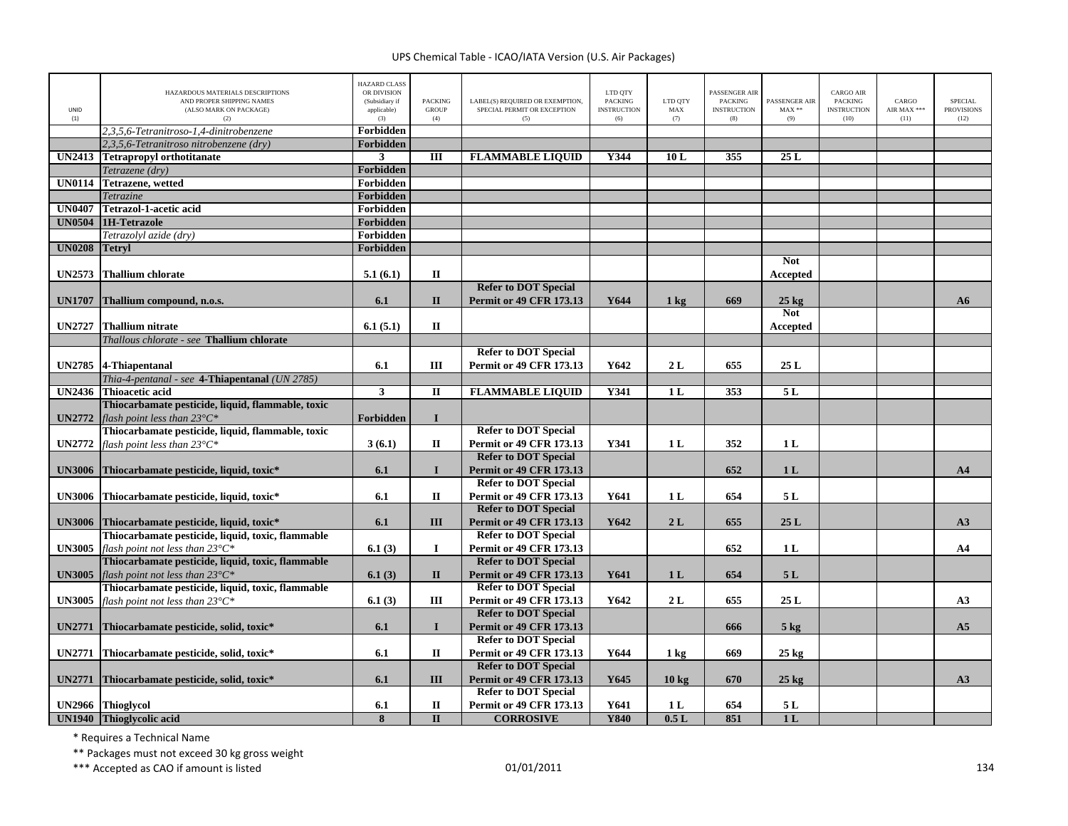UPS Chemical Table - ICAO/IATA Version (U.S. Air Packages)

| UNID (1) | HAZARDOUS MATERIALS DESCRIPTIONS AND PROPER SHIPPING NAMES (ALSO MARK ON PACKAGE) (2) | HAZARD CLASS OR DIVISION (Subsidiary if applicable) (3) | PACKING GROUP (4) | LABEL(S) REQUIRED OR EXEMPTION, SPECIAL PERMIT OR EXCEPTION (5) | LTD QTY PACKING INSTRUCTION (6) | LTD QTY MAX (7) | PASSENGER AIR PACKING INSTRUCTION (8) | PASSENGER AIR MAX ** (9) | CARGO AIR PACKING INSTRUCTION (10) | CARGO AIR MAX *** (11) | SPECIAL PROVISIONS (12) |
|---|---|---|---|---|---|---|---|---|---|---|---|
| | *2,3,5,6-Tetranitroso-1,4-dinitrobenzene* | **Forbidden** | | | | | | | | | |
| | *2,3,5,6-Tetranitroso nitrobenzene (dry)* | **Forbidden** | | | | | | | | | |
| **UN2413** | **Tetrapropyl orthotitanate** | **3** | **III** | **FLAMMABLE LIQUID** | **Y344** | **10 L** | **355** | **25 L** | | | |
| | *Tetrazene (dry)* | **Forbidden** | | | | | | | | | |
| **UN0114** | **Tetrazene, wetted** | **Forbidden** | | | | | | | | | |
| | *Tetrazine* | **Forbidden** | | | | | | | | | |
| **UN0407** | **Tetrazol-1-acetic acid** | **Forbidden** | | | | | | | | | |
| **UN0504** | **1H-Tetrazole** | **Forbidden** | | | | | | | | | |
| | *Tetrazolyl azide (dry)* | **Forbidden** | | | | | | | | | |
| **UN0208** | **Tetryl** | **Forbidden** | | | | | | | | | |
| **UN2573** | **Thallium chlorate** | **5.1 (6.1)** | **II** | | | | | **Not Accepted** | | | |
| **UN1707** | **Thallium compound, n.o.s.** | **6.1** | **II** | **Refer to DOT Special Permit or 49 CFR 173.13** | **Y644** | **1 kg** | **669** | **25 kg** | | | **A6** |
| **UN2727** | **Thallium nitrate** | **6.1 (5.1)** | **II** | | | | | **Not Accepted** | | | |
| | *Thallous chlorate - see* **Thallium chlorate** | | | | | | | | | | |
| **UN2785** | **4-Thiapentanal** | **6.1** | **III** | **Refer to DOT Special Permit or 49 CFR 173.13** | **Y642** | **2 L** | **655** | **25 L** | | | |
| | *Thia-4-pentanal - see* **4-Thiapentanal** *(UN 2785)* | | | | | | | | | | |
| **UN2436** | **Thioacetic acid** | **3** | **II** | **FLAMMABLE LIQUID** | **Y341** | **1 L** | **353** | **5 L** | | | |
| **UN2772** | **Thiocarbamate pesticide, liquid, flammable, toxic** *flash point less than 23°C** | **Forbidden** | **I** | | | | | | | | |
| **UN2772** | **Thiocarbamate pesticide, liquid, flammable, toxic** *flash point less than 23°C** | **3 (6.1)** | **II** | **Refer to DOT Special Permit or 49 CFR 173.13** | **Y341** | **1 L** | **352** | **1 L** | | | |
| **UN3006** | **Thiocarbamate pesticide, liquid, toxic*** | **6.1** | **I** | **Refer to DOT Special Permit or 49 CFR 173.13** | | | **652** | **1 L** | | | **A4** |
| **UN3006** | **Thiocarbamate pesticide, liquid, toxic*** | **6.1** | **II** | **Refer to DOT Special Permit or 49 CFR 173.13** | **Y641** | **1 L** | **654** | **5 L** | | | |
| **UN3006** | **Thiocarbamate pesticide, liquid, toxic*** | **6.1** | **III** | **Refer to DOT Special Permit or 49 CFR 173.13** | **Y642** | **2 L** | **655** | **25 L** | | | **A3** |
| **UN3005** | **Thiocarbamate pesticide, liquid, toxic, flammable** *flash point not less than 23°C** | **6.1 (3)** | **I** | **Refer to DOT Special Permit or 49 CFR 173.13** | | | **652** | **1 L** | | | **A4** |
| **UN3005** | **Thiocarbamate pesticide, liquid, toxic, flammable** *flash point not less than 23°C** | **6.1 (3)** | **II** | **Refer to DOT Special Permit or 49 CFR 173.13** | **Y641** | **1 L** | **654** | **5 L** | | | |
| **UN3005** | **Thiocarbamate pesticide, liquid, toxic, flammable** *flash point not less than 23°C** | **6.1 (3)** | **III** | **Refer to DOT Special Permit or 49 CFR 173.13** | **Y642** | **2 L** | **655** | **25 L** | | | **A3** |
| **UN2771** | **Thiocarbamate pesticide, solid, toxic*** | **6.1** | **I** | **Refer to DOT Special Permit or 49 CFR 173.13** | | | **666** | **5 kg** | | | **A5** |
| **UN2771** | **Thiocarbamate pesticide, solid, toxic*** | **6.1** | **II** | **Refer to DOT Special Permit or 49 CFR 173.13** | **Y644** | **1 kg** | **669** | **25 kg** | | | |
| **UN2771** | **Thiocarbamate pesticide, solid, toxic*** | **6.1** | **III** | **Refer to DOT Special Permit or 49 CFR 173.13** | **Y645** | **10 kg** | **670** | **25 kg** | | | **A3** |
| **UN2966** | **Thioglycol** | **6.1** | **II** | **Refer to DOT Special Permit or 49 CFR 173.13** | **Y641** | **1 L** | **654** | **5 L** | | | |
| **UN1940** | **Thioglycolic acid** | **8** | **II** | **CORROSIVE** | **Y840** | **0.5 L** | **851** | **1 L** | | | |

* Requires a Technical Name

** Packages must not exceed 30 kg gross weight

*** Accepted as CAO if amount is listed

01/01/2011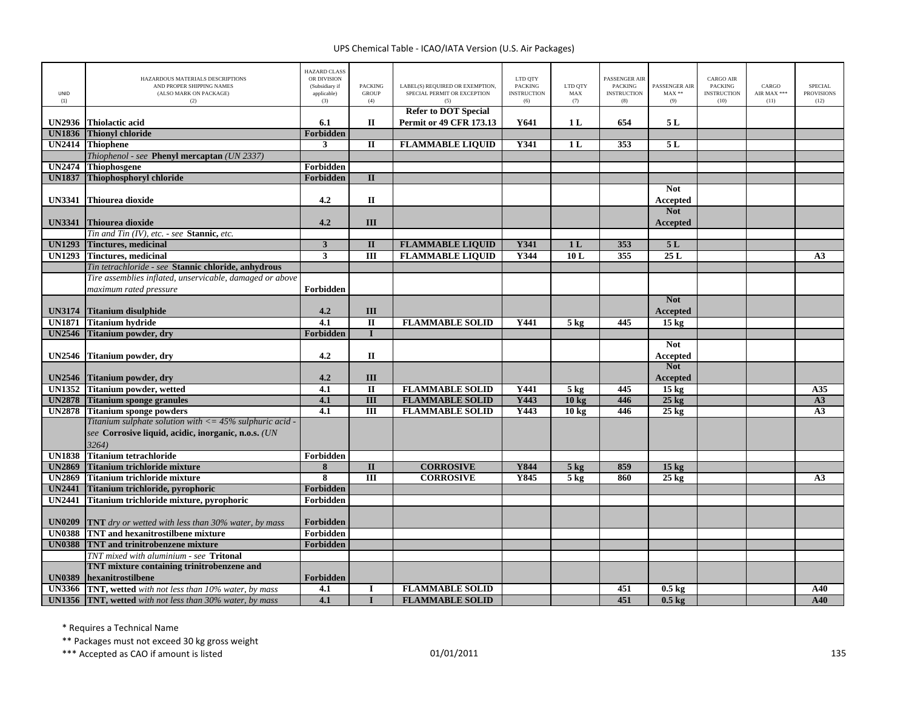UPS Chemical Table - ICAO/IATA Version (U.S. Air Packages)

| UNID (1) | HAZARDOUS MATERIALS DESCRIPTIONS AND PROPER SHIPPING NAMES (ALSO MARK ON PACKAGE) (2) | HAZARD CLASS OR DIVISION (Subsidiary if applicable) (3) | PACKING GROUP (4) | LABEL(S) REQUIRED OR EXEMPTION, SPECIAL PERMIT OR EXCEPTION (5) | LTD QTY PACKING INSTRUCTION (6) | LTD QTY MAX (7) | PASSENGER AIR PACKING INSTRUCTION (8) | PASSENGER AIR MAX ** (9) | CARGO AIR PACKING INSTRUCTION (10) | CARGO AIR MAX *** (11) | SPECIAL PROVISIONS (12) |
|---|---|---|---|---|---|---|---|---|---|---|---|
| **UN2936** | **Thiolactic acid** | **6.1** | **II** | **Refer to DOT Special Permit or 49 CFR 173.13** | **Y641** | **1 L** | **654** | **5 L** | | | |
| **UN1836** | **Thionyl chloride** | **Forbidden** | | | | | | | | | |
| **UN2414** | **Thiophene** | **3** | **II** | **FLAMMABLE LIQUID** | **Y341** | **1 L** | **353** | **5 L** | | | |
| | *Thiophenol - see* **Phenyl mercaptan** *(UN 2337)* | | | | | | | | | | |
| **UN2474** | **Thiophosgene** | **Forbidden** | | | | | | | | | |
| **UN1837** | **Thiophosphoryl chloride** | **Forbidden** | **II** | | | | | | | | |
| **UN3341** | **Thiourea dioxide** | **4.2** | **II** | | | | | **Not Accepted** | | | |
| **UN3341** | **Thiourea dioxide** | **4.2** | **III** | | | | | **Not Accepted** | | | |
| | *Tin and Tin (IV), etc. - see* **Stannic,** *etc.* | | | | | | | | | | |
| **UN1293** | **Tinctures, medicinal** | **3** | **II** | **FLAMMABLE LIQUID** | **Y341** | **1 L** | **353** | **5 L** | | | |
| **UN1293** | **Tinctures, medicinal** | **3** | **III** | **FLAMMABLE LIQUID** | **Y344** | **10 L** | **355** | **25 L** | | | **A3** |
| | *Tin tetrachloride - see* **Stannic chloride, anhydrous** | | | | | | | | | | |
| | *Tire assemblies inflated, unservicable, damaged or above maximum rated pressure* | **Forbidden** | | | | | | | | | |
| **UN3174** | **Titanium disulphide** | **4.2** | **III** | | | | | **Not Accepted** | | | |
| **UN1871** | **Titanium hydride** | **4.1** | **II** | **FLAMMABLE SOLID** | **Y441** | **5 kg** | **445** | **15 kg** | | | |
| **UN2546** | **Titanium powder, dry** | **Forbidden** | **I** | | | | | | | | |
| **UN2546** | **Titanium powder, dry** | **4.2** | **II** | | | | | **Not Accepted** | | | |
| **UN2546** | **Titanium powder, dry** | **4.2** | **III** | | | | | **Not Accepted** | | | |
| **UN1352** | **Titanium powder, wetted** | **4.1** | **II** | **FLAMMABLE SOLID** | **Y441** | **5 kg** | **445** | **15 kg** | | | **A35** |
| **UN2878** | **Titanium sponge granules** | **4.1** | **III** | **FLAMMABLE SOLID** | **Y443** | **10 kg** | **446** | **25 kg** | | | **A3** |
| **UN2878** | **Titanium sponge powders** | **4.1** | **III** | **FLAMMABLE SOLID** | **Y443** | **10 kg** | **446** | **25 kg** | | | **A3** |
| | *Titanium sulphate solution with <= 45% sulphuric acid - see* **Corrosive liquid, acidic, inorganic, n.o.s.** *(UN 3264)* | | | | | | | | | | |
| **UN1838** | **Titanium tetrachloride** | **Forbidden** | | | | | | | | | |
| **UN2869** | **Titanium trichloride mixture** | **8** | **II** | **CORROSIVE** | **Y844** | **5 kg** | **859** | **15 kg** | | | |
| **UN2869** | **Titanium trichloride mixture** | **8** | **III** | **CORROSIVE** | **Y845** | **5 kg** | **860** | **25 kg** | | | **A3** |
| **UN2441** | **Titanium trichloride, pyrophoric** | **Forbidden** | | | | | | | | | |
| **UN2441** | **Titanium trichloride mixture, pyrophoric** | **Forbidden** | | | | | | | | | |
| **UN0209** | **TNT** *dry or wetted with less than 30% water, by mass* | **Forbidden** | | | | | | | | | |
| **UN0388** | **TNT and hexanitrostilbene mixture** | **Forbidden** | | | | | | | | | |
| **UN0388** | **TNT and trinitrobenzene mixture** | **Forbidden** | | | | | | | | | |
| | *TNT mixed with aluminium - see* **Tritonal** | | | | | | | | | | |
| **UN0389** | **TNT mixture containing trinitrobenzene and hexanitrostilbene** | **Forbidden** | | | | | | | | | |
| **UN3366** | **TNT, wetted** *with not less than 10% water, by mass* | **4.1** | **I** | **FLAMMABLE SOLID** | | | **451** | **0.5 kg** | | | **A40** |
| **UN1356** | **TNT, wetted** *with not less than 30% water, by mass* | **4.1** | **I** | **FLAMMABLE SOLID** | | | **451** | **0.5 kg** | | | **A40** |

* Requires a Technical Name

** Packages must not exceed 30 kg gross weight

*** Accepted as CAO if amount is listed

01/01/2011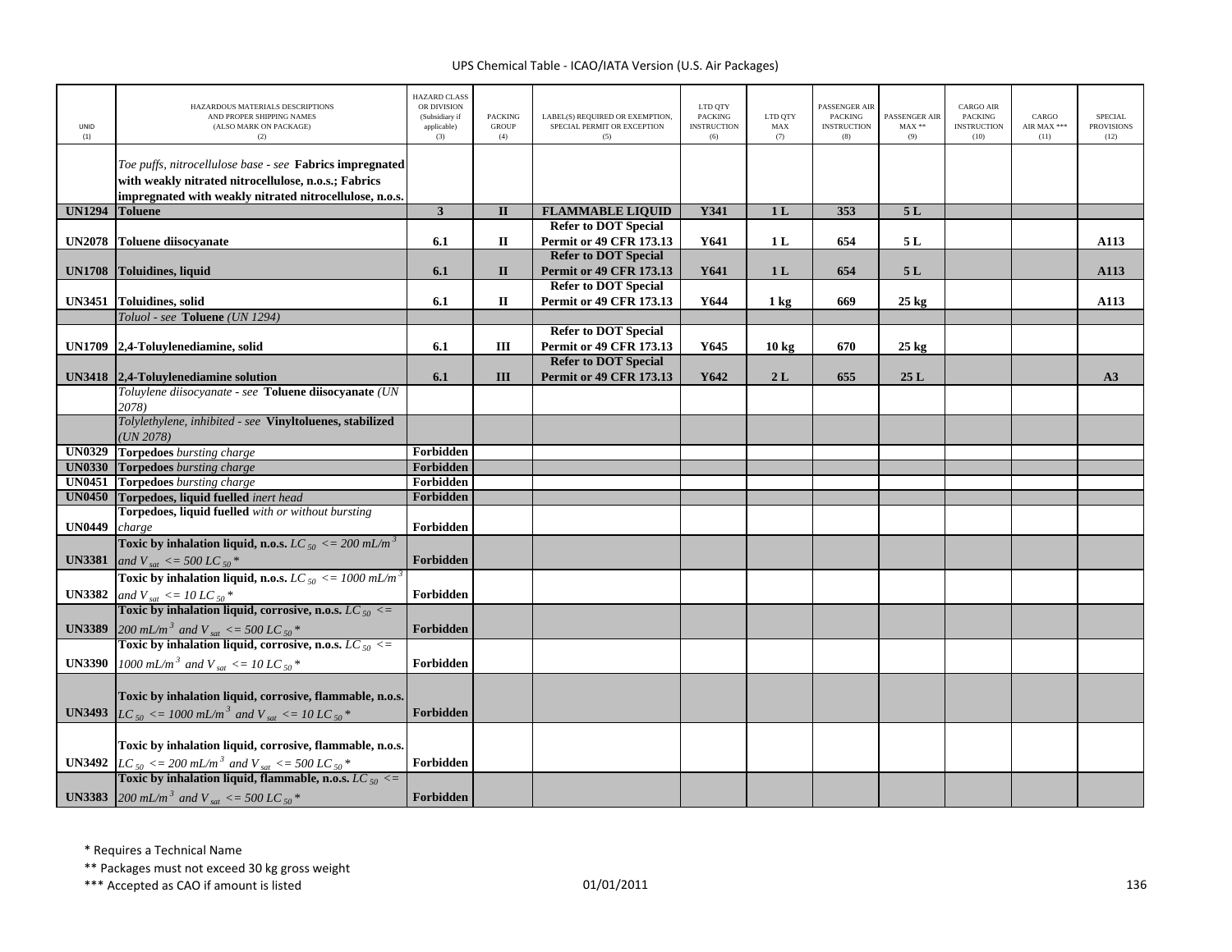UPS Chemical Table - ICAO/IATA Version (U.S. Air Packages)

| UNID (1) | HAZARDOUS MATERIALS DESCRIPTIONS AND PROPER SHIPPING NAMES (ALSO MARK ON PACKAGE) (2) | HAZARD CLASS OR DIVISION (Subsidiary if applicable) (3) | PACKING GROUP (4) | LABEL(S) REQUIRED OR EXEMPTION, SPECIAL PERMIT OR EXCEPTION (5) | LTD QTY PACKING INSTRUCTION (6) | LTD QTY MAX (7) | PASSENGER AIR PACKING INSTRUCTION (8) | PASSENGER AIR MAX ** (9) | CARGO AIR PACKING INSTRUCTION (10) | CARGO AIR MAX *** (11) | SPECIAL PROVISIONS (12) |
|---|---|---|---|---|---|---|---|---|---|---|---|
| | *Toe puffs, nitrocellulose base - see* **Fabrics impregnated with weakly nitrated nitrocellulose, n.o.s.; Fabrics impregnated with weakly nitrated nitrocellulose, n.o.s.** | | | | | | | | | | |
| **UN1294** | **Toluene** | **3** | **II** | **FLAMMABLE LIQUID** | **Y341** | **1 L** | **353** | **5 L** | | | |
| **UN2078** | **Toluene diisocyanate** | **6.1** | **II** | **Refer to DOT Special Permit or 49 CFR 173.13** | **Y641** | **1 L** | **654** | **5 L** | | | **A113** |
| **UN1708** | **Toluidines, liquid** | **6.1** | **II** | **Refer to DOT Special Permit or 49 CFR 173.13** | **Y641** | **1 L** | **654** | **5 L** | | | **A113** |
| **UN3451** | **Toluidines, solid** | **6.1** | **II** | **Refer to DOT Special Permit or 49 CFR 173.13** | **Y644** | **1 kg** | **669** | **25 kg** | | | **A113** |
| | *Toluol - see* **Toluene** *(UN 1294)* | | | | | | | | | | |
| **UN1709** | **2,4-Toluylenediamine, solid** | **6.1** | **III** | **Refer to DOT Special Permit or 49 CFR 173.13** | **Y645** | **10 kg** | **670** | **25 kg** | | | |
| **UN3418** | **2,4-Toluylenediamine solution** | **6.1** | **III** | **Refer to DOT Special Permit or 49 CFR 173.13** | **Y642** | **2 L** | **655** | **25 L** | | | **A3** |
| | *Toluylene diisocyanate - see* **Toluene diisocyanate** *(UN 2078)* | | | | | | | | | | |
| | *Tolylethylene, inhibited - see* **Vinyltoluenes, stabilized** *(UN 2078)* | | | | | | | | | | |
| **UN0329** | **Torpedoes** *bursting charge* | **Forbidden** | | | | | | | | | |
| **UN0330** | **Torpedoes** *bursting charge* | **Forbidden** | | | | | | | | | |
| **UN0451** | **Torpedoes** *bursting charge* | **Forbidden** | | | | | | | | | |
| **UN0450** | **Torpedoes, liquid fuelled** *inert head* | **Forbidden** | | | | | | | | | |
| **UN0449** | **Torpedoes, liquid fuelled** *with or without bursting charge* | **Forbidden** | | | | | | | | | |
| **UN3381** | **Toxic by inhalation liquid, n.o.s.** $LC_{50}$ <= 200 mL/$m^3$ and $V_{sat}$ <= 500 $LC_{50}$ * | **Forbidden** | | | | | | | | | |
| **UN3382** | **Toxic by inhalation liquid, n.o.s.** $LC_{50}$ <= 1000 mL/$m^3$ and $V_{sat}$ <= 10 $LC_{50}$ * | **Forbidden** | | | | | | | | | |
| **UN3389** | **Toxic by inhalation liquid, corrosive, n.o.s.** $LC_{50}$ <= 200 mL/$m^3$ and $V_{sat}$ <= 500 $LC_{50}$ * | **Forbidden** | | | | | | | | | |
| **UN3390** | **Toxic by inhalation liquid, corrosive, n.o.s.** $LC_{50}$ <= 1000 mL/$m^3$ and $V_{sat}$ <= 10 $LC_{50}$ * | **Forbidden** | | | | | | | | | |
| **UN3493** | **Toxic by inhalation liquid, corrosive, flammable, n.o.s.** $LC_{50}$ <= 1000 mL/$m^3$ and $V_{sat}$ <= 10 $LC_{50}$ * | **Forbidden** | | | | | | | | | |
| **UN3492** | **Toxic by inhalation liquid, corrosive, flammable, n.o.s.** $LC_{50}$ <= 200 mL/$m^3$ and $V_{sat}$ <= 500 $LC_{50}$ * | **Forbidden** | | | | | | | | | |
| **UN3383** | **Toxic by inhalation liquid, flammable, n.o.s.** $LC_{50}$ <= 200 mL/$m^3$ and $V_{sat}$ <= 500 $LC_{50}$ * | **Forbidden** | | | | | | | | | |

\* Requires a Technical Name

\** Packages must not exceed 30 kg gross weight

\*** Accepted as CAO if amount is listed

01/01/2011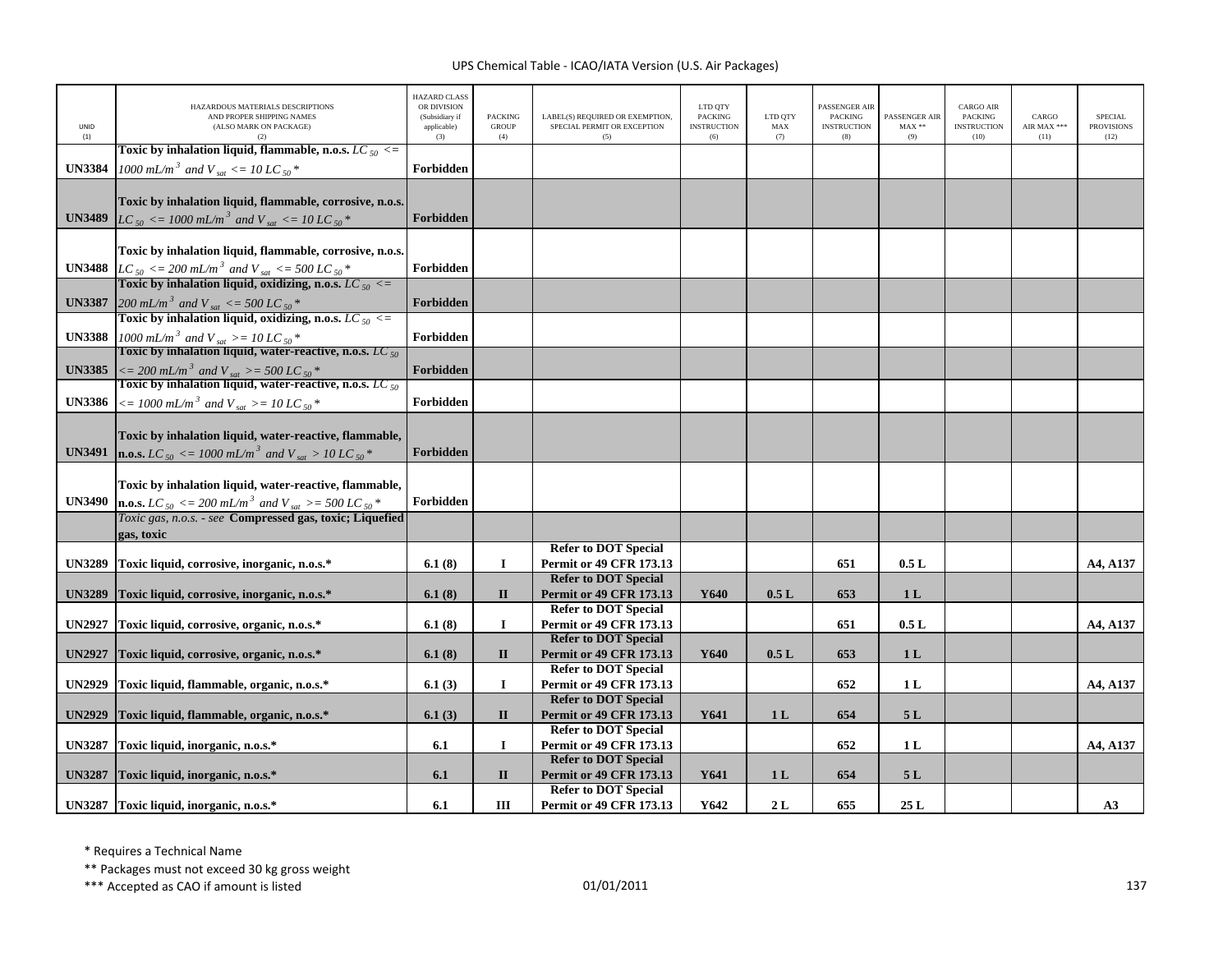| UNID (1) | HAZARDOUS MATERIALS DESCRIPTIONS AND PROPER SHIPPING NAMES (ALSO MARK ON PACKAGE) (2) | HAZARD CLASS OR DIVISION (Subsidiary if applicable) (3) | PACKING GROUP (4) | LABEL(S) REQUIRED OR EXEMPTION, SPECIAL PERMIT OR EXCEPTION (5) | LTD QTY PACKING INSTRUCTION (6) | LTD QTY MAX (7) | PASSENGER AIR PACKING INSTRUCTION (8) | PASSENGER AIR MAX ** (9) | CARGO AIR PACKING INSTRUCTION (10) | CARGO AIR MAX *** (11) | SPECIAL PROVISIONS (12) |
|---|---|---|---|---|---|---|---|---|---|---|---|
| UN3384 | **Toxic by inhalation liquid, flammable, n.o.s.** $LC_{50}$ <= $1000\ mL/m^3$ and $V_{sat}$ <= $10\ LC_{50}$* | Forbidden | | | | | | | | | |
| UN3489 | **Toxic by inhalation liquid, flammable, corrosive, n.o.s.** $LC_{50}$ <= $1000\ mL/m^3$ and $V_{sat}$ <= $10\ LC_{50}$* | Forbidden | | | | | | | | | |
| UN3488 | **Toxic by inhalation liquid, flammable, corrosive, n.o.s.** $LC_{50}$ <= $200\ mL/m^3$ and $V_{sat}$ <= $500\ LC_{50}$* | Forbidden | | | | | | | | | |
| UN3387 | **Toxic by inhalation liquid, oxidizing, n.o.s.** $LC_{50}$ <= $200\ mL/m^3$ and $V_{sat}$ <= $500\ LC_{50}$* | Forbidden | | | | | | | | | |
| UN3388 | **Toxic by inhalation liquid, oxidizing, n.o.s.** $LC_{50}$ <= $1000\ mL/m^3$ and $V_{sat}$ >= $10\ LC_{50}$* | Forbidden | | | | | | | | | |
| UN3385 | **Toxic by inhalation liquid, water-reactive, n.o.s.** $LC_{50}$ <= $200\ mL/m^3$ and $V_{sat}$ >= $500\ LC_{50}$* | Forbidden | | | | | | | | | |
| UN3386 | **Toxic by inhalation liquid, water-reactive, n.o.s.** $LC_{50}$ <= $1000\ mL/m^3$ and $V_{sat}$ >= $10\ LC_{50}$* | Forbidden | | | | | | | | | |
| UN3491 | **Toxic by inhalation liquid, water-reactive, flammable, n.o.s.** $LC_{50}$ <= $1000\ mL/m^3$ and $V_{sat}$ > $10\ LC_{50}$* | Forbidden | | | | | | | | | |
| UN3490 | **Toxic by inhalation liquid, water-reactive, flammable, n.o.s.** $LC_{50}$ <= $200\ mL/m^3$ and $V_{sat}$ >= $500\ LC_{50}$* | Forbidden | | | | | | | | | |
| | *Toxic gas, n.o.s. - see* **Compressed gas, toxic; Liquefied gas, toxic** | | | | | | | | | | |
| UN3289 | **Toxic liquid, corrosive, inorganic, n.o.s.*** | 6.1 (8) | I | Refer to DOT Special Permit or 49 CFR 173.13 | | | 651 | 0.5 L | | | A4, A137 |
| UN3289 | **Toxic liquid, corrosive, inorganic, n.o.s.*** | 6.1 (8) | II | Refer to DOT Special Permit or 49 CFR 173.13 | Y640 | 0.5 L | 653 | 1 L | | | |
| UN2927 | **Toxic liquid, corrosive, organic, n.o.s.*** | 6.1 (8) | I | Refer to DOT Special Permit or 49 CFR 173.13 | | | 651 | 0.5 L | | | A4, A137 |
| UN2927 | **Toxic liquid, corrosive, organic, n.o.s.*** | 6.1 (8) | II | Refer to DOT Special Permit or 49 CFR 173.13 | Y640 | 0.5 L | 653 | 1 L | | | |
| UN2929 | **Toxic liquid, flammable, organic, n.o.s.*** | 6.1 (3) | I | Refer to DOT Special Permit or 49 CFR 173.13 | | | 652 | 1 L | | | A4, A137 |
| UN2929 | **Toxic liquid, flammable, organic, n.o.s.*** | 6.1 (3) | II | Refer to DOT Special Permit or 49 CFR 173.13 | Y641 | 1 L | 654 | 5 L | | | |
| UN3287 | **Toxic liquid, inorganic, n.o.s.*** | 6.1 | I | Refer to DOT Special Permit or 49 CFR 173.13 | | | 652 | 1 L | | | A4, A137 |
| UN3287 | **Toxic liquid, inorganic, n.o.s.*** | 6.1 | II | Refer to DOT Special Permit or 49 CFR 173.13 | Y641 | 1 L | 654 | 5 L | | | |
| UN3287 | **Toxic liquid, inorganic, n.o.s.*** | 6.1 | III | Refer to DOT Special Permit or 49 CFR 173.13 | Y642 | 2 L | 655 | 25 L | | | A3 |

\* Requires a Technical Name

\** Packages must not exceed 30 kg gross weight

\*** Accepted as CAO if amount is listed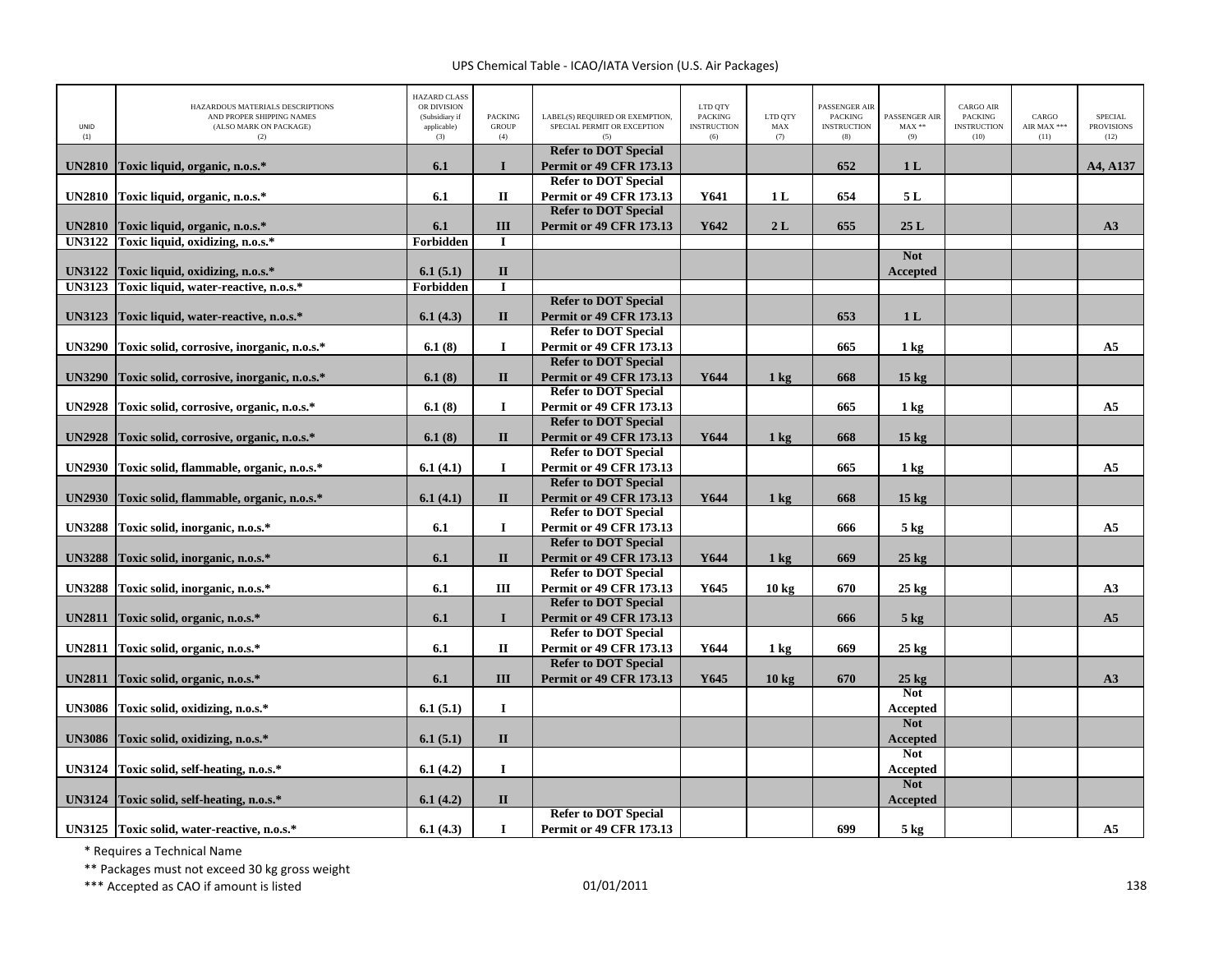# UPS Chemical Table - ICAO/IATA Version (U.S. Air Packages)

| UNID (1) | HAZARDOUS MATERIALS DESCRIPTIONS AND PROPER SHIPPING NAMES (ALSO MARK ON PACKAGE) (2) | HAZARD CLASS OR DIVISION (Subsidiary if applicable) (3) | PACKING GROUP (4) | LABEL(S) REQUIRED OR EXEMPTION, SPECIAL PERMIT OR EXCEPTION (5) | LTD QTY PACKING INSTRUCTION (6) | LTD QTY MAX (7) | PASSENGER AIR PACKING INSTRUCTION (8) | PASSENGER AIR MAX ** (9) | CARGO AIR PACKING INSTRUCTION (10) | CARGO AIR MAX *** (11) | SPECIAL PROVISIONS (12) |
|---|---|---|---|---|---|---|---|---|---|---|---|
| UN2810 | Toxic liquid, organic, n.o.s.* | 6.1 | I | Refer to DOT Special Permit or 49 CFR 173.13 | | | 652 | 1 L | | | A4, A137 |
| UN2810 | Toxic liquid, organic, n.o.s.* | 6.1 | II | Refer to DOT Special Permit or 49 CFR 173.13 | Y641 | 1 L | 654 | 5 L | | | |
| UN2810 | Toxic liquid, organic, n.o.s.* | 6.1 | III | Refer to DOT Special Permit or 49 CFR 173.13 | Y642 | 2 L | 655 | 25 L | | | A3 |
| UN3122 | Toxic liquid, oxidizing, n.o.s.* | Forbidden | I | | | | | | | | |
| UN3122 | Toxic liquid, oxidizing, n.o.s.* | 6.1 (5.1) | II | | | | | Not Accepted | | | |
| UN3123 | Toxic liquid, water-reactive, n.o.s.* | Forbidden | I | | | | | | | | |
| UN3123 | Toxic liquid, water-reactive, n.o.s.* | 6.1 (4.3) | II | Refer to DOT Special Permit or 49 CFR 173.13 | | | 653 | 1 L | | | |
| UN3290 | Toxic solid, corrosive, inorganic, n.o.s.* | 6.1 (8) | I | Refer to DOT Special Permit or 49 CFR 173.13 | | | 665 | 1 kg | | | A5 |
| UN3290 | Toxic solid, corrosive, inorganic, n.o.s.* | 6.1 (8) | II | Refer to DOT Special Permit or 49 CFR 173.13 | Y644 | 1 kg | 668 | 15 kg | | | |
| UN2928 | Toxic solid, corrosive, organic, n.o.s.* | 6.1 (8) | I | Refer to DOT Special Permit or 49 CFR 173.13 | | | 665 | 1 kg | | | A5 |
| UN2928 | Toxic solid, corrosive, organic, n.o.s.* | 6.1 (8) | II | Refer to DOT Special Permit or 49 CFR 173.13 | Y644 | 1 kg | 668 | 15 kg | | | |
| UN2930 | Toxic solid, flammable, organic, n.o.s.* | 6.1 (4.1) | I | Refer to DOT Special Permit or 49 CFR 173.13 | | | 665 | 1 kg | | | A5 |
| UN2930 | Toxic solid, flammable, organic, n.o.s.* | 6.1 (4.1) | II | Refer to DOT Special Permit or 49 CFR 173.13 | Y644 | 1 kg | 668 | 15 kg | | | |
| UN3288 | Toxic solid, inorganic, n.o.s.* | 6.1 | I | Refer to DOT Special Permit or 49 CFR 173.13 | | | 666 | 5 kg | | | A5 |
| UN3288 | Toxic solid, inorganic, n.o.s.* | 6.1 | II | Refer to DOT Special Permit or 49 CFR 173.13 | Y644 | 1 kg | 669 | 25 kg | | | |
| UN3288 | Toxic solid, inorganic, n.o.s.* | 6.1 | III | Refer to DOT Special Permit or 49 CFR 173.13 | Y645 | 10 kg | 670 | 25 kg | | | A3 |
| UN2811 | Toxic solid, organic, n.o.s.* | 6.1 | I | Refer to DOT Special Permit or 49 CFR 173.13 | | | 666 | 5 kg | | | A5 |
| UN2811 | Toxic solid, organic, n.o.s.* | 6.1 | II | Refer to DOT Special Permit or 49 CFR 173.13 | Y644 | 1 kg | 669 | 25 kg | | | |
| UN2811 | Toxic solid, organic, n.o.s.* | 6.1 | III | Refer to DOT Special Permit or 49 CFR 173.13 | Y645 | 10 kg | 670 | 25 kg | | | A3 |
| UN3086 | Toxic solid, oxidizing, n.o.s.* | 6.1 (5.1) | I | | | | | Not Accepted | | | |
| UN3086 | Toxic solid, oxidizing, n.o.s.* | 6.1 (5.1) | II | | | | | Not Accepted | | | |
| UN3124 | Toxic solid, self-heating, n.o.s.* | 6.1 (4.2) | I | | | | | Not Accepted | | | |
| UN3124 | Toxic solid, self-heating, n.o.s.* | 6.1 (4.2) | II | | | | | Not Accepted | | | |
| UN3125 | Toxic solid, water-reactive, n.o.s.* | 6.1 (4.3) | I | Refer to DOT Special Permit or 49 CFR 173.13 | | | 699 | 5 kg | | | A5 |

\* Requires a Technical Name

\*\* Packages must not exceed 30 kg gross weight

\*\*\* Accepted as CAO if amount is listed

01/01/2011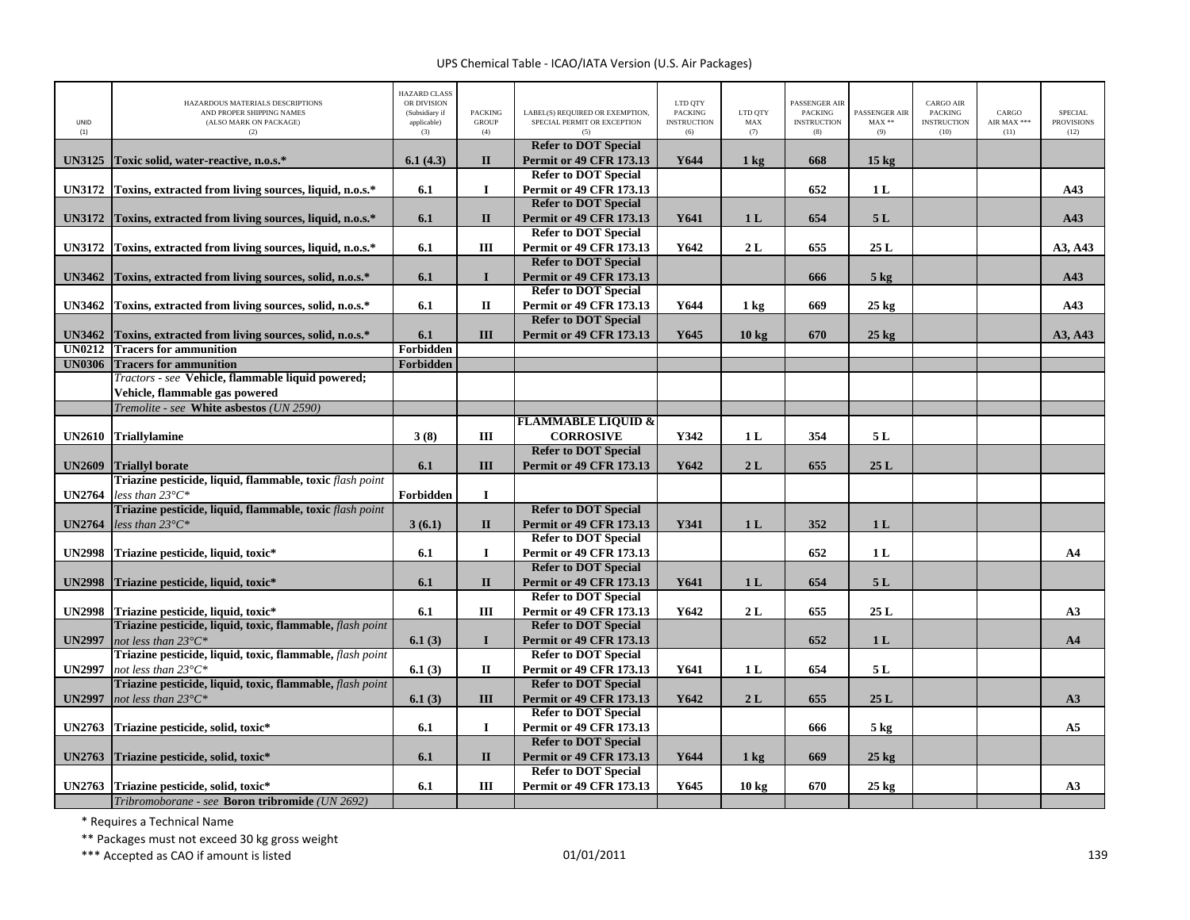| UNID (1) | HAZARDOUS MATERIALS DESCRIPTIONS AND PROPER SHIPPING NAMES (ALSO MARK ON PACKAGE) (2) | HAZARD CLASS OR DIVISION (Subsidiary if applicable) (3) | PACKING GROUP (4) | LABEL(S) REQUIRED OR EXEMPTION, SPECIAL PERMIT OR EXCEPTION (5) | LTD QTY PACKING INSTRUCTION (6) | LTD QTY MAX (7) | PASSENGER AIR PACKING INSTRUCTION (8) | PASSENGER AIR MAX ** (9) | CARGO AIR PACKING INSTRUCTION (10) | CARGO AIR MAX *** (11) | SPECIAL PROVISIONS (12) |
|---|---|---|---|---|---|---|---|---|---|---|---|
| **UN3125** | **Toxic solid, water-reactive, n.o.s.*** | **6.1 (4.3)** | **II** | **Refer to DOT Special Permit or 49 CFR 173.13** | **Y644** | **1 kg** | **668** | **15 kg** | | | |
| **UN3172** | **Toxins, extracted from living sources, liquid, n.o.s.*** | **6.1** | **I** | **Refer to DOT Special Permit or 49 CFR 173.13** | | | **652** | **1 L** | | | **A43** |
| **UN3172** | **Toxins, extracted from living sources, liquid, n.o.s.*** | **6.1** | **II** | **Refer to DOT Special Permit or 49 CFR 173.13** | **Y641** | **1 L** | **654** | **5 L** | | | **A43** |
| **UN3172** | **Toxins, extracted from living sources, liquid, n.o.s.*** | **6.1** | **III** | **Refer to DOT Special Permit or 49 CFR 173.13** | **Y642** | **2 L** | **655** | **25 L** | | | **A3, A43** |
| **UN3462** | **Toxins, extracted from living sources, solid, n.o.s.*** | **6.1** | **I** | **Refer to DOT Special Permit or 49 CFR 173.13** | | | **666** | **5 kg** | | | **A43** |
| **UN3462** | **Toxins, extracted from living sources, solid, n.o.s.*** | **6.1** | **II** | **Refer to DOT Special Permit or 49 CFR 173.13** | **Y644** | **1 kg** | **669** | **25 kg** | | | **A43** |
| **UN3462** | **Toxins, extracted from living sources, solid, n.o.s.*** | **6.1** | **III** | **Refer to DOT Special Permit or 49 CFR 173.13** | **Y645** | **10 kg** | **670** | **25 kg** | | | **A3, A43** |
| **UN0212** | **Tracers for ammunition** | **Forbidden** | | | | | | | | | |
| **UN0306** | **Tracers for ammunition** | **Forbidden** | | | | | | | | | |
| | *Tractors - see* **Vehicle, flammable liquid powered; Vehicle, flammable gas powered** | | | | | | | | | | |
| | *Tremolite - see* **White asbestos** *(UN 2590)* | | | | | | | | | | |
| **UN2610** | **Triallylamine** | **3 (8)** | **III** | **FLAMMABLE LIQUID & CORROSIVE** | **Y342** | **1 L** | **354** | **5 L** | | | |
| **UN2609** | **Triallyl borate** | **6.1** | **III** | **Refer to DOT Special Permit or 49 CFR 173.13** | **Y642** | **2 L** | **655** | **25 L** | | | |
| **UN2764** | **Triazine pesticide, liquid, flammable, toxic** *flash point less than 23°C** | **Forbidden** | **I** | | | | | | | | |
| **UN2764** | **Triazine pesticide, liquid, flammable, toxic** *flash point less than 23°C** | **3 (6.1)** | **II** | **Refer to DOT Special Permit or 49 CFR 173.13** | **Y341** | **1 L** | **352** | **1 L** | | | |
| **UN2998** | **Triazine pesticide, liquid, toxic*** | **6.1** | **I** | **Refer to DOT Special Permit or 49 CFR 173.13** | | | **652** | **1 L** | | | **A4** |
| **UN2998** | **Triazine pesticide, liquid, toxic*** | **6.1** | **II** | **Refer to DOT Special Permit or 49 CFR 173.13** | **Y641** | **1 L** | **654** | **5 L** | | | |
| **UN2998** | **Triazine pesticide, liquid, toxic*** | **6.1** | **III** | **Refer to DOT Special Permit or 49 CFR 173.13** | **Y642** | **2 L** | **655** | **25 L** | | | **A3** |
| **UN2997** | **Triazine pesticide, liquid, toxic, flammable,** *flash point not less than 23°C** | **6.1 (3)** | **I** | **Refer to DOT Special Permit or 49 CFR 173.13** | | | **652** | **1 L** | | | **A4** |
| **UN2997** | **Triazine pesticide, liquid, toxic, flammable,** *flash point not less than 23°C** | **6.1 (3)** | **II** | **Refer to DOT Special Permit or 49 CFR 173.13** | **Y641** | **1 L** | **654** | **5 L** | | | |
| **UN2997** | **Triazine pesticide, liquid, toxic, flammable,** *flash point not less than 23°C** | **6.1 (3)** | **III** | **Refer to DOT Special Permit or 49 CFR 173.13** | **Y642** | **2 L** | **655** | **25 L** | | | **A3** |
| **UN2763** | **Triazine pesticide, solid, toxic*** | **6.1** | **I** | **Refer to DOT Special Permit or 49 CFR 173.13** | | | **666** | **5 kg** | | | **A5** |
| **UN2763** | **Triazine pesticide, solid, toxic*** | **6.1** | **II** | **Refer to DOT Special Permit or 49 CFR 173.13** | **Y644** | **1 kg** | **669** | **25 kg** | | | |
| **UN2763** | **Triazine pesticide, solid, toxic*** | **6.1** | **III** | **Refer to DOT Special Permit or 49 CFR 173.13** | **Y645** | **10 kg** | **670** | **25 kg** | | | **A3** |
| | *Tribromoborane - see* **Boron tribromide** *(UN 2692)* | | | | | | | | | | |

\* Requires a Technical Name

\*\* Packages must not exceed 30 kg gross weight

\*\*\* Accepted as CAO if amount is listed

01/01/2011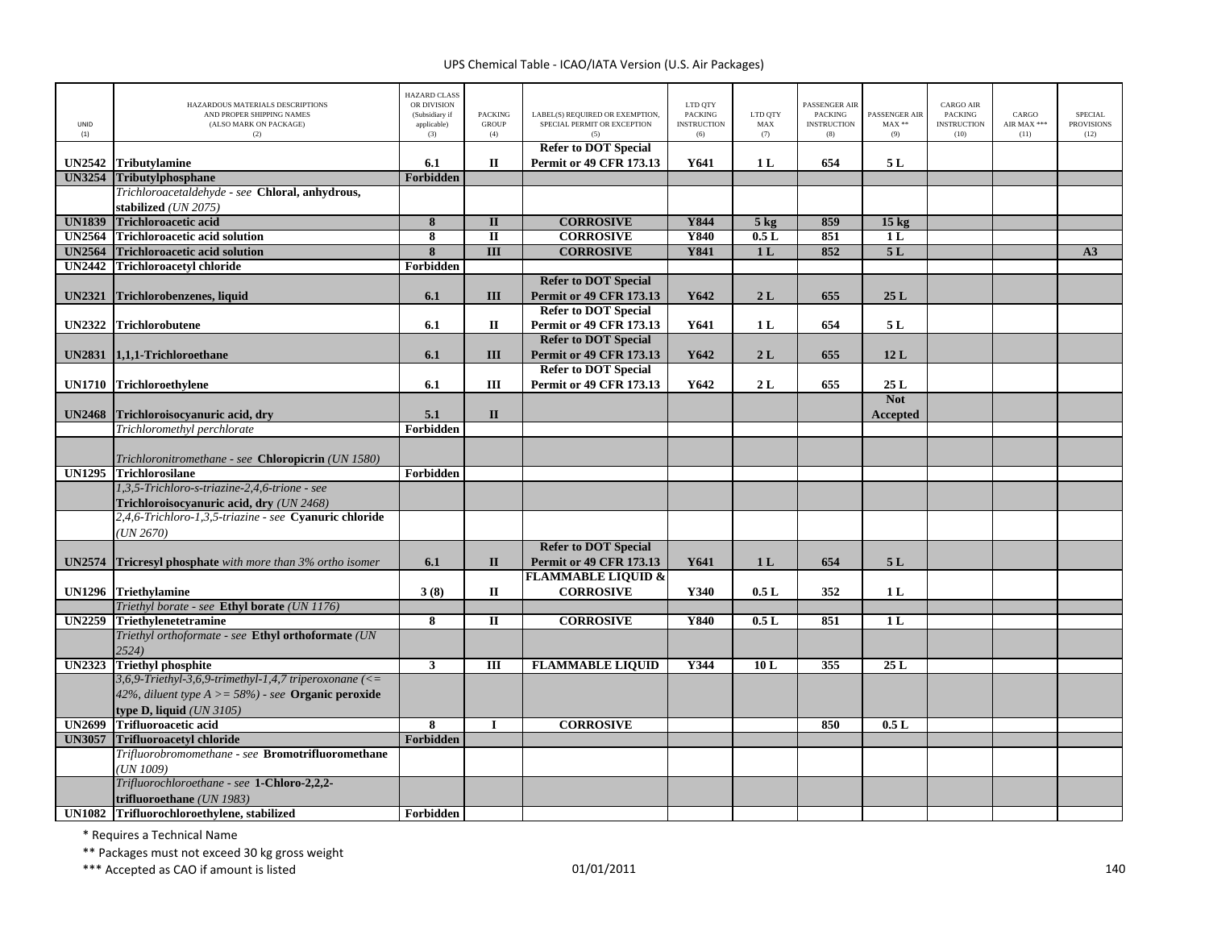UPS Chemical Table - ICAO/IATA Version (U.S. Air Packages)

| UNID (1) | HAZARDOUS MATERIALS DESCRIPTIONS AND PROPER SHIPPING NAMES (ALSO MARK ON PACKAGE) (2) | HAZARD CLASS OR DIVISION (Subsidiary if applicable) (3) | PACKING GROUP (4) | LABEL(S) REQUIRED OR EXEMPTION, SPECIAL PERMIT OR EXCEPTION (5) | LTD QTY PACKING INSTRUCTION (6) | LTD QTY MAX (7) | PASSENGER AIR PACKING INSTRUCTION (8) | PASSENGER AIR MAX ** (9) | CARGO AIR PACKING INSTRUCTION (10) | CARGO AIR MAX *** (11) | SPECIAL PROVISIONS (12) |
|---|---|---|---|---|---|---|---|---|---|---|---|
| **UN2542** | **Tributylamine** | **6.1** | **II** | **Refer to DOT Special Permit or 49 CFR 173.13** | **Y641** | **1 L** | **654** | **5 L** | | | |
| **UN3254** | **Tributylphosphane** | **Forbidden** | | | | | | | | | |
| | *Trichloroacetaldehyde - see* **Chloral, anhydrous, stabilized** *(UN 2075)* | | | | | | | | | | |
| **UN1839** | **Trichloroacetic acid** | **8** | **II** | **CORROSIVE** | **Y844** | **5 kg** | **859** | **15 kg** | | | |
| **UN2564** | **Trichloroacetic acid solution** | **8** | **II** | **CORROSIVE** | **Y840** | **0.5 L** | **851** | **1 L** | | | |
| **UN2564** | **Trichloroacetic acid solution** | **8** | **III** | **CORROSIVE** | **Y841** | **1 L** | **852** | **5 L** | | | **A3** |
| **UN2442** | **Trichloroacetyl chloride** | **Forbidden** | | | | | | | | | |
| **UN2321** | **Trichlorobenzenes, liquid** | **6.1** | **III** | **Refer to DOT Special Permit or 49 CFR 173.13** | **Y642** | **2 L** | **655** | **25 L** | | | |
| **UN2322** | **Trichlorobutene** | **6.1** | **II** | **Refer to DOT Special Permit or 49 CFR 173.13** | **Y641** | **1 L** | **654** | **5 L** | | | |
| **UN2831** | **1,1,1-Trichloroethane** | **6.1** | **III** | **Refer to DOT Special Permit or 49 CFR 173.13** | **Y642** | **2 L** | **655** | **12 L** | | | |
| **UN1710** | **Trichloroethylene** | **6.1** | **III** | **Refer to DOT Special Permit or 49 CFR 173.13** | **Y642** | **2 L** | **655** | **25 L** | | | |
| **UN2468** | **Trichloroisocyanuric acid, dry** | **5.1** | **II** | | | | | **Not Accepted** | | | |
| | *Trichloromethyl perchlorate* | **Forbidden** | | | | | | | | | |
| | *Trichloronitromethane - see* **Chloropicrin** *(UN 1580)* | | | | | | | | | | |
| **UN1295** | **Trichlorosilane** | **Forbidden** | | | | | | | | | |
| | *1,3,5-Trichloro-s-triazine-2,4,6-trione - see* **Trichloroisocyanuric acid, dry** *(UN 2468)* | | | | | | | | | | |
| | *2,4,6-Trichloro-1,3,5-triazine - see* **Cyanuric chloride** *(UN 2670)* | | | | | | | | | | |
| **UN2574** | **Tricresyl phosphate** *with more than 3% ortho isomer* | **6.1** | **II** | **Refer to DOT Special Permit or 49 CFR 173.13** | **Y641** | **1 L** | **654** | **5 L** | | | |
| **UN1296** | **Triethylamine** | **3 (8)** | **II** | **FLAMMABLE LIQUID & CORROSIVE** | **Y340** | **0.5 L** | **352** | **1 L** | | | |
| | *Triethyl borate - see* **Ethyl borate** *(UN 1176)* | | | | | | | | | | |
| **UN2259** | **Triethylenetetramine** | **8** | **II** | **CORROSIVE** | **Y840** | **0.5 L** | **851** | **1 L** | | | |
| | *Triethyl orthoformate - see* **Ethyl orthoformate** *(UN 2524)* | | | | | | | | | | |
| **UN2323** | **Triethyl phosphite** | **3** | **III** | **FLAMMABLE LIQUID** | **Y344** | **10 L** | **355** | **25 L** | | | |
| | *3,6,9-Triethyl-3,6,9-trimethyl-1,4,7 triperoxonane (<= 42%, diluent type A >= 58%) - see* **Organic peroxide type D, liquid** *(UN 3105)* | | | | | | | | | | |
| **UN2699** | **Trifluoroacetic acid** | **8** | **I** | **CORROSIVE** | | | **850** | **0.5 L** | | | |
| **UN3057** | **Trifluoroacetyl chloride** | **Forbidden** | | | | | | | | | |
| | *Trifluorobromomethane - see* **Bromotrifluoromethane** *(UN 1009)* | | | | | | | | | | |
| | *Trifluorochloroethane - see* **1-Chloro-2,2,2-trifluoroethane** *(UN 1983)* | | | | | | | | | | |
| **UN1082** | **Trifluorochloroethylene, stabilized** | **Forbidden** | | | | | | | | | |

\* Requires a Technical Name

\** Packages must not exceed 30 kg gross weight

\*** Accepted as CAO if amount is listed

01/01/2011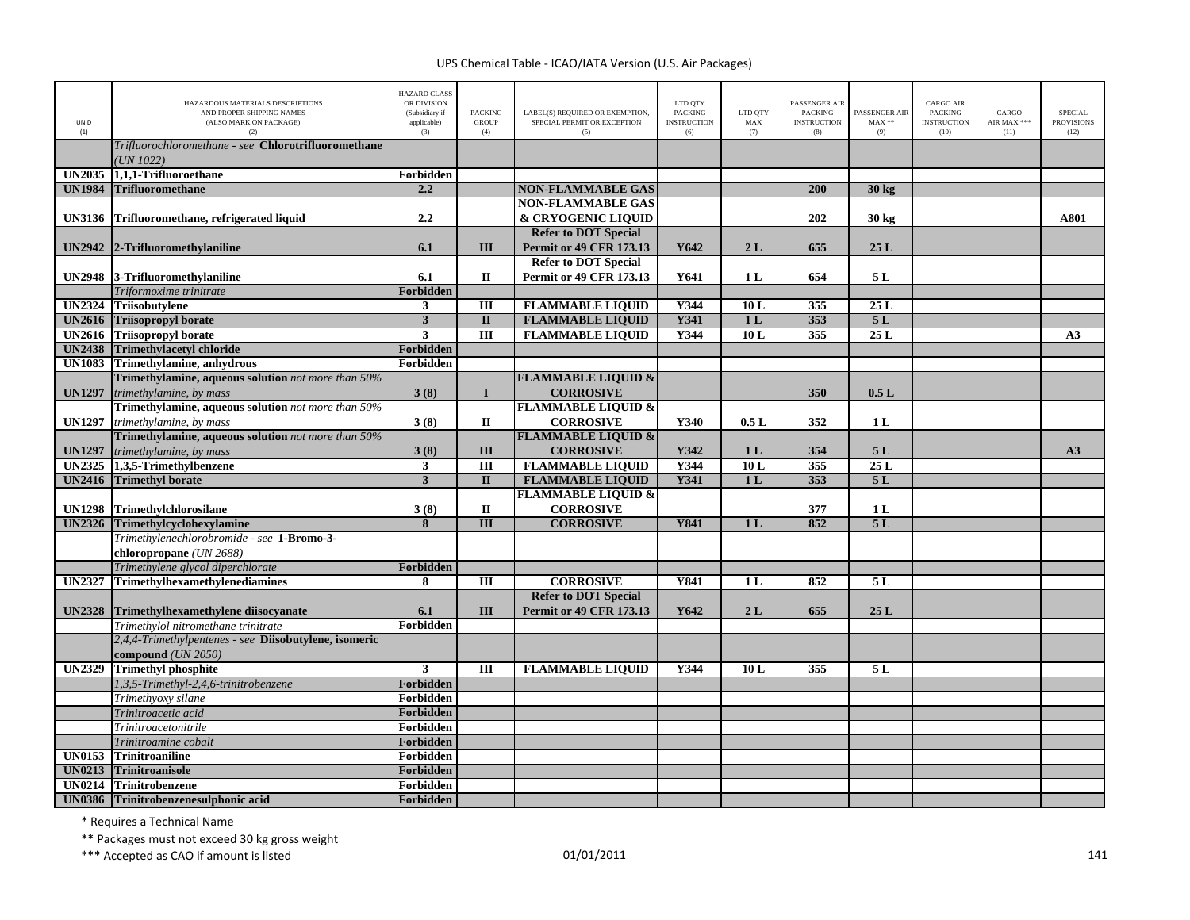UPS Chemical Table - ICAO/IATA Version (U.S. Air Packages)

| UNID (1) | HAZARDOUS MATERIALS DESCRIPTIONS AND PROPER SHIPPING NAMES (ALSO MARK ON PACKAGE) (2) | HAZARD CLASS OR DIVISION (Subsidiary if applicable) (3) | PACKING GROUP (4) | LABEL(S) REQUIRED OR EXEMPTION, SPECIAL PERMIT OR EXCEPTION (5) | LTD QTY PACKING INSTRUCTION (6) | LTD QTY MAX (7) | PASSENGER AIR PACKING INSTRUCTION (8) | PASSENGER AIR MAX ** (9) | CARGO AIR PACKING INSTRUCTION (10) | CARGO AIR MAX *** (11) | SPECIAL PROVISIONS (12) |
|---|---|---|---|---|---|---|---|---|---|---|---|
| | *Trifluorochloromethane - see* **Chlorotrifluoromethane** *(UN 1022)* | | | | | | | | | | |
| **UN2035** | **1,1,1-Trifluoroethane** | **Forbidden** | | | | | | | | | |
| **UN1984** | **Trifluoromethane** | **2.2** | | **NON-FLAMMABLE GAS** | | | **200** | **30 kg** | | | |
| **UN3136** | **Trifluoromethane, refrigerated liquid** | **2.2** | | **NON-FLAMMABLE GAS & CRYOGENIC LIQUID** | | | **202** | **30 kg** | | | **A801** |
| **UN2942** | **2-Trifluoromethylaniline** | **6.1** | **III** | **Refer to DOT Special Permit or 49 CFR 173.13** | **Y642** | **2 L** | **655** | **25 L** | | | |
| **UN2948** | **3-Trifluoromethylaniline** | **6.1** | **II** | **Refer to DOT Special Permit or 49 CFR 173.13** | **Y641** | **1 L** | **654** | **5 L** | | | |
| | *Triformoxime trinitrate* | **Forbidden** | | | | | | | | | |
| **UN2324** | **Triisobutylene** | **3** | **III** | **FLAMMABLE LIQUID** | **Y344** | **10 L** | **355** | **25 L** | | | |
| **UN2616** | **Triisopropyl borate** | **3** | **II** | **FLAMMABLE LIQUID** | **Y341** | **1 L** | **353** | **5 L** | | | |
| **UN2616** | **Triisopropyl borate** | **3** | **III** | **FLAMMABLE LIQUID** | **Y344** | **10 L** | **355** | **25 L** | | | **A3** |
| **UN2438** | **Trimethylacetyl chloride** | **Forbidden** | | | | | | | | | |
| **UN1083** | **Trimethylamine, anhydrous** | **Forbidden** | | | | | | | | | |
| **UN1297** | **Trimethylamine, aqueous solution** *not more than 50% trimethylamine, by mass* | **3 (8)** | **I** | **FLAMMABLE LIQUID & CORROSIVE** | | | **350** | **0.5 L** | | | |
| **UN1297** | **Trimethylamine, aqueous solution** *not more than 50% trimethylamine, by mass* | **3 (8)** | **II** | **FLAMMABLE LIQUID & CORROSIVE** | **Y340** | **0.5 L** | **352** | **1 L** | | | |
| **UN1297** | **Trimethylamine, aqueous solution** *not more than 50% trimethylamine, by mass* | **3 (8)** | **III** | **FLAMMABLE LIQUID & CORROSIVE** | **Y342** | **1 L** | **354** | **5 L** | | | **A3** |
| **UN2325** | **1,3,5-Trimethylbenzene** | **3** | **III** | **FLAMMABLE LIQUID** | **Y344** | **10 L** | **355** | **25 L** | | | |
| **UN2416** | **Trimethyl borate** | **3** | **II** | **FLAMMABLE LIQUID** | **Y341** | **1 L** | **353** | **5 L** | | | |
| **UN1298** | **Trimethylchlorosilane** | **3 (8)** | **II** | **FLAMMABLE LIQUID & CORROSIVE** | | | **377** | **1 L** | | | |
| **UN2326** | **Trimethylcyclohexylamine** | **8** | **III** | **CORROSIVE** | **Y841** | **1 L** | **852** | **5 L** | | | |
| | *Trimethylenechlorobromide - see* **1-Bromo-3-chloropropane** *(UN 2688)* | | | | | | | | | | |
| | *Trimethylene glycol diperchlorate* | **Forbidden** | | | | | | | | | |
| **UN2327** | **Trimethylhexamethylenediamines** | **8** | **III** | **CORROSIVE** | **Y841** | **1 L** | **852** | **5 L** | | | |
| **UN2328** | **Trimethylhexamethylene diisocyanate** | **6.1** | **III** | **Refer to DOT Special Permit or 49 CFR 173.13** | **Y642** | **2 L** | **655** | **25 L** | | | |
| | *Trimethylol nitromethane trinitrate* | **Forbidden** | | | | | | | | | |
| | *2,4,4-Trimethylpentenes - see* **Diisobutylene, isomeric compound** *(UN 2050)* | | | | | | | | | | |
| **UN2329** | **Trimethyl phosphite** | **3** | **III** | **FLAMMABLE LIQUID** | **Y344** | **10 L** | **355** | **5 L** | | | |
| | *1,3,5-Trimethyl-2,4,6-trinitrobenzene* | **Forbidden** | | | | | | | | | |
| | *Trimethyoxy silane* | **Forbidden** | | | | | | | | | |
| | *Trinitroacetic acid* | **Forbidden** | | | | | | | | | |
| | *Trinitroacetonitrile* | **Forbidden** | | | | | | | | | |
| | *Trinitroamine cobalt* | **Forbidden** | | | | | | | | | |
| **UN0153** | **Trinitroaniline** | **Forbidden** | | | | | | | | | |
| **UN0213** | **Trinitroanisole** | **Forbidden** | | | | | | | | | |
| **UN0214** | **Trinitrobenzene** | **Forbidden** | | | | | | | | | |
| **UN0386** | **Trinitrobenzenesulphonic acid** | **Forbidden** | | | | | | | | | |

\* Requires a Technical Name

** Packages must not exceed 30 kg gross weight

*** Accepted as CAO if amount is listed

01/01/2011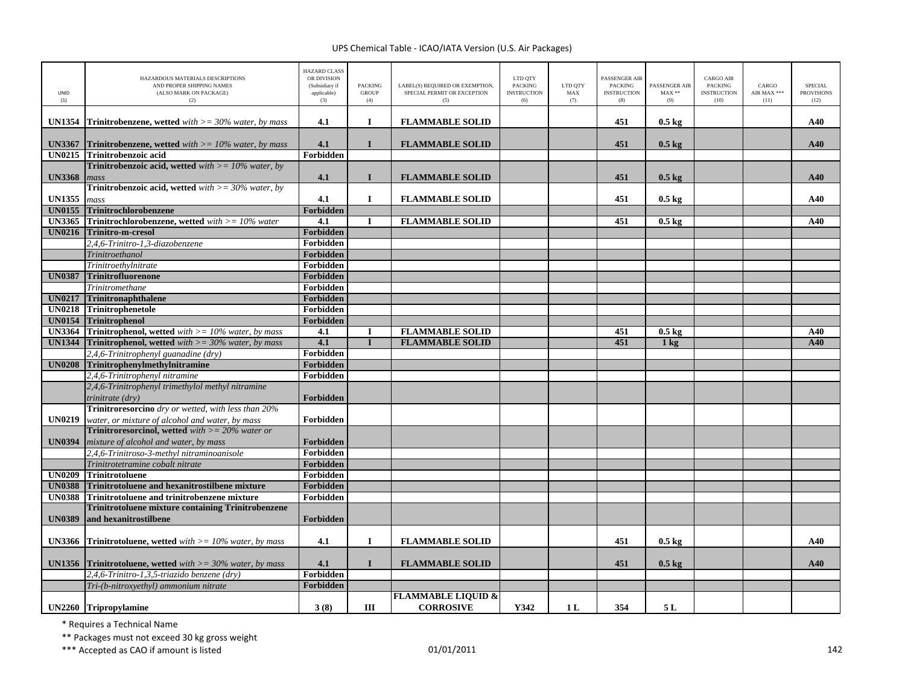| UNID (1) | HAZARDOUS MATERIALS DESCRIPTIONS AND PROPER SHIPPING NAMES (ALSO MARK ON PACKAGE) (2) | HAZARD CLASS OR DIVISION (Subsidiary if applicable) (3) | PACKING GROUP (4) | LABEL(S) REQUIRED OR EXEMPTION, SPECIAL PERMIT OR EXCEPTION (5) | LTD QTY PACKING INSTRUCTION (6) | LTD QTY MAX (7) | PASSENGER AIR PACKING INSTRUCTION (8) | PASSENGER AIR MAX ** (9) | CARGO AIR PACKING INSTRUCTION (10) | CARGO AIR MAX *** (11) | SPECIAL PROVISIONS (12) |
|---|---|---|---|---|---|---|---|---|---|---|---|
| **UN1354** | **Trinitrobenzene, wetted** *with >= 30% water, by mass* | **4.1** | **I** | **FLAMMABLE SOLID** | | | **451** | **0.5 kg** | | | **A40** |
| **UN3367** | **Trinitrobenzene, wetted** *with >= 10% water, by mass* | **4.1** | **I** | **FLAMMABLE SOLID** | | | **451** | **0.5 kg** | | | **A40** |
| **UN0215** | **Trinitrobenzoic acid** | **Forbidden** | | | | | | | | | |
| **UN3368** | **Trinitrobenzoic acid, wetted** *with >= 10% water, by mass* | **4.1** | **I** | **FLAMMABLE SOLID** | | | **451** | **0.5 kg** | | | **A40** |
| **UN1355** | **Trinitrobenzoic acid, wetted** *with >= 30% water, by mass* | **4.1** | **I** | **FLAMMABLE SOLID** | | | **451** | **0.5 kg** | | | **A40** |
| **UN0155** | **Trinitrochlorobenzene** | **Forbidden** | | | | | | | | | |
| **UN3365** | **Trinitrochlorobenzene, wetted** *with >= 10% water* | **4.1** | **I** | **FLAMMABLE SOLID** | | | **451** | **0.5 kg** | | | **A40** |
| **UN0216** | **Trinitro-m-cresol** | **Forbidden** | | | | | | | | | |
| | *2,4,6-Trinitro-1,3-diazobenzene* | **Forbidden** | | | | | | | | | |
| | *Trinitroethanol* | **Forbidden** | | | | | | | | | |
| | *Trinitroethylnitrate* | **Forbidden** | | | | | | | | | |
| **UN0387** | **Trinitrofluorenone** | **Forbidden** | | | | | | | | | |
| | *Trinitromethane* | **Forbidden** | | | | | | | | | |
| **UN0217** | **Trinitronaphthalene** | **Forbidden** | | | | | | | | | |
| **UN0218** | **Trinitrophenetole** | **Forbidden** | | | | | | | | | |
| **UN0154** | **Trinitrophenol** | **Forbidden** | | | | | | | | | |
| **UN3364** | **Trinitrophenol, wetted** *with >= 10% water, by mass* | **4.1** | **I** | **FLAMMABLE SOLID** | | | **451** | **0.5 kg** | | | **A40** |
| **UN1344** | **Trinitrophenol, wetted** *with >= 30% water, by mass* | **4.1** | **I** | **FLAMMABLE SOLID** | | | **451** | **1 kg** | | | **A40** |
| | *2,4,6-Trinitrophenyl guanadine (dry)* | **Forbidden** | | | | | | | | | |
| **UN0208** | **Trinitrophenylmethylnitramine** | **Forbidden** | | | | | | | | | |
| | *2,4,6-Trinitrophenyl nitramine* | **Forbidden** | | | | | | | | | |
| | *2,4,6-Trinitrophenyl trimethylol methyl nitramine trinitrate (dry)* | **Forbidden** | | | | | | | | | |
| **UN0219** | **Trinitroresorcino** *dry or wetted, with less than 20% water, or mixture of alcohol and water, by mass* | **Forbidden** | | | | | | | | | |
| **UN0394** | **Trinitroresorcinol, wetted** *with >= 20% water or mixture of alcohol and water, by mass* | **Forbidden** | | | | | | | | | |
| | *2,4,6-Trinitroso-3-methyl nitraminoanisole* | **Forbidden** | | | | | | | | | |
| | *Trinitrotetramine cobalt nitrate* | **Forbidden** | | | | | | | | | |
| **UN0209** | **Trinitrotoluene** | **Forbidden** | | | | | | | | | |
| **UN0388** | **Trinitrotoluene and hexanitrostilbene mixture** | **Forbidden** | | | | | | | | | |
| **UN0388** | **Trinitrotoluene and trinitrobenzene mixture** | **Forbidden** | | | | | | | | | |
| **UN0389** | **Trinitrotoluene mixture containing Trinitrobenzene and hexanitrostilbene** | **Forbidden** | | | | | | | | | |
| **UN3366** | **Trinitrotoluene, wetted** *with >= 10% water, by mass* | **4.1** | **I** | **FLAMMABLE SOLID** | | | **451** | **0.5 kg** | | | **A40** |
| **UN1356** | **Trinitrotoluene, wetted** *with >= 30% water, by mass* | **4.1** | **I** | **FLAMMABLE SOLID** | | | **451** | **0.5 kg** | | | **A40** |
| | *2,4,6-Trinitro-1,3,5-triazido benzene (dry)* | **Forbidden** | | | | | | | | | |
| | *Tri-(b-nitroxyethyl) ammonium nitrate* | **Forbidden** | | | | | | | | | |
| **UN2260** | **Tripropylamine** | **3 (8)** | **III** | **FLAMMABLE LIQUID & CORROSIVE** | **Y342** | **1 L** | **354** | **5 L** | | | |

\* Requires a Technical Name

\*\* Packages must not exceed 30 kg gross weight

\*\*\* Accepted as CAO if amount is listed

01/01/2011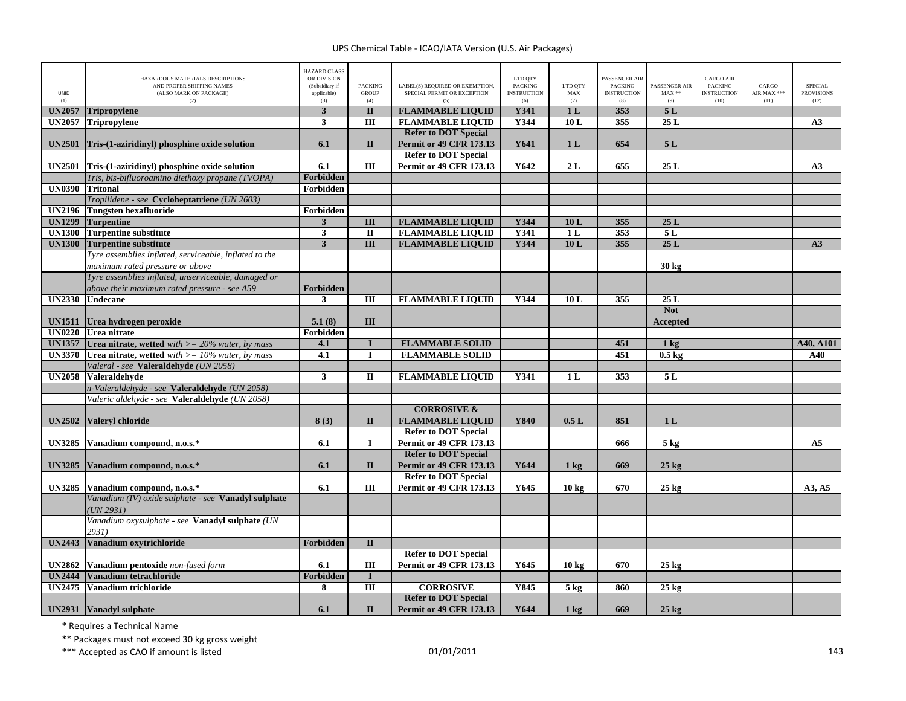# UPS Chemical Table - ICAO/IATA Version (U.S. Air Packages)

| UNID (1) | HAZARDOUS MATERIALS DESCRIPTIONS AND PROPER SHIPPING NAMES (ALSO MARK ON PACKAGE) (2) | HAZARD CLASS OR DIVISION (Subsidiary if applicable) (3) | PACKING GROUP (4) | LABEL(S) REQUIRED OR EXEMPTION, SPECIAL PERMIT OR EXCEPTION (5) | LTD QTY PACKING INSTRUCTION (6) | LTD QTY MAX (7) | PASSENGER AIR PACKING INSTRUCTION (8) | PASSENGER AIR MAX ** (9) | CARGO AIR PACKING INSTRUCTION (10) | CARGO AIR MAX *** (11) | SPECIAL PROVISIONS (12) |
|---|---|---|---|---|---|---|---|---|---|---|---|
| **UN2057** | **Tripropylene** | **3** | **II** | **FLAMMABLE LIQUID** | **Y341** | **1 L** | **353** | **5 L** | | | |
| **UN2057** | **Tripropylene** | **3** | **III** | **FLAMMABLE LIQUID** | **Y344** | **10 L** | **355** | **25 L** | | | **A3** |
| **UN2501** | **Tris-(1-aziridinyl) phosphine oxide solution** | **6.1** | **II** | **Refer to DOT Special Permit or 49 CFR 173.13** | **Y641** | **1 L** | **654** | **5 L** | | | |
| **UN2501** | **Tris-(1-aziridinyl) phosphine oxide solution** | **6.1** | **III** | **Refer to DOT Special Permit or 49 CFR 173.13** | **Y642** | **2 L** | **655** | **25 L** | | | **A3** |
| | *Tris, bis-bifluoroamino diethoxy propane (TVOPA)* | **Forbidden** | | | | | | | | | |
| **UN0390** | **Tritonal** | **Forbidden** | | | | | | | | | |
| | *Tropilidene - see* **Cycloheptatriene** *(UN 2603)* | | | | | | | | | | |
| **UN2196** | **Tungsten hexafluoride** | **Forbidden** | | | | | | | | | |
| **UN1299** | **Turpentine** | **3** | **III** | **FLAMMABLE LIQUID** | **Y344** | **10 L** | **355** | **25 L** | | | |
| **UN1300** | **Turpentine substitute** | **3** | **II** | **FLAMMABLE LIQUID** | **Y341** | **1 L** | **353** | **5 L** | | | |
| **UN1300** | **Turpentine substitute** | **3** | **III** | **FLAMMABLE LIQUID** | **Y344** | **10 L** | **355** | **25 L** | | | **A3** |
| | *Tyre assemblies inflated, serviceable, inflated to the maximum rated pressure or above* | | | | | | | **30 kg** | | | |
| | *Tyre assemblies inflated, unserviceable, damaged or above their maximum rated pressure - see A59* | **Forbidden** | | | | | | | | | |
| **UN2330** | **Undecane** | **3** | **III** | **FLAMMABLE LIQUID** | **Y344** | **10 L** | **355** | **25 L** | | | |
| **UN1511** | **Urea hydrogen peroxide** | **5.1 (8)** | **III** | | | | | **Not Accepted** | | | |
| **UN0220** | **Urea nitrate** | **Forbidden** | | | | | | | | | |
| **UN1357** | **Urea nitrate, wetted** *with >= 20% water, by mass* | **4.1** | **I** | **FLAMMABLE SOLID** | | | **451** | **1 kg** | | | **A40, A101** |
| **UN3370** | **Urea nitrate, wetted** *with >= 10% water, by mass* | **4.1** | **I** | **FLAMMABLE SOLID** | | | **451** | **0.5 kg** | | | **A40** |
| | *Valeral - see* **Valeraldehyde** *(UN 2058)* | | | | | | | | | | |
| **UN2058** | **Valeraldehyde** | **3** | **II** | **FLAMMABLE LIQUID** | **Y341** | **1 L** | **353** | **5 L** | | | |
| | *n-Valeraldehyde - see* **Valeraldehyde** *(UN 2058)* | | | | | | | | | | |
| | *Valeric aldehyde - see* **Valeraldehyde** *(UN 2058)* | | | | | | | | | | |
| **UN2502** | **Valeryl chloride** | **8 (3)** | **II** | **CORROSIVE & FLAMMABLE LIQUID** | **Y840** | **0.5 L** | **851** | **1 L** | | | |
| **UN3285** | **Vanadium compound, n.o.s.*** | **6.1** | **I** | **Refer to DOT Special Permit or 49 CFR 173.13** | | | **666** | **5 kg** | | | **A5** |
| **UN3285** | **Vanadium compound, n.o.s.*** | **6.1** | **II** | **Refer to DOT Special Permit or 49 CFR 173.13** | **Y644** | **1 kg** | **669** | **25 kg** | | | |
| **UN3285** | **Vanadium compound, n.o.s.*** | **6.1** | **III** | **Refer to DOT Special Permit or 49 CFR 173.13** | **Y645** | **10 kg** | **670** | **25 kg** | | | **A3, A5** |
| | *Vanadium (IV) oxide sulphate - see* **Vanadyl sulphate** *(UN 2931)* | | | | | | | | | | |
| | *Vanadium oxysulphate - see* **Vanadyl sulphate** *(UN 2931)* | | | | | | | | | | |
| **UN2443** | **Vanadium oxytrichloride** | **Forbidden** | **II** | | | | | | | | |
| **UN2862** | **Vanadium pentoxide** *non-fused form* | **6.1** | **III** | **Refer to DOT Special Permit or 49 CFR 173.13** | **Y645** | **10 kg** | **670** | **25 kg** | | | |
| **UN2444** | **Vanadium tetrachloride** | **Forbidden** | **I** | | | | | | | | |
| **UN2475** | **Vanadium trichloride** | **8** | **III** | **CORROSIVE** | **Y845** | **5 kg** | **860** | **25 kg** | | | |
| **UN2931** | **Vanadyl sulphate** | **6.1** | **II** | **Refer to DOT Special Permit or 49 CFR 173.13** | **Y644** | **1 kg** | **669** | **25 kg** | | | |

\* Requires a Technical Name

\** Packages must not exceed 30 kg gross weight

\*** Accepted as CAO if amount is listed

01/01/2011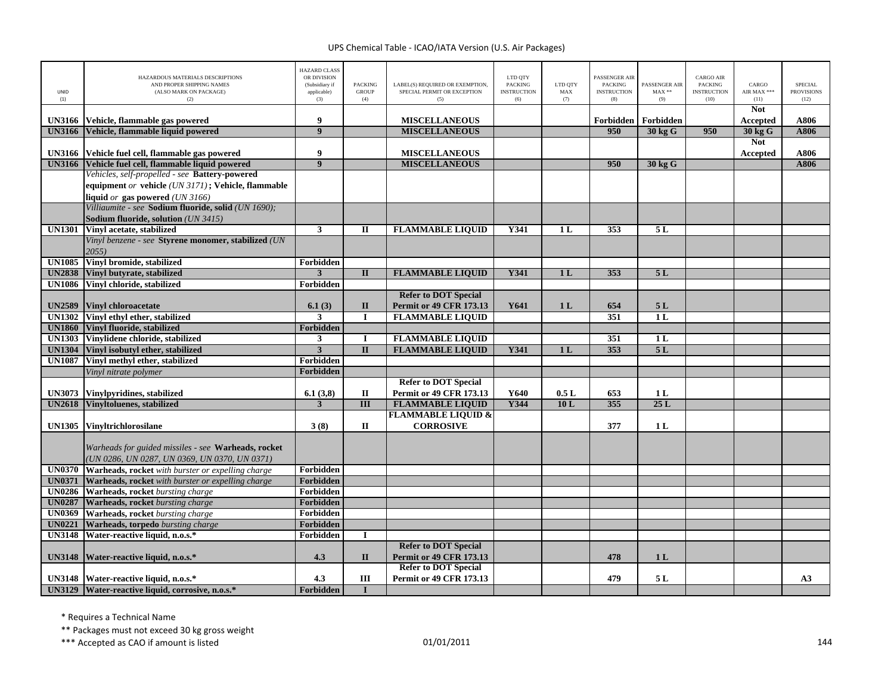| UNID (1) | HAZARDOUS MATERIALS DESCRIPTIONS AND PROPER SHIPPING NAMES (ALSO MARK ON PACKAGE) (2) | HAZARD CLASS OR DIVISION (Subsidiary if applicable) (3) | PACKING GROUP (4) | LABEL(S) REQUIRED OR EXEMPTION, SPECIAL PERMIT OR EXCEPTION (5) | LTD QTY PACKING INSTRUCTION (6) | LTD QTY MAX (7) | PASSENGER AIR PACKING INSTRUCTION (8) | PASSENGER AIR MAX ** (9) | CARGO AIR PACKING INSTRUCTION (10) | CARGO AIR MAX *** (11) | SPECIAL PROVISIONS (12) |
|---|---|---|---|---|---|---|---|---|---|---|---|
| **UN3166** | **Vehicle, flammable gas powered** | **9** | | **MISCELLANEOUS** | | | **Forbidden** | **Forbidden** | | **Not Accepted** | **A806** |
| **UN3166** | **Vehicle, flammable liquid powered** | **9** | | **MISCELLANEOUS** | | | **950** | **30 kg G** | **950** | **30 kg G** | **A806** |
| **UN3166** | **Vehicle fuel cell, flammable gas powered** | **9** | | **MISCELLANEOUS** | | | | | | **Not Accepted** | **A806** |
| **UN3166** | **Vehicle fuel cell, flammable liquid powered** | **9** | | **MISCELLANEOUS** | | | **950** | **30 kg G** | | | **A806** |
| | *Vehicles, self-propelled - see* **Battery-powered equipment** *or* **vehicle** *(UN 3171)* **; Vehicle, flammable liquid** *or* **gas powered** *(UN 3166)* | | | | | | | | | | |
| | *Villiaumite - see* **Sodium fluoride, solid** *(UN 1690);* **Sodium fluoride, solution** *(UN 3415)* | | | | | | | | | | |
| **UN1301** | **Vinyl acetate, stabilized** | **3** | **II** | **FLAMMABLE LIQUID** | **Y341** | **1 L** | **353** | **5 L** | | | |
| | *Vinyl benzene - see* **Styrene monomer, stabilized** *(UN 2055)* | | | | | | | | | | |
| **UN1085** | **Vinyl bromide, stabilized** | **Forbidden** | | | | | | | | | |
| **UN2838** | **Vinyl butyrate, stabilized** | **3** | **II** | **FLAMMABLE LIQUID** | **Y341** | **1 L** | **353** | **5 L** | | | |
| **UN1086** | **Vinyl chloride, stabilized** | **Forbidden** | | | | | | | | | |
| **UN2589** | **Vinyl chloroacetate** | **6.1 (3)** | **II** | **Refer to DOT Special Permit or 49 CFR 173.13** | **Y641** | **1 L** | **654** | **5 L** | | | |
| **UN1302** | **Vinyl ethyl ether, stabilized** | **3** | **I** | **FLAMMABLE LIQUID** | | | **351** | **1 L** | | | |
| **UN1860** | **Vinyl fluoride, stabilized** | **Forbidden** | | | | | | | | | |
| **UN1303** | **Vinylidene chloride, stabilized** | **3** | **I** | **FLAMMABLE LIQUID** | | | **351** | **1 L** | | | |
| **UN1304** | **Vinyl isobutyl ether, stabilized** | **3** | **II** | **FLAMMABLE LIQUID** | **Y341** | **1 L** | **353** | **5 L** | | | |
| **UN1087** | **Vinyl methyl ether, stabilized** | **Forbidden** | | | | | | | | | |
| | *Vinyl nitrate polymer* | **Forbidden** | | | | | | | | | |
| **UN3073** | **Vinylpyridines, stabilized** | **6.1 (3,8)** | **II** | **Refer to DOT Special Permit or 49 CFR 173.13** | **Y640** | **0.5 L** | **653** | **1 L** | | | |
| **UN2618** | **Vinyltoluenes, stabilized** | **3** | **III** | **FLAMMABLE LIQUID** | **Y344** | **10 L** | **355** | **25 L** | | | |
| **UN1305** | **Vinyltrichlorosilane** | **3 (8)** | **II** | **FLAMMABLE LIQUID & CORROSIVE** | | | **377** | **1 L** | | | |
| | *Warheads for guided missiles - see* **Warheads, rocket** *(UN 0286, UN 0287, UN 0369, UN 0370, UN 0371)* | | | | | | | | | | |
| **UN0370** | **Warheads, rocket** *with burster or expelling charge* | **Forbidden** | | | | | | | | | |
| **UN0371** | **Warheads, rocket** *with burster or expelling charge* | **Forbidden** | | | | | | | | | |
| **UN0286** | **Warheads, rocket** *bursting charge* | **Forbidden** | | | | | | | | | |
| **UN0287** | **Warheads, rocket** *bursting charge* | **Forbidden** | | | | | | | | | |
| **UN0369** | **Warheads, rocket** *bursting charge* | **Forbidden** | | | | | | | | | |
| **UN0221** | **Warheads, torpedo** *bursting charge* | **Forbidden** | | | | | | | | | |
| **UN3148** | **Water-reactive liquid, n.o.s.*** | **Forbidden** | **I** | | | | | | | | |
| **UN3148** | **Water-reactive liquid, n.o.s.*** | **4.3** | **II** | **Refer to DOT Special Permit or 49 CFR 173.13** | | | **478** | **1 L** | | | |
| **UN3148** | **Water-reactive liquid, n.o.s.*** | **4.3** | **III** | **Refer to DOT Special Permit or 49 CFR 173.13** | | | **479** | **5 L** | | | **A3** |
| **UN3129** | **Water-reactive liquid, corrosive, n.o.s.*** | **Forbidden** | **I** | | | | | | | | |

\* Requires a Technical Name

\*\* Packages must not exceed 30 kg gross weight

\*\*\* Accepted as CAO if amount is listed

01/01/2011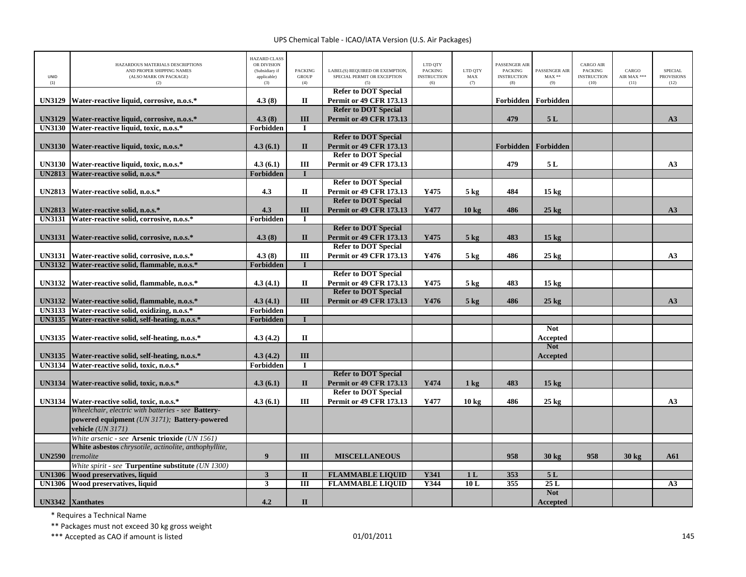| UNID (1) | HAZARDOUS MATERIALS DESCRIPTIONS AND PROPER SHIPPING NAMES (ALSO MARK ON PACKAGE) (2) | HAZARD CLASS OR DIVISION (Subsidiary if applicable) (3) | PACKING GROUP (4) | LABEL(S) REQUIRED OR EXEMPTION, SPECIAL PERMIT OR EXCEPTION (5) | LTD QTY PACKING INSTRUCTION (6) | LTD QTY MAX (7) | PASSENGER AIR PACKING INSTRUCTION (8) | PASSENGER AIR MAX ** (9) | CARGO AIR PACKING INSTRUCTION (10) | CARGO AIR MAX *** (11) | SPECIAL PROVISIONS (12) |
|---|---|---|---|---|---|---|---|---|---|---|---|
| **UN3129** | **Water-reactive liquid, corrosive, n.o.s.*** | **4.3 (8)** | **II** | **Refer to DOT Special Permit or 49 CFR 173.13** | | | **Forbidden** | **Forbidden** | | | |
| **UN3129** | **Water-reactive liquid, corrosive, n.o.s.*** | **4.3 (8)** | **III** | **Refer to DOT Special Permit or 49 CFR 173.13** | | | **479** | **5 L** | | | **A3** |
| **UN3130** | **Water-reactive liquid, toxic, n.o.s.*** | **Forbidden** | **I** | | | | | | | | |
| **UN3130** | **Water-reactive liquid, toxic, n.o.s.*** | **4.3 (6.1)** | **II** | **Refer to DOT Special Permit or 49 CFR 173.13** | | | **Forbidden** | **Forbidden** | | | |
| **UN3130** | **Water-reactive liquid, toxic, n.o.s.*** | **4.3 (6.1)** | **III** | **Refer to DOT Special Permit or 49 CFR 173.13** | | | **479** | **5 L** | | | **A3** |
| **UN2813** | **Water-reactive solid, n.o.s.*** | **Forbidden** | **I** | | | | | | | | |
| **UN2813** | **Water-reactive solid, n.o.s.*** | **4.3** | **II** | **Refer to DOT Special Permit or 49 CFR 173.13** | **Y475** | **5 kg** | **484** | **15 kg** | | | |
| **UN2813** | **Water-reactive solid, n.o.s.*** | **4.3** | **III** | **Refer to DOT Special Permit or 49 CFR 173.13** | **Y477** | **10 kg** | **486** | **25 kg** | | | **A3** |
| **UN3131** | **Water-reactive solid, corrosive, n.o.s.*** | **Forbidden** | **I** | | | | | | | | |
| **UN3131** | **Water-reactive solid, corrosive, n.o.s.*** | **4.3 (8)** | **II** | **Refer to DOT Special Permit or 49 CFR 173.13** | **Y475** | **5 kg** | **483** | **15 kg** | | | |
| **UN3131** | **Water-reactive solid, corrosive, n.o.s.*** | **4.3 (8)** | **III** | **Refer to DOT Special Permit or 49 CFR 173.13** | **Y476** | **5 kg** | **486** | **25 kg** | | | **A3** |
| **UN3132** | **Water-reactive solid, flammable, n.o.s.*** | **Forbidden** | **I** | | | | | | | | |
| **UN3132** | **Water-reactive solid, flammable, n.o.s.*** | **4.3 (4.1)** | **II** | **Refer to DOT Special Permit or 49 CFR 173.13** | **Y475** | **5 kg** | **483** | **15 kg** | | | |
| **UN3132** | **Water-reactive solid, flammable, n.o.s.*** | **4.3 (4.1)** | **III** | **Refer to DOT Special Permit or 49 CFR 173.13** | **Y476** | **5 kg** | **486** | **25 kg** | | | **A3** |
| **UN3133** | **Water-reactive solid, oxidizing, n.o.s.*** | **Forbidden** | | | | | | | | | |
| **UN3135** | **Water-reactive solid, self-heating, n.o.s.*** | **Forbidden** | **I** | | | | | | | | |
| **UN3135** | **Water-reactive solid, self-heating, n.o.s.*** | **4.3 (4.2)** | **II** | | | | | **Not Accepted** | | | |
| **UN3135** | **Water-reactive solid, self-heating, n.o.s.*** | **4.3 (4.2)** | **III** | | | | | **Not Accepted** | | | |
| **UN3134** | **Water-reactive solid, toxic, n.o.s.*** | **Forbidden** | **I** | | | | | | | | |
| **UN3134** | **Water-reactive solid, toxic, n.o.s.*** | **4.3 (6.1)** | **II** | **Refer to DOT Special Permit or 49 CFR 173.13** | **Y474** | **1 kg** | **483** | **15 kg** | | | |
| **UN3134** | **Water-reactive solid, toxic, n.o.s.*** | **4.3 (6.1)** | **III** | **Refer to DOT Special Permit or 49 CFR 173.13** | **Y477** | **10 kg** | **486** | **25 kg** | | | **A3** |
| | *Wheelchair, electric with batteries - see* **Battery-powered equipment** *(UN 3171);* **Battery-powered vehicle** *(UN 3171)* | | | | | | | | | | |
| | *White arsenic - see* **Arsenic trioxide** *(UN 1561)* | | | | | | | | | | |
| **UN2590** | **White asbestos** *chrysotile, actinolite, anthophyllite, tremolite* | **9** | **III** | **MISCELLANEOUS** | | | **958** | **30 kg** | **958** | **30 kg** | **A61** |
| | *White spirit - see* **Turpentine substitute** *(UN 1300)* | | | | | | | | | | |
| **UN1306** | **Wood preservatives, liquid** | **3** | **II** | **FLAMMABLE LIQUID** | **Y341** | **1 L** | **353** | **5 L** | | | |
| **UN1306** | **Wood preservatives, liquid** | **3** | **III** | **FLAMMABLE LIQUID** | **Y344** | **10 L** | **355** | **25 L** | | | **A3** |
| **UN3342** | **Xanthates** | **4.2** | **II** | | | | | **Not Accepted** | | | |

\* Requires a Technical Name

\*\* Packages must not exceed 30 kg gross weight

\*\*\* Accepted as CAO if amount is listed

01/01/2011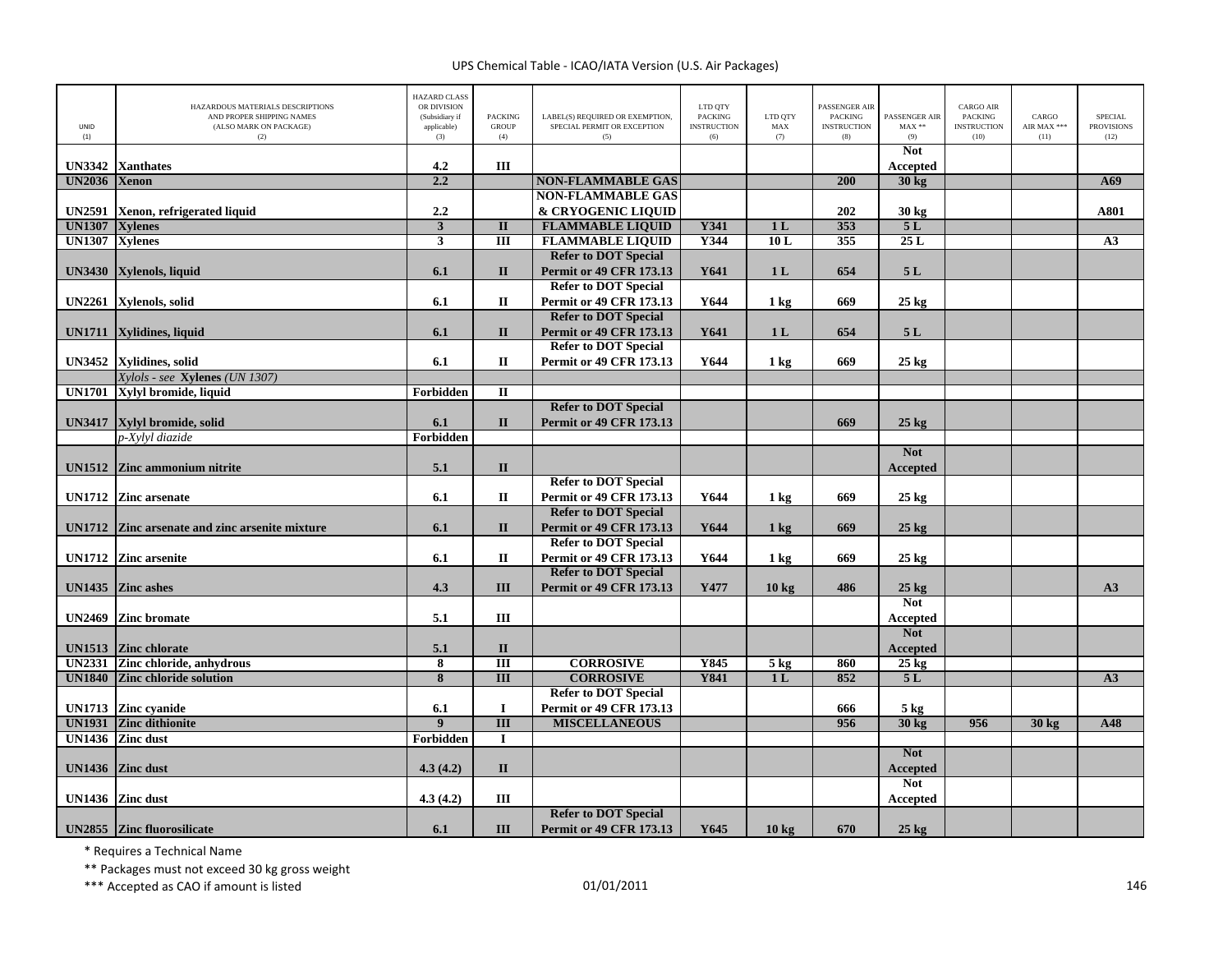UPS Chemical Table - ICAO/IATA Version (U.S. Air Packages)

| UNID (1) | HAZARDOUS MATERIALS DESCRIPTIONS AND PROPER SHIPPING NAMES (ALSO MARK ON PACKAGE) (2) | HAZARD CLASS OR DIVISION (Subsidiary if applicable) (3) | PACKING GROUP (4) | LABEL(S) REQUIRED OR EXEMPTION, SPECIAL PERMIT OR EXCEPTION (5) | LTD QTY PACKING INSTRUCTION (6) | LTD QTY MAX (7) | PASSENGER AIR PACKING INSTRUCTION (8) | PASSENGER AIR MAX ** (9) | CARGO AIR PACKING INSTRUCTION (10) | CARGO AIR MAX *** (11) | SPECIAL PROVISIONS (12) |
|---|---|---|---|---|---|---|---|---|---|---|---|
| UN3342 | Xanthates | 4.2 | III | | | | | Not Accepted | | | |
| UN2036 | Xenon | 2.2 | | NON-FLAMMABLE GAS | | | 200 | 30 kg | | | A69 |
| UN2591 | Xenon, refrigerated liquid | 2.2 | | NON-FLAMMABLE GAS & CRYOGENIC LIQUID | | | 202 | 30 kg | | | A801 |
| UN1307 | Xylenes | 3 | II | FLAMMABLE LIQUID | Y341 | 1 L | 353 | 5 L | | | |
| UN1307 | Xylenes | 3 | III | FLAMMABLE LIQUID | Y344 | 10 L | 355 | 25 L | | | A3 |
| UN3430 | Xylenols, liquid | 6.1 | II | Refer to DOT Special Permit or 49 CFR 173.13 | Y641 | 1 L | 654 | 5 L | | | |
| UN2261 | Xylenols, solid | 6.1 | II | Refer to DOT Special Permit or 49 CFR 173.13 | Y644 | 1 kg | 669 | 25 kg | | | |
| UN1711 | Xylidines, liquid | 6.1 | II | Refer to DOT Special Permit or 49 CFR 173.13 | Y641 | 1 L | 654 | 5 L | | | |
| UN3452 | Xylidines, solid | 6.1 | II | Refer to DOT Special Permit or 49 CFR 173.13 | Y644 | 1 kg | 669 | 25 kg | | | |
| | *Xylols - see* **Xylenes** *(UN 1307)* | | | | | | | | | | |
| UN1701 | Xylyl bromide, liquid | Forbidden | II | | | | | | | | |
| UN3417 | Xylyl bromide, solid | 6.1 | II | Refer to DOT Special Permit or 49 CFR 173.13 | | | 669 | 25 kg | | | |
| | *p-Xylyl diazide* | Forbidden | | | | | | | | | |
| UN1512 | Zinc ammonium nitrite | 5.1 | II | | | | | Not Accepted | | | |
| UN1712 | Zinc arsenate | 6.1 | II | Refer to DOT Special Permit or 49 CFR 173.13 | Y644 | 1 kg | 669 | 25 kg | | | |
| UN1712 | Zinc arsenate and zinc arsenite mixture | 6.1 | II | Refer to DOT Special Permit or 49 CFR 173.13 | Y644 | 1 kg | 669 | 25 kg | | | |
| UN1712 | Zinc arsenite | 6.1 | II | Refer to DOT Special Permit or 49 CFR 173.13 | Y644 | 1 kg | 669 | 25 kg | | | |
| UN1435 | Zinc ashes | 4.3 | III | Refer to DOT Special Permit or 49 CFR 173.13 | Y477 | 10 kg | 486 | 25 kg | | | A3 |
| UN2469 | Zinc bromate | 5.1 | III | | | | | Not Accepted | | | |
| UN1513 | Zinc chlorate | 5.1 | II | | | | | Not Accepted | | | |
| UN2331 | Zinc chloride, anhydrous | 8 | III | CORROSIVE | Y845 | 5 kg | 860 | 25 kg | | | |
| UN1840 | Zinc chloride solution | 8 | III | CORROSIVE | Y841 | 1 L | 852 | 5 L | | | A3 |
| UN1713 | Zinc cyanide | 6.1 | I | Refer to DOT Special Permit or 49 CFR 173.13 | | | 666 | 5 kg | | | |
| UN1931 | Zinc dithionite | 9 | III | MISCELLANEOUS | | | 956 | 30 kg | 956 | 30 kg | A48 |
| UN1436 | Zinc dust | Forbidden | I | | | | | | | | |
| UN1436 | Zinc dust | 4.3 (4.2) | II | | | | | Not Accepted | | | |
| UN1436 | Zinc dust | 4.3 (4.2) | III | | | | | Not Accepted | | | |
| UN2855 | Zinc fluorosilicate | 6.1 | III | Refer to DOT Special Permit or 49 CFR 173.13 | Y645 | 10 kg | 670 | 25 kg | | | |

\* Requires a Technical Name

\*\* Packages must not exceed 30 kg gross weight

\*\*\* Accepted as CAO if amount is listed

01/01/2011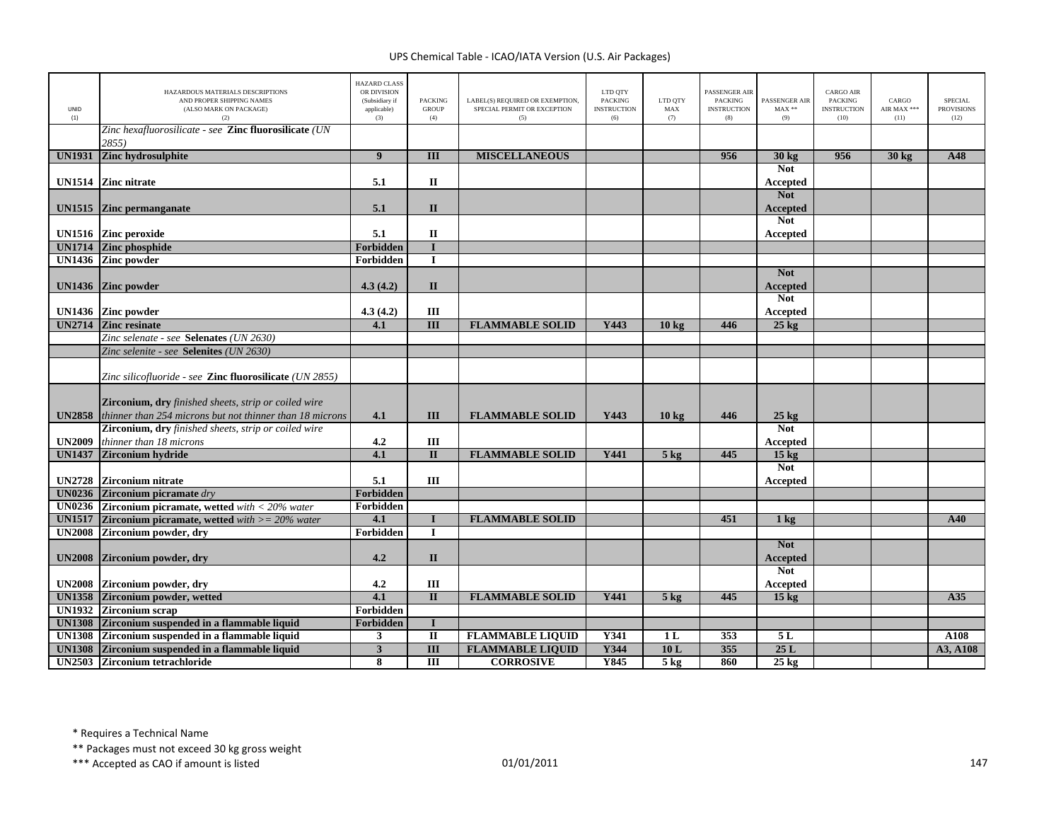UPS Chemical Table - ICAO/IATA Version (U.S. Air Packages)

| UNID (1) | HAZARDOUS MATERIALS DESCRIPTIONS AND PROPER SHIPPING NAMES (ALSO MARK ON PACKAGE) (2) | HAZARD CLASS OR DIVISION (Subsidiary if applicable) (3) | PACKING GROUP (4) | LABEL(S) REQUIRED OR EXEMPTION, SPECIAL PERMIT OR EXCEPTION (5) | LTD QTY PACKING INSTRUCTION (6) | LTD QTY MAX (7) | PASSENGER AIR PACKING INSTRUCTION (8) | PASSENGER AIR MAX ** (9) | CARGO AIR PACKING INSTRUCTION (10) | CARGO AIR MAX *** (11) | SPECIAL PROVISIONS (12) |
|---|---|---|---|---|---|---|---|---|---|---|---|
| | *Zinc hexafluorosilicate - see* **Zinc fluorosilicate** *(UN 2855)* | | | | | | | | | | |
| **UN1931** | **Zinc hydrosulphite** | **9** | **III** | **MISCELLANEOUS** | | | **956** | **30 kg** | **956** | **30 kg** | **A48** |
| **UN1514** | **Zinc nitrate** | **5.1** | **II** | | | | | **Not Accepted** | | | |
| **UN1515** | **Zinc permanganate** | **5.1** | **II** | | | | | **Not Accepted** | | | |
| **UN1516** | **Zinc peroxide** | **5.1** | **II** | | | | | **Not Accepted** | | | |
| **UN1714** | **Zinc phosphide** | **Forbidden** | **I** | | | | | | | | |
| **UN1436** | **Zinc powder** | **Forbidden** | **I** | | | | | | | | |
| **UN1436** | **Zinc powder** | **4.3 (4.2)** | **II** | | | | | **Not Accepted** | | | |
| **UN1436** | **Zinc powder** | **4.3 (4.2)** | **III** | | | | | **Not Accepted** | | | |
| **UN2714** | **Zinc resinate** | **4.1** | **III** | **FLAMMABLE SOLID** | **Y443** | **10 kg** | **446** | **25 kg** | | | |
| | *Zinc selenate - see* **Selenates** *(UN 2630)* | | | | | | | | | | |
| | *Zinc selenite - see* **Selenites** *(UN 2630)* | | | | | | | | | | |
| | *Zinc silicofluoride - see* **Zinc fluorosilicate** *(UN 2855)* | | | | | | | | | | |
| **UN2858** | **Zirconium, dry** *finished sheets, strip or coiled wire thinner than 254 microns but not thinner than 18 microns* | **4.1** | **III** | **FLAMMABLE SOLID** | **Y443** | **10 kg** | **446** | **25 kg** | | | |
| **UN2009** | **Zirconium, dry** *finished sheets, strip or coiled wire thinner than 18 microns* | **4.2** | **III** | | | | | **Not Accepted** | | | |
| **UN1437** | **Zirconium hydride** | **4.1** | **II** | **FLAMMABLE SOLID** | **Y441** | **5 kg** | **445** | **15 kg** | | | |
| **UN2728** | **Zirconium nitrate** | **5.1** | **III** | | | | | **Not Accepted** | | | |
| **UN0236** | **Zirconium picramate** *dry* | **Forbidden** | | | | | | | | | |
| **UN0236** | **Zirconium picramate, wetted** *with < 20% water* | **Forbidden** | | | | | | | | | |
| **UN1517** | **Zirconium picramate, wetted** *with >= 20% water* | **4.1** | **I** | **FLAMMABLE SOLID** | | | **451** | **1 kg** | | | **A40** |
| **UN2008** | **Zirconium powder, dry** | **Forbidden** | **I** | | | | | | | | |
| **UN2008** | **Zirconium powder, dry** | **4.2** | **II** | | | | | **Not Accepted** | | | |
| **UN2008** | **Zirconium powder, dry** | **4.2** | **III** | | | | | **Not Accepted** | | | |
| **UN1358** | **Zirconium powder, wetted** | **4.1** | **II** | **FLAMMABLE SOLID** | **Y441** | **5 kg** | **445** | **15 kg** | | | **A35** |
| **UN1932** | **Zirconium scrap** | **Forbidden** | | | | | | | | | |
| **UN1308** | **Zirconium suspended in a flammable liquid** | **Forbidden** | **I** | | | | | | | | |
| **UN1308** | **Zirconium suspended in a flammable liquid** | **3** | **II** | **FLAMMABLE LIQUID** | **Y341** | **1 L** | **353** | **5 L** | | | **A108** |
| **UN1308** | **Zirconium suspended in a flammable liquid** | **3** | **III** | **FLAMMABLE LIQUID** | **Y344** | **10 L** | **355** | **25 L** | | | **A3, A108** |
| **UN2503** | **Zirconium tetrachloride** | **8** | **III** | **CORROSIVE** | **Y845** | **5 kg** | **860** | **25 kg** | | | |

\* Requires a Technical Name

\*\* Packages must not exceed 30 kg gross weight

\*\*\* Accepted as CAO if amount is listed

01/01/2011